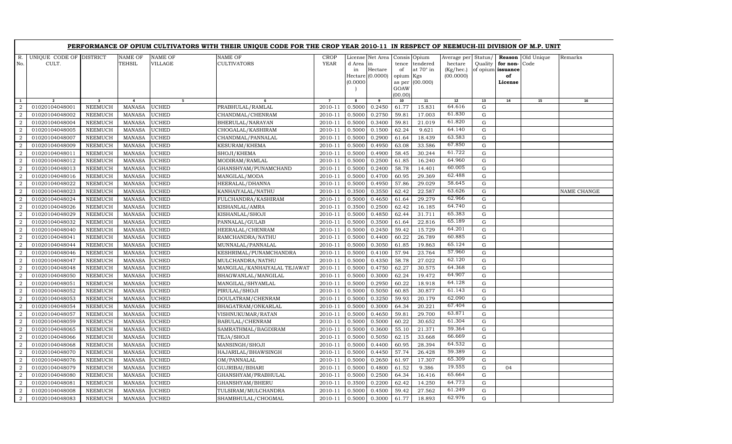## PERFORMANCE OF OPIUM CULTIVATORS WITH THEIR UNIQUE CODE FOR THE CROP YEAR 2010-11 IN RESPECT OF NEEMUCH-III DIVISION OF M.P. UNIT

| R. No. | UNIQUE CODE OF CULT. | DISTRICT | NAME OF TEHSIL | NAME OF VILLAGE | NAME OF CULTIVATORS | CROP YEAR | License d Area in Hectare (0.0000) | Net Area in Hectare (0.0000) | Consistence of opium as per GOAW (00.00) | Opium tendered at 70° in Kgs (00.000) | Average per hectare (Kg/hec.) (00.0000) | Status/ Quality of opium | Reason for non-issuance of License | Old Unique Code | Remarks |
|---|---|---|---|---|---|---|---|---|---|---|---|---|---|---|---|
| 1 | 2 | 3 | 4 | 5 | 6 | 7 | 8 | 9 | 10 | 11 | 12 | 13 | 14 | 15 | 16 |
| 2 | 01020104048001 | NEEMUCH | MANASA | UCHED | PRABHULAL/RAMLAL | 2010-11 | 0.5000 | 0.2450 | 61.77 | 15.831 | 64.616 | G | | | |
| 2 | 01020104048002 | NEEMUCH | MANASA | UCHED | CHANDMAL/CHENRAM | 2010-11 | 0.5000 | 0.2750 | 59.81 | 17.003 | 61.830 | G | | | |
| 2 | 01020104048004 | NEEMUCH | MANASA | UCHED | BHERULAL/NARAYAN | 2010-11 | 0.5000 | 0.3400 | 59.81 | 21.019 | 61.820 | G | | | |
| 2 | 01020104048005 | NEEMUCH | MANASA | UCHED | CHOGALAL/KASHIRAM | 2010-11 | 0.5000 | 0.1500 | 62.24 | 9.621 | 64.140 | G | | | |
| 2 | 01020104048007 | NEEMUCH | MANASA | UCHED | CHANDMAL/PANNALAL | 2010-11 | 0.5000 | 0.2900 | 61.64 | 18.439 | 63.583 | G | | | |
| 2 | 01020104048009 | NEEMUCH | MANASA | UCHED | KESURAM/KHEMA | 2010-11 | 0.5000 | 0.4950 | 63.08 | 33.586 | 67.850 | G | | | |
| 2 | 01020104048011 | NEEMUCH | MANASA | UCHED | SHOJI/KHEMA | 2010-11 | 0.5000 | 0.4900 | 58.45 | 30.244 | 61.722 | G | | | |
| 2 | 01020104048012 | NEEMUCH | MANASA | UCHED | MODIRAM/RAMLAL | 2010-11 | 0.5000 | 0.2500 | 61.85 | 16.240 | 64.960 | G | | | |
| 2 | 01020104048013 | NEEMUCH | MANASA | UCHED | GHANSHYAM/PUNAMCHAND | 2010-11 | 0.5000 | 0.2400 | 58.78 | 14.401 | 60.005 | G | | | |
| 2 | 01020104048016 | NEEMUCH | MANASA | UCHED | MANGILAL/MODA | 2010-11 | 0.5000 | 0.4700 | 60.95 | 29.369 | 62.488 | G | | | |
| 2 | 01020104048022 | NEEMUCH | MANASA | UCHED | HEERALAL/DHANNA | 2010-11 | 0.5000 | 0.4950 | 57.86 | 29.029 | 58.645 | G | | | |
| 2 | 01020104048023 | NEEMUCH | MANASA | UCHED | KANHAIYALAL/NATHU | 2010-11 | 0.3500 | 0.3550 | 62.42 | 22.587 | 63.626 | G | | | NAME CHANGE |
| 2 | 01020104048024 | NEEMUCH | MANASA | UCHED | FULCHANDRA/KASHIRAM | 2010-11 | 0.5000 | 0.4650 | 61.64 | 29.279 | 62.966 | G | | | |
| 2 | 01020104048026 | NEEMUCH | MANASA | UCHED | KISHANLAL/AMRA | 2010-11 | 0.3500 | 0.2500 | 62.42 | 16.185 | 64.740 | G | | | |
| 2 | 01020104048029 | NEEMUCH | MANASA | UCHED | KISHANLAL/SHOJI | 2010-11 | 0.5000 | 0.4850 | 62.44 | 31.711 | 65.383 | G | | | |
| 2 | 01020104048032 | NEEMUCH | MANASA | UCHED | PANNALAL/GULAB | 2010-11 | 0.5000 | 0.3500 | 61.64 | 22.816 | 65.189 | G | | | |
| 2 | 01020104048040 | NEEMUCH | MANASA | UCHED | HEERALAL/CHENRAM | 2010-11 | 0.5000 | 0.2450 | 59.42 | 15.729 | 64.201 | G | | | |
| 2 | 01020104048041 | NEEMUCH | MANASA | UCHED | RAMCHANDRA/NATHU | 2010-11 | 0.5000 | 0.4400 | 60.22 | 26.789 | 60.885 | G | | | |
| 2 | 01020104048044 | NEEMUCH | MANASA | UCHED | MUNNALAL/PANNALAL | 2010-11 | 0.5000 | 0.3050 | 61.85 | 19.863 | 65.124 | G | | | |
| 2 | 01020104048046 | NEEMUCH | MANASA | UCHED | KESHRIMAL/PUNAMCHANDRA | 2010-11 | 0.5000 | 0.4100 | 57.94 | 23.764 | 57.960 | G | | | |
| 2 | 01020104048047 | NEEMUCH | MANASA | UCHED | MULCHANDRA/NATHU | 2010-11 | 0.5000 | 0.4350 | 58.78 | 27.022 | 62.120 | G | | | |
| 2 | 01020104048048 | NEEMUCH | MANASA | UCHED | MANGILAL/KANHAIYALAL TEJAWAT | 2010-11 | 0.5000 | 0.4750 | 62.27 | 30.575 | 64.368 | G | | | |
| 2 | 01020104048050 | NEEMUCH | MANASA | UCHED | BHAGWANLAL/MANGILAL | 2010-11 | 0.5000 | 0.3000 | 62.24 | 19.472 | 64.907 | G | | | |
| 2 | 01020104048051 | NEEMUCH | MANASA | UCHED | MANGILAL/SHYAMLAL | 2010-11 | 0.5000 | 0.2950 | 60.22 | 18.918 | 64.128 | G | | | |
| 2 | 01020104048052 | NEEMUCH | MANASA | UCHED | PIRULAL/SHOJI | 2010-11 | 0.5000 | 0.5050 | 60.85 | 30.877 | 61.143 | G | | | |
| 2 | 01020104048053 | NEEMUCH | MANASA | UCHED | DOULATRAM/CHENRAM | 2010-11 | 0.5000 | 0.3250 | 59.93 | 20.179 | 62.090 | G | | | |
| 2 | 01020104048054 | NEEMUCH | MANASA | UCHED | BHAGATRAM/ONKARLAL | 2010-11 | 0.5000 | 0.3000 | 64.34 | 20.221 | 67.404 | G | | | |
| 2 | 01020104048057 | NEEMUCH | MANASA | UCHED | VISHNUKUMAR/RATAN | 2010-11 | 0.5000 | 0.4650 | 59.81 | 29.700 | 63.871 | G | | | |
| 2 | 01020104048059 | NEEMUCH | MANASA | UCHED | BABULAL/CHENRAM | 2010-11 | 0.5000 | 0.5000 | 60.22 | 30.652 | 61.304 | G | | | |
| 2 | 01020104048065 | NEEMUCH | MANASA | UCHED | SAMRATHMAL/BAGDIRAM | 2010-11 | 0.5000 | 0.3600 | 55.10 | 21.371 | 59.364 | G | | | |
| 2 | 01020104048066 | NEEMUCH | MANASA | UCHED | TEJA/SHOJI | 2010-11 | 0.5000 | 0.5050 | 62.15 | 33.668 | 66.669 | G | | | |
| 2 | 01020104048068 | NEEMUCH | MANASA | UCHED | MANSINGH/SHOJI | 2010-11 | 0.5000 | 0.4400 | 60.95 | 28.394 | 64.532 | G | | | |
| 2 | 01020104048070 | NEEMUCH | MANASA | UCHED | HAJARILAL/BHAWSINGH | 2010-11 | 0.5000 | 0.4450 | 57.74 | 26.428 | 59.389 | G | | | |
| 2 | 01020104048076 | NEEMUCH | MANASA | UCHED | OM/PANNALAL | 2010-11 | 0.5000 | 0.2650 | 61.97 | 17.307 | 65.309 | G | | | |
| 2 | 01020104048079 | NEEMUCH | MANASA | UCHED | GUJRIBAI/BIHARI | 2010-11 | 0.5000 | 0.4800 | 61.52 | 9.386 | 19.555 | G | 04 | | |
| 2 | 01020104048080 | NEEMUCH | MANASA | UCHED | GHANSHYAM/PRABHULAL | 2010-11 | 0.5000 | 0.2500 | 64.34 | 16.416 | 65.664 | G | | | |
| 2 | 01020104048081 | NEEMUCH | MANASA | UCHED | GHANSHYAM/BHERU | 2010-11 | 0.3500 | 0.2200 | 62.42 | 14.250 | 64.773 | G | | | |
| 2 | 01020104048008 | NEEMUCH | MANASA | UCHED | TULSIRAM/MULCHANDRA | 2010-11 | 0.5000 | 0.4500 | 59.42 | 27.562 | 61.249 | G | | | |
| 2 | 01020104048083 | NEEMUCH | MANASA | UCHED | SHAMBHULAL/CHOGMAL | 2010-11 | 0.5000 | 0.3000 | 61.77 | 18.893 | 62.976 | G | | | |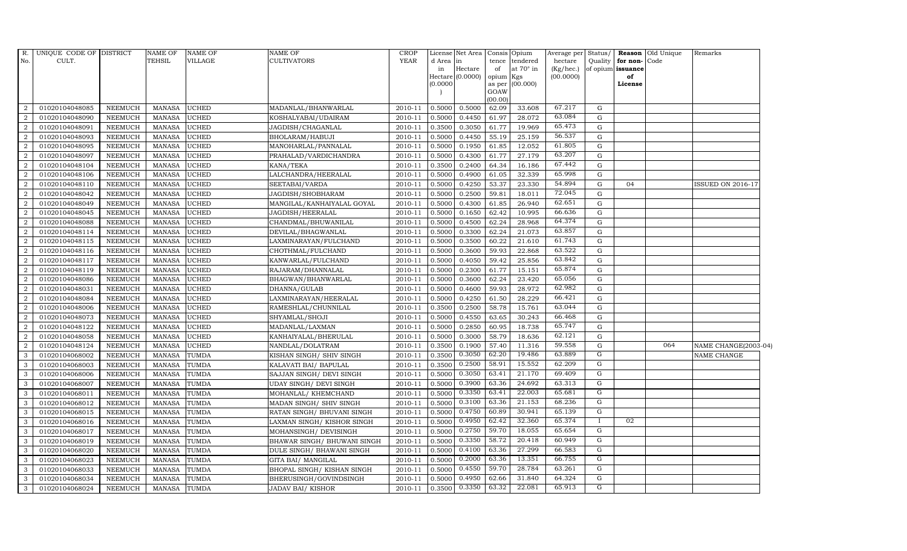| R. No. | UNIQUE CODE OF CULT. | DISTRICT | NAME OF TEHSIL | NAME OF VILLAGE | NAME OF CULTIVATORS | CROP YEAR | License d Area in Hectare (0.0000) | Net Area in Hectare (0.0000) | Consis tence of opium as per GOAW (00.00) | Opium tendered at 70° in Kgs (00.000) | Average per hectare (Kg/hec.) (00.0000) | Status/ Quality of opium | Reason for non-issuance of License | Old Unique Code | Remarks |
|---|---|---|---|---|---|---|---|---|---|---|---|---|---|---|---|
| 2 | 01020104048085 | NEEMUCH | MANASA | UCHED | MADANLAL/BHANWARLAL | 2010-11 | 0.5000 | 0.5000 | 62.09 | 33.608 | 67.217 | G | | | |
| 2 | 01020104048090 | NEEMUCH | MANASA | UCHED | KOSHALYABAI/UDAIRAM | 2010-11 | 0.5000 | 0.4450 | 61.97 | 28.072 | 63.084 | G | | | |
| 2 | 01020104048091 | NEEMUCH | MANASA | UCHED | JAGDISH/CHAGANLAL | 2010-11 | 0.3500 | 0.3050 | 61.77 | 19.969 | 65.473 | G | | | |
| 2 | 01020104048093 | NEEMUCH | MANASA | UCHED | BHOLARAM/HABUJI | 2010-11 | 0.5000 | 0.4450 | 55.19 | 25.159 | 56.537 | G | | | |
| 2 | 01020104048095 | NEEMUCH | MANASA | UCHED | MANOHARLAL/PANNALAL | 2010-11 | 0.5000 | 0.1950 | 61.85 | 12.052 | 61.805 | G | | | |
| 2 | 01020104048097 | NEEMUCH | MANASA | UCHED | PRAHALAD/VARDICHANDRA | 2010-11 | 0.5000 | 0.4300 | 61.77 | 27.179 | 63.207 | G | | | |
| 2 | 01020104048104 | NEEMUCH | MANASA | UCHED | KANA/TEKA | 2010-11 | 0.3500 | 0.2400 | 64.34 | 16.186 | 67.442 | G | | | |
| 2 | 01020104048106 | NEEMUCH | MANASA | UCHED | LALCHANDRA/HEERALAL | 2010-11 | 0.5000 | 0.4900 | 61.05 | 32.339 | 65.998 | G | | | |
| 2 | 01020104048110 | NEEMUCH | MANASA | UCHED | SEETABAI/VARDA | 2010-11 | 0.5000 | 0.4250 | 53.37 | 23.330 | 54.894 | G | 04 | | ISSUED ON 2016-17 |
| 2 | 01020104048042 | NEEMUCH | MANASA | UCHED | JAGDISH/SHOBHARAM | 2010-11 | 0.5000 | 0.2500 | 59.81 | 18.011 | 72.045 | G | | | |
| 2 | 01020104048049 | NEEMUCH | MANASA | UCHED | MANGILAL/KANHAIYALAL GOYAL | 2010-11 | 0.5000 | 0.4300 | 61.85 | 26.940 | 62.651 | G | | | |
| 2 | 01020104048045 | NEEMUCH | MANASA | UCHED | JAGDISH/HEERALAL | 2010-11 | 0.5000 | 0.1650 | 62.42 | 10.995 | 66.636 | G | | | |
| 2 | 01020104048088 | NEEMUCH | MANASA | UCHED | CHANDMAL/BHUWANILAL | 2010-11 | 0.5000 | 0.4500 | 62.24 | 28.968 | 64.374 | G | | | |
| 2 | 01020104048114 | NEEMUCH | MANASA | UCHED | DEVILAL/BHAGWANLAL | 2010-11 | 0.5000 | 0.3300 | 62.24 | 21.073 | 63.857 | G | | | |
| 2 | 01020104048115 | NEEMUCH | MANASA | UCHED | LAXMINARAYAN/FULCHAND | 2010-11 | 0.5000 | 0.3500 | 60.22 | 21.610 | 61.743 | G | | | |
| 2 | 01020104048116 | NEEMUCH | MANASA | UCHED | CHOTHMAL/FULCHAND | 2010-11 | 0.5000 | 0.3600 | 59.93 | 22.868 | 63.522 | G | | | |
| 2 | 01020104048117 | NEEMUCH | MANASA | UCHED | KANWARLAL/FULCHAND | 2010-11 | 0.5000 | 0.4050 | 59.42 | 25.856 | 63.842 | G | | | |
| 2 | 01020104048119 | NEEMUCH | MANASA | UCHED | RAJARAM/DHANNALAL | 2010-11 | 0.5000 | 0.2300 | 61.77 | 15.151 | 65.874 | G | | | |
| 2 | 01020104048086 | NEEMUCH | MANASA | UCHED | BHAGWAN/BHANWARLAL | 2010-11 | 0.5000 | 0.3600 | 62.24 | 23.420 | 65.056 | G | | | |
| 2 | 01020104048031 | NEEMUCH | MANASA | UCHED | DHANNA/GULAB | 2010-11 | 0.5000 | 0.4600 | 59.93 | 28.972 | 62.982 | G | | | |
| 2 | 01020104048084 | NEEMUCH | MANASA | UCHED | LAXMINARAYAN/HEERALAL | 2010-11 | 0.5000 | 0.4250 | 61.50 | 28.229 | 66.421 | G | | | |
| 2 | 01020104048006 | NEEMUCH | MANASA | UCHED | RAMESHLAL/CHUNNILAL | 2010-11 | 0.3500 | 0.2500 | 58.78 | 15.761 | 63.044 | G | | | |
| 2 | 01020104048073 | NEEMUCH | MANASA | UCHED | SHYAMLAL/SHOJI | 2010-11 | 0.5000 | 0.4550 | 63.65 | 30.243 | 66.468 | G | | | |
| 2 | 01020104048122 | NEEMUCH | MANASA | UCHED | MADANLAL/LAXMAN | 2010-11 | 0.5000 | 0.2850 | 60.95 | 18.738 | 65.747 | G | | | |
| 2 | 01020104048058 | NEEMUCH | MANASA | UCHED | KANHAIYALAL/BHERULAL | 2010-11 | 0.5000 | 0.3000 | 58.79 | 18.636 | 62.121 | G | | | |
| 2 | 01020104048124 | NEEMUCH | MANASA | UCHED | NANDLAL/DOLATRAM | 2010-11 | 0.3500 | 0.1900 | 57.40 | 11.316 | 59.558 | G | | 064 | NAME CHANGE(2003-04) |
| 3 | 01020104068002 | NEEMUCH | MANASA | TUMDA | KISHAN SINGH/ SHIV SINGH | 2010-11 | 0.3500 | 0.3050 | 62.20 | 19.486 | 63.889 | G | | | NAME CHANGE |
| 3 | 01020104068003 | NEEMUCH | MANASA | TUMDA | KALAVATI BAI/ BAPULAL | 2010-11 | 0.3500 | 0.2500 | 58.91 | 15.552 | 62.209 | G | | | |
| 3 | 01020104068006 | NEEMUCH | MANASA | TUMDA | SAJJAN SINGH/ DEVI SINGH | 2010-11 | 0.5000 | 0.3050 | 63.41 | 21.170 | 69.409 | G | | | |
| 3 | 01020104068007 | NEEMUCH | MANASA | TUMDA | UDAY SINGH/ DEVI SINGH | 2010-11 | 0.5000 | 0.3900 | 63.36 | 24.692 | 63.313 | G | | | |
| 3 | 01020104068011 | NEEMUCH | MANASA | TUMDA | MOHANLAL/ KHEMCHAND | 2010-11 | 0.5000 | 0.3350 | 63.41 | 22.003 | 65.681 | G | | | |
| 3 | 01020104068012 | NEEMUCH | MANASA | TUMDA | MADAN SINGH/ SHIV SINGH | 2010-11 | 0.5000 | 0.3100 | 63.36 | 21.153 | 68.236 | G | | | |
| 3 | 01020104068015 | NEEMUCH | MANASA | TUMDA | RATAN SINGH/ BHUVANI SINGH | 2010-11 | 0.5000 | 0.4750 | 60.89 | 30.941 | 65.139 | G | | | |
| 3 | 01020104068016 | NEEMUCH | MANASA | TUMDA | LAXMAN SINGH/ KISHOR SINGH | 2010-11 | 0.5000 | 0.4950 | 62.42 | 32.360 | 65.374 | I | 02 | | |
| 3 | 01020104068017 | NEEMUCH | MANASA | TUMDA | MOHANSINGH/ DEVISINGH | 2010-11 | 0.5000 | 0.2750 | 59.70 | 18.055 | 65.654 | G | | | |
| 3 | 01020104068019 | NEEMUCH | MANASA | TUMDA | BHAWAR SINGH/ BHUWANI SINGH | 2010-11 | 0.5000 | 0.3350 | 58.72 | 20.418 | 60.949 | G | | | |
| 3 | 01020104068020 | NEEMUCH | MANASA | TUMDA | DULE SINGH/ BHAWANI SINGH | 2010-11 | 0.5000 | 0.4100 | 63.36 | 27.299 | 66.583 | G | | | |
| 3 | 01020104068023 | NEEMUCH | MANASA | TUMDA | GITA BAI/ MANGILAL | 2010-11 | 0.5000 | 0.2000 | 63.36 | 13.351 | 66.755 | G | | | |
| 3 | 01020104068033 | NEEMUCH | MANASA | TUMDA | BHOPAL SINGH/ KISHAN SINGH | 2010-11 | 0.5000 | 0.4550 | 59.70 | 28.784 | 63.261 | G | | | |
| 3 | 01020104068034 | NEEMUCH | MANASA | TUMDA | BHERUSINGH/GOVINDSINGH | 2010-11 | 0.5000 | 0.4950 | 62.66 | 31.840 | 64.324 | G | | | |
| 3 | 01020104068024 | NEEMUCH | MANASA | TUMDA | JADAV BAI/ KISHOR | 2010-11 | 0.3500 | 0.3350 | 63.32 | 22.081 | 65.913 | G | | | |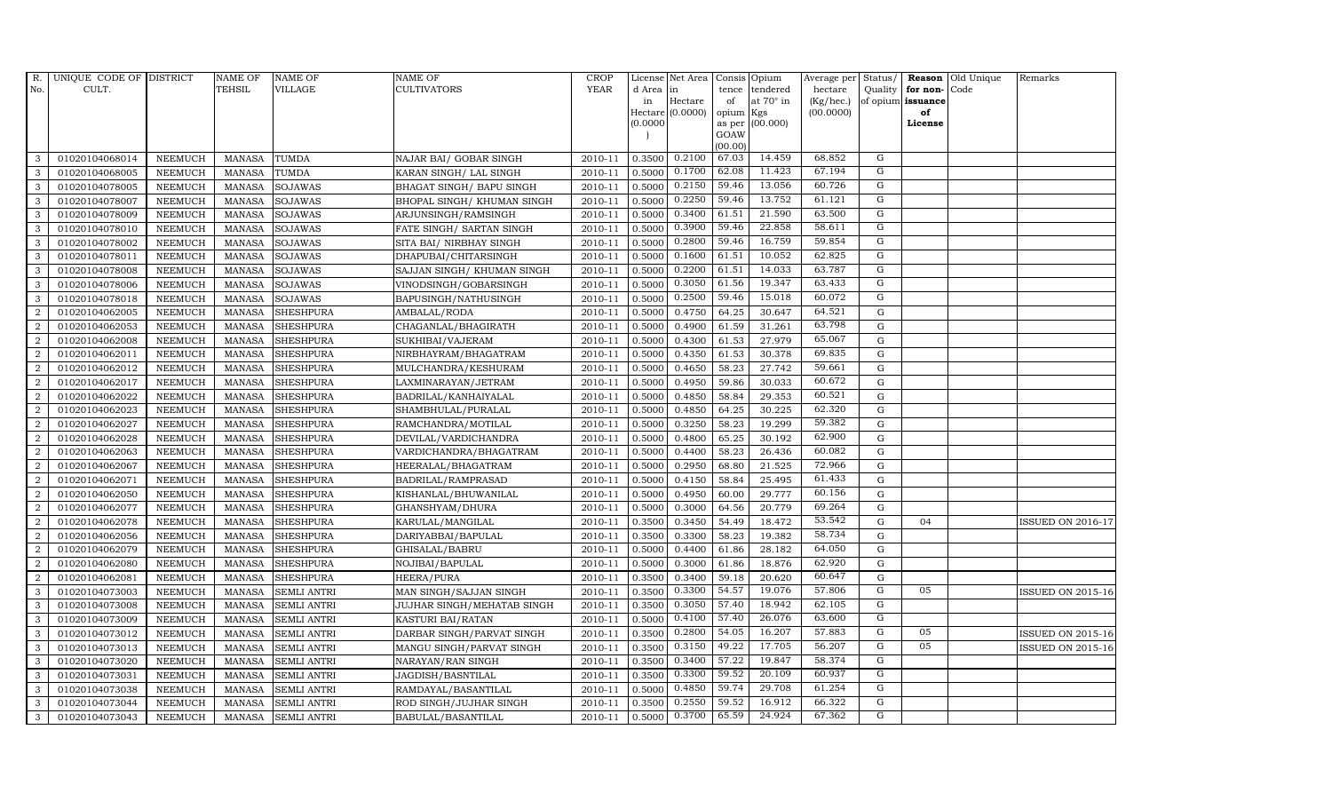| R. No. | UNIQUE CODE OF CULT. | DISTRICT | NAME OF TEHSIL | NAME OF VILLAGE | NAME OF CULTIVATORS | CROP YEAR | License d Area in Hectare (0.0000) | Net Area in Hectare (0.0000) | Consis tence of opium as per GOAW (00.00) | Opium tendered at 70° in Kgs (00.000) | Average per hectare (Kg/hec.) (00.0000) | Status/ Quality of opium | Reason for non-issuance of License | Old Unique Code | Remarks |
|---|---|---|---|---|---|---|---|---|---|---|---|---|---|---|---|
| 3 | 01020104068014 | NEEMUCH | MANASA | TUMDA | NAJAR BAI/ GOBAR SINGH | 2010-11 | 0.3500 | 0.2100 | 67.03 | 14.459 | 68.852 | G | | | |
| 3 | 01020104068005 | NEEMUCH | MANASA | TUMDA | KARAN SINGH/ LAL SINGH | 2010-11 | 0.5000 | 0.1700 | 62.08 | 11.423 | 67.194 | G | | | |
| 3 | 01020104078005 | NEEMUCH | MANASA | SOJAWAS | BHAGAT SINGH/ BAPU SINGH | 2010-11 | 0.5000 | 0.2150 | 59.46 | 13.056 | 60.726 | G | | | |
| 3 | 01020104078007 | NEEMUCH | MANASA | SOJAWAS | BHOPAL SINGH/ KHUMAN SINGH | 2010-11 | 0.5000 | 0.2250 | 59.46 | 13.752 | 61.121 | G | | | |
| 3 | 01020104078009 | NEEMUCH | MANASA | SOJAWAS | ARJUNSINGH/RAMSINGH | 2010-11 | 0.5000 | 0.3400 | 61.51 | 21.590 | 63.500 | G | | | |
| 3 | 01020104078010 | NEEMUCH | MANASA | SOJAWAS | FATE SINGH/ SARTAN SINGH | 2010-11 | 0.5000 | 0.3900 | 59.46 | 22.858 | 58.611 | G | | | |
| 3 | 01020104078002 | NEEMUCH | MANASA | SOJAWAS | SITA BAI/ NIRBHAY SINGH | 2010-11 | 0.5000 | 0.2800 | 59.46 | 16.759 | 59.854 | G | | | |
| 3 | 01020104078011 | NEEMUCH | MANASA | SOJAWAS | DHAPUBAI/CHITARSINGH | 2010-11 | 0.5000 | 0.1600 | 61.51 | 10.052 | 62.825 | G | | | |
| 3 | 01020104078008 | NEEMUCH | MANASA | SOJAWAS | SAJJAN SINGH/ KHUMAN SINGH | 2010-11 | 0.5000 | 0.2200 | 61.51 | 14.033 | 63.787 | G | | | |
| 3 | 01020104078006 | NEEMUCH | MANASA | SOJAWAS | VINODSINGH/GOBARSINGH | 2010-11 | 0.5000 | 0.3050 | 61.56 | 19.347 | 63.433 | G | | | |
| 3 | 01020104078018 | NEEMUCH | MANASA | SOJAWAS | BAPUSINGH/NATHUSINGH | 2010-11 | 0.5000 | 0.2500 | 59.46 | 15.018 | 60.072 | G | | | |
| 2 | 01020104062005 | NEEMUCH | MANASA | SHESHPURA | AMBALAL/RODA | 2010-11 | 0.5000 | 0.4750 | 64.25 | 30.647 | 64.521 | G | | | |
| 2 | 01020104062053 | NEEMUCH | MANASA | SHESHPURA | CHAGANLAL/BHAGIRATH | 2010-11 | 0.5000 | 0.4900 | 61.59 | 31.261 | 63.798 | G | | | |
| 2 | 01020104062008 | NEEMUCH | MANASA | SHESHPURA | SUKHIBAI/VAJERAM | 2010-11 | 0.5000 | 0.4300 | 61.53 | 27.979 | 65.067 | G | | | |
| 2 | 01020104062011 | NEEMUCH | MANASA | SHESHPURA | NIRBHAYRAM/BHAGATRAM | 2010-11 | 0.5000 | 0.4350 | 61.53 | 30.378 | 69.835 | G | | | |
| 2 | 01020104062012 | NEEMUCH | MANASA | SHESHPURA | MULCHANDRA/KESHURAM | 2010-11 | 0.5000 | 0.4650 | 58.23 | 27.742 | 59.661 | G | | | |
| 2 | 01020104062017 | NEEMUCH | MANASA | SHESHPURA | LAXMINARAYAN/JETRAM | 2010-11 | 0.5000 | 0.4950 | 59.86 | 30.033 | 60.672 | G | | | |
| 2 | 01020104062022 | NEEMUCH | MANASA | SHESHPURA | BADRILAL/KANHAIYALAL | 2010-11 | 0.5000 | 0.4850 | 58.84 | 29.353 | 60.521 | G | | | |
| 2 | 01020104062023 | NEEMUCH | MANASA | SHESHPURA | SHAMBHULAL/PURALAL | 2010-11 | 0.5000 | 0.4850 | 64.25 | 30.225 | 62.320 | G | | | |
| 2 | 01020104062027 | NEEMUCH | MANASA | SHESHPURA | RAMCHANDRA/MOTILAL | 2010-11 | 0.5000 | 0.3250 | 58.23 | 19.299 | 59.382 | G | | | |
| 2 | 01020104062028 | NEEMUCH | MANASA | SHESHPURA | DEVILAL/VARDICHANDRA | 2010-11 | 0.5000 | 0.4800 | 65.25 | 30.192 | 62.900 | G | | | |
| 2 | 01020104062063 | NEEMUCH | MANASA | SHESHPURA | VARDICHANDRA/BHAGATRAM | 2010-11 | 0.5000 | 0.4400 | 58.23 | 26.436 | 60.082 | G | | | |
| 2 | 01020104062067 | NEEMUCH | MANASA | SHESHPURA | HEERALAL/BHAGATRAM | 2010-11 | 0.5000 | 0.2950 | 68.80 | 21.525 | 72.966 | G | | | |
| 2 | 01020104062071 | NEEMUCH | MANASA | SHESHPURA | BADRILAL/RAMPRASAD | 2010-11 | 0.5000 | 0.4150 | 58.84 | 25.495 | 61.433 | G | | | |
| 2 | 01020104062050 | NEEMUCH | MANASA | SHESHPURA | KISHANLAL/BHUWANILAL | 2010-11 | 0.5000 | 0.4950 | 60.00 | 29.777 | 60.156 | G | | | |
| 2 | 01020104062077 | NEEMUCH | MANASA | SHESHPURA | GHANSHYAM/DHURA | 2010-11 | 0.5000 | 0.3000 | 64.56 | 20.779 | 69.264 | G | | | |
| 2 | 01020104062078 | NEEMUCH | MANASA | SHESHPURA | KARULAL/MANGILAL | 2010-11 | 0.3500 | 0.3450 | 54.49 | 18.472 | 53.542 | G | 04 | | ISSUED ON 2016-17 |
| 2 | 01020104062056 | NEEMUCH | MANASA | SHESHPURA | DARIYABBAI/BAPULAL | 2010-11 | 0.3500 | 0.3300 | 58.23 | 19.382 | 58.734 | G | | | |
| 2 | 01020104062079 | NEEMUCH | MANASA | SHESHPURA | GHISALAL/BABRU | 2010-11 | 0.5000 | 0.4400 | 61.86 | 28.182 | 64.050 | G | | | |
| 2 | 01020104062080 | NEEMUCH | MANASA | SHESHPURA | NOJIBAI/BAPULAL | 2010-11 | 0.5000 | 0.3000 | 61.86 | 18.876 | 62.920 | G | | | |
| 2 | 01020104062081 | NEEMUCH | MANASA | SHESHPURA | HEERA/PURA | 2010-11 | 0.3500 | 0.3400 | 59.18 | 20.620 | 60.647 | G | | | |
| 3 | 01020104073003 | NEEMUCH | MANASA | SEMLI ANTRI | MAN SINGH/SAJJAN SINGH | 2010-11 | 0.3500 | 0.3300 | 54.57 | 19.076 | 57.806 | G | 05 | | ISSUED ON 2015-16 |
| 3 | 01020104073008 | NEEMUCH | MANASA | SEMLI ANTRI | JUJHAR SINGH/MEHATAB SINGH | 2010-11 | 0.3500 | 0.3050 | 57.40 | 18.942 | 62.105 | G | | | |
| 3 | 01020104073009 | NEEMUCH | MANASA | SEMLI ANTRI | KASTURI BAI/RATAN | 2010-11 | 0.5000 | 0.4100 | 57.40 | 26.076 | 63.600 | G | | | |
| 3 | 01020104073012 | NEEMUCH | MANASA | SEMLI ANTRI | DARBAR SINGH/PARVAT SINGH | 2010-11 | 0.3500 | 0.2800 | 54.05 | 16.207 | 57.883 | G | 05 | | ISSUED ON 2015-16 |
| 3 | 01020104073013 | NEEMUCH | MANASA | SEMLI ANTRI | MANGU SINGH/PARVAT SINGH | 2010-11 | 0.3500 | 0.3150 | 49.22 | 17.705 | 56.207 | G | 05 | | ISSUED ON 2015-16 |
| 3 | 01020104073020 | NEEMUCH | MANASA | SEMLI ANTRI | NARAYAN/RAN SINGH | 2010-11 | 0.3500 | 0.3400 | 57.22 | 19.847 | 58.374 | G | | | |
| 3 | 01020104073031 | NEEMUCH | MANASA | SEMLI ANTRI | JAGDISH/BASNTILAL | 2010-11 | 0.3500 | 0.3300 | 59.52 | 20.109 | 60.937 | G | | | |
| 3 | 01020104073038 | NEEMUCH | MANASA | SEMLI ANTRI | RAMDAYAL/BASANTILAL | 2010-11 | 0.5000 | 0.4850 | 59.74 | 29.708 | 61.254 | G | | | |
| 3 | 01020104073044 | NEEMUCH | MANASA | SEMLI ANTRI | ROD SINGH/JUJHAR SINGH | 2010-11 | 0.3500 | 0.2550 | 59.52 | 16.912 | 66.322 | G | | | |
| 3 | 01020104073043 | NEEMUCH | MANASA | SEMLI ANTRI | BABULAL/BASANTILAL | 2010-11 | 0.5000 | 0.3700 | 65.59 | 24.924 | 67.362 | G | | | |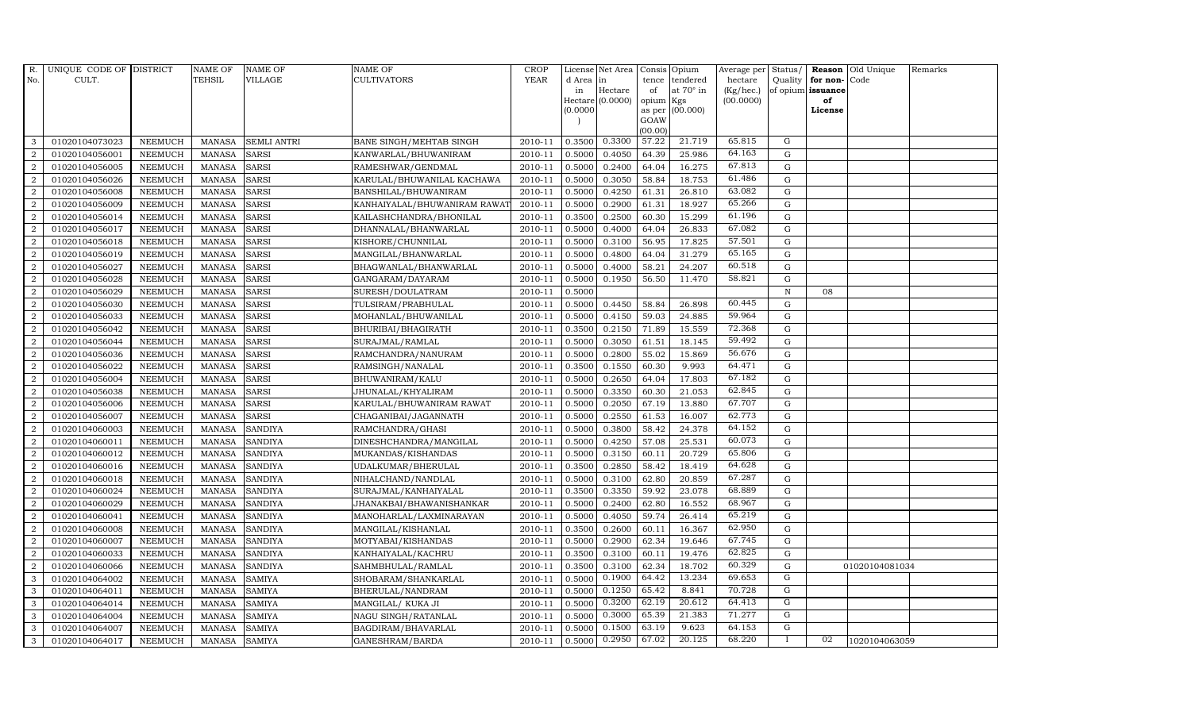| R. No. | UNIQUE CODE OF CULT. | DISTRICT | NAME OF TEHSIL | NAME OF VILLAGE | NAME OF CULTIVATORS | CROP YEAR | License d Area in Hectare (0.0000) | Net Area in Hectare (0.0000) | Consis tence of opium as per GOAW (00.00) | Opium tendered at 70° in Kgs (00.000) | Average per hectare (Kg/hec.) (00.0000) | Status/ Quality of opium | Reason for non-issuance of License | Old Unique Code | Remarks |
|---|---|---|---|---|---|---|---|---|---|---|---|---|---|---|---|
| 3 | 01020104073023 | NEEMUCH | MANASA | SEMLI ANTRI | BANE SINGH/MEHTAB SINGH | 2010-11 | 0.3500 | 0.3300 | 57.22 | 21.719 | 65.815 | G | | | |
| 2 | 01020104056001 | NEEMUCH | MANASA | SARSI | KANWARLAL/BHUWANIRAM | 2010-11 | 0.5000 | 0.4050 | 64.39 | 25.986 | 64.163 | G | | | |
| 2 | 01020104056005 | NEEMUCH | MANASA | SARSI | RAMESHWAR/GENDMAL | 2010-11 | 0.5000 | 0.2400 | 64.04 | 16.275 | 67.813 | G | | | |
| 2 | 01020104056026 | NEEMUCH | MANASA | SARSI | KARULAL/BHUWANILAL KACHAWA | 2010-11 | 0.5000 | 0.3050 | 58.84 | 18.753 | 61.486 | G | | | |
| 2 | 01020104056008 | NEEMUCH | MANASA | SARSI | BANSHILAL/BHUWANIRAM | 2010-11 | 0.5000 | 0.4250 | 61.31 | 26.810 | 63.082 | G | | | |
| 2 | 01020104056009 | NEEMUCH | MANASA | SARSI | KANHAIYALAL/BHUWANIRAM RAWAT | 2010-11 | 0.5000 | 0.2900 | 61.31 | 18.927 | 65.266 | G | | | |
| 2 | 01020104056014 | NEEMUCH | MANASA | SARSI | KAILASHCHANDRA/BHONILAL | 2010-11 | 0.3500 | 0.2500 | 60.30 | 15.299 | 61.196 | G | | | |
| 2 | 01020104056017 | NEEMUCH | MANASA | SARSI | DHANNALAL/BHANWARLAL | 2010-11 | 0.5000 | 0.4000 | 64.04 | 26.833 | 67.082 | G | | | |
| 2 | 01020104056018 | NEEMUCH | MANASA | SARSI | KISHORE/CHUNNILAL | 2010-11 | 0.5000 | 0.3100 | 56.95 | 17.825 | 57.501 | G | | | |
| 2 | 01020104056019 | NEEMUCH | MANASA | SARSI | MANGILAL/BHANWARLAL | 2010-11 | 0.5000 | 0.4800 | 64.04 | 31.279 | 65.165 | G | | | |
| 2 | 01020104056027 | NEEMUCH | MANASA | SARSI | BHAGWANLAL/BHANWARLAL | 2010-11 | 0.5000 | 0.4000 | 58.21 | 24.207 | 60.518 | G | | | |
| 2 | 01020104056028 | NEEMUCH | MANASA | SARSI | GANGARAM/DAYARAM | 2010-11 | 0.5000 | 0.1950 | 56.50 | 11.470 | 58.821 | G | | | |
| 2 | 01020104056029 | NEEMUCH | MANASA | SARSI | SURESH/DOULATRAM | 2010-11 | 0.5000 | | | | | N | 08 | | |
| 2 | 01020104056030 | NEEMUCH | MANASA | SARSI | TULSIRAM/PRABHULAL | 2010-11 | 0.5000 | 0.4450 | 58.84 | 26.898 | 60.445 | G | | | |
| 2 | 01020104056033 | NEEMUCH | MANASA | SARSI | MOHANLAL/BHUWANILAL | 2010-11 | 0.5000 | 0.4150 | 59.03 | 24.885 | 59.964 | G | | | |
| 2 | 01020104056042 | NEEMUCH | MANASA | SARSI | BHURIBAI/BHAGIRATH | 2010-11 | 0.3500 | 0.2150 | 71.89 | 15.559 | 72.368 | G | | | |
| 2 | 01020104056044 | NEEMUCH | MANASA | SARSI | SURAJMAL/RAMLAL | 2010-11 | 0.5000 | 0.3050 | 61.51 | 18.145 | 59.492 | G | | | |
| 2 | 01020104056036 | NEEMUCH | MANASA | SARSI | RAMCHANDRA/NANURAM | 2010-11 | 0.5000 | 0.2800 | 55.02 | 15.869 | 56.676 | G | | | |
| 2 | 01020104056022 | NEEMUCH | MANASA | SARSI | RAMSINGH/NANALAL | 2010-11 | 0.3500 | 0.1550 | 60.30 | 9.993 | 64.471 | G | | | |
| 2 | 01020104056004 | NEEMUCH | MANASA | SARSI | BHUWANIRAM/KALU | 2010-11 | 0.5000 | 0.2650 | 64.04 | 17.803 | 67.182 | G | | | |
| 2 | 01020104056038 | NEEMUCH | MANASA | SARSI | JHUNALAL/KHYALIRAM | 2010-11 | 0.5000 | 0.3350 | 60.30 | 21.053 | 62.845 | G | | | |
| 2 | 01020104056006 | NEEMUCH | MANASA | SARSI | KARULAL/BHUWANIRAM RAWAT | 2010-11 | 0.5000 | 0.2050 | 67.19 | 13.880 | 67.707 | G | | | |
| 2 | 01020104056007 | NEEMUCH | MANASA | SARSI | CHAGANIBAI/JAGANNATH | 2010-11 | 0.5000 | 0.2550 | 61.53 | 16.007 | 62.773 | G | | | |
| 2 | 01020104060003 | NEEMUCH | MANASA | SANDIYA | RAMCHANDRA/GHASI | 2010-11 | 0.5000 | 0.3800 | 58.42 | 24.378 | 64.152 | G | | | |
| 2 | 01020104060011 | NEEMUCH | MANASA | SANDIYA | DINESHCHANDRA/MANGILAL | 2010-11 | 0.5000 | 0.4250 | 57.08 | 25.531 | 60.073 | G | | | |
| 2 | 01020104060012 | NEEMUCH | MANASA | SANDIYA | MUKANDAS/KISHANDAS | 2010-11 | 0.5000 | 0.3150 | 60.11 | 20.729 | 65.806 | G | | | |
| 2 | 01020104060016 | NEEMUCH | MANASA | SANDIYA | UDALKUMAR/BHERULAL | 2010-11 | 0.3500 | 0.2850 | 58.42 | 18.419 | 64.628 | G | | | |
| 2 | 01020104060018 | NEEMUCH | MANASA | SANDIYA | NIHALCHAND/NANDLAL | 2010-11 | 0.5000 | 0.3100 | 62.80 | 20.859 | 67.287 | G | | | |
| 2 | 01020104060024 | NEEMUCH | MANASA | SANDIYA | SURAJMAL/KANHAIYALAL | 2010-11 | 0.3500 | 0.3350 | 59.92 | 23.078 | 68.889 | G | | | |
| 2 | 01020104060029 | NEEMUCH | MANASA | SANDIYA | JHANAKBAI/BHAWANISHANKAR | 2010-11 | 0.5000 | 0.2400 | 62.80 | 16.552 | 68.967 | G | | | |
| 2 | 01020104060041 | NEEMUCH | MANASA | SANDIYA | MANOHARLAL/LAXMINARAYAN | 2010-11 | 0.5000 | 0.4050 | 59.74 | 26.414 | 65.219 | G | | | |
| 2 | 01020104060008 | NEEMUCH | MANASA | SANDIYA | MANGILAL/KISHANLAL | 2010-11 | 0.3500 | 0.2600 | 60.11 | 16.367 | 62.950 | G | | | |
| 2 | 01020104060007 | NEEMUCH | MANASA | SANDIYA | MOTYABAI/KISHANDAS | 2010-11 | 0.5000 | 0.2900 | 62.34 | 19.646 | 67.745 | G | | | |
| 2 | 01020104060033 | NEEMUCH | MANASA | SANDIYA | KANHAIYALAL/KACHRU | 2010-11 | 0.3500 | 0.3100 | 60.11 | 19.476 | 62.825 | G | | | |
| 2 | 01020104060066 | NEEMUCH | MANASA | SANDIYA | SAHMBHULAL/RAMLAL | 2010-11 | 0.3500 | 0.3100 | 62.34 | 18.702 | 60.329 | G | | 01020104081034 | |
| 3 | 01020104064002 | NEEMUCH | MANASA | SAMIYA | SHOBARAM/SHANKARLAL | 2010-11 | 0.5000 | 0.1900 | 64.42 | 13.234 | 69.653 | G | | | |
| 3 | 01020104064011 | NEEMUCH | MANASA | SAMIYA | BHERULAL/NANDRAM | 2010-11 | 0.5000 | 0.1250 | 65.42 | 8.841 | 70.728 | G | | | |
| 3 | 01020104064014 | NEEMUCH | MANASA | SAMIYA | MANGILAL/ KUKA JI | 2010-11 | 0.5000 | 0.3200 | 62.19 | 20.612 | 64.413 | G | | | |
| 3 | 01020104064004 | NEEMUCH | MANASA | SAMIYA | NAGU SINGH/RATANLAL | 2010-11 | 0.5000 | 0.3000 | 65.39 | 21.383 | 71.277 | G | | | |
| 3 | 01020104064007 | NEEMUCH | MANASA | SAMIYA | BAGDIRAM/BHAVARLAL | 2010-11 | 0.5000 | 0.1500 | 63.19 | 9.623 | 64.153 | G | | | |
| 3 | 01020104064017 | NEEMUCH | MANASA | SAMIYA | GANESHRAM/BARDA | 2010-11 | 0.5000 | 0.2950 | 67.02 | 20.125 | 68.220 | I | 02 | 1020104063059 | |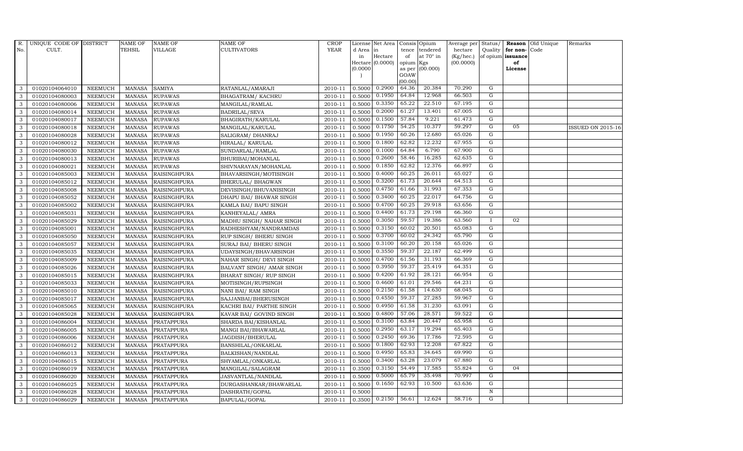| R. No. | UNIQUE CODE OF CULT. | DISTRICT | NAME OF TEHSIL | NAME OF VILLAGE | NAME OF CULTIVATORS | CROP YEAR | License d Area in Hectare (0.0000) | Net Area in Hectare (0.0000) | Consis tence of opium as per GOAW (00.00) | Opium tendered at 70° in Kgs (00.000) | Average per hectare (Kg/hec.) (00.0000) | Status/ Quality of opium | Reason for non-issuance of License | Old Unique Code | Remarks |
|---|---|---|---|---|---|---|---|---|---|---|---|---|---|---|---|
| 3 | 01020104064010 | NEEMUCH | MANASA | SAMIYA | RATANLAL/AMARAJI | 2010-11 | 0.5000 | 0.2900 | 64.36 | 20.384 | 70.290 | G | | | |
| 3 | 01020104080003 | NEEMUCH | MANASA | RUPAWAS | BHAGATRAM/ KACHRU | 2010-11 | 0.5000 | 0.1950 | 64.84 | 12.968 | 66.503 | G | | | |
| 3 | 01020104080006 | NEEMUCH | MANASA | RUPAWAS | MANGILAL/RAMLAL | 2010-11 | 0.5000 | 0.3350 | 65.22 | 22.510 | 67.195 | G | | | |
| 3 | 01020104080014 | NEEMUCH | MANASA | RUPAWAS | BADRILAL/SEVA | 2010-11 | 0.5000 | 0.2000 | 61.27 | 13.401 | 67.005 | G | | | |
| 3 | 01020104080017 | NEEMUCH | MANASA | RUPAWAS | BHAGIRATH/KARULAL | 2010-11 | 0.5000 | 0.1500 | 57.84 | 9.221 | 61.473 | G | | | |
| 3 | 01020104080018 | NEEMUCH | MANASA | RUPAWAS | MANGILAL/KARULAL | 2010-11 | 0.5000 | 0.1750 | 54.25 | 10.377 | 59.297 | G | 05 | | ISSUED ON 2015-16 |
| 3 | 01020104080028 | NEEMUCH | MANASA | RUPAWAS | SALIGRAM/ DHANRAJ | 2010-11 | 0.5000 | 0.1950 | 60.26 | 12.680 | 65.026 | G | | | |
| 3 | 01020104080012 | NEEMUCH | MANASA | RUPAWAS | HIRALAL/ KARULAL | 2010-11 | 0.5000 | 0.1800 | 62.82 | 12.232 | 67.955 | G | | | |
| 3 | 01020104080030 | NEEMUCH | MANASA | RUPAWAS | SUNDARLAL/RAMLAL | 2010-11 | 0.5000 | 0.1000 | 64.84 | 6.790 | 67.900 | G | | | |
| 3 | 01020104080013 | NEEMUCH | MANASA | RUPAWAS | BHURIBAI/MOHANLAL | 2010-11 | 0.5000 | 0.2600 | 58.46 | 16.285 | 62.635 | G | | | |
| 3 | 01020104080021 | NEEMUCH | MANASA | RUPAWAS | SHIVNARAYAN/MOHANLAL | 2010-11 | 0.5000 | 0.1850 | 62.82 | 12.376 | 66.897 | G | | | |
| 3 | 01020104085003 | NEEMUCH | MANASA | RAISINGHPURA | BHAVARSINGH/MOTISINGH | 2010-11 | 0.5000 | 0.4000 | 60.25 | 26.011 | 65.027 | G | | | |
| 3 | 01020104085012 | NEEMUCH | MANASA | RAISINGHPURA | BHERULAL/ BHAGWAN | 2010-11 | 0.5000 | 0.3200 | 61.73 | 20.644 | 64.513 | G | | | |
| 3 | 01020104085008 | NEEMUCH | MANASA | RAISINGHPURA | DEVISINGH/BHUVANISINGH | 2010-11 | 0.5000 | 0.4750 | 61.66 | 31.993 | 67.353 | G | | | |
| 3 | 01020104085052 | NEEMUCH | MANASA | RAISINGHPURA | DHAPU BAI/ BHAWAR SINGH | 2010-11 | 0.5000 | 0.3400 | 60.25 | 22.017 | 64.756 | G | | | |
| 3 | 01020104085002 | NEEMUCH | MANASA | RAISINGHPURA | KAMLA BAI/ BAPU SINGH | 2010-11 | 0.5000 | 0.4700 | 60.25 | 29.918 | 63.656 | G | | | |
| 3 | 01020104085031 | NEEMUCH | MANASA | RAISINGHPURA | KANHEYALAL/ AMRA | 2010-11 | 0.5000 | 0.4400 | 61.73 | 29.198 | 66.360 | G | | | |
| 3 | 01020104085029 | NEEMUCH | MANASA | RAISINGHPURA | MADHU SINGH/ NAHAR SINGH | 2010-11 | 0.5000 | 0.3050 | 59.57 | 19.386 | 63.560 | I | 02 | | |
| 3 | 01020104085001 | NEEMUCH | MANASA | RAISINGHPURA | RADHESHYAM/NANDRAMDAS | 2010-11 | 0.5000 | 0.3150 | 60.02 | 20.501 | 65.083 | G | | | |
| 3 | 01020104085050 | NEEMUCH | MANASA | RAISINGHPURA | RUP SINGH/ BHERU SINGH | 2010-11 | 0.5000 | 0.3700 | 60.02 | 24.342 | 65.790 | G | | | |
| 3 | 01020104085057 | NEEMUCH | MANASA | RAISINGHPURA | SURAJ BAI/ BHERU SINGH | 2010-11 | 0.5000 | 0.3100 | 60.20 | 20.158 | 65.026 | G | | | |
| 3 | 01020104085035 | NEEMUCH | MANASA | RAISINGHPURA | UDAYSINGH/BHAVARSINGH | 2010-11 | 0.5000 | 0.3550 | 59.37 | 22.187 | 62.499 | G | | | |
| 3 | 01020104085009 | NEEMUCH | MANASA | RAISINGHPURA | NAHAR SINGH/ DEVI SINGH | 2010-11 | 0.5000 | 0.4700 | 61.56 | 31.193 | 66.369 | G | | | |
| 3 | 01020104085026 | NEEMUCH | MANASA | RAISINGHPURA | BALVANT SINGH/ AMAR SINGH | 2010-11 | 0.5000 | 0.3950 | 59.37 | 25.419 | 64.351 | G | | | |
| 3 | 01020104085015 | NEEMUCH | MANASA | RAISINGHPURA | BHARAT SINGH/ RUP SINGH | 2010-11 | 0.5000 | 0.4200 | 61.92 | 28.121 | 66.954 | G | | | |
| 3 | 01020104085033 | NEEMUCH | MANASA | RAISINGHPURA | MOTISINGH/RUPSINGH | 2010-11 | 0.5000 | 0.4600 | 61.01 | 29.546 | 64.231 | G | | | |
| 3 | 01020104085010 | NEEMUCH | MANASA | RAISINGHPURA | NANI BAI/ RAM SINGH | 2010-11 | 0.5000 | 0.2150 | 61.58 | 14.630 | 68.045 | G | | | |
| 3 | 01020104085017 | NEEMUCH | MANASA | RAISINGHPURA | SAJJANBAI/BHERUSINGH | 2010-11 | 0.5000 | 0.4550 | 59.37 | 27.285 | 59.967 | G | | | |
| 3 | 01020104085065 | NEEMUCH | MANASA | RAISINGHPURA | KACHRI BAI/ PARTHE SINGH | 2010-11 | 0.5000 | 0.4950 | 61.58 | 31.230 | 63.091 | G | | | |
| 3 | 01020104085028 | NEEMUCH | MANASA | RAISINGHPURA | KAVAR BAI/ GOVIND SINGH | 2010-11 | 0.5000 | 0.4800 | 57.06 | 28.571 | 59.522 | G | | | |
| 3 | 01020104086004 | NEEMUCH | MANASA | PRATAPPURA | SHARDA BAI/KISHANLAL | 2010-11 | 0.5000 | 0.3100 | 63.84 | 20.447 | 65.958 | G | | | |
| 3 | 01020104086005 | NEEMUCH | MANASA | PRATAPPURA | MANGI BAI/BHAWARLAL | 2010-11 | 0.5000 | 0.2950 | 63.17 | 19.294 | 65.403 | G | | | |
| 3 | 01020104086006 | NEEMUCH | MANASA | PRATAPPURA | JAGDISH/BHERULAL | 2010-11 | 0.5000 | 0.2450 | 69.36 | 17.786 | 72.595 | G | | | |
| 3 | 01020104086012 | NEEMUCH | MANASA | PRATAPPURA | BANSHILAL/ONKARLAL | 2010-11 | 0.5000 | 0.1800 | 62.93 | 12.208 | 67.822 | G | | | |
| 3 | 01020104086013 | NEEMUCH | MANASA | PRATAPPURA | BALKISHAN/NANDLAL | 2010-11 | 0.5000 | 0.4950 | 65.83 | 34.645 | 69.990 | G | | | |
| 3 | 01020104086015 | NEEMUCH | MANASA | PRATAPPURA | SHYAMLAL/ONKARLAL | 2010-11 | 0.5000 | 0.3400 | 63.28 | 23.079 | 67.880 | G | | | |
| 3 | 01020104086019 | NEEMUCH | MANASA | PRATAPPURA | MANGILAL/SALAGRAM | 2010-11 | 0.3500 | 0.3150 | 54.49 | 17.585 | 55.824 | G | 04 | | |
| 3 | 01020104086020 | NEEMUCH | MANASA | PRATAPPURA | JASVANTLAL/NANDLAL | 2010-11 | 0.5000 | 0.5000 | 65.79 | 35.498 | 70.997 | G | | | |
| 3 | 01020104086025 | NEEMUCH | MANASA | PRATAPPURA | DURGASHANKAR/BHAWARLAL | 2010-11 | 0.5000 | 0.1650 | 62.93 | 10.500 | 63.636 | G | | | |
| 3 | 01020104086028 | NEEMUCH | MANASA | PRATAPPURA | DASHRATH/GOPAL | 2010-11 | 0.5000 | | | | | N | | | |
| 3 | 01020104086029 | NEEMUCH | MANASA | PRATAPPURA | BAPULAL/GOPAL | 2010-11 | 0.3500 | 0.2150 | 56.61 | 12.624 | 58.716 | G | | | |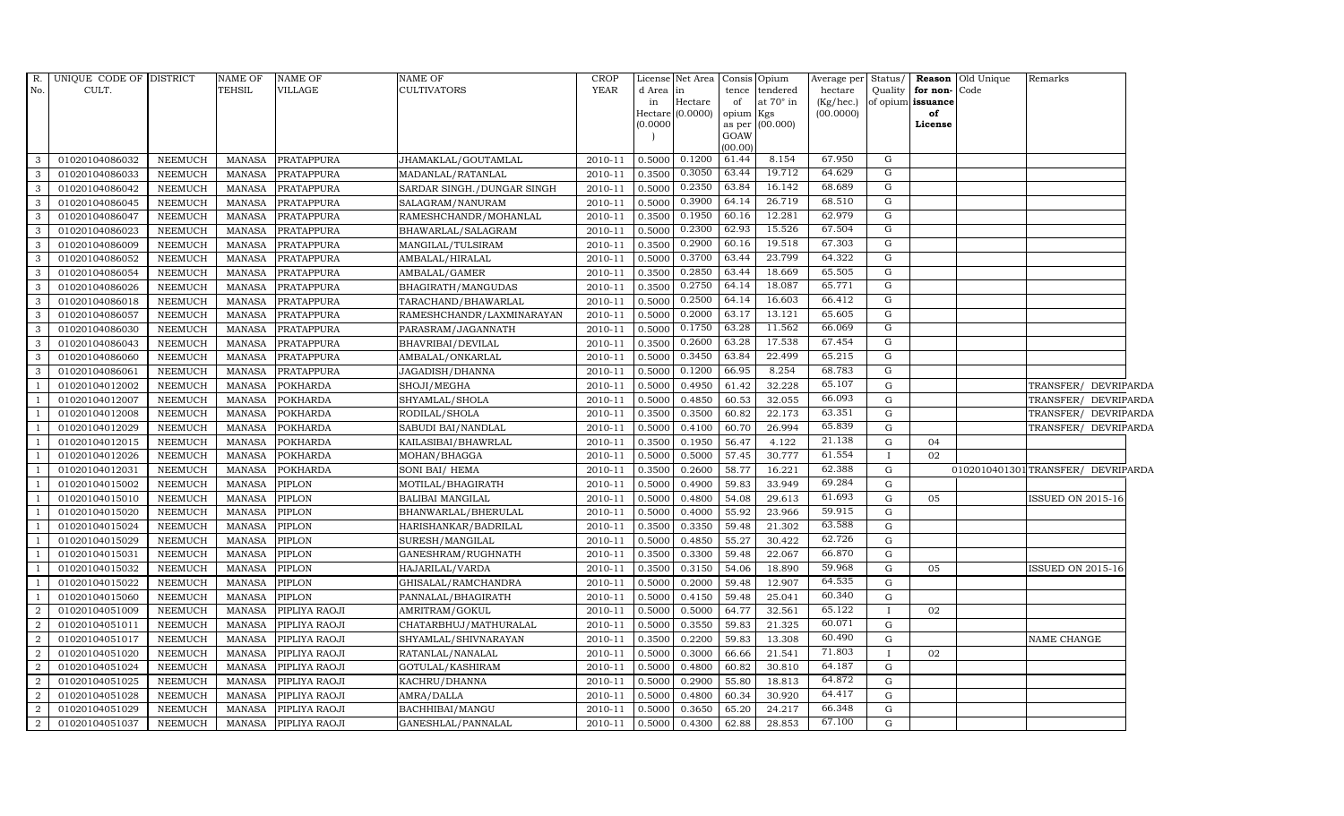| R. No. | UNIQUE CODE OF CULT. | DISTRICT | NAME OF TEHSIL | NAME OF VILLAGE | NAME OF CULTIVATORS | CROP YEAR | License d Area in Hectare (0.0000) | Net Area in Hectare (0.0000) | Consis tence of opium as per GOAW (00.00) | Opium tendered at 70° in Kgs (00.000) | Average per hectare (Kg/hec.) (00.0000) | Status/ Quality of opium | Reason for non-issuance of License | Old Unique Code | Remarks |
|---|---|---|---|---|---|---|---|---|---|---|---|---|---|---|---|
| 3 | 01020104086032 | NEEMUCH | MANASA | PRATAPPURA | JHAMAKLAL/GOUTAMLAL | 2010-11 | 0.5000 | 0.1200 | 61.44 | 8.154 | 67.950 | G | | | |
| 3 | 01020104086033 | NEEMUCH | MANASA | PRATAPPURA | MADANLAL/RATANLAL | 2010-11 | 0.3500 | 0.3050 | 63.44 | 19.712 | 64.629 | G | | | |
| 3 | 01020104086042 | NEEMUCH | MANASA | PRATAPPURA | SARDAR SINGH./DUNGAR SINGH | 2010-11 | 0.5000 | 0.2350 | 63.84 | 16.142 | 68.689 | G | | | |
| 3 | 01020104086045 | NEEMUCH | MANASA | PRATAPPURA | SALAGRAM/NANURAM | 2010-11 | 0.5000 | 0.3900 | 64.14 | 26.719 | 68.510 | G | | | |
| 3 | 01020104086047 | NEEMUCH | MANASA | PRATAPPURA | RAMESHCHANDR/MOHANLAL | 2010-11 | 0.3500 | 0.1950 | 60.16 | 12.281 | 62.979 | G | | | |
| 3 | 01020104086023 | NEEMUCH | MANASA | PRATAPPURA | BHAWARLAL/SALAGRAM | 2010-11 | 0.5000 | 0.2300 | 62.93 | 15.526 | 67.504 | G | | | |
| 3 | 01020104086009 | NEEMUCH | MANASA | PRATAPPURA | MANGILAL/TULSIRAM | 2010-11 | 0.3500 | 0.2900 | 60.16 | 19.518 | 67.303 | G | | | |
| 3 | 01020104086052 | NEEMUCH | MANASA | PRATAPPURA | AMBALAL/HIRALAL | 2010-11 | 0.5000 | 0.3700 | 63.44 | 23.799 | 64.322 | G | | | |
| 3 | 01020104086054 | NEEMUCH | MANASA | PRATAPPURA | AMBALAL/GAMER | 2010-11 | 0.3500 | 0.2850 | 63.44 | 18.669 | 65.505 | G | | | |
| 3 | 01020104086026 | NEEMUCH | MANASA | PRATAPPURA | BHAGIRATH/MANGUDAS | 2010-11 | 0.3500 | 0.2750 | 64.14 | 18.087 | 65.771 | G | | | |
| 3 | 01020104086018 | NEEMUCH | MANASA | PRATAPPURA | TARACHAND/BHAWARLAL | 2010-11 | 0.5000 | 0.2500 | 64.14 | 16.603 | 66.412 | G | | | |
| 3 | 01020104086057 | NEEMUCH | MANASA | PRATAPPURA | RAMESHCHANDR/LAXMINARAYAN | 2010-11 | 0.5000 | 0.2000 | 63.17 | 13.121 | 65.605 | G | | | |
| 3 | 01020104086030 | NEEMUCH | MANASA | PRATAPPURA | PARASRAM/JAGANNATH | 2010-11 | 0.5000 | 0.1750 | 63.28 | 11.562 | 66.069 | G | | | |
| 3 | 01020104086043 | NEEMUCH | MANASA | PRATAPPURA | BHAVRIBAI/DEVILAL | 2010-11 | 0.3500 | 0.2600 | 63.28 | 17.538 | 67.454 | G | | | |
| 3 | 01020104086060 | NEEMUCH | MANASA | PRATAPPURA | AMBALAL/ONKARLAL | 2010-11 | 0.5000 | 0.3450 | 63.84 | 22.499 | 65.215 | G | | | |
| 3 | 01020104086061 | NEEMUCH | MANASA | PRATAPPURA | JAGADISH/DHANNA | 2010-11 | 0.5000 | 0.1200 | 66.95 | 8.254 | 68.783 | G | | | |
| 1 | 01020104012002 | NEEMUCH | MANASA | POKHARDA | SHOJI/MEGHA | 2010-11 | 0.5000 | 0.4950 | 61.42 | 32.228 | 65.107 | G | | | TRANSFER/ DEVRIPARDA |
| 1 | 01020104012007 | NEEMUCH | MANASA | POKHARDA | SHYAMLAL/SHOLA | 2010-11 | 0.5000 | 0.4850 | 60.53 | 32.055 | 66.093 | G | | | TRANSFER/ DEVRIPARDA |
| 1 | 01020104012008 | NEEMUCH | MANASA | POKHARDA | RODILAL/SHOLA | 2010-11 | 0.3500 | 0.3500 | 60.82 | 22.173 | 63.351 | G | | | TRANSFER/ DEVRIPARDA |
| 1 | 01020104012029 | NEEMUCH | MANASA | POKHARDA | SABUDI BAI/NANDLAL | 2010-11 | 0.5000 | 0.4100 | 60.70 | 26.994 | 65.839 | G | | | TRANSFER/ DEVRIPARDA |
| 1 | 01020104012015 | NEEMUCH | MANASA | POKHARDA | KAILASIBAI/BHAWRLAL | 2010-11 | 0.3500 | 0.1950 | 56.47 | 4.122 | 21.138 | G | 04 | | |
| 1 | 01020104012026 | NEEMUCH | MANASA | POKHARDA | MOHAN/BHAGGA | 2010-11 | 0.5000 | 0.5000 | 57.45 | 30.777 | 61.554 | I | 02 | | |
| 1 | 01020104012031 | NEEMUCH | MANASA | POKHARDA | SONI BAI/ HEMA | 2010-11 | 0.3500 | 0.2600 | 58.77 | 16.221 | 62.388 | G | | 01020104013017 | TRANSFER/ DEVRIPARDA |
| 1 | 01020104015002 | NEEMUCH | MANASA | PIPLON | MOTILAL/BHAGIRATH | 2010-11 | 0.5000 | 0.4900 | 59.83 | 33.949 | 69.284 | G | | | |
| 1 | 01020104015010 | NEEMUCH | MANASA | PIPLON | BALIBAI MANGILAL | 2010-11 | 0.5000 | 0.4800 | 54.08 | 29.613 | 61.693 | G | 05 | | ISSUED ON 2015-16 |
| 1 | 01020104015020 | NEEMUCH | MANASA | PIPLON | BHANWARLAL/BHERULAL | 2010-11 | 0.5000 | 0.4000 | 55.92 | 23.966 | 59.915 | G | | | |
| 1 | 01020104015024 | NEEMUCH | MANASA | PIPLON | HARISHANKAR/BADRILAL | 2010-11 | 0.3500 | 0.3350 | 59.48 | 21.302 | 63.588 | G | | | |
| 1 | 01020104015029 | NEEMUCH | MANASA | PIPLON | SURESH/MANGILAL | 2010-11 | 0.5000 | 0.4850 | 55.27 | 30.422 | 62.726 | G | | | |
| 1 | 01020104015031 | NEEMUCH | MANASA | PIPLON | GANESHRAM/RUGHNATH | 2010-11 | 0.3500 | 0.3300 | 59.48 | 22.067 | 66.870 | G | | | |
| 1 | 01020104015032 | NEEMUCH | MANASA | PIPLON | HAJARILAL/VARDA | 2010-11 | 0.3500 | 0.3150 | 54.06 | 18.890 | 59.968 | G | 05 | | ISSUED ON 2015-16 |
| 1 | 01020104015022 | NEEMUCH | MANASA | PIPLON | GHISALAL/RAMCHANDRA | 2010-11 | 0.5000 | 0.2000 | 59.48 | 12.907 | 64.535 | G | | | |
| 1 | 01020104015060 | NEEMUCH | MANASA | PIPLON | PANNALAL/BHAGIRATH | 2010-11 | 0.5000 | 0.4150 | 59.48 | 25.041 | 60.340 | G | | | |
| 2 | 01020104051009 | NEEMUCH | MANASA | PIPLIYA RAOJI | AMRITRAM/GOKUL | 2010-11 | 0.5000 | 0.5000 | 64.77 | 32.561 | 65.122 | I | 02 | | |
| 2 | 01020104051011 | NEEMUCH | MANASA | PIPLIYA RAOJI | CHATARBHUJ/MATHURALAL | 2010-11 | 0.5000 | 0.3550 | 59.83 | 21.325 | 60.071 | G | | | |
| 2 | 01020104051017 | NEEMUCH | MANASA | PIPLIYA RAOJI | SHYAMLAL/SHIVNARAYAN | 2010-11 | 0.3500 | 0.2200 | 59.83 | 13.308 | 60.490 | G | | | NAME CHANGE |
| 2 | 01020104051020 | NEEMUCH | MANASA | PIPLIYA RAOJI | RATANLAL/NANALAL | 2010-11 | 0.5000 | 0.3000 | 66.66 | 21.541 | 71.803 | I | 02 | | |
| 2 | 01020104051024 | NEEMUCH | MANASA | PIPLIYA RAOJI | GOTULAL/KASHIRAM | 2010-11 | 0.5000 | 0.4800 | 60.82 | 30.810 | 64.187 | G | | | |
| 2 | 01020104051025 | NEEMUCH | MANASA | PIPLIYA RAOJI | KACHRU/DHANNA | 2010-11 | 0.5000 | 0.2900 | 55.80 | 18.813 | 64.872 | G | | | |
| 2 | 01020104051028 | NEEMUCH | MANASA | PIPLIYA RAOJI | AMRA/DALLA | 2010-11 | 0.5000 | 0.4800 | 60.34 | 30.920 | 64.417 | G | | | |
| 2 | 01020104051029 | NEEMUCH | MANASA | PIPLIYA RAOJI | BACHHIBAI/MANGU | 2010-11 | 0.5000 | 0.3650 | 65.20 | 24.217 | 66.348 | G | | | |
| 2 | 01020104051037 | NEEMUCH | MANASA | PIPLIYA RAOJI | GANESHLAL/PANNALAL | 2010-11 | 0.5000 | 0.4300 | 62.88 | 28.853 | 67.100 | G | | | |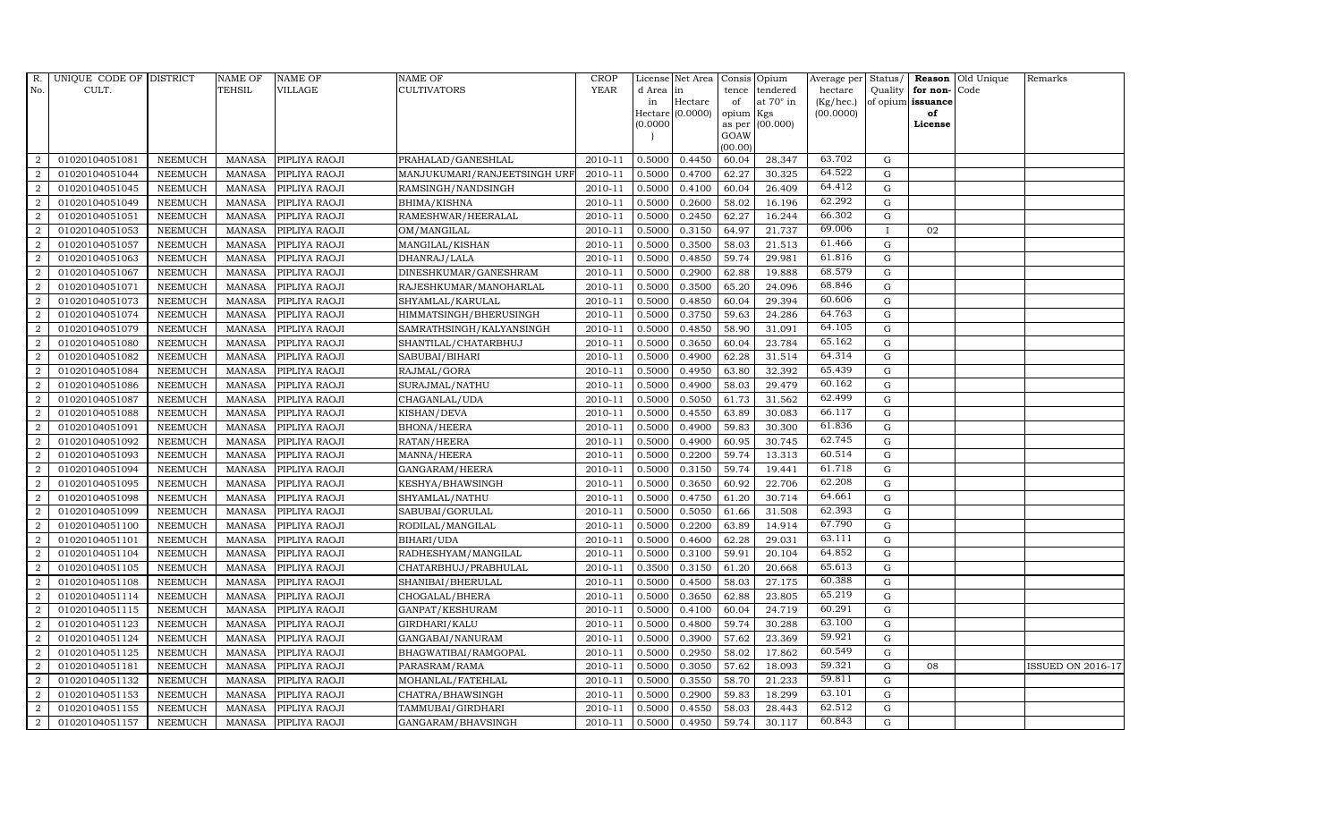| R. No. | UNIQUE CODE OF CULT. | DISTRICT | NAME OF TEHSIL | NAME OF VILLAGE | NAME OF CULTIVATORS | CROP YEAR | License d Area in Hectare (0.0000) | Net Area in Hectare (0.0000) | Consis tence of opium as per GOAW (00.00) | Opium tendered at 70° in Kgs (00.000) | Average per hectare (Kg/hec.) (00.0000) | Status/ Quality of opium | Reason for non-issuance of License | Old Unique Code | Remarks |
|---|---|---|---|---|---|---|---|---|---|---|---|---|---|---|---|
| 2 | 01020104051081 | NEEMUCH | MANASA | PIPLIYA RAOJI | PRAHALAD/GANESHLAL | 2010-11 | 0.5000 | 0.4450 | 60.04 | 28.347 | 63.702 | G | | | |
| 2 | 01020104051044 | NEEMUCH | MANASA | PIPLIYA RAOJI | MANJUKUMARI/RANJEETSINGH URF | 2010-11 | 0.5000 | 0.4700 | 62.27 | 30.325 | 64.522 | G | | | |
| 2 | 01020104051045 | NEEMUCH | MANASA | PIPLIYA RAOJI | RAMSINGH/NANDSINGH | 2010-11 | 0.5000 | 0.4100 | 60.04 | 26.409 | 64.412 | G | | | |
| 2 | 01020104051049 | NEEMUCH | MANASA | PIPLIYA RAOJI | BHIMA/KISHNA | 2010-11 | 0.5000 | 0.2600 | 58.02 | 16.196 | 62.292 | G | | | |
| 2 | 01020104051051 | NEEMUCH | MANASA | PIPLIYA RAOJI | RAMESHWAR/HEERALAL | 2010-11 | 0.5000 | 0.2450 | 62.27 | 16.244 | 66.302 | G | | | |
| 2 | 01020104051053 | NEEMUCH | MANASA | PIPLIYA RAOJI | OM/MANGILAL | 2010-11 | 0.5000 | 0.3150 | 64.97 | 21.737 | 69.006 | I | 02 | | |
| 2 | 01020104051057 | NEEMUCH | MANASA | PIPLIYA RAOJI | MANGILAL/KISHAN | 2010-11 | 0.5000 | 0.3500 | 58.03 | 21.513 | 61.466 | G | | | |
| 2 | 01020104051063 | NEEMUCH | MANASA | PIPLIYA RAOJI | DHANRAJ/LALA | 2010-11 | 0.5000 | 0.4850 | 59.74 | 29.981 | 61.816 | G | | | |
| 2 | 01020104051067 | NEEMUCH | MANASA | PIPLIYA RAOJI | DINESHKUMAR/GANESHRAM | 2010-11 | 0.5000 | 0.2900 | 62.88 | 19.888 | 68.579 | G | | | |
| 2 | 01020104051071 | NEEMUCH | MANASA | PIPLIYA RAOJI | RAJESHKUMAR/MANOHARLAL | 2010-11 | 0.5000 | 0.3500 | 65.20 | 24.096 | 68.846 | G | | | |
| 2 | 01020104051073 | NEEMUCH | MANASA | PIPLIYA RAOJI | SHYAMLAL/KARULAL | 2010-11 | 0.5000 | 0.4850 | 60.04 | 29.394 | 60.606 | G | | | |
| 2 | 01020104051074 | NEEMUCH | MANASA | PIPLIYA RAOJI | HIMMATSINGH/BHERUSINGH | 2010-11 | 0.5000 | 0.3750 | 59.63 | 24.286 | 64.763 | G | | | |
| 2 | 01020104051079 | NEEMUCH | MANASA | PIPLIYA RAOJI | SAMRATHSINGH/KALYANSINGH | 2010-11 | 0.5000 | 0.4850 | 58.90 | 31.091 | 64.105 | G | | | |
| 2 | 01020104051080 | NEEMUCH | MANASA | PIPLIYA RAOJI | SHANTILAL/CHATARBHUJ | 2010-11 | 0.5000 | 0.3650 | 60.04 | 23.784 | 65.162 | G | | | |
| 2 | 01020104051082 | NEEMUCH | MANASA | PIPLIYA RAOJI | SABUBAI/BIHARI | 2010-11 | 0.5000 | 0.4900 | 62.28 | 31.514 | 64.314 | G | | | |
| 2 | 01020104051084 | NEEMUCH | MANASA | PIPLIYA RAOJI | RAJMAL/GORA | 2010-11 | 0.5000 | 0.4950 | 63.80 | 32.392 | 65.439 | G | | | |
| 2 | 01020104051086 | NEEMUCH | MANASA | PIPLIYA RAOJI | SURAJMAL/NATHU | 2010-11 | 0.5000 | 0.4900 | 58.03 | 29.479 | 60.162 | G | | | |
| 2 | 01020104051087 | NEEMUCH | MANASA | PIPLIYA RAOJI | CHAGANLAL/UDA | 2010-11 | 0.5000 | 0.5050 | 61.73 | 31.562 | 62.499 | G | | | |
| 2 | 01020104051088 | NEEMUCH | MANASA | PIPLIYA RAOJI | KISHAN/DEVA | 2010-11 | 0.5000 | 0.4550 | 63.89 | 30.083 | 66.117 | G | | | |
| 2 | 01020104051091 | NEEMUCH | MANASA | PIPLIYA RAOJI | BHONA/HEERA | 2010-11 | 0.5000 | 0.4900 | 59.83 | 30.300 | 61.836 | G | | | |
| 2 | 01020104051092 | NEEMUCH | MANASA | PIPLIYA RAOJI | RATAN/HEERA | 2010-11 | 0.5000 | 0.4900 | 60.95 | 30.745 | 62.745 | G | | | |
| 2 | 01020104051093 | NEEMUCH | MANASA | PIPLIYA RAOJI | MANNA/HEERA | 2010-11 | 0.5000 | 0.2200 | 59.74 | 13.313 | 60.514 | G | | | |
| 2 | 01020104051094 | NEEMUCH | MANASA | PIPLIYA RAOJI | GANGARAM/HEERA | 2010-11 | 0.5000 | 0.3150 | 59.74 | 19.441 | 61.718 | G | | | |
| 2 | 01020104051095 | NEEMUCH | MANASA | PIPLIYA RAOJI | KESHYA/BHAWSINGH | 2010-11 | 0.5000 | 0.3650 | 60.92 | 22.706 | 62.208 | G | | | |
| 2 | 01020104051098 | NEEMUCH | MANASA | PIPLIYA RAOJI | SHYAMLAL/NATHU | 2010-11 | 0.5000 | 0.4750 | 61.20 | 30.714 | 64.661 | G | | | |
| 2 | 01020104051099 | NEEMUCH | MANASA | PIPLIYA RAOJI | SABUBAI/GORULAL | 2010-11 | 0.5000 | 0.5050 | 61.66 | 31.508 | 62.393 | G | | | |
| 2 | 01020104051100 | NEEMUCH | MANASA | PIPLIYA RAOJI | RODILAL/MANGILAL | 2010-11 | 0.5000 | 0.2200 | 63.89 | 14.914 | 67.790 | G | | | |
| 2 | 01020104051101 | NEEMUCH | MANASA | PIPLIYA RAOJI | BIHARI/UDA | 2010-11 | 0.5000 | 0.4600 | 62.28 | 29.031 | 63.111 | G | | | |
| 2 | 01020104051104 | NEEMUCH | MANASA | PIPLIYA RAOJI | RADHESHYAM/MANGILAL | 2010-11 | 0.5000 | 0.3100 | 59.91 | 20.104 | 64.852 | G | | | |
| 2 | 01020104051105 | NEEMUCH | MANASA | PIPLIYA RAOJI | CHATARBHUJ/PRABHULAL | 2010-11 | 0.3500 | 0.3150 | 61.20 | 20.668 | 65.613 | G | | | |
| 2 | 01020104051108 | NEEMUCH | MANASA | PIPLIYA RAOJI | SHANIBAI/BHERULAL | 2010-11 | 0.5000 | 0.4500 | 58.03 | 27.175 | 60.388 | G | | | |
| 2 | 01020104051114 | NEEMUCH | MANASA | PIPLIYA RAOJI | CHOGALAL/BHERA | 2010-11 | 0.5000 | 0.3650 | 62.88 | 23.805 | 65.219 | G | | | |
| 2 | 01020104051115 | NEEMUCH | MANASA | PIPLIYA RAOJI | GANPAT/KESHURAM | 2010-11 | 0.5000 | 0.4100 | 60.04 | 24.719 | 60.291 | G | | | |
| 2 | 01020104051123 | NEEMUCH | MANASA | PIPLIYA RAOJI | GIRDHARI/KALU | 2010-11 | 0.5000 | 0.4800 | 59.74 | 30.288 | 63.100 | G | | | |
| 2 | 01020104051124 | NEEMUCH | MANASA | PIPLIYA RAOJI | GANGABAI/NANURAM | 2010-11 | 0.5000 | 0.3900 | 57.62 | 23.369 | 59.921 | G | | | |
| 2 | 01020104051125 | NEEMUCH | MANASA | PIPLIYA RAOJI | BHAGWATIBAI/RAMGOPAL | 2010-11 | 0.5000 | 0.2950 | 58.02 | 17.862 | 60.549 | G | | | |
| 2 | 01020104051181 | NEEMUCH | MANASA | PIPLIYA RAOJI | PARASRAM/RAMA | 2010-11 | 0.5000 | 0.3050 | 57.62 | 18.093 | 59.321 | G | 08 | | ISSUED ON 2016-17 |
| 2 | 01020104051132 | NEEMUCH | MANASA | PIPLIYA RAOJI | MOHANLAL/FATEHLAL | 2010-11 | 0.5000 | 0.3550 | 58.70 | 21.233 | 59.811 | G | | | |
| 2 | 01020104051153 | NEEMUCH | MANASA | PIPLIYA RAOJI | CHATRA/BHAWSINGH | 2010-11 | 0.5000 | 0.2900 | 59.83 | 18.299 | 63.101 | G | | | |
| 2 | 01020104051155 | NEEMUCH | MANASA | PIPLIYA RAOJI | TAMMUBAI/GIRDHARI | 2010-11 | 0.5000 | 0.4550 | 58.03 | 28.443 | 62.512 | G | | | |
| 2 | 01020104051157 | NEEMUCH | MANASA | PIPLIYA RAOJI | GANGARAM/BHAVSINGH | 2010-11 | 0.5000 | 0.4950 | 59.74 | 30.117 | 60.843 | G | | | |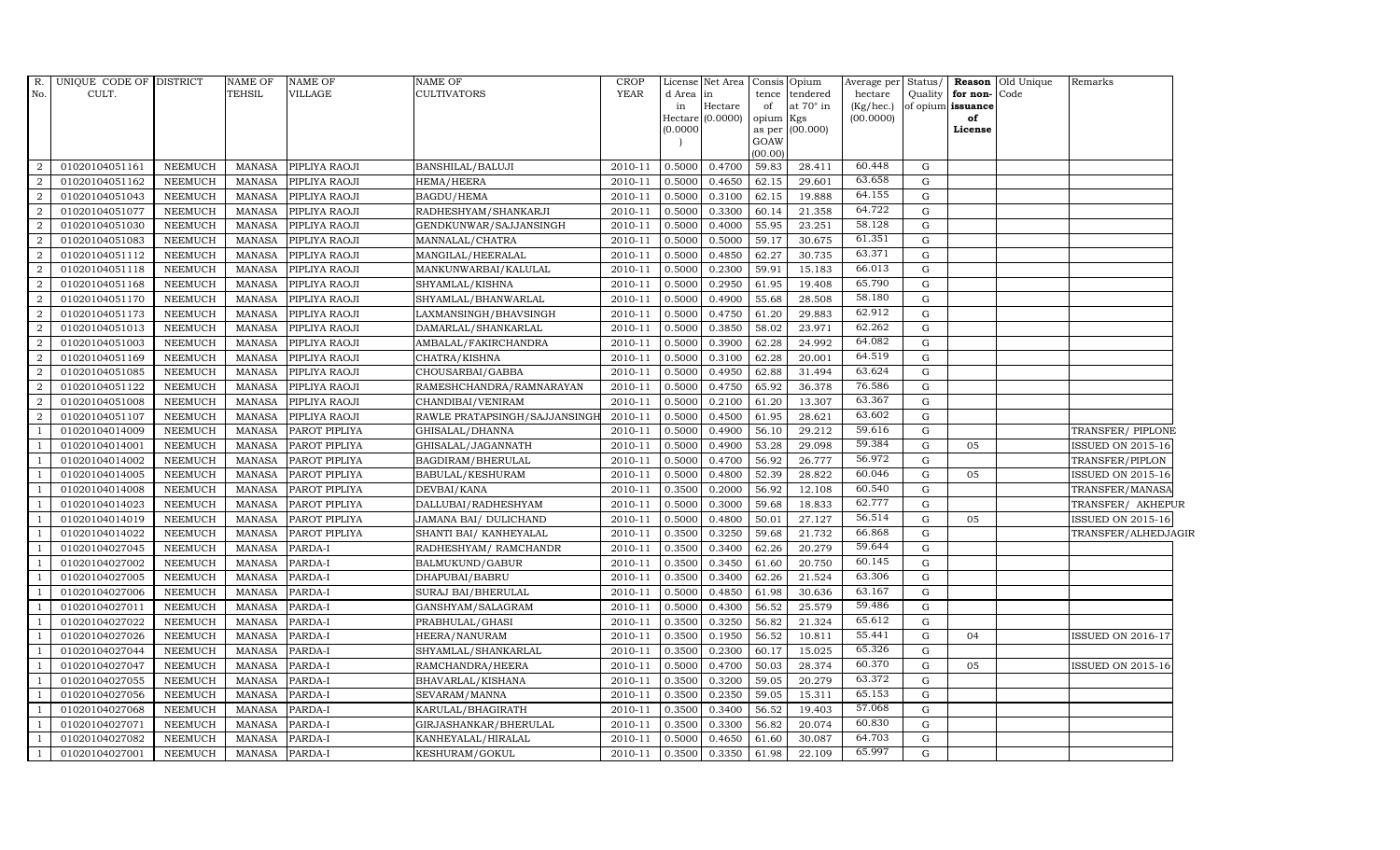| R. No. | UNIQUE CODE OF CULT. | DISTRICT | NAME OF TEHSIL | NAME OF VILLAGE | NAME OF CULTIVATORS | CROP YEAR | License d Area in Hectare (0.0000) | Net Area in Hectare (0.0000) | Consis tence of opium as per GOAW (00.00) | Opium tendered at 70° in Kgs (00.000) | Average per hectare (Kg/hec.) (00.0000) | Status/ Quality of opium | Reason for non-issuance of License | Old Unique Code | Remarks |
|---|---|---|---|---|---|---|---|---|---|---|---|---|---|---|---|
| 2 | 01020104051161 | NEEMUCH | MANASA | PIPLIYA RAOJI | BANSHILAL/BALUJI | 2010-11 | 0.5000 | 0.4700 | 59.83 | 28.411 | 60.448 | G | | | |
| 2 | 01020104051162 | NEEMUCH | MANASA | PIPLIYA RAOJI | HEMA/HEERA | 2010-11 | 0.5000 | 0.4650 | 62.15 | 29.601 | 63.658 | G | | | |
| 2 | 01020104051043 | NEEMUCH | MANASA | PIPLIYA RAOJI | BAGDU/HEMA | 2010-11 | 0.5000 | 0.3100 | 62.15 | 19.888 | 64.155 | G | | | |
| 2 | 01020104051077 | NEEMUCH | MANASA | PIPLIYA RAOJI | RADHESHYAM/SHANKARJI | 2010-11 | 0.5000 | 0.3300 | 60.14 | 21.358 | 64.722 | G | | | |
| 2 | 01020104051030 | NEEMUCH | MANASA | PIPLIYA RAOJI | GENDKUNWAR/SAJJANSINGH | 2010-11 | 0.5000 | 0.4000 | 55.95 | 23.251 | 58.128 | G | | | |
| 2 | 01020104051083 | NEEMUCH | MANASA | PIPLIYA RAOJI | MANNALAL/CHATRA | 2010-11 | 0.5000 | 0.5000 | 59.17 | 30.675 | 61.351 | G | | | |
| 2 | 01020104051112 | NEEMUCH | MANASA | PIPLIYA RAOJI | MANGILAL/HEERALAL | 2010-11 | 0.5000 | 0.4850 | 62.27 | 30.735 | 63.371 | G | | | |
| 2 | 01020104051118 | NEEMUCH | MANASA | PIPLIYA RAOJI | MANKUNWARBAI/KALULAL | 2010-11 | 0.5000 | 0.2300 | 59.91 | 15.183 | 66.013 | G | | | |
| 2 | 01020104051168 | NEEMUCH | MANASA | PIPLIYA RAOJI | SHYAMLAL/KISHNA | 2010-11 | 0.5000 | 0.2950 | 61.95 | 19.408 | 65.790 | G | | | |
| 2 | 01020104051170 | NEEMUCH | MANASA | PIPLIYA RAOJI | SHYAMLAL/BHANWARLAL | 2010-11 | 0.5000 | 0.4900 | 55.68 | 28.508 | 58.180 | G | | | |
| 2 | 01020104051173 | NEEMUCH | MANASA | PIPLIYA RAOJI | LAXMANSINGH/BHAVSINGH | 2010-11 | 0.5000 | 0.4750 | 61.20 | 29.883 | 62.912 | G | | | |
| 2 | 01020104051013 | NEEMUCH | MANASA | PIPLIYA RAOJI | DAMARLAL/SHANKARLAL | 2010-11 | 0.5000 | 0.3850 | 58.02 | 23.971 | 62.262 | G | | | |
| 2 | 01020104051003 | NEEMUCH | MANASA | PIPLIYA RAOJI | AMBALAL/FAKIRCHANDRA | 2010-11 | 0.5000 | 0.3900 | 62.28 | 24.992 | 64.082 | G | | | |
| 2 | 01020104051169 | NEEMUCH | MANASA | PIPLIYA RAOJI | CHATRA/KISHNA | 2010-11 | 0.5000 | 0.3100 | 62.28 | 20.001 | 64.519 | G | | | |
| 2 | 01020104051085 | NEEMUCH | MANASA | PIPLIYA RAOJI | CHOUSARBAI/GABBA | 2010-11 | 0.5000 | 0.4950 | 62.88 | 31.494 | 63.624 | G | | | |
| 2 | 01020104051122 | NEEMUCH | MANASA | PIPLIYA RAOJI | RAMESHCHANDRA/RAMNARAYAN | 2010-11 | 0.5000 | 0.4750 | 65.92 | 36.378 | 76.586 | G | | | |
| 2 | 01020104051008 | NEEMUCH | MANASA | PIPLIYA RAOJI | CHANDIBAI/VENIRAM | 2010-11 | 0.5000 | 0.2100 | 61.20 | 13.307 | 63.367 | G | | | |
| 2 | 01020104051107 | NEEMUCH | MANASA | PIPLIYA RAOJI | RAWLE PRATAPSINGH/SAJJANSINGH | 2010-11 | 0.5000 | 0.4500 | 61.95 | 28.621 | 63.602 | G | | | |
| 1 | 01020104014009 | NEEMUCH | MANASA | PAROT PIPLIYA | GHISALAL/DHANNA | 2010-11 | 0.5000 | 0.4900 | 56.10 | 29.212 | 59.616 | G | | | TRANSFER/ PIPLONE |
| 1 | 01020104014001 | NEEMUCH | MANASA | PAROT PIPLIYA | GHISALAL/JAGANNATH | 2010-11 | 0.5000 | 0.4900 | 53.28 | 29.098 | 59.384 | G | 05 | | ISSUED ON 2015-16 |
| 1 | 01020104014002 | NEEMUCH | MANASA | PAROT PIPLIYA | BAGDIRAM/BHERULAL | 2010-11 | 0.5000 | 0.4700 | 56.92 | 26.777 | 56.972 | G | | | TRANSFER/PIPLON |
| 1 | 01020104014005 | NEEMUCH | MANASA | PAROT PIPLIYA | BABULAL/KESHURAM | 2010-11 | 0.5000 | 0.4800 | 52.39 | 28.822 | 60.046 | G | 05 | | ISSUED ON 2015-16 |
| 1 | 01020104014008 | NEEMUCH | MANASA | PAROT PIPLIYA | DEVBAI/KANA | 2010-11 | 0.3500 | 0.2000 | 56.92 | 12.108 | 60.540 | G | | | TRANSFER/MANASA |
| 1 | 01020104014023 | NEEMUCH | MANASA | PAROT PIPLIYA | DALLUBAI/RADHESHYAM | 2010-11 | 0.5000 | 0.3000 | 59.68 | 18.833 | 62.777 | G | | | TRANSFER/ AKHEPUR |
| 1 | 01020104014019 | NEEMUCH | MANASA | PAROT PIPLIYA | JAMANA BAI/ DULICHAND | 2010-11 | 0.5000 | 0.4800 | 50.01 | 27.127 | 56.514 | G | 05 | | ISSUED ON 2015-16 |
| 1 | 01020104014022 | NEEMUCH | MANASA | PAROT PIPLIYA | SHANTI BAI/ KANHEYALAL | 2010-11 | 0.3500 | 0.3250 | 59.68 | 21.732 | 66.868 | G | | | TRANSFER/ALHEDJAGIR |
| 1 | 01020104027045 | NEEMUCH | MANASA | PARDA-I | RADHESHYAM/ RAMCHANDR | 2010-11 | 0.3500 | 0.3400 | 62.26 | 20.279 | 59.644 | G | | | |
| 1 | 01020104027002 | NEEMUCH | MANASA | PARDA-I | BALMUKUND/GABUR | 2010-11 | 0.3500 | 0.3450 | 61.60 | 20.750 | 60.145 | G | | | |
| 1 | 01020104027005 | NEEMUCH | MANASA | PARDA-I | DHAPUBAI/BABRU | 2010-11 | 0.3500 | 0.3400 | 62.26 | 21.524 | 63.306 | G | | | |
| 1 | 01020104027006 | NEEMUCH | MANASA | PARDA-I | SURAJ BAI/BHERULAL | 2010-11 | 0.5000 | 0.4850 | 61.98 | 30.636 | 63.167 | G | | | |
| 1 | 01020104027011 | NEEMUCH | MANASA | PARDA-I | GANSHYAM/SALAGRAM | 2010-11 | 0.5000 | 0.4300 | 56.52 | 25.579 | 59.486 | G | | | |
| 1 | 01020104027022 | NEEMUCH | MANASA | PARDA-I | PRABHULAL/GHASI | 2010-11 | 0.3500 | 0.3250 | 56.82 | 21.324 | 65.612 | G | | | |
| 1 | 01020104027026 | NEEMUCH | MANASA | PARDA-I | HEERA/NANURAM | 2010-11 | 0.3500 | 0.1950 | 56.52 | 10.811 | 55.441 | G | 04 | | ISSUED ON 2016-17 |
| 1 | 01020104027044 | NEEMUCH | MANASA | PARDA-I | SHYAMLAL/SHANKARLAL | 2010-11 | 0.3500 | 0.2300 | 60.17 | 15.025 | 65.326 | G | | | |
| 1 | 01020104027047 | NEEMUCH | MANASA | PARDA-I | RAMCHANDRA/HEERA | 2010-11 | 0.5000 | 0.4700 | 50.03 | 28.374 | 60.370 | G | 05 | | ISSUED ON 2015-16 |
| 1 | 01020104027055 | NEEMUCH | MANASA | PARDA-I | BHAVARLAL/KISHANA | 2010-11 | 0.3500 | 0.3200 | 59.05 | 20.279 | 63.372 | G | | | |
| 1 | 01020104027056 | NEEMUCH | MANASA | PARDA-I | SEVARAM/MANNA | 2010-11 | 0.3500 | 0.2350 | 59.05 | 15.311 | 65.153 | G | | | |
| 1 | 01020104027068 | NEEMUCH | MANASA | PARDA-I | KARULAL/BHAGIRATH | 2010-11 | 0.3500 | 0.3400 | 56.52 | 19.403 | 57.068 | G | | | |
| 1 | 01020104027071 | NEEMUCH | MANASA | PARDA-I | GIRJASHANKAR/BHERULAL | 2010-11 | 0.3500 | 0.3300 | 56.82 | 20.074 | 60.830 | G | | | |
| 1 | 01020104027082 | NEEMUCH | MANASA | PARDA-I | KANHEYALAL/HIRALAL | 2010-11 | 0.5000 | 0.4650 | 61.60 | 30.087 | 64.703 | G | | | |
| 1 | 01020104027001 | NEEMUCH | MANASA | PARDA-I | KESHURAM/GOKUL | 2010-11 | 0.3500 | 0.3350 | 61.98 | 22.109 | 65.997 | G | | | |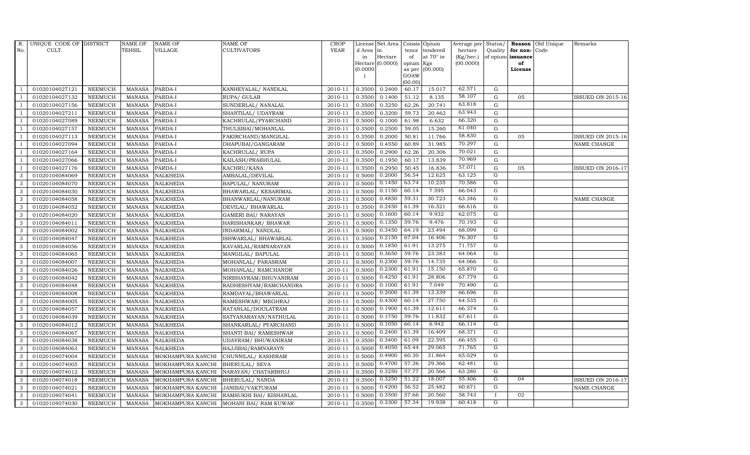| R. No. | UNIQUE CODE OF CULT. | DISTRICT | NAME OF TEHSIL | NAME OF VILLAGE | NAME OF CULTIVATORS | CROP YEAR | License d Area in Hectare (0.0000) | Net Area in Hectare (0.0000) | Consis tence of opium as per GOAW (00.00) | Opium tendered at 70° in Kgs (00.000) | Average per hectare (Kg/hec.) (00.0000) | Status/ Quality of opium | Reason for non-issuance of License | Old Unique Code | Remarks |
|---|---|---|---|---|---|---|---|---|---|---|---|---|---|---|---|
| 1 | 01020104027121 | NEEMUCH | MANASA | PARDA-I | KANHEYALAL/ NANDLAL | 2010-11 | 0.3500 | 0.2400 | 60.17 | 15.017 | 62.571 | G | | | |
| 1 | 01020104027132 | NEEMUCH | MANASA | PARDA-I | RUPA/ GULAB | 2010-11 | 0.3500 | 0.1400 | 51.12 | 8.135 | 58.107 | G | 05 | | ISSUED ON 2015-16 |
| 1 | 01020104027156 | NEEMUCH | MANASA | PARDA-I | SUNDERLAL/ NANALAL | 2010-11 | 0.3500 | 0.3250 | 62.26 | 20.741 | 63.818 | G | | | |
| 1 | 01020104027211 | NEEMUCH | MANASA | PARDA-I | SHANTILAL/ UDAYRAM | 2010-11 | 0.3500 | 0.3200 | 59.73 | 20.462 | 63.943 | G | | | |
| 1 | 01020104027089 | NEEMUCH | MANASA | PARDA-I | KACHRULAL/PYARCHAND | 2010-11 | 0.5000 | 0.1000 | 61.98 | 6.632 | 66.320 | G | | | |
| 1 | 01020104027157 | NEEMUCH | MANASA | PARDA-I | THULSIBAI/MOHANLAL | 2010-11 | 0.3500 | 0.2500 | 59.05 | 15.260 | 61.040 | G | | | |
| 1 | 01020104027113 | NEEMUCH | MANASA | PARDA-I | FAKIRCHAND/MANGILAL | 2010-11 | 0.3500 | 0.2000 | 50.81 | 11.766 | 58.830 | G | 05 | | ISSUED ON 2015-16 |
| 1 | 01020104027094 | NEEMUCH | MANASA | PARDA-I | DHAPUBAI/GANGARAM | 2010-11 | 0.5000 | 0.4550 | 60.89 | 31.985 | 70.297 | G | | | NAME CHANGE |
| 1 | 01020104027164 | NEEMUCH | MANASA | PARDA-I | KACHRULAL/ RUPA | 2010-11 | 0.3500 | 0.2900 | 62.26 | 20.306 | 70.021 | G | | | |
| 1 | 01020104027066 | NEEMUCH | MANASA | PARDA-I | KAILASH/PRABHULAL | 2010-11 | 0.3500 | 0.1950 | 60.17 | 13.839 | 70.969 | G | | | |
| 1 | 01020104027176 | NEEMUCH | MANASA | PARDA-I | KACHRU/KANA | 2010-11 | 0.3500 | 0.2950 | 50.45 | 16.836 | 57.071 | G | 05 | | ISSUED ON 2016-17 |
| 3 | 01020104084069 | NEEMUCH | MANASA | NALKHEDA | AMBALAL/DEVILAL | 2010-11 | 0.5000 | 0.2000 | 56.54 | 12.625 | 63.125 | G | | | |
| 3 | 01020104084070 | NEEMUCH | MANASA | NALKHEDA | BAPULAL/ NANURAM | 2010-11 | 0.5000 | 0.1450 | 63.74 | 10.235 | 70.586 | G | | | |
| 3 | 01020104084030 | NEEMUCH | MANASA | NALKHEDA | BHAWARLAL/ KESARIMAL | 2010-11 | 0.5000 | 0.1150 | 60.14 | 7.595 | 66.043 | G | | | |
| 3 | 01020104084058 | NEEMUCH | MANASA | NALKHEDA | BHANWARLAL/NANURAM | 2010-11 | 0.5000 | 0.4850 | 59.31 | 30.723 | 63.346 | G | | | NAME CHANGE |
| 3 | 01020104084052 | NEEMUCH | MANASA | NALKHEDA | DEVILAL/ BHAWARLAL | 2010-11 | 0.3500 | 0.2450 | 61.39 | 16.321 | 66.616 | G | | | |
| 3 | 01020104084020 | NEEMUCH | MANASA | NALKHEDA | GAMERI BAI/ NARAYAN | 2010-11 | 0.5000 | 0.1600 | 60.14 | 9.932 | 62.075 | G | | | |
| 3 | 01020104084011 | NEEMUCH | MANASA | NALKHEDA | HARISHANKAR/ BHAWAR | 2010-11 | 0.5000 | 0.1350 | 59.76 | 9.476 | 70.193 | G | | | |
| 3 | 01020104084002 | NEEMUCH | MANASA | NALKHEDA | INDARMAL/ NANDLAL | 2010-11 | 0.5000 | 0.3450 | 64.19 | 23.494 | 68.099 | G | | | |
| 3 | 01020104084047 | NEEMUCH | MANASA | NALKHEDA | ISHWARLAL/ BHAWARLAL | 2010-11 | 0.3500 | 0.2150 | 67.04 | 16.406 | 76.307 | G | | | |
| 3 | 01020104084056 | NEEMUCH | MANASA | NALKHEDA | KAVARLAL/RAMNARAYAN | 2010-11 | 0.5000 | 0.1850 | 61.91 | 13.275 | 71.757 | G | | | |
| 3 | 01020104084065 | NEEMUCH | MANASA | NALKHEDA | MANGILAL/ BAPULAL | 2010-11 | 0.5000 | 0.3650 | 59.76 | 23.383 | 64.064 | G | | | |
| 3 | 01020104084007 | NEEMUCH | MANASA | NALKHEDA | MOHANLAL/ PARASRAM | 2010-11 | 0.5000 | 0.2300 | 59.76 | 14.735 | 64.066 | G | | | |
| 3 | 01020104084026 | NEEMUCH | MANASA | NALKHEDA | MOHANLAL/ RAMCHANDR | 2010-11 | 0.5000 | 0.2300 | 61.91 | 15.150 | 65.870 | G | | | |
| 3 | 01020104084042 | NEEMUCH | MANASA | NALKHEDA | NIRBHAYRAM/BHUVANIRAM | 2010-11 | 0.5000 | 0.4250 | 61.91 | 28.806 | 67.779 | G | | | |
| 3 | 01020104084048 | NEEMUCH | MANASA | NALKHEDA | RADHESHYAM/RAMCHANDRA | 2010-11 | 0.5000 | 0.1000 | 61.91 | 7.049 | 70.490 | G | | | |
| 3 | 01020104084008 | NEEMUCH | MANASA | NALKHEDA | RAMDAYAL/BHAWARLAL | 2010-11 | 0.5000 | 0.2000 | 61.39 | 13.339 | 66.696 | G | | | |
| 3 | 01020104084005 | NEEMUCH | MANASA | NALKHEDA | RAMESHWAR/ MEGHRAJ | 2010-11 | 0.5000 | 0.4300 | 60.14 | 27.750 | 64.535 | G | | | |
| 3 | 01020104084057 | NEEMUCH | MANASA | NALKHEDA | RATANLAL/DOULATRAM | 2010-11 | 0.5000 | 0.1900 | 61.39 | 12.611 | 66.374 | G | | | |
| 3 | 01020104084039 | NEEMUCH | MANASA | NALKHEDA | SATYANARAYAN/NATHULAL | 2010-11 | 0.5000 | 0.1750 | 59.76 | 11.832 | 67.611 | G | | | |
| 3 | 01020104084012 | NEEMUCH | MANASA | NALKHEDA | SHANKARLAL/ PYARCHAND | 2010-11 | 0.5000 | 0.1050 | 60.14 | 6.942 | 66.114 | G | | | |
| 3 | 01020104084067 | NEEMUCH | MANASA | NALKHEDA | SHANTI BAI/ RAMESHWAR | 2010-11 | 0.5000 | 0.2400 | 61.39 | 16.409 | 68.371 | G | | | |
| 3 | 01020104084038 | NEEMUCH | MANASA | NALKHEDA | UDAYRAM/ BHUWANIRAM | 2010-11 | 0.3500 | 0.3400 | 61.09 | 22.595 | 66.455 | G | | | |
| 3 | 01020104084063 | NEEMUCH | MANASA | NALKHEDA | BAJJIBAI/RAMNARAYN | 2010-11 | 0.5000 | 0.4050 | 65.44 | 29.065 | 71.765 | G | | | |
| 3 | 01020104074004 | NEEMUCH | MANASA | MOKHAMPURA KANCHI | CHUNNILAL/ KASHIRAM | 2010-11 | 0.5000 | 0.4900 | 60.30 | 31.864 | 65.029 | G | | | |
| 3 | 01020104074005 | NEEMUCH | MANASA | MOKHAMPURA KANCHI | BHERULAL/ SEVA | 2010-11 | 0.5000 | 0.4700 | 57.26 | 29.366 | 62.481 | G | | | |
| 3 | 01020104074012 | NEEMUCH | MANASA | MOKHAMPURA KANCHI | NARAYAN/ CHATARBHUJ | 2010-11 | 0.3500 | 0.3250 | 57.77 | 20.566 | 63.280 | G | | | |
| 3 | 01020104074018 | NEEMUCH | MANASA | MOKHAMPURA KANCHI | BHERULAL/ NANDA | 2010-11 | 0.3500 | 0.3250 | 51.22 | 18.007 | 55.406 | G | 04 | | ISSUED ON 2016-17 |
| 3 | 01020104074021 | NEEMUCH | MANASA | MOKHAMPURA KANCHI | JANIBAI/VAKTURAM | 2010-11 | 0.5000 | 0.4200 | 56.52 | 25.482 | 60.671 | G | | | NAME CHANGE |
| 3 | 01020104074041 | NEEMUCH | MANASA | MOKHAMPURA KANCHI | RAMSUKHI BAI/ KISHANLAL | 2010-11 | 0.5000 | 0.3500 | 57.66 | 20.560 | 58.743 | I | 02 | | |
| 3 | 01020104074030 | NEEMUCH | MANASA | MOKHAMPURA KANCHI | MOHANI BAI/ RAM KUWAR | 2010-11 | 0.3500 | 0.3300 | 57.34 | 19.938 | 60.418 | G | | | |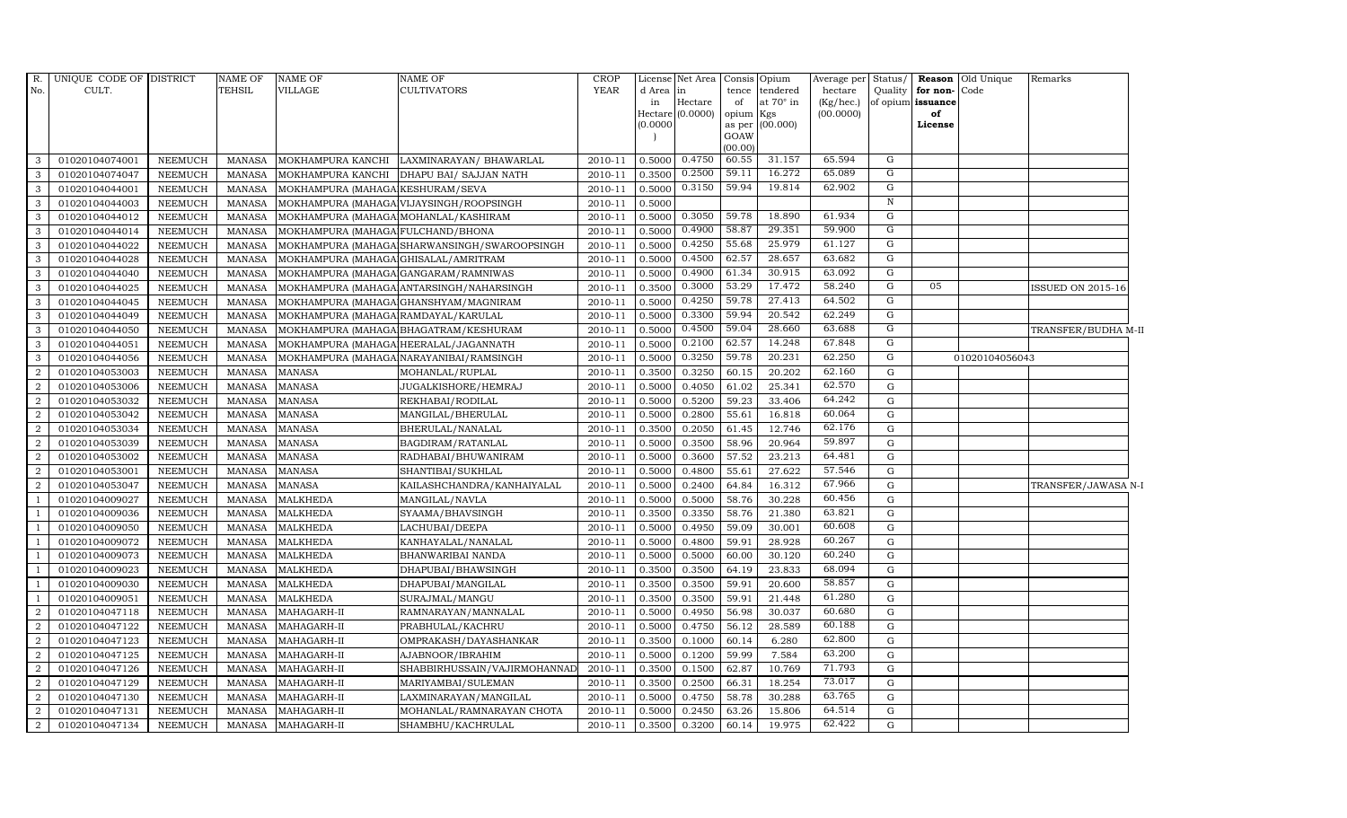| R. No. | UNIQUE CODE OF CULT. | DISTRICT | NAME OF TEHSIL | NAME OF VILLAGE | NAME OF CULTIVATORS | CROP YEAR | License d Area in Hectare (0.0000) | Net Area in Hectare (0.0000) | Consis tence of opium as per GOAW (00.00) | Opium tendered at 70° in Kgs (00.000) | Average per hectare (Kg/hec.) (00.0000) | Status/ Quality of opium | Reason for non-issuance of License | Old Unique Code | Remarks |
|---|---|---|---|---|---|---|---|---|---|---|---|---|---|---|---|
| 3 | 01020104074001 | NEEMUCH | MANASA | MOKHAMPURA KANCHI | LAXMINARAYAN/ BHAWARLAL | 2010-11 | 0.5000 | 0.4750 | 60.55 | 31.157 | 65.594 | G | | | |
| 3 | 01020104074047 | NEEMUCH | MANASA | MOKHAMPURA KANCHI | DHAPU BAI/ SAJJAN NATH | 2010-11 | 0.3500 | 0.2500 | 59.11 | 16.272 | 65.089 | G | | | |
| 3 | 01020104044001 | NEEMUCH | MANASA | MOKHAMPURA (MAHAGA | KESHURAM/SEVA | 2010-11 | 0.5000 | 0.3150 | 59.94 | 19.814 | 62.902 | G | | | |
| 3 | 01020104044003 | NEEMUCH | MANASA | MOKHAMPURA (MAHAGA | VIJAYSINGH/ROOPSINGH | 2010-11 | 0.5000 | | | | | N | | | |
| 3 | 01020104044012 | NEEMUCH | MANASA | MOKHAMPURA (MAHAGA | MOHANLAL/KASHIRAM | 2010-11 | 0.5000 | 0.3050 | 59.78 | 18.890 | 61.934 | G | | | |
| 3 | 01020104044014 | NEEMUCH | MANASA | MOKHAMPURA (MAHAGA | FULCHAND/BHONA | 2010-11 | 0.5000 | 0.4900 | 58.87 | 29.351 | 59.900 | G | | | |
| 3 | 01020104044022 | NEEMUCH | MANASA | MOKHAMPURA (MAHAGA | SHARWANSINGH/SWAROOPSINGH | 2010-11 | 0.5000 | 0.4250 | 55.68 | 25.979 | 61.127 | G | | | |
| 3 | 01020104044028 | NEEMUCH | MANASA | MOKHAMPURA (MAHAGA | GHISALAL/AMRITRAM | 2010-11 | 0.5000 | 0.4500 | 62.57 | 28.657 | 63.682 | G | | | |
| 3 | 01020104044040 | NEEMUCH | MANASA | MOKHAMPURA (MAHAGA | GANGARAM/RAMNIWAS | 2010-11 | 0.5000 | 0.4900 | 61.34 | 30.915 | 63.092 | G | | | |
| 3 | 01020104044025 | NEEMUCH | MANASA | MOKHAMPURA (MAHAGA | ANTARSINGH/NAHARSINGH | 2010-11 | 0.3500 | 0.3000 | 53.29 | 17.472 | 58.240 | G | 05 | | ISSUED ON 2015-16 |
| 3 | 01020104044045 | NEEMUCH | MANASA | MOKHAMPURA (MAHAGA | GHANSHYAM/MAGNIRAM | 2010-11 | 0.5000 | 0.4250 | 59.78 | 27.413 | 64.502 | G | | | |
| 3 | 01020104044049 | NEEMUCH | MANASA | MOKHAMPURA (MAHAGA | RAMDAYAL/KARULAL | 2010-11 | 0.5000 | 0.3300 | 59.94 | 20.542 | 62.249 | G | | | |
| 3 | 01020104044050 | NEEMUCH | MANASA | MOKHAMPURA (MAHAGA | BHAGATRAM/KESHURAM | 2010-11 | 0.5000 | 0.4500 | 59.04 | 28.660 | 63.688 | G | | | TRANSFER/BUDHA M-II |
| 3 | 01020104044051 | NEEMUCH | MANASA | MOKHAMPURA (MAHAGA | HEERALAL/JAGANNATH | 2010-11 | 0.5000 | 0.2100 | 62.57 | 14.248 | 67.848 | G | | | |
| 3 | 01020104044056 | NEEMUCH | MANASA | MOKHAMPURA (MAHAGA | NARAYANIBAI/RAMSINGH | 2010-11 | 0.5000 | 0.3250 | 59.78 | 20.231 | 62.250 | G | | 01020104056043 | |
| 2 | 01020104053003 | NEEMUCH | MANASA | MANASA | MOHANLAL/RUPLAL | 2010-11 | 0.3500 | 0.3250 | 60.15 | 20.202 | 62.160 | G | | | |
| 2 | 01020104053006 | NEEMUCH | MANASA | MANASA | JUGALKISHORE/HEMRAJ | 2010-11 | 0.5000 | 0.4050 | 61.02 | 25.341 | 62.570 | G | | | |
| 2 | 01020104053032 | NEEMUCH | MANASA | MANASA | REKHABAI/RODILAL | 2010-11 | 0.5000 | 0.5200 | 59.23 | 33.406 | 64.242 | G | | | |
| 2 | 01020104053042 | NEEMUCH | MANASA | MANASA | MANGILAL/BHERULAL | 2010-11 | 0.5000 | 0.2800 | 55.61 | 16.818 | 60.064 | G | | | |
| 2 | 01020104053034 | NEEMUCH | MANASA | MANASA | BHERULAL/NANALAL | 2010-11 | 0.3500 | 0.2050 | 61.45 | 12.746 | 62.176 | G | | | |
| 2 | 01020104053039 | NEEMUCH | MANASA | MANASA | BAGDIRAM/RATANLAL | 2010-11 | 0.5000 | 0.3500 | 58.96 | 20.964 | 59.897 | G | | | |
| 2 | 01020104053002 | NEEMUCH | MANASA | MANASA | RADHABAI/BHUWANIRAM | 2010-11 | 0.5000 | 0.3600 | 57.52 | 23.213 | 64.481 | G | | | |
| 2 | 01020104053001 | NEEMUCH | MANASA | MANASA | SHANTIBAI/SUKHLAL | 2010-11 | 0.5000 | 0.4800 | 55.61 | 27.622 | 57.546 | G | | | |
| 2 | 01020104053047 | NEEMUCH | MANASA | MANASA | KAILASHCHANDRA/KANHAIYALAL | 2010-11 | 0.5000 | 0.2400 | 64.84 | 16.312 | 67.966 | G | | | TRANSFER/JAWASA N-I |
| 1 | 01020104009027 | NEEMUCH | MANASA | MALKHEDA | MANGILAL/NAVLA | 2010-11 | 0.5000 | 0.5000 | 58.76 | 30.228 | 60.456 | G | | | |
| 1 | 01020104009036 | NEEMUCH | MANASA | MALKHEDA | SYAAMA/BHAVSINGH | 2010-11 | 0.3500 | 0.3350 | 58.76 | 21.380 | 63.821 | G | | | |
| 1 | 01020104009050 | NEEMUCH | MANASA | MALKHEDA | LACHUBAI/DEEPA | 2010-11 | 0.5000 | 0.4950 | 59.09 | 30.001 | 60.608 | G | | | |
| 1 | 01020104009072 | NEEMUCH | MANASA | MALKHEDA | KANHAYALAL/NANALAL | 2010-11 | 0.5000 | 0.4800 | 59.91 | 28.928 | 60.267 | G | | | |
| 1 | 01020104009073 | NEEMUCH | MANASA | MALKHEDA | BHANWARIBAI NANDA | 2010-11 | 0.5000 | 0.5000 | 60.00 | 30.120 | 60.240 | G | | | |
| 1 | 01020104009023 | NEEMUCH | MANASA | MALKHEDA | DHAPUBAI/BHAWSINGH | 2010-11 | 0.3500 | 0.3500 | 64.19 | 23.833 | 68.094 | G | | | |
| 1 | 01020104009030 | NEEMUCH | MANASA | MALKHEDA | DHAPUBAI/MANGILAL | 2010-11 | 0.3500 | 0.3500 | 59.91 | 20.600 | 58.857 | G | | | |
| 1 | 01020104009051 | NEEMUCH | MANASA | MALKHEDA | SURAJMAL/MANGU | 2010-11 | 0.3500 | 0.3500 | 59.91 | 21.448 | 61.280 | G | | | |
| 2 | 01020104047118 | NEEMUCH | MANASA | MAHAGARH-II | RAMNARAYAN/MANNALAL | 2010-11 | 0.5000 | 0.4950 | 56.98 | 30.037 | 60.680 | G | | | |
| 2 | 01020104047122 | NEEMUCH | MANASA | MAHAGARH-II | PRABHULAL/KACHRU | 2010-11 | 0.5000 | 0.4750 | 56.12 | 28.589 | 60.188 | G | | | |
| 2 | 01020104047123 | NEEMUCH | MANASA | MAHAGARH-II | OMPRAKASH/DAYASHANKAR | 2010-11 | 0.3500 | 0.1000 | 60.14 | 6.280 | 62.800 | G | | | |
| 2 | 01020104047125 | NEEMUCH | MANASA | MAHAGARH-II | AJABNOOR/IBRAHIM | 2010-11 | 0.5000 | 0.1200 | 59.99 | 7.584 | 63.200 | G | | | |
| 2 | 01020104047126 | NEEMUCH | MANASA | MAHAGARH-II | SHABBIRHUSSAIN/VAJIRMOHANNAD | 2010-11 | 0.3500 | 0.1500 | 62.87 | 10.769 | 71.793 | G | | | |
| 2 | 01020104047129 | NEEMUCH | MANASA | MAHAGARH-II | MARIYAMBAI/SULEMAN | 2010-11 | 0.3500 | 0.2500 | 66.31 | 18.254 | 73.017 | G | | | |
| 2 | 01020104047130 | NEEMUCH | MANASA | MAHAGARH-II | LAXMINARAYAN/MANGILAL | 2010-11 | 0.5000 | 0.4750 | 58.78 | 30.288 | 63.765 | G | | | |
| 2 | 01020104047131 | NEEMUCH | MANASA | MAHAGARH-II | MOHANLAL/RAMNARAYAN CHOTA | 2010-11 | 0.5000 | 0.2450 | 63.26 | 15.806 | 64.514 | G | | | |
| 2 | 01020104047134 | NEEMUCH | MANASA | MAHAGARH-II | SHAMBHU/KACHRULAL | 2010-11 | 0.3500 | 0.3200 | 60.14 | 19.975 | 62.422 | G | | | |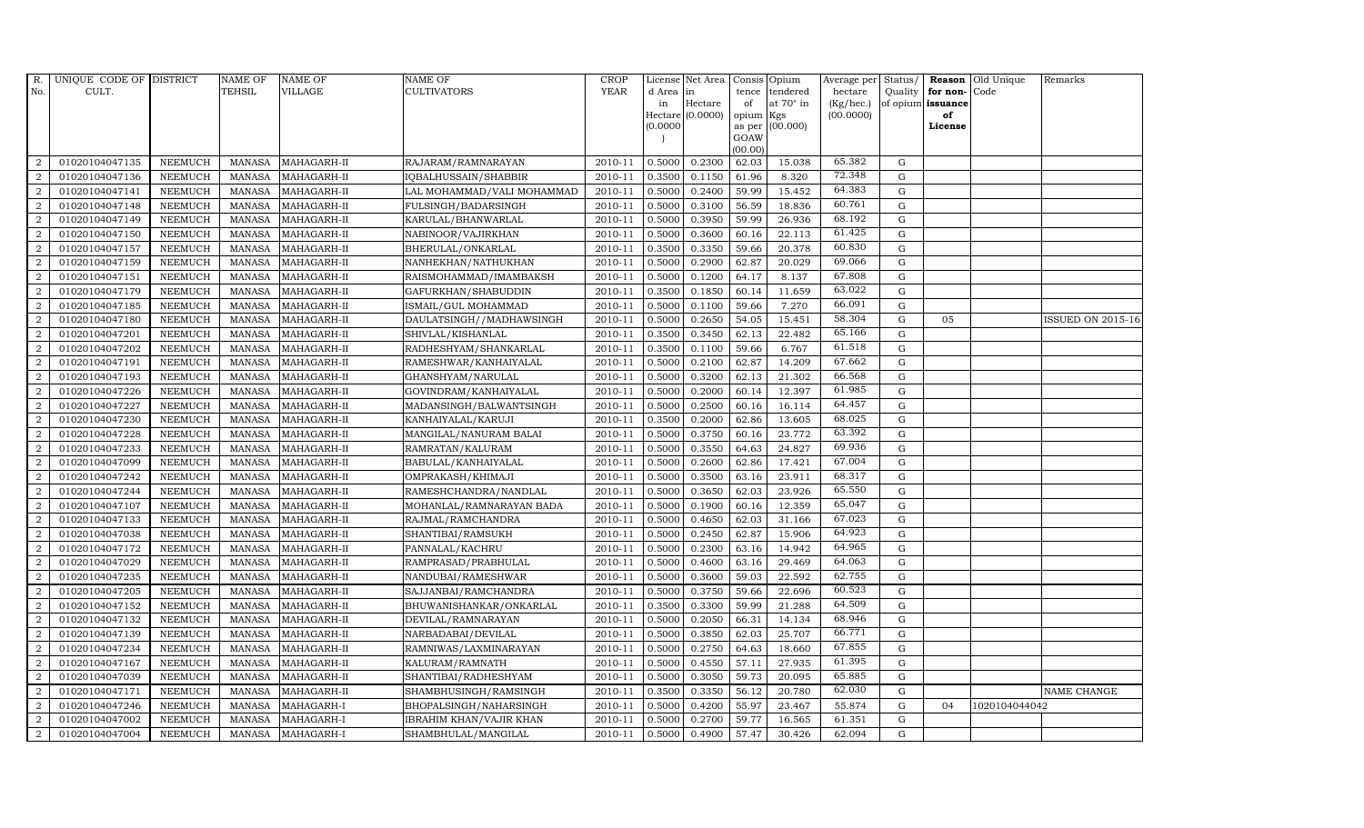| R. No. | UNIQUE CODE OF CULT. | DISTRICT | NAME OF TEHSIL | NAME OF VILLAGE | NAME OF CULTIVATORS | CROP YEAR | License d Area in Hectare (0.0000) | Net Area in Hectare (0.0000) | Consis tence of opium as per GOAW (00.00) | Opium tendered at 70° in Kgs (00.000) | Average per hectare (Kg/hec.) (00.0000) | Status/ Quality of opium | Reason for non-issuance of License | Old Unique Code | Remarks |
|---|---|---|---|---|---|---|---|---|---|---|---|---|---|---|---|
| 2 | 01020104047135 | NEEMUCH | MANASA | MAHAGARH-II | RAJARAM/RAMNARAYAN | 2010-11 | 0.5000 | 0.2300 | 62.03 | 15.038 | 65.382 | G | | | |
| 2 | 01020104047136 | NEEMUCH | MANASA | MAHAGARH-II | IQBALHUSSAIN/SHABBIR | 2010-11 | 0.3500 | 0.1150 | 61.96 | 8.320 | 72.348 | G | | | |
| 2 | 01020104047141 | NEEMUCH | MANASA | MAHAGARH-II | LAL MOHAMMAD/VALI MOHAMMAD | 2010-11 | 0.5000 | 0.2400 | 59.99 | 15.452 | 64.383 | G | | | |
| 2 | 01020104047148 | NEEMUCH | MANASA | MAHAGARH-II | FULSINGH/BADARSINGH | 2010-11 | 0.5000 | 0.3100 | 56.59 | 18.836 | 60.761 | G | | | |
| 2 | 01020104047149 | NEEMUCH | MANASA | MAHAGARH-II | KARULAL/BHANWARLAL | 2010-11 | 0.5000 | 0.3950 | 59.99 | 26.936 | 68.192 | G | | | |
| 2 | 01020104047150 | NEEMUCH | MANASA | MAHAGARH-II | NABINOOR/VAJIRKHAN | 2010-11 | 0.5000 | 0.3600 | 60.16 | 22.113 | 61.425 | G | | | |
| 2 | 01020104047157 | NEEMUCH | MANASA | MAHAGARH-II | BHERULAL/ONKARLAL | 2010-11 | 0.3500 | 0.3350 | 59.66 | 20.378 | 60.830 | G | | | |
| 2 | 01020104047159 | NEEMUCH | MANASA | MAHAGARH-II | NANHEKHAN/NATHUKHAN | 2010-11 | 0.5000 | 0.2900 | 62.87 | 20.029 | 69.066 | G | | | |
| 2 | 01020104047151 | NEEMUCH | MANASA | MAHAGARH-II | RAISMOHAMMAD/IMAMBAKSH | 2010-11 | 0.5000 | 0.1200 | 64.17 | 8.137 | 67.808 | G | | | |
| 2 | 01020104047179 | NEEMUCH | MANASA | MAHAGARH-II | GAFURKHAN/SHABUDDIN | 2010-11 | 0.3500 | 0.1850 | 60.14 | 11.659 | 63.022 | G | | | |
| 2 | 01020104047185 | NEEMUCH | MANASA | MAHAGARH-II | ISMAIL/GUL MOHAMMAD | 2010-11 | 0.5000 | 0.1100 | 59.66 | 7.270 | 66.091 | G | | | |
| 2 | 01020104047180 | NEEMUCH | MANASA | MAHAGARH-II | DAULATSINGH//MADHAWSINGH | 2010-11 | 0.5000 | 0.2650 | 54.05 | 15.451 | 58.304 | G | 05 | | ISSUED ON 2015-16 |
| 2 | 01020104047201 | NEEMUCH | MANASA | MAHAGARH-II | SHIVLAL/KISHANLAL | 2010-11 | 0.3500 | 0.3450 | 62.13 | 22.482 | 65.166 | G | | | |
| 2 | 01020104047202 | NEEMUCH | MANASA | MAHAGARH-II | RADHESHYAM/SHANKARLAL | 2010-11 | 0.3500 | 0.1100 | 59.66 | 6.767 | 61.518 | G | | | |
| 2 | 01020104047191 | NEEMUCH | MANASA | MAHAGARH-II | RAMESHWAR/KANHAIYALAL | 2010-11 | 0.5000 | 0.2100 | 62.87 | 14.209 | 67.662 | G | | | |
| 2 | 01020104047193 | NEEMUCH | MANASA | MAHAGARH-II | GHANSHYAM/NARULAL | 2010-11 | 0.5000 | 0.3200 | 62.13 | 21.302 | 66.568 | G | | | |
| 2 | 01020104047226 | NEEMUCH | MANASA | MAHAGARH-II | GOVINDRAM/KANHAIYALAL | 2010-11 | 0.5000 | 0.2000 | 60.14 | 12.397 | 61.985 | G | | | |
| 2 | 01020104047227 | NEEMUCH | MANASA | MAHAGARH-II | MADANSINGH/BALWANTSINGH | 2010-11 | 0.5000 | 0.2500 | 60.16 | 16.114 | 64.457 | G | | | |
| 2 | 01020104047230 | NEEMUCH | MANASA | MAHAGARH-II | KANHAIYALAL/KARUJI | 2010-11 | 0.3500 | 0.2000 | 62.86 | 13.605 | 68.025 | G | | | |
| 2 | 01020104047228 | NEEMUCH | MANASA | MAHAGARH-II | MANGILAL/NANURAM BALAI | 2010-11 | 0.5000 | 0.3750 | 60.16 | 23.772 | 63.392 | G | | | |
| 2 | 01020104047233 | NEEMUCH | MANASA | MAHAGARH-II | RAMRATAN/KALURAM | 2010-11 | 0.5000 | 0.3550 | 64.63 | 24.827 | 69.936 | G | | | |
| 2 | 01020104047099 | NEEMUCH | MANASA | MAHAGARH-II | BABULAL/KANHAIYALAL | 2010-11 | 0.5000 | 0.2600 | 62.86 | 17.421 | 67.004 | G | | | |
| 2 | 01020104047242 | NEEMUCH | MANASA | MAHAGARH-II | OMPRAKASH/KHIMAJI | 2010-11 | 0.5000 | 0.3500 | 63.16 | 23.911 | 68.317 | G | | | |
| 2 | 01020104047244 | NEEMUCH | MANASA | MAHAGARH-II | RAMESHCHANDRA/NANDLAL | 2010-11 | 0.5000 | 0.3650 | 62.03 | 23.926 | 65.550 | G | | | |
| 2 | 01020104047107 | NEEMUCH | MANASA | MAHAGARH-II | MOHANLAL/RAMNARAYAN BADA | 2010-11 | 0.5000 | 0.1900 | 60.16 | 12.359 | 65.047 | G | | | |
| 2 | 01020104047133 | NEEMUCH | MANASA | MAHAGARH-II | RAJMAL/RAMCHANDRA | 2010-11 | 0.5000 | 0.4650 | 62.03 | 31.166 | 67.023 | G | | | |
| 2 | 01020104047038 | NEEMUCH | MANASA | MAHAGARH-II | SHANTIBAI/RAMSUKH | 2010-11 | 0.5000 | 0.2450 | 62.87 | 15.906 | 64.923 | G | | | |
| 2 | 01020104047172 | NEEMUCH | MANASA | MAHAGARH-II | PANNALAL/KACHRU | 2010-11 | 0.5000 | 0.2300 | 63.16 | 14.942 | 64.965 | G | | | |
| 2 | 01020104047029 | NEEMUCH | MANASA | MAHAGARH-II | RAMPRASAD/PRABHULAL | 2010-11 | 0.5000 | 0.4600 | 63.16 | 29.469 | 64.063 | G | | | |
| 2 | 01020104047235 | NEEMUCH | MANASA | MAHAGARH-II | NANDUBAI/RAMESHWAR | 2010-11 | 0.5000 | 0.3600 | 59.03 | 22.592 | 62.755 | G | | | |
| 2 | 01020104047205 | NEEMUCH | MANASA | MAHAGARH-II | SAJJANBAI/RAMCHANDRA | 2010-11 | 0.5000 | 0.3750 | 59.66 | 22.696 | 60.523 | G | | | |
| 2 | 01020104047152 | NEEMUCH | MANASA | MAHAGARH-II | BHUWANISHANKAR/ONKARLAL | 2010-11 | 0.3500 | 0.3300 | 59.99 | 21.288 | 64.509 | G | | | |
| 2 | 01020104047132 | NEEMUCH | MANASA | MAHAGARH-II | DEVILAL/RAMNARAYAN | 2010-11 | 0.5000 | 0.2050 | 66.31 | 14.134 | 68.946 | G | | | |
| 2 | 01020104047139 | NEEMUCH | MANASA | MAHAGARH-II | NARBADABAI/DEVILAL | 2010-11 | 0.5000 | 0.3850 | 62.03 | 25.707 | 66.771 | G | | | |
| 2 | 01020104047234 | NEEMUCH | MANASA | MAHAGARH-II | RAMNIWAS/LAXMINARAYAN | 2010-11 | 0.5000 | 0.2750 | 64.63 | 18.660 | 67.855 | G | | | |
| 2 | 01020104047167 | NEEMUCH | MANASA | MAHAGARH-II | KALURAM/RAMNATH | 2010-11 | 0.5000 | 0.4550 | 57.11 | 27.935 | 61.395 | G | | | |
| 2 | 01020104047039 | NEEMUCH | MANASA | MAHAGARH-II | SHANTIBAI/RADHESHYAM | 2010-11 | 0.5000 | 0.3050 | 59.73 | 20.095 | 65.885 | G | | | |
| 2 | 01020104047171 | NEEMUCH | MANASA | MAHAGARH-II | SHAMBHUSINGH/RAMSINGH | 2010-11 | 0.3500 | 0.3350 | 56.12 | 20.780 | 62.030 | G | | | NAME CHANGE |
| 2 | 01020104047246 | NEEMUCH | MANASA | MAHAGARH-I | BHOPALSINGH/NAHARSINGH | 2010-11 | 0.5000 | 0.4200 | 55.97 | 23.467 | 55.874 | G | 04 | 1020104044042 | |
| 2 | 01020104047002 | NEEMUCH | MANASA | MAHAGARH-I | IBRAHIM KHAN/VAJIR KHAN | 2010-11 | 0.5000 | 0.2700 | 59.77 | 16.565 | 61.351 | G | | | |
| 2 | 01020104047004 | NEEMUCH | MANASA | MAHAGARH-I | SHAMBHULAL/MANGILAL | 2010-11 | 0.5000 | 0.4900 | 57.47 | 30.426 | 62.094 | G | | | |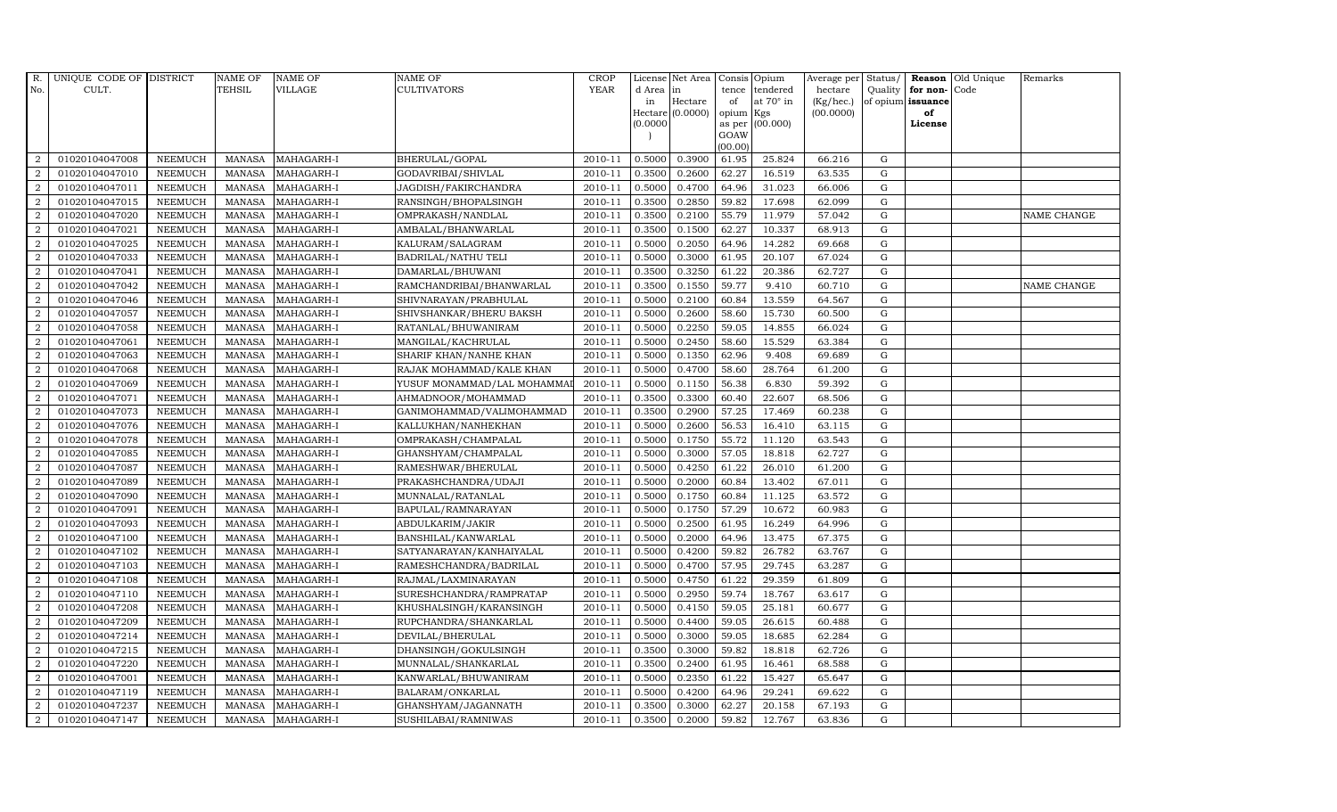| R. No. | UNIQUE CODE OF CULT. | DISTRICT | NAME OF TEHSIL | NAME OF VILLAGE | NAME OF CULTIVATORS | CROP YEAR | License d Area in Hectare (0.0000) | Net Area in Hectare (0.0000) | Consis tence of opium as per GOAW (00.00) | Opium tendered at 70° in Kgs (00.000) | Average per hectare (Kg/hec.) (00.0000) | Status/ Quality of opium | Reason for non-issuance of License | Old Unique Code | Remarks |
|---|---|---|---|---|---|---|---|---|---|---|---|---|---|---|---|
| 2 | 01020104047008 | NEEMUCH | MANASA | MAHAGARH-I | BHERULAL/GOPAL | 2010-11 | 0.5000 | 0.3900 | 61.95 | 25.824 | 66.216 | G | | | |
| 2 | 01020104047010 | NEEMUCH | MANASA | MAHAGARH-I | GODAVRIBAI/SHIVLAL | 2010-11 | 0.3500 | 0.2600 | 62.27 | 16.519 | 63.535 | G | | | |
| 2 | 01020104047011 | NEEMUCH | MANASA | MAHAGARH-I | JAGDISH/FAKIRCHANDRA | 2010-11 | 0.5000 | 0.4700 | 64.96 | 31.023 | 66.006 | G | | | |
| 2 | 01020104047015 | NEEMUCH | MANASA | MAHAGARH-I | RANSINGH/BHOPALSINGH | 2010-11 | 0.3500 | 0.2850 | 59.82 | 17.698 | 62.099 | G | | | |
| 2 | 01020104047020 | NEEMUCH | MANASA | MAHAGARH-I | OMPRAKASH/NANDLAL | 2010-11 | 0.3500 | 0.2100 | 55.79 | 11.979 | 57.042 | G | | | NAME CHANGE |
| 2 | 01020104047021 | NEEMUCH | MANASA | MAHAGARH-I | AMBALAL/BHANWARLAL | 2010-11 | 0.3500 | 0.1500 | 62.27 | 10.337 | 68.913 | G | | | |
| 2 | 01020104047025 | NEEMUCH | MANASA | MAHAGARH-I | KALURAM/SALAGRAM | 2010-11 | 0.5000 | 0.2050 | 64.96 | 14.282 | 69.668 | G | | | |
| 2 | 01020104047033 | NEEMUCH | MANASA | MAHAGARH-I | BADRILAL/NATHU TELI | 2010-11 | 0.5000 | 0.3000 | 61.95 | 20.107 | 67.024 | G | | | |
| 2 | 01020104047041 | NEEMUCH | MANASA | MAHAGARH-I | DAMARLAL/BHUWANI | 2010-11 | 0.3500 | 0.3250 | 61.22 | 20.386 | 62.727 | G | | | |
| 2 | 01020104047042 | NEEMUCH | MANASA | MAHAGARH-I | RAMCHANDRIBAI/BHANWARLAL | 2010-11 | 0.3500 | 0.1550 | 59.77 | 9.410 | 60.710 | G | | | NAME CHANGE |
| 2 | 01020104047046 | NEEMUCH | MANASA | MAHAGARH-I | SHIVNARAYAN/PRABHULAL | 2010-11 | 0.5000 | 0.2100 | 60.84 | 13.559 | 64.567 | G | | | |
| 2 | 01020104047057 | NEEMUCH | MANASA | MAHAGARH-I | SHIVSHANKAR/BHERU BAKSH | 2010-11 | 0.5000 | 0.2600 | 58.60 | 15.730 | 60.500 | G | | | |
| 2 | 01020104047058 | NEEMUCH | MANASA | MAHAGARH-I | RATANLAL/BHUWANIRAM | 2010-11 | 0.5000 | 0.2250 | 59.05 | 14.855 | 66.024 | G | | | |
| 2 | 01020104047061 | NEEMUCH | MANASA | MAHAGARH-I | MANGILAL/KACHRULAL | 2010-11 | 0.5000 | 0.2450 | 58.60 | 15.529 | 63.384 | G | | | |
| 2 | 01020104047063 | NEEMUCH | MANASA | MAHAGARH-I | SHARIF KHAN/NANHE KHAN | 2010-11 | 0.5000 | 0.1350 | 62.96 | 9.408 | 69.689 | G | | | |
| 2 | 01020104047068 | NEEMUCH | MANASA | MAHAGARH-I | RAJAK MOHAMMAD/KALE KHAN | 2010-11 | 0.5000 | 0.4700 | 58.60 | 28.764 | 61.200 | G | | | |
| 2 | 01020104047069 | NEEMUCH | MANASA | MAHAGARH-I | YUSUF MONAMMAD/LAL MOHAMMAD | 2010-11 | 0.5000 | 0.1150 | 56.38 | 6.830 | 59.392 | G | | | |
| 2 | 01020104047071 | NEEMUCH | MANASA | MAHAGARH-I | AHMADNOOR/MOHAMMAD | 2010-11 | 0.3500 | 0.3300 | 60.40 | 22.607 | 68.506 | G | | | |
| 2 | 01020104047073 | NEEMUCH | MANASA | MAHAGARH-I | GANIMOHAMMAD/VALIMOHAMMAD | 2010-11 | 0.3500 | 0.2900 | 57.25 | 17.469 | 60.238 | G | | | |
| 2 | 01020104047076 | NEEMUCH | MANASA | MAHAGARH-I | KALLUKHAN/NANHEKHAN | 2010-11 | 0.5000 | 0.2600 | 56.53 | 16.410 | 63.115 | G | | | |
| 2 | 01020104047078 | NEEMUCH | MANASA | MAHAGARH-I | OMPRAKASH/CHAMPALAL | 2010-11 | 0.5000 | 0.1750 | 55.72 | 11.120 | 63.543 | G | | | |
| 2 | 01020104047085 | NEEMUCH | MANASA | MAHAGARH-I | GHANSHYAM/CHAMPALAL | 2010-11 | 0.5000 | 0.3000 | 57.05 | 18.818 | 62.727 | G | | | |
| 2 | 01020104047087 | NEEMUCH | MANASA | MAHAGARH-I | RAMESHWAR/BHERULAL | 2010-11 | 0.5000 | 0.4250 | 61.22 | 26.010 | 61.200 | G | | | |
| 2 | 01020104047089 | NEEMUCH | MANASA | MAHAGARH-I | PRAKASHCHANDRA/UDAJI | 2010-11 | 0.5000 | 0.2000 | 60.84 | 13.402 | 67.011 | G | | | |
| 2 | 01020104047090 | NEEMUCH | MANASA | MAHAGARH-I | MUNNALAL/RATANLAL | 2010-11 | 0.5000 | 0.1750 | 60.84 | 11.125 | 63.572 | G | | | |
| 2 | 01020104047091 | NEEMUCH | MANASA | MAHAGARH-I | BAPULAL/RAMNARAYAN | 2010-11 | 0.5000 | 0.1750 | 57.29 | 10.672 | 60.983 | G | | | |
| 2 | 01020104047093 | NEEMUCH | MANASA | MAHAGARH-I | ABDULKARIM/JAKIR | 2010-11 | 0.5000 | 0.2500 | 61.95 | 16.249 | 64.996 | G | | | |
| 2 | 01020104047100 | NEEMUCH | MANASA | MAHAGARH-I | BANSHILAL/KANWARLAL | 2010-11 | 0.5000 | 0.2000 | 64.96 | 13.475 | 67.375 | G | | | |
| 2 | 01020104047102 | NEEMUCH | MANASA | MAHAGARH-I | SATYANARAYAN/KANHAIYALAL | 2010-11 | 0.5000 | 0.4200 | 59.82 | 26.782 | 63.767 | G | | | |
| 2 | 01020104047103 | NEEMUCH | MANASA | MAHAGARH-I | RAMESHCHANDRA/BADRILAL | 2010-11 | 0.5000 | 0.4700 | 57.95 | 29.745 | 63.287 | G | | | |
| 2 | 01020104047108 | NEEMUCH | MANASA | MAHAGARH-I | RAJMAL/LAXMINARAYAN | 2010-11 | 0.5000 | 0.4750 | 61.22 | 29.359 | 61.809 | G | | | |
| 2 | 01020104047110 | NEEMUCH | MANASA | MAHAGARH-I | SURESHCHANDRA/RAMPRATAP | 2010-11 | 0.5000 | 0.2950 | 59.74 | 18.767 | 63.617 | G | | | |
| 2 | 01020104047208 | NEEMUCH | MANASA | MAHAGARH-I | KHUSHALSINGH/KARANSINGH | 2010-11 | 0.5000 | 0.4150 | 59.05 | 25.181 | 60.677 | G | | | |
| 2 | 01020104047209 | NEEMUCH | MANASA | MAHAGARH-I | RUPCHANDRA/SHANKARLAL | 2010-11 | 0.5000 | 0.4400 | 59.05 | 26.615 | 60.488 | G | | | |
| 2 | 01020104047214 | NEEMUCH | MANASA | MAHAGARH-I | DEVILAL/BHERULAL | 2010-11 | 0.5000 | 0.3000 | 59.05 | 18.685 | 62.284 | G | | | |
| 2 | 01020104047215 | NEEMUCH | MANASA | MAHAGARH-I | DHANSINGH/GOKULSINGH | 2010-11 | 0.3500 | 0.3000 | 59.82 | 18.818 | 62.726 | G | | | |
| 2 | 01020104047220 | NEEMUCH | MANASA | MAHAGARH-I | MUNNALAL/SHANKARLAL | 2010-11 | 0.3500 | 0.2400 | 61.95 | 16.461 | 68.588 | G | | | |
| 2 | 01020104047001 | NEEMUCH | MANASA | MAHAGARH-I | KANWARLAL/BHUWANIRAM | 2010-11 | 0.5000 | 0.2350 | 61.22 | 15.427 | 65.647 | G | | | |
| 2 | 01020104047119 | NEEMUCH | MANASA | MAHAGARH-I | BALARAM/ONKARLAL | 2010-11 | 0.5000 | 0.4200 | 64.96 | 29.241 | 69.622 | G | | | |
| 2 | 01020104047237 | NEEMUCH | MANASA | MAHAGARH-I | GHANSHYAM/JAGANNATH | 2010-11 | 0.3500 | 0.3000 | 62.27 | 20.158 | 67.193 | G | | | |
| 2 | 01020104047147 | NEEMUCH | MANASA | MAHAGARH-I | SUSHILABAI/RAMNIWAS | 2010-11 | 0.3500 | 0.2000 | 59.82 | 12.767 | 63.836 | G | | | |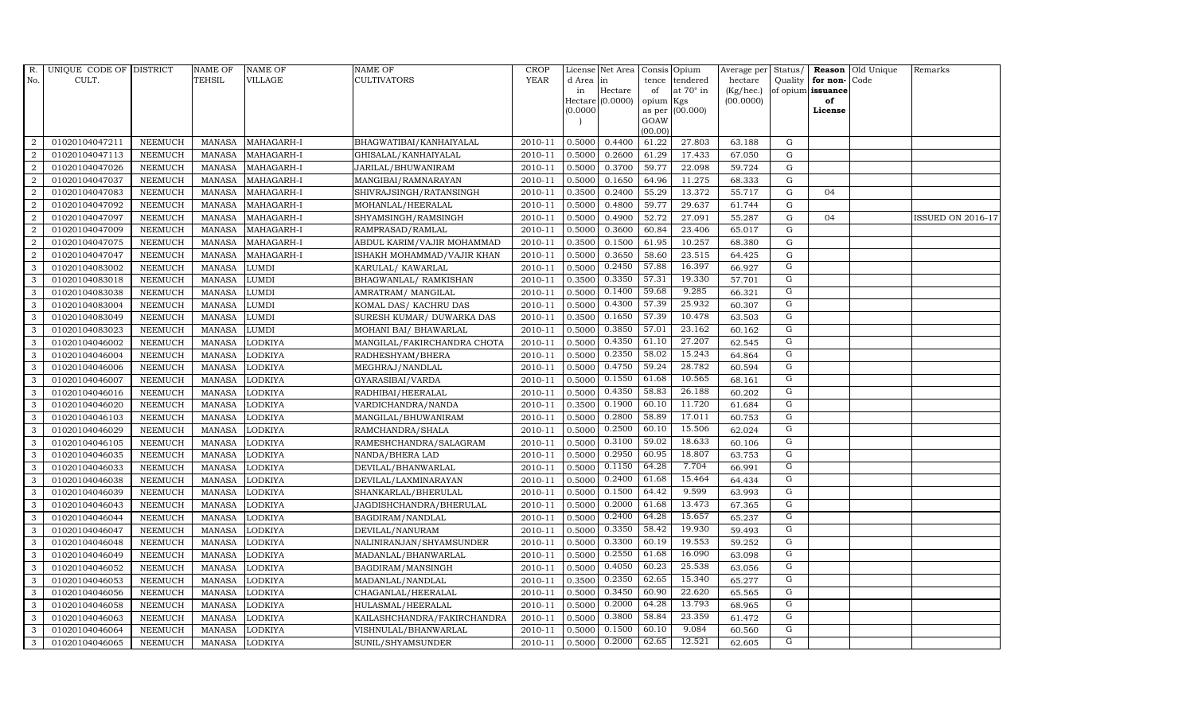| R. No. | UNIQUE CODE OF CULT. | DISTRICT | NAME OF TEHSIL | NAME OF VILLAGE | NAME OF CULTIVATORS | CROP YEAR | License d Area in Hectare (0.0000) | Net Area in Hectare (0.0000) | Consis tence of opium as per GOAW (00.00) | Opium tendered at 70° in Kgs (00.000) | Average per hectare (Kg/hec.) (00.0000) | Status/ Quality of opium | Reason for non- issuance of License | Old Unique Code | Remarks |
|---|---|---|---|---|---|---|---|---|---|---|---|---|---|---|---|
| 2 | 01020104047211 | NEEMUCH | MANASA | MAHAGARH-I | BHAGWATIBAI/KANHAIYALAL | 2010-11 | 0.5000 | 0.4400 | 61.22 | 27.803 | 63.188 | G | | | |
| 2 | 01020104047113 | NEEMUCH | MANASA | MAHAGARH-I | GHISALAL/KANHAIYALAL | 2010-11 | 0.5000 | 0.2600 | 61.29 | 17.433 | 67.050 | G | | | |
| 2 | 01020104047026 | NEEMUCH | MANASA | MAHAGARH-I | JARILAL/BHUWANIRAM | 2010-11 | 0.5000 | 0.3700 | 59.77 | 22.098 | 59.724 | G | | | |
| 2 | 01020104047037 | NEEMUCH | MANASA | MAHAGARH-I | MANGIBAI/RAMNARAYAN | 2010-11 | 0.5000 | 0.1650 | 64.96 | 11.275 | 68.333 | G | | | |
| 2 | 01020104047083 | NEEMUCH | MANASA | MAHAGARH-I | SHIVRAJSINGH/RATANSINGH | 2010-11 | 0.3500 | 0.2400 | 55.29 | 13.372 | 55.717 | G | 04 | | |
| 2 | 01020104047092 | NEEMUCH | MANASA | MAHAGARH-I | MOHANLAL/HEERALAL | 2010-11 | 0.5000 | 0.4800 | 59.77 | 29.637 | 61.744 | G | | | |
| 2 | 01020104047097 | NEEMUCH | MANASA | MAHAGARH-I | SHYAMSINGH/RAMSINGH | 2010-11 | 0.5000 | 0.4900 | 52.72 | 27.091 | 55.287 | G | 04 | | ISSUED ON 2016-17 |
| 2 | 01020104047009 | NEEMUCH | MANASA | MAHAGARH-I | RAMPRASAD/RAMLAL | 2010-11 | 0.5000 | 0.3600 | 60.84 | 23.406 | 65.017 | G | | | |
| 2 | 01020104047075 | NEEMUCH | MANASA | MAHAGARH-I | ABDUL KARIM/VAJIR MOHAMMAD | 2010-11 | 0.3500 | 0.1500 | 61.95 | 10.257 | 68.380 | G | | | |
| 2 | 01020104047047 | NEEMUCH | MANASA | MAHAGARH-I | ISHAKH MOHAMMAD/VAJIR KHAN | 2010-11 | 0.5000 | 0.3650 | 58.60 | 23.515 | 64.425 | G | | | |
| 3 | 01020104083002 | NEEMUCH | MANASA | LUMDI | KARULAL/ KAWARLAL | 2010-11 | 0.5000 | 0.2450 | 57.88 | 16.397 | 66.927 | G | | | |
| 3 | 01020104083018 | NEEMUCH | MANASA | LUMDI | BHAGWANLAL/ RAMKISHAN | 2010-11 | 0.3500 | 0.3350 | 57.31 | 19.330 | 57.701 | G | | | |
| 3 | 01020104083038 | NEEMUCH | MANASA | LUMDI | AMRATRAM/ MANGILAL | 2010-11 | 0.5000 | 0.1400 | 59.68 | 9.285 | 66.321 | G | | | |
| 3 | 01020104083004 | NEEMUCH | MANASA | LUMDI | KOMAL DAS/ KACHRU DAS | 2010-11 | 0.5000 | 0.4300 | 57.39 | 25.932 | 60.307 | G | | | |
| 3 | 01020104083049 | NEEMUCH | MANASA | LUMDI | SURESH KUMAR/ DUWARKA DAS | 2010-11 | 0.3500 | 0.1650 | 57.39 | 10.478 | 63.503 | G | | | |
| 3 | 01020104083023 | NEEMUCH | MANASA | LUMDI | MOHANI BAI/ BHAWARLAL | 2010-11 | 0.5000 | 0.3850 | 57.01 | 23.162 | 60.162 | G | | | |
| 3 | 01020104046002 | NEEMUCH | MANASA | LODKIYA | MANGILAL/FAKIRCHANDRA CHOTA | 2010-11 | 0.5000 | 0.4350 | 61.10 | 27.207 | 62.545 | G | | | |
| 3 | 01020104046004 | NEEMUCH | MANASA | LODKIYA | RADHESHYAM/BHERA | 2010-11 | 0.5000 | 0.2350 | 58.02 | 15.243 | 64.864 | G | | | |
| 3 | 01020104046006 | NEEMUCH | MANASA | LODKIYA | MEGHRAJ/NANDLAL | 2010-11 | 0.5000 | 0.4750 | 59.24 | 28.782 | 60.594 | G | | | |
| 3 | 01020104046007 | NEEMUCH | MANASA | LODKIYA | GYARASIBAI/VARDA | 2010-11 | 0.5000 | 0.1550 | 61.68 | 10.565 | 68.161 | G | | | |
| 3 | 01020104046016 | NEEMUCH | MANASA | LODKIYA | RADHIBAI/HEERALAL | 2010-11 | 0.5000 | 0.4350 | 58.83 | 26.188 | 60.202 | G | | | |
| 3 | 01020104046020 | NEEMUCH | MANASA | LODKIYA | VARDICHANDRA/NANDA | 2010-11 | 0.3500 | 0.1900 | 60.10 | 11.720 | 61.684 | G | | | |
| 3 | 01020104046103 | NEEMUCH | MANASA | LODKIYA | MANGILAL/BHUWANIRAM | 2010-11 | 0.5000 | 0.2800 | 58.89 | 17.011 | 60.753 | G | | | |
| 3 | 01020104046029 | NEEMUCH | MANASA | LODKIYA | RAMCHANDRA/SHALA | 2010-11 | 0.5000 | 0.2500 | 60.10 | 15.506 | 62.024 | G | | | |
| 3 | 01020104046105 | NEEMUCH | MANASA | LODKIYA | RAMESHCHANDRA/SALAGRAM | 2010-11 | 0.5000 | 0.3100 | 59.02 | 18.633 | 60.106 | G | | | |
| 3 | 01020104046035 | NEEMUCH | MANASA | LODKIYA | NANDA/BHERA LAD | 2010-11 | 0.5000 | 0.2950 | 60.95 | 18.807 | 63.753 | G | | | |
| 3 | 01020104046033 | NEEMUCH | MANASA | LODKIYA | DEVILAL/BHANWARLAL | 2010-11 | 0.5000 | 0.1150 | 64.28 | 7.704 | 66.991 | G | | | |
| 3 | 01020104046038 | NEEMUCH | MANASA | LODKIYA | DEVILAL/LAXMINARAYAN | 2010-11 | 0.5000 | 0.2400 | 61.68 | 15.464 | 64.434 | G | | | |
| 3 | 01020104046039 | NEEMUCH | MANASA | LODKIYA | SHANKARLAL/BHERULAL | 2010-11 | 0.5000 | 0.1500 | 64.42 | 9.599 | 63.993 | G | | | |
| 3 | 01020104046043 | NEEMUCH | MANASA | LODKIYA | JAGDISHCHANDRA/BHERULAL | 2010-11 | 0.5000 | 0.2000 | 61.68 | 13.473 | 67.365 | G | | | |
| 3 | 01020104046044 | NEEMUCH | MANASA | LODKIYA | BAGDIRAM/NANDLAL | 2010-11 | 0.5000 | 0.2400 | 64.28 | 15.657 | 65.237 | G | | | |
| 3 | 01020104046047 | NEEMUCH | MANASA | LODKIYA | DEVILAL/NANURAM | 2010-11 | 0.5000 | 0.3350 | 58.42 | 19.930 | 59.493 | G | | | |
| 3 | 01020104046048 | NEEMUCH | MANASA | LODKIYA | NALINIRANJAN/SHYAMSUNDER | 2010-11 | 0.5000 | 0.3300 | 60.19 | 19.553 | 59.252 | G | | | |
| 3 | 01020104046049 | NEEMUCH | MANASA | LODKIYA | MADANLAL/BHANWARLAL | 2010-11 | 0.5000 | 0.2550 | 61.68 | 16.090 | 63.098 | G | | | |
| 3 | 01020104046052 | NEEMUCH | MANASA | LODKIYA | BAGDIRAM/MANSINGH | 2010-11 | 0.5000 | 0.4050 | 60.23 | 25.538 | 63.056 | G | | | |
| 3 | 01020104046053 | NEEMUCH | MANASA | LODKIYA | MADANLAL/NANDLAL | 2010-11 | 0.3500 | 0.2350 | 62.65 | 15.340 | 65.277 | G | | | |
| 3 | 01020104046056 | NEEMUCH | MANASA | LODKIYA | CHAGANLAL/HEERALAL | 2010-11 | 0.5000 | 0.3450 | 60.90 | 22.620 | 65.565 | G | | | |
| 3 | 01020104046058 | NEEMUCH | MANASA | LODKIYA | HULASMAL/HEERALAL | 2010-11 | 0.5000 | 0.2000 | 64.28 | 13.793 | 68.965 | G | | | |
| 3 | 01020104046063 | NEEMUCH | MANASA | LODKIYA | KAILASHCHANDRA/FAKIRCHANDRA | 2010-11 | 0.5000 | 0.3800 | 58.84 | 23.359 | 61.472 | G | | | |
| 3 | 01020104046064 | NEEMUCH | MANASA | LODKIYA | VISHNULAL/BHANWARLAL | 2010-11 | 0.5000 | 0.1500 | 60.10 | 9.084 | 60.560 | G | | | |
| 3 | 01020104046065 | NEEMUCH | MANASA | LODKIYA | SUNIL/SHYAMSUNDER | 2010-11 | 0.5000 | 0.2000 | 62.65 | 12.521 | 62.605 | G | | | |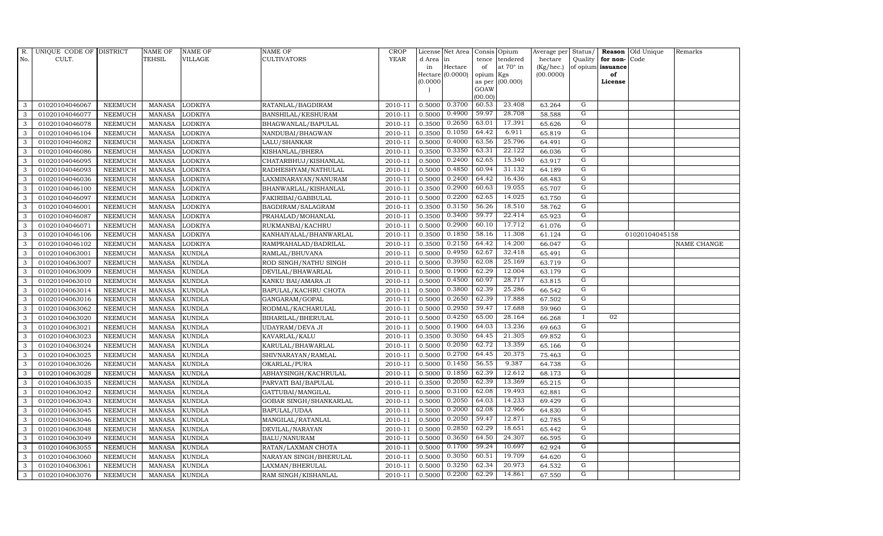| R. No. | UNIQUE CODE OF CULT. | DISTRICT | NAME OF TEHSIL | NAME OF VILLAGE | NAME OF CULTIVATORS | CROP YEAR | License d Area in Hectare (0.0000) | Net Area in Hectare (0.0000) | Consis tence of opium as per GOAW (00.00) | Opium tendered at 70° in Kgs (00.000) | Average per hectare (Kg/hec.) (00.0000) | Status/ Quality of opium | Reason for non-issuance of License | Old Unique Code | Remarks |
|---|---|---|---|---|---|---|---|---|---|---|---|---|---|---|---|
| 3 | 01020104046067 | NEEMUCH | MANASA | LODKIYA | RATANLAL/BAGDIRAM | 2010-11 | 0.5000 | 0.3700 | 60.53 | 23.408 | 63.264 | G | | | |
| 3 | 01020104046077 | NEEMUCH | MANASA | LODKIYA | BANSHILAL/KESHURAM | 2010-11 | 0.5000 | 0.4900 | 59.97 | 28.708 | 58.588 | G | | | |
| 3 | 01020104046078 | NEEMUCH | MANASA | LODKIYA | BHAGWANLAL/BAPULAL | 2010-11 | 0.3500 | 0.2650 | 63.01 | 17.391 | 65.626 | G | | | |
| 3 | 01020104046104 | NEEMUCH | MANASA | LODKIYA | NANDUBAI/BHAGWAN | 2010-11 | 0.3500 | 0.1050 | 64.42 | 6.911 | 65.819 | G | | | |
| 3 | 01020104046082 | NEEMUCH | MANASA | LODKIYA | LALU/SHANKAR | 2010-11 | 0.5000 | 0.4000 | 63.56 | 25.796 | 64.491 | G | | | |
| 3 | 01020104046086 | NEEMUCH | MANASA | LODKIYA | KISHANLAL/BHERA | 2010-11 | 0.3500 | 0.3350 | 63.31 | 22.122 | 66.036 | G | | | |
| 3 | 01020104046095 | NEEMUCH | MANASA | LODKIYA | CHATARBHUJ/KISHANLAL | 2010-11 | 0.5000 | 0.2400 | 62.65 | 15.340 | 63.917 | G | | | |
| 3 | 01020104046093 | NEEMUCH | MANASA | LODKIYA | RADHESHYAM/NATHULAL | 2010-11 | 0.5000 | 0.4850 | 60.94 | 31.132 | 64.189 | G | | | |
| 3 | 01020104046036 | NEEMUCH | MANASA | LODKIYA | LAXMINARAYAN/NANURAM | 2010-11 | 0.5000 | 0.2400 | 64.42 | 16.436 | 68.483 | G | | | |
| 3 | 01020104046100 | NEEMUCH | MANASA | LODKIYA | BHANWARLAL/KISHANLAL | 2010-11 | 0.3500 | 0.2900 | 60.63 | 19.055 | 65.707 | G | | | |
| 3 | 01020104046097 | NEEMUCH | MANASA | LODKIYA | FAKIRIBAI/GABBULAL | 2010-11 | 0.5000 | 0.2200 | 62.65 | 14.025 | 63.750 | G | | | |
| 3 | 01020104046001 | NEEMUCH | MANASA | LODKIYA | BAGDIRAM/SALAGRAM | 2010-11 | 0.3500 | 0.3150 | 56.26 | 18.510 | 58.762 | G | | | |
| 3 | 01020104046087 | NEEMUCH | MANASA | LODKIYA | PRAHALAD/MOHANLAL | 2010-11 | 0.3500 | 0.3400 | 59.77 | 22.414 | 65.923 | G | | | |
| 3 | 01020104046071 | NEEMUCH | MANASA | LODKIYA | RUKMANBAI/KACHRU | 2010-11 | 0.5000 | 0.2900 | 60.10 | 17.712 | 61.076 | G | | | |
| 3 | 01020104046106 | NEEMUCH | MANASA | LODKIYA | KANHAIYALAL/BHANWARLAL | 2010-11 | 0.3500 | 0.1850 | 58.16 | 11.308 | 61.124 | G | | 01020104045158 | |
| 3 | 01020104046102 | NEEMUCH | MANASA | LODKIYA | RAMPRAHALAD/BADRILAL | 2010-11 | 0.3500 | 0.2150 | 64.42 | 14.200 | 66.047 | G | | | NAME CHANGE |
| 3 | 01020104063001 | NEEMUCH | MANASA | KUNDLA | RAMLAL/BHUVANA | 2010-11 | 0.5000 | 0.4950 | 62.67 | 32.418 | 65.491 | G | | | |
| 3 | 01020104063007 | NEEMUCH | MANASA | KUNDLA | ROD SINGH/NATHU SINGH | 2010-11 | 0.5000 | 0.3950 | 62.08 | 25.169 | 63.719 | G | | | |
| 3 | 01020104063009 | NEEMUCH | MANASA | KUNDLA | DEVILAL/BHAWARLAL | 2010-11 | 0.5000 | 0.1900 | 62.29 | 12.004 | 63.179 | G | | | |
| 3 | 01020104063010 | NEEMUCH | MANASA | KUNDLA | KANKU BAI/AMARA JI | 2010-11 | 0.5000 | 0.4500 | 60.97 | 28.717 | 63.815 | G | | | |
| 3 | 01020104063014 | NEEMUCH | MANASA | KUNDLA | BAPULAL/KACHRU CHOTA | 2010-11 | 0.5000 | 0.3800 | 62.39 | 25.286 | 66.542 | G | | | |
| 3 | 01020104063016 | NEEMUCH | MANASA | KUNDLA | GANGARAM/GOPAL | 2010-11 | 0.5000 | 0.2650 | 62.39 | 17.888 | 67.502 | G | | | |
| 3 | 01020104063062 | NEEMUCH | MANASA | KUNDLA | RODMAL/KACHARULAL | 2010-11 | 0.5000 | 0.2950 | 59.47 | 17.688 | 59.960 | G | | | |
| 3 | 01020104063020 | NEEMUCH | MANASA | KUNDLA | BIHARILAL/BHERULAL | 2010-11 | 0.5000 | 0.4250 | 65.00 | 28.164 | 66.268 | I | 02 | | |
| 3 | 01020104063021 | NEEMUCH | MANASA | KUNDLA | UDAYRAM/DEVA JI | 2010-11 | 0.5000 | 0.1900 | 64.03 | 13.236 | 69.663 | G | | | |
| 3 | 01020104063023 | NEEMUCH | MANASA | KUNDLA | KAVARLAL/KALU | 2010-11 | 0.3500 | 0.3050 | 64.45 | 21.305 | 69.852 | G | | | |
| 3 | 01020104063024 | NEEMUCH | MANASA | KUNDLA | KARULAL/BHAWARLAL | 2010-11 | 0.5000 | 0.2050 | 62.72 | 13.359 | 65.166 | G | | | |
| 3 | 01020104063025 | NEEMUCH | MANASA | KUNDLA | SHIVNARAYAN/RAMLAL | 2010-11 | 0.5000 | 0.2700 | 64.45 | 20.375 | 75.463 | G | | | |
| 3 | 01020104063026 | NEEMUCH | MANASA | KUNDLA | OKARLAL/PURA | 2010-11 | 0.5000 | 0.1450 | 56.55 | 9.387 | 64.738 | G | | | |
| 3 | 01020104063028 | NEEMUCH | MANASA | KUNDLA | ABHAYSINGH/KACHRULAL | 2010-11 | 0.5000 | 0.1850 | 62.39 | 12.612 | 68.173 | G | | | |
| 3 | 01020104063035 | NEEMUCH | MANASA | KUNDLA | PARVATI BAI/BAPULAL | 2010-11 | 0.3500 | 0.2050 | 62.39 | 13.369 | 65.215 | G | | | |
| 3 | 01020104063042 | NEEMUCH | MANASA | KUNDLA | GATTUBAI/MANGILAL | 2010-11 | 0.5000 | 0.3100 | 62.08 | 19.493 | 62.881 | G | | | |
| 3 | 01020104063043 | NEEMUCH | MANASA | KUNDLA | GOBAR SINGH/SHANKARLAL | 2010-11 | 0.5000 | 0.2050 | 64.03 | 14.233 | 69.429 | G | | | |
| 3 | 01020104063045 | NEEMUCH | MANASA | KUNDLA | BAPULAL/UDAA | 2010-11 | 0.5000 | 0.2000 | 62.08 | 12.966 | 64.830 | G | | | |
| 3 | 01020104063046 | NEEMUCH | MANASA | KUNDLA | MANGILAL/RATANLAL | 2010-11 | 0.5000 | 0.2050 | 59.47 | 12.871 | 62.785 | G | | | |
| 3 | 01020104063048 | NEEMUCH | MANASA | KUNDLA | DEVILAL/NARAYAN | 2010-11 | 0.5000 | 0.2850 | 62.29 | 18.651 | 65.442 | G | | | |
| 3 | 01020104063049 | NEEMUCH | MANASA | KUNDLA | BALU/NANURAM | 2010-11 | 0.5000 | 0.3650 | 64.50 | 24.307 | 66.595 | G | | | |
| 3 | 01020104063055 | NEEMUCH | MANASA | KUNDLA | RATAN/LAXMAN CHOTA | 2010-11 | 0.5000 | 0.1700 | 59.24 | 10.697 | 62.924 | G | | | |
| 3 | 01020104063060 | NEEMUCH | MANASA | KUNDLA | NARAYAN SINGH/BHERULAL | 2010-11 | 0.5000 | 0.3050 | 60.51 | 19.709 | 64.620 | G | | | |
| 3 | 01020104063061 | NEEMUCH | MANASA | KUNDLA | LAXMAN/BHERULAL | 2010-11 | 0.5000 | 0.3250 | 62.34 | 20.973 | 64.532 | G | | | |
| 3 | 01020104063076 | NEEMUCH | MANASA | KUNDLA | RAM SINGH/KISHANLAL | 2010-11 | 0.5000 | 0.2200 | 62.29 | 14.861 | 67.550 | G | | | |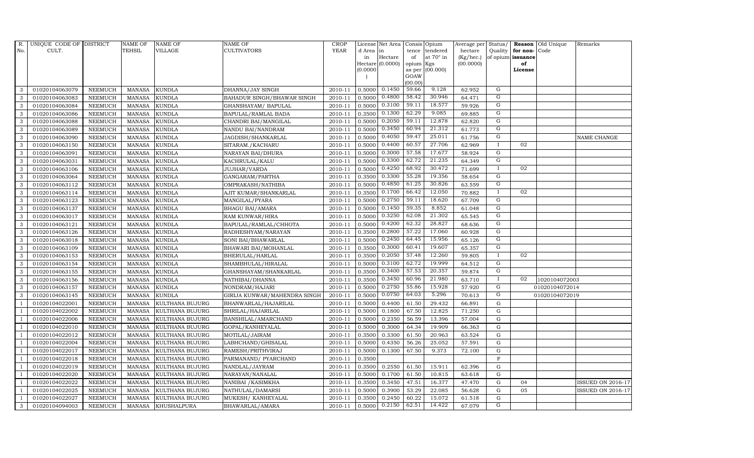| R. No. | UNIQUE CODE OF CULT. | DISTRICT | NAME OF TEHSIL | NAME OF VILLAGE | NAME OF CULTIVATORS | CROP YEAR | License d Area in Hectare (0.0000) | Net Area in Hectare (0.0000) | Consis tence of opium as per GOAW (00.00) | Opium tendered at 70° in Kgs (00.000) | Average per hectare (Kg/hec.) (00.0000) | Status/ Quality of opium | Reason for non-issuance of License | Old Unique Code | Remarks |
|---|---|---|---|---|---|---|---|---|---|---|---|---|---|---|---|
| 3 | 01020104063079 | NEEMUCH | MANASA | KUNDLA | DHANNA/JAY SINGH | 2010-11 | 0.5000 | 0.1450 | 59.66 | 9.128 | 62.952 | G | | | |
| 3 | 01020104063083 | NEEMUCH | MANASA | KUNDLA | BAHADUR SINGH/BHAWAR SINGH | 2010-11 | 0.5000 | 0.4800 | 58.42 | 30.946 | 64.471 | G | | | |
| 3 | 01020104063084 | NEEMUCH | MANASA | KUNDLA | GHANSHAYAM/ BAPULAL | 2010-11 | 0.5000 | 0.3100 | 59.11 | 18.577 | 59.926 | G | | | |
| 3 | 01020104063086 | NEEMUCH | MANASA | KUNDLA | BAPULAL/RAMLAL BADA | 2010-11 | 0.3500 | 0.1300 | 62.29 | 9.085 | 69.885 | G | | | |
| 3 | 01020104063088 | NEEMUCH | MANASA | KUNDLA | CHANDRI BAI/MANGILAL | 2010-11 | 0.5000 | 0.2050 | 59.11 | 12.878 | 62.820 | G | | | |
| 3 | 01020104063089 | NEEMUCH | MANASA | KUNDLA | NANDU BAI/NANDRAM | 2010-11 | 0.5000 | 0.3450 | 60.94 | 21.312 | 61.773 | G | | | |
| 3 | 01020104063090 | NEEMUCH | MANASA | KUNDLA | JAGDISH/SHANKARLAL | 2010-11 | 0.5000 | 0.4050 | 59.47 | 25.011 | 61.756 | G | | | NAME CHANGE |
| 3 | 01020104063150 | NEEMUCH | MANASA | KUNDLA | SITARAM./KACHARU | 2010-11 | 0.5000 | 0.4400 | 60.57 | 27.706 | 62.969 | I | 02 | | |
| 3 | 01020104063091 | NEEMUCH | MANASA | KUNDLA | NARAYAN BAI/DHURA | 2010-11 | 0.5000 | 0.3000 | 57.58 | 17.677 | 58.924 | G | | | |
| 3 | 01020104063031 | NEEMUCH | MANASA | KUNDLA | KACHRULAL/KALU | 2010-11 | 0.5000 | 0.3300 | 62.72 | 21.235 | 64.349 | G | | | |
| 3 | 01020104063106 | NEEMUCH | MANASA | KUNDLA | JUJHAR/VARDA | 2010-11 | 0.5000 | 0.4250 | 68.92 | 30.472 | 71.699 | I | 02 | | |
| 3 | 01020104063064 | NEEMUCH | MANASA | KUNDLA | GANGARAM/PARTHA | 2010-11 | 0.3500 | 0.3300 | 55.28 | 19.356 | 58.654 | G | | | |
| 3 | 01020104063112 | NEEMUCH | MANASA | KUNDLA | OMPRAKASH/NATHIBA | 2010-11 | 0.5000 | 0.4850 | 61.25 | 30.826 | 63.559 | G | | | |
| 3 | 01020104063114 | NEEMUCH | MANASA | KUNDLA | AJIT KUMAR/SHANKARLAL | 2010-11 | 0.3500 | 0.1700 | 66.42 | 12.050 | 70.882 | I | 02 | | |
| 3 | 01020104063123 | NEEMUCH | MANASA | KUNDLA | MANGILAL/PYARA | 2010-11 | 0.5000 | 0.2750 | 59.11 | 18.620 | 67.709 | G | | | |
| 3 | 01020104063137 | NEEMUCH | MANASA | KUNDLA | BHAGU BAI/AMARA | 2010-11 | 0.5000 | 0.1450 | 59.35 | 8.852 | 61.048 | G | | | |
| 3 | 01020104063017 | NEEMUCH | MANASA | KUNDLA | RAM KUNWAR/HIRA | 2010-11 | 0.5000 | 0.3250 | 62.08 | 21.302 | 65.545 | G | | | |
| 3 | 01020104063121 | NEEMUCH | MANASA | KUNDLA | BAPULAL/RAMLAL/CHHOTA | 2010-11 | 0.5000 | 0.4200 | 62.32 | 28.827 | 68.636 | G | | | |
| 3 | 01020104063126 | NEEMUCH | MANASA | KUNDLA | RADHESHYAM/NARAYAN | 2010-11 | 0.3500 | 0.2800 | 57.22 | 17.060 | 60.928 | G | | | |
| 3 | 01020104063018 | NEEMUCH | MANASA | KUNDLA | SONI BAI/BHAWARLAL | 2010-11 | 0.5000 | 0.2450 | 64.45 | 15.956 | 65.126 | G | | | |
| 3 | 01020104063109 | NEEMUCH | MANASA | KUNDLA | BHAWARI BAI/MOHANLAL | 2010-11 | 0.3500 | 0.3000 | 60.41 | 19.607 | 65.357 | G | | | |
| 3 | 01020104063153 | NEEMUCH | MANASA | KUNDLA | BHERULAL/HARLAL | 2010-11 | 0.3500 | 0.2050 | 57.48 | 12.260 | 59.805 | I | 02 | | |
| 3 | 01020104063154 | NEEMUCH | MANASA | KUNDLA | SHAMBHULAL/HIRALAL | 2010-11 | 0.5000 | 0.3100 | 62.72 | 19.999 | 64.512 | G | | | |
| 3 | 01020104063155 | NEEMUCH | MANASA | KUNDLA | GHANSHAYAM/SHANKARLAL | 2010-11 | 0.3500 | 0.3400 | 57.53 | 20.357 | 59.874 | G | | | |
| 3 | 01020104063156 | NEEMUCH | MANASA | KUNDLA | NATHIBAI/DHANNA | 2010-11 | 0.3500 | 0.3450 | 60.96 | 21.980 | 63.710 | I | 02 | 1020104072003 | |
| 3 | 01020104063157 | NEEMUCH | MANASA | KUNDLA | NONDRAM/HAJARI | 2010-11 | 0.5000 | 0.2750 | 55.86 | 15.928 | 57.920 | G | | 01020104072014 | |
| 3 | 01020104063145 | NEEMUCH | MANASA | KUNDLA | GIRIJA KUNWAR/MAHENDRA SINGH | 2010-11 | 0.5000 | 0.0750 | 64.03 | 5.296 | 70.613 | G | | 01020104072019 | |
| 1 | 01020104022001 | NEEMUCH | MANASA | KULTHANA BUJURG | BHANWARLAL/HAJARILAL | 2010-11 | 0.5000 | 0.4400 | 61.50 | 29.432 | 66.891 | G | | | |
| 1 | 01020104022002 | NEEMUCH | MANASA | KULTHANA BUJURG | SHRILAL/HAJARILAL | 2010-11 | 0.5000 | 0.1800 | 67.50 | 12.825 | 71.250 | G | | | |
| 1 | 01020104022006 | NEEMUCH | MANASA | KULTHANA BUJURG | BANSHILAL/AMARCHAND | 2010-11 | 0.5000 | 0.2350 | 56.59 | 13.396 | 57.004 | G | | | |
| 1 | 01020104022010 | NEEMUCH | MANASA | KULTHANA BUJURG | GOPAL/KANHEYALAL | 2010-11 | 0.5000 | 0.3000 | 64.34 | 19.909 | 66.363 | G | | | |
| 1 | 01020104022012 | NEEMUCH | MANASA | KULTHANA BUJURG | MOTILAL/JAIRAM | 2010-11 | 0.3500 | 0.3300 | 61.50 | 20.963 | 63.524 | G | | | |
| 1 | 01020104022004 | NEEMUCH | MANASA | KULTHANA BUJURG | LABHCHAND/GHISALAL | 2010-11 | 0.5000 | 0.4350 | 56.26 | 25.052 | 57.591 | G | | | |
| 1 | 01020104022017 | NEEMUCH | MANASA | KULTHANA BUJURG | RAMESH/PRITHVIRAJ | 2010-11 | 0.5000 | 0.1300 | 67.50 | 9.373 | 72.100 | G | | | |
| 1 | 01020104022018 | NEEMUCH | MANASA | KULTHANA BUJURG | PARMANAND/ PYARCHAND | 2010-11 | 0.3500 | | | | | F | | | |
| 1 | 01020104022019 | NEEMUCH | MANASA | KULTHANA BUJURG | NANDLAL/JAYRAM | 2010-11 | 0.3500 | 0.2550 | 61.50 | 15.911 | 62.396 | G | | | |
| 1 | 01020104022020 | NEEMUCH | MANASA | KULTHANA BUJURG | NARAYAN/NANALAL | 2010-11 | 0.5000 | 0.1700 | 61.50 | 10.815 | 63.618 | G | | | |
| 1 | 01020104022022 | NEEMUCH | MANASA | KULTHANA BUJURG | NANIBAI /KASIMKHA | 2010-11 | 0.3500 | 0.3450 | 47.51 | 16.377 | 47.470 | G | 04 | | ISSUED ON 2016-17 |
| 1 | 01020104022025 | NEEMUCH | MANASA | KULTHANA BUJURG | NATHULAL/DAMARSI | 2010-11 | 0.5000 | 0.3900 | 53.29 | 22.085 | 56.628 | G | 05 | | ISSUED ON 2016-17 |
| 1 | 01020104022027 | NEEMUCH | MANASA | KULTHANA BUJURG | MUKESH/ KANHEYALAL | 2010-11 | 0.3500 | 0.2450 | 60.22 | 15.072 | 61.518 | G | | | |
| 3 | 01020104094003 | NEEMUCH | MANASA | KHUSHALPURA | BHAWARLAL/AMARA | 2010-11 | 0.5000 | 0.2150 | 62.51 | 14.422 | 67.079 | G | | | |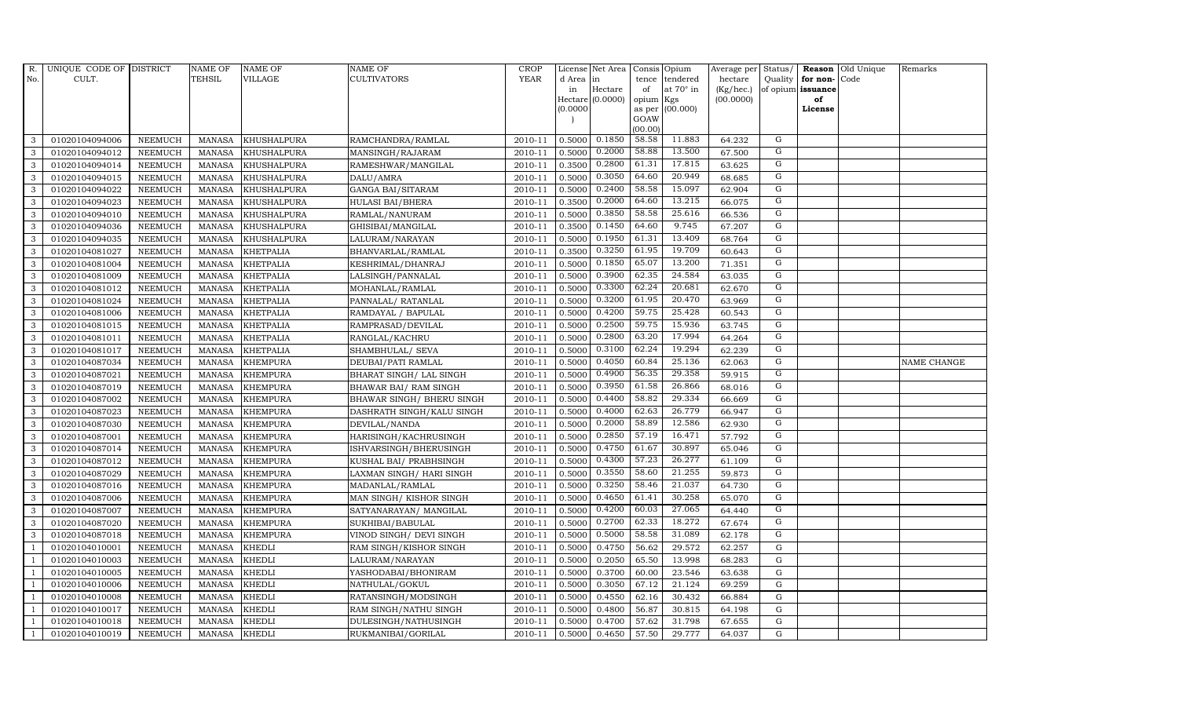| R. No. | UNIQUE CODE OF CULT. | DISTRICT | NAME OF TEHSIL | NAME OF VILLAGE | NAME OF CULTIVATORS | CROP YEAR | License d Area in Hectare (0.0000) | Net Area in Hectare (0.0000) | Consis tence of opium as per GOAW (00.00) | Opium tendered at 70° in Kgs (00.000) | Average per hectare (Kg/hec.) (00.0000) | Status/ Quality of opium | Reason for non- issuance of License | Old Unique Code | Remarks |
|---|---|---|---|---|---|---|---|---|---|---|---|---|---|---|---|
| 3 | 01020104094006 | NEEMUCH | MANASA | KHUSHALPURA | RAMCHANDRA/RAMLAL | 2010-11 | 0.5000 | 0.1850 | 58.58 | 11.883 | 64.232 | G | | | |
| 3 | 01020104094012 | NEEMUCH | MANASA | KHUSHALPURA | MANSINGH/RAJARAM | 2010-11 | 0.5000 | 0.2000 | 58.88 | 13.500 | 67.500 | G | | | |
| 3 | 01020104094014 | NEEMUCH | MANASA | KHUSHALPURA | RAMESHWAR/MANGILAL | 2010-11 | 0.3500 | 0.2800 | 61.31 | 17.815 | 63.625 | G | | | |
| 3 | 01020104094015 | NEEMUCH | MANASA | KHUSHALPURA | DALU/AMRA | 2010-11 | 0.5000 | 0.3050 | 64.60 | 20.949 | 68.685 | G | | | |
| 3 | 01020104094022 | NEEMUCH | MANASA | KHUSHALPURA | GANGA BAI/SITARAM | 2010-11 | 0.5000 | 0.2400 | 58.58 | 15.097 | 62.904 | G | | | |
| 3 | 01020104094023 | NEEMUCH | MANASA | KHUSHALPURA | HULASI BAI/BHERA | 2010-11 | 0.3500 | 0.2000 | 64.60 | 13.215 | 66.075 | G | | | |
| 3 | 01020104094010 | NEEMUCH | MANASA | KHUSHALPURA | RAMLAL/NANURAM | 2010-11 | 0.5000 | 0.3850 | 58.58 | 25.616 | 66.536 | G | | | |
| 3 | 01020104094036 | NEEMUCH | MANASA | KHUSHALPURA | GHISIBAI/MANGILAL | 2010-11 | 0.3500 | 0.1450 | 64.60 | 9.745 | 67.207 | G | | | |
| 3 | 01020104094035 | NEEMUCH | MANASA | KHUSHALPURA | LALURAM/NARAYAN | 2010-11 | 0.5000 | 0.1950 | 61.31 | 13.409 | 68.764 | G | | | |
| 3 | 01020104081027 | NEEMUCH | MANASA | KHETPALIA | BHANVARLAL/RAMLAL | 2010-11 | 0.3500 | 0.3250 | 61.95 | 19.709 | 60.643 | G | | | |
| 3 | 01020104081004 | NEEMUCH | MANASA | KHETPALIA | KESHRIMAL/DHANRAJ | 2010-11 | 0.5000 | 0.1850 | 65.07 | 13.200 | 71.351 | G | | | |
| 3 | 01020104081009 | NEEMUCH | MANASA | KHETPALIA | LALSINGH/PANNALAL | 2010-11 | 0.5000 | 0.3900 | 62.35 | 24.584 | 63.035 | G | | | |
| 3 | 01020104081012 | NEEMUCH | MANASA | KHETPALIA | MOHANLAL/RAMLAL | 2010-11 | 0.5000 | 0.3300 | 62.24 | 20.681 | 62.670 | G | | | |
| 3 | 01020104081024 | NEEMUCH | MANASA | KHETPALIA | PANNALAL/ RATANLAL | 2010-11 | 0.5000 | 0.3200 | 61.95 | 20.470 | 63.969 | G | | | |
| 3 | 01020104081006 | NEEMUCH | MANASA | KHETPALIA | RAMDAYAL / BAPULAL | 2010-11 | 0.5000 | 0.4200 | 59.75 | 25.428 | 60.543 | G | | | |
| 3 | 01020104081015 | NEEMUCH | MANASA | KHETPALIA | RAMPRASAD/DEVILAL | 2010-11 | 0.5000 | 0.2500 | 59.75 | 15.936 | 63.745 | G | | | |
| 3 | 01020104081011 | NEEMUCH | MANASA | KHETPALIA | RANGLAL/KACHRU | 2010-11 | 0.5000 | 0.2800 | 63.20 | 17.994 | 64.264 | G | | | |
| 3 | 01020104081017 | NEEMUCH | MANASA | KHETPALIA | SHAMBHULAL/ SEVA | 2010-11 | 0.5000 | 0.3100 | 62.24 | 19.294 | 62.239 | G | | | |
| 3 | 01020104087034 | NEEMUCH | MANASA | KHEMPURA | DEUBAI/PATI RAMLAL | 2010-11 | 0.5000 | 0.4050 | 60.84 | 25.136 | 62.063 | G | | | NAME CHANGE |
| 3 | 01020104087021 | NEEMUCH | MANASA | KHEMPURA | BHARAT SINGH/ LAL SINGH | 2010-11 | 0.5000 | 0.4900 | 56.35 | 29.358 | 59.915 | G | | | |
| 3 | 01020104087019 | NEEMUCH | MANASA | KHEMPURA | BHAWAR BAI/ RAM SINGH | 2010-11 | 0.5000 | 0.3950 | 61.58 | 26.866 | 68.016 | G | | | |
| 3 | 01020104087002 | NEEMUCH | MANASA | KHEMPURA | BHAWAR SINGH/ BHERU SINGH | 2010-11 | 0.5000 | 0.4400 | 58.82 | 29.334 | 66.669 | G | | | |
| 3 | 01020104087023 | NEEMUCH | MANASA | KHEMPURA | DASHRATH SINGH/KALU SINGH | 2010-11 | 0.5000 | 0.4000 | 62.63 | 26.779 | 66.947 | G | | | |
| 3 | 01020104087030 | NEEMUCH | MANASA | KHEMPURA | DEVILAL/NANDA | 2010-11 | 0.5000 | 0.2000 | 58.89 | 12.586 | 62.930 | G | | | |
| 3 | 01020104087001 | NEEMUCH | MANASA | KHEMPURA | HARISINGH/KACHRUSINGH | 2010-11 | 0.5000 | 0.2850 | 57.19 | 16.471 | 57.792 | G | | | |
| 3 | 01020104087014 | NEEMUCH | MANASA | KHEMPURA | ISHVARSINGH/BHERUSINGH | 2010-11 | 0.5000 | 0.4750 | 61.67 | 30.897 | 65.046 | G | | | |
| 3 | 01020104087012 | NEEMUCH | MANASA | KHEMPURA | KUSHAL BAI/ PRABHSINGH | 2010-11 | 0.5000 | 0.4300 | 57.23 | 26.277 | 61.109 | G | | | |
| 3 | 01020104087029 | NEEMUCH | MANASA | KHEMPURA | LAXMAN SINGH/ HARI SINGH | 2010-11 | 0.5000 | 0.3550 | 58.60 | 21.255 | 59.873 | G | | | |
| 3 | 01020104087016 | NEEMUCH | MANASA | KHEMPURA | MADANLAL/RAMLAL | 2010-11 | 0.5000 | 0.3250 | 58.46 | 21.037 | 64.730 | G | | | |
| 3 | 01020104087006 | NEEMUCH | MANASA | KHEMPURA | MAN SINGH/ KISHOR SINGH | 2010-11 | 0.5000 | 0.4650 | 61.41 | 30.258 | 65.070 | G | | | |
| 3 | 01020104087007 | NEEMUCH | MANASA | KHEMPURA | SATYANARAYAN/ MANGILAL | 2010-11 | 0.5000 | 0.4200 | 60.03 | 27.065 | 64.440 | G | | | |
| 3 | 01020104087020 | NEEMUCH | MANASA | KHEMPURA | SUKHIBAI/BABULAL | 2010-11 | 0.5000 | 0.2700 | 62.33 | 18.272 | 67.674 | G | | | |
| 3 | 01020104087018 | NEEMUCH | MANASA | KHEMPURA | VINOD SINGH/ DEVI SINGH | 2010-11 | 0.5000 | 0.5000 | 58.58 | 31.089 | 62.178 | G | | | |
| 1 | 01020104010001 | NEEMUCH | MANASA | KHEDLI | RAM SINGH/KISHOR SINGH | 2010-11 | 0.5000 | 0.4750 | 56.62 | 29.572 | 62.257 | G | | | |
| 1 | 01020104010003 | NEEMUCH | MANASA | KHEDLI | LALURAM/NARAYAN | 2010-11 | 0.5000 | 0.2050 | 65.50 | 13.998 | 68.283 | G | | | |
| 1 | 01020104010005 | NEEMUCH | MANASA | KHEDLI | YASHODABAI/BHONIRAM | 2010-11 | 0.5000 | 0.3700 | 60.00 | 23.546 | 63.638 | G | | | |
| 1 | 01020104010006 | NEEMUCH | MANASA | KHEDLI | NATHULAL/GOKUL | 2010-11 | 0.5000 | 0.3050 | 67.12 | 21.124 | 69.259 | G | | | |
| 1 | 01020104010008 | NEEMUCH | MANASA | KHEDLI | RATANSINGH/MODSINGH | 2010-11 | 0.5000 | 0.4550 | 62.16 | 30.432 | 66.884 | G | | | |
| 1 | 01020104010017 | NEEMUCH | MANASA | KHEDLI | RAM SINGH/NATHU SINGH | 2010-11 | 0.5000 | 0.4800 | 56.87 | 30.815 | 64.198 | G | | | |
| 1 | 01020104010018 | NEEMUCH | MANASA | KHEDLI | DULESINGH/NATHUSINGH | 2010-11 | 0.5000 | 0.4700 | 57.62 | 31.798 | 67.655 | G | | | |
| 1 | 01020104010019 | NEEMUCH | MANASA | KHEDLI | RUKMANIBAI/GORILAL | 2010-11 | 0.5000 | 0.4650 | 57.50 | 29.777 | 64.037 | G | | | |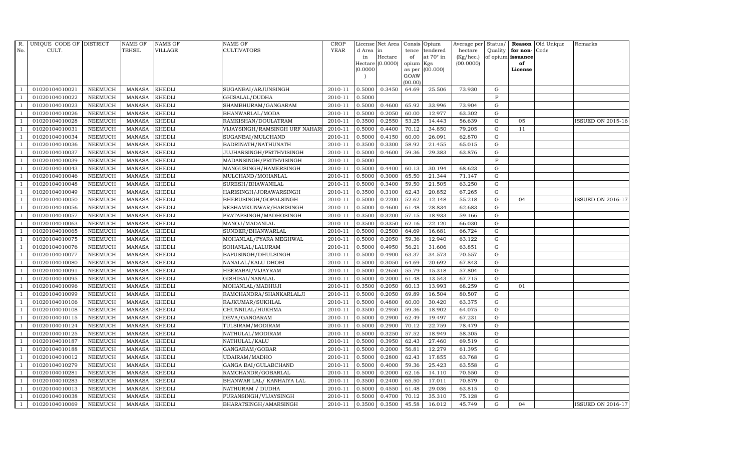| R. No. | UNIQUE CODE OF CULT. | DISTRICT | NAME OF TEHSIL | NAME OF VILLAGE | NAME OF CULTIVATORS | CROP YEAR | License d Area in Hectare (0.0000) | Net Area in Hectare (0.0000) | Consis tence of opium as per GOAW (00.00) | Opium tendered at 70° in Kgs (00.000) | Average per hectare (Kg/hec.) (00.0000) | Status/ Quality of opium | Reason for non-issuance of License | Old Unique Code | Remarks |
|---|---|---|---|---|---|---|---|---|---|---|---|---|---|---|---|
| 1 | 01020104010021 | NEEMUCH | MANASA | KHEDLI | SUGANBAI/ARJUNSINGH | 2010-11 | 0.5000 | 0.3450 | 64.69 | 25.506 | 73.930 | G | | | |
| 1 | 01020104010022 | NEEMUCH | MANASA | KHEDLI | GHISALAL/DUDHA | 2010-11 | 0.5000 | | | | | F | | | |
| 1 | 01020104010023 | NEEMUCH | MANASA | KHEDLI | SHAMBHURAM/GANGARAM | 2010-11 | 0.5000 | 0.4600 | 65.92 | 33.996 | 73.904 | G | | | |
| 1 | 01020104010026 | NEEMUCH | MANASA | KHEDLI | BHANWARLAL/MODA | 2010-11 | 0.5000 | 0.2050 | 60.00 | 12.977 | 63.302 | G | | | |
| 1 | 01020104010028 | NEEMUCH | MANASA | KHEDLI | RAMKISHAN/DOULATRAM | 2010-11 | 0.3500 | 0.2550 | 53.25 | 14.443 | 56.639 | G | 05 | | ISSUED ON 2015-16 |
| 1 | 01020104010031 | NEEMUCH | MANASA | KHEDLI | VIJAYSINGH/RAMSINGH URF NAHAR | 2010-11 | 0.5000 | 0.4400 | 70.12 | 34.850 | 79.205 | G | 11 | | |
| 1 | 01020104010034 | NEEMUCH | MANASA | KHEDLI | SUGANBAI/MULCHAND | 2010-11 | 0.5000 | 0.4150 | 60.00 | 26.091 | 62.870 | G | | | |
| 1 | 01020104010036 | NEEMUCH | MANASA | KHEDLI | BADRINATH/NATHUNATH | 2010-11 | 0.3500 | 0.3300 | 58.92 | 21.455 | 65.015 | G | | | |
| 1 | 01020104010037 | NEEMUCH | MANASA | KHEDLI | JUJHARSINGH/PRITHVISINGH | 2010-11 | 0.5000 | 0.4600 | 59.36 | 29.383 | 63.876 | G | | | |
| 1 | 01020104010039 | NEEMUCH | MANASA | KHEDLI | MADANSINGH/PRITHVISINGH | 2010-11 | 0.5000 | | | | | F | | | |
| 1 | 01020104010043 | NEEMUCH | MANASA | KHEDLI | MANGUSINGH/HAMERSINGH | 2010-11 | 0.5000 | 0.4400 | 60.13 | 30.194 | 68.623 | G | | | |
| 1 | 01020104010046 | NEEMUCH | MANASA | KHEDLI | MULCHAND/MOHANLAL | 2010-11 | 0.5000 | 0.3000 | 65.50 | 21.344 | 71.147 | G | | | |
| 1 | 01020104010048 | NEEMUCH | MANASA | KHEDLI | SURESH/BHAWANILAL | 2010-11 | 0.5000 | 0.3400 | 59.50 | 21.505 | 63.250 | G | | | |
| 1 | 01020104010049 | NEEMUCH | MANASA | KHEDLI | HARISINGH/JORAWARSINGH | 2010-11 | 0.3500 | 0.3100 | 62.43 | 20.852 | 67.265 | G | | | |
| 1 | 01020104010050 | NEEMUCH | MANASA | KHEDLI | BHERUSINGH/GOPALSINGH | 2010-11 | 0.5000 | 0.2200 | 52.62 | 12.148 | 55.218 | G | 04 | | ISSUED ON 2016-17 |
| 1 | 01020104010056 | NEEMUCH | MANASA | KHEDLI | RESHAMKUNWAR/HARISINGH | 2010-11 | 0.5000 | 0.4600 | 61.48 | 28.834 | 62.683 | G | | | |
| 1 | 01020104010057 | NEEMUCH | MANASA | KHEDLI | PRATAPSINGH/MADHOSINGH | 2010-11 | 0.3500 | 0.3200 | 57.15 | 18.933 | 59.166 | G | | | |
| 1 | 01020104010063 | NEEMUCH | MANASA | KHEDLI | MANOJ/MADANLAL | 2010-11 | 0.3500 | 0.3350 | 62.16 | 22.120 | 66.030 | G | | | |
| 1 | 01020104010065 | NEEMUCH | MANASA | KHEDLI | SUNDER/BHANWARLAL | 2010-11 | 0.5000 | 0.2500 | 64.69 | 16.681 | 66.724 | G | | | |
| 1 | 01020104010075 | NEEMUCH | MANASA | KHEDLI | MOHANLAL/PYARA MEGHWAL | 2010-11 | 0.5000 | 0.2050 | 59.36 | 12.940 | 63.122 | G | | | |
| 1 | 01020104010076 | NEEMUCH | MANASA | KHEDLI | SOHANLAL/LALURAM | 2010-11 | 0.5000 | 0.4950 | 56.21 | 31.606 | 63.851 | G | | | |
| 1 | 01020104010077 | NEEMUCH | MANASA | KHEDLI | BAPUSINGH/DHULSINGH | 2010-11 | 0.5000 | 0.4900 | 63.37 | 34.573 | 70.557 | G | | | |
| 1 | 01020104010080 | NEEMUCH | MANASA | KHEDLI | NANALAL/KALU DHOBI | 2010-11 | 0.5000 | 0.3050 | 64.69 | 20.692 | 67.843 | G | | | |
| 1 | 01020104010091 | NEEMUCH | MANASA | KHEDLI | HEERABAI/VIJAYRAM | 2010-11 | 0.5000 | 0.2650 | 55.79 | 15.318 | 57.804 | G | | | |
| 1 | 01020104010095 | NEEMUCH | MANASA | KHEDLI | GISHIBAI/NANALAL | 2010-11 | 0.5000 | 0.2000 | 61.48 | 13.543 | 67.715 | G | | | |
| 1 | 01020104010096 | NEEMUCH | MANASA | KHEDLI | MOHANLAL/MADHUJI | 2010-11 | 0.3500 | 0.2050 | 60.13 | 13.993 | 68.259 | G | 01 | | |
| 1 | 01020104010099 | NEEMUCH | MANASA | KHEDLI | RAMCHANDRA/SHANKARLALJI | 2010-11 | 0.5000 | 0.2050 | 69.89 | 16.504 | 80.507 | G | | | |
| 1 | 01020104010106 | NEEMUCH | MANASA | KHEDLI | RAJKUMAR/SUKHLAL | 2010-11 | 0.5000 | 0.4800 | 60.00 | 30.420 | 63.375 | G | | | |
| 1 | 01020104010108 | NEEMUCH | MANASA | KHEDLI | CHUNNILAL/HUKHMA | 2010-11 | 0.3500 | 0.2950 | 59.36 | 18.902 | 64.075 | G | | | |
| 1 | 01020104010115 | NEEMUCH | MANASA | KHEDLI | DEVA/GANGARAM | 2010-11 | 0.5000 | 0.2900 | 62.49 | 19.497 | 67.231 | G | | | |
| 1 | 01020104010124 | NEEMUCH | MANASA | KHEDLI | TULSIRAM/MODIRAM | 2010-11 | 0.5000 | 0.2900 | 70.12 | 22.759 | 78.479 | G | | | |
| 1 | 01020104010125 | NEEMUCH | MANASA | KHEDLI | NATHULAL/MODIRAM | 2010-11 | 0.5000 | 0.3250 | 57.52 | 18.949 | 58.305 | G | | | |
| 1 | 01020104010187 | NEEMUCH | MANASA | KHEDLI | NATHULAL/KALU | 2010-11 | 0.5000 | 0.3950 | 62.43 | 27.460 | 69.519 | G | | | |
| 1 | 01020104010188 | NEEMUCH | MANASA | KHEDLI | GANGARAM/GOBAR | 2010-11 | 0.5000 | 0.2000 | 56.81 | 12.279 | 61.395 | G | | | |
| 1 | 01020104010012 | NEEMUCH | MANASA | KHEDLI | UDAIRAM/MADHO | 2010-11 | 0.5000 | 0.2800 | 62.43 | 17.855 | 63.768 | G | | | |
| 1 | 01020104010279 | NEEMUCH | MANASA | KHEDLI | GANGA BAI/GULABCHAND | 2010-11 | 0.5000 | 0.4000 | 59.36 | 25.423 | 63.558 | G | | | |
| 1 | 01020104010281 | NEEMUCH | MANASA | KHEDLI | RAMCHANDR/GOBARLAL | 2010-11 | 0.5000 | 0.2000 | 62.16 | 14.110 | 70.550 | G | | | |
| 1 | 01020104010283 | NEEMUCH | MANASA | KHEDLI | BHANWAR LAL/ KANHAIYA LAL | 2010-11 | 0.3500 | 0.2400 | 65.50 | 17.011 | 70.879 | G | | | |
| 1 | 01020104010013 | NEEMUCH | MANASA | KHEDLI | NATHURAM / DUDHA | 2010-11 | 0.5000 | 0.4550 | 61.48 | 29.036 | 63.815 | G | | | |
| 1 | 01020104010038 | NEEMUCH | MANASA | KHEDLI | PURANSINGH/VIJAYSINGH | 2010-11 | 0.5000 | 0.4700 | 70.12 | 35.310 | 75.128 | G | | | |
| 1 | 01020104010069 | NEEMUCH | MANASA | KHEDLI | BHARATSINGH/AMARSINGH | 2010-11 | 0.3500 | 0.3500 | 45.58 | 16.012 | 45.749 | G | 04 | | ISSUED ON 2016-17 |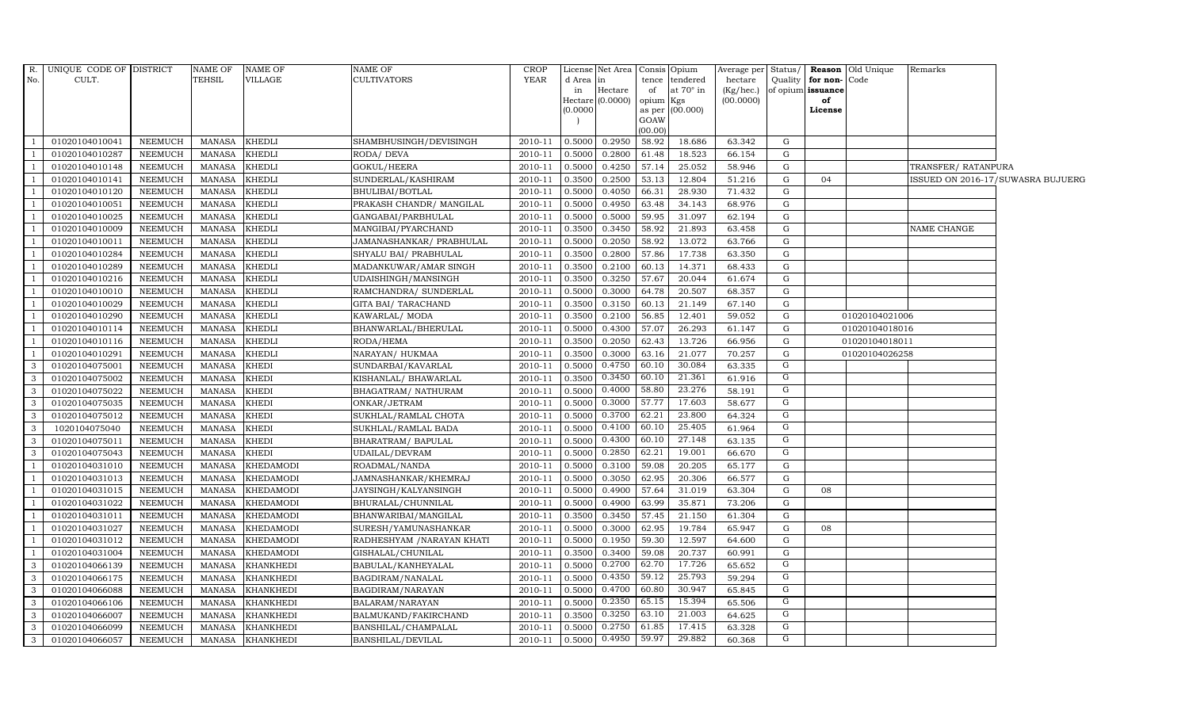| R. No. | UNIQUE CODE OF CULT. | DISTRICT | NAME OF TEHSIL | NAME OF VILLAGE | NAME OF CULTIVATORS | CROP YEAR | License d Area in Hectare (0.0000) | Net Area in Hectare (0.0000) | Consis tence of opium as per GOAW (00.00) | Opium tendered at 70° in Kgs (00.000) | Average per hectare (Kg/hec.) (00.0000) | Status/ Quality of opium | Reason for non-issuance of License | Old Unique Code | Remarks |
|---|---|---|---|---|---|---|---|---|---|---|---|---|---|---|---|
| 1 | 01020104010041 | NEEMUCH | MANASA | KHEDLI | SHAMBHUSINGH/DEVISINGH | 2010-11 | 0.5000 | 0.2950 | 58.92 | 18.686 | 63.342 | G | | | |
| 1 | 01020104010287 | NEEMUCH | MANASA | KHEDLI | RODA/ DEVA | 2010-11 | 0.5000 | 0.2800 | 61.48 | 18.523 | 66.154 | G | | | |
| 1 | 01020104010148 | NEEMUCH | MANASA | KHEDLI | GOKUL/HEERA | 2010-11 | 0.5000 | 0.4250 | 57.14 | 25.052 | 58.946 | G | | | TRANSFER/ RATANPURA |
| 1 | 01020104010141 | NEEMUCH | MANASA | KHEDLI | SUNDERLAL/KASHIRAM | 2010-11 | 0.3500 | 0.2500 | 53.13 | 12.804 | 51.216 | G | 04 | | ISSUED ON 2016-17/SUWASRA BUJUERG |
| 1 | 01020104010120 | NEEMUCH | MANASA | KHEDLI | BHULIBAI/BOTLAL | 2010-11 | 0.5000 | 0.4050 | 66.31 | 28.930 | 71.432 | G | | | |
| 1 | 01020104010051 | NEEMUCH | MANASA | KHEDLI | PRAKASH CHANDR/ MANGILAL | 2010-11 | 0.5000 | 0.4950 | 63.48 | 34.143 | 68.976 | G | | | |
| 1 | 01020104010025 | NEEMUCH | MANASA | KHEDLI | GANGABAI/PARBHULAL | 2010-11 | 0.5000 | 0.5000 | 59.95 | 31.097 | 62.194 | G | | | |
| 1 | 01020104010009 | NEEMUCH | MANASA | KHEDLI | MANGIBAI/PYARCHAND | 2010-11 | 0.3500 | 0.3450 | 58.92 | 21.893 | 63.458 | G | | | NAME CHANGE |
| 1 | 01020104010011 | NEEMUCH | MANASA | KHEDLI | JAMANASHANKAR/ PRABHULAL | 2010-11 | 0.5000 | 0.2050 | 58.92 | 13.072 | 63.766 | G | | | |
| 1 | 01020104010284 | NEEMUCH | MANASA | KHEDLI | SHYALU BAI/ PRABHULAL | 2010-11 | 0.3500 | 0.2800 | 57.86 | 17.738 | 63.350 | G | | | |
| 1 | 01020104010289 | NEEMUCH | MANASA | KHEDLI | MADANKUWAR/AMAR SINGH | 2010-11 | 0.3500 | 0.2100 | 60.13 | 14.371 | 68.433 | G | | | |
| 1 | 01020104010216 | NEEMUCH | MANASA | KHEDLI | UDAISHINGH/MANSINGH | 2010-11 | 0.3500 | 0.3250 | 57.67 | 20.044 | 61.674 | G | | | |
| 1 | 01020104010010 | NEEMUCH | MANASA | KHEDLI | RAMCHANDRA/ SUNDERLAL | 2010-11 | 0.5000 | 0.3000 | 64.78 | 20.507 | 68.357 | G | | | |
| 1 | 01020104010029 | NEEMUCH | MANASA | KHEDLI | GITA BAI/ TARACHAND | 2010-11 | 0.3500 | 0.3150 | 60.13 | 21.149 | 67.140 | G | | | |
| 1 | 01020104010290 | NEEMUCH | MANASA | KHEDLI | KAWARLAL/ MODA | 2010-11 | 0.3500 | 0.2100 | 56.85 | 12.401 | 59.052 | G | | 01020104021006 | |
| 1 | 01020104010114 | NEEMUCH | MANASA | KHEDLI | BHANWARLAL/BHERULAL | 2010-11 | 0.5000 | 0.4300 | 57.07 | 26.293 | 61.147 | G | | 01020104018016 | |
| 1 | 01020104010116 | NEEMUCH | MANASA | KHEDLI | RODA/HEMA | 2010-11 | 0.3500 | 0.2050 | 62.43 | 13.726 | 66.956 | G | | 01020104018011 | |
| 1 | 01020104010291 | NEEMUCH | MANASA | KHEDLI | NARAYAN/ HUKMAA | 2010-11 | 0.3500 | 0.3000 | 63.16 | 21.077 | 70.257 | G | | 01020104026258 | |
| 3 | 01020104075001 | NEEMUCH | MANASA | KHEDI | SUNDARBAI/KAVARLAL | 2010-11 | 0.5000 | 0.4750 | 60.10 | 30.084 | 63.335 | G | | | |
| 3 | 01020104075002 | NEEMUCH | MANASA | KHEDI | KISHANLAL/ BHAWARLAL | 2010-11 | 0.3500 | 0.3450 | 60.10 | 21.361 | 61.916 | G | | | |
| 3 | 01020104075022 | NEEMUCH | MANASA | KHEDI | BHAGATRAM/ NATHURAM | 2010-11 | 0.5000 | 0.4000 | 58.80 | 23.276 | 58.191 | G | | | |
| 3 | 01020104075035 | NEEMUCH | MANASA | KHEDI | ONKAR/JETRAM | 2010-11 | 0.5000 | 0.3000 | 57.77 | 17.603 | 58.677 | G | | | |
| 3 | 01020104075012 | NEEMUCH | MANASA | KHEDI | SUKHLAL/RAMLAL CHOTA | 2010-11 | 0.5000 | 0.3700 | 62.21 | 23.800 | 64.324 | G | | | |
| 3 | 1020104075040 | NEEMUCH | MANASA | KHEDI | SUKHLAL/RAMLAL BADA | 2010-11 | 0.5000 | 0.4100 | 60.10 | 25.405 | 61.964 | G | | | |
| 3 | 01020104075011 | NEEMUCH | MANASA | KHEDI | BHARATRAM/ BAPULAL | 2010-11 | 0.5000 | 0.4300 | 60.10 | 27.148 | 63.135 | G | | | |
| 3 | 01020104075043 | NEEMUCH | MANASA | KHEDI | UDAILAL/DEVRAM | 2010-11 | 0.5000 | 0.2850 | 62.21 | 19.001 | 66.670 | G | | | |
| 1 | 01020104031010 | NEEMUCH | MANASA | KHEDAMODI | ROADMAL/NANDA | 2010-11 | 0.5000 | 0.3100 | 59.08 | 20.205 | 65.177 | G | | | |
| 1 | 01020104031013 | NEEMUCH | MANASA | KHEDAMODI | JAMNASHANKAR/KHEMRAJ | 2010-11 | 0.5000 | 0.3050 | 62.95 | 20.306 | 66.577 | G | | | |
| 1 | 01020104031015 | NEEMUCH | MANASA | KHEDAMODI | JAYSINGH/KALYANSINGH | 2010-11 | 0.5000 | 0.4900 | 57.64 | 31.019 | 63.304 | G | 08 | | |
| 1 | 01020104031022 | NEEMUCH | MANASA | KHEDAMODI | BHURALAL/CHUNNILAL | 2010-11 | 0.5000 | 0.4900 | 63.99 | 35.871 | 73.206 | G | | | |
| 1 | 01020104031011 | NEEMUCH | MANASA | KHEDAMODI | BHANWARIBAI/MANGILAL | 2010-11 | 0.3500 | 0.3450 | 57.45 | 21.150 | 61.304 | G | | | |
| 1 | 01020104031027 | NEEMUCH | MANASA | KHEDAMODI | SURESH/YAMUNASHANKAR | 2010-11 | 0.5000 | 0.3000 | 62.95 | 19.784 | 65.947 | G | 08 | | |
| 1 | 01020104031012 | NEEMUCH | MANASA | KHEDAMODI | RADHESHYAM /NARAYAN KHATI | 2010-11 | 0.5000 | 0.1950 | 59.30 | 12.597 | 64.600 | G | | | |
| 1 | 01020104031004 | NEEMUCH | MANASA | KHEDAMODI | GISHALAL/CHUNILAL | 2010-11 | 0.3500 | 0.3400 | 59.08 | 20.737 | 60.991 | G | | | |
| 3 | 01020104066139 | NEEMUCH | MANASA | KHANKHEDI | BABULAL/KANHEYALAL | 2010-11 | 0.5000 | 0.2700 | 62.70 | 17.726 | 65.652 | G | | | |
| 3 | 01020104066175 | NEEMUCH | MANASA | KHANKHEDI | BAGDIRAM/NANALAL | 2010-11 | 0.5000 | 0.4350 | 59.12 | 25.793 | 59.294 | G | | | |
| 3 | 01020104066088 | NEEMUCH | MANASA | KHANKHEDI | BAGDIRAM/NARAYAN | 2010-11 | 0.5000 | 0.4700 | 60.80 | 30.947 | 65.845 | G | | | |
| 3 | 01020104066106 | NEEMUCH | MANASA | KHANKHEDI | BALARAM/NARAYAN | 2010-11 | 0.5000 | 0.2350 | 65.15 | 15.394 | 65.506 | G | | | |
| 3 | 01020104066007 | NEEMUCH | MANASA | KHANKHEDI | BALMUKAND/FAKIRCHAND | 2010-11 | 0.3500 | 0.3250 | 63.10 | 21.003 | 64.625 | G | | | |
| 3 | 01020104066099 | NEEMUCH | MANASA | KHANKHEDI | BANSHILAL/CHAMPALAL | 2010-11 | 0.5000 | 0.2750 | 61.85 | 17.415 | 63.328 | G | | | |
| 3 | 01020104066057 | NEEMUCH | MANASA | KHANKHEDI | BANSHILAL/DEVILAL | 2010-11 | 0.5000 | 0.4950 | 59.97 | 29.882 | 60.368 | G | | | |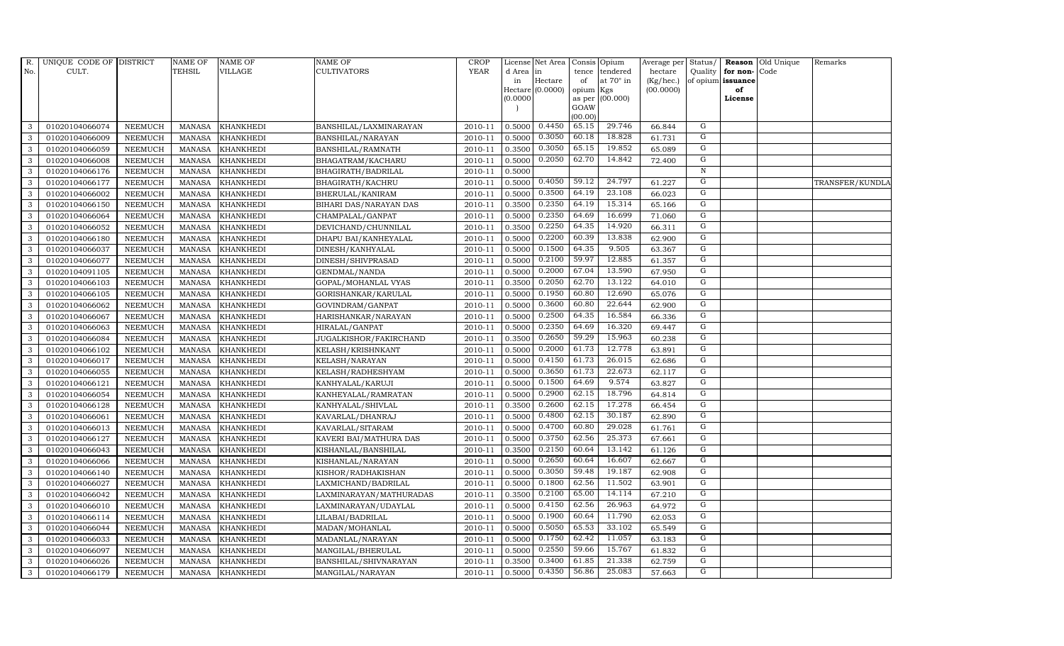| R. No. | UNIQUE CODE OF CULT. | DISTRICT | NAME OF TEHSIL | NAME OF VILLAGE | NAME OF CULTIVATORS | CROP YEAR | License d Area in Hectare (0.0000) | Net Area in Hectare (0.0000) | Consis tence of opium as per GOAW (00.00) | Opium tendered at 70° in Kgs (00.000) | Average per hectare (Kg/hec.) (00.0000) | Status/ Quality of opium | Reason for non-issuance of License | Old Unique Code | Remarks |
|---|---|---|---|---|---|---|---|---|---|---|---|---|---|---|---|
| 3 | 01020104066074 | NEEMUCH | MANASA | KHANKHEDI | BANSHILAL/LAXMINARAYAN | 2010-11 | 0.5000 | 0.4450 | 65.15 | 29.746 | 66.844 | G | | | |
| 3 | 01020104066009 | NEEMUCH | MANASA | KHANKHEDI | BANSHILAL/NARAYAN | 2010-11 | 0.5000 | 0.3050 | 60.18 | 18.828 | 61.731 | G | | | |
| 3 | 01020104066059 | NEEMUCH | MANASA | KHANKHEDI | BANSHILAL/RAMNATH | 2010-11 | 0.3500 | 0.3050 | 65.15 | 19.852 | 65.089 | G | | | |
| 3 | 01020104066008 | NEEMUCH | MANASA | KHANKHEDI | BHAGATRAM/KACHARU | 2010-11 | 0.5000 | 0.2050 | 62.70 | 14.842 | 72.400 | G | | | |
| 3 | 01020104066176 | NEEMUCH | MANASA | KHANKHEDI | BHAGIRATH/BADRILAL | 2010-11 | 0.5000 | | | | | N | | | |
| 3 | 01020104066177 | NEEMUCH | MANASA | KHANKHEDI | BHAGIRATH/KACHRU | 2010-11 | 0.5000 | 0.4050 | 59.12 | 24.797 | 61.227 | G | | | TRANSFER/KUNDLA |
| 3 | 01020104066002 | NEEMUCH | MANASA | KHANKHEDI | BHERULAL/KANIRAM | 2010-11 | 0.5000 | 0.3500 | 64.19 | 23.108 | 66.023 | G | | | |
| 3 | 01020104066150 | NEEMUCH | MANASA | KHANKHEDI | BIHARI DAS/NARAYAN DAS | 2010-11 | 0.3500 | 0.2350 | 64.19 | 15.314 | 65.166 | G | | | |
| 3 | 01020104066064 | NEEMUCH | MANASA | KHANKHEDI | CHAMPALAL/GANPAT | 2010-11 | 0.5000 | 0.2350 | 64.69 | 16.699 | 71.060 | G | | | |
| 3 | 01020104066052 | NEEMUCH | MANASA | KHANKHEDI | DEVICHAND/CHUNNILAL | 2010-11 | 0.3500 | 0.2250 | 64.35 | 14.920 | 66.311 | G | | | |
| 3 | 01020104066180 | NEEMUCH | MANASA | KHANKHEDI | DHAPU BAI/KANHEYALAL | 2010-11 | 0.5000 | 0.2200 | 60.39 | 13.838 | 62.900 | G | | | |
| 3 | 01020104066037 | NEEMUCH | MANASA | KHANKHEDI | DINESH/KANHYALAL | 2010-11 | 0.5000 | 0.1500 | 64.35 | 9.505 | 63.367 | G | | | |
| 3 | 01020104066077 | NEEMUCH | MANASA | KHANKHEDI | DINESH/SHIVPRASAD | 2010-11 | 0.5000 | 0.2100 | 59.97 | 12.885 | 61.357 | G | | | |
| 3 | 01020104091105 | NEEMUCH | MANASA | KHANKHEDI | GENDMAL/NANDA | 2010-11 | 0.5000 | 0.2000 | 67.04 | 13.590 | 67.950 | G | | | |
| 3 | 01020104066103 | NEEMUCH | MANASA | KHANKHEDI | GOPAL/MOHANLAL VYAS | 2010-11 | 0.3500 | 0.2050 | 62.70 | 13.122 | 64.010 | G | | | |
| 3 | 01020104066105 | NEEMUCH | MANASA | KHANKHEDI | GORISHANKAR/KARULAL | 2010-11 | 0.5000 | 0.1950 | 60.80 | 12.690 | 65.076 | G | | | |
| 3 | 01020104066062 | NEEMUCH | MANASA | KHANKHEDI | GOVINDRAM/GANPAT | 2010-11 | 0.5000 | 0.3600 | 60.80 | 22.644 | 62.900 | G | | | |
| 3 | 01020104066067 | NEEMUCH | MANASA | KHANKHEDI | HARISHANKAR/NARAYAN | 2010-11 | 0.5000 | 0.2500 | 64.35 | 16.584 | 66.336 | G | | | |
| 3 | 01020104066063 | NEEMUCH | MANASA | KHANKHEDI | HIRALAL/GANPAT | 2010-11 | 0.5000 | 0.2350 | 64.69 | 16.320 | 69.447 | G | | | |
| 3 | 01020104066084 | NEEMUCH | MANASA | KHANKHEDI | JUGALKISHOR/FAKIRCHAND | 2010-11 | 0.3500 | 0.2650 | 59.29 | 15.963 | 60.238 | G | | | |
| 3 | 01020104066102 | NEEMUCH | MANASA | KHANKHEDI | KELASH/KRISHNKANT | 2010-11 | 0.5000 | 0.2000 | 61.73 | 12.778 | 63.891 | G | | | |
| 3 | 01020104066017 | NEEMUCH | MANASA | KHANKHEDI | KELASH/NARAYAN | 2010-11 | 0.5000 | 0.4150 | 61.73 | 26.015 | 62.686 | G | | | |
| 3 | 01020104066055 | NEEMUCH | MANASA | KHANKHEDI | KELASH/RADHESHYAM | 2010-11 | 0.5000 | 0.3650 | 61.73 | 22.673 | 62.117 | G | | | |
| 3 | 01020104066121 | NEEMUCH | MANASA | KHANKHEDI | KANHYALAL/KARUJI | 2010-11 | 0.5000 | 0.1500 | 64.69 | 9.574 | 63.827 | G | | | |
| 3 | 01020104066054 | NEEMUCH | MANASA | KHANKHEDI | KANHEYALAL/RAMRATAN | 2010-11 | 0.5000 | 0.2900 | 62.15 | 18.796 | 64.814 | G | | | |
| 3 | 01020104066128 | NEEMUCH | MANASA | KHANKHEDI | KANHYALAL/SHIVLAL | 2010-11 | 0.3500 | 0.2600 | 62.15 | 17.278 | 66.454 | G | | | |
| 3 | 01020104066061 | NEEMUCH | MANASA | KHANKHEDI | KAVARLAL/DHANRAJ | 2010-11 | 0.5000 | 0.4800 | 62.15 | 30.187 | 62.890 | G | | | |
| 3 | 01020104066013 | NEEMUCH | MANASA | KHANKHEDI | KAVARLAL/SITARAM | 2010-11 | 0.5000 | 0.4700 | 60.80 | 29.028 | 61.761 | G | | | |
| 3 | 01020104066127 | NEEMUCH | MANASA | KHANKHEDI | KAVERI BAI/MATHURA DAS | 2010-11 | 0.5000 | 0.3750 | 62.56 | 25.373 | 67.661 | G | | | |
| 3 | 01020104066043 | NEEMUCH | MANASA | KHANKHEDI | KISHANLAL/BANSHILAL | 2010-11 | 0.3500 | 0.2150 | 60.64 | 13.142 | 61.126 | G | | | |
| 3 | 01020104066066 | NEEMUCH | MANASA | KHANKHEDI | KISHANLAL/NARAYAN | 2010-11 | 0.5000 | 0.2650 | 60.64 | 16.607 | 62.667 | G | | | |
| 3 | 01020104066140 | NEEMUCH | MANASA | KHANKHEDI | KISHOR/RADHAKISHAN | 2010-11 | 0.5000 | 0.3050 | 59.48 | 19.187 | 62.908 | G | | | |
| 3 | 01020104066027 | NEEMUCH | MANASA | KHANKHEDI | LAXMICHAND/BADRILAL | 2010-11 | 0.5000 | 0.1800 | 62.56 | 11.502 | 63.901 | G | | | |
| 3 | 01020104066042 | NEEMUCH | MANASA | KHANKHEDI | LAXMINARAYAN/MATHURADAS | 2010-11 | 0.3500 | 0.2100 | 65.00 | 14.114 | 67.210 | G | | | |
| 3 | 01020104066010 | NEEMUCH | MANASA | KHANKHEDI | LAXMINARAYAN/UDAYLAL | 2010-11 | 0.5000 | 0.4150 | 62.56 | 26.963 | 64.972 | G | | | |
| 3 | 01020104066114 | NEEMUCH | MANASA | KHANKHEDI | LILABAI/BADRILAL | 2010-11 | 0.5000 | 0.1900 | 60.64 | 11.790 | 62.053 | G | | | |
| 3 | 01020104066044 | NEEMUCH | MANASA | KHANKHEDI | MADAN/MOHANLAL | 2010-11 | 0.5000 | 0.5050 | 65.53 | 33.102 | 65.549 | G | | | |
| 3 | 01020104066033 | NEEMUCH | MANASA | KHANKHEDI | MADANLAL/NARAYAN | 2010-11 | 0.5000 | 0.1750 | 62.42 | 11.057 | 63.183 | G | | | |
| 3 | 01020104066097 | NEEMUCH | MANASA | KHANKHEDI | MANGILAL/BHERULAL | 2010-11 | 0.5000 | 0.2550 | 59.66 | 15.767 | 61.832 | G | | | |
| 3 | 01020104066026 | NEEMUCH | MANASA | KHANKHEDI | BANSHILAL/SHIVNARAYAN | 2010-11 | 0.3500 | 0.3400 | 61.85 | 21.338 | 62.759 | G | | | |
| 3 | 01020104066179 | NEEMUCH | MANASA | KHANKHEDI | MANGILAL/NARAYAN | 2010-11 | 0.5000 | 0.4350 | 56.86 | 25.083 | 57.663 | G | | | |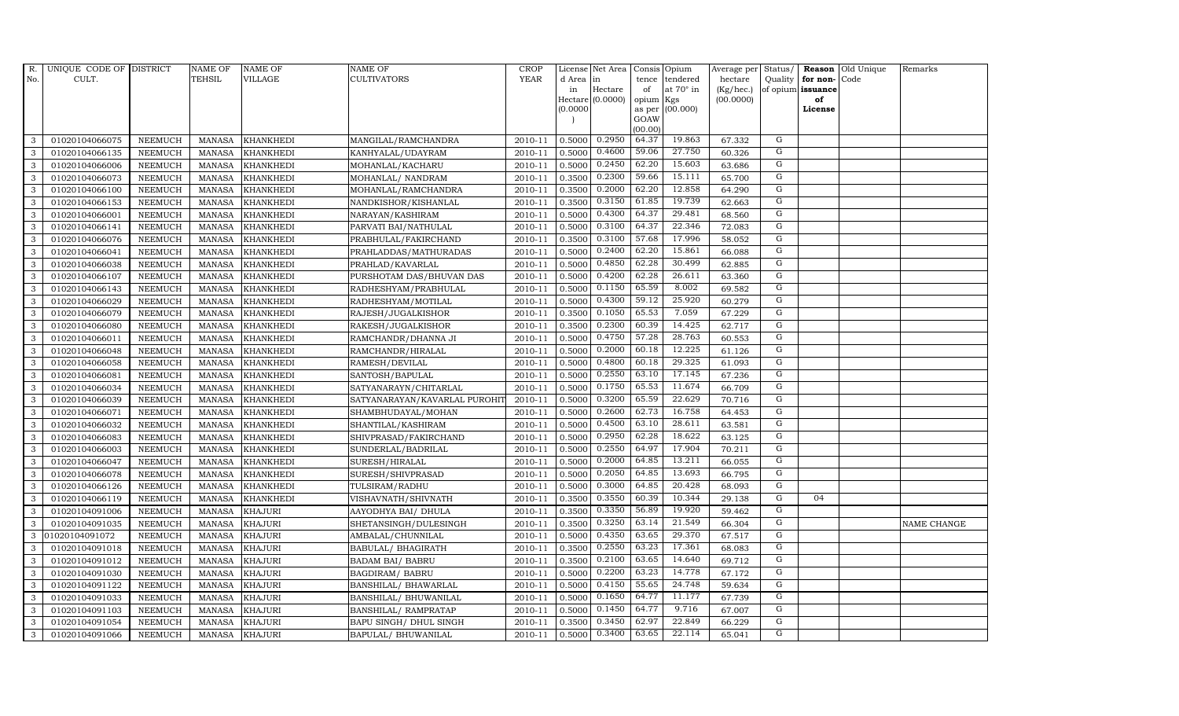| R. No. | UNIQUE CODE OF CULT. | DISTRICT | NAME OF TEHSIL | NAME OF VILLAGE | NAME OF CULTIVATORS | CROP YEAR | License d Area in Hectare (0.0000) | Net Area in Hectare (0.0000) | Consis tence of opium as per GOAW (00.00) | Opium tendered at 70° in Kgs (00.000) | Average per hectare (Kg/hec.) (00.0000) | Status/ Quality of opium | Reason for non-issuance of License | Old Unique Code | Remarks |
|---|---|---|---|---|---|---|---|---|---|---|---|---|---|---|---|
| 3 | 01020104066075 | NEEMUCH | MANASA | KHANKHEDI | MANGILAL/RAMCHANDRA | 2010-11 | 0.5000 | 0.2950 | 64.37 | 19.863 | 67.332 | G | | | |
| 3 | 01020104066135 | NEEMUCH | MANASA | KHANKHEDI | KANHYALAL/UDAYRAM | 2010-11 | 0.5000 | 0.4600 | 59.06 | 27.750 | 60.326 | G | | | |
| 3 | 01020104066006 | NEEMUCH | MANASA | KHANKHEDI | MOHANLAL/KACHARU | 2010-11 | 0.5000 | 0.2450 | 62.20 | 15.603 | 63.686 | G | | | |
| 3 | 01020104066073 | NEEMUCH | MANASA | KHANKHEDI | MOHANLAL/ NANDRAM | 2010-11 | 0.3500 | 0.2300 | 59.66 | 15.111 | 65.700 | G | | | |
| 3 | 01020104066100 | NEEMUCH | MANASA | KHANKHEDI | MOHANLAL/RAMCHANDRA | 2010-11 | 0.3500 | 0.2000 | 62.20 | 12.858 | 64.290 | G | | | |
| 3 | 01020104066153 | NEEMUCH | MANASA | KHANKHEDI | NANDKISHOR/KISHANLAL | 2010-11 | 0.3500 | 0.3150 | 61.85 | 19.739 | 62.663 | G | | | |
| 3 | 01020104066001 | NEEMUCH | MANASA | KHANKHEDI | NARAYAN/KASHIRAM | 2010-11 | 0.5000 | 0.4300 | 64.37 | 29.481 | 68.560 | G | | | |
| 3 | 01020104066141 | NEEMUCH | MANASA | KHANKHEDI | PARVATI BAI/NATHULAL | 2010-11 | 0.5000 | 0.3100 | 64.37 | 22.346 | 72.083 | G | | | |
| 3 | 01020104066076 | NEEMUCH | MANASA | KHANKHEDI | PRABHULAL/FAKIRCHAND | 2010-11 | 0.3500 | 0.3100 | 57.68 | 17.996 | 58.052 | G | | | |
| 3 | 01020104066041 | NEEMUCH | MANASA | KHANKHEDI | PRAHLADDAS/MATHURADAS | 2010-11 | 0.5000 | 0.2400 | 62.20 | 15.861 | 66.088 | G | | | |
| 3 | 01020104066038 | NEEMUCH | MANASA | KHANKHEDI | PRAHLAD/KAVARLAL | 2010-11 | 0.5000 | 0.4850 | 62.28 | 30.499 | 62.885 | G | | | |
| 3 | 01020104066107 | NEEMUCH | MANASA | KHANKHEDI | PURSHOTAM DAS/BHUVAN DAS | 2010-11 | 0.5000 | 0.4200 | 62.28 | 26.611 | 63.360 | G | | | |
| 3 | 01020104066143 | NEEMUCH | MANASA | KHANKHEDI | RADHESHYAM/PRABHULAL | 2010-11 | 0.5000 | 0.1150 | 65.59 | 8.002 | 69.582 | G | | | |
| 3 | 01020104066029 | NEEMUCH | MANASA | KHANKHEDI | RADHESHYAM/MOTILAL | 2010-11 | 0.5000 | 0.4300 | 59.12 | 25.920 | 60.279 | G | | | |
| 3 | 01020104066079 | NEEMUCH | MANASA | KHANKHEDI | RAJESH/JUGALKISHOR | 2010-11 | 0.3500 | 0.1050 | 65.53 | 7.059 | 67.229 | G | | | |
| 3 | 01020104066080 | NEEMUCH | MANASA | KHANKHEDI | RAKESH/JUGALKISHOR | 2010-11 | 0.3500 | 0.2300 | 60.39 | 14.425 | 62.717 | G | | | |
| 3 | 01020104066011 | NEEMUCH | MANASA | KHANKHEDI | RAMCHANDR/DHANNA JI | 2010-11 | 0.5000 | 0.4750 | 57.28 | 28.763 | 60.553 | G | | | |
| 3 | 01020104066048 | NEEMUCH | MANASA | KHANKHEDI | RAMCHANDR/HIRALAL | 2010-11 | 0.5000 | 0.2000 | 60.18 | 12.225 | 61.126 | G | | | |
| 3 | 01020104066058 | NEEMUCH | MANASA | KHANKHEDI | RAMESH/DEVILAL | 2010-11 | 0.5000 | 0.4800 | 60.18 | 29.325 | 61.093 | G | | | |
| 3 | 01020104066081 | NEEMUCH | MANASA | KHANKHEDI | SANTOSH/BAPULAL | 2010-11 | 0.5000 | 0.2550 | 63.10 | 17.145 | 67.236 | G | | | |
| 3 | 01020104066034 | NEEMUCH | MANASA | KHANKHEDI | SATYANARAYN/CHITARLAL | 2010-11 | 0.5000 | 0.1750 | 65.53 | 11.674 | 66.709 | G | | | |
| 3 | 01020104066039 | NEEMUCH | MANASA | KHANKHEDI | SATYANARAYAN/KAVARLAL PUROHIT | 2010-11 | 0.5000 | 0.3200 | 65.59 | 22.629 | 70.716 | G | | | |
| 3 | 01020104066071 | NEEMUCH | MANASA | KHANKHEDI | SHAMBHUDAYAL/MOHAN | 2010-11 | 0.5000 | 0.2600 | 62.73 | 16.758 | 64.453 | G | | | |
| 3 | 01020104066032 | NEEMUCH | MANASA | KHANKHEDI | SHANTILAL/KASHIRAM | 2010-11 | 0.5000 | 0.4500 | 63.10 | 28.611 | 63.581 | G | | | |
| 3 | 01020104066083 | NEEMUCH | MANASA | KHANKHEDI | SHIVPRASAD/FAKIRCHAND | 2010-11 | 0.5000 | 0.2950 | 62.28 | 18.622 | 63.125 | G | | | |
| 3 | 01020104066003 | NEEMUCH | MANASA | KHANKHEDI | SUNDERLAL/BADRILAL | 2010-11 | 0.5000 | 0.2550 | 64.97 | 17.904 | 70.211 | G | | | |
| 3 | 01020104066047 | NEEMUCH | MANASA | KHANKHEDI | SURESH/HIRALAL | 2010-11 | 0.5000 | 0.2000 | 64.85 | 13.211 | 66.055 | G | | | |
| 3 | 01020104066078 | NEEMUCH | MANASA | KHANKHEDI | SURESH/SHIVPRASAD | 2010-11 | 0.5000 | 0.2050 | 64.85 | 13.693 | 66.795 | G | | | |
| 3 | 01020104066126 | NEEMUCH | MANASA | KHANKHEDI | TULSIRAM/RADHU | 2010-11 | 0.5000 | 0.3000 | 64.85 | 20.428 | 68.093 | G | | | |
| 3 | 01020104066119 | NEEMUCH | MANASA | KHANKHEDI | VISHAVNATH/SHIVNATH | 2010-11 | 0.3500 | 0.3550 | 60.39 | 10.344 | 29.138 | G | 04 | | |
| 3 | 01020104091006 | NEEMUCH | MANASA | KHAJURI | AAYODHYA BAI/ DHULA | 2010-11 | 0.3500 | 0.3350 | 56.89 | 19.920 | 59.462 | G | | | |
| 3 | 01020104091035 | NEEMUCH | MANASA | KHAJURI | SHETANSINGH/DULESINGH | 2010-11 | 0.3500 | 0.3250 | 63.14 | 21.549 | 66.304 | G | | | NAME CHANGE |
| 3 | 01020104091072 | NEEMUCH | MANASA | KHAJURI | AMBALAL/CHUNNILAL | 2010-11 | 0.5000 | 0.4350 | 63.65 | 29.370 | 67.517 | G | | | |
| 3 | 01020104091018 | NEEMUCH | MANASA | KHAJURI | BABULAL/ BHAGIRATH | 2010-11 | 0.3500 | 0.2550 | 63.23 | 17.361 | 68.083 | G | | | |
| 3 | 01020104091012 | NEEMUCH | MANASA | KHAJURI | BADAM BAI/ BABRU | 2010-11 | 0.3500 | 0.2100 | 63.65 | 14.640 | 69.712 | G | | | |
| 3 | 01020104091030 | NEEMUCH | MANASA | KHAJURI | BAGDIRAM/ BABRU | 2010-11 | 0.5000 | 0.2200 | 63.23 | 14.778 | 67.172 | G | | | |
| 3 | 01020104091122 | NEEMUCH | MANASA | KHAJURI | BANSHILAL/ BHAWARLAL | 2010-11 | 0.5000 | 0.4150 | 55.65 | 24.748 | 59.634 | G | | | |
| 3 | 01020104091033 | NEEMUCH | MANASA | KHAJURI | BANSHILAL/ BHUWANILAL | 2010-11 | 0.5000 | 0.1650 | 64.77 | 11.177 | 67.739 | G | | | |
| 3 | 01020104091103 | NEEMUCH | MANASA | KHAJURI | BANSHILAL/ RAMPRATAP | 2010-11 | 0.5000 | 0.1450 | 64.77 | 9.716 | 67.007 | G | | | |
| 3 | 01020104091054 | NEEMUCH | MANASA | KHAJURI | BAPU SINGH/ DHUL SINGH | 2010-11 | 0.3500 | 0.3450 | 62.97 | 22.849 | 66.229 | G | | | |
| 3 | 01020104091066 | NEEMUCH | MANASA | KHAJURI | BAPULAL/ BHUWANILAL | 2010-11 | 0.5000 | 0.3400 | 63.65 | 22.114 | 65.041 | G | | | |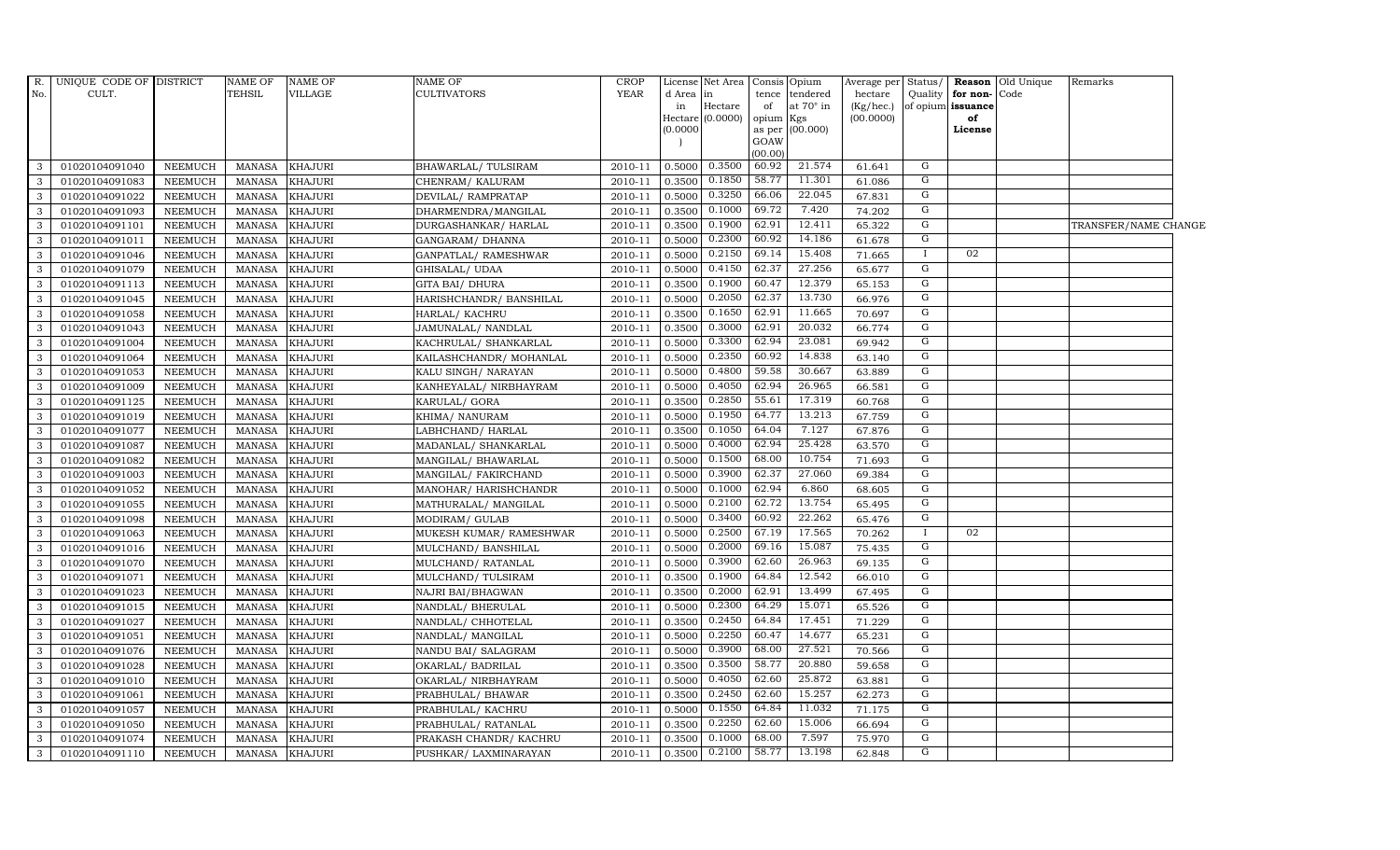| R. No. | UNIQUE CODE OF CULT. | DISTRICT | NAME OF TEHSIL | NAME OF VILLAGE | NAME OF CULTIVATORS | CROP YEAR | License d Area in Hectare (0.0000) | Net Area in Hectare (0.0000) | Consis tence of opium as per GOAW (00.00) | Opium tendered at 70° in Kgs (00.000) | Average per hectare (Kg/hec.) (00.0000) | Status/ Quality of opium | Reason for non-issuance of License | Old Unique Code | Remarks |
|---|---|---|---|---|---|---|---|---|---|---|---|---|---|---|---|
| 3 | 01020104091040 | NEEMUCH | MANASA | KHAJURI | BHAWARLAL/ TULSIRAM | 2010-11 | 0.5000 | 0.3500 | 60.92 | 21.574 | 61.641 | G | | | |
| 3 | 01020104091083 | NEEMUCH | MANASA | KHAJURI | CHENRAM/ KALURAM | 2010-11 | 0.3500 | 0.1850 | 58.77 | 11.301 | 61.086 | G | | | |
| 3 | 01020104091022 | NEEMUCH | MANASA | KHAJURI | DEVILAL/ RAMPRATAP | 2010-11 | 0.5000 | 0.3250 | 66.06 | 22.045 | 67.831 | G | | | |
| 3 | 01020104091093 | NEEMUCH | MANASA | KHAJURI | DHARMENDRA/MANGILAL | 2010-11 | 0.3500 | 0.1000 | 69.72 | 7.420 | 74.202 | G | | | |
| 3 | 01020104091101 | NEEMUCH | MANASA | KHAJURI | DURGASHANKAR/ HARLAL | 2010-11 | 0.3500 | 0.1900 | 62.91 | 12.411 | 65.322 | G | | | TRANSFER/NAME CHANGE |
| 3 | 01020104091011 | NEEMUCH | MANASA | KHAJURI | GANGARAM/ DHANNA | 2010-11 | 0.5000 | 0.2300 | 60.92 | 14.186 | 61.678 | G | | | |
| 3 | 01020104091046 | NEEMUCH | MANASA | KHAJURI | GANPATLAL/ RAMESHWAR | 2010-11 | 0.5000 | 0.2150 | 69.14 | 15.408 | 71.665 | I | 02 | | |
| 3 | 01020104091079 | NEEMUCH | MANASA | KHAJURI | GHISALAL/ UDAA | 2010-11 | 0.5000 | 0.4150 | 62.37 | 27.256 | 65.677 | G | | | |
| 3 | 01020104091113 | NEEMUCH | MANASA | KHAJURI | GITA BAI/ DHURA | 2010-11 | 0.3500 | 0.1900 | 60.47 | 12.379 | 65.153 | G | | | |
| 3 | 01020104091045 | NEEMUCH | MANASA | KHAJURI | HARISHCHANDR/ BANSHILAL | 2010-11 | 0.5000 | 0.2050 | 62.37 | 13.730 | 66.976 | G | | | |
| 3 | 01020104091058 | NEEMUCH | MANASA | KHAJURI | HARLAL/ KACHRU | 2010-11 | 0.3500 | 0.1650 | 62.91 | 11.665 | 70.697 | G | | | |
| 3 | 01020104091043 | NEEMUCH | MANASA | KHAJURI | JAMUNALAL/ NANDLAL | 2010-11 | 0.3500 | 0.3000 | 62.91 | 20.032 | 66.774 | G | | | |
| 3 | 01020104091004 | NEEMUCH | MANASA | KHAJURI | KACHRULAL/ SHANKARLAL | 2010-11 | 0.5000 | 0.3300 | 62.94 | 23.081 | 69.942 | G | | | |
| 3 | 01020104091064 | NEEMUCH | MANASA | KHAJURI | KAILASHCHANDR/ MOHANLAL | 2010-11 | 0.5000 | 0.2350 | 60.92 | 14.838 | 63.140 | G | | | |
| 3 | 01020104091053 | NEEMUCH | MANASA | KHAJURI | KALU SINGH/ NARAYAN | 2010-11 | 0.5000 | 0.4800 | 59.58 | 30.667 | 63.889 | G | | | |
| 3 | 01020104091009 | NEEMUCH | MANASA | KHAJURI | KANHEYALAL/ NIRBHAYRAM | 2010-11 | 0.5000 | 0.4050 | 62.94 | 26.965 | 66.581 | G | | | |
| 3 | 01020104091125 | NEEMUCH | MANASA | KHAJURI | KARULAL/ GORA | 2010-11 | 0.3500 | 0.2850 | 55.61 | 17.319 | 60.768 | G | | | |
| 3 | 01020104091019 | NEEMUCH | MANASA | KHAJURI | KHIMA/ NANURAM | 2010-11 | 0.5000 | 0.1950 | 64.77 | 13.213 | 67.759 | G | | | |
| 3 | 01020104091077 | NEEMUCH | MANASA | KHAJURI | LABHCHAND/ HARLAL | 2010-11 | 0.3500 | 0.1050 | 64.04 | 7.127 | 67.876 | G | | | |
| 3 | 01020104091087 | NEEMUCH | MANASA | KHAJURI | MADANLAL/ SHANKARLAL | 2010-11 | 0.5000 | 0.4000 | 62.94 | 25.428 | 63.570 | G | | | |
| 3 | 01020104091082 | NEEMUCH | MANASA | KHAJURI | MANGILAL/ BHAWARLAL | 2010-11 | 0.5000 | 0.1500 | 68.00 | 10.754 | 71.693 | G | | | |
| 3 | 01020104091003 | NEEMUCH | MANASA | KHAJURI | MANGILAL/ FAKIRCHAND | 2010-11 | 0.5000 | 0.3900 | 62.37 | 27.060 | 69.384 | G | | | |
| 3 | 01020104091052 | NEEMUCH | MANASA | KHAJURI | MANOHAR/ HARISHCHANDR | 2010-11 | 0.5000 | 0.1000 | 62.94 | 6.860 | 68.605 | G | | | |
| 3 | 01020104091055 | NEEMUCH | MANASA | KHAJURI | MATHURALAL/ MANGILAL | 2010-11 | 0.5000 | 0.2100 | 62.72 | 13.754 | 65.495 | G | | | |
| 3 | 01020104091098 | NEEMUCH | MANASA | KHAJURI | MODIRAM/ GULAB | 2010-11 | 0.5000 | 0.3400 | 60.92 | 22.262 | 65.476 | G | | | |
| 3 | 01020104091063 | NEEMUCH | MANASA | KHAJURI | MUKESH KUMAR/ RAMESHWAR | 2010-11 | 0.5000 | 0.2500 | 67.19 | 17.565 | 70.262 | I | 02 | | |
| 3 | 01020104091016 | NEEMUCH | MANASA | KHAJURI | MULCHAND/ BANSHILAL | 2010-11 | 0.5000 | 0.2000 | 69.16 | 15.087 | 75.435 | G | | | |
| 3 | 01020104091070 | NEEMUCH | MANASA | KHAJURI | MULCHAND/ RATANLAL | 2010-11 | 0.5000 | 0.3900 | 62.60 | 26.963 | 69.135 | G | | | |
| 3 | 01020104091071 | NEEMUCH | MANASA | KHAJURI | MULCHAND/ TULSIRAM | 2010-11 | 0.3500 | 0.1900 | 64.84 | 12.542 | 66.010 | G | | | |
| 3 | 01020104091023 | NEEMUCH | MANASA | KHAJURI | NAJRI BAI/BHAGWAN | 2010-11 | 0.3500 | 0.2000 | 62.91 | 13.499 | 67.495 | G | | | |
| 3 | 01020104091015 | NEEMUCH | MANASA | KHAJURI | NANDLAL/ BHERULAL | 2010-11 | 0.5000 | 0.2300 | 64.29 | 15.071 | 65.526 | G | | | |
| 3 | 01020104091027 | NEEMUCH | MANASA | KHAJURI | NANDLAL/ CHHOTELAL | 2010-11 | 0.3500 | 0.2450 | 64.84 | 17.451 | 71.229 | G | | | |
| 3 | 01020104091051 | NEEMUCH | MANASA | KHAJURI | NANDLAL/ MANGILAL | 2010-11 | 0.5000 | 0.2250 | 60.47 | 14.677 | 65.231 | G | | | |
| 3 | 01020104091076 | NEEMUCH | MANASA | KHAJURI | NANDU BAI/ SALAGRAM | 2010-11 | 0.5000 | 0.3900 | 68.00 | 27.521 | 70.566 | G | | | |
| 3 | 01020104091028 | NEEMUCH | MANASA | KHAJURI | OKARLAL/ BADRILAL | 2010-11 | 0.3500 | 0.3500 | 58.77 | 20.880 | 59.658 | G | | | |
| 3 | 01020104091010 | NEEMUCH | MANASA | KHAJURI | OKARLAL/ NIRBHAYRAM | 2010-11 | 0.5000 | 0.4050 | 62.60 | 25.872 | 63.881 | G | | | |
| 3 | 01020104091061 | NEEMUCH | MANASA | KHAJURI | PRABHULAL/ BHAWAR | 2010-11 | 0.3500 | 0.2450 | 62.60 | 15.257 | 62.273 | G | | | |
| 3 | 01020104091057 | NEEMUCH | MANASA | KHAJURI | PRABHULAL/ KACHRU | 2010-11 | 0.5000 | 0.1550 | 64.84 | 11.032 | 71.175 | G | | | |
| 3 | 01020104091050 | NEEMUCH | MANASA | KHAJURI | PRABHULAL/ RATANLAL | 2010-11 | 0.3500 | 0.2250 | 62.60 | 15.006 | 66.694 | G | | | |
| 3 | 01020104091074 | NEEMUCH | MANASA | KHAJURI | PRAKASH CHANDR/ KACHRU | 2010-11 | 0.3500 | 0.1000 | 68.00 | 7.597 | 75.970 | G | | | |
| 3 | 01020104091110 | NEEMUCH | MANASA | KHAJURI | PUSHKAR/ LAXMINARAYAN | 2010-11 | 0.3500 | 0.2100 | 58.77 | 13.198 | 62.848 | G | | | |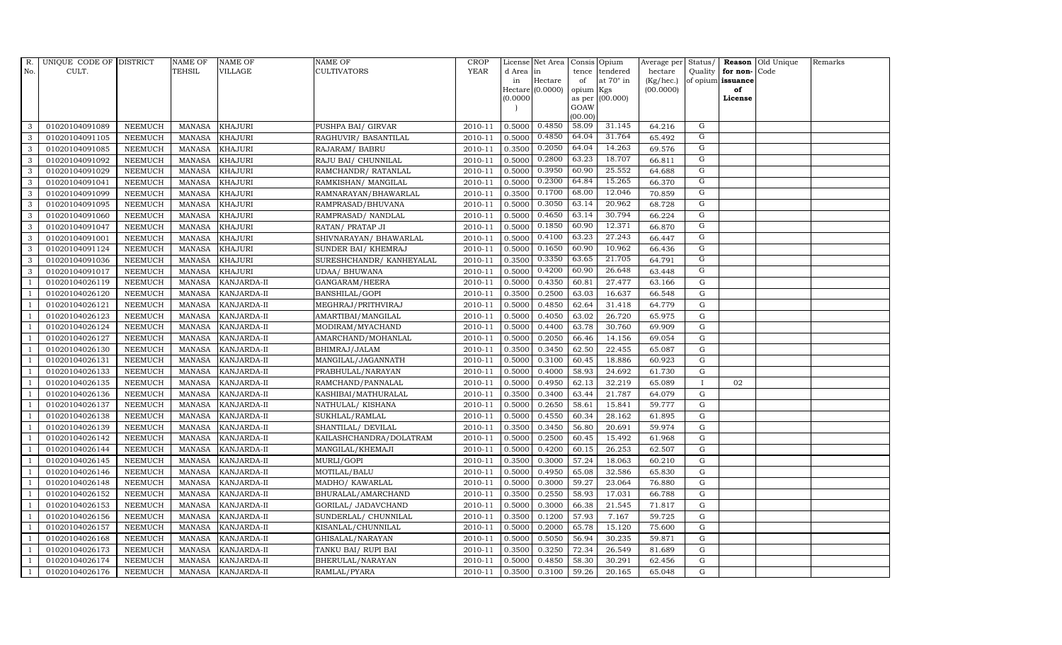| R. No. | UNIQUE CODE OF CULT. | DISTRICT | NAME OF TEHSIL | NAME OF VILLAGE | NAME OF CULTIVATORS | CROP YEAR | License d Area in Hectare (0.0000) | Net Area in Hectare (0.0000) | Consis tence of opium as per GOAW (00.00) | Opium tendered at 70° in Kgs (00.000) | Average per hectare (Kg/hec.) (00.0000) | Status/ Quality of opium | Reason for non-issuance of License | Old Unique Code | Remarks |
|---|---|---|---|---|---|---|---|---|---|---|---|---|---|---|---|
| 3 | 01020104091089 | NEEMUCH | MANASA | KHAJURI | PUSHPA BAI/ GIRVAR | 2010-11 | 0.5000 | 0.4850 | 58.09 | 31.145 | 64.216 | G | | | |
| 3 | 01020104091105 | NEEMUCH | MANASA | KHAJURI | RAGHUVIR/ BASANTILAL | 2010-11 | 0.5000 | 0.4850 | 64.04 | 31.764 | 65.492 | G | | | |
| 3 | 01020104091085 | NEEMUCH | MANASA | KHAJURI | RAJARAM/ BABRU | 2010-11 | 0.3500 | 0.2050 | 64.04 | 14.263 | 69.576 | G | | | |
| 3 | 01020104091092 | NEEMUCH | MANASA | KHAJURI | RAJU BAI/ CHUNNILAL | 2010-11 | 0.5000 | 0.2800 | 63.23 | 18.707 | 66.811 | G | | | |
| 3 | 01020104091029 | NEEMUCH | MANASA | KHAJURI | RAMCHANDR/ RATANLAL | 2010-11 | 0.5000 | 0.3950 | 60.90 | 25.552 | 64.688 | G | | | |
| 3 | 01020104091041 | NEEMUCH | MANASA | KHAJURI | RAMKISHAN/ MANGILAL | 2010-11 | 0.5000 | 0.2300 | 64.84 | 15.265 | 66.370 | G | | | |
| 3 | 01020104091099 | NEEMUCH | MANASA | KHAJURI | RAMNARAYAN/BHAWARLAL | 2010-11 | 0.3500 | 0.1700 | 68.00 | 12.046 | 70.859 | G | | | |
| 3 | 01020104091095 | NEEMUCH | MANASA | KHAJURI | RAMPRASAD/BHUVANA | 2010-11 | 0.5000 | 0.3050 | 63.14 | 20.962 | 68.728 | G | | | |
| 3 | 01020104091060 | NEEMUCH | MANASA | KHAJURI | RAMPRASAD/ NANDLAL | 2010-11 | 0.5000 | 0.4650 | 63.14 | 30.794 | 66.224 | G | | | |
| 3 | 01020104091047 | NEEMUCH | MANASA | KHAJURI | RATAN/ PRATAP JI | 2010-11 | 0.5000 | 0.1850 | 60.90 | 12.371 | 66.870 | G | | | |
| 3 | 01020104091001 | NEEMUCH | MANASA | KHAJURI | SHIVNARAYAN/ BHAWARLAL | 2010-11 | 0.5000 | 0.4100 | 63.23 | 27.243 | 66.447 | G | | | |
| 3 | 01020104091124 | NEEMUCH | MANASA | KHAJURI | SUNDER BAI/ KHEMRAJ | 2010-11 | 0.5000 | 0.1650 | 60.90 | 10.962 | 66.436 | G | | | |
| 3 | 01020104091036 | NEEMUCH | MANASA | KHAJURI | SURESHCHANDR/ KANHEYALAL | 2010-11 | 0.3500 | 0.3350 | 63.65 | 21.705 | 64.791 | G | | | |
| 3 | 01020104091017 | NEEMUCH | MANASA | KHAJURI | UDAA/ BHUWANA | 2010-11 | 0.5000 | 0.4200 | 60.90 | 26.648 | 63.448 | G | | | |
| 1 | 01020104026119 | NEEMUCH | MANASA | KANJARDA-II | GANGARAM/HEERA | 2010-11 | 0.5000 | 0.4350 | 60.81 | 27.477 | 63.166 | G | | | |
| 1 | 01020104026120 | NEEMUCH | MANASA | KANJARDA-II | BANSHILAL/GOPI | 2010-11 | 0.3500 | 0.2500 | 63.03 | 16.637 | 66.548 | G | | | |
| 1 | 01020104026121 | NEEMUCH | MANASA | KANJARDA-II | MEGHRAJ/PRITHVIRAJ | 2010-11 | 0.5000 | 0.4850 | 62.64 | 31.418 | 64.779 | G | | | |
| 1 | 01020104026123 | NEEMUCH | MANASA | KANJARDA-II | AMARTIBAI/MANGILAL | 2010-11 | 0.5000 | 0.4050 | 63.02 | 26.720 | 65.975 | G | | | |
| 1 | 01020104026124 | NEEMUCH | MANASA | KANJARDA-II | MODIRAM/MYACHAND | 2010-11 | 0.5000 | 0.4400 | 63.78 | 30.760 | 69.909 | G | | | |
| 1 | 01020104026127 | NEEMUCH | MANASA | KANJARDA-II | AMARCHAND/MOHANLAL | 2010-11 | 0.5000 | 0.2050 | 66.46 | 14.156 | 69.054 | G | | | |
| 1 | 01020104026130 | NEEMUCH | MANASA | KANJARDA-II | BHIMRAJ/JALAM | 2010-11 | 0.3500 | 0.3450 | 62.50 | 22.455 | 65.087 | G | | | |
| 1 | 01020104026131 | NEEMUCH | MANASA | KANJARDA-II | MANGILAL/JAGANNATH | 2010-11 | 0.5000 | 0.3100 | 60.45 | 18.886 | 60.923 | G | | | |
| 1 | 01020104026133 | NEEMUCH | MANASA | KANJARDA-II | PRABHULAL/NARAYAN | 2010-11 | 0.5000 | 0.4000 | 58.93 | 24.692 | 61.730 | G | | | |
| 1 | 01020104026135 | NEEMUCH | MANASA | KANJARDA-II | RAMCHAND/PANNALAL | 2010-11 | 0.5000 | 0.4950 | 62.13 | 32.219 | 65.089 | I | 02 | | |
| 1 | 01020104026136 | NEEMUCH | MANASA | KANJARDA-II | KASHIBAI/MATHURALAL | 2010-11 | 0.3500 | 0.3400 | 63.44 | 21.787 | 64.079 | G | | | |
| 1 | 01020104026137 | NEEMUCH | MANASA | KANJARDA-II | NATHULAL/ KISHANA | 2010-11 | 0.5000 | 0.2650 | 58.61 | 15.841 | 59.777 | G | | | |
| 1 | 01020104026138 | NEEMUCH | MANASA | KANJARDA-II | SUKHLAL/RAMLAL | 2010-11 | 0.5000 | 0.4550 | 60.34 | 28.162 | 61.895 | G | | | |
| 1 | 01020104026139 | NEEMUCH | MANASA | KANJARDA-II | SHANTILAL/ DEVILAL | 2010-11 | 0.3500 | 0.3450 | 56.80 | 20.691 | 59.974 | G | | | |
| 1 | 01020104026142 | NEEMUCH | MANASA | KANJARDA-II | KAILASHCHANDRA/DOLATRAM | 2010-11 | 0.5000 | 0.2500 | 60.45 | 15.492 | 61.968 | G | | | |
| 1 | 01020104026144 | NEEMUCH | MANASA | KANJARDA-II | MANGILAL/KHEMAJI | 2010-11 | 0.5000 | 0.4200 | 60.15 | 26.253 | 62.507 | G | | | |
| 1 | 01020104026145 | NEEMUCH | MANASA | KANJARDA-II | MURLI/GOPI | 2010-11 | 0.3500 | 0.3000 | 57.24 | 18.063 | 60.210 | G | | | |
| 1 | 01020104026146 | NEEMUCH | MANASA | KANJARDA-II | MOTILAL/BALU | 2010-11 | 0.5000 | 0.4950 | 65.08 | 32.586 | 65.830 | G | | | |
| 1 | 01020104026148 | NEEMUCH | MANASA | KANJARDA-II | MADHO/ KAWARLAL | 2010-11 | 0.5000 | 0.3000 | 59.27 | 23.064 | 76.880 | G | | | |
| 1 | 01020104026152 | NEEMUCH | MANASA | KANJARDA-II | BHURALAL/AMARCHAND | 2010-11 | 0.3500 | 0.2550 | 58.93 | 17.031 | 66.788 | G | | | |
| 1 | 01020104026153 | NEEMUCH | MANASA | KANJARDA-II | GORILAL/ JADAVCHAND | 2010-11 | 0.5000 | 0.3000 | 66.38 | 21.545 | 71.817 | G | | | |
| 1 | 01020104026156 | NEEMUCH | MANASA | KANJARDA-II | SUNDERLAL/ CHUNNILAL | 2010-11 | 0.3500 | 0.1200 | 57.93 | 7.167 | 59.725 | G | | | |
| 1 | 01020104026157 | NEEMUCH | MANASA | KANJARDA-II | KISANLAL/CHUNNILAL | 2010-11 | 0.5000 | 0.2000 | 65.78 | 15.120 | 75.600 | G | | | |
| 1 | 01020104026168 | NEEMUCH | MANASA | KANJARDA-II | GHISALAL/NARAYAN | 2010-11 | 0.5000 | 0.5050 | 56.94 | 30.235 | 59.871 | G | | | |
| 1 | 01020104026173 | NEEMUCH | MANASA | KANJARDA-II | TANKU BAI/ RUPI BAI | 2010-11 | 0.3500 | 0.3250 | 72.34 | 26.549 | 81.689 | G | | | |
| 1 | 01020104026174 | NEEMUCH | MANASA | KANJARDA-II | BHERULAL/NARAYAN | 2010-11 | 0.5000 | 0.4850 | 58.30 | 30.291 | 62.456 | G | | | |
| 1 | 01020104026176 | NEEMUCH | MANASA | KANJARDA-II | RAMLAL/PYARA | 2010-11 | 0.3500 | 0.3100 | 59.26 | 20.165 | 65.048 | G | | | |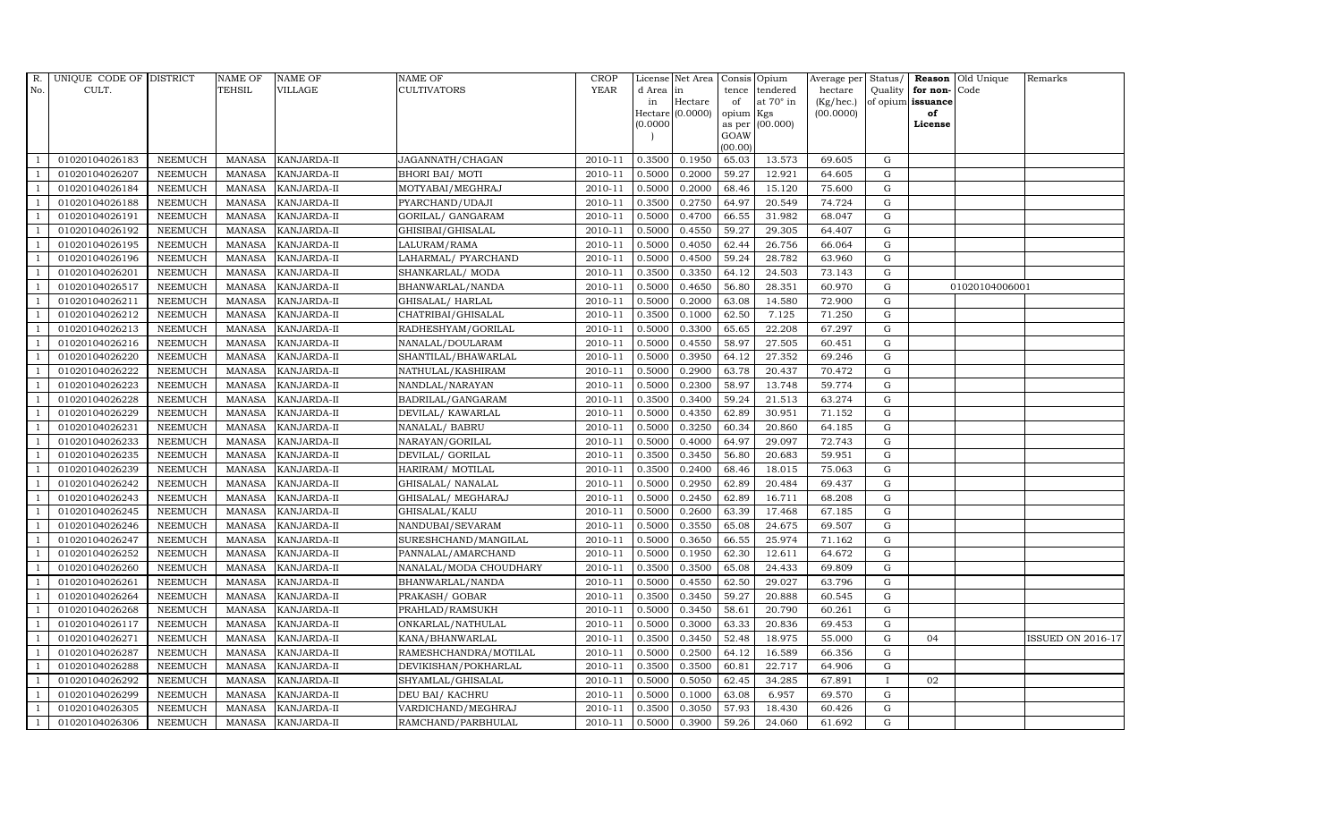| R. No. | UNIQUE CODE OF CULT. | DISTRICT | NAME OF TEHSIL | NAME OF VILLAGE | NAME OF CULTIVATORS | CROP YEAR | License d Area in Hectare (0.0000) | Net Area in Hectare (0.0000) | Consis tence of opium as per GOAW (00.00) | Opium tendered at 70° in Kgs (00.000) | Average per hectare (Kg/hec.) (00.0000) | Status/ Quality of opium | Reason for non-issuance of License | Old Unique Code | Remarks |
|---|---|---|---|---|---|---|---|---|---|---|---|---|---|---|---|
| 1 | 01020104026183 | NEEMUCH | MANASA | KANJARDA-II | JAGANNATH/CHAGAN | 2010-11 | 0.3500 | 0.1950 | 65.03 | 13.573 | 69.605 | G | | | |
| 1 | 01020104026207 | NEEMUCH | MANASA | KANJARDA-II | BHORI BAI/ MOTI | 2010-11 | 0.5000 | 0.2000 | 59.27 | 12.921 | 64.605 | G | | | |
| 1 | 01020104026184 | NEEMUCH | MANASA | KANJARDA-II | MOTYABAI/MEGHRAJ | 2010-11 | 0.5000 | 0.2000 | 68.46 | 15.120 | 75.600 | G | | | |
| 1 | 01020104026188 | NEEMUCH | MANASA | KANJARDA-II | PYARCHAND/UDAJI | 2010-11 | 0.3500 | 0.2750 | 64.97 | 20.549 | 74.724 | G | | | |
| 1 | 01020104026191 | NEEMUCH | MANASA | KANJARDA-II | GORILAL/ GANGARAM | 2010-11 | 0.5000 | 0.4700 | 66.55 | 31.982 | 68.047 | G | | | |
| 1 | 01020104026192 | NEEMUCH | MANASA | KANJARDA-II | GHISIBAI/GHISALAL | 2010-11 | 0.5000 | 0.4550 | 59.27 | 29.305 | 64.407 | G | | | |
| 1 | 01020104026195 | NEEMUCH | MANASA | KANJARDA-II | LALURAM/RAMA | 2010-11 | 0.5000 | 0.4050 | 62.44 | 26.756 | 66.064 | G | | | |
| 1 | 01020104026196 | NEEMUCH | MANASA | KANJARDA-II | LAHARMAL/ PYARCHAND | 2010-11 | 0.5000 | 0.4500 | 59.24 | 28.782 | 63.960 | G | | | |
| 1 | 01020104026201 | NEEMUCH | MANASA | KANJARDA-II | SHANKARLAL/ MODA | 2010-11 | 0.3500 | 0.3350 | 64.12 | 24.503 | 73.143 | G | | | |
| 1 | 01020104026517 | NEEMUCH | MANASA | KANJARDA-II | BHANWARLAL/NANDA | 2010-11 | 0.5000 | 0.4650 | 56.80 | 28.351 | 60.970 | G | | 01020104006001 | |
| 1 | 01020104026211 | NEEMUCH | MANASA | KANJARDA-II | GHISALAL/ HARLAL | 2010-11 | 0.5000 | 0.2000 | 63.08 | 14.580 | 72.900 | G | | | |
| 1 | 01020104026212 | NEEMUCH | MANASA | KANJARDA-II | CHATRIBAI/GHISALAL | 2010-11 | 0.3500 | 0.1000 | 62.50 | 7.125 | 71.250 | G | | | |
| 1 | 01020104026213 | NEEMUCH | MANASA | KANJARDA-II | RADHESHYAM/GORILAL | 2010-11 | 0.5000 | 0.3300 | 65.65 | 22.208 | 67.297 | G | | | |
| 1 | 01020104026216 | NEEMUCH | MANASA | KANJARDA-II | NANALAL/DOULARAM | 2010-11 | 0.5000 | 0.4550 | 58.97 | 27.505 | 60.451 | G | | | |
| 1 | 01020104026220 | NEEMUCH | MANASA | KANJARDA-II | SHANTILAL/BHAWARLAL | 2010-11 | 0.5000 | 0.3950 | 64.12 | 27.352 | 69.246 | G | | | |
| 1 | 01020104026222 | NEEMUCH | MANASA | KANJARDA-II | NATHULAL/KASHIRAM | 2010-11 | 0.5000 | 0.2900 | 63.78 | 20.437 | 70.472 | G | | | |
| 1 | 01020104026223 | NEEMUCH | MANASA | KANJARDA-II | NANDLAL/NARAYAN | 2010-11 | 0.5000 | 0.2300 | 58.97 | 13.748 | 59.774 | G | | | |
| 1 | 01020104026228 | NEEMUCH | MANASA | KANJARDA-II | BADRILAL/GANGARAM | 2010-11 | 0.3500 | 0.3400 | 59.24 | 21.513 | 63.274 | G | | | |
| 1 | 01020104026229 | NEEMUCH | MANASA | KANJARDA-II | DEVILAL/ KAWARLAL | 2010-11 | 0.5000 | 0.4350 | 62.89 | 30.951 | 71.152 | G | | | |
| 1 | 01020104026231 | NEEMUCH | MANASA | KANJARDA-II | NANALAL/ BABRU | 2010-11 | 0.5000 | 0.3250 | 60.34 | 20.860 | 64.185 | G | | | |
| 1 | 01020104026233 | NEEMUCH | MANASA | KANJARDA-II | NARAYAN/GORILAL | 2010-11 | 0.5000 | 0.4000 | 64.97 | 29.097 | 72.743 | G | | | |
| 1 | 01020104026235 | NEEMUCH | MANASA | KANJARDA-II | DEVILAL/ GORILAL | 2010-11 | 0.3500 | 0.3450 | 56.80 | 20.683 | 59.951 | G | | | |
| 1 | 01020104026239 | NEEMUCH | MANASA | KANJARDA-II | HARIRAM/ MOTILAL | 2010-11 | 0.3500 | 0.2400 | 68.46 | 18.015 | 75.063 | G | | | |
| 1 | 01020104026242 | NEEMUCH | MANASA | KANJARDA-II | GHISALAL/ NANALAL | 2010-11 | 0.5000 | 0.2950 | 62.89 | 20.484 | 69.437 | G | | | |
| 1 | 01020104026243 | NEEMUCH | MANASA | KANJARDA-II | GHISALAL/ MEGHARAJ | 2010-11 | 0.5000 | 0.2450 | 62.89 | 16.711 | 68.208 | G | | | |
| 1 | 01020104026245 | NEEMUCH | MANASA | KANJARDA-II | GHISALAL/KALU | 2010-11 | 0.5000 | 0.2600 | 63.39 | 17.468 | 67.185 | G | | | |
| 1 | 01020104026246 | NEEMUCH | MANASA | KANJARDA-II | NANDUBAI/SEVARAM | 2010-11 | 0.5000 | 0.3550 | 65.08 | 24.675 | 69.507 | G | | | |
| 1 | 01020104026247 | NEEMUCH | MANASA | KANJARDA-II | SURESHCHAND/MANGILAL | 2010-11 | 0.5000 | 0.3650 | 66.55 | 25.974 | 71.162 | G | | | |
| 1 | 01020104026252 | NEEMUCH | MANASA | KANJARDA-II | PANNALAL/AMARCHAND | 2010-11 | 0.5000 | 0.1950 | 62.30 | 12.611 | 64.672 | G | | | |
| 1 | 01020104026260 | NEEMUCH | MANASA | KANJARDA-II | NANALAL/MODA CHOUDHARY | 2010-11 | 0.3500 | 0.3500 | 65.08 | 24.433 | 69.809 | G | | | |
| 1 | 01020104026261 | NEEMUCH | MANASA | KANJARDA-II | BHANWARLAL/NANDA | 2010-11 | 0.5000 | 0.4550 | 62.50 | 29.027 | 63.796 | G | | | |
| 1 | 01020104026264 | NEEMUCH | MANASA | KANJARDA-II | PRAKASH/ GOBAR | 2010-11 | 0.3500 | 0.3450 | 59.27 | 20.888 | 60.545 | G | | | |
| 1 | 01020104026268 | NEEMUCH | MANASA | KANJARDA-II | PRAHLAD/RAMSUKH | 2010-11 | 0.5000 | 0.3450 | 58.61 | 20.790 | 60.261 | G | | | |
| 1 | 01020104026117 | NEEMUCH | MANASA | KANJARDA-II | ONKARLAL/NATHULAL | 2010-11 | 0.5000 | 0.3000 | 63.33 | 20.836 | 69.453 | G | | | |
| 1 | 01020104026271 | NEEMUCH | MANASA | KANJARDA-II | KANA/BHANWARLAL | 2010-11 | 0.3500 | 0.3450 | 52.48 | 18.975 | 55.000 | G | 04 | | ISSUED ON 2016-17 |
| 1 | 01020104026287 | NEEMUCH | MANASA | KANJARDA-II | RAMESHCHANDRA/MOTILAL | 2010-11 | 0.5000 | 0.2500 | 64.12 | 16.589 | 66.356 | G | | | |
| 1 | 01020104026288 | NEEMUCH | MANASA | KANJARDA-II | DEVIKISHAN/POKHARLAL | 2010-11 | 0.3500 | 0.3500 | 60.81 | 22.717 | 64.906 | G | | | |
| 1 | 01020104026292 | NEEMUCH | MANASA | KANJARDA-II | SHYAMLAL/GHISALAL | 2010-11 | 0.5000 | 0.5050 | 62.45 | 34.285 | 67.891 | I | 02 | | |
| 1 | 01020104026299 | NEEMUCH | MANASA | KANJARDA-II | DEU BAI/ KACHRU | 2010-11 | 0.5000 | 0.1000 | 63.08 | 6.957 | 69.570 | G | | | |
| 1 | 01020104026305 | NEEMUCH | MANASA | KANJARDA-II | VARDICHAND/MEGHRAJ | 2010-11 | 0.3500 | 0.3050 | 57.93 | 18.430 | 60.426 | G | | | |
| 1 | 01020104026306 | NEEMUCH | MANASA | KANJARDA-II | RAMCHAND/PARBHULAL | 2010-11 | 0.5000 | 0.3900 | 59.26 | 24.060 | 61.692 | G | | | |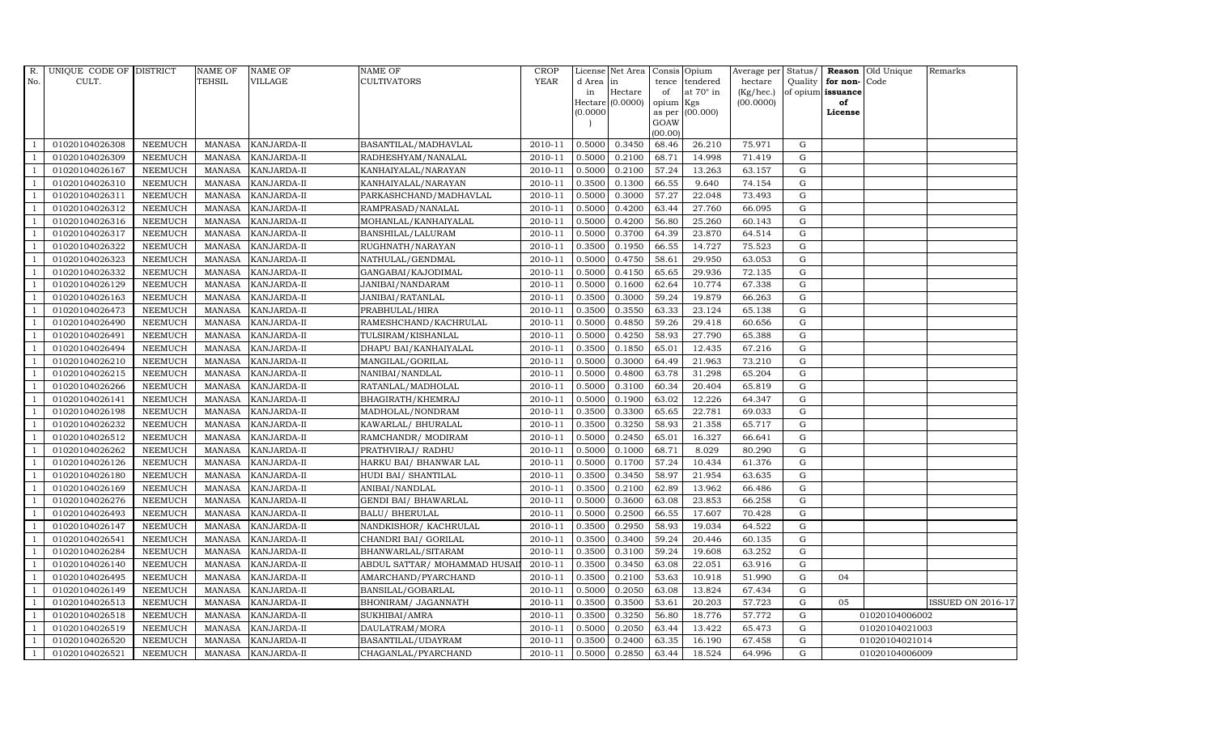| R. No. | UNIQUE CODE OF CULT. | DISTRICT | NAME OF TEHSIL | NAME OF VILLAGE | NAME OF CULTIVATORS | CROP YEAR | License d Area in Hectare (0.0000) | Net Area in Hectare (0.0000) | Consis tence of opium as per GOAW (00.00) | Opium tendered at 70° in Kgs (00.000) | Average per hectare (Kg/hec.) (00.0000) | Status/ Quality of opium | Reason for non-issuance of License | Old Unique Code | Remarks |
|---|---|---|---|---|---|---|---|---|---|---|---|---|---|---|---|
| 1 | 01020104026308 | NEEMUCH | MANASA | KANJARDA-II | BASANTILAL/MADHAVLAL | 2010-11 | 0.5000 | 0.3450 | 68.46 | 26.210 | 75.971 | G | | | |
| 1 | 01020104026309 | NEEMUCH | MANASA | KANJARDA-II | RADHESHYAM/NANALAL | 2010-11 | 0.5000 | 0.2100 | 68.71 | 14.998 | 71.419 | G | | | |
| 1 | 01020104026167 | NEEMUCH | MANASA | KANJARDA-II | KANHAIYALAL/NARAYAN | 2010-11 | 0.5000 | 0.2100 | 57.24 | 13.263 | 63.157 | G | | | |
| 1 | 01020104026310 | NEEMUCH | MANASA | KANJARDA-II | KANHAIYALAL/NARAYAN | 2010-11 | 0.3500 | 0.1300 | 66.55 | 9.640 | 74.154 | G | | | |
| 1 | 01020104026311 | NEEMUCH | MANASA | KANJARDA-II | PARKASHCHAND/MADHAVLAL | 2010-11 | 0.5000 | 0.3000 | 57.27 | 22.048 | 73.493 | G | | | |
| 1 | 01020104026312 | NEEMUCH | MANASA | KANJARDA-II | RAMPRASAD/NANALAL | 2010-11 | 0.5000 | 0.4200 | 63.44 | 27.760 | 66.095 | G | | | |
| 1 | 01020104026316 | NEEMUCH | MANASA | KANJARDA-II | MOHANLAL/KANHAIYALAL | 2010-11 | 0.5000 | 0.4200 | 56.80 | 25.260 | 60.143 | G | | | |
| 1 | 01020104026317 | NEEMUCH | MANASA | KANJARDA-II | BANSHILAL/LALURAM | 2010-11 | 0.5000 | 0.3700 | 64.39 | 23.870 | 64.514 | G | | | |
| 1 | 01020104026322 | NEEMUCH | MANASA | KANJARDA-II | RUGHNATH/NARAYAN | 2010-11 | 0.3500 | 0.1950 | 66.55 | 14.727 | 75.523 | G | | | |
| 1 | 01020104026323 | NEEMUCH | MANASA | KANJARDA-II | NATHULAL/GENDMAL | 2010-11 | 0.5000 | 0.4750 | 58.61 | 29.950 | 63.053 | G | | | |
| 1 | 01020104026332 | NEEMUCH | MANASA | KANJARDA-II | GANGABAI/KAJODIMAL | 2010-11 | 0.5000 | 0.4150 | 65.65 | 29.936 | 72.135 | G | | | |
| 1 | 01020104026129 | NEEMUCH | MANASA | KANJARDA-II | JANIBAI/NANDARAM | 2010-11 | 0.5000 | 0.1600 | 62.64 | 10.774 | 67.338 | G | | | |
| 1 | 01020104026163 | NEEMUCH | MANASA | KANJARDA-II | JANIBAI/RATANLAL | 2010-11 | 0.3500 | 0.3000 | 59.24 | 19.879 | 66.263 | G | | | |
| 1 | 01020104026473 | NEEMUCH | MANASA | KANJARDA-II | PRABHULAL/HIRA | 2010-11 | 0.3500 | 0.3550 | 63.33 | 23.124 | 65.138 | G | | | |
| 1 | 01020104026490 | NEEMUCH | MANASA | KANJARDA-II | RAMESHCHAND/KACHRULAL | 2010-11 | 0.5000 | 0.4850 | 59.26 | 29.418 | 60.656 | G | | | |
| 1 | 01020104026491 | NEEMUCH | MANASA | KANJARDA-II | TULSIRAM/KISHANLAL | 2010-11 | 0.5000 | 0.4250 | 58.93 | 27.790 | 65.388 | G | | | |
| 1 | 01020104026494 | NEEMUCH | MANASA | KANJARDA-II | DHAPU BAI/KANHAIYALAL | 2010-11 | 0.3500 | 0.1850 | 65.01 | 12.435 | 67.216 | G | | | |
| 1 | 01020104026210 | NEEMUCH | MANASA | KANJARDA-II | MANGILAL/GORILAL | 2010-11 | 0.5000 | 0.3000 | 64.49 | 21.963 | 73.210 | G | | | |
| 1 | 01020104026215 | NEEMUCH | MANASA | KANJARDA-II | NANIBAI/NANDLAL | 2010-11 | 0.5000 | 0.4800 | 63.78 | 31.298 | 65.204 | G | | | |
| 1 | 01020104026266 | NEEMUCH | MANASA | KANJARDA-II | RATANLAL/MADHOLAL | 2010-11 | 0.5000 | 0.3100 | 60.34 | 20.404 | 65.819 | G | | | |
| 1 | 01020104026141 | NEEMUCH | MANASA | KANJARDA-II | BHAGIRATH/KHEMRAJ | 2010-11 | 0.5000 | 0.1900 | 63.02 | 12.226 | 64.347 | G | | | |
| 1 | 01020104026198 | NEEMUCH | MANASA | KANJARDA-II | MADHOLAL/NONDRAM | 2010-11 | 0.3500 | 0.3300 | 65.65 | 22.781 | 69.033 | G | | | |
| 1 | 01020104026232 | NEEMUCH | MANASA | KANJARDA-II | KAWARLAL/ BHURALAL | 2010-11 | 0.3500 | 0.3250 | 58.93 | 21.358 | 65.717 | G | | | |
| 1 | 01020104026512 | NEEMUCH | MANASA | KANJARDA-II | RAMCHANDR/ MODIRAM | 2010-11 | 0.5000 | 0.2450 | 65.01 | 16.327 | 66.641 | G | | | |
| 1 | 01020104026262 | NEEMUCH | MANASA | KANJARDA-II | PRATHVIRAJ/ RADHU | 2010-11 | 0.5000 | 0.1000 | 68.71 | 8.029 | 80.290 | G | | | |
| 1 | 01020104026126 | NEEMUCH | MANASA | KANJARDA-II | HARKU BAI/ BHANWAR LAL | 2010-11 | 0.5000 | 0.1700 | 57.24 | 10.434 | 61.376 | G | | | |
| 1 | 01020104026180 | NEEMUCH | MANASA | KANJARDA-II | HUDI BAI/ SHANTILAL | 2010-11 | 0.3500 | 0.3450 | 58.97 | 21.954 | 63.635 | G | | | |
| 1 | 01020104026169 | NEEMUCH | MANASA | KANJARDA-II | ANIBAI/NANDLAL | 2010-11 | 0.3500 | 0.2100 | 62.89 | 13.962 | 66.486 | G | | | |
| 1 | 01020104026276 | NEEMUCH | MANASA | KANJARDA-II | GENDI BAI/ BHAWARLAL | 2010-11 | 0.5000 | 0.3600 | 63.08 | 23.853 | 66.258 | G | | | |
| 1 | 01020104026493 | NEEMUCH | MANASA | KANJARDA-II | BALU/ BHERULAL | 2010-11 | 0.5000 | 0.2500 | 66.55 | 17.607 | 70.428 | G | | | |
| 1 | 01020104026147 | NEEMUCH | MANASA | KANJARDA-II | NANDKISHOR/ KACHRULAL | 2010-11 | 0.3500 | 0.2950 | 58.93 | 19.034 | 64.522 | G | | | |
| 1 | 01020104026541 | NEEMUCH | MANASA | KANJARDA-II | CHANDRI BAI/ GORILAL | 2010-11 | 0.3500 | 0.3400 | 59.24 | 20.446 | 60.135 | G | | | |
| 1 | 01020104026284 | NEEMUCH | MANASA | KANJARDA-II | BHANWARLAL/SITARAM | 2010-11 | 0.3500 | 0.3100 | 59.24 | 19.608 | 63.252 | G | | | |
| 1 | 01020104026140 | NEEMUCH | MANASA | KANJARDA-II | ABDUL SATTAR/ MOHAMMAD HUSAI | 2010-11 | 0.3500 | 0.3450 | 63.08 | 22.051 | 63.916 | G | | | |
| 1 | 01020104026495 | NEEMUCH | MANASA | KANJARDA-II | AMARCHAND/PYARCHAND | 2010-11 | 0.3500 | 0.2100 | 53.63 | 10.918 | 51.990 | G | 04 | | |
| 1 | 01020104026149 | NEEMUCH | MANASA | KANJARDA-II | BANSILAL/GOBARLAL | 2010-11 | 0.5000 | 0.2050 | 63.08 | 13.824 | 67.434 | G | | | |
| 1 | 01020104026513 | NEEMUCH | MANASA | KANJARDA-II | BHONIRAM/ JAGANNATH | 2010-11 | 0.3500 | 0.3500 | 53.61 | 20.203 | 57.723 | G | 05 | | ISSUED ON 2016-17 |
| 1 | 01020104026518 | NEEMUCH | MANASA | KANJARDA-II | SUKHIBAI/AMRA | 2010-11 | 0.3500 | 0.3250 | 56.80 | 18.776 | 57.772 | G | | 01020104006002 | |
| 1 | 01020104026519 | NEEMUCH | MANASA | KANJARDA-II | DAULATRAM/MORA | 2010-11 | 0.5000 | 0.2050 | 63.44 | 13.422 | 65.473 | G | | 01020104021003 | |
| 1 | 01020104026520 | NEEMUCH | MANASA | KANJARDA-II | BASANTILAL/UDAYRAM | 2010-11 | 0.3500 | 0.2400 | 63.35 | 16.190 | 67.458 | G | | 01020104021014 | |
| 1 | 01020104026521 | NEEMUCH | MANASA | KANJARDA-II | CHAGANLAL/PYARCHAND | 2010-11 | 0.5000 | 0.2850 | 63.44 | 18.524 | 64.996 | G | | 01020104006009 | |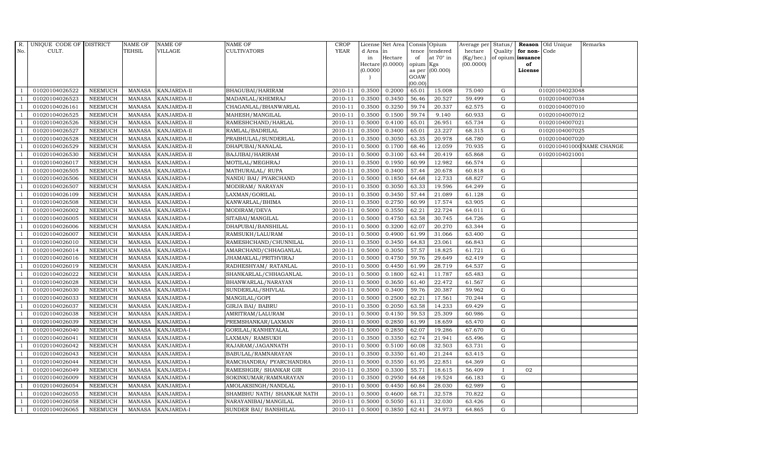| R. No. | UNIQUE CODE OF CULT. | DISTRICT | NAME OF TEHSIL | NAME OF VILLAGE | NAME OF CULTIVATORS | CROP YEAR | License d Area in Hectare (0.0000) | Net Area in Hectare (0.0000) | Consis tence of opium as per GOAW (00.00) | Opium tendered at 70° in Kgs (00.000) | Average per hectare (Kg/hec.) (00.0000) | Status/ Quality of opium | Reason for non-issuance of License | Old Unique Code | Remarks |
|---|---|---|---|---|---|---|---|---|---|---|---|---|---|---|---|
| 1 | 01020104026522 | NEEMUCH | MANASA | KANJARDA-II | BHAGUBAI/HARIRAM | 2010-11 | 0.3500 | 0.2000 | 65.01 | 15.008 | 75.040 | G | | 01020104023048 | |
| 1 | 01020104026523 | NEEMUCH | MANASA | KANJARDA-II | MADANLAL/KHEMRAJ | 2010-11 | 0.3500 | 0.3450 | 56.46 | 20.527 | 59.499 | G | | 01020104007034 | |
| 1 | 01020104026161 | NEEMUCH | MANASA | KANJARDA-II | CHAGANLAL/BHANWARLAL | 2010-11 | 0.3500 | 0.3250 | 59.74 | 20.337 | 62.575 | G | | 01020104007010 | |
| 1 | 01020104026525 | NEEMUCH | MANASA | KANJARDA-II | MAHESH/MANGILAL | 2010-11 | 0.3500 | 0.1500 | 59.74 | 9.140 | 60.933 | G | | 01020104007012 | |
| 1 | 01020104026526 | NEEMUCH | MANASA | KANJARDA-II | RAMESHCHAND/HARLAL | 2010-11 | 0.5000 | 0.4100 | 65.01 | 26.951 | 65.734 | G | | 01020104007021 | |
| 1 | 01020104026527 | NEEMUCH | MANASA | KANJARDA-II | RAMLAL/BADRILAL | 2010-11 | 0.3500 | 0.3400 | 65.01 | 23.227 | 68.315 | G | | 01020104007025 | |
| 1 | 01020104026528 | NEEMUCH | MANASA | KANJARDA-II | PRABHULAL/SUNDERLAL | 2010-11 | 0.3500 | 0.3050 | 63.35 | 20.978 | 68.780 | G | | 01020104007020 | |
| 1 | 01020104026529 | NEEMUCH | MANASA | KANJARDA-II | DHAPUBAI/NANALAL | 2010-11 | 0.5000 | 0.1700 | 68.46 | 12.059 | 70.935 | G | | 01020104010000 | NAME CHANGE |
| 1 | 01020104026530 | NEEMUCH | MANASA | KANJARDA-II | BAJJIBAI/HARIRAM | 2010-11 | 0.5000 | 0.3100 | 63.44 | 20.419 | 65.868 | G | | 01020104021001 | |
| 1 | 01020104026017 | NEEMUCH | MANASA | KANJARDA-I | MOTILAL/MEGHRAJ | 2010-11 | 0.3500 | 0.1950 | 60.99 | 12.982 | 66.574 | G | | | |
| 1 | 01020104026505 | NEEMUCH | MANASA | KANJARDA-I | MATHURALAL/ RUPA | 2010-11 | 0.3500 | 0.3400 | 57.44 | 20.678 | 60.818 | G | | | |
| 1 | 01020104026506 | NEEMUCH | MANASA | KANJARDA-I | NANDU BAI/ PYARCHAND | 2010-11 | 0.5000 | 0.1850 | 64.68 | 12.733 | 68.827 | G | | | |
| 1 | 01020104026507 | NEEMUCH | MANASA | KANJARDA-I | MODIRAM/ NARAYAN | 2010-11 | 0.3500 | 0.3050 | 63.33 | 19.596 | 64.249 | G | | | |
| 1 | 01020104026109 | NEEMUCH | MANASA | KANJARDA-I | LAXMAN/GORILAL | 2010-11 | 0.3500 | 0.3450 | 57.44 | 21.089 | 61.128 | G | | | |
| 1 | 01020104026508 | NEEMUCH | MANASA | KANJARDA-I | KANWARLAL/BHIMA | 2010-11 | 0.3500 | 0.2750 | 60.99 | 17.574 | 63.905 | G | | | |
| 1 | 01020104026002 | NEEMUCH | MANASA | KANJARDA-I | MODIRAM/DEVA | 2010-11 | 0.5000 | 0.3550 | 62.21 | 22.724 | 64.011 | G | | | |
| 1 | 01020104026005 | NEEMUCH | MANASA | KANJARDA-I | SITABAI/MANGILAL | 2010-11 | 0.5000 | 0.4750 | 63.58 | 30.745 | 64.726 | G | | | |
| 1 | 01020104026006 | NEEMUCH | MANASA | KANJARDA-I | DHAPUBAI/BANSHILAL | 2010-11 | 0.5000 | 0.3200 | 62.07 | 20.270 | 63.344 | G | | | |
| 1 | 01020104026007 | NEEMUCH | MANASA | KANJARDA-I | RAMSUKH/LALURAM | 2010-11 | 0.5000 | 0.4900 | 61.99 | 31.066 | 63.400 | G | | | |
| 1 | 01020104026010 | NEEMUCH | MANASA | KANJARDA-I | RAMESHCHAND/CHUNNILAL | 2010-11 | 0.3500 | 0.3450 | 64.83 | 23.061 | 66.843 | G | | | |
| 1 | 01020104026014 | NEEMUCH | MANASA | KANJARDA-I | AMARCHAND/CHHAGANLAL | 2010-11 | 0.5000 | 0.3050 | 57.57 | 18.825 | 61.721 | G | | | |
| 1 | 01020104026016 | NEEMUCH | MANASA | KANJARDA-I | JHAMAKLAL/PRITHVIRAJ | 2010-11 | 0.5000 | 0.4750 | 59.76 | 29.649 | 62.419 | G | | | |
| 1 | 01020104026019 | NEEMUCH | MANASA | KANJARDA-I | RADHESHYAM/ RATANLAL | 2010-11 | 0.5000 | 0.4450 | 61.99 | 28.719 | 64.537 | G | | | |
| 1 | 01020104026022 | NEEMUCH | MANASA | KANJARDA-I | SHANKARLAL/CHHAGANLAL | 2010-11 | 0.5000 | 0.1800 | 62.41 | 11.787 | 65.483 | G | | | |
| 1 | 01020104026028 | NEEMUCH | MANASA | KANJARDA-I | BHANWARLAL/NARAYAN | 2010-11 | 0.5000 | 0.3650 | 61.40 | 22.472 | 61.567 | G | | | |
| 1 | 01020104026030 | NEEMUCH | MANASA | KANJARDA-I | SUNDERLAL/SHIVLAL | 2010-11 | 0.5000 | 0.3400 | 59.76 | 20.387 | 59.962 | G | | | |
| 1 | 01020104026033 | NEEMUCH | MANASA | KANJARDA-I | MANGILAL/GOPI | 2010-11 | 0.5000 | 0.2500 | 62.21 | 17.561 | 70.244 | G | | | |
| 1 | 01020104026037 | NEEMUCH | MANASA | KANJARDA-I | GIRJA BAI/ BABRU | 2010-11 | 0.3500 | 0.2050 | 63.58 | 14.233 | 69.429 | G | | | |
| 1 | 01020104026038 | NEEMUCH | MANASA | KANJARDA-I | AMRITRAM/LALURAM | 2010-11 | 0.5000 | 0.4150 | 59.53 | 25.309 | 60.986 | G | | | |
| 1 | 01020104026039 | NEEMUCH | MANASA | KANJARDA-I | PREMSHANKAR/LAXMAN | 2010-11 | 0.5000 | 0.2850 | 61.99 | 18.659 | 65.470 | G | | | |
| 1 | 01020104026040 | NEEMUCH | MANASA | KANJARDA-I | GORILAL/KANHEYALAL | 2010-11 | 0.5000 | 0.2850 | 62.07 | 19.286 | 67.670 | G | | | |
| 1 | 01020104026041 | NEEMUCH | MANASA | KANJARDA-I | LAXMAN/ RAMSUKH | 2010-11 | 0.3500 | 0.3350 | 62.74 | 21.941 | 65.496 | G | | | |
| 1 | 01020104026042 | NEEMUCH | MANASA | KANJARDA-I | RAJARAM/JAGANNATH | 2010-11 | 0.5000 | 0.5100 | 60.08 | 32.503 | 63.731 | G | | | |
| 1 | 01020104026043 | NEEMUCH | MANASA | KANJARDA-I | BABULAL/RAMNARAYAN | 2010-11 | 0.3500 | 0.3350 | 61.40 | 21.244 | 63.415 | G | | | |
| 1 | 01020104026044 | NEEMUCH | MANASA | KANJARDA-I | RAMCHANDRA/ PYARCHANDRA | 2010-11 | 0.5000 | 0.3550 | 61.95 | 22.851 | 64.369 | G | | | |
| 1 | 01020104026049 | NEEMUCH | MANASA | KANJARDA-I | RAMESHGIR/ SHANKAR GIR | 2010-11 | 0.3500 | 0.3300 | 55.71 | 18.615 | 56.409 | I | 02 | | |
| 1 | 01020104026009 | NEEMUCH | MANASA | KANJARDA-I | SOKINKUMAR/RAMNARAYAN | 2010-11 | 0.3500 | 0.2950 | 64.68 | 19.524 | 66.183 | G | | | |
| 1 | 01020104026054 | NEEMUCH | MANASA | KANJARDA-I | AMOLAKSINGH/NANDLAL | 2010-11 | 0.5000 | 0.4450 | 60.84 | 28.030 | 62.989 | G | | | |
| 1 | 01020104026055 | NEEMUCH | MANASA | KANJARDA-I | SHAMBHU NATH/ SHANKAR NATH | 2010-11 | 0.5000 | 0.4600 | 68.71 | 32.578 | 70.822 | G | | | |
| 1 | 01020104026058 | NEEMUCH | MANASA | KANJARDA-I | NARAYANIBAI/MANGILAL | 2010-11 | 0.5000 | 0.5050 | 61.11 | 32.030 | 63.426 | G | | | |
| 1 | 01020104026065 | NEEMUCH | MANASA | KANJARDA-I | SUNDER BAI/ BANSHILAL | 2010-11 | 0.5000 | 0.3850 | 62.41 | 24.973 | 64.865 | G | | | |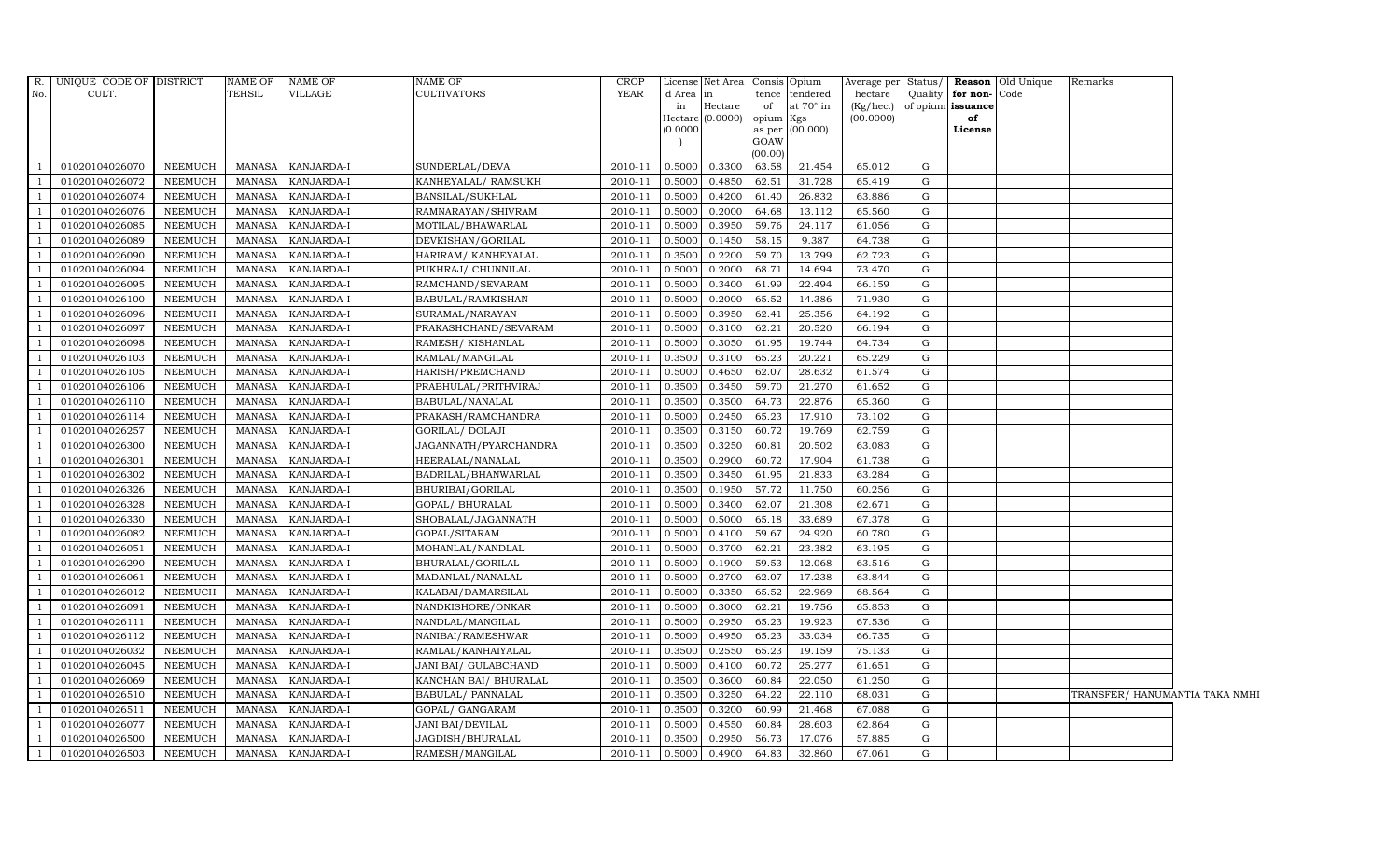| R. No. | UNIQUE CODE OF CULT. | DISTRICT | NAME OF TEHSIL | NAME OF VILLAGE | NAME OF CULTIVATORS | CROP YEAR | License d Area in Hectare (0.0000) | Net Area in Hectare (0.0000) | Consis tence of opium as per GOAW (00.00) | Opium tendered at 70° in Kgs (00.000) | Average per hectare (Kg/hec.) (00.0000) | Status/ Quality of opium | Reason for non-issuance of License | Old Unique Code | Remarks |
|---|---|---|---|---|---|---|---|---|---|---|---|---|---|---|---|
| 1 | 01020104026070 | NEEMUCH | MANASA | KANJARDA-I | SUNDERLAL/DEVA | 2010-11 | 0.5000 | 0.3300 | 63.58 | 21.454 | 65.012 | G | | | |
| 1 | 01020104026072 | NEEMUCH | MANASA | KANJARDA-I | KANHEYALAL/ RAMSUKH | 2010-11 | 0.5000 | 0.4850 | 62.51 | 31.728 | 65.419 | G | | | |
| 1 | 01020104026074 | NEEMUCH | MANASA | KANJARDA-I | BANSILAL/SUKHLAL | 2010-11 | 0.5000 | 0.4200 | 61.40 | 26.832 | 63.886 | G | | | |
| 1 | 01020104026076 | NEEMUCH | MANASA | KANJARDA-I | RAMNARAYAN/SHIVRAM | 2010-11 | 0.5000 | 0.2000 | 64.68 | 13.112 | 65.560 | G | | | |
| 1 | 01020104026085 | NEEMUCH | MANASA | KANJARDA-I | MOTILAL/BHAWARLAL | 2010-11 | 0.5000 | 0.3950 | 59.76 | 24.117 | 61.056 | G | | | |
| 1 | 01020104026089 | NEEMUCH | MANASA | KANJARDA-I | DEVKISHAN/GORILAL | 2010-11 | 0.5000 | 0.1450 | 58.15 | 9.387 | 64.738 | G | | | |
| 1 | 01020104026090 | NEEMUCH | MANASA | KANJARDA-I | HARIRAM/ KANHEYALAL | 2010-11 | 0.3500 | 0.2200 | 59.70 | 13.799 | 62.723 | G | | | |
| 1 | 01020104026094 | NEEMUCH | MANASA | KANJARDA-I | PUKHRAJ/ CHUNNILAL | 2010-11 | 0.5000 | 0.2000 | 68.71 | 14.694 | 73.470 | G | | | |
| 1 | 01020104026095 | NEEMUCH | MANASA | KANJARDA-I | RAMCHAND/SEVARAM | 2010-11 | 0.5000 | 0.3400 | 61.99 | 22.494 | 66.159 | G | | | |
| 1 | 01020104026100 | NEEMUCH | MANASA | KANJARDA-I | BABULAL/RAMKISHAN | 2010-11 | 0.5000 | 0.2000 | 65.52 | 14.386 | 71.930 | G | | | |
| 1 | 01020104026096 | NEEMUCH | MANASA | KANJARDA-I | SURAMAL/NARAYAN | 2010-11 | 0.5000 | 0.3950 | 62.41 | 25.356 | 64.192 | G | | | |
| 1 | 01020104026097 | NEEMUCH | MANASA | KANJARDA-I | PRAKASHCHAND/SEVARAM | 2010-11 | 0.5000 | 0.3100 | 62.21 | 20.520 | 66.194 | G | | | |
| 1 | 01020104026098 | NEEMUCH | MANASA | KANJARDA-I | RAMESH/ KISHANLAL | 2010-11 | 0.5000 | 0.3050 | 61.95 | 19.744 | 64.734 | G | | | |
| 1 | 01020104026103 | NEEMUCH | MANASA | KANJARDA-I | RAMLAL/MANGILAL | 2010-11 | 0.3500 | 0.3100 | 65.23 | 20.221 | 65.229 | G | | | |
| 1 | 01020104026105 | NEEMUCH | MANASA | KANJARDA-I | HARISH/PREMCHAND | 2010-11 | 0.5000 | 0.4650 | 62.07 | 28.632 | 61.574 | G | | | |
| 1 | 01020104026106 | NEEMUCH | MANASA | KANJARDA-I | PRABHULAL/PRITHVIRAJ | 2010-11 | 0.3500 | 0.3450 | 59.70 | 21.270 | 61.652 | G | | | |
| 1 | 01020104026110 | NEEMUCH | MANASA | KANJARDA-I | BABULAL/NANALAL | 2010-11 | 0.3500 | 0.3500 | 64.73 | 22.876 | 65.360 | G | | | |
| 1 | 01020104026114 | NEEMUCH | MANASA | KANJARDA-I | PRAKASH/RAMCHANDRA | 2010-11 | 0.5000 | 0.2450 | 65.23 | 17.910 | 73.102 | G | | | |
| 1 | 01020104026257 | NEEMUCH | MANASA | KANJARDA-I | GORILAL/ DOLAJI | 2010-11 | 0.3500 | 0.3150 | 60.72 | 19.769 | 62.759 | G | | | |
| 1 | 01020104026300 | NEEMUCH | MANASA | KANJARDA-I | JAGANNATH/PYARCHANDRA | 2010-11 | 0.3500 | 0.3250 | 60.81 | 20.502 | 63.083 | G | | | |
| 1 | 01020104026301 | NEEMUCH | MANASA | KANJARDA-I | HEERALAL/NANALAL | 2010-11 | 0.3500 | 0.2900 | 60.72 | 17.904 | 61.738 | G | | | |
| 1 | 01020104026302 | NEEMUCH | MANASA | KANJARDA-I | BADRILAL/BHANWARLAL | 2010-11 | 0.3500 | 0.3450 | 61.95 | 21.833 | 63.284 | G | | | |
| 1 | 01020104026326 | NEEMUCH | MANASA | KANJARDA-I | BHURIBAI/GORILAL | 2010-11 | 0.3500 | 0.1950 | 57.72 | 11.750 | 60.256 | G | | | |
| 1 | 01020104026328 | NEEMUCH | MANASA | KANJARDA-I | GOPAL/ BHURALAL | 2010-11 | 0.5000 | 0.3400 | 62.07 | 21.308 | 62.671 | G | | | |
| 1 | 01020104026330 | NEEMUCH | MANASA | KANJARDA-I | SHOBALAL/JAGANNATH | 2010-11 | 0.5000 | 0.5000 | 65.18 | 33.689 | 67.378 | G | | | |
| 1 | 01020104026082 | NEEMUCH | MANASA | KANJARDA-I | GOPAL/SITARAM | 2010-11 | 0.5000 | 0.4100 | 59.67 | 24.920 | 60.780 | G | | | |
| 1 | 01020104026051 | NEEMUCH | MANASA | KANJARDA-I | MOHANLAL/NANDLAL | 2010-11 | 0.5000 | 0.3700 | 62.21 | 23.382 | 63.195 | G | | | |
| 1 | 01020104026290 | NEEMUCH | MANASA | KANJARDA-I | BHURALAL/GORILAL | 2010-11 | 0.5000 | 0.1900 | 59.53 | 12.068 | 63.516 | G | | | |
| 1 | 01020104026061 | NEEMUCH | MANASA | KANJARDA-I | MADANLAL/NANALAL | 2010-11 | 0.5000 | 0.2700 | 62.07 | 17.238 | 63.844 | G | | | |
| 1 | 01020104026012 | NEEMUCH | MANASA | KANJARDA-I | KALABAI/DAMARSILAL | 2010-11 | 0.5000 | 0.3350 | 65.52 | 22.969 | 68.564 | G | | | |
| 1 | 01020104026091 | NEEMUCH | MANASA | KANJARDA-I | NANDKISHORE/ONKAR | 2010-11 | 0.5000 | 0.3000 | 62.21 | 19.756 | 65.853 | G | | | |
| 1 | 01020104026111 | NEEMUCH | MANASA | KANJARDA-I | NANDLAL/MANGILAL | 2010-11 | 0.5000 | 0.2950 | 65.23 | 19.923 | 67.536 | G | | | |
| 1 | 01020104026112 | NEEMUCH | MANASA | KANJARDA-I | NANIBAI/RAMESHWAR | 2010-11 | 0.5000 | 0.4950 | 65.23 | 33.034 | 66.735 | G | | | |
| 1 | 01020104026032 | NEEMUCH | MANASA | KANJARDA-I | RAMLAL/KANHAIYALAL | 2010-11 | 0.3500 | 0.2550 | 65.23 | 19.159 | 75.133 | G | | | |
| 1 | 01020104026045 | NEEMUCH | MANASA | KANJARDA-I | JANI BAI/ GULABCHAND | 2010-11 | 0.5000 | 0.4100 | 60.72 | 25.277 | 61.651 | G | | | |
| 1 | 01020104026069 | NEEMUCH | MANASA | KANJARDA-I | KANCHAN BAI/ BHURALAL | 2010-11 | 0.3500 | 0.3600 | 60.84 | 22.050 | 61.250 | G | | | |
| 1 | 01020104026510 | NEEMUCH | MANASA | KANJARDA-I | BABULAL/ PANNALAL | 2010-11 | 0.3500 | 0.3250 | 64.22 | 22.110 | 68.031 | G | | | TRANSFER/ HANUMANTIA TAKA NMHI |
| 1 | 01020104026511 | NEEMUCH | MANASA | KANJARDA-I | GOPAL/ GANGARAM | 2010-11 | 0.3500 | 0.3200 | 60.99 | 21.468 | 67.088 | G | | | |
| 1 | 01020104026077 | NEEMUCH | MANASA | KANJARDA-I | JANI BAI/DEVILAL | 2010-11 | 0.5000 | 0.4550 | 60.84 | 28.603 | 62.864 | G | | | |
| 1 | 01020104026500 | NEEMUCH | MANASA | KANJARDA-I | JAGDISH/BHURALAL | 2010-11 | 0.3500 | 0.2950 | 56.73 | 17.076 | 57.885 | G | | | |
| 1 | 01020104026503 | NEEMUCH | MANASA | KANJARDA-I | RAMESH/MANGILAL | 2010-11 | 0.5000 | 0.4900 | 64.83 | 32.860 | 67.061 | G | | | |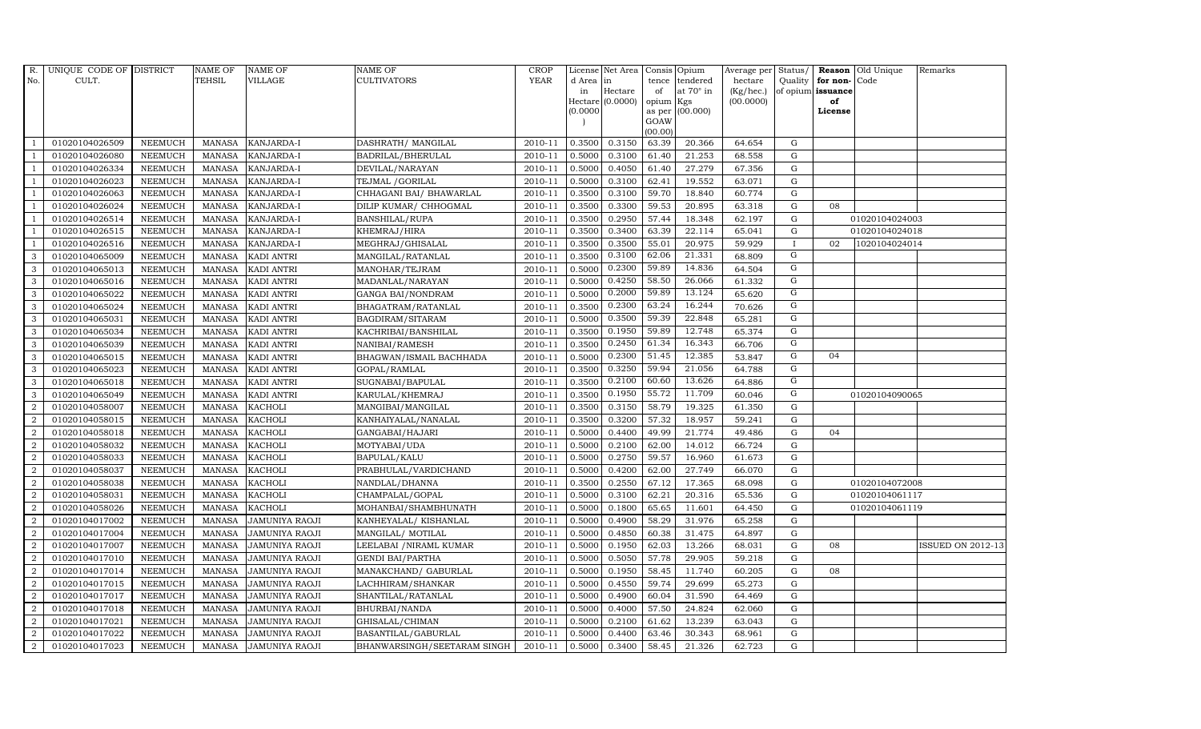| R. No. | UNIQUE CODE OF CULT. | DISTRICT | NAME OF TEHSIL | NAME OF VILLAGE | NAME OF CULTIVATORS | CROP YEAR | License d Area in Hectare (0.0000) | Net Area in Hectare (0.0000) | Consis tence of opium as per GOAW (00.00) | Opium tendered at 70° in Kgs (00.000) | Average per hectare (Kg/hec.) (00.0000) | Status/ Quality of opium | Reason for non- issuance of License | Old Unique Code | Remarks |
|---|---|---|---|---|---|---|---|---|---|---|---|---|---|---|---|
| 1 | 01020104026509 | NEEMUCH | MANASA | KANJARDA-I | DASHRATH/ MANGILAL | 2010-11 | 0.3500 | 0.3150 | 63.39 | 20.366 | 64.654 | G | | | |
| 1 | 01020104026080 | NEEMUCH | MANASA | KANJARDA-I | BADRILAL/BHERULAL | 2010-11 | 0.5000 | 0.3100 | 61.40 | 21.253 | 68.558 | G | | | |
| 1 | 01020104026334 | NEEMUCH | MANASA | KANJARDA-I | DEVILAL/NARAYAN | 2010-11 | 0.5000 | 0.4050 | 61.40 | 27.279 | 67.356 | G | | | |
| 1 | 01020104026023 | NEEMUCH | MANASA | KANJARDA-I | TEJMAL /GORILAL | 2010-11 | 0.5000 | 0.3100 | 62.41 | 19.552 | 63.071 | G | | | |
| 1 | 01020104026063 | NEEMUCH | MANASA | KANJARDA-I | CHHAGANI BAI/ BHAWARLAL | 2010-11 | 0.3500 | 0.3100 | 59.70 | 18.840 | 60.774 | G | | | |
| 1 | 01020104026024 | NEEMUCH | MANASA | KANJARDA-I | DILIP KUMAR/ CHHOGMAL | 2010-11 | 0.3500 | 0.3300 | 59.53 | 20.895 | 63.318 | G | 08 | | |
| 1 | 01020104026514 | NEEMUCH | MANASA | KANJARDA-I | BANSHILAL/RUPA | 2010-11 | 0.3500 | 0.2950 | 57.44 | 18.348 | 62.197 | G | | 01020104024003 | |
| 1 | 01020104026515 | NEEMUCH | MANASA | KANJARDA-I | KHEMRAJ/HIRA | 2010-11 | 0.3500 | 0.3400 | 63.39 | 22.114 | 65.041 | G | | 01020104024018 | |
| 1 | 01020104026516 | NEEMUCH | MANASA | KANJARDA-I | MEGHRAJ/GHISALAL | 2010-11 | 0.3500 | 0.3500 | 55.01 | 20.975 | 59.929 | I | 02 | 1020104024014 | |
| 3 | 01020104065009 | NEEMUCH | MANASA | KADI ANTRI | MANGILAL/RATANLAL | 2010-11 | 0.3500 | 0.3100 | 62.06 | 21.331 | 68.809 | G | | | |
| 3 | 01020104065013 | NEEMUCH | MANASA | KADI ANTRI | MANOHAR/TEJRAM | 2010-11 | 0.5000 | 0.2300 | 59.89 | 14.836 | 64.504 | G | | | |
| 3 | 01020104065016 | NEEMUCH | MANASA | KADI ANTRI | MADANLAL/NARAYAN | 2010-11 | 0.5000 | 0.4250 | 58.50 | 26.066 | 61.332 | G | | | |
| 3 | 01020104065022 | NEEMUCH | MANASA | KADI ANTRI | GANGA BAI/NONDRAM | 2010-11 | 0.5000 | 0.2000 | 59.89 | 13.124 | 65.620 | G | | | |
| 3 | 01020104065024 | NEEMUCH | MANASA | KADI ANTRI | BHAGATRAM/RATANLAL | 2010-11 | 0.3500 | 0.2300 | 63.24 | 16.244 | 70.626 | G | | | |
| 3 | 01020104065031 | NEEMUCH | MANASA | KADI ANTRI | BAGDIRAM/SITARAM | 2010-11 | 0.5000 | 0.3500 | 59.39 | 22.848 | 65.281 | G | | | |
| 3 | 01020104065034 | NEEMUCH | MANASA | KADI ANTRI | KACHRIBAI/BANSHILAL | 2010-11 | 0.3500 | 0.1950 | 59.89 | 12.748 | 65.374 | G | | | |
| 3 | 01020104065039 | NEEMUCH | MANASA | KADI ANTRI | NANIBAI/RAMESH | 2010-11 | 0.3500 | 0.2450 | 61.34 | 16.343 | 66.706 | G | | | |
| 3 | 01020104065015 | NEEMUCH | MANASA | KADI ANTRI | BHAGWAN/ISMAIL BACHHADA | 2010-11 | 0.5000 | 0.2300 | 51.45 | 12.385 | 53.847 | G | 04 | | |
| 3 | 01020104065023 | NEEMUCH | MANASA | KADI ANTRI | GOPAL/RAMLAL | 2010-11 | 0.3500 | 0.3250 | 59.94 | 21.056 | 64.788 | G | | | |
| 3 | 01020104065018 | NEEMUCH | MANASA | KADI ANTRI | SUGNABAI/BAPULAL | 2010-11 | 0.3500 | 0.2100 | 60.60 | 13.626 | 64.886 | G | | | |
| 3 | 01020104065049 | NEEMUCH | MANASA | KADI ANTRI | KARULAL/KHEMRAJ | 2010-11 | 0.3500 | 0.1950 | 55.72 | 11.709 | 60.046 | G | | 01020104090065 | |
| 2 | 01020104058007 | NEEMUCH | MANASA | KACHOLI | MANGIBAI/MANGILAL | 2010-11 | 0.3500 | 0.3150 | 58.79 | 19.325 | 61.350 | G | | | |
| 2 | 01020104058015 | NEEMUCH | MANASA | KACHOLI | KANHAIYALAL/NANALAL | 2010-11 | 0.3500 | 0.3200 | 57.32 | 18.957 | 59.241 | G | | | |
| 2 | 01020104058018 | NEEMUCH | MANASA | KACHOLI | GANGABAI/HAJARI | 2010-11 | 0.5000 | 0.4400 | 49.99 | 21.774 | 49.486 | G | 04 | | |
| 2 | 01020104058032 | NEEMUCH | MANASA | KACHOLI | MOTYABAI/UDA | 2010-11 | 0.5000 | 0.2100 | 62.00 | 14.012 | 66.724 | G | | | |
| 2 | 01020104058033 | NEEMUCH | MANASA | KACHOLI | BAPULAL/KALU | 2010-11 | 0.5000 | 0.2750 | 59.57 | 16.960 | 61.673 | G | | | |
| 2 | 01020104058037 | NEEMUCH | MANASA | KACHOLI | PRABHULAL/VARDICHAND | 2010-11 | 0.5000 | 0.4200 | 62.00 | 27.749 | 66.070 | G | | | |
| 2 | 01020104058038 | NEEMUCH | MANASA | KACHOLI | NANDLAL/DHANNA | 2010-11 | 0.3500 | 0.2550 | 67.12 | 17.365 | 68.098 | G | | 01020104072008 | |
| 2 | 01020104058031 | NEEMUCH | MANASA | KACHOLI | CHAMPALAL/GOPAL | 2010-11 | 0.5000 | 0.3100 | 62.21 | 20.316 | 65.536 | G | | 01020104061117 | |
| 2 | 01020104058026 | NEEMUCH | MANASA | KACHOLI | MOHANBAI/SHAMBHUNATH | 2010-11 | 0.5000 | 0.1800 | 65.65 | 11.601 | 64.450 | G | | 01020104061119 | |
| 2 | 01020104017002 | NEEMUCH | MANASA | JAMUNIYA RAOJI | KANHEYALAL/ KISHANLAL | 2010-11 | 0.5000 | 0.4900 | 58.29 | 31.976 | 65.258 | G | | | |
| 2 | 01020104017004 | NEEMUCH | MANASA | JAMUNIYA RAOJI | MANGILAL/ MOTILAL | 2010-11 | 0.5000 | 0.4850 | 60.38 | 31.475 | 64.897 | G | | | |
| 2 | 01020104017007 | NEEMUCH | MANASA | JAMUNIYA RAOJI | LEELABAI /NIRAML KUMAR | 2010-11 | 0.5000 | 0.1950 | 62.03 | 13.266 | 68.031 | G | 08 | | ISSUED ON 2012-13 |
| 2 | 01020104017010 | NEEMUCH | MANASA | JAMUNIYA RAOJI | GENDI BAI/PARTHA | 2010-11 | 0.5000 | 0.5050 | 57.78 | 29.905 | 59.218 | G | | | |
| 2 | 01020104017014 | NEEMUCH | MANASA | JAMUNIYA RAOJI | MANAKCHAND/ GABURLAL | 2010-11 | 0.5000 | 0.1950 | 58.45 | 11.740 | 60.205 | G | 08 | | |
| 2 | 01020104017015 | NEEMUCH | MANASA | JAMUNIYA RAOJI | LACHHIRAM/SHANKAR | 2010-11 | 0.5000 | 0.4550 | 59.74 | 29.699 | 65.273 | G | | | |
| 2 | 01020104017017 | NEEMUCH | MANASA | JAMUNIYA RAOJI | SHANTILAL/RATANLAL | 2010-11 | 0.5000 | 0.4900 | 60.04 | 31.590 | 64.469 | G | | | |
| 2 | 01020104017018 | NEEMUCH | MANASA | JAMUNIYA RAOJI | BHURBAI/NANDA | 2010-11 | 0.5000 | 0.4000 | 57.50 | 24.824 | 62.060 | G | | | |
| 2 | 01020104017021 | NEEMUCH | MANASA | JAMUNIYA RAOJI | GHISALAL/CHIMAN | 2010-11 | 0.5000 | 0.2100 | 61.62 | 13.239 | 63.043 | G | | | |
| 2 | 01020104017022 | NEEMUCH | MANASA | JAMUNIYA RAOJI | BASANTILAL/GABURLAL | 2010-11 | 0.5000 | 0.4400 | 63.46 | 30.343 | 68.961 | G | | | |
| 2 | 01020104017023 | NEEMUCH | MANASA | JAMUNIYA RAOJI | BHANWARSINGH/SEETARAM SINGH | 2010-11 | 0.5000 | 0.3400 | 58.45 | 21.326 | 62.723 | G | | | |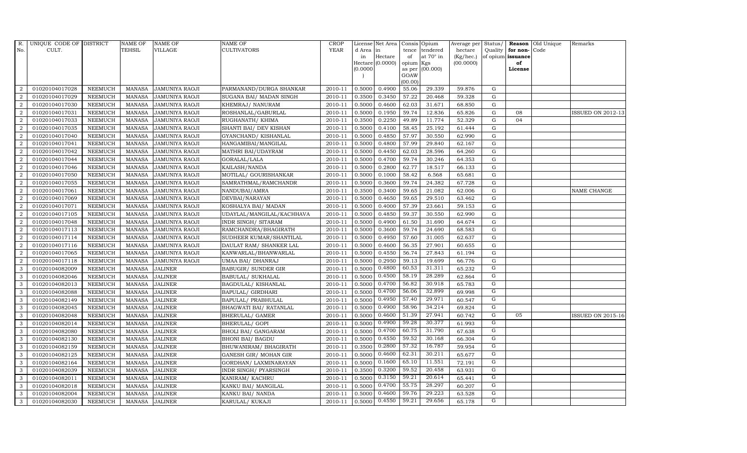| R. No. | UNIQUE CODE OF CULT. | DISTRICT | NAME OF TEHSIL | NAME OF VILLAGE | NAME OF CULTIVATORS | CROP YEAR | License d Area in Hectare (0.0000) | Net Area in Hectare (0.0000) | Consis tence of opium as per GOAW (00.00) | Opium tendered at 70° in Kgs (00.000) | Average per hectare (Kg/hec.) (00.0000) | Status/ Quality of opium | Reason for non-issuance of License | Old Unique Code | Remarks |
|---|---|---|---|---|---|---|---|---|---|---|---|---|---|---|---|
| 2 | 01020104017028 | NEEMUCH | MANASA | JAMUNIYA RAOJI | PARMANAND/DURGA SHANKAR | 2010-11 | 0.5000 | 0.4900 | 55.06 | 29.339 | 59.876 | G | | | |
| 2 | 01020104017029 | NEEMUCH | MANASA | JAMUNIYA RAOJI | SUGANA BAI/ MADAN SINGH | 2010-11 | 0.3500 | 0.3450 | 57.22 | 20.468 | 59.328 | G | | | |
| 2 | 01020104017030 | NEEMUCH | MANASA | JAMUNIYA RAOJI | KHEMRAJ/ NANURAM | 2010-11 | 0.5000 | 0.4600 | 62.03 | 31.671 | 68.850 | G | | | |
| 2 | 01020104017031 | NEEMUCH | MANASA | JAMUNIYA RAOJI | ROSHANLAL/GABURLAL | 2010-11 | 0.5000 | 0.1950 | 59.74 | 12.836 | 65.826 | G | 08 | | ISSUED ON 2012-13 |
| 2 | 01020104017033 | NEEMUCH | MANASA | JAMUNIYA RAOJI | RUGHANATH/ KHIMA | 2010-11 | 0.3500 | 0.2250 | 49.89 | 11.774 | 52.329 | G | 04 | | |
| 2 | 01020104017035 | NEEMUCH | MANASA | JAMUNIYA RAOJI | SHANTI BAI/ DEV KISHAN | 2010-11 | 0.5000 | 0.4100 | 58.45 | 25.192 | 61.444 | G | | | |
| 2 | 01020104017040 | NEEMUCH | MANASA | JAMUNIYA RAOJI | GYANCHAND/ KISHANLAL | 2010-11 | 0.5000 | 0.4850 | 57.97 | 30.550 | 62.990 | G | | | |
| 2 | 01020104017041 | NEEMUCH | MANASA | JAMUNIYA RAOJI | HANGAMIBAI/MANGILAL | 2010-11 | 0.5000 | 0.4800 | 57.99 | 29.840 | 62.167 | G | | | |
| 2 | 01020104017042 | NEEMUCH | MANASA | JAMUNIYA RAOJI | MATHRI BAI/UDAYRAM | 2010-11 | 0.5000 | 0.4450 | 62.03 | 28.596 | 64.260 | G | | | |
| 2 | 01020104017044 | NEEMUCH | MANASA | JAMUNIYA RAOJI | GORALAL/LALA | 2010-11 | 0.5000 | 0.4700 | 59.74 | 30.246 | 64.353 | G | | | |
| 2 | 01020104017046 | NEEMUCH | MANASA | JAMUNIYA RAOJI | KAILASH/NANDA | 2010-11 | 0.5000 | 0.2800 | 62.77 | 18.517 | 66.133 | G | | | |
| 2 | 01020104017050 | NEEMUCH | MANASA | JAMUNIYA RAOJI | MOTILAL/ GOURISHANKAR | 2010-11 | 0.5000 | 0.1000 | 58.42 | 6.568 | 65.681 | G | | | |
| 2 | 01020104017055 | NEEMUCH | MANASA | JAMUNIYA RAOJI | SAMRATHMAL/RAMCHANDR | 2010-11 | 0.5000 | 0.3600 | 59.74 | 24.382 | 67.728 | G | | | |
| 2 | 01020104017061 | NEEMUCH | MANASA | JAMUNIYA RAOJI | NANDUBAI/AMRA | 2010-11 | 0.3500 | 0.3400 | 59.65 | 21.082 | 62.006 | G | | | NAME CHANGE |
| 2 | 01020104017069 | NEEMUCH | MANASA | JAMUNIYA RAOJI | DEVBAI/NARAYAN | 2010-11 | 0.5000 | 0.4650 | 59.65 | 29.510 | 63.462 | G | | | |
| 2 | 01020104017071 | NEEMUCH | MANASA | JAMUNIYA RAOJI | KOSHALYA BAI/ MADAN | 2010-11 | 0.5000 | 0.4000 | 57.39 | 23.661 | 59.153 | G | | | |
| 2 | 01020104017105 | NEEMUCH | MANASA | JAMUNIYA RAOJI | UDAYLAL/MANGILAL/KACHHAVA | 2010-11 | 0.5000 | 0.4850 | 59.37 | 30.550 | 62.990 | G | | | |
| 2 | 01020104017048 | NEEMUCH | MANASA | JAMUNIYA RAOJI | INDR SINGH/ SITARAM | 2010-11 | 0.5000 | 0.4900 | 61.50 | 31.690 | 64.674 | G | | | |
| 2 | 01020104017113 | NEEMUCH | MANASA | JAMUNIYA RAOJI | RAMCHANDRA/BHAGIRATH | 2010-11 | 0.5000 | 0.3600 | 59.74 | 24.690 | 68.583 | G | | | |
| 2 | 01020104017114 | NEEMUCH | MANASA | JAMUNIYA RAOJI | SUDHEER KUMAR/SHANTILAL | 2010-11 | 0.5000 | 0.4950 | 57.60 | 31.005 | 62.637 | G | | | |
| 2 | 01020104017116 | NEEMUCH | MANASA | JAMUNIYA RAOJI | DAULAT RAM/ SHANKER LAL | 2010-11 | 0.5000 | 0.4600 | 56.35 | 27.901 | 60.655 | G | | | |
| 2 | 01020104017065 | NEEMUCH | MANASA | JAMUNIYA RAOJI | KANWARLAL/BHANWARLAL | 2010-11 | 0.5000 | 0.4550 | 56.74 | 27.843 | 61.194 | G | | | |
| 2 | 01020104017118 | NEEMUCH | MANASA | JAMUNIYA RAOJI | UMAA BAI/ DHANRAJ | 2010-11 | 0.5000 | 0.2950 | 59.13 | 19.699 | 66.776 | G | | | |
| 3 | 01020104082009 | NEEMUCH | MANASA | JALINER | BABUGIR/ SUNDER GIR | 2010-11 | 0.5000 | 0.4800 | 60.53 | 31.311 | 65.232 | G | | | |
| 3 | 01020104082046 | NEEMUCH | MANASA | JALINER | BABULAL/ SUKHALAL | 2010-11 | 0.5000 | 0.4500 | 58.19 | 28.289 | 62.864 | G | | | |
| 3 | 01020104082013 | NEEMUCH | MANASA | JALINER | BAGDULAL/ KISHANLAL | 2010-11 | 0.5000 | 0.4700 | 56.82 | 30.918 | 65.783 | G | | | |
| 3 | 01020104082088 | NEEMUCH | MANASA | JALINER | BAPULAL/ GIRDHARI | 2010-11 | 0.5000 | 0.4700 | 56.06 | 32.899 | 69.998 | G | | | |
| 3 | 01020104082149 | NEEMUCH | MANASA | JALINER | BAPULAL/ PRABHULAL | 2010-11 | 0.5000 | 0.4950 | 57.40 | 29.971 | 60.547 | G | | | |
| 3 | 01020104082045 | NEEMUCH | MANASA | JALINER | BHAGWATI BAI/ RATANLAL | 2010-11 | 0.5000 | 0.4900 | 58.96 | 34.214 | 69.824 | G | | | |
| 3 | 01020104082048 | NEEMUCH | MANASA | JALINER | BHERULAL/ GAMER | 2010-11 | 0.5000 | 0.4600 | 51.39 | 27.941 | 60.742 | G | 05 | | ISSUED ON 2015-16 |
| 3 | 01020104082014 | NEEMUCH | MANASA | JALINER | BHERULAL/ GOPI | 2010-11 | 0.5000 | 0.4900 | 59.28 | 30.377 | 61.993 | G | | | |
| 3 | 01020104082080 | NEEMUCH | MANASA | JALINER | BHOLI BAI/ GANGARAM | 2010-11 | 0.5000 | 0.4700 | 60.75 | 31.790 | 67.638 | G | | | |
| 3 | 01020104082130 | NEEMUCH | MANASA | JALINER | BHONI BAI/ BAGDU | 2010-11 | 0.5000 | 0.4550 | 59.52 | 30.168 | 66.304 | G | | | |
| 3 | 01020104082159 | NEEMUCH | MANASA | JALINER | BHUWANIRAM/ BHAGIRATH | 2010-11 | 0.3500 | 0.2800 | 57.32 | 16.787 | 59.954 | G | | | |
| 3 | 01020104082125 | NEEMUCH | MANASA | JALINER | GANESH GIR/ MOHAN GIR | 2010-11 | 0.5000 | 0.4600 | 62.31 | 30.211 | 65.677 | G | | | |
| 3 | 01020104082164 | NEEMUCH | MANASA | JALINER | GORDHAN/ LAXMINARAYAN | 2010-11 | 0.5000 | 0.1600 | 65.10 | 11.551 | 72.191 | G | | | |
| 3 | 01020104082039 | NEEMUCH | MANASA | JALINER | INDR SINGH/ PYARSINGH | 2010-11 | 0.3500 | 0.3200 | 59.52 | 20.458 | 63.931 | G | | | |
| 3 | 01020104082011 | NEEMUCH | MANASA | JALINER | KANIRAM/ KACHRU | 2010-11 | 0.5000 | 0.3150 | 59.21 | 20.614 | 65.441 | G | | | |
| 3 | 01020104082018 | NEEMUCH | MANASA | JALINER | KANKU BAI/ MANGILAL | 2010-11 | 0.5000 | 0.4700 | 55.75 | 28.297 | 60.207 | G | | | |
| 3 | 01020104082004 | NEEMUCH | MANASA | JALINER | KANKU BAI/ NANDA | 2010-11 | 0.5000 | 0.4600 | 59.76 | 29.223 | 63.528 | G | | | |
| 3 | 01020104082030 | NEEMUCH | MANASA | JALINER | KARULAL/ KUKAJI | 2010-11 | 0.5000 | 0.4550 | 59.21 | 29.656 | 65.178 | G | | | |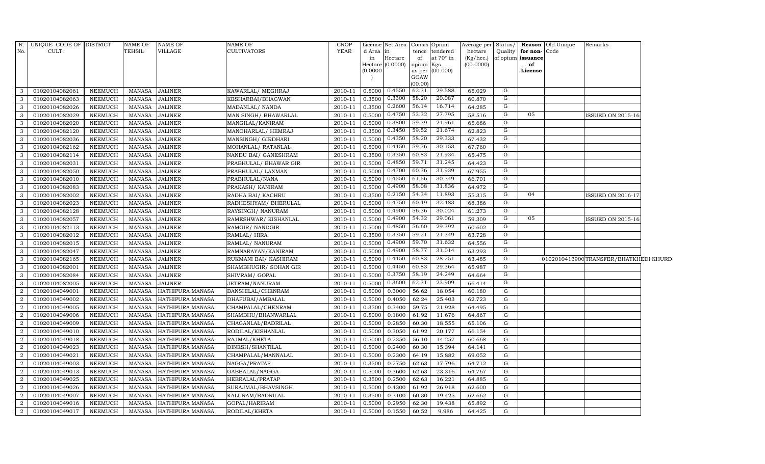| R. No. | UNIQUE CODE OF CULT. | DISTRICT | NAME OF TEHSIL | NAME OF VILLAGE | NAME OF CULTIVATORS | CROP YEAR | License d Area in Hectare (0.0000) | Net Area in Hectare (0.0000) | Consis tence of opium as per GOAW (00.00) | Opium tendered at 70° in Kgs (00.000) | Average per hectare (Kg/hec.) (00.0000) | Status/ Quality of opium | Reason for non-issuance of License | Old Unique Code | Remarks |
|---|---|---|---|---|---|---|---|---|---|---|---|---|---|---|---|
| 3 | 01020104082061 | NEEMUCH | MANASA | JALINER | KAWARLAL/ MEGHRAJ | 2010-11 | 0.5000 | 0.4550 | 62.31 | 29.588 | 65.029 | G | | | |
| 3 | 01020104082063 | NEEMUCH | MANASA | JALINER | KESHARBAI/BHAGWAN | 2010-11 | 0.3500 | 0.3300 | 58.20 | 20.087 | 60.870 | G | | | |
| 3 | 01020104082026 | NEEMUCH | MANASA | JALINER | MADANLAL/ NANDA | 2010-11 | 0.3500 | 0.2600 | 56.14 | 16.714 | 64.285 | G | | | |
| 3 | 01020104082029 | NEEMUCH | MANASA | JALINER | MAN SINGH/ BHAWARLAL | 2010-11 | 0.5000 | 0.4750 | 53.32 | 27.795 | 58.516 | G | 05 | | ISSUED ON 2015-16 |
| 3 | 01020104082020 | NEEMUCH | MANASA | JALINER | MANGILAL/KANIRAM | 2010-11 | 0.5000 | 0.3800 | 59.39 | 24.961 | 65.686 | G | | | |
| 3 | 01020104082120 | NEEMUCH | MANASA | JALINER | MANOHARLAL/ HEMRAJ | 2010-11 | 0.3500 | 0.3450 | 59.52 | 21.674 | 62.823 | G | | | |
| 3 | 01020104082036 | NEEMUCH | MANASA | JALINER | MANSINGH/ GIRDHARI | 2010-11 | 0.5000 | 0.4350 | 58.20 | 29.333 | 67.432 | G | | | |
| 3 | 01020104082162 | NEEMUCH | MANASA | JALINER | MOHANLAL/ RATANLAL | 2010-11 | 0.5000 | 0.4450 | 59.76 | 30.153 | 67.760 | G | | | |
| 3 | 01020104082114 | NEEMUCH | MANASA | JALINER | NANDU BAI/ GANESHRAM | 2010-11 | 0.3500 | 0.3350 | 60.83 | 21.934 | 65.475 | G | | | |
| 3 | 01020104082031 | NEEMUCH | MANASA | JALINER | PRABHULAL/ BHAWAR GIR | 2010-11 | 0.5000 | 0.4850 | 59.71 | 31.245 | 64.423 | G | | | |
| 3 | 01020104082050 | NEEMUCH | MANASA | JALINER | PRABHULAL/ LAXMAN | 2010-11 | 0.5000 | 0.4700 | 60.36 | 31.939 | 67.955 | G | | | |
| 3 | 01020104082010 | NEEMUCH | MANASA | JALINER | PRABHULAL/NANA | 2010-11 | 0.5000 | 0.4550 | 61.56 | 30.349 | 66.701 | G | | | |
| 3 | 01020104082083 | NEEMUCH | MANASA | JALINER | PRAKASH/ KANIRAM | 2010-11 | 0.5000 | 0.4900 | 58.08 | 31.836 | 64.972 | G | | | |
| 3 | 01020104082002 | NEEMUCH | MANASA | JALINER | RADHA BAI/ KACHRU | 2010-11 | 0.3500 | 0.2150 | 54.34 | 11.893 | 55.315 | G | 04 | | ISSUED ON 2016-17 |
| 3 | 01020104082023 | NEEMUCH | MANASA | JALINER | RADHESHYAM/ BHERULAL | 2010-11 | 0.5000 | 0.4750 | 60.49 | 32.483 | 68.386 | G | | | |
| 3 | 01020104082128 | NEEMUCH | MANASA | JALINER | RAYSINGH/ NANURAM | 2010-11 | 0.5000 | 0.4900 | 56.36 | 30.024 | 61.273 | G | | | |
| 3 | 01020104082057 | NEEMUCH | MANASA | JALINER | RAMESHWAR/ KISHANLAL | 2010-11 | 0.5000 | 0.4900 | 54.32 | 29.061 | 59.309 | G | 05 | | ISSUED ON 2015-16 |
| 3 | 01020104082113 | NEEMUCH | MANASA | JALINER | RAMGIR/ NANDGIR | 2010-11 | 0.5000 | 0.4850 | 56.60 | 29.392 | 60.602 | G | | | |
| 3 | 01020104082012 | NEEMUCH | MANASA | JALINER | RAMLAL/ HIRA | 2010-11 | 0.3500 | 0.3350 | 59.21 | 21.349 | 63.728 | G | | | |
| 3 | 01020104082015 | NEEMUCH | MANASA | JALINER | RAMLAL/ NANURAM | 2010-11 | 0.5000 | 0.4900 | 59.70 | 31.632 | 64.556 | G | | | |
| 3 | 01020104082047 | NEEMUCH | MANASA | JALINER | RAMNARAYAN/KANIRAM | 2010-11 | 0.5000 | 0.4900 | 58.77 | 31.014 | 63.293 | G | | | |
| 3 | 01020104082165 | NEEMUCH | MANASA | JALINER | RUKMANI BAI/ KASHIRAM | 2010-11 | 0.5000 | 0.4450 | 60.83 | 28.251 | 63.485 | G | | 01020104139000 | TRANSFER/BHATKHEDI KHURD |
| 3 | 01020104082001 | NEEMUCH | MANASA | JALINER | SHAMBHUGIR/ SOHAN GIR | 2010-11 | 0.5000 | 0.4450 | 60.83 | 29.364 | 65.987 | G | | | |
| 3 | 01020104082084 | NEEMUCH | MANASA | JALINER | SHIVRAM/ GOPAL | 2010-11 | 0.5000 | 0.3750 | 58.19 | 24.249 | 64.664 | G | | | |
| 3 | 01020104082005 | NEEMUCH | MANASA | JALINER | JETRAM/NANURAM | 2010-11 | 0.5000 | 0.3600 | 62.31 | 23.909 | 66.414 | G | | | |
| 2 | 01020104049001 | NEEMUCH | MANASA | HATHIPURA MANASA | BANSHILAL/CHENRAM | 2010-11 | 0.5000 | 0.3000 | 56.62 | 18.054 | 60.180 | G | | | |
| 2 | 01020104049002 | NEEMUCH | MANASA | HATHIPURA MANASA | DHAPUBAI/AMBALAL | 2010-11 | 0.5000 | 0.4050 | 62.24 | 25.403 | 62.723 | G | | | |
| 2 | 01020104049005 | NEEMUCH | MANASA | HATHIPURA MANASA | CHAMPALAL/CHENRAM | 2010-11 | 0.3500 | 0.3400 | 59.75 | 21.928 | 64.495 | G | | | |
| 2 | 01020104049006 | NEEMUCH | MANASA | HATHIPURA MANASA | SHAMBHU/BHANWARLAL | 2010-11 | 0.5000 | 0.1800 | 61.92 | 11.676 | 64.867 | G | | | |
| 2 | 01020104049009 | NEEMUCH | MANASA | HATHIPURA MANASA | CHAGANLAL/BADRILAL | 2010-11 | 0.5000 | 0.2850 | 60.30 | 18.555 | 65.106 | G | | | |
| 2 | 01020104049010 | NEEMUCH | MANASA | HATHIPURA MANASA | RODILAL/KISHANLAL | 2010-11 | 0.5000 | 0.3050 | 61.92 | 20.177 | 66.154 | G | | | |
| 2 | 01020104049018 | NEEMUCH | MANASA | HATHIPURA MANASA | RAJMAL/KHETA | 2010-11 | 0.5000 | 0.2350 | 56.10 | 14.257 | 60.668 | G | | | |
| 2 | 01020104049023 | NEEMUCH | MANASA | HATHIPURA MANASA | DINESH/SHANTILAL | 2010-11 | 0.5000 | 0.2400 | 60.30 | 15.394 | 64.141 | G | | | |
| 2 | 01020104049021 | NEEMUCH | MANASA | HATHIPURA MANASA | CHAMPALAL/MANNALAL | 2010-11 | 0.5000 | 0.2300 | 64.19 | 15.882 | 69.052 | G | | | |
| 2 | 01020104049003 | NEEMUCH | MANASA | HATHIPURA MANASA | NAGGA/PRATAP | 2010-11 | 0.3500 | 0.2750 | 62.63 | 17.796 | 64.712 | G | | | |
| 2 | 01020104049013 | NEEMUCH | MANASA | HATHIPURA MANASA | GABBALAL/NAGGA | 2010-11 | 0.5000 | 0.3600 | 62.63 | 23.316 | 64.767 | G | | | |
| 2 | 01020104049025 | NEEMUCH | MANASA | HATHIPURA MANASA | HEERALAL/PRATAP | 2010-11 | 0.3500 | 0.2500 | 62.63 | 16.221 | 64.885 | G | | | |
| 2 | 01020104049026 | NEEMUCH | MANASA | HATHIPURA MANASA | SURAJMAL/BHAVSINGH | 2010-11 | 0.5000 | 0.4300 | 61.92 | 26.918 | 62.600 | G | | | |
| 2 | 01020104049007 | NEEMUCH | MANASA | HATHIPURA MANASA | KALURAM/BADRILAL | 2010-11 | 0.3500 | 0.3100 | 60.30 | 19.425 | 62.662 | G | | | |
| 2 | 01020104049016 | NEEMUCH | MANASA | HATHIPURA MANASA | GOPAL/HARIRAM | 2010-11 | 0.5000 | 0.2950 | 62.30 | 19.438 | 65.892 | G | | | |
| 2 | 01020104049017 | NEEMUCH | MANASA | HATHIPURA MANASA | RODILAL/KHETA | 2010-11 | 0.5000 | 0.1550 | 60.52 | 9.986 | 64.425 | G | | | |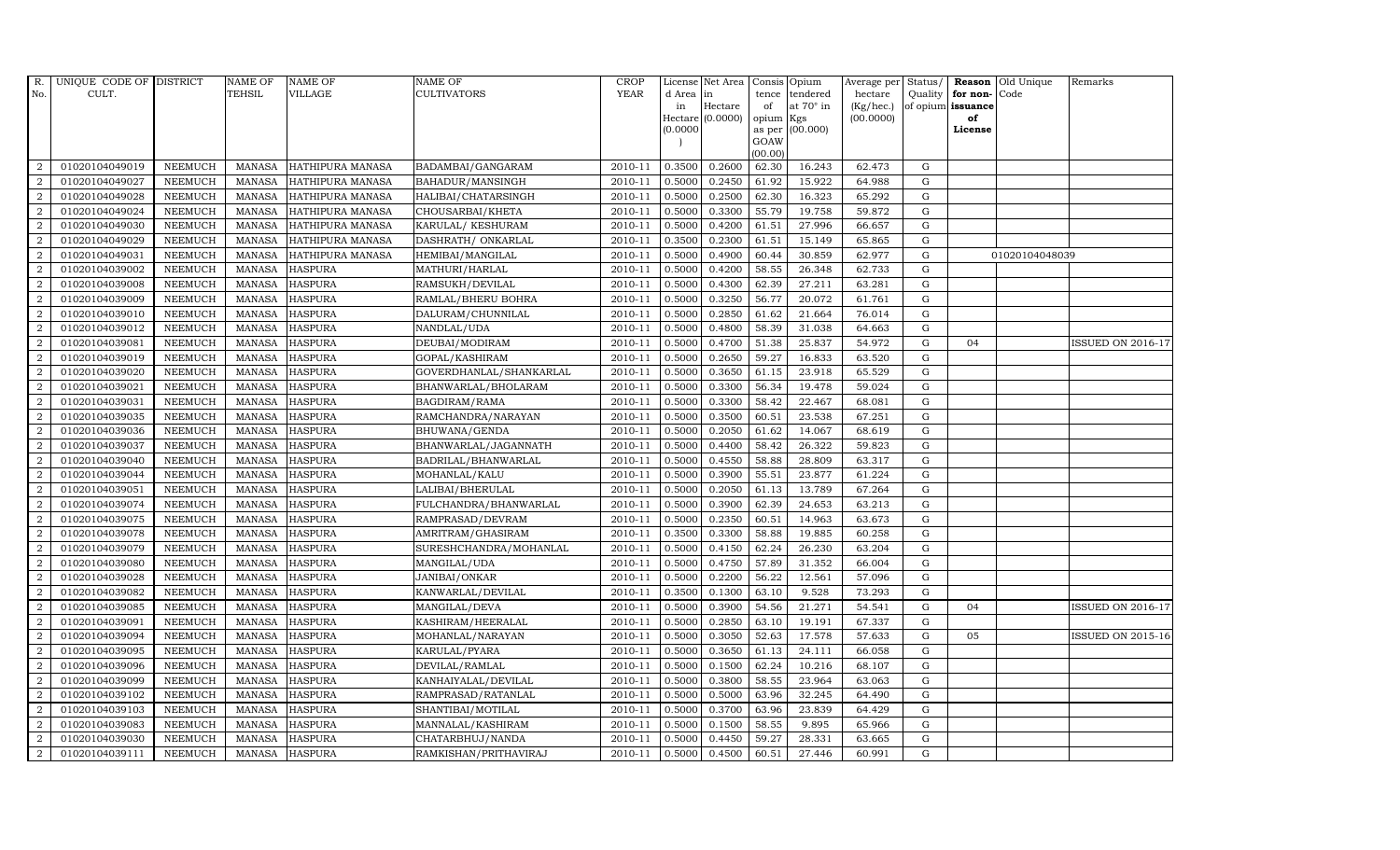| R. No. | UNIQUE CODE OF CULT. | DISTRICT | NAME OF TEHSIL | NAME OF VILLAGE | NAME OF CULTIVATORS | CROP YEAR | License d Area in Hectare (0.0000) | Net Area in Hectare (0.0000) | Consis tence of opium as per GOAW (00.00) | Opium tendered at 70° in Kgs (00.000) | Average per hectare (Kg/hec.) (00.0000) | Status/ Quality of opium | Reason for non-issuance of License | Old Unique Code | Remarks |
|---|---|---|---|---|---|---|---|---|---|---|---|---|---|---|---|
| 2 | 01020104049019 | NEEMUCH | MANASA | HATHIPURA MANASA | BADAMBAI/GANGARAM | 2010-11 | 0.3500 | 0.2600 | 62.30 | 16.243 | 62.473 | G | | | |
| 2 | 01020104049027 | NEEMUCH | MANASA | HATHIPURA MANASA | BAHADUR/MANSINGH | 2010-11 | 0.5000 | 0.2450 | 61.92 | 15.922 | 64.988 | G | | | |
| 2 | 01020104049028 | NEEMUCH | MANASA | HATHIPURA MANASA | HALIBAI/CHATARSINGH | 2010-11 | 0.5000 | 0.2500 | 62.30 | 16.323 | 65.292 | G | | | |
| 2 | 01020104049024 | NEEMUCH | MANASA | HATHIPURA MANASA | CHOUSARBAI/KHETA | 2010-11 | 0.5000 | 0.3300 | 55.79 | 19.758 | 59.872 | G | | | |
| 2 | 01020104049030 | NEEMUCH | MANASA | HATHIPURA MANASA | KARULAL/ KESHURAM | 2010-11 | 0.5000 | 0.4200 | 61.51 | 27.996 | 66.657 | G | | | |
| 2 | 01020104049029 | NEEMUCH | MANASA | HATHIPURA MANASA | DASHRATH/ ONKARLAL | 2010-11 | 0.3500 | 0.2300 | 61.51 | 15.149 | 65.865 | G | | | |
| 2 | 01020104049031 | NEEMUCH | MANASA | HATHIPURA MANASA | HEMIBAI/MANGILAL | 2010-11 | 0.5000 | 0.4900 | 60.44 | 30.859 | 62.977 | G | | 01020104048039 | |
| 2 | 01020104039002 | NEEMUCH | MANASA | HASPURA | MATHURI/HARLAL | 2010-11 | 0.5000 | 0.4200 | 58.55 | 26.348 | 62.733 | G | | | |
| 2 | 01020104039008 | NEEMUCH | MANASA | HASPURA | RAMSUKH/DEVILAL | 2010-11 | 0.5000 | 0.4300 | 62.39 | 27.211 | 63.281 | G | | | |
| 2 | 01020104039009 | NEEMUCH | MANASA | HASPURA | RAMLAL/BHERU BOHRA | 2010-11 | 0.5000 | 0.3250 | 56.77 | 20.072 | 61.761 | G | | | |
| 2 | 01020104039010 | NEEMUCH | MANASA | HASPURA | DALURAM/CHUNNILAL | 2010-11 | 0.5000 | 0.2850 | 61.62 | 21.664 | 76.014 | G | | | |
| 2 | 01020104039012 | NEEMUCH | MANASA | HASPURA | NANDLAL/UDA | 2010-11 | 0.5000 | 0.4800 | 58.39 | 31.038 | 64.663 | G | | | |
| 2 | 01020104039081 | NEEMUCH | MANASA | HASPURA | DEUBAI/MODIRAM | 2010-11 | 0.5000 | 0.4700 | 51.38 | 25.837 | 54.972 | G | 04 | | ISSUED ON 2016-17 |
| 2 | 01020104039019 | NEEMUCH | MANASA | HASPURA | GOPAL/KASHIRAM | 2010-11 | 0.5000 | 0.2650 | 59.27 | 16.833 | 63.520 | G | | | |
| 2 | 01020104039020 | NEEMUCH | MANASA | HASPURA | GOVERDHANLAL/SHANKARLAL | 2010-11 | 0.5000 | 0.3650 | 61.15 | 23.918 | 65.529 | G | | | |
| 2 | 01020104039021 | NEEMUCH | MANASA | HASPURA | BHANWARLAL/BHOLARAM | 2010-11 | 0.5000 | 0.3300 | 56.34 | 19.478 | 59.024 | G | | | |
| 2 | 01020104039031 | NEEMUCH | MANASA | HASPURA | BAGDIRAM/RAMA | 2010-11 | 0.5000 | 0.3300 | 58.42 | 22.467 | 68.081 | G | | | |
| 2 | 01020104039035 | NEEMUCH | MANASA | HASPURA | RAMCHANDRA/NARAYAN | 2010-11 | 0.5000 | 0.3500 | 60.51 | 23.538 | 67.251 | G | | | |
| 2 | 01020104039036 | NEEMUCH | MANASA | HASPURA | BHUWANA/GENDA | 2010-11 | 0.5000 | 0.2050 | 61.62 | 14.067 | 68.619 | G | | | |
| 2 | 01020104039037 | NEEMUCH | MANASA | HASPURA | BHANWARLAL/JAGANNATH | 2010-11 | 0.5000 | 0.4400 | 58.42 | 26.322 | 59.823 | G | | | |
| 2 | 01020104039040 | NEEMUCH | MANASA | HASPURA | BADRILAL/BHANWARLAL | 2010-11 | 0.5000 | 0.4550 | 58.88 | 28.809 | 63.317 | G | | | |
| 2 | 01020104039044 | NEEMUCH | MANASA | HASPURA | MOHANLAL/KALU | 2010-11 | 0.5000 | 0.3900 | 55.51 | 23.877 | 61.224 | G | | | |
| 2 | 01020104039051 | NEEMUCH | MANASA | HASPURA | LALIBAI/BHERULAL | 2010-11 | 0.5000 | 0.2050 | 61.13 | 13.789 | 67.264 | G | | | |
| 2 | 01020104039074 | NEEMUCH | MANASA | HASPURA | FULCHANDRA/BHANWARLAL | 2010-11 | 0.5000 | 0.3900 | 62.39 | 24.653 | 63.213 | G | | | |
| 2 | 01020104039075 | NEEMUCH | MANASA | HASPURA | RAMPRASAD/DEVRAM | 2010-11 | 0.5000 | 0.2350 | 60.51 | 14.963 | 63.673 | G | | | |
| 2 | 01020104039078 | NEEMUCH | MANASA | HASPURA | AMRITRAM/GHASIRAM | 2010-11 | 0.3500 | 0.3300 | 58.88 | 19.885 | 60.258 | G | | | |
| 2 | 01020104039079 | NEEMUCH | MANASA | HASPURA | SURESHCHANDRA/MOHANLAL | 2010-11 | 0.5000 | 0.4150 | 62.24 | 26.230 | 63.204 | G | | | |
| 2 | 01020104039080 | NEEMUCH | MANASA | HASPURA | MANGILAL/UDA | 2010-11 | 0.5000 | 0.4750 | 57.89 | 31.352 | 66.004 | G | | | |
| 2 | 01020104039028 | NEEMUCH | MANASA | HASPURA | JANIBAI/ONKAR | 2010-11 | 0.5000 | 0.2200 | 56.22 | 12.561 | 57.096 | G | | | |
| 2 | 01020104039082 | NEEMUCH | MANASA | HASPURA | KANWARLAL/DEVILAL | 2010-11 | 0.3500 | 0.1300 | 63.10 | 9.528 | 73.293 | G | | | |
| 2 | 01020104039085 | NEEMUCH | MANASA | HASPURA | MANGILAL/DEVA | 2010-11 | 0.5000 | 0.3900 | 54.56 | 21.271 | 54.541 | G | 04 | | ISSUED ON 2016-17 |
| 2 | 01020104039091 | NEEMUCH | MANASA | HASPURA | KASHIRAM/HEERALAL | 2010-11 | 0.5000 | 0.2850 | 63.10 | 19.191 | 67.337 | G | | | |
| 2 | 01020104039094 | NEEMUCH | MANASA | HASPURA | MOHANLAL/NARAYAN | 2010-11 | 0.5000 | 0.3050 | 52.63 | 17.578 | 57.633 | G | 05 | | ISSUED ON 2015-16 |
| 2 | 01020104039095 | NEEMUCH | MANASA | HASPURA | KARULAL/PYARA | 2010-11 | 0.5000 | 0.3650 | 61.13 | 24.111 | 66.058 | G | | | |
| 2 | 01020104039096 | NEEMUCH | MANASA | HASPURA | DEVILAL/RAMLAL | 2010-11 | 0.5000 | 0.1500 | 62.24 | 10.216 | 68.107 | G | | | |
| 2 | 01020104039099 | NEEMUCH | MANASA | HASPURA | KANHAIYALAL/DEVILAL | 2010-11 | 0.5000 | 0.3800 | 58.55 | 23.964 | 63.063 | G | | | |
| 2 | 01020104039102 | NEEMUCH | MANASA | HASPURA | RAMPRASAD/RATANLAL | 2010-11 | 0.5000 | 0.5000 | 63.96 | 32.245 | 64.490 | G | | | |
| 2 | 01020104039103 | NEEMUCH | MANASA | HASPURA | SHANTIBAI/MOTILAL | 2010-11 | 0.5000 | 0.3700 | 63.96 | 23.839 | 64.429 | G | | | |
| 2 | 01020104039083 | NEEMUCH | MANASA | HASPURA | MANNALAL/KASHIRAM | 2010-11 | 0.5000 | 0.1500 | 58.55 | 9.895 | 65.966 | G | | | |
| 2 | 01020104039030 | NEEMUCH | MANASA | HASPURA | CHATARBHUJ/NANDA | 2010-11 | 0.5000 | 0.4450 | 59.27 | 28.331 | 63.665 | G | | | |
| 2 | 01020104039111 | NEEMUCH | MANASA | HASPURA | RAMKISHAN/PRITHAVIRAJ | 2010-11 | 0.5000 | 0.4500 | 60.51 | 27.446 | 60.991 | G | | | |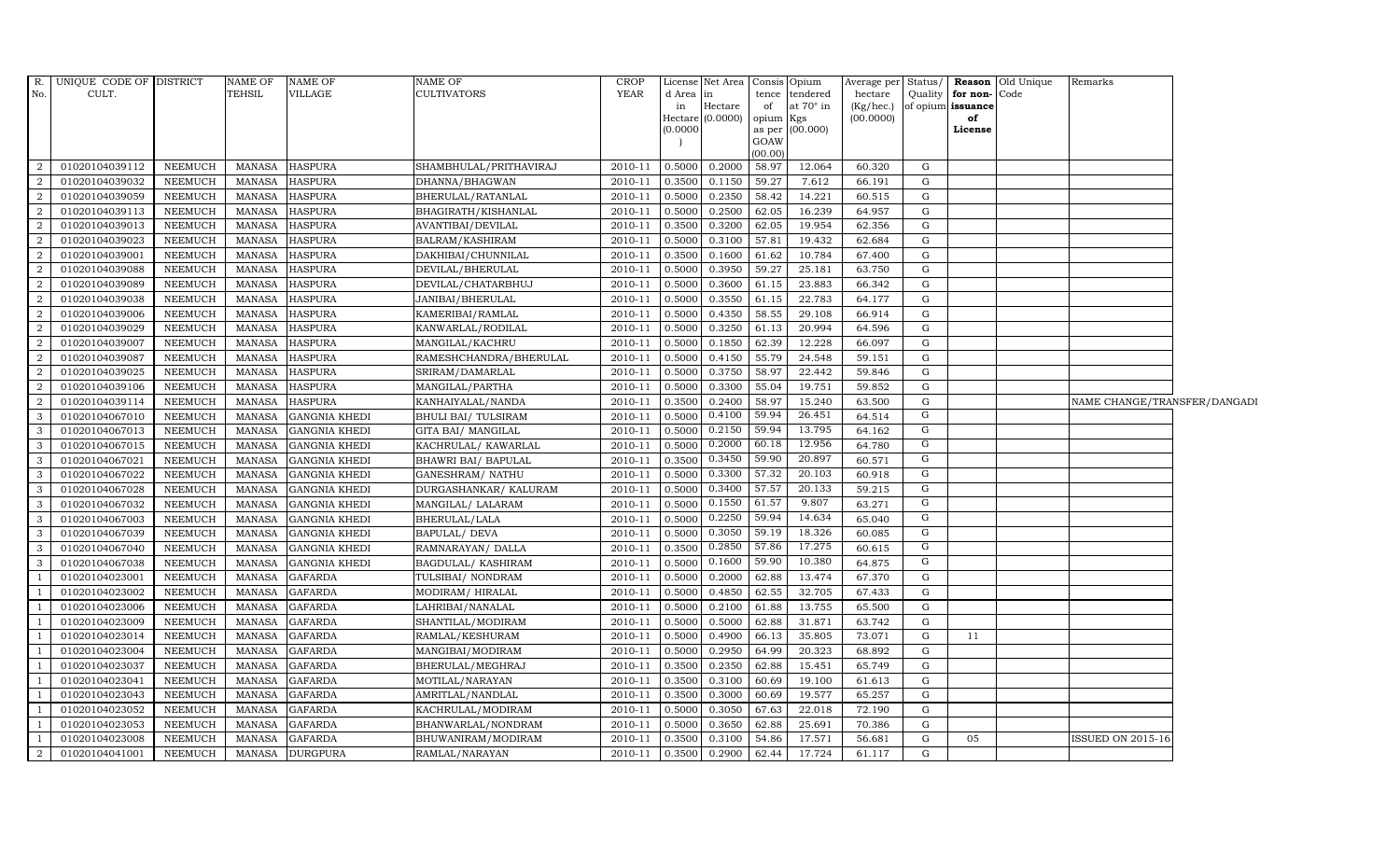| R. No. | UNIQUE CODE OF CULT. | DISTRICT | NAME OF TEHSIL | NAME OF VILLAGE | NAME OF CULTIVATORS | CROP YEAR | License d Area in Hectare (0.0000) | Net Area in Hectare (0.0000) | Consis tence of opium as per GOAW (00.00) | Opium tendered at 70° in Kgs (00.000) | Average per hectare (Kg/hec.) (00.0000) | Status/ Quality of opium | Reason for non-issuance of License | Old Unique Code | Remarks |
|---|---|---|---|---|---|---|---|---|---|---|---|---|---|---|---|
| 2 | 01020104039112 | NEEMUCH | MANASA | HASPURA | SHAMBHULAL/PRITHAVIRAJ | 2010-11 | 0.5000 | 0.2000 | 58.97 | 12.064 | 60.320 | G | | | |
| 2 | 01020104039032 | NEEMUCH | MANASA | HASPURA | DHANNA/BHAGWAN | 2010-11 | 0.3500 | 0.1150 | 59.27 | 7.612 | 66.191 | G | | | |
| 2 | 01020104039059 | NEEMUCH | MANASA | HASPURA | BHERULAL/RATANLAL | 2010-11 | 0.5000 | 0.2350 | 58.42 | 14.221 | 60.515 | G | | | |
| 2 | 01020104039113 | NEEMUCH | MANASA | HASPURA | BHAGIRATH/KISHANLAL | 2010-11 | 0.5000 | 0.2500 | 62.05 | 16.239 | 64.957 | G | | | |
| 2 | 01020104039013 | NEEMUCH | MANASA | HASPURA | AVANTIBAI/DEVILAL | 2010-11 | 0.3500 | 0.3200 | 62.05 | 19.954 | 62.356 | G | | | |
| 2 | 01020104039023 | NEEMUCH | MANASA | HASPURA | BALRAM/KASHIRAM | 2010-11 | 0.5000 | 0.3100 | 57.81 | 19.432 | 62.684 | G | | | |
| 2 | 01020104039001 | NEEMUCH | MANASA | HASPURA | DAKHIBAI/CHUNNILAL | 2010-11 | 0.3500 | 0.1600 | 61.62 | 10.784 | 67.400 | G | | | |
| 2 | 01020104039088 | NEEMUCH | MANASA | HASPURA | DEVILAL/BHERULAL | 2010-11 | 0.5000 | 0.3950 | 59.27 | 25.181 | 63.750 | G | | | |
| 2 | 01020104039089 | NEEMUCH | MANASA | HASPURA | DEVILAL/CHATARBHUJ | 2010-11 | 0.5000 | 0.3600 | 61.15 | 23.883 | 66.342 | G | | | |
| 2 | 01020104039038 | NEEMUCH | MANASA | HASPURA | JANIBAI/BHERULAL | 2010-11 | 0.5000 | 0.3550 | 61.15 | 22.783 | 64.177 | G | | | |
| 2 | 01020104039006 | NEEMUCH | MANASA | HASPURA | KAMERIBAI/RAMLAL | 2010-11 | 0.5000 | 0.4350 | 58.55 | 29.108 | 66.914 | G | | | |
| 2 | 01020104039029 | NEEMUCH | MANASA | HASPURA | KANWARLAL/RODILAL | 2010-11 | 0.5000 | 0.3250 | 61.13 | 20.994 | 64.596 | G | | | |
| 2 | 01020104039007 | NEEMUCH | MANASA | HASPURA | MANGILAL/KACHRU | 2010-11 | 0.5000 | 0.1850 | 62.39 | 12.228 | 66.097 | G | | | |
| 2 | 01020104039087 | NEEMUCH | MANASA | HASPURA | RAMESHCHANDRA/BHERULAL | 2010-11 | 0.5000 | 0.4150 | 55.79 | 24.548 | 59.151 | G | | | |
| 2 | 01020104039025 | NEEMUCH | MANASA | HASPURA | SRIRAM/DAMARLAL | 2010-11 | 0.5000 | 0.3750 | 58.97 | 22.442 | 59.846 | G | | | |
| 2 | 01020104039106 | NEEMUCH | MANASA | HASPURA | MANGILAL/PARTHA | 2010-11 | 0.5000 | 0.3300 | 55.04 | 19.751 | 59.852 | G | | | |
| 2 | 01020104039114 | NEEMUCH | MANASA | HASPURA | KANHAIYALAL/NANDA | 2010-11 | 0.3500 | 0.2400 | 58.97 | 15.240 | 63.500 | G | | | NAME CHANGE/TRANSFER/DANGADI |
| 3 | 01020104067010 | NEEMUCH | MANASA | GANGNIA KHEDI | BHULI BAI/ TULSIRAM | 2010-11 | 0.5000 | 0.4100 | 59.94 | 26.451 | 64.514 | G | | | |
| 3 | 01020104067013 | NEEMUCH | MANASA | GANGNIA KHEDI | GITA BAI/ MANGILAL | 2010-11 | 0.5000 | 0.2150 | 59.94 | 13.795 | 64.162 | G | | | |
| 3 | 01020104067015 | NEEMUCH | MANASA | GANGNIA KHEDI | KACHRULAL/ KAWARLAL | 2010-11 | 0.5000 | 0.2000 | 60.18 | 12.956 | 64.780 | G | | | |
| 3 | 01020104067021 | NEEMUCH | MANASA | GANGNIA KHEDI | BHAWRI BAI/ BAPULAL | 2010-11 | 0.3500 | 0.3450 | 59.90 | 20.897 | 60.571 | G | | | |
| 3 | 01020104067022 | NEEMUCH | MANASA | GANGNIA KHEDI | GANESHRAM/ NATHU | 2010-11 | 0.5000 | 0.3300 | 57.32 | 20.103 | 60.918 | G | | | |
| 3 | 01020104067028 | NEEMUCH | MANASA | GANGNIA KHEDI | DURGASHANKAR/ KALURAM | 2010-11 | 0.5000 | 0.3400 | 57.57 | 20.133 | 59.215 | G | | | |
| 3 | 01020104067032 | NEEMUCH | MANASA | GANGNIA KHEDI | MANGILAL/ LALARAM | 2010-11 | 0.5000 | 0.1550 | 61.57 | 9.807 | 63.271 | G | | | |
| 3 | 01020104067003 | NEEMUCH | MANASA | GANGNIA KHEDI | BHERULAL/LALA | 2010-11 | 0.5000 | 0.2250 | 59.94 | 14.634 | 65.040 | G | | | |
| 3 | 01020104067039 | NEEMUCH | MANASA | GANGNIA KHEDI | BAPULAL/ DEVA | 2010-11 | 0.5000 | 0.3050 | 59.19 | 18.326 | 60.085 | G | | | |
| 3 | 01020104067040 | NEEMUCH | MANASA | GANGNIA KHEDI | RAMNARAYAN/ DALLA | 2010-11 | 0.3500 | 0.2850 | 57.86 | 17.275 | 60.615 | G | | | |
| 3 | 01020104067038 | NEEMUCH | MANASA | GANGNIA KHEDI | BAGDULAL/ KASHIRAM | 2010-11 | 0.5000 | 0.1600 | 59.90 | 10.380 | 64.875 | G | | | |
| 1 | 01020104023001 | NEEMUCH | MANASA | GAFARDA | TULSIBAI/ NONDRAM | 2010-11 | 0.5000 | 0.2000 | 62.88 | 13.474 | 67.370 | G | | | |
| 1 | 01020104023002 | NEEMUCH | MANASA | GAFARDA | MODIRAM/ HIRALAL | 2010-11 | 0.5000 | 0.4850 | 62.55 | 32.705 | 67.433 | G | | | |
| 1 | 01020104023006 | NEEMUCH | MANASA | GAFARDA | LAHRIBAI/NANALAL | 2010-11 | 0.5000 | 0.2100 | 61.88 | 13.755 | 65.500 | G | | | |
| 1 | 01020104023009 | NEEMUCH | MANASA | GAFARDA | SHANTILAL/MODIRAM | 2010-11 | 0.5000 | 0.5000 | 62.88 | 31.871 | 63.742 | G | | | |
| 1 | 01020104023014 | NEEMUCH | MANASA | GAFARDA | RAMLAL/KESHURAM | 2010-11 | 0.5000 | 0.4900 | 66.13 | 35.805 | 73.071 | G | 11 | | |
| 1 | 01020104023004 | NEEMUCH | MANASA | GAFARDA | MANGIBAI/MODIRAM | 2010-11 | 0.5000 | 0.2950 | 64.99 | 20.323 | 68.892 | G | | | |
| 1 | 01020104023037 | NEEMUCH | MANASA | GAFARDA | BHERULAL/MEGHRAJ | 2010-11 | 0.3500 | 0.2350 | 62.88 | 15.451 | 65.749 | G | | | |
| 1 | 01020104023041 | NEEMUCH | MANASA | GAFARDA | MOTILAL/NARAYAN | 2010-11 | 0.3500 | 0.3100 | 60.69 | 19.100 | 61.613 | G | | | |
| 1 | 01020104023043 | NEEMUCH | MANASA | GAFARDA | AMRITLAL/NANDLAL | 2010-11 | 0.3500 | 0.3000 | 60.69 | 19.577 | 65.257 | G | | | |
| 1 | 01020104023052 | NEEMUCH | MANASA | GAFARDA | KACHRULAL/MODIRAM | 2010-11 | 0.5000 | 0.3050 | 67.63 | 22.018 | 72.190 | G | | | |
| 1 | 01020104023053 | NEEMUCH | MANASA | GAFARDA | BHANWARLAL/NONDRAM | 2010-11 | 0.5000 | 0.3650 | 62.88 | 25.691 | 70.386 | G | | | |
| 1 | 01020104023008 | NEEMUCH | MANASA | GAFARDA | BHUWANIRAM/MODIRAM | 2010-11 | 0.3500 | 0.3100 | 54.86 | 17.571 | 56.681 | G | 05 | | ISSUED ON 2015-16 |
| 2 | 01020104041001 | NEEMUCH | MANASA | DURGPURA | RAMLAL/NARAYAN | 2010-11 | 0.3500 | 0.2900 | 62.44 | 17.724 | 61.117 | G | | | |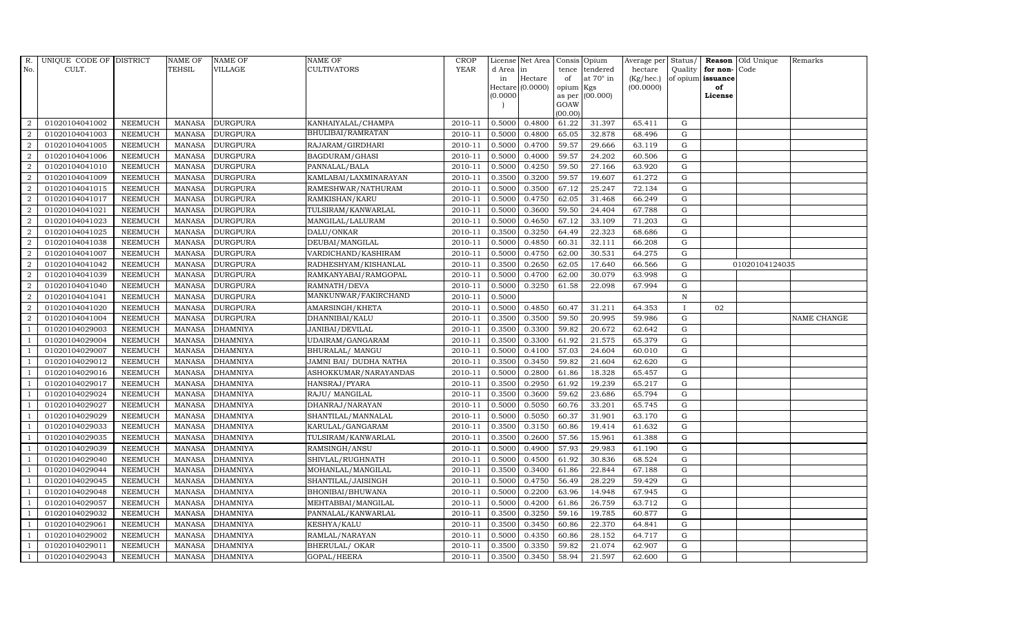| R. No. | UNIQUE CODE OF CULT. | DISTRICT | NAME OF TEHSIL | NAME OF VILLAGE | NAME OF CULTIVATORS | CROP YEAR | License d Area in Hectare (0.0000) | Net Area in Hectare (0.0000) | Consis tence of opium as per GOAW (00.00) | Opium tendered at 70° in Kgs (00.000) | Average per hectare (Kg/hec.) (00.0000) | Status/ Quality of opium | Reason for non-issuance of License | Old Unique Code | Remarks |
|---|---|---|---|---|---|---|---|---|---|---|---|---|---|---|---|
| 2 | 01020104041002 | NEEMUCH | MANASA | DURGPURA | KANHAIYALAL/CHAMPA | 2010-11 | 0.5000 | 0.4800 | 61.22 | 31.397 | 65.411 | G | | | |
| 2 | 01020104041003 | NEEMUCH | MANASA | DURGPURA | BHULIBAI/RAMRATAN | 2010-11 | 0.5000 | 0.4800 | 65.05 | 32.878 | 68.496 | G | | | |
| 2 | 01020104041005 | NEEMUCH | MANASA | DURGPURA | RAJARAM/GIRDHARI | 2010-11 | 0.5000 | 0.4700 | 59.57 | 29.666 | 63.119 | G | | | |
| 2 | 01020104041006 | NEEMUCH | MANASA | DURGPURA | BAGDURAM/GHASI | 2010-11 | 0.5000 | 0.4000 | 59.57 | 24.202 | 60.506 | G | | | |
| 2 | 01020104041010 | NEEMUCH | MANASA | DURGPURA | PANNALAL/BALA | 2010-11 | 0.5000 | 0.4250 | 59.50 | 27.166 | 63.920 | G | | | |
| 2 | 01020104041009 | NEEMUCH | MANASA | DURGPURA | KAMLABAI/LAXMINARAYAN | 2010-11 | 0.3500 | 0.3200 | 59.57 | 19.607 | 61.272 | G | | | |
| 2 | 01020104041015 | NEEMUCH | MANASA | DURGPURA | RAMESHWAR/NATHURAM | 2010-11 | 0.5000 | 0.3500 | 67.12 | 25.247 | 72.134 | G | | | |
| 2 | 01020104041017 | NEEMUCH | MANASA | DURGPURA | RAMKISHAN/KARU | 2010-11 | 0.5000 | 0.4750 | 62.05 | 31.468 | 66.249 | G | | | |
| 2 | 01020104041021 | NEEMUCH | MANASA | DURGPURA | TULSIRAM/KANWARLAL | 2010-11 | 0.5000 | 0.3600 | 59.50 | 24.404 | 67.788 | G | | | |
| 2 | 01020104041023 | NEEMUCH | MANASA | DURGPURA | MANGILAL/LALURAM | 2010-11 | 0.5000 | 0.4650 | 67.12 | 33.109 | 71.203 | G | | | |
| 2 | 01020104041025 | NEEMUCH | MANASA | DURGPURA | DALU/ONKAR | 2010-11 | 0.3500 | 0.3250 | 64.49 | 22.323 | 68.686 | G | | | |
| 2 | 01020104041038 | NEEMUCH | MANASA | DURGPURA | DEUBAI/MANGILAL | 2010-11 | 0.5000 | 0.4850 | 60.31 | 32.111 | 66.208 | G | | | |
| 2 | 01020104041007 | NEEMUCH | MANASA | DURGPURA | VARDICHAND/KASHIRAM | 2010-11 | 0.5000 | 0.4750 | 62.00 | 30.531 | 64.275 | G | | | |
| 2 | 01020104041042 | NEEMUCH | MANASA | DURGPURA | RADHESHYAM/KISHANLAL | 2010-11 | 0.3500 | 0.2650 | 62.05 | 17.640 | 66.566 | G | | 01020104124035 | |
| 2 | 01020104041039 | NEEMUCH | MANASA | DURGPURA | RAMKANYABAI/RAMGOPAL | 2010-11 | 0.5000 | 0.4700 | 62.00 | 30.079 | 63.998 | G | | | |
| 2 | 01020104041040 | NEEMUCH | MANASA | DURGPURA | RAMNATH/DEVA | 2010-11 | 0.5000 | 0.3250 | 61.58 | 22.098 | 67.994 | G | | | |
| 2 | 01020104041041 | NEEMUCH | MANASA | DURGPURA | MANKUNWAR/FAKIRCHAND | 2010-11 | 0.5000 | | | | | N | | | |
| 2 | 01020104041020 | NEEMUCH | MANASA | DURGPURA | AMARSINGH/KHETA | 2010-11 | 0.5000 | 0.4850 | 60.47 | 31.211 | 64.353 | I | 02 | | |
| 2 | 01020104041004 | NEEMUCH | MANASA | DURGPURA | DHANNIBAI/KALU | 2010-11 | 0.3500 | 0.3500 | 59.50 | 20.995 | 59.986 | G | | | NAME CHANGE |
| 1 | 01020104029003 | NEEMUCH | MANASA | DHAMNIYA | JANIBAI/DEVILAL | 2010-11 | 0.3500 | 0.3300 | 59.82 | 20.672 | 62.642 | G | | | |
| 1 | 01020104029004 | NEEMUCH | MANASA | DHAMNIYA | UDAIRAM/GANGARAM | 2010-11 | 0.3500 | 0.3300 | 61.92 | 21.575 | 65.379 | G | | | |
| 1 | 01020104029007 | NEEMUCH | MANASA | DHAMNIYA | BHURALAL/ MANGU | 2010-11 | 0.5000 | 0.4100 | 57.03 | 24.604 | 60.010 | G | | | |
| 1 | 01020104029012 | NEEMUCH | MANASA | DHAMNIYA | JAMNI BAI/ DUDHA NATHA | 2010-11 | 0.3500 | 0.3450 | 59.82 | 21.604 | 62.620 | G | | | |
| 1 | 01020104029016 | NEEMUCH | MANASA | DHAMNIYA | ASHOKKUMAR/NARAYANDAS | 2010-11 | 0.5000 | 0.2800 | 61.86 | 18.328 | 65.457 | G | | | |
| 1 | 01020104029017 | NEEMUCH | MANASA | DHAMNIYA | HANSRAJ/PYARA | 2010-11 | 0.3500 | 0.2950 | 61.92 | 19.239 | 65.217 | G | | | |
| 1 | 01020104029024 | NEEMUCH | MANASA | DHAMNIYA | RAJU/ MANGILAL | 2010-11 | 0.3500 | 0.3600 | 59.62 | 23.686 | 65.794 | G | | | |
| 1 | 01020104029027 | NEEMUCH | MANASA | DHAMNIYA | DHANRAJ/NARAYAN | 2010-11 | 0.5000 | 0.5050 | 60.76 | 33.201 | 65.745 | G | | | |
| 1 | 01020104029029 | NEEMUCH | MANASA | DHAMNIYA | SHANTILAL/MANNALAL | 2010-11 | 0.5000 | 0.5050 | 60.37 | 31.901 | 63.170 | G | | | |
| 1 | 01020104029033 | NEEMUCH | MANASA | DHAMNIYA | KARULAL/GANGARAM | 2010-11 | 0.3500 | 0.3150 | 60.86 | 19.414 | 61.632 | G | | | |
| 1 | 01020104029035 | NEEMUCH | MANASA | DHAMNIYA | TULSIRAM/KANWARLAL | 2010-11 | 0.3500 | 0.2600 | 57.56 | 15.961 | 61.388 | G | | | |
| 1 | 01020104029039 | NEEMUCH | MANASA | DHAMNIYA | RAMSINGH/ANSU | 2010-11 | 0.5000 | 0.4900 | 57.93 | 29.983 | 61.190 | G | | | |
| 1 | 01020104029040 | NEEMUCH | MANASA | DHAMNIYA | SHIVLAL/RUGHNATH | 2010-11 | 0.5000 | 0.4500 | 61.92 | 30.836 | 68.524 | G | | | |
| 1 | 01020104029044 | NEEMUCH | MANASA | DHAMNIYA | MOHANLAL/MANGILAL | 2010-11 | 0.3500 | 0.3400 | 61.86 | 22.844 | 67.188 | G | | | |
| 1 | 01020104029045 | NEEMUCH | MANASA | DHAMNIYA | SHANTILAL/JAISINGH | 2010-11 | 0.5000 | 0.4750 | 56.49 | 28.229 | 59.429 | G | | | |
| 1 | 01020104029048 | NEEMUCH | MANASA | DHAMNIYA | BHONIBAI/BHUWANA | 2010-11 | 0.5000 | 0.2200 | 63.96 | 14.948 | 67.945 | G | | | |
| 1 | 01020104029057 | NEEMUCH | MANASA | DHAMNIYA | MEHTABBAI/MANGILAL | 2010-11 | 0.5000 | 0.4200 | 61.86 | 26.759 | 63.712 | G | | | |
| 1 | 01020104029032 | NEEMUCH | MANASA | DHAMNIYA | PANNALAL/KANWARLAL | 2010-11 | 0.3500 | 0.3250 | 59.16 | 19.785 | 60.877 | G | | | |
| 1 | 01020104029061 | NEEMUCH | MANASA | DHAMNIYA | KESHYA/KALU | 2010-11 | 0.3500 | 0.3450 | 60.86 | 22.370 | 64.841 | G | | | |
| 1 | 01020104029002 | NEEMUCH | MANASA | DHAMNIYA | RAMLAL/NARAYAN | 2010-11 | 0.5000 | 0.4350 | 60.86 | 28.152 | 64.717 | G | | | |
| 1 | 01020104029011 | NEEMUCH | MANASA | DHAMNIYA | BHERULAL/ OKAR | 2010-11 | 0.3500 | 0.3350 | 59.82 | 21.074 | 62.907 | G | | | |
| 1 | 01020104029043 | NEEMUCH | MANASA | DHAMNIYA | GOPAL/HEERA | 2010-11 | 0.3500 | 0.3450 | 58.94 | 21.597 | 62.600 | G | | | |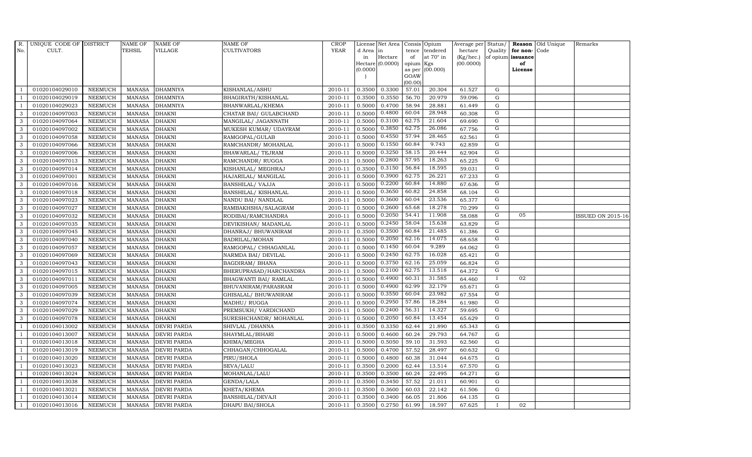| R. No. | UNIQUE CODE OF CULT. | DISTRICT | NAME OF TEHSIL | NAME OF VILLAGE | NAME OF CULTIVATORS | CROP YEAR | License d Area in Hectare (0.0000) | Net Area in Hectare (0.0000) | Consis tence of opium as per GOAW (00.00) | Opium tendered at 70° in Kgs (00.000) | Average per hectare (Kg/hec.) (00.0000) | Status/ Quality of opium | Reason for non- issuance of License | Old Unique Code | Remarks |
|---|---|---|---|---|---|---|---|---|---|---|---|---|---|---|---|
| 1 | 01020104029010 | NEEMUCH | MANASA | DHAMNIYA | KISHANLAL/ASHU | 2010-11 | 0.3500 | 0.3300 | 57.01 | 20.304 | 61.527 | G | | | |
| 1 | 01020104029019 | NEEMUCH | MANASA | DHAMNIYA | BHAGIRATH/KISHANLAL | 2010-11 | 0.3500 | 0.3550 | 56.70 | 20.979 | 59.096 | G | | | |
| 1 | 01020104029023 | NEEMUCH | MANASA | DHAMNIYA | BHANWARLAL/KHEMA | 2010-11 | 0.5000 | 0.4700 | 58.94 | 28.881 | 61.449 | G | | | |
| 3 | 01020104097003 | NEEMUCH | MANASA | DHAKNI | CHATAR BAI/ GULABCHAND | 2010-11 | 0.5000 | 0.4800 | 60.04 | 28.948 | 60.308 | G | | | |
| 3 | 01020104097064 | NEEMUCH | MANASA | DHAKNI | MANGILAL/ JAGANNATH | 2010-11 | 0.5000 | 0.3100 | 62.75 | 21.604 | 69.690 | G | | | |
| 3 | 01020104097002 | NEEMUCH | MANASA | DHAKNI | MUKESH KUMAR/ UDAYRAM | 2010-11 | 0.5000 | 0.3850 | 62.75 | 26.086 | 67.756 | G | | | |
| 3 | 01020104097058 | NEEMUCH | MANASA | DHAKNI | RAMGOPAL/GULAB | 2010-11 | 0.5000 | 0.4550 | 57.94 | 28.465 | 62.561 | G | | | |
| 3 | 01020104097066 | NEEMUCH | MANASA | DHAKNI | RAMCHANDR/ MOHANLAL | 2010-11 | 0.5000 | 0.1550 | 60.84 | 9.743 | 62.859 | G | | | |
| 3 | 01020104097006 | NEEMUCH | MANASA | DHAKNI | BHAWARLAL/ TEJRAM | 2010-11 | 0.5000 | 0.3250 | 58.15 | 20.444 | 62.904 | G | | | |
| 3 | 01020104097013 | NEEMUCH | MANASA | DHAKNI | RAMCHANDR/ RUGGA | 2010-11 | 0.5000 | 0.2800 | 57.95 | 18.263 | 65.225 | G | | | |
| 3 | 01020104097014 | NEEMUCH | MANASA | DHAKNI | KISHANLAL/ MEGHRAJ | 2010-11 | 0.3500 | 0.3150 | 56.84 | 18.595 | 59.031 | G | | | |
| 3 | 01020104097001 | NEEMUCH | MANASA | DHAKNI | HAJARILAL/ MANGILAL | 2010-11 | 0.5000 | 0.3900 | 62.75 | 26.221 | 67.233 | G | | | |
| 3 | 01020104097016 | NEEMUCH | MANASA | DHAKNI | BANSHILAL/ VAJJA | 2010-11 | 0.5000 | 0.2200 | 60.84 | 14.880 | 67.636 | G | | | |
| 3 | 01020104097018 | NEEMUCH | MANASA | DHAKNI | BANSHILAL/ KISHANLAL | 2010-11 | 0.5000 | 0.3650 | 60.82 | 24.858 | 68.104 | G | | | |
| 3 | 01020104097023 | NEEMUCH | MANASA | DHAKNI | NANDU BAI/ NANDLAL | 2010-11 | 0.5000 | 0.3600 | 60.04 | 23.536 | 65.377 | G | | | |
| 3 | 01020104097027 | NEEMUCH | MANASA | DHAKNI | RAMBAKHSHA/SALAGRAM | 2010-11 | 0.5000 | 0.2600 | 65.68 | 18.278 | 70.299 | G | | | |
| 3 | 01020104097032 | NEEMUCH | MANASA | DHAKNI | RODIBAI/RAMCHANDRA | 2010-11 | 0.5000 | 0.2050 | 54.41 | 11.908 | 58.088 | G | 05 | | ISSUED ON 2015-16 |
| 3 | 01020104097035 | NEEMUCH | MANASA | DHAKNI | DEVIKISHAN/ MADANLAL | 2010-11 | 0.5000 | 0.2450 | 58.04 | 15.638 | 63.829 | G | | | |
| 3 | 01020104097045 | NEEMUCH | MANASA | DHAKNI | DHANRAJ/ BHUWANIRAM | 2010-11 | 0.3500 | 0.3500 | 60.84 | 21.485 | 61.386 | G | | | |
| 3 | 01020104097040 | NEEMUCH | MANASA | DHAKNI | BADRILAL/MOHAN | 2010-11 | 0.5000 | 0.2050 | 62.16 | 14.075 | 68.658 | G | | | |
| 3 | 01020104097057 | NEEMUCH | MANASA | DHAKNI | RAMGOPAL/ CHHAGANLAL | 2010-11 | 0.5000 | 0.1450 | 60.04 | 9.289 | 64.062 | G | | | |
| 3 | 01020104097069 | NEEMUCH | MANASA | DHAKNI | NARMDA BAI/ DEVILAL | 2010-11 | 0.5000 | 0.2450 | 62.75 | 16.028 | 65.421 | G | | | |
| 3 | 01020104097043 | NEEMUCH | MANASA | DHAKNI | BAGDIRAM/ BHANA | 2010-11 | 0.5000 | 0.3750 | 62.16 | 25.059 | 66.824 | G | | | |
| 3 | 01020104097015 | NEEMUCH | MANASA | DHAKNI | BHERUPRASAD/HARCHANDRA | 2010-11 | 0.5000 | 0.2100 | 62.75 | 13.518 | 64.372 | G | | | |
| 3 | 01020104097011 | NEEMUCH | MANASA | DHAKNI | BHAGWANTI BAI/ RAMLAL | 2010-11 | 0.5000 | 0.4900 | 60.31 | 31.585 | 64.460 | I | 02 | | |
| 3 | 01020104097005 | NEEMUCH | MANASA | DHAKNI | BHUVANIRAM/PARASRAM | 2010-11 | 0.5000 | 0.4900 | 62.99 | 32.179 | 65.671 | G | | | |
| 3 | 01020104097039 | NEEMUCH | MANASA | DHAKNI | GHISALAL/ BHUWANIRAM | 2010-11 | 0.5000 | 0.3550 | 60.04 | 23.982 | 67.554 | G | | | |
| 3 | 01020104097074 | NEEMUCH | MANASA | DHAKNI | MADHU/ RUGGA | 2010-11 | 0.5000 | 0.2950 | 57.86 | 18.284 | 61.980 | G | | | |
| 3 | 01020104097029 | NEEMUCH | MANASA | DHAKNI | PREMSUKH/ VARDICHAND | 2010-11 | 0.5000 | 0.2400 | 56.31 | 14.327 | 59.695 | G | | | |
| 3 | 01020104097078 | NEEMUCH | MANASA | DHAKNI | SURESHCHANDR/ MOHANLAL | 2010-11 | 0.5000 | 0.2050 | 60.84 | 13.454 | 65.629 | G | | | |
| 1 | 01020104013002 | NEEMUCH | MANASA | DEVRI PARDA | SHIVLAL /DHANNA | 2010-11 | 0.3500 | 0.3350 | 62.44 | 21.890 | 65.343 | G | | | |
| 1 | 01020104013007 | NEEMUCH | MANASA | DEVRI PARDA | SHAYMLAL/BIHARI | 2010-11 | 0.5000 | 0.4600 | 60.24 | 29.793 | 64.767 | G | | | |
| 1 | 01020104013018 | NEEMUCH | MANASA | DEVRI PARDA | KHIMA/MEGHA | 2010-11 | 0.5000 | 0.5050 | 59.10 | 31.593 | 62.560 | G | | | |
| 1 | 01020104013019 | NEEMUCH | MANASA | DEVRI PARDA | CHHAGAN/CHHOGALAL | 2010-11 | 0.5000 | 0.4700 | 57.52 | 28.497 | 60.632 | G | | | |
| 1 | 01020104013020 | NEEMUCH | MANASA | DEVRI PARDA | PIRU/SHOLA | 2010-11 | 0.5000 | 0.4800 | 60.38 | 31.044 | 64.675 | G | | | |
| 1 | 01020104013023 | NEEMUCH | MANASA | DEVRI PARDA | SEVA/LALU | 2010-11 | 0.3500 | 0.2000 | 62.44 | 13.514 | 67.570 | G | | | |
| 1 | 01020104013024 | NEEMUCH | MANASA | DEVRI PARDA | MOHANLAL/LALU | 2010-11 | 0.3500 | 0.3500 | 60.24 | 22.495 | 64.271 | G | | | |
| 1 | 01020104013038 | NEEMUCH | MANASA | DEVRI PARDA | GENDA/LALA | 2010-11 | 0.3500 | 0.3450 | 57.52 | 21.011 | 60.901 | G | | | |
| 1 | 01020104013021 | NEEMUCH | MANASA | DEVRI PARDA | KHETA/KHEMA | 2010-11 | 0.3500 | 0.3600 | 60.03 | 22.142 | 61.506 | G | | | |
| 1 | 01020104013014 | NEEMUCH | MANASA | DEVRI PARDA | BANSHILAL/DEVAJI | 2010-11 | 0.3500 | 0.3400 | 66.05 | 21.806 | 64.135 | G | | | |
| 1 | 01020104013016 | NEEMUCH | MANASA | DEVRI PARDA | DHAPU BAI/SHOLA | 2010-11 | 0.3500 | 0.2750 | 61.99 | 18.597 | 67.625 | I | 02 | | |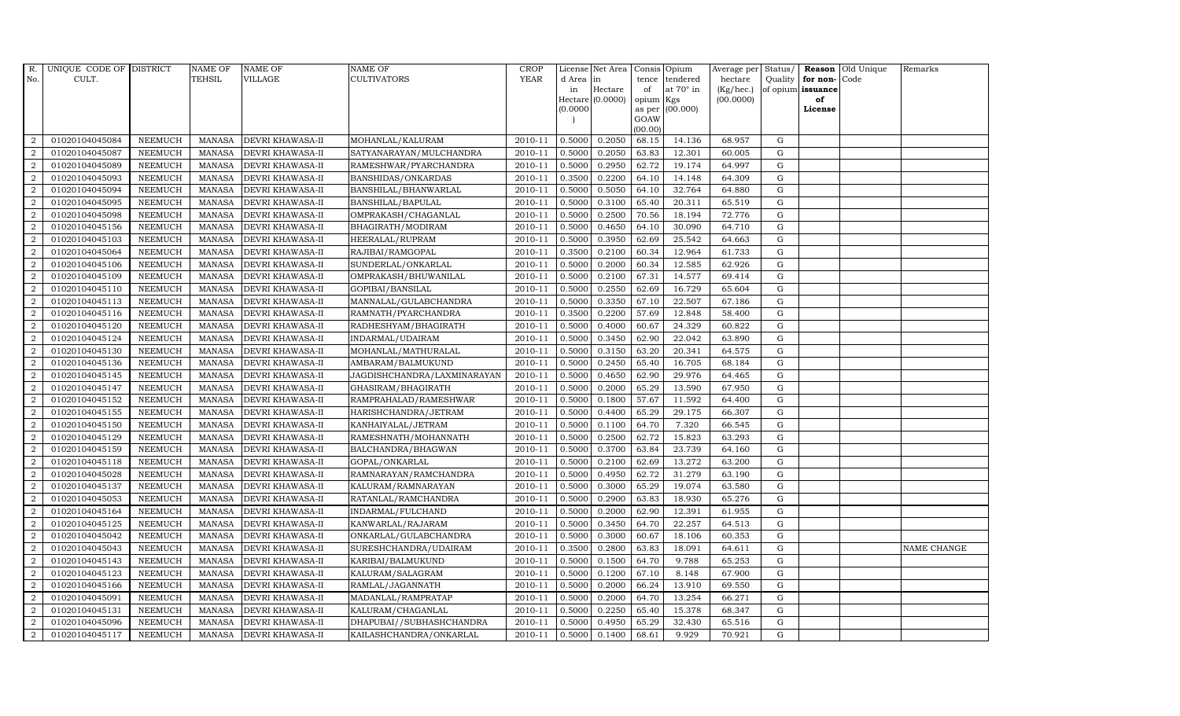| R. No. | UNIQUE CODE OF CULT. | DISTRICT | NAME OF TEHSIL | NAME OF VILLAGE | NAME OF CULTIVATORS | CROP YEAR | License d Area in Hectare (0.0000) | Net Area in Hectare (0.0000) | Consis tence of opium as per GOAW (00.00) | Opium tendered at 70° in Kgs (00.000) | Average per hectare (Kg/hec.) (00.0000) | Status/ Quality of opium | Reason for non-issuance of License | Old Unique Code | Remarks |
|---|---|---|---|---|---|---|---|---|---|---|---|---|---|---|---|
| 2 | 01020104045084 | NEEMUCH | MANASA | DEVRI KHAWASA-II | MOHANLAL/KALURAM | 2010-11 | 0.5000 | 0.2050 | 68.15 | 14.136 | 68.957 | G | | | |
| 2 | 01020104045087 | NEEMUCH | MANASA | DEVRI KHAWASA-II | SATYANARAYAN/MULCHANDRA | 2010-11 | 0.5000 | 0.2050 | 63.83 | 12.301 | 60.005 | G | | | |
| 2 | 01020104045089 | NEEMUCH | MANASA | DEVRI KHAWASA-II | RAMESHWAR/PYARCHANDRA | 2010-11 | 0.5000 | 0.2950 | 62.72 | 19.174 | 64.997 | G | | | |
| 2 | 01020104045093 | NEEMUCH | MANASA | DEVRI KHAWASA-II | BANSHIDAS/ONKARDAS | 2010-11 | 0.3500 | 0.2200 | 64.10 | 14.148 | 64.309 | G | | | |
| 2 | 01020104045094 | NEEMUCH | MANASA | DEVRI KHAWASA-II | BANSHILAL/BHANWARLAL | 2010-11 | 0.5000 | 0.5050 | 64.10 | 32.764 | 64.880 | G | | | |
| 2 | 01020104045095 | NEEMUCH | MANASA | DEVRI KHAWASA-II | BANSHILAL/BAPULAL | 2010-11 | 0.5000 | 0.3100 | 65.40 | 20.311 | 65.519 | G | | | |
| 2 | 01020104045098 | NEEMUCH | MANASA | DEVRI KHAWASA-II | OMPRAKASH/CHAGANLAL | 2010-11 | 0.5000 | 0.2500 | 70.56 | 18.194 | 72.776 | G | | | |
| 2 | 01020104045156 | NEEMUCH | MANASA | DEVRI KHAWASA-II | BHAGIRATH/MODIRAM | 2010-11 | 0.5000 | 0.4650 | 64.10 | 30.090 | 64.710 | G | | | |
| 2 | 01020104045103 | NEEMUCH | MANASA | DEVRI KHAWASA-II | HEERALAL/RUPRAM | 2010-11 | 0.5000 | 0.3950 | 62.69 | 25.542 | 64.663 | G | | | |
| 2 | 01020104045064 | NEEMUCH | MANASA | DEVRI KHAWASA-II | RAJIBAI/RAMGOPAL | 2010-11 | 0.3500 | 0.2100 | 60.34 | 12.964 | 61.733 | G | | | |
| 2 | 01020104045106 | NEEMUCH | MANASA | DEVRI KHAWASA-II | SUNDERLAL/ONKARLAL | 2010-11 | 0.5000 | 0.2000 | 60.34 | 12.585 | 62.926 | G | | | |
| 2 | 01020104045109 | NEEMUCH | MANASA | DEVRI KHAWASA-II | OMPRAKASH/BHUWANILAL | 2010-11 | 0.5000 | 0.2100 | 67.31 | 14.577 | 69.414 | G | | | |
| 2 | 01020104045110 | NEEMUCH | MANASA | DEVRI KHAWASA-II | GOPIBAI/BANSILAL | 2010-11 | 0.5000 | 0.2550 | 62.69 | 16.729 | 65.604 | G | | | |
| 2 | 01020104045113 | NEEMUCH | MANASA | DEVRI KHAWASA-II | MANNALAL/GULABCHANDRA | 2010-11 | 0.5000 | 0.3350 | 67.10 | 22.507 | 67.186 | G | | | |
| 2 | 01020104045116 | NEEMUCH | MANASA | DEVRI KHAWASA-II | RAMNATH/PYARCHANDRA | 2010-11 | 0.3500 | 0.2200 | 57.69 | 12.848 | 58.400 | G | | | |
| 2 | 01020104045120 | NEEMUCH | MANASA | DEVRI KHAWASA-II | RADHESHYAM/BHAGIRATH | 2010-11 | 0.5000 | 0.4000 | 60.67 | 24.329 | 60.822 | G | | | |
| 2 | 01020104045124 | NEEMUCH | MANASA | DEVRI KHAWASA-II | INDARMAL/UDAIRAM | 2010-11 | 0.5000 | 0.3450 | 62.90 | 22.042 | 63.890 | G | | | |
| 2 | 01020104045130 | NEEMUCH | MANASA | DEVRI KHAWASA-II | MOHANLAL/MATHURALAL | 2010-11 | 0.5000 | 0.3150 | 63.20 | 20.341 | 64.575 | G | | | |
| 2 | 01020104045136 | NEEMUCH | MANASA | DEVRI KHAWASA-II | AMBARAM/BALMUKUND | 2010-11 | 0.5000 | 0.2450 | 65.40 | 16.705 | 68.184 | G | | | |
| 2 | 01020104045145 | NEEMUCH | MANASA | DEVRI KHAWASA-II | JAGDISHCHANDRA/LAXMINARAYAN | 2010-11 | 0.5000 | 0.4650 | 62.90 | 29.976 | 64.465 | G | | | |
| 2 | 01020104045147 | NEEMUCH | MANASA | DEVRI KHAWASA-II | GHASIRAM/BHAGIRATH | 2010-11 | 0.5000 | 0.2000 | 65.29 | 13.590 | 67.950 | G | | | |
| 2 | 01020104045152 | NEEMUCH | MANASA | DEVRI KHAWASA-II | RAMPRAHALAD/RAMESHWAR | 2010-11 | 0.5000 | 0.1800 | 57.67 | 11.592 | 64.400 | G | | | |
| 2 | 01020104045155 | NEEMUCH | MANASA | DEVRI KHAWASA-II | HARISHCHANDRA/JETRAM | 2010-11 | 0.5000 | 0.4400 | 65.29 | 29.175 | 66.307 | G | | | |
| 2 | 01020104045150 | NEEMUCH | MANASA | DEVRI KHAWASA-II | KANHAIYALAL/JETRAM | 2010-11 | 0.5000 | 0.1100 | 64.70 | 7.320 | 66.545 | G | | | |
| 2 | 01020104045129 | NEEMUCH | MANASA | DEVRI KHAWASA-II | RAMESHNATH/MOHANNATH | 2010-11 | 0.5000 | 0.2500 | 62.72 | 15.823 | 63.293 | G | | | |
| 2 | 01020104045159 | NEEMUCH | MANASA | DEVRI KHAWASA-II | BALCHANDRA/BHAGWAN | 2010-11 | 0.5000 | 0.3700 | 63.84 | 23.739 | 64.160 | G | | | |
| 2 | 01020104045118 | NEEMUCH | MANASA | DEVRI KHAWASA-II | GOPAL/ONKARLAL | 2010-11 | 0.5000 | 0.2100 | 62.69 | 13.272 | 63.200 | G | | | |
| 2 | 01020104045028 | NEEMUCH | MANASA | DEVRI KHAWASA-II | RAMNARAYAN/RAMCHANDRA | 2010-11 | 0.5000 | 0.4950 | 62.72 | 31.279 | 63.190 | G | | | |
| 2 | 01020104045137 | NEEMUCH | MANASA | DEVRI KHAWASA-II | KALURAM/RAMNARAYAN | 2010-11 | 0.5000 | 0.3000 | 65.29 | 19.074 | 63.580 | G | | | |
| 2 | 01020104045053 | NEEMUCH | MANASA | DEVRI KHAWASA-II | RATANLAL/RAMCHANDRA | 2010-11 | 0.5000 | 0.2900 | 63.83 | 18.930 | 65.276 | G | | | |
| 2 | 01020104045164 | NEEMUCH | MANASA | DEVRI KHAWASA-II | INDARMAL/FULCHAND | 2010-11 | 0.5000 | 0.2000 | 62.90 | 12.391 | 61.955 | G | | | |
| 2 | 01020104045125 | NEEMUCH | MANASA | DEVRI KHAWASA-II | KANWARLAL/RAJARAM | 2010-11 | 0.5000 | 0.3450 | 64.70 | 22.257 | 64.513 | G | | | |
| 2 | 01020104045042 | NEEMUCH | MANASA | DEVRI KHAWASA-II | ONKARLAL/GULABCHANDRA | 2010-11 | 0.5000 | 0.3000 | 60.67 | 18.106 | 60.353 | G | | | |
| 2 | 01020104045043 | NEEMUCH | MANASA | DEVRI KHAWASA-II | SURESHCHANDRA/UDAIRAM | 2010-11 | 0.3500 | 0.2800 | 63.83 | 18.091 | 64.611 | G | | | NAME CHANGE |
| 2 | 01020104045143 | NEEMUCH | MANASA | DEVRI KHAWASA-II | KARIBAI/BALMUKUND | 2010-11 | 0.5000 | 0.1500 | 64.70 | 9.788 | 65.253 | G | | | |
| 2 | 01020104045123 | NEEMUCH | MANASA | DEVRI KHAWASA-II | KALURAM/SALAGRAM | 2010-11 | 0.5000 | 0.1200 | 67.10 | 8.148 | 67.900 | G | | | |
| 2 | 01020104045166 | NEEMUCH | MANASA | DEVRI KHAWASA-II | RAMLAL/JAGANNATH | 2010-11 | 0.5000 | 0.2000 | 66.24 | 13.910 | 69.550 | G | | | |
| 2 | 01020104045091 | NEEMUCH | MANASA | DEVRI KHAWASA-II | MADANLAL/RAMPRATAP | 2010-11 | 0.5000 | 0.2000 | 64.70 | 13.254 | 66.271 | G | | | |
| 2 | 01020104045131 | NEEMUCH | MANASA | DEVRI KHAWASA-II | KALURAM/CHAGANLAL | 2010-11 | 0.5000 | 0.2250 | 65.40 | 15.378 | 68.347 | G | | | |
| 2 | 01020104045096 | NEEMUCH | MANASA | DEVRI KHAWASA-II | DHAPUBAI//SUBHASHCHANDRA | 2010-11 | 0.5000 | 0.4950 | 65.29 | 32.430 | 65.516 | G | | | |
| 2 | 01020104045117 | NEEMUCH | MANASA | DEVRI KHAWASA-II | KAILASHCHANDRA/ONKARLAL | 2010-11 | 0.5000 | 0.1400 | 68.61 | 9.929 | 70.921 | G | | | |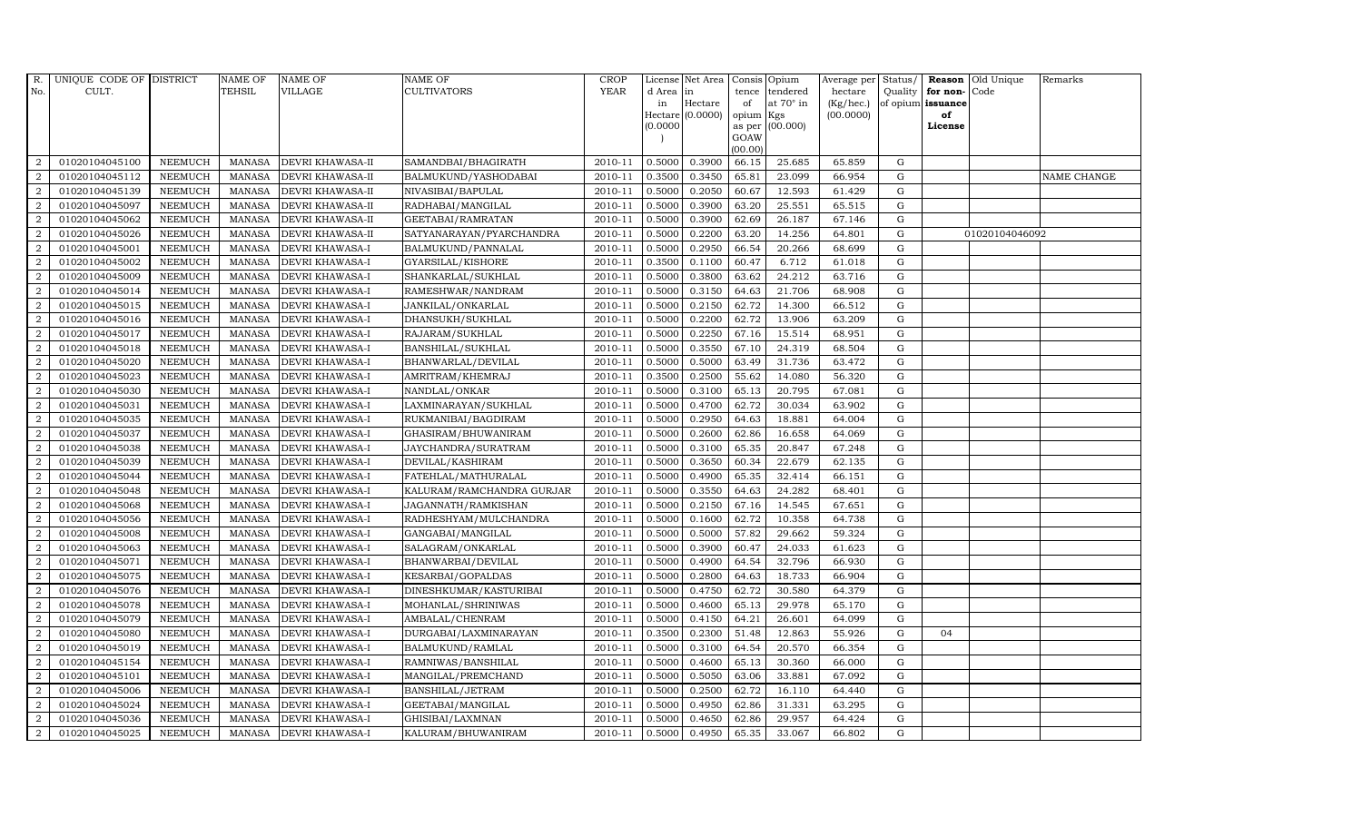| R. No. | UNIQUE CODE OF CULT. | DISTRICT | NAME OF TEHSIL | NAME OF VILLAGE | NAME OF CULTIVATORS | CROP YEAR | License d Area in Hectare (0.0000) | Net Area in Hectare (0.0000) | Consis tence of opium as per GOAW (00.00) | Opium tendered at 70° in Kgs (00.000) | Average per hectare (Kg/hec.) (00.0000) | Status/ Quality of opium | Reason for non-issuance of License | Old Unique Code | Remarks |
|---|---|---|---|---|---|---|---|---|---|---|---|---|---|---|---|
| 2 | 01020104045100 | NEEMUCH | MANASA | DEVRI KHAWASA-II | SAMANDBAI/BHAGIRATH | 2010-11 | 0.5000 | 0.3900 | 66.15 | 25.685 | 65.859 | G | | | |
| 2 | 01020104045112 | NEEMUCH | MANASA | DEVRI KHAWASA-II | BALMUKUND/YASHODABAI | 2010-11 | 0.3500 | 0.3450 | 65.81 | 23.099 | 66.954 | G | | | NAME CHANGE |
| 2 | 01020104045139 | NEEMUCH | MANASA | DEVRI KHAWASA-II | NIVASIBAI/BAPULAL | 2010-11 | 0.5000 | 0.2050 | 60.67 | 12.593 | 61.429 | G | | | |
| 2 | 01020104045097 | NEEMUCH | MANASA | DEVRI KHAWASA-II | RADHABAI/MANGILAL | 2010-11 | 0.5000 | 0.3900 | 63.20 | 25.551 | 65.515 | G | | | |
| 2 | 01020104045062 | NEEMUCH | MANASA | DEVRI KHAWASA-II | GEETABAI/RAMRATAN | 2010-11 | 0.5000 | 0.3900 | 62.69 | 26.187 | 67.146 | G | | | |
| 2 | 01020104045026 | NEEMUCH | MANASA | DEVRI KHAWASA-II | SATYANARAYAN/PYARCHANDRA | 2010-11 | 0.5000 | 0.2200 | 63.20 | 14.256 | 64.801 | G | | 01020104046092 | |
| 2 | 01020104045001 | NEEMUCH | MANASA | DEVRI KHAWASA-I | BALMUKUND/PANNALAL | 2010-11 | 0.5000 | 0.2950 | 66.54 | 20.266 | 68.699 | G | | | |
| 2 | 01020104045002 | NEEMUCH | MANASA | DEVRI KHAWASA-I | GYARSILAL/KISHORE | 2010-11 | 0.3500 | 0.1100 | 60.47 | 6.712 | 61.018 | G | | | |
| 2 | 01020104045009 | NEEMUCH | MANASA | DEVRI KHAWASA-I | SHANKARLAL/SUKHLAL | 2010-11 | 0.5000 | 0.3800 | 63.62 | 24.212 | 63.716 | G | | | |
| 2 | 01020104045014 | NEEMUCH | MANASA | DEVRI KHAWASA-I | RAMESHWAR/NANDRAM | 2010-11 | 0.5000 | 0.3150 | 64.63 | 21.706 | 68.908 | G | | | |
| 2 | 01020104045015 | NEEMUCH | MANASA | DEVRI KHAWASA-I | JANKILAL/ONKARLAL | 2010-11 | 0.5000 | 0.2150 | 62.72 | 14.300 | 66.512 | G | | | |
| 2 | 01020104045016 | NEEMUCH | MANASA | DEVRI KHAWASA-I | DHANSUKH/SUKHLAL | 2010-11 | 0.5000 | 0.2200 | 62.72 | 13.906 | 63.209 | G | | | |
| 2 | 01020104045017 | NEEMUCH | MANASA | DEVRI KHAWASA-I | RAJARAM/SUKHLAL | 2010-11 | 0.5000 | 0.2250 | 67.16 | 15.514 | 68.951 | G | | | |
| 2 | 01020104045018 | NEEMUCH | MANASA | DEVRI KHAWASA-I | BANSHILAL/SUKHLAL | 2010-11 | 0.5000 | 0.3550 | 67.10 | 24.319 | 68.504 | G | | | |
| 2 | 01020104045020 | NEEMUCH | MANASA | DEVRI KHAWASA-I | BHANWARLAL/DEVILAL | 2010-11 | 0.5000 | 0.5000 | 63.49 | 31.736 | 63.472 | G | | | |
| 2 | 01020104045023 | NEEMUCH | MANASA | DEVRI KHAWASA-I | AMRITRAM/KHEMRAJ | 2010-11 | 0.3500 | 0.2500 | 55.62 | 14.080 | 56.320 | G | | | |
| 2 | 01020104045030 | NEEMUCH | MANASA | DEVRI KHAWASA-I | NANDLAL/ONKAR | 2010-11 | 0.5000 | 0.3100 | 65.13 | 20.795 | 67.081 | G | | | |
| 2 | 01020104045031 | NEEMUCH | MANASA | DEVRI KHAWASA-I | LAXMINARAYAN/SUKHLAL | 2010-11 | 0.5000 | 0.4700 | 62.72 | 30.034 | 63.902 | G | | | |
| 2 | 01020104045035 | NEEMUCH | MANASA | DEVRI KHAWASA-I | RUKMANIBAI/BAGDIRAM | 2010-11 | 0.5000 | 0.2950 | 64.63 | 18.881 | 64.004 | G | | | |
| 2 | 01020104045037 | NEEMUCH | MANASA | DEVRI KHAWASA-I | GHASIRAM/BHUWANIRAM | 2010-11 | 0.5000 | 0.2600 | 62.86 | 16.658 | 64.069 | G | | | |
| 2 | 01020104045038 | NEEMUCH | MANASA | DEVRI KHAWASA-I | JAYCHANDRA/SURATRAM | 2010-11 | 0.5000 | 0.3100 | 65.35 | 20.847 | 67.248 | G | | | |
| 2 | 01020104045039 | NEEMUCH | MANASA | DEVRI KHAWASA-I | DEVILAL/KASHIRAM | 2010-11 | 0.5000 | 0.3650 | 60.34 | 22.679 | 62.135 | G | | | |
| 2 | 01020104045044 | NEEMUCH | MANASA | DEVRI KHAWASA-I | FATEHLAL/MATHURALAL | 2010-11 | 0.5000 | 0.4900 | 65.35 | 32.414 | 66.151 | G | | | |
| 2 | 01020104045048 | NEEMUCH | MANASA | DEVRI KHAWASA-I | KALURAM/RAMCHANDRA GURJAR | 2010-11 | 0.5000 | 0.3550 | 64.63 | 24.282 | 68.401 | G | | | |
| 2 | 01020104045068 | NEEMUCH | MANASA | DEVRI KHAWASA-I | JAGANNATH/RAMKISHAN | 2010-11 | 0.5000 | 0.2150 | 67.16 | 14.545 | 67.651 | G | | | |
| 2 | 01020104045056 | NEEMUCH | MANASA | DEVRI KHAWASA-I | RADHESHYAM/MULCHANDRA | 2010-11 | 0.5000 | 0.1600 | 62.72 | 10.358 | 64.738 | G | | | |
| 2 | 01020104045008 | NEEMUCH | MANASA | DEVRI KHAWASA-I | GANGABAI/MANGILAL | 2010-11 | 0.5000 | 0.5000 | 57.82 | 29.662 | 59.324 | G | | | |
| 2 | 01020104045063 | NEEMUCH | MANASA | DEVRI KHAWASA-I | SALAGRAM/ONKARLAL | 2010-11 | 0.5000 | 0.3900 | 60.47 | 24.033 | 61.623 | G | | | |
| 2 | 01020104045071 | NEEMUCH | MANASA | DEVRI KHAWASA-I | BHANWARBAI/DEVILAL | 2010-11 | 0.5000 | 0.4900 | 64.54 | 32.796 | 66.930 | G | | | |
| 2 | 01020104045075 | NEEMUCH | MANASA | DEVRI KHAWASA-I | KESARBAI/GOPALDAS | 2010-11 | 0.5000 | 0.2800 | 64.63 | 18.733 | 66.904 | G | | | |
| 2 | 01020104045076 | NEEMUCH | MANASA | DEVRI KHAWASA-I | DINESHKUMAR/KASTURIBAI | 2010-11 | 0.5000 | 0.4750 | 62.72 | 30.580 | 64.379 | G | | | |
| 2 | 01020104045078 | NEEMUCH | MANASA | DEVRI KHAWASA-I | MOHANLAL/SHRINIWAS | 2010-11 | 0.5000 | 0.4600 | 65.13 | 29.978 | 65.170 | G | | | |
| 2 | 01020104045079 | NEEMUCH | MANASA | DEVRI KHAWASA-I | AMBALAL/CHENRAM | 2010-11 | 0.5000 | 0.4150 | 64.21 | 26.601 | 64.099 | G | | | |
| 2 | 01020104045080 | NEEMUCH | MANASA | DEVRI KHAWASA-I | DURGABAI/LAXMINARAYAN | 2010-11 | 0.3500 | 0.2300 | 51.48 | 12.863 | 55.926 | G | 04 | | |
| 2 | 01020104045019 | NEEMUCH | MANASA | DEVRI KHAWASA-I | BALMUKUND/RAMLAL | 2010-11 | 0.5000 | 0.3100 | 64.54 | 20.570 | 66.354 | G | | | |
| 2 | 01020104045154 | NEEMUCH | MANASA | DEVRI KHAWASA-I | RAMNIWAS/BANSHILAL | 2010-11 | 0.5000 | 0.4600 | 65.13 | 30.360 | 66.000 | G | | | |
| 2 | 01020104045101 | NEEMUCH | MANASA | DEVRI KHAWASA-I | MANGILAL/PREMCHAND | 2010-11 | 0.5000 | 0.5050 | 63.06 | 33.881 | 67.092 | G | | | |
| 2 | 01020104045006 | NEEMUCH | MANASA | DEVRI KHAWASA-I | BANSHILAL/JETRAM | 2010-11 | 0.5000 | 0.2500 | 62.72 | 16.110 | 64.440 | G | | | |
| 2 | 01020104045024 | NEEMUCH | MANASA | DEVRI KHAWASA-I | GEETABAI/MANGILAL | 2010-11 | 0.5000 | 0.4950 | 62.86 | 31.331 | 63.295 | G | | | |
| 2 | 01020104045036 | NEEMUCH | MANASA | DEVRI KHAWASA-I | GHISIBAI/LAXMNAN | 2010-11 | 0.5000 | 0.4650 | 62.86 | 29.957 | 64.424 | G | | | |
| 2 | 01020104045025 | NEEMUCH | MANASA | DEVRI KHAWASA-I | KALURAM/BHUWANIRAM | 2010-11 | 0.5000 | 0.4950 | 65.35 | 33.067 | 66.802 | G | | | |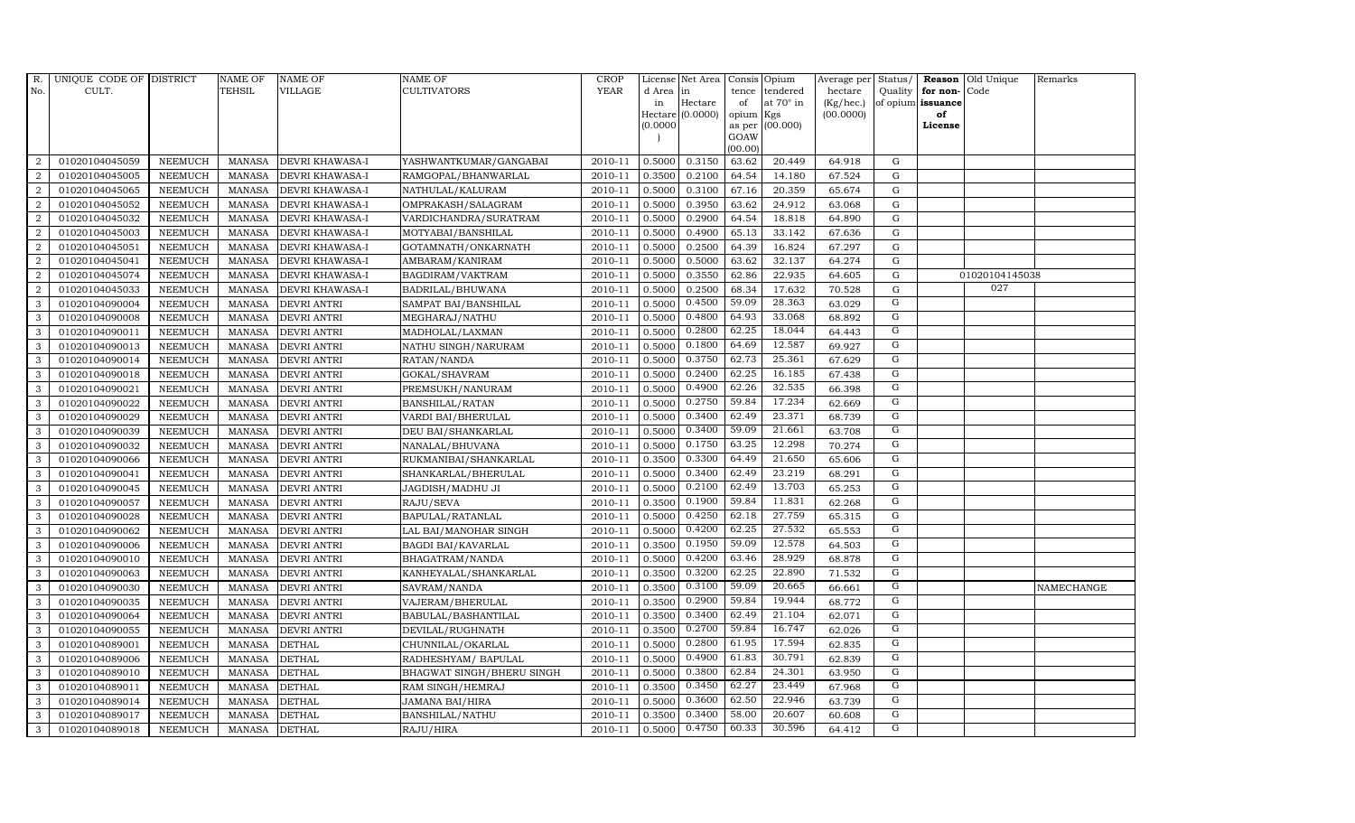| R. No. | UNIQUE CODE OF CULT. | DISTRICT | NAME OF TEHSIL | NAME OF VILLAGE | NAME OF CULTIVATORS | CROP YEAR | License d Area in Hectare (0.0000) | Net Area in Hectare (0.0000) | Consis tence of opium as per GOAW (00.00) | Opium tendered at 70° in Kgs (00.000) | Average per hectare (Kg/hec.) (00.0000) | Status/ Quality of opium | Reason for non-issuance of License | Old Unique Code | Remarks |
|---|---|---|---|---|---|---|---|---|---|---|---|---|---|---|---|
| 2 | 01020104045059 | NEEMUCH | MANASA | DEVRI KHAWASA-I | YASHWANTKUMAR/GANGABAI | 2010-11 | 0.5000 | 0.3150 | 63.62 | 20.449 | 64.918 | G | | | |
| 2 | 01020104045005 | NEEMUCH | MANASA | DEVRI KHAWASA-I | RAMGOPAL/BHANWARLAL | 2010-11 | 0.3500 | 0.2100 | 64.54 | 14.180 | 67.524 | G | | | |
| 2 | 01020104045065 | NEEMUCH | MANASA | DEVRI KHAWASA-I | NATHULAL/KALURAM | 2010-11 | 0.5000 | 0.3100 | 67.16 | 20.359 | 65.674 | G | | | |
| 2 | 01020104045052 | NEEMUCH | MANASA | DEVRI KHAWASA-I | OMPRAKASH/SALAGRAM | 2010-11 | 0.5000 | 0.3950 | 63.62 | 24.912 | 63.068 | G | | | |
| 2 | 01020104045032 | NEEMUCH | MANASA | DEVRI KHAWASA-I | VARDICHANDRA/SURATRAM | 2010-11 | 0.5000 | 0.2900 | 64.54 | 18.818 | 64.890 | G | | | |
| 2 | 01020104045003 | NEEMUCH | MANASA | DEVRI KHAWASA-I | MOTYABAI/BANSHILAL | 2010-11 | 0.5000 | 0.4900 | 65.13 | 33.142 | 67.636 | G | | | |
| 2 | 01020104045051 | NEEMUCH | MANASA | DEVRI KHAWASA-I | GOTAMNATH/ONKARNATH | 2010-11 | 0.5000 | 0.2500 | 64.39 | 16.824 | 67.297 | G | | | |
| 2 | 01020104045041 | NEEMUCH | MANASA | DEVRI KHAWASA-I | AMBARAM/KANIRAM | 2010-11 | 0.5000 | 0.5000 | 63.62 | 32.137 | 64.274 | G | | | |
| 2 | 01020104045074 | NEEMUCH | MANASA | DEVRI KHAWASA-I | BAGDIRAM/VAKTRAM | 2010-11 | 0.5000 | 0.3550 | 62.86 | 22.935 | 64.605 | G | | 01020104145038 | |
| 2 | 01020104045033 | NEEMUCH | MANASA | DEVRI KHAWASA-I | BADRILAL/BHUWANA | 2010-11 | 0.5000 | 0.2500 | 68.34 | 17.632 | 70.528 | G | | 027 | |
| 3 | 01020104090004 | NEEMUCH | MANASA | DEVRI ANTRI | SAMPAT BAI/BANSHILAL | 2010-11 | 0.5000 | 0.4500 | 59.09 | 28.363 | 63.029 | G | | | |
| 3 | 01020104090008 | NEEMUCH | MANASA | DEVRI ANTRI | MEGHARAJ/NATHU | 2010-11 | 0.5000 | 0.4800 | 64.93 | 33.068 | 68.892 | G | | | |
| 3 | 01020104090011 | NEEMUCH | MANASA | DEVRI ANTRI | MADHOLAL/LAXMAN | 2010-11 | 0.5000 | 0.2800 | 62.25 | 18.044 | 64.443 | G | | | |
| 3 | 01020104090013 | NEEMUCH | MANASA | DEVRI ANTRI | NATHU SINGH/NARURAM | 2010-11 | 0.5000 | 0.1800 | 64.69 | 12.587 | 69.927 | G | | | |
| 3 | 01020104090014 | NEEMUCH | MANASA | DEVRI ANTRI | RATAN/NANDA | 2010-11 | 0.5000 | 0.3750 | 62.73 | 25.361 | 67.629 | G | | | |
| 3 | 01020104090018 | NEEMUCH | MANASA | DEVRI ANTRI | GOKAL/SHAVRAM | 2010-11 | 0.5000 | 0.2400 | 62.25 | 16.185 | 67.438 | G | | | |
| 3 | 01020104090021 | NEEMUCH | MANASA | DEVRI ANTRI | PREMSUKH/NANURAM | 2010-11 | 0.5000 | 0.4900 | 62.26 | 32.535 | 66.398 | G | | | |
| 3 | 01020104090022 | NEEMUCH | MANASA | DEVRI ANTRI | BANSHILAL/RATAN | 2010-11 | 0.5000 | 0.2750 | 59.84 | 17.234 | 62.669 | G | | | |
| 3 | 01020104090029 | NEEMUCH | MANASA | DEVRI ANTRI | VARDI BAI/BHERULAL | 2010-11 | 0.5000 | 0.3400 | 62.49 | 23.371 | 68.739 | G | | | |
| 3 | 01020104090039 | NEEMUCH | MANASA | DEVRI ANTRI | DEU BAI/SHANKARLAL | 2010-11 | 0.5000 | 0.3400 | 59.09 | 21.661 | 63.708 | G | | | |
| 3 | 01020104090032 | NEEMUCH | MANASA | DEVRI ANTRI | NANALAL/BHUVANA | 2010-11 | 0.5000 | 0.1750 | 63.25 | 12.298 | 70.274 | G | | | |
| 3 | 01020104090066 | NEEMUCH | MANASA | DEVRI ANTRI | RUKMANIBAI/SHANKARLAL | 2010-11 | 0.3500 | 0.3300 | 64.49 | 21.650 | 65.606 | G | | | |
| 3 | 01020104090041 | NEEMUCH | MANASA | DEVRI ANTRI | SHANKARLAL/BHERULAL | 2010-11 | 0.5000 | 0.3400 | 62.49 | 23.219 | 68.291 | G | | | |
| 3 | 01020104090045 | NEEMUCH | MANASA | DEVRI ANTRI | JAGDISH/MADHU JI | 2010-11 | 0.5000 | 0.2100 | 62.49 | 13.703 | 65.253 | G | | | |
| 3 | 01020104090057 | NEEMUCH | MANASA | DEVRI ANTRI | RAJU/SEVA | 2010-11 | 0.3500 | 0.1900 | 59.84 | 11.831 | 62.268 | G | | | |
| 3 | 01020104090028 | NEEMUCH | MANASA | DEVRI ANTRI | BAPULAL/RATANLAL | 2010-11 | 0.5000 | 0.4250 | 62.18 | 27.759 | 65.315 | G | | | |
| 3 | 01020104090062 | NEEMUCH | MANASA | DEVRI ANTRI | LAL BAI/MANOHAR SINGH | 2010-11 | 0.5000 | 0.4200 | 62.25 | 27.532 | 65.553 | G | | | |
| 3 | 01020104090006 | NEEMUCH | MANASA | DEVRI ANTRI | BAGDI BAI/KAVARLAL | 2010-11 | 0.3500 | 0.1950 | 59.09 | 12.578 | 64.503 | G | | | |
| 3 | 01020104090010 | NEEMUCH | MANASA | DEVRI ANTRI | BHAGATRAM/NANDA | 2010-11 | 0.5000 | 0.4200 | 63.46 | 28.929 | 68.878 | G | | | |
| 3 | 01020104090063 | NEEMUCH | MANASA | DEVRI ANTRI | KANHEYALAL/SHANKARLAL | 2010-11 | 0.3500 | 0.3200 | 62.25 | 22.890 | 71.532 | G | | | |
| 3 | 01020104090030 | NEEMUCH | MANASA | DEVRI ANTRI | SAVRAM/NANDA | 2010-11 | 0.3500 | 0.3100 | 59.09 | 20.665 | 66.661 | G | | | NAMECHANGE |
| 3 | 01020104090035 | NEEMUCH | MANASA | DEVRI ANTRI | VAJERAM/BHERULAL | 2010-11 | 0.3500 | 0.2900 | 59.84 | 19.944 | 68.772 | G | | | |
| 3 | 01020104090064 | NEEMUCH | MANASA | DEVRI ANTRI | BABULAL/BASHANTILAL | 2010-11 | 0.3500 | 0.3400 | 62.49 | 21.104 | 62.071 | G | | | |
| 3 | 01020104090055 | NEEMUCH | MANASA | DEVRI ANTRI | DEVILAL/RUGHNATH | 2010-11 | 0.3500 | 0.2700 | 59.84 | 16.747 | 62.026 | G | | | |
| 3 | 01020104089001 | NEEMUCH | MANASA | DETHAL | CHUNNILAL/OKARLAL | 2010-11 | 0.5000 | 0.2800 | 61.95 | 17.594 | 62.835 | G | | | |
| 3 | 01020104089006 | NEEMUCH | MANASA | DETHAL | RADHESHYAM/ BAPULAL | 2010-11 | 0.5000 | 0.4900 | 61.83 | 30.791 | 62.839 | G | | | |
| 3 | 01020104089010 | NEEMUCH | MANASA | DETHAL | BHAGWAT SINGH/BHERU SINGH | 2010-11 | 0.5000 | 0.3800 | 62.84 | 24.301 | 63.950 | G | | | |
| 3 | 01020104089011 | NEEMUCH | MANASA | DETHAL | RAM SINGH/HEMRAJ | 2010-11 | 0.3500 | 0.3450 | 62.27 | 23.449 | 67.968 | G | | | |
| 3 | 01020104089014 | NEEMUCH | MANASA | DETHAL | JAMANA BAI/HIRA | 2010-11 | 0.5000 | 0.3600 | 62.50 | 22.946 | 63.739 | G | | | |
| 3 | 01020104089017 | NEEMUCH | MANASA | DETHAL | BANSHILAL/NATHU | 2010-11 | 0.3500 | 0.3400 | 58.00 | 20.607 | 60.608 | G | | | |
| 3 | 01020104089018 | NEEMUCH | MANASA | DETHAL | RAJU/HIRA | 2010-11 | 0.5000 | 0.4750 | 60.33 | 30.596 | 64.412 | G | | | |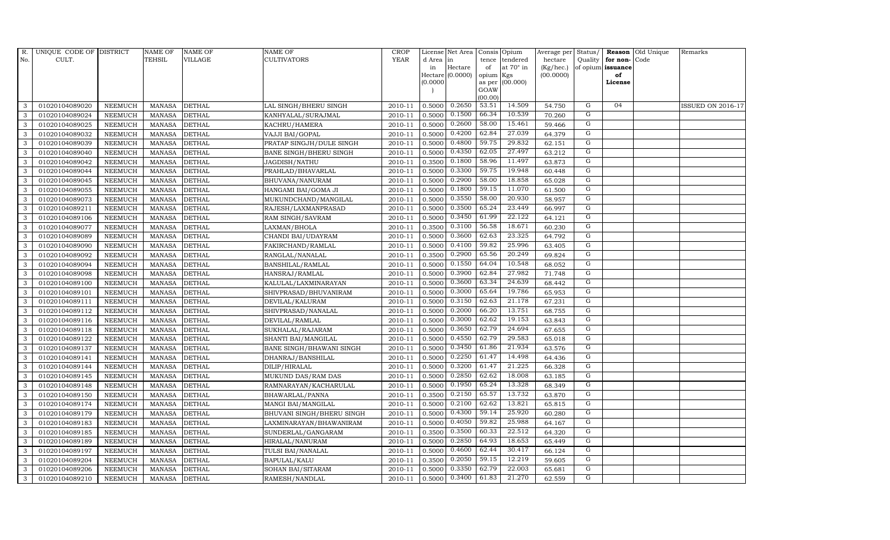| R. No. | UNIQUE CODE OF CULT. | DISTRICT | NAME OF TEHSIL | NAME OF VILLAGE | NAME OF CULTIVATORS | CROP YEAR | License d Area in Hectare (0.0000) | Net Area in Hectare (0.0000) | Consis tence of opium as per GOAW (00.00) | Opium tendered at 70° in Kgs (00.000) | Average per hectare (Kg/hec.) (00.0000) | Status/ Quality of opium | Reason for non-issuance of License | Old Unique Code | Remarks |
|---|---|---|---|---|---|---|---|---|---|---|---|---|---|---|---|
| 3 | 01020104089020 | NEEMUCH | MANASA | DETHAL | LAL SINGH/BHERU SINGH | 2010-11 | 0.5000 | 0.2650 | 53.51 | 14.509 | 54.750 | G | 04 | | ISSUED ON 2016-17 |
| 3 | 01020104089024 | NEEMUCH | MANASA | DETHAL | KANHYALAL/SURAJMAL | 2010-11 | 0.5000 | 0.1500 | 66.34 | 10.539 | 70.260 | G | | | |
| 3 | 01020104089025 | NEEMUCH | MANASA | DETHAL | KACHRU/HAMERA | 2010-11 | 0.5000 | 0.2600 | 58.00 | 15.461 | 59.466 | G | | | |
| 3 | 01020104089032 | NEEMUCH | MANASA | DETHAL | VAJJI BAI/GOPAL | 2010-11 | 0.5000 | 0.4200 | 62.84 | 27.039 | 64.379 | G | | | |
| 3 | 01020104089039 | NEEMUCH | MANASA | DETHAL | PRATAP SINGJH/DULE SINGH | 2010-11 | 0.5000 | 0.4800 | 59.75 | 29.832 | 62.151 | G | | | |
| 3 | 01020104089040 | NEEMUCH | MANASA | DETHAL | BANE SINGH/BHERU SINGH | 2010-11 | 0.5000 | 0.4350 | 62.05 | 27.497 | 63.212 | G | | | |
| 3 | 01020104089042 | NEEMUCH | MANASA | DETHAL | JAGDISH/NATHU | 2010-11 | 0.3500 | 0.1800 | 58.96 | 11.497 | 63.873 | G | | | |
| 3 | 01020104089044 | NEEMUCH | MANASA | DETHAL | PRAHLAD/BHAVARLAL | 2010-11 | 0.5000 | 0.3300 | 59.75 | 19.948 | 60.448 | G | | | |
| 3 | 01020104089045 | NEEMUCH | MANASA | DETHAL | BHUVANA/NANURAM | 2010-11 | 0.5000 | 0.2900 | 58.00 | 18.858 | 65.028 | G | | | |
| 3 | 01020104089055 | NEEMUCH | MANASA | DETHAL | HANGAMI BAI/GOMA JI | 2010-11 | 0.5000 | 0.1800 | 59.15 | 11.070 | 61.500 | G | | | |
| 3 | 01020104089073 | NEEMUCH | MANASA | DETHAL | MUKUNDCHAND/MANGILAL | 2010-11 | 0.5000 | 0.3550 | 58.00 | 20.930 | 58.957 | G | | | |
| 3 | 01020104089211 | NEEMUCH | MANASA | DETHAL | RAJESH/LAXMANPRASAD | 2010-11 | 0.5000 | 0.3500 | 65.24 | 23.449 | 66.997 | G | | | |
| 3 | 01020104089106 | NEEMUCH | MANASA | DETHAL | RAM SINGH/SAVRAM | 2010-11 | 0.5000 | 0.3450 | 61.99 | 22.122 | 64.121 | G | | | |
| 3 | 01020104089077 | NEEMUCH | MANASA | DETHAL | LAXMAN/BHOLA | 2010-11 | 0.3500 | 0.3100 | 56.58 | 18.671 | 60.230 | G | | | |
| 3 | 01020104089089 | NEEMUCH | MANASA | DETHAL | CHANDI BAI/UDAYRAM | 2010-11 | 0.5000 | 0.3600 | 62.63 | 23.325 | 64.792 | G | | | |
| 3 | 01020104089090 | NEEMUCH | MANASA | DETHAL | FAKIRCHAND/RAMLAL | 2010-11 | 0.5000 | 0.4100 | 59.82 | 25.996 | 63.405 | G | | | |
| 3 | 01020104089092 | NEEMUCH | MANASA | DETHAL | RANGLAL/NANALAL | 2010-11 | 0.3500 | 0.2900 | 65.56 | 20.249 | 69.824 | G | | | |
| 3 | 01020104089094 | NEEMUCH | MANASA | DETHAL | BANSHILAL/RAMLAL | 2010-11 | 0.5000 | 0.1550 | 64.04 | 10.548 | 68.052 | G | | | |
| 3 | 01020104089098 | NEEMUCH | MANASA | DETHAL | HANSRAJ/RAMLAL | 2010-11 | 0.5000 | 0.3900 | 62.84 | 27.982 | 71.748 | G | | | |
| 3 | 01020104089100 | NEEMUCH | MANASA | DETHAL | KALULAL/LAXMINARAYAN | 2010-11 | 0.5000 | 0.3600 | 63.34 | 24.639 | 68.442 | G | | | |
| 3 | 01020104089101 | NEEMUCH | MANASA | DETHAL | SHIVPRASAD/BHUVANIRAM | 2010-11 | 0.5000 | 0.3000 | 65.64 | 19.786 | 65.953 | G | | | |
| 3 | 01020104089111 | NEEMUCH | MANASA | DETHAL | DEVILAL/KALURAM | 2010-11 | 0.5000 | 0.3150 | 62.63 | 21.178 | 67.231 | G | | | |
| 3 | 01020104089112 | NEEMUCH | MANASA | DETHAL | SHIVPRASAD/NANALAL | 2010-11 | 0.5000 | 0.2000 | 66.20 | 13.751 | 68.755 | G | | | |
| 3 | 01020104089116 | NEEMUCH | MANASA | DETHAL | DEVILAL/RAMLAL | 2010-11 | 0.5000 | 0.3000 | 62.62 | 19.153 | 63.843 | G | | | |
| 3 | 01020104089118 | NEEMUCH | MANASA | DETHAL | SUKHALAL/RAJARAM | 2010-11 | 0.5000 | 0.3650 | 62.79 | 24.694 | 67.655 | G | | | |
| 3 | 01020104089122 | NEEMUCH | MANASA | DETHAL | SHANTI BAI/MANGILAL | 2010-11 | 0.5000 | 0.4550 | 62.79 | 29.583 | 65.018 | G | | | |
| 3 | 01020104089137 | NEEMUCH | MANASA | DETHAL | BANE SINGH/BHAWANI SINGH | 2010-11 | 0.5000 | 0.3450 | 61.86 | 21.934 | 63.576 | G | | | |
| 3 | 01020104089141 | NEEMUCH | MANASA | DETHAL | DHANRAJ/BANSHILAL | 2010-11 | 0.5000 | 0.2250 | 61.47 | 14.498 | 64.436 | G | | | |
| 3 | 01020104089144 | NEEMUCH | MANASA | DETHAL | DILIP/HIRALAL | 2010-11 | 0.5000 | 0.3200 | 61.47 | 21.225 | 66.328 | G | | | |
| 3 | 01020104089145 | NEEMUCH | MANASA | DETHAL | MUKUND DAS/RAM DAS | 2010-11 | 0.5000 | 0.2850 | 62.62 | 18.008 | 63.185 | G | | | |
| 3 | 01020104089148 | NEEMUCH | MANASA | DETHAL | RAMNARAYAN/KACHARULAL | 2010-11 | 0.5000 | 0.1950 | 65.24 | 13.328 | 68.349 | G | | | |
| 3 | 01020104089150 | NEEMUCH | MANASA | DETHAL | BHAWARLAL/PANNA | 2010-11 | 0.3500 | 0.2150 | 65.57 | 13.732 | 63.870 | G | | | |
| 3 | 01020104089174 | NEEMUCH | MANASA | DETHAL | MANGI BAI/MANGILAL | 2010-11 | 0.5000 | 0.2100 | 62.62 | 13.821 | 65.815 | G | | | |
| 3 | 01020104089179 | NEEMUCH | MANASA | DETHAL | BHUVANI SINGH/BHERU SINGH | 2010-11 | 0.5000 | 0.4300 | 59.14 | 25.920 | 60.280 | G | | | |
| 3 | 01020104089183 | NEEMUCH | MANASA | DETHAL | LAXMINARAYAN/BHAWANIRAM | 2010-11 | 0.5000 | 0.4050 | 59.82 | 25.988 | 64.167 | G | | | |
| 3 | 01020104089185 | NEEMUCH | MANASA | DETHAL | SUNDERLAL/GANGARAM | 2010-11 | 0.3500 | 0.3500 | 60.33 | 22.512 | 64.320 | G | | | |
| 3 | 01020104089189 | NEEMUCH | MANASA | DETHAL | HIRALAL/NANURAM | 2010-11 | 0.5000 | 0.2850 | 64.93 | 18.653 | 65.449 | G | | | |
| 3 | 01020104089197 | NEEMUCH | MANASA | DETHAL | TULSI BAI/NANALAL | 2010-11 | 0.5000 | 0.4600 | 62.44 | 30.417 | 66.124 | G | | | |
| 3 | 01020104089204 | NEEMUCH | MANASA | DETHAL | BAPULAL/KALU | 2010-11 | 0.3500 | 0.2050 | 59.15 | 12.219 | 59.605 | G | | | |
| 3 | 01020104089206 | NEEMUCH | MANASA | DETHAL | SOHAN BAI/SITARAM | 2010-11 | 0.5000 | 0.3350 | 62.79 | 22.003 | 65.681 | G | | | |
| 3 | 01020104089210 | NEEMUCH | MANASA | DETHAL | RAMESH/NANDLAL | 2010-11 | 0.5000 | 0.3400 | 61.83 | 21.270 | 62.559 | G | | | |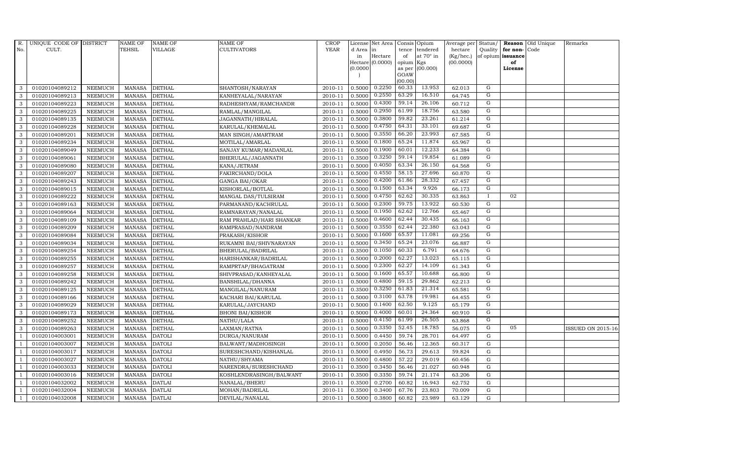| R. No. | UNIQUE CODE OF CULT. | DISTRICT | NAME OF TEHSIL | NAME OF VILLAGE | NAME OF CULTIVATORS | CROP YEAR | License d Area in Hectare (0.0000) | Net Area in Hectare (0.0000) | Consis tence of opium as per GOAW (00.00) | Opium tendered at 70° in Kgs (00.000) | Average per hectare (Kg/hec.) (00.0000) | Status/ Quality of opium | Reason for non- issuance of License | Old Unique Code | Remarks |
|---|---|---|---|---|---|---|---|---|---|---|---|---|---|---|---|
| 3 | 01020104089212 | NEEMUCH | MANASA | DETHAL | SHANTOSH/NARAYAN | 2010-11 | 0.5000 | 0.2250 | 60.33 | 13.953 | 62.013 | G | | | |
| 3 | 01020104089213 | NEEMUCH | MANASA | DETHAL | KANHEYALAL/NARAYAN | 2010-11 | 0.5000 | 0.2550 | 63.29 | 16.510 | 64.745 | G | | | |
| 3 | 01020104089223 | NEEMUCH | MANASA | DETHAL | RADHESHYAM/RAMCHANDR | 2010-11 | 0.5000 | 0.4300 | 59.14 | 26.106 | 60.712 | G | | | |
| 3 | 01020104089225 | NEEMUCH | MANASA | DETHAL | RAMLAL/MANGILAL | 2010-11 | 0.5000 | 0.2950 | 61.99 | 18.756 | 63.580 | G | | | |
| 3 | 01020104089135 | NEEMUCH | MANASA | DETHAL | JAGANNATH/HIRALAL | 2010-11 | 0.5000 | 0.3800 | 59.82 | 23.261 | 61.214 | G | | | |
| 3 | 01020104089228 | NEEMUCH | MANASA | DETHAL | KARULAL/KHEMALAL | 2010-11 | 0.5000 | 0.4750 | 64.31 | 33.101 | 69.687 | G | | | |
| 3 | 01020104089201 | NEEMUCH | MANASA | DETHAL | MAN SINGH/AMARTRAM | 2010-11 | 0.5000 | 0.3550 | 66.20 | 23.993 | 67.585 | G | | | |
| 3 | 01020104089234 | NEEMUCH | MANASA | DETHAL | MOTILAL/AMARLAL | 2010-11 | 0.5000 | 0.1800 | 65.24 | 11.874 | 65.967 | G | | | |
| 3 | 01020104089049 | NEEMUCH | MANASA | DETHAL | SANJAY KUMAR/MADANLAL | 2010-11 | 0.5000 | 0.1900 | 60.01 | 12.233 | 64.384 | G | | | |
| 3 | 01020104089061 | NEEMUCH | MANASA | DETHAL | BHERULAL/JAGANNATH | 2010-11 | 0.3500 | 0.3250 | 59.14 | 19.854 | 61.089 | G | | | |
| 3 | 01020104089080 | NEEMUCH | MANASA | DETHAL | KANA/JETRAM | 2010-11 | 0.5000 | 0.4050 | 63.34 | 26.150 | 64.568 | G | | | |
| 3 | 01020104089207 | NEEMUCH | MANASA | DETHAL | FAKIRCHAND/DOLA | 2010-11 | 0.5000 | 0.4550 | 58.15 | 27.696 | 60.870 | G | | | |
| 3 | 01020104089243 | NEEMUCH | MANASA | DETHAL | GANGA BAI/OKAR | 2010-11 | 0.5000 | 0.4200 | 61.86 | 28.332 | 67.457 | G | | | |
| 3 | 01020104089015 | NEEMUCH | MANASA | DETHAL | KISHORLAL/BOTLAL | 2010-11 | 0.5000 | 0.1500 | 63.34 | 9.926 | 66.173 | G | | | |
| 3 | 01020104089222 | NEEMUCH | MANASA | DETHAL | MANGAL DAS/TULSIRAM | 2010-11 | 0.5000 | 0.4750 | 62.62 | 30.335 | 63.863 | I | 02 | | |
| 3 | 01020104089163 | NEEMUCH | MANASA | DETHAL | PARMANAND/KACHRULAL | 2010-11 | 0.5000 | 0.2300 | 59.75 | 13.922 | 60.530 | G | | | |
| 3 | 01020104089064 | NEEMUCH | MANASA | DETHAL | RAMNARAYAN/NANALAL | 2010-11 | 0.5000 | 0.1950 | 62.62 | 12.766 | 65.467 | G | | | |
| 3 | 01020104089109 | NEEMUCH | MANASA | DETHAL | RAM PRAHLAD/HARI SHANKAR | 2010-11 | 0.5000 | 0.4600 | 62.44 | 30.435 | 66.163 | G | | | |
| 3 | 01020104089209 | NEEMUCH | MANASA | DETHAL | RAMPRASAD/NANDRAM | 2010-11 | 0.5000 | 0.3550 | 62.44 | 22.380 | 63.043 | G | | | |
| 3 | 01020104089084 | NEEMUCH | MANASA | DETHAL | PRAKASH/KISHOR | 2010-11 | 0.5000 | 0.1600 | 65.57 | 11.081 | 69.256 | G | | | |
| 3 | 01020104089034 | NEEMUCH | MANASA | DETHAL | RUKAMNI BAI/SHIVNARAYAN | 2010-11 | 0.5000 | 0.3450 | 65.24 | 23.076 | 66.887 | G | | | |
| 3 | 01020104089254 | NEEMUCH | MANASA | DETHAL | BHERULAL/BADRILAL | 2010-11 | 0.3500 | 0.1050 | 60.33 | 6.791 | 64.676 | G | | | |
| 3 | 01020104089255 | NEEMUCH | MANASA | DETHAL | HARISHANKAR/BADRILAL | 2010-11 | 0.5000 | 0.2000 | 62.27 | 13.023 | 65.115 | G | | | |
| 3 | 01020104089257 | NEEMUCH | MANASA | DETHAL | RAMPRTAP/BHAGATRAM | 2010-11 | 0.5000 | 0.2300 | 62.27 | 14.109 | 61.343 | G | | | |
| 3 | 01020104089258 | NEEMUCH | MANASA | DETHAL | SHIVPRASAD/KANHEYALAL | 2010-11 | 0.5000 | 0.1600 | 65.57 | 10.688 | 66.800 | G | | | |
| 3 | 01020104089242 | NEEMUCH | MANASA | DETHAL | BANSHILAL/DHANNA | 2010-11 | 0.5000 | 0.4800 | 59.15 | 29.862 | 62.213 | G | | | |
| 3 | 01020104089125 | NEEMUCH | MANASA | DETHAL | MANGILAL/NANURAM | 2010-11 | 0.3500 | 0.3250 | 61.83 | 21.314 | 65.581 | G | | | |
| 3 | 01020104089166 | NEEMUCH | MANASA | DETHAL | KACHARI BAI/KARULAL | 2010-11 | 0.5000 | 0.3100 | 63.78 | 19.981 | 64.455 | G | | | |
| 3 | 01020104089029 | NEEMUCH | MANASA | DETHAL | KARULAL/JAYCHAND | 2010-11 | 0.5000 | 0.1400 | 62.50 | 9.125 | 65.179 | G | | | |
| 3 | 01020104089173 | NEEMUCH | MANASA | DETHAL | BHONI BAI/KISHOR | 2010-11 | 0.5000 | 0.4000 | 60.01 | 24.364 | 60.910 | G | | | |
| 3 | 01020104089252 | NEEMUCH | MANASA | DETHAL | NATHU/LALA | 2010-11 | 0.5000 | 0.4150 | 61.99 | 26.505 | 63.868 | G | | | |
| 3 | 01020104089263 | NEEMUCH | MANASA | DETHAL | LAXMAN/RATNA | 2010-11 | 0.5000 | 0.3350 | 52.45 | 18.785 | 56.075 | G | 05 | | ISSUED ON 2015-16 |
| 1 | 01020104003001 | NEEMUCH | MANASA | DATOLI | DURGA/NANURAM | 2010-11 | 0.5000 | 0.4450 | 59.74 | 28.701 | 64.497 | G | | | |
| 1 | 01020104003007 | NEEMUCH | MANASA | DATOLI | BALWANT/MADHOSINGH | 2010-11 | 0.5000 | 0.2050 | 56.46 | 12.365 | 60.317 | G | | | |
| 1 | 01020104003017 | NEEMUCH | MANASA | DATOLI | SURESHCHAND/KISHANLAL | 2010-11 | 0.5000 | 0.4950 | 56.73 | 29.613 | 59.824 | G | | | |
| 1 | 01020104003027 | NEEMUCH | MANASA | DATOLI | NATHU/SHYAMA | 2010-11 | 0.5000 | 0.4800 | 57.22 | 29.019 | 60.456 | G | | | |
| 1 | 01020104003033 | NEEMUCH | MANASA | DATOLI | NARENDRA/SURESHCHAND | 2010-11 | 0.3500 | 0.3450 | 56.46 | 21.027 | 60.948 | G | | | |
| 1 | 01020104003016 | NEEMUCH | MANASA | DATOLI | KOSHLENDRASINGH/BALWANT | 2010-11 | 0.3500 | 0.3350 | 59.74 | 21.174 | 63.206 | G | | | |
| 1 | 01020104032002 | NEEMUCH | MANASA | DATLAI | NANALAL/BHERU | 2010-11 | 0.3500 | 0.2700 | 60.82 | 16.943 | 62.752 | G | | | |
| 1 | 01020104032004 | NEEMUCH | MANASA | DATLAI | MOHAN/BADRILAL | 2010-11 | 0.3500 | 0.3400 | 67.76 | 23.803 | 70.009 | G | | | |
| 1 | 01020104032008 | NEEMUCH | MANASA | DATLAI | DEVILAL/NANALAL | 2010-11 | 0.5000 | 0.3800 | 60.82 | 23.989 | 63.129 | G | | | |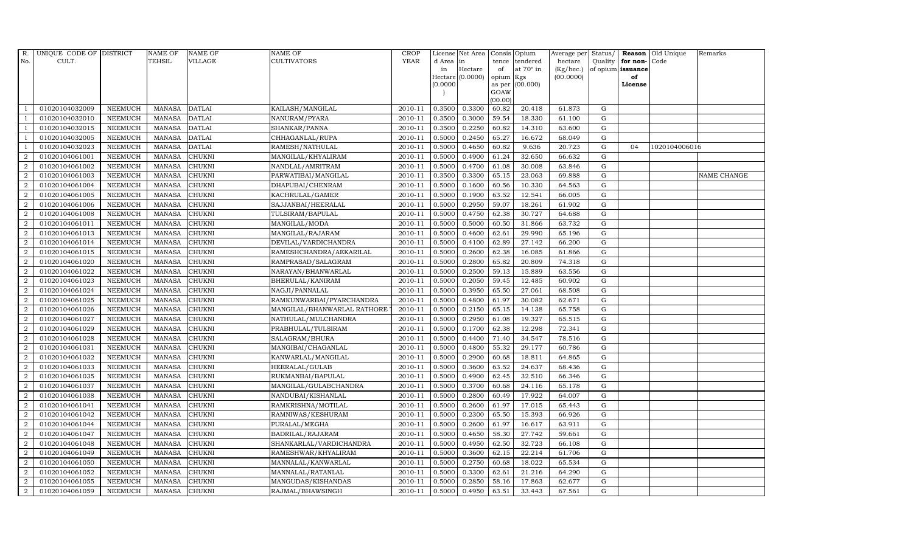| R. No. | UNIQUE CODE OF CULT. | DISTRICT | NAME OF TEHSIL | NAME OF VILLAGE | NAME OF CULTIVATORS | CROP YEAR | License d Area in Hectare (0.0000) | Net Area in Hectare (0.0000) | Consis tence of opium as per GOAW (00.00) | Opium tendered at 70° in Kgs (00.000) | Average per hectare (Kg/hec.) (00.0000) | Status/ Quality of opium | Reason for non- issuance of License | Old Unique Code | Remarks |
|---|---|---|---|---|---|---|---|---|---|---|---|---|---|---|---|
| 1 | 01020104032009 | NEEMUCH | MANASA | DATLAI | KAILASH/MANGILAL | 2010-11 | 0.3500 | 0.3300 | 60.82 | 20.418 | 61.873 | G | | | |
| 1 | 01020104032010 | NEEMUCH | MANASA | DATLAI | NANURAM/PYARA | 2010-11 | 0.3500 | 0.3000 | 59.54 | 18.330 | 61.100 | G | | | |
| 1 | 01020104032015 | NEEMUCH | MANASA | DATLAI | SHANKAR/PANNA | 2010-11 | 0.3500 | 0.2250 | 60.82 | 14.310 | 63.600 | G | | | |
| 1 | 01020104032005 | NEEMUCH | MANASA | DATLAI | CHHAGANLAL/RUPA | 2010-11 | 0.5000 | 0.2450 | 65.27 | 16.672 | 68.049 | G | | | |
| 1 | 01020104032023 | NEEMUCH | MANASA | DATLAI | RAMESH/NATHULAL | 2010-11 | 0.5000 | 0.4650 | 60.82 | 9.636 | 20.723 | G | 04 | 1020104006016 | |
| 2 | 01020104061001 | NEEMUCH | MANASA | CHUKNI | MANGILAL/KHYALIRAM | 2010-11 | 0.5000 | 0.4900 | 61.24 | 32.650 | 66.632 | G | | | |
| 2 | 01020104061002 | NEEMUCH | MANASA | CHUKNI | NANDLAL/AMRITRAM | 2010-11 | 0.5000 | 0.4700 | 61.08 | 30.008 | 63.846 | G | | | |
| 2 | 01020104061003 | NEEMUCH | MANASA | CHUKNI | PARWATIBAI/MANGILAL | 2010-11 | 0.3500 | 0.3300 | 65.15 | 23.063 | 69.888 | G | | | NAME CHANGE |
| 2 | 01020104061004 | NEEMUCH | MANASA | CHUKNI | DHAPUBAI/CHENRAM | 2010-11 | 0.5000 | 0.1600 | 60.56 | 10.330 | 64.563 | G | | | |
| 2 | 01020104061005 | NEEMUCH | MANASA | CHUKNI | KACHRULAL/GAMER | 2010-11 | 0.5000 | 0.1900 | 63.52 | 12.541 | 66.005 | G | | | |
| 2 | 01020104061006 | NEEMUCH | MANASA | CHUKNI | SAJJANBAI/HEERALAL | 2010-11 | 0.5000 | 0.2950 | 59.07 | 18.261 | 61.902 | G | | | |
| 2 | 01020104061008 | NEEMUCH | MANASA | CHUKNI | TULSIRAM/BAPULAL | 2010-11 | 0.5000 | 0.4750 | 62.38 | 30.727 | 64.688 | G | | | |
| 2 | 01020104061011 | NEEMUCH | MANASA | CHUKNI | MANGILAL/MODA | 2010-11 | 0.5000 | 0.5000 | 60.50 | 31.866 | 63.732 | G | | | |
| 2 | 01020104061013 | NEEMUCH | MANASA | CHUKNI | MANGILAL/RAJARAM | 2010-11 | 0.5000 | 0.4600 | 62.61 | 29.990 | 65.196 | G | | | |
| 2 | 01020104061014 | NEEMUCH | MANASA | CHUKNI | DEVILAL/VARDICHANDRA | 2010-11 | 0.5000 | 0.4100 | 62.89 | 27.142 | 66.200 | G | | | |
| 2 | 01020104061015 | NEEMUCH | MANASA | CHUKNI | RAMESHCHANDRA/AEKARILAL | 2010-11 | 0.5000 | 0.2600 | 62.38 | 16.085 | 61.866 | G | | | |
| 2 | 01020104061020 | NEEMUCH | MANASA | CHUKNI | RAMPRASAD/SALAGRAM | 2010-11 | 0.5000 | 0.2800 | 65.82 | 20.809 | 74.318 | G | | | |
| 2 | 01020104061022 | NEEMUCH | MANASA | CHUKNI | NARAYAN/BHANWARLAL | 2010-11 | 0.5000 | 0.2500 | 59.13 | 15.889 | 63.556 | G | | | |
| 2 | 01020104061023 | NEEMUCH | MANASA | CHUKNI | BHERULAL/KANIRAM | 2010-11 | 0.5000 | 0.2050 | 59.45 | 12.485 | 60.902 | G | | | |
| 2 | 01020104061024 | NEEMUCH | MANASA | CHUKNI | NAGJI/PANNALAL | 2010-11 | 0.5000 | 0.3950 | 65.50 | 27.061 | 68.508 | G | | | |
| 2 | 01020104061025 | NEEMUCH | MANASA | CHUKNI | RAMKUNWARBAI/PYARCHANDRA | 2010-11 | 0.5000 | 0.4800 | 61.97 | 30.082 | 62.671 | G | | | |
| 2 | 01020104061026 | NEEMUCH | MANASA | CHUKNI | MANGILAL/BHANWARLAL RATHORE | 2010-11 | 0.5000 | 0.2150 | 65.15 | 14.138 | 65.758 | G | | | |
| 2 | 01020104061027 | NEEMUCH | MANASA | CHUKNI | NATHULAL/MULCHANDRA | 2010-11 | 0.5000 | 0.2950 | 61.08 | 19.327 | 65.515 | G | | | |
| 2 | 01020104061029 | NEEMUCH | MANASA | CHUKNI | PRABHULAL/TULSIRAM | 2010-11 | 0.5000 | 0.1700 | 62.38 | 12.298 | 72.341 | G | | | |
| 2 | 01020104061028 | NEEMUCH | MANASA | CHUKNI | SALAGRAM/BHURA | 2010-11 | 0.5000 | 0.4400 | 71.40 | 34.547 | 78.516 | G | | | |
| 2 | 01020104061031 | NEEMUCH | MANASA | CHUKNI | MANGIBAI/CHAGANLAL | 2010-11 | 0.5000 | 0.4800 | 55.32 | 29.177 | 60.786 | G | | | |
| 2 | 01020104061032 | NEEMUCH | MANASA | CHUKNI | KANWARLAL/MANGILAL | 2010-11 | 0.5000 | 0.2900 | 60.68 | 18.811 | 64.865 | G | | | |
| 2 | 01020104061033 | NEEMUCH | MANASA | CHUKNI | HEERALAL/GULAB | 2010-11 | 0.5000 | 0.3600 | 63.52 | 24.637 | 68.436 | G | | | |
| 2 | 01020104061035 | NEEMUCH | MANASA | CHUKNI | RUKMANBAI/BAPULAL | 2010-11 | 0.5000 | 0.4900 | 62.45 | 32.510 | 66.346 | G | | | |
| 2 | 01020104061037 | NEEMUCH | MANASA | CHUKNI | MANGILAL/GULABCHANDRA | 2010-11 | 0.5000 | 0.3700 | 60.68 | 24.116 | 65.178 | G | | | |
| 2 | 01020104061038 | NEEMUCH | MANASA | CHUKNI | NANDUBAI/KISHANLAL | 2010-11 | 0.5000 | 0.2800 | 60.49 | 17.922 | 64.007 | G | | | |
| 2 | 01020104061041 | NEEMUCH | MANASA | CHUKNI | RAMKRISHNA/MOTILAL | 2010-11 | 0.5000 | 0.2600 | 61.97 | 17.015 | 65.443 | G | | | |
| 2 | 01020104061042 | NEEMUCH | MANASA | CHUKNI | RAMNIWAS/KESHURAM | 2010-11 | 0.5000 | 0.2300 | 65.50 | 15.393 | 66.926 | G | | | |
| 2 | 01020104061044 | NEEMUCH | MANASA | CHUKNI | PURALAL/MEGHA | 2010-11 | 0.5000 | 0.2600 | 61.97 | 16.617 | 63.911 | G | | | |
| 2 | 01020104061047 | NEEMUCH | MANASA | CHUKNI | BADRILAL/RAJARAM | 2010-11 | 0.5000 | 0.4650 | 58.30 | 27.742 | 59.661 | G | | | |
| 2 | 01020104061048 | NEEMUCH | MANASA | CHUKNI | SHANKARLAL/VARDICHANDRA | 2010-11 | 0.5000 | 0.4950 | 62.50 | 32.723 | 66.108 | G | | | |
| 2 | 01020104061049 | NEEMUCH | MANASA | CHUKNI | RAMESHWAR/KHYALIRAM | 2010-11 | 0.5000 | 0.3600 | 62.15 | 22.214 | 61.706 | G | | | |
| 2 | 01020104061050 | NEEMUCH | MANASA | CHUKNI | MANNALAL/KANWARLAL | 2010-11 | 0.5000 | 0.2750 | 60.68 | 18.022 | 65.534 | G | | | |
| 2 | 01020104061052 | NEEMUCH | MANASA | CHUKNI | MANNALAL/RATANLAL | 2010-11 | 0.5000 | 0.3300 | 62.61 | 21.216 | 64.290 | G | | | |
| 2 | 01020104061055 | NEEMUCH | MANASA | CHUKNI | MANGUDAS/KISHANDAS | 2010-11 | 0.5000 | 0.2850 | 58.16 | 17.863 | 62.677 | G | | | |
| 2 | 01020104061059 | NEEMUCH | MANASA | CHUKNI | RAJMAL/BHAWSINGH | 2010-11 | 0.5000 | 0.4950 | 63.51 | 33.443 | 67.561 | G | | | |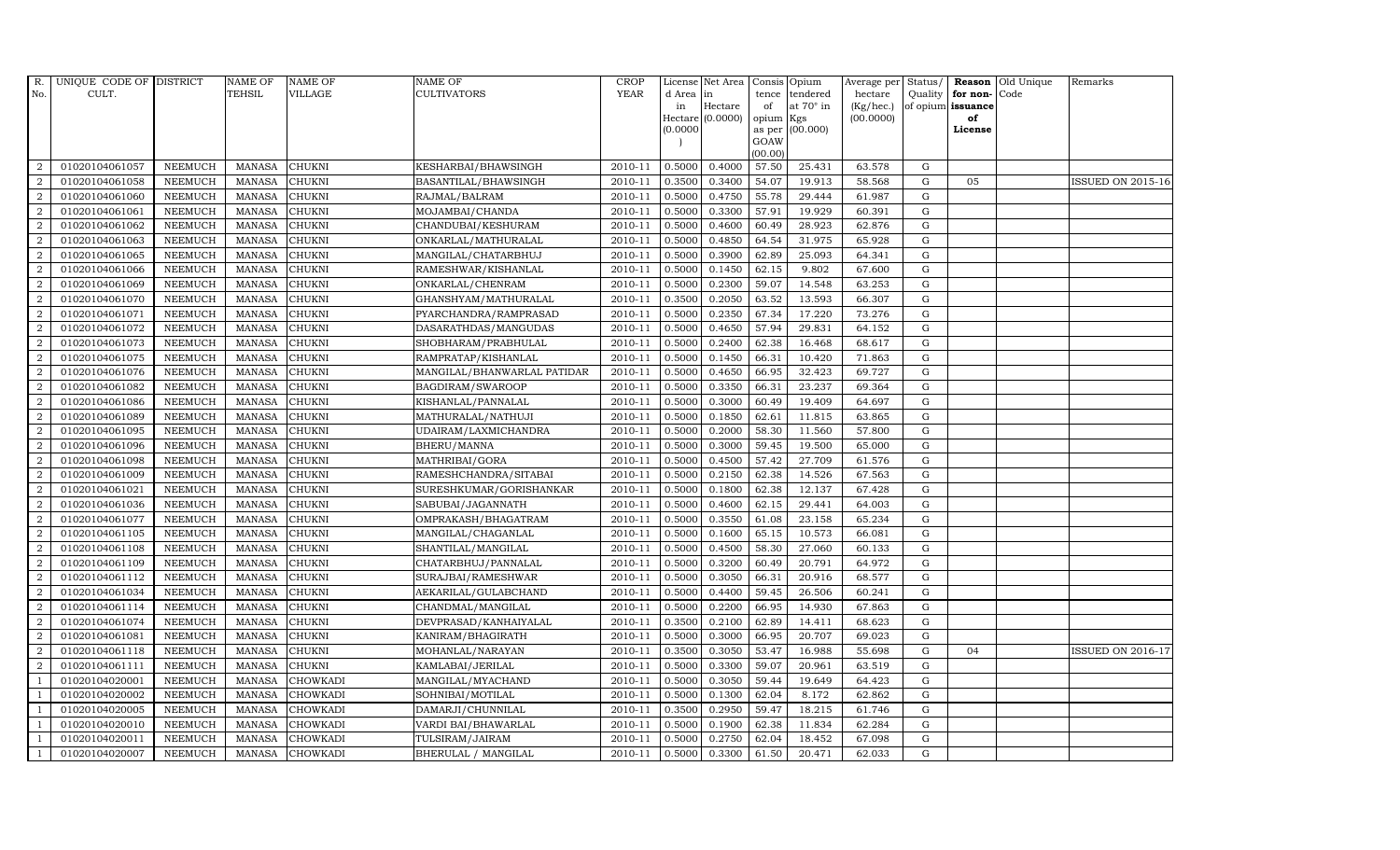| R. No. | UNIQUE CODE OF CULT. | DISTRICT | NAME OF TEHSIL | NAME OF VILLAGE | NAME OF CULTIVATORS | CROP YEAR | License d Area in Hectare (0.0000) | Net Area in Hectare (0.0000) | Consis tence of opium as per GOAW (00.00) | Opium tendered at 70° in Kgs (00.000) | Average per hectare (Kg/hec.) (00.0000) | Status/ Quality of opium | Reason for non- issuance of License | Old Unique Code | Remarks |
|---|---|---|---|---|---|---|---|---|---|---|---|---|---|---|---|
| 2 | 01020104061057 | NEEMUCH | MANASA | CHUKNI | KESHARBAI/BHAWSINGH | 2010-11 | 0.5000 | 0.4000 | 57.50 | 25.431 | 63.578 | G | | | |
| 2 | 01020104061058 | NEEMUCH | MANASA | CHUKNI | BASANTILAL/BHAWSINGH | 2010-11 | 0.3500 | 0.3400 | 54.07 | 19.913 | 58.568 | G | 05 | | ISSUED ON 2015-16 |
| 2 | 01020104061060 | NEEMUCH | MANASA | CHUKNI | RAJMAL/BALRAM | 2010-11 | 0.5000 | 0.4750 | 55.78 | 29.444 | 61.987 | G | | | |
| 2 | 01020104061061 | NEEMUCH | MANASA | CHUKNI | MOJAMBAI/CHANDA | 2010-11 | 0.5000 | 0.3300 | 57.91 | 19.929 | 60.391 | G | | | |
| 2 | 01020104061062 | NEEMUCH | MANASA | CHUKNI | CHANDUBAI/KESHURAM | 2010-11 | 0.5000 | 0.4600 | 60.49 | 28.923 | 62.876 | G | | | |
| 2 | 01020104061063 | NEEMUCH | MANASA | CHUKNI | ONKARLAL/MATHURALAL | 2010-11 | 0.5000 | 0.4850 | 64.54 | 31.975 | 65.928 | G | | | |
| 2 | 01020104061065 | NEEMUCH | MANASA | CHUKNI | MANGILAL/CHATARBHUJ | 2010-11 | 0.5000 | 0.3900 | 62.89 | 25.093 | 64.341 | G | | | |
| 2 | 01020104061066 | NEEMUCH | MANASA | CHUKNI | RAMESHWAR/KISHANLAL | 2010-11 | 0.5000 | 0.1450 | 62.15 | 9.802 | 67.600 | G | | | |
| 2 | 01020104061069 | NEEMUCH | MANASA | CHUKNI | ONKARLAL/CHENRAM | 2010-11 | 0.5000 | 0.2300 | 59.07 | 14.548 | 63.253 | G | | | |
| 2 | 01020104061070 | NEEMUCH | MANASA | CHUKNI | GHANSHYAM/MATHURALAL | 2010-11 | 0.3500 | 0.2050 | 63.52 | 13.593 | 66.307 | G | | | |
| 2 | 01020104061071 | NEEMUCH | MANASA | CHUKNI | PYARCHANDRA/RAMPRASAD | 2010-11 | 0.5000 | 0.2350 | 67.34 | 17.220 | 73.276 | G | | | |
| 2 | 01020104061072 | NEEMUCH | MANASA | CHUKNI | DASARATHDAS/MANGUDAS | 2010-11 | 0.5000 | 0.4650 | 57.94 | 29.831 | 64.152 | G | | | |
| 2 | 01020104061073 | NEEMUCH | MANASA | CHUKNI | SHOBHARAM/PRABHULAL | 2010-11 | 0.5000 | 0.2400 | 62.38 | 16.468 | 68.617 | G | | | |
| 2 | 01020104061075 | NEEMUCH | MANASA | CHUKNI | RAMPRATAP/KISHANLAL | 2010-11 | 0.5000 | 0.1450 | 66.31 | 10.420 | 71.863 | G | | | |
| 2 | 01020104061076 | NEEMUCH | MANASA | CHUKNI | MANGILAL/BHANWARLAL PATIDAR | 2010-11 | 0.5000 | 0.4650 | 66.95 | 32.423 | 69.727 | G | | | |
| 2 | 01020104061082 | NEEMUCH | MANASA | CHUKNI | BAGDIRAM/SWAROOP | 2010-11 | 0.5000 | 0.3350 | 66.31 | 23.237 | 69.364 | G | | | |
| 2 | 01020104061086 | NEEMUCH | MANASA | CHUKNI | KISHANLAL/PANNALAL | 2010-11 | 0.5000 | 0.3000 | 60.49 | 19.409 | 64.697 | G | | | |
| 2 | 01020104061089 | NEEMUCH | MANASA | CHUKNI | MATHURALAL/NATHUJI | 2010-11 | 0.5000 | 0.1850 | 62.61 | 11.815 | 63.865 | G | | | |
| 2 | 01020104061095 | NEEMUCH | MANASA | CHUKNI | UDAIRAM/LAXMICHANDRA | 2010-11 | 0.5000 | 0.2000 | 58.30 | 11.560 | 57.800 | G | | | |
| 2 | 01020104061096 | NEEMUCH | MANASA | CHUKNI | BHERU/MANNA | 2010-11 | 0.5000 | 0.3000 | 59.45 | 19.500 | 65.000 | G | | | |
| 2 | 01020104061098 | NEEMUCH | MANASA | CHUKNI | MATHRIBAI/GORA | 2010-11 | 0.5000 | 0.4500 | 57.42 | 27.709 | 61.576 | G | | | |
| 2 | 01020104061009 | NEEMUCH | MANASA | CHUKNI | RAMESHCHANDRA/SITABAI | 2010-11 | 0.5000 | 0.2150 | 62.38 | 14.526 | 67.563 | G | | | |
| 2 | 01020104061021 | NEEMUCH | MANASA | CHUKNI | SURESHKUMAR/GORISHANKAR | 2010-11 | 0.5000 | 0.1800 | 62.38 | 12.137 | 67.428 | G | | | |
| 2 | 01020104061036 | NEEMUCH | MANASA | CHUKNI | SABUBAI/JAGANNATH | 2010-11 | 0.5000 | 0.4600 | 62.15 | 29.441 | 64.003 | G | | | |
| 2 | 01020104061077 | NEEMUCH | MANASA | CHUKNI | OMPRAKASH/BHAGATRAM | 2010-11 | 0.5000 | 0.3550 | 61.08 | 23.158 | 65.234 | G | | | |
| 2 | 01020104061105 | NEEMUCH | MANASA | CHUKNI | MANGILAL/CHAGANLAL | 2010-11 | 0.5000 | 0.1600 | 65.15 | 10.573 | 66.081 | G | | | |
| 2 | 01020104061108 | NEEMUCH | MANASA | CHUKNI | SHANTILAL/MANGILAL | 2010-11 | 0.5000 | 0.4500 | 58.30 | 27.060 | 60.133 | G | | | |
| 2 | 01020104061109 | NEEMUCH | MANASA | CHUKNI | CHATARBHUJ/PANNALAL | 2010-11 | 0.5000 | 0.3200 | 60.49 | 20.791 | 64.972 | G | | | |
| 2 | 01020104061112 | NEEMUCH | MANASA | CHUKNI | SURAJBAI/RAMESHWAR | 2010-11 | 0.5000 | 0.3050 | 66.31 | 20.916 | 68.577 | G | | | |
| 2 | 01020104061034 | NEEMUCH | MANASA | CHUKNI | AEKARILAL/GULABCHAND | 2010-11 | 0.5000 | 0.4400 | 59.45 | 26.506 | 60.241 | G | | | |
| 2 | 01020104061114 | NEEMUCH | MANASA | CHUKNI | CHANDMAL/MANGILAL | 2010-11 | 0.5000 | 0.2200 | 66.95 | 14.930 | 67.863 | G | | | |
| 2 | 01020104061074 | NEEMUCH | MANASA | CHUKNI | DEVPRASAD/KANHAIYALAL | 2010-11 | 0.3500 | 0.2100 | 62.89 | 14.411 | 68.623 | G | | | |
| 2 | 01020104061081 | NEEMUCH | MANASA | CHUKNI | KANIRAM/BHAGIRATH | 2010-11 | 0.5000 | 0.3000 | 66.95 | 20.707 | 69.023 | G | | | |
| 2 | 01020104061118 | NEEMUCH | MANASA | CHUKNI | MOHANLAL/NARAYAN | 2010-11 | 0.3500 | 0.3050 | 53.47 | 16.988 | 55.698 | G | 04 | | ISSUED ON 2016-17 |
| 2 | 01020104061111 | NEEMUCH | MANASA | CHUKNI | KAMLABAI/JERILAL | 2010-11 | 0.5000 | 0.3300 | 59.07 | 20.961 | 63.519 | G | | | |
| 1 | 01020104020001 | NEEMUCH | MANASA | CHOWKADI | MANGILAL/MYACHAND | 2010-11 | 0.5000 | 0.3050 | 59.44 | 19.649 | 64.423 | G | | | |
| 1 | 01020104020002 | NEEMUCH | MANASA | CHOWKADI | SOHNIBAI/MOTILAL | 2010-11 | 0.5000 | 0.1300 | 62.04 | 8.172 | 62.862 | G | | | |
| 1 | 01020104020005 | NEEMUCH | MANASA | CHOWKADI | DAMARJI/CHUNNILAL | 2010-11 | 0.3500 | 0.2950 | 59.47 | 18.215 | 61.746 | G | | | |
| 1 | 01020104020010 | NEEMUCH | MANASA | CHOWKADI | VARDI BAI/BHAWARLAL | 2010-11 | 0.5000 | 0.1900 | 62.38 | 11.834 | 62.284 | G | | | |
| 1 | 01020104020011 | NEEMUCH | MANASA | CHOWKADI | TULSIRAM/JAIRAM | 2010-11 | 0.5000 | 0.2750 | 62.04 | 18.452 | 67.098 | G | | | |
| 1 | 01020104020007 | NEEMUCH | MANASA | CHOWKADI | BHERULAL / MANGILAL | 2010-11 | 0.5000 | 0.3300 | 61.50 | 20.471 | 62.033 | G | | | |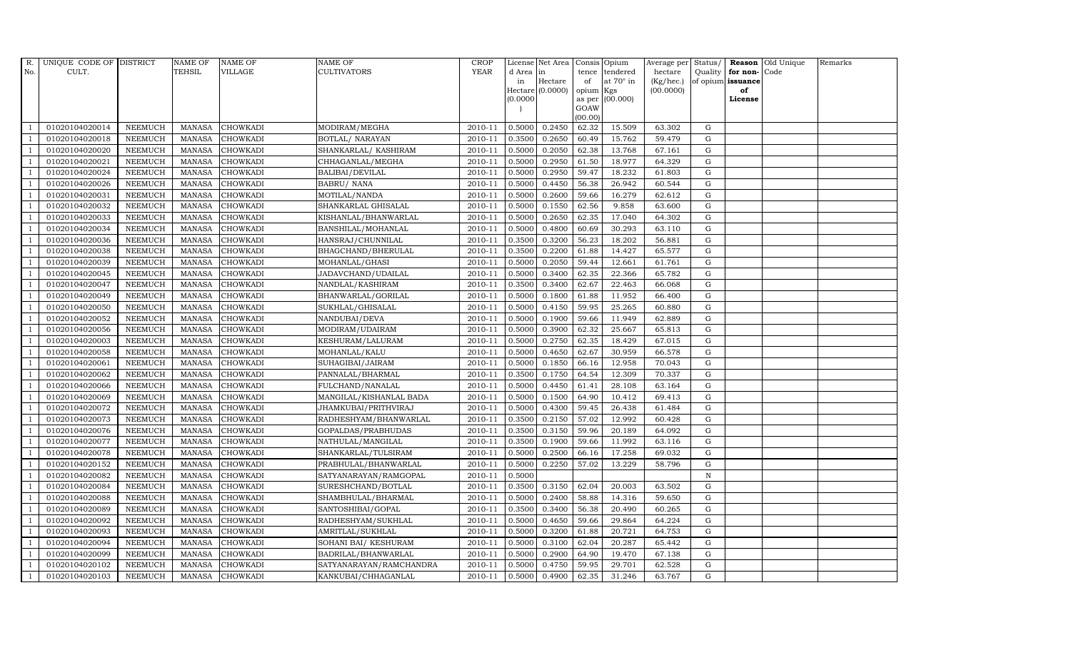| R. No. | UNIQUE CODE OF CULT. | DISTRICT | NAME OF TEHSIL | NAME OF VILLAGE | NAME OF CULTIVATORS | CROP YEAR | License d Area in Hectare (0.0000) | Net Area in Hectare (0.0000) | Consis tence of opium as per GOAW (00.00) | Opium tendered at 70° in Kgs (00.000) | Average per hectare (Kg/hec.) (00.0000) | Status/ Quality of opium | Reason for non-issuance of License | Old Unique Code | Remarks |
|---|---|---|---|---|---|---|---|---|---|---|---|---|---|---|---|
| 1 | 01020104020014 | NEEMUCH | MANASA | CHOWKADI | MODIRAM/MEGHA | 2010-11 | 0.5000 | 0.2450 | 62.32 | 15.509 | 63.302 | G | | | |
| 1 | 01020104020018 | NEEMUCH | MANASA | CHOWKADI | BOTLAL/ NARAYAN | 2010-11 | 0.3500 | 0.2650 | 60.49 | 15.762 | 59.479 | G | | | |
| 1 | 01020104020020 | NEEMUCH | MANASA | CHOWKADI | SHANKARLAL/ KASHIRAM | 2010-11 | 0.5000 | 0.2050 | 62.38 | 13.768 | 67.161 | G | | | |
| 1 | 01020104020021 | NEEMUCH | MANASA | CHOWKADI | CHHAGANLAL/MEGHA | 2010-11 | 0.5000 | 0.2950 | 61.50 | 18.977 | 64.329 | G | | | |
| 1 | 01020104020024 | NEEMUCH | MANASA | CHOWKADI | BALIBAI/DEVILAL | 2010-11 | 0.5000 | 0.2950 | 59.47 | 18.232 | 61.803 | G | | | |
| 1 | 01020104020026 | NEEMUCH | MANASA | CHOWKADI | BABRU/ NANA | 2010-11 | 0.5000 | 0.4450 | 56.38 | 26.942 | 60.544 | G | | | |
| 1 | 01020104020031 | NEEMUCH | MANASA | CHOWKADI | MOTILAL/NANDA | 2010-11 | 0.5000 | 0.2600 | 59.66 | 16.279 | 62.612 | G | | | |
| 1 | 01020104020032 | NEEMUCH | MANASA | CHOWKADI | SHANKARLAL GHISALAL | 2010-11 | 0.5000 | 0.1550 | 62.56 | 9.858 | 63.600 | G | | | |
| 1 | 01020104020033 | NEEMUCH | MANASA | CHOWKADI | KISHANLAL/BHANWARLAL | 2010-11 | 0.5000 | 0.2650 | 62.35 | 17.040 | 64.302 | G | | | |
| 1 | 01020104020034 | NEEMUCH | MANASA | CHOWKADI | BANSHILAL/MOHANLAL | 2010-11 | 0.5000 | 0.4800 | 60.69 | 30.293 | 63.110 | G | | | |
| 1 | 01020104020036 | NEEMUCH | MANASA | CHOWKADI | HANSRAJ/CHUNNILAL | 2010-11 | 0.3500 | 0.3200 | 56.23 | 18.202 | 56.881 | G | | | |
| 1 | 01020104020038 | NEEMUCH | MANASA | CHOWKADI | BHAGCHAND/BHERULAL | 2010-11 | 0.3500 | 0.2200 | 61.88 | 14.427 | 65.577 | G | | | |
| 1 | 01020104020039 | NEEMUCH | MANASA | CHOWKADI | MOHANLAL/GHASI | 2010-11 | 0.5000 | 0.2050 | 59.44 | 12.661 | 61.761 | G | | | |
| 1 | 01020104020045 | NEEMUCH | MANASA | CHOWKADI | JADAVCHAND/UDAILAL | 2010-11 | 0.5000 | 0.3400 | 62.35 | 22.366 | 65.782 | G | | | |
| 1 | 01020104020047 | NEEMUCH | MANASA | CHOWKADI | NANDLAL/KASHIRAM | 2010-11 | 0.3500 | 0.3400 | 62.67 | 22.463 | 66.068 | G | | | |
| 1 | 01020104020049 | NEEMUCH | MANASA | CHOWKADI | BHANWARLAL/GORILAL | 2010-11 | 0.5000 | 0.1800 | 61.88 | 11.952 | 66.400 | G | | | |
| 1 | 01020104020050 | NEEMUCH | MANASA | CHOWKADI | SUKHLAL/GHISALAL | 2010-11 | 0.5000 | 0.4150 | 59.95 | 25.265 | 60.880 | G | | | |
| 1 | 01020104020052 | NEEMUCH | MANASA | CHOWKADI | NANDUBAI/DEVA | 2010-11 | 0.5000 | 0.1900 | 59.66 | 11.949 | 62.889 | G | | | |
| 1 | 01020104020056 | NEEMUCH | MANASA | CHOWKADI | MODIRAM/UDAIRAM | 2010-11 | 0.5000 | 0.3900 | 62.32 | 25.667 | 65.813 | G | | | |
| 1 | 01020104020003 | NEEMUCH | MANASA | CHOWKADI | KESHURAM/LALURAM | 2010-11 | 0.5000 | 0.2750 | 62.35 | 18.429 | 67.015 | G | | | |
| 1 | 01020104020058 | NEEMUCH | MANASA | CHOWKADI | MOHANLAL/KALU | 2010-11 | 0.5000 | 0.4650 | 62.67 | 30.959 | 66.578 | G | | | |
| 1 | 01020104020061 | NEEMUCH | MANASA | CHOWKADI | SUHAGIBAI/JAIRAM | 2010-11 | 0.5000 | 0.1850 | 66.16 | 12.958 | 70.043 | G | | | |
| 1 | 01020104020062 | NEEMUCH | MANASA | CHOWKADI | PANNALAL/BHARMAL | 2010-11 | 0.3500 | 0.1750 | 64.54 | 12.309 | 70.337 | G | | | |
| 1 | 01020104020066 | NEEMUCH | MANASA | CHOWKADI | FULCHAND/NANALAL | 2010-11 | 0.5000 | 0.4450 | 61.41 | 28.108 | 63.164 | G | | | |
| 1 | 01020104020069 | NEEMUCH | MANASA | CHOWKADI | MANGILAL/KISHANLAL BADA | 2010-11 | 0.5000 | 0.1500 | 64.90 | 10.412 | 69.413 | G | | | |
| 1 | 01020104020072 | NEEMUCH | MANASA | CHOWKADI | JHAMKUBAI/PRITHVIRAJ | 2010-11 | 0.5000 | 0.4300 | 59.45 | 26.438 | 61.484 | G | | | |
| 1 | 01020104020073 | NEEMUCH | MANASA | CHOWKADI | RADHESHYAM/BHANWARLAL | 2010-11 | 0.3500 | 0.2150 | 57.02 | 12.992 | 60.428 | G | | | |
| 1 | 01020104020076 | NEEMUCH | MANASA | CHOWKADI | GOPALDAS/PRABHUDAS | 2010-11 | 0.3500 | 0.3150 | 59.96 | 20.189 | 64.092 | G | | | |
| 1 | 01020104020077 | NEEMUCH | MANASA | CHOWKADI | NATHULAL/MANGILAL | 2010-11 | 0.3500 | 0.1900 | 59.66 | 11.992 | 63.116 | G | | | |
| 1 | 01020104020078 | NEEMUCH | MANASA | CHOWKADI | SHANKARLAL/TULSIRAM | 2010-11 | 0.5000 | 0.2500 | 66.16 | 17.258 | 69.032 | G | | | |
| 1 | 01020104020152 | NEEMUCH | MANASA | CHOWKADI | PRABHULAL/BHANWARLAL | 2010-11 | 0.5000 | 0.2250 | 57.02 | 13.229 | 58.796 | G | | | |
| 1 | 01020104020082 | NEEMUCH | MANASA | CHOWKADI | SATYANARAYAN/RAMGOPAL | 2010-11 | 0.5000 | | | | | N | | | |
| 1 | 01020104020084 | NEEMUCH | MANASA | CHOWKADI | SURESHCHAND/BOTLAL | 2010-11 | 0.3500 | 0.3150 | 62.04 | 20.003 | 63.502 | G | | | |
| 1 | 01020104020088 | NEEMUCH | MANASA | CHOWKADI | SHAMBHULAL/BHARMAL | 2010-11 | 0.5000 | 0.2400 | 58.88 | 14.316 | 59.650 | G | | | |
| 1 | 01020104020089 | NEEMUCH | MANASA | CHOWKADI | SANTOSHIBAI/GOPAL | 2010-11 | 0.3500 | 0.3400 | 56.38 | 20.490 | 60.265 | G | | | |
| 1 | 01020104020092 | NEEMUCH | MANASA | CHOWKADI | RADHESHYAM/SUKHLAL | 2010-11 | 0.5000 | 0.4650 | 59.66 | 29.864 | 64.224 | G | | | |
| 1 | 01020104020093 | NEEMUCH | MANASA | CHOWKADI | AMRITLAL/SUKHLAL | 2010-11 | 0.5000 | 0.3200 | 61.88 | 20.721 | 64.753 | G | | | |
| 1 | 01020104020094 | NEEMUCH | MANASA | CHOWKADI | SOHANI BAI/ KESHURAM | 2010-11 | 0.5000 | 0.3100 | 62.04 | 20.287 | 65.442 | G | | | |
| 1 | 01020104020099 | NEEMUCH | MANASA | CHOWKADI | BADRILAL/BHANWARLAL | 2010-11 | 0.5000 | 0.2900 | 64.90 | 19.470 | 67.138 | G | | | |
| 1 | 01020104020102 | NEEMUCH | MANASA | CHOWKADI | SATYANARAYAN/RAMCHANDRA | 2010-11 | 0.5000 | 0.4750 | 59.95 | 29.701 | 62.528 | G | | | |
| 1 | 01020104020103 | NEEMUCH | MANASA | CHOWKADI | KANKUBAI/CHHAGANLAL | 2010-11 | 0.5000 | 0.4900 | 62.35 | 31.246 | 63.767 | G | | | |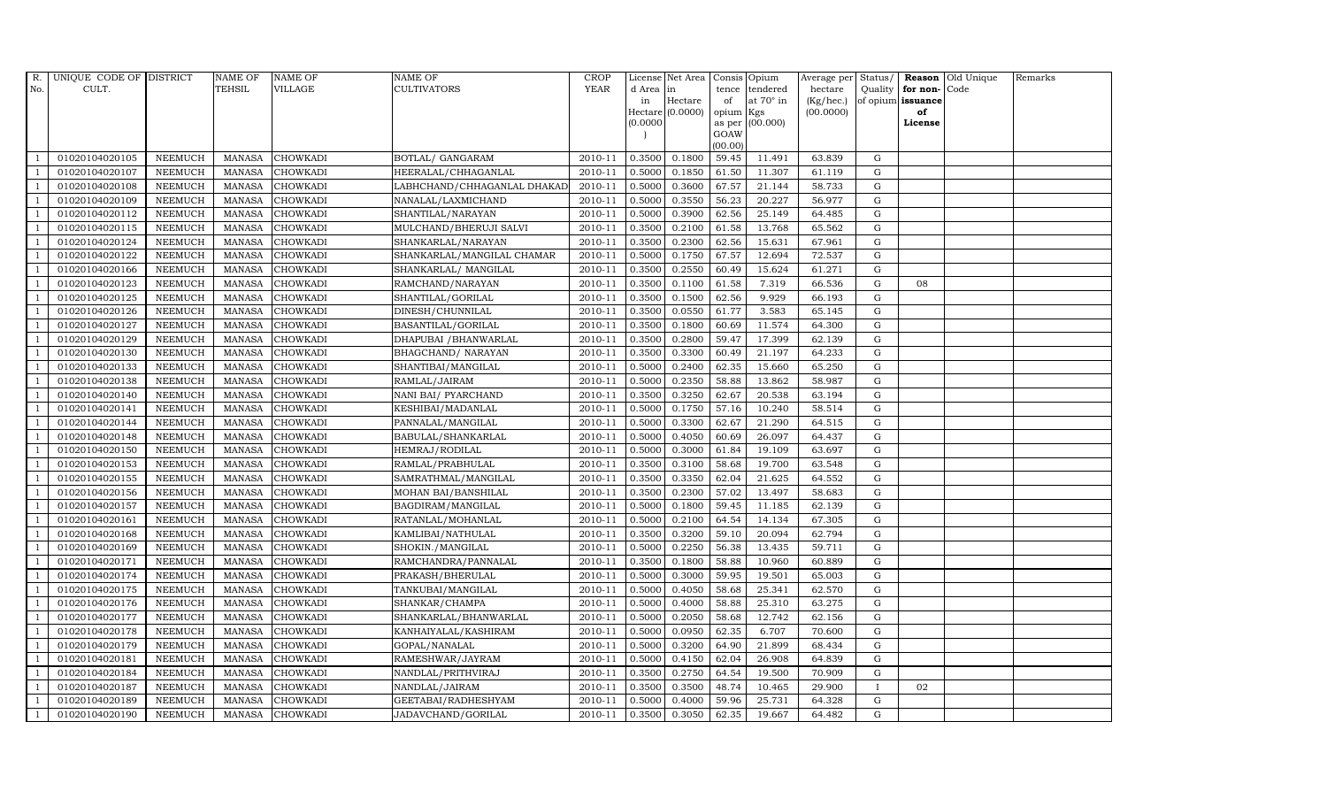| R. No. | UNIQUE CODE OF CULT. | DISTRICT | NAME OF TEHSIL | NAME OF VILLAGE | NAME OF CULTIVATORS | CROP YEAR | License d Area in Hectare (0.0000) | Net Area in Hectare (0.0000) | Consis tence of opium as per GOAW (00.00) | Opium tendered at 70° in Kgs (00.000) | Average per hectare (Kg/hec.) (00.0000) | Status/ Quality of opium | Reason for non- issuance of License | Old Unique Code | Remarks |
|---|---|---|---|---|---|---|---|---|---|---|---|---|---|---|---|
| 1 | 01020104020105 | NEEMUCH | MANASA | CHOWKADI | BOTLAL/ GANGARAM | 2010-11 | 0.3500 | 0.1800 | 59.45 | 11.491 | 63.839 | G | | | |
| 1 | 01020104020107 | NEEMUCH | MANASA | CHOWKADI | HEERALAL/CHHAGANLAL | 2010-11 | 0.5000 | 0.1850 | 61.50 | 11.307 | 61.119 | G | | | |
| 1 | 01020104020108 | NEEMUCH | MANASA | CHOWKADI | LABHCHAND/CHHAGANLAL DHAKAD | 2010-11 | 0.5000 | 0.3600 | 67.57 | 21.144 | 58.733 | G | | | |
| 1 | 01020104020109 | NEEMUCH | MANASA | CHOWKADI | NANALAL/LAXMICHAND | 2010-11 | 0.5000 | 0.3550 | 56.23 | 20.227 | 56.977 | G | | | |
| 1 | 01020104020112 | NEEMUCH | MANASA | CHOWKADI | SHANTILAL/NARAYAN | 2010-11 | 0.5000 | 0.3900 | 62.56 | 25.149 | 64.485 | G | | | |
| 1 | 01020104020115 | NEEMUCH | MANASA | CHOWKADI | MULCHAND/BHERUJI SALVI | 2010-11 | 0.3500 | 0.2100 | 61.58 | 13.768 | 65.562 | G | | | |
| 1 | 01020104020124 | NEEMUCH | MANASA | CHOWKADI | SHANKARLAL/NARAYAN | 2010-11 | 0.3500 | 0.2300 | 62.56 | 15.631 | 67.961 | G | | | |
| 1 | 01020104020122 | NEEMUCH | MANASA | CHOWKADI | SHANKARLAL/MANGILAL CHAMAR | 2010-11 | 0.5000 | 0.1750 | 67.57 | 12.694 | 72.537 | G | | | |
| 1 | 01020104020166 | NEEMUCH | MANASA | CHOWKADI | SHANKARLAL/ MANGILAL | 2010-11 | 0.3500 | 0.2550 | 60.49 | 15.624 | 61.271 | G | | | |
| 1 | 01020104020123 | NEEMUCH | MANASA | CHOWKADI | RAMCHAND/NARAYAN | 2010-11 | 0.3500 | 0.1100 | 61.58 | 7.319 | 66.536 | G | 08 | | |
| 1 | 01020104020125 | NEEMUCH | MANASA | CHOWKADI | SHANTILAL/GORILAL | 2010-11 | 0.3500 | 0.1500 | 62.56 | 9.929 | 66.193 | G | | | |
| 1 | 01020104020126 | NEEMUCH | MANASA | CHOWKADI | DINESH/CHUNNILAL | 2010-11 | 0.3500 | 0.0550 | 61.77 | 3.583 | 65.145 | G | | | |
| 1 | 01020104020127 | NEEMUCH | MANASA | CHOWKADI | BASANTILAL/GORILAL | 2010-11 | 0.3500 | 0.1800 | 60.69 | 11.574 | 64.300 | G | | | |
| 1 | 01020104020129 | NEEMUCH | MANASA | CHOWKADI | DHAPUBAI /BHANWARLAL | 2010-11 | 0.3500 | 0.2800 | 59.47 | 17.399 | 62.139 | G | | | |
| 1 | 01020104020130 | NEEMUCH | MANASA | CHOWKADI | BHAGCHAND/ NARAYAN | 2010-11 | 0.3500 | 0.3300 | 60.49 | 21.197 | 64.233 | G | | | |
| 1 | 01020104020133 | NEEMUCH | MANASA | CHOWKADI | SHANTIBAI/MANGILAL | 2010-11 | 0.5000 | 0.2400 | 62.35 | 15.660 | 65.250 | G | | | |
| 1 | 01020104020138 | NEEMUCH | MANASA | CHOWKADI | RAMLAL/JAIRAM | 2010-11 | 0.5000 | 0.2350 | 58.88 | 13.862 | 58.987 | G | | | |
| 1 | 01020104020140 | NEEMUCH | MANASA | CHOWKADI | NANI BAI/ PYARCHAND | 2010-11 | 0.3500 | 0.3250 | 62.67 | 20.538 | 63.194 | G | | | |
| 1 | 01020104020141 | NEEMUCH | MANASA | CHOWKADI | KESHIBAI/MADANLAL | 2010-11 | 0.5000 | 0.1750 | 57.16 | 10.240 | 58.514 | G | | | |
| 1 | 01020104020144 | NEEMUCH | MANASA | CHOWKADI | PANNALAL/MANGILAL | 2010-11 | 0.5000 | 0.3300 | 62.67 | 21.290 | 64.515 | G | | | |
| 1 | 01020104020148 | NEEMUCH | MANASA | CHOWKADI | BABULAL/SHANKARLAL | 2010-11 | 0.5000 | 0.4050 | 60.69 | 26.097 | 64.437 | G | | | |
| 1 | 01020104020150 | NEEMUCH | MANASA | CHOWKADI | HEMRAJ/RODILAL | 2010-11 | 0.5000 | 0.3000 | 61.84 | 19.109 | 63.697 | G | | | |
| 1 | 01020104020153 | NEEMUCH | MANASA | CHOWKADI | RAMLAL/PRABHULAL | 2010-11 | 0.3500 | 0.3100 | 58.68 | 19.700 | 63.548 | G | | | |
| 1 | 01020104020155 | NEEMUCH | MANASA | CHOWKADI | SAMRATHMAL/MANGILAL | 2010-11 | 0.3500 | 0.3350 | 62.04 | 21.625 | 64.552 | G | | | |
| 1 | 01020104020156 | NEEMUCH | MANASA | CHOWKADI | MOHAN BAI/BANSHILAL | 2010-11 | 0.3500 | 0.2300 | 57.02 | 13.497 | 58.683 | G | | | |
| 1 | 01020104020157 | NEEMUCH | MANASA | CHOWKADI | BAGDIRAM/MANGILAL | 2010-11 | 0.5000 | 0.1800 | 59.45 | 11.185 | 62.139 | G | | | |
| 1 | 01020104020161 | NEEMUCH | MANASA | CHOWKADI | RATANLAL/MOHANLAL | 2010-11 | 0.5000 | 0.2100 | 64.54 | 14.134 | 67.305 | G | | | |
| 1 | 01020104020168 | NEEMUCH | MANASA | CHOWKADI | KAMLIBAI/NATHULAL | 2010-11 | 0.3500 | 0.3200 | 59.10 | 20.094 | 62.794 | G | | | |
| 1 | 01020104020169 | NEEMUCH | MANASA | CHOWKADI | SHOKIN./MANGILAL | 2010-11 | 0.5000 | 0.2250 | 56.38 | 13.435 | 59.711 | G | | | |
| 1 | 01020104020171 | NEEMUCH | MANASA | CHOWKADI | RAMCHANDRA/PANNALAL | 2010-11 | 0.3500 | 0.1800 | 58.88 | 10.960 | 60.889 | G | | | |
| 1 | 01020104020174 | NEEMUCH | MANASA | CHOWKADI | PRAKASH/BHERULAL | 2010-11 | 0.5000 | 0.3000 | 59.95 | 19.501 | 65.003 | G | | | |
| 1 | 01020104020175 | NEEMUCH | MANASA | CHOWKADI | TANKUBAI/MANGILAL | 2010-11 | 0.5000 | 0.4050 | 58.68 | 25.341 | 62.570 | G | | | |
| 1 | 01020104020176 | NEEMUCH | MANASA | CHOWKADI | SHANKAR/CHAMPA | 2010-11 | 0.5000 | 0.4000 | 58.88 | 25.310 | 63.275 | G | | | |
| 1 | 01020104020177 | NEEMUCH | MANASA | CHOWKADI | SHANKARLAL/BHANWARLAL | 2010-11 | 0.5000 | 0.2050 | 58.68 | 12.742 | 62.156 | G | | | |
| 1 | 01020104020178 | NEEMUCH | MANASA | CHOWKADI | KANHAIYALAL/KASHIRAM | 2010-11 | 0.5000 | 0.0950 | 62.35 | 6.707 | 70.600 | G | | | |
| 1 | 01020104020179 | NEEMUCH | MANASA | CHOWKADI | GOPAL/NANALAL | 2010-11 | 0.5000 | 0.3200 | 64.90 | 21.899 | 68.434 | G | | | |
| 1 | 01020104020181 | NEEMUCH | MANASA | CHOWKADI | RAMESHWAR/JAYRAM | 2010-11 | 0.5000 | 0.4150 | 62.04 | 26.908 | 64.839 | G | | | |
| 1 | 01020104020184 | NEEMUCH | MANASA | CHOWKADI | NANDLAL/PRITHVIRAJ | 2010-11 | 0.3500 | 0.2750 | 64.54 | 19.500 | 70.909 | G | | | |
| 1 | 01020104020187 | NEEMUCH | MANASA | CHOWKADI | NANDLAL/JAIRAM | 2010-11 | 0.3500 | 0.3500 | 48.74 | 10.465 | 29.900 | I | 02 | | |
| 1 | 01020104020189 | NEEMUCH | MANASA | CHOWKADI | GEETABAI/RADHESHYAM | 2010-11 | 0.5000 | 0.4000 | 59.96 | 25.731 | 64.328 | G | | | |
| 1 | 01020104020190 | NEEMUCH | MANASA | CHOWKADI | JADAVCHAND/GORILAL | 2010-11 | 0.3500 | 0.3050 | 62.35 | 19.667 | 64.482 | G | | | |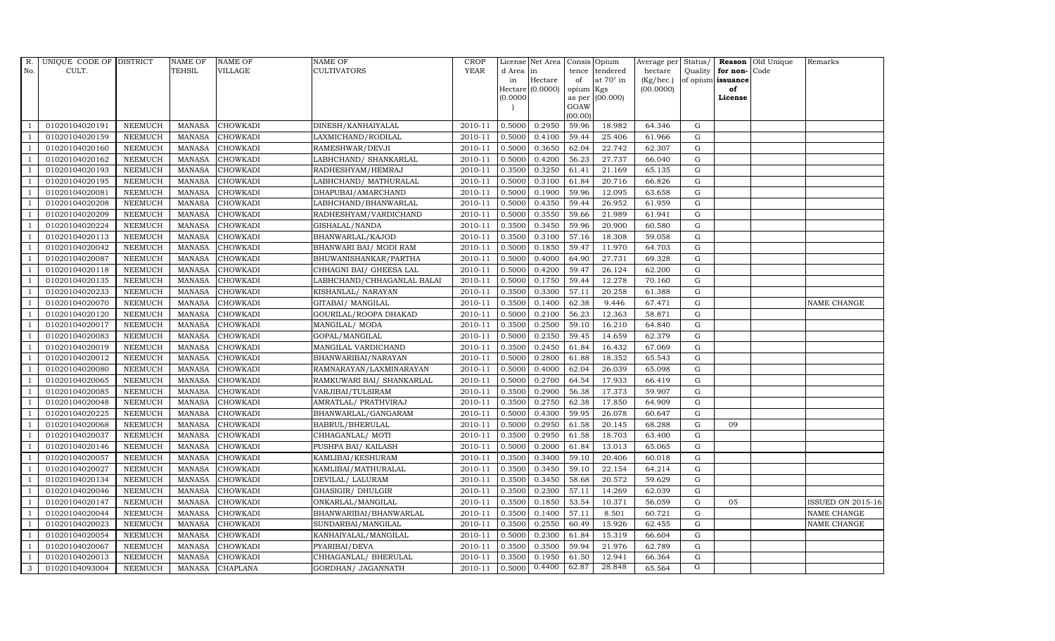| R. No. | UNIQUE CODE OF CULT. | DISTRICT | NAME OF TEHSIL | NAME OF VILLAGE | NAME OF CULTIVATORS | CROP YEAR | License d Area in Hectare (0.0000) | Net Area in Hectare (0.0000) | Consis tence of opium as per GOAW (00.00) | Opium tendered at 70° in Kgs (00.000) | Average per hectare (Kg/hec.) (00.0000) | Status/ Quality of opium | Reason for non-issuance of License | Old Unique Code | Remarks |
|---|---|---|---|---|---|---|---|---|---|---|---|---|---|---|---|
| 1 | 01020104020191 | NEEMUCH | MANASA | CHOWKADI | DINESH/KANHAIYALAL | 2010-11 | 0.5000 | 0.2950 | 59.96 | 18.982 | 64.346 | G | | | |
| 1 | 01020104020159 | NEEMUCH | MANASA | CHOWKADI | LAXMICHAND/RODILAL | 2010-11 | 0.5000 | 0.4100 | 59.44 | 25.406 | 61.966 | G | | | |
| 1 | 01020104020160 | NEEMUCH | MANASA | CHOWKADI | RAMESHWAR/DEVJI | 2010-11 | 0.5000 | 0.3650 | 62.04 | 22.742 | 62.307 | G | | | |
| 1 | 01020104020162 | NEEMUCH | MANASA | CHOWKADI | LABHCHAND/ SHANKARLAL | 2010-11 | 0.5000 | 0.4200 | 56.23 | 27.737 | 66.040 | G | | | |
| 1 | 01020104020193 | NEEMUCH | MANASA | CHOWKADI | RADHESHYAM/HEMRAJ | 2010-11 | 0.3500 | 0.3250 | 61.41 | 21.169 | 65.135 | G | | | |
| 1 | 01020104020195 | NEEMUCH | MANASA | CHOWKADI | LABHCHAND/ MATHURALAL | 2010-11 | 0.5000 | 0.3100 | 61.84 | 20.716 | 66.826 | G | | | |
| 1 | 01020104020081 | NEEMUCH | MANASA | CHOWKADI | DHAPUBAI/AMARCHAND | 2010-11 | 0.5000 | 0.1900 | 59.96 | 12.095 | 63.658 | G | | | |
| 1 | 01020104020208 | NEEMUCH | MANASA | CHOWKADI | LABHCHAND/BHANWARLAL | 2010-11 | 0.5000 | 0.4350 | 59.44 | 26.952 | 61.959 | G | | | |
| 1 | 01020104020209 | NEEMUCH | MANASA | CHOWKADI | RADHESHYAM/VARDICHAND | 2010-11 | 0.5000 | 0.3550 | 59.66 | 21.989 | 61.941 | G | | | |
| 1 | 01020104020224 | NEEMUCH | MANASA | CHOWKADI | GISHALAL/NANDA | 2010-11 | 0.3500 | 0.3450 | 59.96 | 20.900 | 60.580 | G | | | |
| 1 | 01020104020113 | NEEMUCH | MANASA | CHOWKADI | BHANWARLAL/KAJOD | 2010-11 | 0.3500 | 0.3100 | 57.16 | 18.308 | 59.058 | G | | | |
| 1 | 01020104020042 | NEEMUCH | MANASA | CHOWKADI | BHANWARI BAI/ MODI RAM | 2010-11 | 0.5000 | 0.1850 | 59.47 | 11.970 | 64.703 | G | | | |
| 1 | 01020104020087 | NEEMUCH | MANASA | CHOWKADI | BHUWANISHANKAR/PARTHA | 2010-11 | 0.5000 | 0.4000 | 64.90 | 27.731 | 69.328 | G | | | |
| 1 | 01020104020118 | NEEMUCH | MANASA | CHOWKADI | CHHAGNI BAI/ GHEESA LAL | 2010-11 | 0.5000 | 0.4200 | 59.47 | 26.124 | 62.200 | G | | | |
| 1 | 01020104020135 | NEEMUCH | MANASA | CHOWKADI | LABHCHAND/CHHAGANLAL BALAI | 2010-11 | 0.5000 | 0.1750 | 59.44 | 12.278 | 70.160 | G | | | |
| 1 | 01020104020233 | NEEMUCH | MANASA | CHOWKADI | KISHANLAL/ NARAYAN | 2010-11 | 0.3500 | 0.3300 | 57.11 | 20.258 | 61.388 | G | | | |
| 1 | 01020104020070 | NEEMUCH | MANASA | CHOWKADI | GITABAI/ MANGILAL | 2010-11 | 0.3500 | 0.1400 | 62.38 | 9.446 | 67.471 | G | | | NAME CHANGE |
| 1 | 01020104020120 | NEEMUCH | MANASA | CHOWKADI | GOURILAL/ROOPA DHAKAD | 2010-11 | 0.5000 | 0.2100 | 56.23 | 12.363 | 58.871 | G | | | |
| 1 | 01020104020017 | NEEMUCH | MANASA | CHOWKADI | MANGILAL/ MODA | 2010-11 | 0.3500 | 0.2500 | 59.10 | 16.210 | 64.840 | G | | | |
| 1 | 01020104020083 | NEEMUCH | MANASA | CHOWKADI | GOPAL/MANGILAL | 2010-11 | 0.5000 | 0.2350 | 59.45 | 14.659 | 62.379 | G | | | |
| 1 | 01020104020019 | NEEMUCH | MANASA | CHOWKADI | MANGILAL VARDICHAND | 2010-11 | 0.3500 | 0.2450 | 61.84 | 16.432 | 67.069 | G | | | |
| 1 | 01020104020012 | NEEMUCH | MANASA | CHOWKADI | BHANWARIBAI/NARAYAN | 2010-11 | 0.5000 | 0.2800 | 61.88 | 18.352 | 65.543 | G | | | |
| 1 | 01020104020080 | NEEMUCH | MANASA | CHOWKADI | RAMNARAYAN/LAXMINARAYAN | 2010-11 | 0.5000 | 0.4000 | 62.04 | 26.039 | 65.098 | G | | | |
| 1 | 01020104020065 | NEEMUCH | MANASA | CHOWKADI | RAMKUWARI BAI/ SHANKARLAL | 2010-11 | 0.5000 | 0.2700 | 64.54 | 17.933 | 66.419 | G | | | |
| 1 | 01020104020085 | NEEMUCH | MANASA | CHOWKADI | VARJIBAI/TULSIRAM | 2010-11 | 0.3500 | 0.2900 | 56.38 | 17.373 | 59.907 | G | | | |
| 1 | 01020104020048 | NEEMUCH | MANASA | CHOWKADI | AMRATLAL/ PRATHVIRAJ | 2010-11 | 0.3500 | 0.2750 | 62.38 | 17.850 | 64.909 | G | | | |
| 1 | 01020104020225 | NEEMUCH | MANASA | CHOWKADI | BHANWARLAL/GANGARAM | 2010-11 | 0.5000 | 0.4300 | 59.95 | 26.078 | 60.647 | G | | | |
| 1 | 01020104020068 | NEEMUCH | MANASA | CHOWKADI | BABRUL/BHERULAL | 2010-11 | 0.5000 | 0.2950 | 61.58 | 20.145 | 68.288 | G | 09 | | |
| 1 | 01020104020037 | NEEMUCH | MANASA | CHOWKADI | CHHAGANLAL/ MOTI | 2010-11 | 0.3500 | 0.2950 | 61.58 | 18.703 | 63.400 | G | | | |
| 1 | 01020104020146 | NEEMUCH | MANASA | CHOWKADI | PUSHPA BAI/ KAILASH | 2010-11 | 0.5000 | 0.2000 | 61.84 | 13.013 | 65.065 | G | | | |
| 1 | 01020104020057 | NEEMUCH | MANASA | CHOWKADI | KAMLIBAI/KESHURAM | 2010-11 | 0.3500 | 0.3400 | 59.10 | 20.406 | 60.018 | G | | | |
| 1 | 01020104020027 | NEEMUCH | MANASA | CHOWKADI | KAMLIBAI/MATHURALAL | 2010-11 | 0.3500 | 0.3450 | 59.10 | 22.154 | 64.214 | G | | | |
| 1 | 01020104020134 | NEEMUCH | MANASA | CHOWKADI | DEVILAL/ LALURAM | 2010-11 | 0.3500 | 0.3450 | 58.68 | 20.572 | 59.629 | G | | | |
| 1 | 01020104020046 | NEEMUCH | MANASA | CHOWKADI | GHASIGIR/ DHULGIR | 2010-11 | 0.3500 | 0.2300 | 57.11 | 14.269 | 62.039 | G | | | |
| 1 | 01020104020147 | NEEMUCH | MANASA | CHOWKADI | ONKARLAL/MANGILAL | 2010-11 | 0.3500 | 0.1850 | 53.54 | 10.371 | 56.059 | G | 05 | | ISSUED ON 2015-16 |
| 1 | 01020104020044 | NEEMUCH | MANASA | CHOWKADI | BHANWARIBAI/BHANWARLAL | 2010-11 | 0.3500 | 0.1400 | 57.11 | 8.501 | 60.721 | G | | | NAME CHANGE |
| 1 | 01020104020023 | NEEMUCH | MANASA | CHOWKADI | SUNDARBAI/MANGILAL | 2010-11 | 0.3500 | 0.2550 | 60.49 | 15.926 | 62.455 | G | | | NAME CHANGE |
| 1 | 01020104020054 | NEEMUCH | MANASA | CHOWKADI | KANHAIYALAL/MANGILAL | 2010-11 | 0.5000 | 0.2300 | 61.84 | 15.319 | 66.604 | G | | | |
| 1 | 01020104020067 | NEEMUCH | MANASA | CHOWKADI | PYARIBAI/DEVA | 2010-11 | 0.3500 | 0.3500 | 59.94 | 21.976 | 62.789 | G | | | |
| 1 | 01020104020013 | NEEMUCH | MANASA | CHOWKADI | CHHAGANLAL/ BHERULAL | 2010-11 | 0.3500 | 0.1950 | 61.50 | 12.941 | 66.364 | G | | | |
| 3 | 01020104093004 | NEEMUCH | MANASA | CHAPLANA | GORDHAN/ JAGANNATH | 2010-11 | 0.5000 | 0.4400 | 62.87 | 28.848 | 65.564 | G | | | |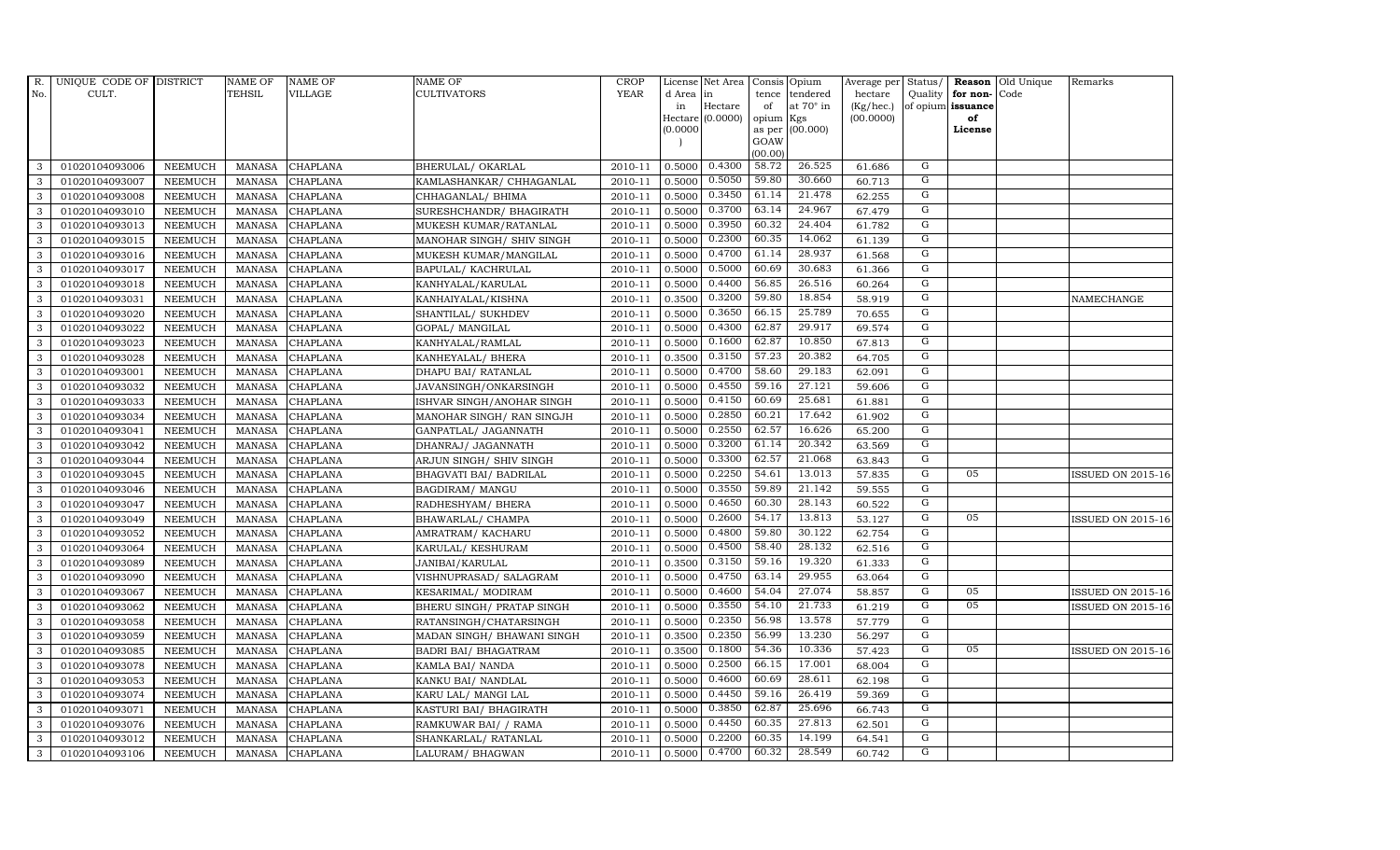| R. No. | UNIQUE CODE OF CULT. | DISTRICT | NAME OF TEHSIL | NAME OF VILLAGE | NAME OF CULTIVATORS | CROP YEAR | License d Area in Hectare (0.0000) | Net Area in Hectare (0.0000) | Consis tence of opium as per GOAW (00.00) | Opium tendered at 70° in Kgs (00.000) | Average per hectare (Kg/hec.) (00.0000) | Status/ Quality of opium | Reason for non-issuance of License | Old Unique Code | Remarks |
|---|---|---|---|---|---|---|---|---|---|---|---|---|---|---|---|
| 3 | 01020104093006 | NEEMUCH | MANASA | CHAPLANA | BHERULAL/ OKARLAL | 2010-11 | 0.5000 | 0.4300 | 58.72 | 26.525 | 61.686 | G | | | |
| 3 | 01020104093007 | NEEMUCH | MANASA | CHAPLANA | KAMLASHANKAR/ CHHAGANLAL | 2010-11 | 0.5000 | 0.5050 | 59.80 | 30.660 | 60.713 | G | | | |
| 3 | 01020104093008 | NEEMUCH | MANASA | CHAPLANA | CHHAGANLAL/ BHIMA | 2010-11 | 0.5000 | 0.3450 | 61.14 | 21.478 | 62.255 | G | | | |
| 3 | 01020104093010 | NEEMUCH | MANASA | CHAPLANA | SURESHCHANDR/ BHAGIRATH | 2010-11 | 0.5000 | 0.3700 | 63.14 | 24.967 | 67.479 | G | | | |
| 3 | 01020104093013 | NEEMUCH | MANASA | CHAPLANA | MUKESH KUMAR/RATANLAL | 2010-11 | 0.5000 | 0.3950 | 60.32 | 24.404 | 61.782 | G | | | |
| 3 | 01020104093015 | NEEMUCH | MANASA | CHAPLANA | MANOHAR SINGH/ SHIV SINGH | 2010-11 | 0.5000 | 0.2300 | 60.35 | 14.062 | 61.139 | G | | | |
| 3 | 01020104093016 | NEEMUCH | MANASA | CHAPLANA | MUKESH KUMAR/MANGILAL | 2010-11 | 0.5000 | 0.4700 | 61.14 | 28.937 | 61.568 | G | | | |
| 3 | 01020104093017 | NEEMUCH | MANASA | CHAPLANA | BAPULAL/ KACHRULAL | 2010-11 | 0.5000 | 0.5000 | 60.69 | 30.683 | 61.366 | G | | | |
| 3 | 01020104093018 | NEEMUCH | MANASA | CHAPLANA | KANHYALAL/KARULAL | 2010-11 | 0.5000 | 0.4400 | 56.85 | 26.516 | 60.264 | G | | | |
| 3 | 01020104093031 | NEEMUCH | MANASA | CHAPLANA | KANHAIYALAL/KISHNA | 2010-11 | 0.3500 | 0.3200 | 59.80 | 18.854 | 58.919 | G | | | NAMECHANGE |
| 3 | 01020104093020 | NEEMUCH | MANASA | CHAPLANA | SHANTILAL/ SUKHDEV | 2010-11 | 0.5000 | 0.3650 | 66.15 | 25.789 | 70.655 | G | | | |
| 3 | 01020104093022 | NEEMUCH | MANASA | CHAPLANA | GOPAL/ MANGILAL | 2010-11 | 0.5000 | 0.4300 | 62.87 | 29.917 | 69.574 | G | | | |
| 3 | 01020104093023 | NEEMUCH | MANASA | CHAPLANA | KANHYALAL/RAMLAL | 2010-11 | 0.5000 | 0.1600 | 62.87 | 10.850 | 67.813 | G | | | |
| 3 | 01020104093028 | NEEMUCH | MANASA | CHAPLANA | KANHEYALAL/ BHERA | 2010-11 | 0.3500 | 0.3150 | 57.23 | 20.382 | 64.705 | G | | | |
| 3 | 01020104093001 | NEEMUCH | MANASA | CHAPLANA | DHAPU BAI/ RATANLAL | 2010-11 | 0.5000 | 0.4700 | 58.60 | 29.183 | 62.091 | G | | | |
| 3 | 01020104093032 | NEEMUCH | MANASA | CHAPLANA | JAVANSINGH/ONKARSINGH | 2010-11 | 0.5000 | 0.4550 | 59.16 | 27.121 | 59.606 | G | | | |
| 3 | 01020104093033 | NEEMUCH | MANASA | CHAPLANA | ISHVAR SINGH/ANOHAR SINGH | 2010-11 | 0.5000 | 0.4150 | 60.69 | 25.681 | 61.881 | G | | | |
| 3 | 01020104093034 | NEEMUCH | MANASA | CHAPLANA | MANOHAR SINGH/ RAN SINGJH | 2010-11 | 0.5000 | 0.2850 | 60.21 | 17.642 | 61.902 | G | | | |
| 3 | 01020104093041 | NEEMUCH | MANASA | CHAPLANA | GANPATLAL/ JAGANNATH | 2010-11 | 0.5000 | 0.2550 | 62.57 | 16.626 | 65.200 | G | | | |
| 3 | 01020104093042 | NEEMUCH | MANASA | CHAPLANA | DHANRAJ/ JAGANNATH | 2010-11 | 0.5000 | 0.3200 | 61.14 | 20.342 | 63.569 | G | | | |
| 3 | 01020104093044 | NEEMUCH | MANASA | CHAPLANA | ARJUN SINGH/ SHIV SINGH | 2010-11 | 0.5000 | 0.3300 | 62.57 | 21.068 | 63.843 | G | | | |
| 3 | 01020104093045 | NEEMUCH | MANASA | CHAPLANA | BHAGVATI BAI/ BADRILAL | 2010-11 | 0.5000 | 0.2250 | 54.61 | 13.013 | 57.835 | G | 05 | | ISSUED ON 2015-16 |
| 3 | 01020104093046 | NEEMUCH | MANASA | CHAPLANA | BAGDIRAM/ MANGU | 2010-11 | 0.5000 | 0.3550 | 59.89 | 21.142 | 59.555 | G | | | |
| 3 | 01020104093047 | NEEMUCH | MANASA | CHAPLANA | RADHESHYAM/ BHERA | 2010-11 | 0.5000 | 0.4650 | 60.30 | 28.143 | 60.522 | G | | | |
| 3 | 01020104093049 | NEEMUCH | MANASA | CHAPLANA | BHAWARLAL/ CHAMPA | 2010-11 | 0.5000 | 0.2600 | 54.17 | 13.813 | 53.127 | G | 05 | | ISSUED ON 2015-16 |
| 3 | 01020104093052 | NEEMUCH | MANASA | CHAPLANA | AMRATRAM/ KACHARU | 2010-11 | 0.5000 | 0.4800 | 59.80 | 30.122 | 62.754 | G | | | |
| 3 | 01020104093064 | NEEMUCH | MANASA | CHAPLANA | KARULAL/ KESHURAM | 2010-11 | 0.5000 | 0.4500 | 58.40 | 28.132 | 62.516 | G | | | |
| 3 | 01020104093089 | NEEMUCH | MANASA | CHAPLANA | JANIBAI/KARULAL | 2010-11 | 0.3500 | 0.3150 | 59.16 | 19.320 | 61.333 | G | | | |
| 3 | 01020104093090 | NEEMUCH | MANASA | CHAPLANA | VISHNUPRASAD/ SALAGRAM | 2010-11 | 0.5000 | 0.4750 | 63.14 | 29.955 | 63.064 | G | | | |
| 3 | 01020104093067 | NEEMUCH | MANASA | CHAPLANA | KESARIMAL/ MODIRAM | 2010-11 | 0.5000 | 0.4600 | 54.04 | 27.074 | 58.857 | G | 05 | | ISSUED ON 2015-16 |
| 3 | 01020104093062 | NEEMUCH | MANASA | CHAPLANA | BHERU SINGH/ PRATAP SINGH | 2010-11 | 0.5000 | 0.3550 | 54.10 | 21.733 | 61.219 | G | 05 | | ISSUED ON 2015-16 |
| 3 | 01020104093058 | NEEMUCH | MANASA | CHAPLANA | RATANSINGH/CHATARSINGH | 2010-11 | 0.5000 | 0.2350 | 56.98 | 13.578 | 57.779 | G | | | |
| 3 | 01020104093059 | NEEMUCH | MANASA | CHAPLANA | MADAN SINGH/ BHAWANI SINGH | 2010-11 | 0.3500 | 0.2350 | 56.99 | 13.230 | 56.297 | G | | | |
| 3 | 01020104093085 | NEEMUCH | MANASA | CHAPLANA | BADRI BAI/ BHAGATRAM | 2010-11 | 0.3500 | 0.1800 | 54.36 | 10.336 | 57.423 | G | 05 | | ISSUED ON 2015-16 |
| 3 | 01020104093078 | NEEMUCH | MANASA | CHAPLANA | KAMLA BAI/ NANDA | 2010-11 | 0.5000 | 0.2500 | 66.15 | 17.001 | 68.004 | G | | | |
| 3 | 01020104093053 | NEEMUCH | MANASA | CHAPLANA | KANKU BAI/ NANDLAL | 2010-11 | 0.5000 | 0.4600 | 60.69 | 28.611 | 62.198 | G | | | |
| 3 | 01020104093074 | NEEMUCH | MANASA | CHAPLANA | KARU LAL/ MANGI LAL | 2010-11 | 0.5000 | 0.4450 | 59.16 | 26.419 | 59.369 | G | | | |
| 3 | 01020104093071 | NEEMUCH | MANASA | CHAPLANA | KASTURI BAI/ BHAGIRATH | 2010-11 | 0.5000 | 0.3850 | 62.87 | 25.696 | 66.743 | G | | | |
| 3 | 01020104093076 | NEEMUCH | MANASA | CHAPLANA | RAMKUWAR BAI/ / RAMA | 2010-11 | 0.5000 | 0.4450 | 60.35 | 27.813 | 62.501 | G | | | |
| 3 | 01020104093012 | NEEMUCH | MANASA | CHAPLANA | SHANKARLAL/ RATANLAL | 2010-11 | 0.5000 | 0.2200 | 60.35 | 14.199 | 64.541 | G | | | |
| 3 | 01020104093106 | NEEMUCH | MANASA | CHAPLANA | LALURAM/ BHAGWAN | 2010-11 | 0.5000 | 0.4700 | 60.32 | 28.549 | 60.742 | G | | | |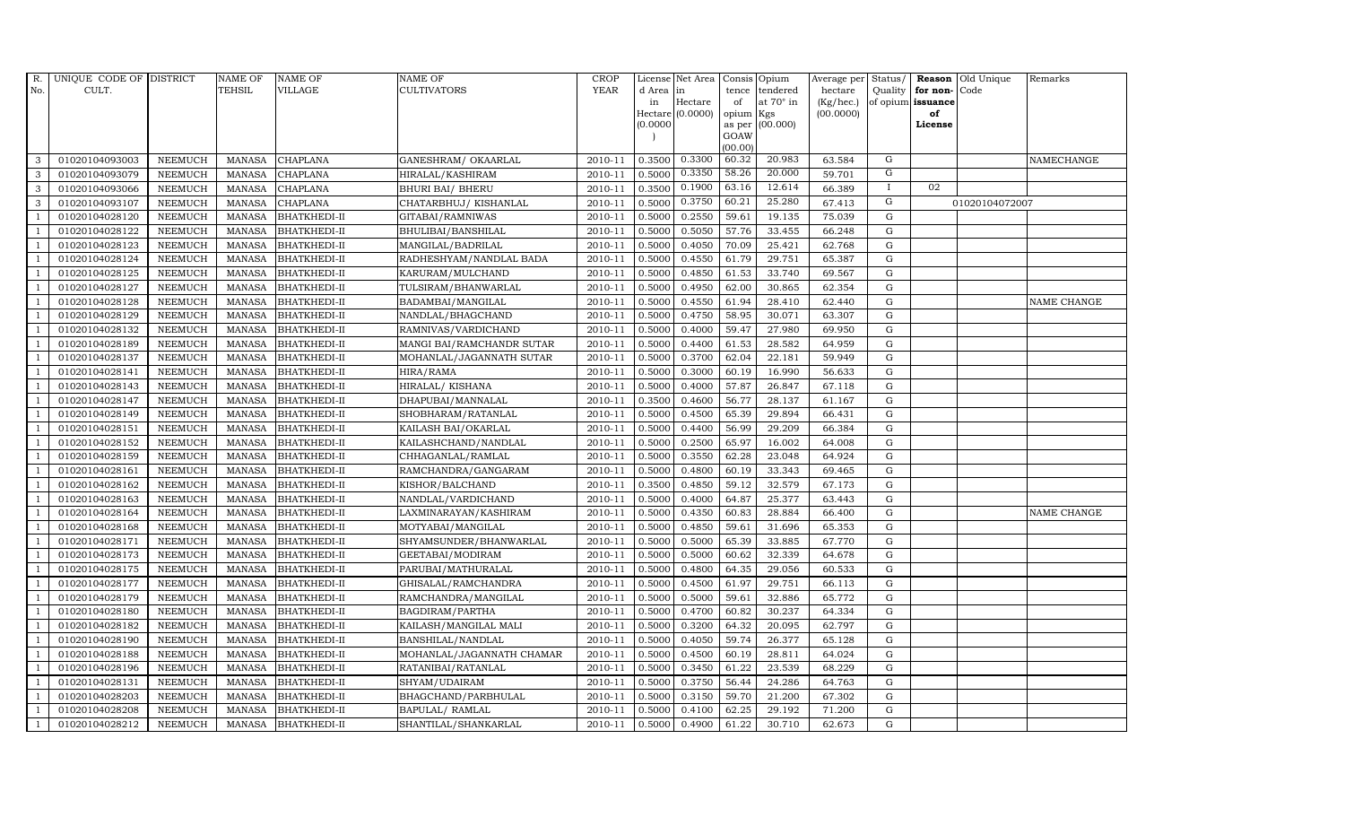| R. No. | UNIQUE CODE OF CULT. | DISTRICT | NAME OF TEHSIL | NAME OF VILLAGE | NAME OF CULTIVATORS | CROP YEAR | License d Area in Hectare (0.0000) | Net Area in Hectare (0.0000) | Consis tence of opium as per GOAW (00.00) | Opium tendered at 70° in Kgs (00.000) | Average per hectare (Kg/hec.) (00.0000) | Status/ Quality of opium | Reason for non-issuance of License | Old Unique Code | Remarks |
|---|---|---|---|---|---|---|---|---|---|---|---|---|---|---|---|
| 3 | 01020104093003 | NEEMUCH | MANASA | CHAPLANA | GANESHRAM/ OKAARLAL | 2010-11 | 0.3500 | 0.3300 | 60.32 | 20.983 | 63.584 | G | | | NAMECHANGE |
| 3 | 01020104093079 | NEEMUCH | MANASA | CHAPLANA | HIRALAL/KASHIRAM | 2010-11 | 0.5000 | 0.3350 | 58.26 | 20.000 | 59.701 | G | | | |
| 3 | 01020104093066 | NEEMUCH | MANASA | CHAPLANA | BHURI BAI/ BHERU | 2010-11 | 0.3500 | 0.1900 | 63.16 | 12.614 | 66.389 | I | 02 | | |
| 3 | 01020104093107 | NEEMUCH | MANASA | CHAPLANA | CHATARBHUJ/ KISHANLAL | 2010-11 | 0.5000 | 0.3750 | 60.21 | 25.280 | 67.413 | G | | 01020104072007 | |
| 1 | 01020104028120 | NEEMUCH | MANASA | BHATKHEDI-II | GITABAI/RAMNIWAS | 2010-11 | 0.5000 | 0.2550 | 59.61 | 19.135 | 75.039 | G | | | |
| 1 | 01020104028122 | NEEMUCH | MANASA | BHATKHEDI-II | BHULIBAI/BANSHILAL | 2010-11 | 0.5000 | 0.5050 | 57.76 | 33.455 | 66.248 | G | | | |
| 1 | 01020104028123 | NEEMUCH | MANASA | BHATKHEDI-II | MANGILAL/BADRILAL | 2010-11 | 0.5000 | 0.4050 | 70.09 | 25.421 | 62.768 | G | | | |
| 1 | 01020104028124 | NEEMUCH | MANASA | BHATKHEDI-II | RADHESHYAM/NANDLAL BADA | 2010-11 | 0.5000 | 0.4550 | 61.79 | 29.751 | 65.387 | G | | | |
| 1 | 01020104028125 | NEEMUCH | MANASA | BHATKHEDI-II | KARURAM/MULCHAND | 2010-11 | 0.5000 | 0.4850 | 61.53 | 33.740 | 69.567 | G | | | |
| 1 | 01020104028127 | NEEMUCH | MANASA | BHATKHEDI-II | TULSIRAM/BHANWARLAL | 2010-11 | 0.5000 | 0.4950 | 62.00 | 30.865 | 62.354 | G | | | |
| 1 | 01020104028128 | NEEMUCH | MANASA | BHATKHEDI-II | BADAMBAI/MANGILAL | 2010-11 | 0.5000 | 0.4550 | 61.94 | 28.410 | 62.440 | G | | | NAME CHANGE |
| 1 | 01020104028129 | NEEMUCH | MANASA | BHATKHEDI-II | NANDLAL/BHAGCHAND | 2010-11 | 0.5000 | 0.4750 | 58.95 | 30.071 | 63.307 | G | | | |
| 1 | 01020104028132 | NEEMUCH | MANASA | BHATKHEDI-II | RAMNIVAS/VARDICHAND | 2010-11 | 0.5000 | 0.4000 | 59.47 | 27.980 | 69.950 | G | | | |
| 1 | 01020104028189 | NEEMUCH | MANASA | BHATKHEDI-II | MANGI BAI/RAMCHANDR SUTAR | 2010-11 | 0.5000 | 0.4400 | 61.53 | 28.582 | 64.959 | G | | | |
| 1 | 01020104028137 | NEEMUCH | MANASA | BHATKHEDI-II | MOHANLAL/JAGANNATH SUTAR | 2010-11 | 0.5000 | 0.3700 | 62.04 | 22.181 | 59.949 | G | | | |
| 1 | 01020104028141 | NEEMUCH | MANASA | BHATKHEDI-II | HIRA/RAMA | 2010-11 | 0.5000 | 0.3000 | 60.19 | 16.990 | 56.633 | G | | | |
| 1 | 01020104028143 | NEEMUCH | MANASA | BHATKHEDI-II | HIRALAL/ KISHANA | 2010-11 | 0.5000 | 0.4000 | 57.87 | 26.847 | 67.118 | G | | | |
| 1 | 01020104028147 | NEEMUCH | MANASA | BHATKHEDI-II | DHAPUBAI/MANNALAL | 2010-11 | 0.3500 | 0.4600 | 56.77 | 28.137 | 61.167 | G | | | |
| 1 | 01020104028149 | NEEMUCH | MANASA | BHATKHEDI-II | SHOBHARAM/RATANLAL | 2010-11 | 0.5000 | 0.4500 | 65.39 | 29.894 | 66.431 | G | | | |
| 1 | 01020104028151 | NEEMUCH | MANASA | BHATKHEDI-II | KAILASH BAI/OKARLAL | 2010-11 | 0.5000 | 0.4400 | 56.99 | 29.209 | 66.384 | G | | | |
| 1 | 01020104028152 | NEEMUCH | MANASA | BHATKHEDI-II | KAILASHCHAND/NANDLAL | 2010-11 | 0.5000 | 0.2500 | 65.97 | 16.002 | 64.008 | G | | | |
| 1 | 01020104028159 | NEEMUCH | MANASA | BHATKHEDI-II | CHHAGANLAL/RAMLAL | 2010-11 | 0.5000 | 0.3550 | 62.28 | 23.048 | 64.924 | G | | | |
| 1 | 01020104028161 | NEEMUCH | MANASA | BHATKHEDI-II | RAMCHANDRA/GANGARAM | 2010-11 | 0.5000 | 0.4800 | 60.19 | 33.343 | 69.465 | G | | | |
| 1 | 01020104028162 | NEEMUCH | MANASA | BHATKHEDI-II | KISHOR/BALCHAND | 2010-11 | 0.3500 | 0.4850 | 59.12 | 32.579 | 67.173 | G | | | |
| 1 | 01020104028163 | NEEMUCH | MANASA | BHATKHEDI-II | NANDLAL/VARDICHAND | 2010-11 | 0.5000 | 0.4000 | 64.87 | 25.377 | 63.443 | G | | | |
| 1 | 01020104028164 | NEEMUCH | MANASA | BHATKHEDI-II | LAXMINARAYAN/KASHIRAM | 2010-11 | 0.5000 | 0.4350 | 60.83 | 28.884 | 66.400 | G | | | NAME CHANGE |
| 1 | 01020104028168 | NEEMUCH | MANASA | BHATKHEDI-II | MOTYABAI/MANGILAL | 2010-11 | 0.5000 | 0.4850 | 59.61 | 31.696 | 65.353 | G | | | |
| 1 | 01020104028171 | NEEMUCH | MANASA | BHATKHEDI-II | SHYAMSUNDER/BHANWARLAL | 2010-11 | 0.5000 | 0.5000 | 65.39 | 33.885 | 67.770 | G | | | |
| 1 | 01020104028173 | NEEMUCH | MANASA | BHATKHEDI-II | GEETABAI/MODIRAM | 2010-11 | 0.5000 | 0.5000 | 60.62 | 32.339 | 64.678 | G | | | |
| 1 | 01020104028175 | NEEMUCH | MANASA | BHATKHEDI-II | PARUBAI/MATHURALAL | 2010-11 | 0.5000 | 0.4800 | 64.35 | 29.056 | 60.533 | G | | | |
| 1 | 01020104028177 | NEEMUCH | MANASA | BHATKHEDI-II | GHISALAL/RAMCHANDRA | 2010-11 | 0.5000 | 0.4500 | 61.97 | 29.751 | 66.113 | G | | | |
| 1 | 01020104028179 | NEEMUCH | MANASA | BHATKHEDI-II | RAMCHANDRA/MANGILAL | 2010-11 | 0.5000 | 0.5000 | 59.61 | 32.886 | 65.772 | G | | | |
| 1 | 01020104028180 | NEEMUCH | MANASA | BHATKHEDI-II | BAGDIRAM/PARTHA | 2010-11 | 0.5000 | 0.4700 | 60.82 | 30.237 | 64.334 | G | | | |
| 1 | 01020104028182 | NEEMUCH | MANASA | BHATKHEDI-II | KAILASH/MANGILAL MALI | 2010-11 | 0.5000 | 0.3200 | 64.32 | 20.095 | 62.797 | G | | | |
| 1 | 01020104028190 | NEEMUCH | MANASA | BHATKHEDI-II | BANSHILAL/NANDLAL | 2010-11 | 0.5000 | 0.4050 | 59.74 | 26.377 | 65.128 | G | | | |
| 1 | 01020104028188 | NEEMUCH | MANASA | BHATKHEDI-II | MOHANLAL/JAGANNATH CHAMAR | 2010-11 | 0.5000 | 0.4500 | 60.19 | 28.811 | 64.024 | G | | | |
| 1 | 01020104028196 | NEEMUCH | MANASA | BHATKHEDI-II | RATANIBAI/RATANLAL | 2010-11 | 0.5000 | 0.3450 | 61.22 | 23.539 | 68.229 | G | | | |
| 1 | 01020104028131 | NEEMUCH | MANASA | BHATKHEDI-II | SHYAM/UDAIRAM | 2010-11 | 0.5000 | 0.3750 | 56.44 | 24.286 | 64.763 | G | | | |
| 1 | 01020104028203 | NEEMUCH | MANASA | BHATKHEDI-II | BHAGCHAND/PARBHULAL | 2010-11 | 0.5000 | 0.3150 | 59.70 | 21.200 | 67.302 | G | | | |
| 1 | 01020104028208 | NEEMUCH | MANASA | BHATKHEDI-II | BAPULAL/ RAMLAL | 2010-11 | 0.5000 | 0.4100 | 62.25 | 29.192 | 71.200 | G | | | |
| 1 | 01020104028212 | NEEMUCH | MANASA | BHATKHEDI-II | SHANTILAL/SHANKARLAL | 2010-11 | 0.5000 | 0.4900 | 61.22 | 30.710 | 62.673 | G | | | |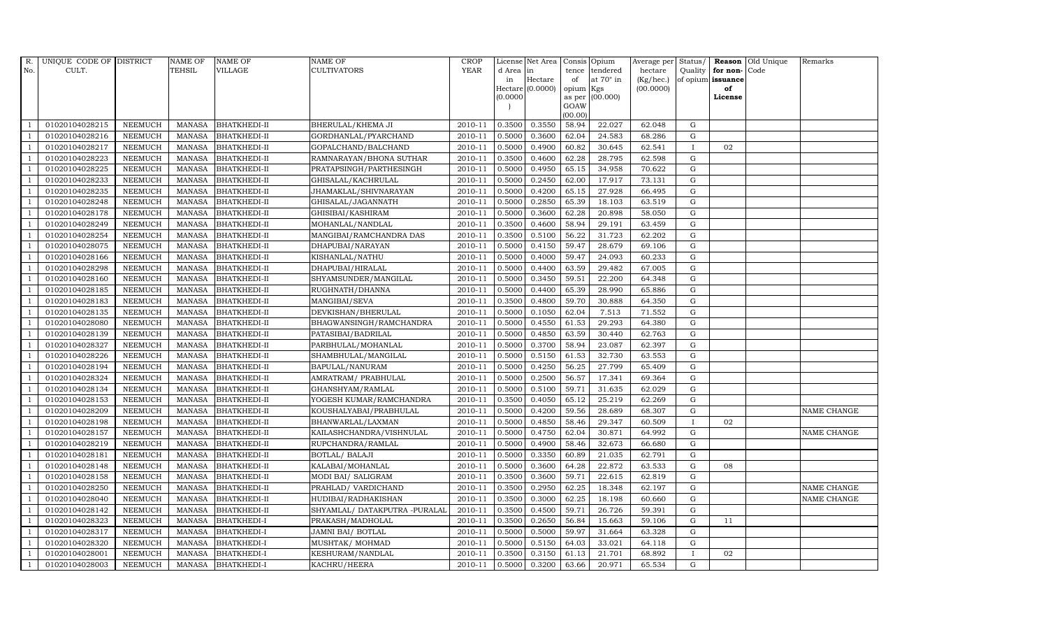| R. No. | UNIQUE CODE OF CULT. | DISTRICT | NAME OF TEHSIL | NAME OF VILLAGE | NAME OF CULTIVATORS | CROP YEAR | License d Area in Hectare (0.0000) | Net Area in Hectare (0.0000) | Consis tence of opium as per GOAW (00.00) | Opium tendered at 70° in Kgs (00.000) | Average per hectare (Kg/hec.) (00.0000) | Status/ Quality of opium | Reason for non-issuance of License | Old Unique Code | Remarks |
|---|---|---|---|---|---|---|---|---|---|---|---|---|---|---|---|
| 1 | 01020104028215 | NEEMUCH | MANASA | BHATKHEDI-II | BHERULAL/KHEMA JI | 2010-11 | 0.3500 | 0.3550 | 58.94 | 22.027 | 62.048 | G | | | |
| 1 | 01020104028216 | NEEMUCH | MANASA | BHATKHEDI-II | GORDHANLAL/PYARCHAND | 2010-11 | 0.5000 | 0.3600 | 62.04 | 24.583 | 68.286 | G | | | |
| 1 | 01020104028217 | NEEMUCH | MANASA | BHATKHEDI-II | GOPALCHAND/BALCHAND | 2010-11 | 0.5000 | 0.4900 | 60.82 | 30.645 | 62.541 | I | 02 | | |
| 1 | 01020104028223 | NEEMUCH | MANASA | BHATKHEDI-II | RAMNARAYAN/BHONA SUTHAR | 2010-11 | 0.3500 | 0.4600 | 62.28 | 28.795 | 62.598 | G | | | |
| 1 | 01020104028225 | NEEMUCH | MANASA | BHATKHEDI-II | PRATAPSINGH/PARTHESINGH | 2010-11 | 0.5000 | 0.4950 | 65.15 | 34.958 | 70.622 | G | | | |
| 1 | 01020104028233 | NEEMUCH | MANASA | BHATKHEDI-II | GHISALAL/KACHRULAL | 2010-11 | 0.5000 | 0.2450 | 62.00 | 17.917 | 73.131 | G | | | |
| 1 | 01020104028235 | NEEMUCH | MANASA | BHATKHEDI-II | JHAMAKLAL/SHIVNARAYAN | 2010-11 | 0.5000 | 0.4200 | 65.15 | 27.928 | 66.495 | G | | | |
| 1 | 01020104028248 | NEEMUCH | MANASA | BHATKHEDI-II | GHISALAL/JAGANNATH | 2010-11 | 0.5000 | 0.2850 | 65.39 | 18.103 | 63.519 | G | | | |
| 1 | 01020104028178 | NEEMUCH | MANASA | BHATKHEDI-II | GHISIBAI/KASHIRAM | 2010-11 | 0.5000 | 0.3600 | 62.28 | 20.898 | 58.050 | G | | | |
| 1 | 01020104028249 | NEEMUCH | MANASA | BHATKHEDI-II | MOHANLAL/NANDLAL | 2010-11 | 0.3500 | 0.4600 | 58.94 | 29.191 | 63.459 | G | | | |
| 1 | 01020104028254 | NEEMUCH | MANASA | BHATKHEDI-II | MANGIBAI/RAMCHANDRA DAS | 2010-11 | 0.3500 | 0.5100 | 56.22 | 31.723 | 62.202 | G | | | |
| 1 | 01020104028075 | NEEMUCH | MANASA | BHATKHEDI-II | DHAPUBAI/NARAYAN | 2010-11 | 0.5000 | 0.4150 | 59.47 | 28.679 | 69.106 | G | | | |
| 1 | 01020104028166 | NEEMUCH | MANASA | BHATKHEDI-II | KISHANLAL/NATHU | 2010-11 | 0.5000 | 0.4000 | 59.47 | 24.093 | 60.233 | G | | | |
| 1 | 01020104028298 | NEEMUCH | MANASA | BHATKHEDI-II | DHAPUBAI/HIRALAL | 2010-11 | 0.5000 | 0.4400 | 63.59 | 29.482 | 67.005 | G | | | |
| 1 | 01020104028160 | NEEMUCH | MANASA | BHATKHEDI-II | SHYAMSUNDER/MANGILAL | 2010-11 | 0.5000 | 0.3450 | 59.51 | 22.200 | 64.348 | G | | | |
| 1 | 01020104028185 | NEEMUCH | MANASA | BHATKHEDI-II | RUGHNATH/DHANNA | 2010-11 | 0.5000 | 0.4400 | 65.39 | 28.990 | 65.886 | G | | | |
| 1 | 01020104028183 | NEEMUCH | MANASA | BHATKHEDI-II | MANGIBAI/SEVA | 2010-11 | 0.3500 | 0.4800 | 59.70 | 30.888 | 64.350 | G | | | |
| 1 | 01020104028135 | NEEMUCH | MANASA | BHATKHEDI-II | DEVKISHAN/BHERULAL | 2010-11 | 0.5000 | 0.1050 | 62.04 | 7.513 | 71.552 | G | | | |
| 1 | 01020104028080 | NEEMUCH | MANASA | BHATKHEDI-II | BHAGWANSINGH/RAMCHANDRA | 2010-11 | 0.5000 | 0.4550 | 61.53 | 29.293 | 64.380 | G | | | |
| 1 | 01020104028139 | NEEMUCH | MANASA | BHATKHEDI-II | PATASIBAI/BADRILAL | 2010-11 | 0.5000 | 0.4850 | 63.59 | 30.440 | 62.763 | G | | | |
| 1 | 01020104028327 | NEEMUCH | MANASA | BHATKHEDI-II | PARBHULAL/MOHANLAL | 2010-11 | 0.5000 | 0.3700 | 58.94 | 23.087 | 62.397 | G | | | |
| 1 | 01020104028226 | NEEMUCH | MANASA | BHATKHEDI-II | SHAMBHULAL/MANGILAL | 2010-11 | 0.5000 | 0.5150 | 61.53 | 32.730 | 63.553 | G | | | |
| 1 | 01020104028194 | NEEMUCH | MANASA | BHATKHEDI-II | BAPULAL/NANURAM | 2010-11 | 0.5000 | 0.4250 | 56.25 | 27.799 | 65.409 | G | | | |
| 1 | 01020104028324 | NEEMUCH | MANASA | BHATKHEDI-II | AMRATRAM/ PRABHULAL | 2010-11 | 0.5000 | 0.2500 | 56.57 | 17.341 | 69.364 | G | | | |
| 1 | 01020104028134 | NEEMUCH | MANASA | BHATKHEDI-II | GHANSHYAM/RAMLAL | 2010-11 | 0.5000 | 0.5100 | 59.71 | 31.635 | 62.029 | G | | | |
| 1 | 01020104028153 | NEEMUCH | MANASA | BHATKHEDI-II | YOGESH KUMAR/RAMCHANDRA | 2010-11 | 0.3500 | 0.4050 | 65.12 | 25.219 | 62.269 | G | | | |
| 1 | 01020104028209 | NEEMUCH | MANASA | BHATKHEDI-II | KOUSHALYABAI/PRABHULAL | 2010-11 | 0.5000 | 0.4200 | 59.56 | 28.689 | 68.307 | G | | | NAME CHANGE |
| 1 | 01020104028198 | NEEMUCH | MANASA | BHATKHEDI-II | BHANWARLAL/LAXMAN | 2010-11 | 0.5000 | 0.4850 | 58.46 | 29.347 | 60.509 | I | 02 | | |
| 1 | 01020104028157 | NEEMUCH | MANASA | BHATKHEDI-II | KAILASHCHANDRA/VISHNULAL | 2010-11 | 0.5000 | 0.4750 | 62.04 | 30.871 | 64.992 | G | | | NAME CHANGE |
| 1 | 01020104028219 | NEEMUCH | MANASA | BHATKHEDI-II | RUPCHANDRA/RAMLAL | 2010-11 | 0.5000 | 0.4900 | 58.46 | 32.673 | 66.680 | G | | | |
| 1 | 01020104028181 | NEEMUCH | MANASA | BHATKHEDI-II | BOTLAL/ BALAJI | 2010-11 | 0.5000 | 0.3350 | 60.89 | 21.035 | 62.791 | G | | | |
| 1 | 01020104028148 | NEEMUCH | MANASA | BHATKHEDI-II | KALABAI/MOHANLAL | 2010-11 | 0.5000 | 0.3600 | 64.28 | 22.872 | 63.533 | G | 08 | | |
| 1 | 01020104028158 | NEEMUCH | MANASA | BHATKHEDI-II | MODI BAI/ SALIGRAM | 2010-11 | 0.3500 | 0.3600 | 59.71 | 22.615 | 62.819 | G | | | |
| 1 | 01020104028250 | NEEMUCH | MANASA | BHATKHEDI-II | PRAHLAD/ VARDICHAND | 2010-11 | 0.3500 | 0.2950 | 62.25 | 18.348 | 62.197 | G | | | NAME CHANGE |
| 1 | 01020104028040 | NEEMUCH | MANASA | BHATKHEDI-II | HUDIBAI/RADHAKISHAN | 2010-11 | 0.3500 | 0.3000 | 62.25 | 18.198 | 60.660 | G | | | NAME CHANGE |
| 1 | 01020104028142 | NEEMUCH | MANASA | BHATKHEDI-II | SHYAMLAL/ DATAKPUTRA -PURALAL | 2010-11 | 0.3500 | 0.4500 | 59.71 | 26.726 | 59.391 | G | | | |
| 1 | 01020104028323 | NEEMUCH | MANASA | BHATKHEDI-I | PRAKASH/MADHOLAL | 2010-11 | 0.3500 | 0.2650 | 56.84 | 15.663 | 59.106 | G | 11 | | |
| 1 | 01020104028317 | NEEMUCH | MANASA | BHATKHEDI-I | JAMNI BAI/ BOTLAL | 2010-11 | 0.5000 | 0.5000 | 59.97 | 31.664 | 63.328 | G | | | |
| 1 | 01020104028320 | NEEMUCH | MANASA | BHATKHEDI-I | MUSHTAK/ MOHMAD | 2010-11 | 0.5000 | 0.5150 | 64.03 | 33.021 | 64.118 | G | | | |
| 1 | 01020104028001 | NEEMUCH | MANASA | BHATKHEDI-I | KESHURAM/NANDLAL | 2010-11 | 0.3500 | 0.3150 | 61.13 | 21.701 | 68.892 | I | 02 | | |
| 1 | 01020104028003 | NEEMUCH | MANASA | BHATKHEDI-I | KACHRU/HEERA | 2010-11 | 0.5000 | 0.3200 | 63.66 | 20.971 | 65.534 | G | | | |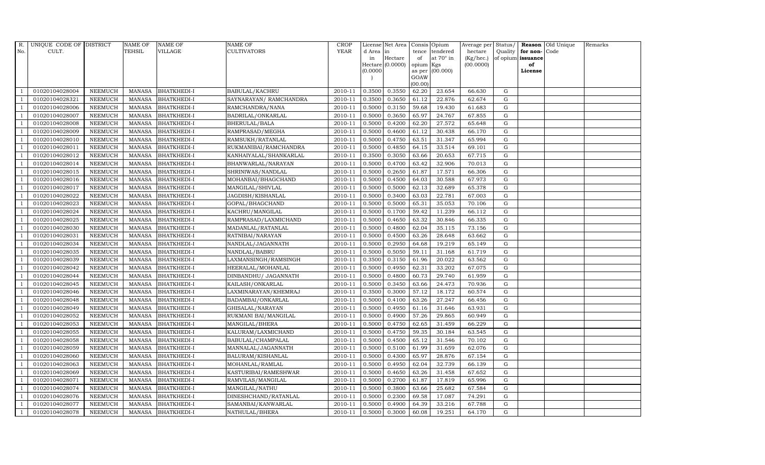| R. No. | UNIQUE CODE OF CULT. | DISTRICT | NAME OF TEHSIL | NAME OF VILLAGE | NAME OF CULTIVATORS | CROP YEAR | License d Area in Hectare (0.0000) | Net Area in Hectare (0.0000) | Consis tence of opium as per GOAW (00.00) | Opium tendered at 70° in Kgs (00.000) | Average per hectare (Kg/hec.) (00.0000) | Status/ Quality of opium | Reason for non-issuance of License | Old Unique Code | Remarks |
|---|---|---|---|---|---|---|---|---|---|---|---|---|---|---|---|
| 1 | 01020104028004 | NEEMUCH | MANASA | BHATKHEDI-I | BABULAL/KACHRU | 2010-11 | 0.3500 | 0.3550 | 62.20 | 23.654 | 66.630 | G | | | |
| 1 | 01020104028321 | NEEMUCH | MANASA | BHATKHEDI-I | SAYNARAYAN/ RAMCHANDRA | 2010-11 | 0.3500 | 0.3650 | 61.12 | 22.876 | 62.674 | G | | | |
| 1 | 01020104028006 | NEEMUCH | MANASA | BHATKHEDI-I | RAMCHANDRA/NANA | 2010-11 | 0.5000 | 0.3150 | 59.68 | 19.430 | 61.683 | G | | | |
| 1 | 01020104028007 | NEEMUCH | MANASA | BHATKHEDI-I | BADRILAL/ONKARLAL | 2010-11 | 0.5000 | 0.3650 | 65.97 | 24.767 | 67.855 | G | | | |
| 1 | 01020104028008 | NEEMUCH | MANASA | BHATKHEDI-I | BHERULAL/BALA | 2010-11 | 0.5000 | 0.4200 | 62.20 | 27.572 | 65.648 | G | | | |
| 1 | 01020104028009 | NEEMUCH | MANASA | BHATKHEDI-I | RAMPRASAD/MEGHA | 2010-11 | 0.5000 | 0.4600 | 61.12 | 30.438 | 66.170 | G | | | |
| 1 | 01020104028010 | NEEMUCH | MANASA | BHATKHEDI-I | RAMSUKH/RATANLAL | 2010-11 | 0.5000 | 0.4750 | 63.51 | 31.347 | 65.994 | G | | | |
| 1 | 01020104028011 | NEEMUCH | MANASA | BHATKHEDI-I | RUKMANIBAI/RAMCHANDRA | 2010-11 | 0.5000 | 0.4850 | 64.15 | 33.514 | 69.101 | G | | | |
| 1 | 01020104028012 | NEEMUCH | MANASA | BHATKHEDI-I | KANHAIYALAL/SHANKARLAL | 2010-11 | 0.3500 | 0.3050 | 63.66 | 20.653 | 67.715 | G | | | |
| 1 | 01020104028014 | NEEMUCH | MANASA | BHATKHEDI-I | BHANWARLAL/NARAYAN | 2010-11 | 0.5000 | 0.4700 | 63.42 | 32.906 | 70.013 | G | | | |
| 1 | 01020104028015 | NEEMUCH | MANASA | BHATKHEDI-I | SHRINIWAS/NANDLAL | 2010-11 | 0.5000 | 0.2650 | 61.87 | 17.571 | 66.306 | G | | | |
| 1 | 01020104028016 | NEEMUCH | MANASA | BHATKHEDI-I | MOHANBAI/BHAGCHAND | 2010-11 | 0.5000 | 0.4500 | 64.03 | 30.588 | 67.973 | G | | | |
| 1 | 01020104028017 | NEEMUCH | MANASA | BHATKHEDI-I | MANGILAL/SHIVLAL | 2010-11 | 0.5000 | 0.5000 | 62.13 | 32.689 | 65.378 | G | | | |
| 1 | 01020104028022 | NEEMUCH | MANASA | BHATKHEDI-I | JAGDISH/KISHANLAL | 2010-11 | 0.5000 | 0.3400 | 63.03 | 22.781 | 67.003 | G | | | |
| 1 | 01020104028023 | NEEMUCH | MANASA | BHATKHEDI-I | GOPAL/BHAGCHAND | 2010-11 | 0.5000 | 0.5000 | 65.31 | 35.053 | 70.106 | G | | | |
| 1 | 01020104028024 | NEEMUCH | MANASA | BHATKHEDI-I | KACHRU/MANGILAL | 2010-11 | 0.5000 | 0.1700 | 59.42 | 11.239 | 66.112 | G | | | |
| 1 | 01020104028025 | NEEMUCH | MANASA | BHATKHEDI-I | RAMPRASAD/LAXMICHAND | 2010-11 | 0.5000 | 0.4650 | 63.32 | 30.846 | 66.335 | G | | | |
| 1 | 01020104028030 | NEEMUCH | MANASA | BHATKHEDI-I | MADANLAL/RATANLAL | 2010-11 | 0.5000 | 0.4800 | 62.04 | 35.115 | 73.156 | G | | | |
| 1 | 01020104028031 | NEEMUCH | MANASA | BHATKHEDI-I | RATNIBAI/NARAYAN | 2010-11 | 0.5000 | 0.4500 | 63.26 | 28.648 | 63.662 | G | | | |
| 1 | 01020104028034 | NEEMUCH | MANASA | BHATKHEDI-I | NANDLAL/JAGANNATH | 2010-11 | 0.5000 | 0.2950 | 64.68 | 19.219 | 65.149 | G | | | |
| 1 | 01020104028035 | NEEMUCH | MANASA | BHATKHEDI-I | NANDLAL/BABRU | 2010-11 | 0.5000 | 0.5050 | 59.11 | 31.168 | 61.719 | G | | | |
| 1 | 01020104028039 | NEEMUCH | MANASA | BHATKHEDI-I | LAXMANSINGH/RAMSINGH | 2010-11 | 0.3500 | 0.3150 | 61.96 | 20.022 | 63.562 | G | | | |
| 1 | 01020104028042 | NEEMUCH | MANASA | BHATKHEDI-I | HEERALAL/MOHANLAL | 2010-11 | 0.5000 | 0.4950 | 62.31 | 33.202 | 67.075 | G | | | |
| 1 | 01020104028044 | NEEMUCH | MANASA | BHATKHEDI-I | DINBANDHU/ JAGANNATH | 2010-11 | 0.5000 | 0.4800 | 60.73 | 29.740 | 61.959 | G | | | |
| 1 | 01020104028045 | NEEMUCH | MANASA | BHATKHEDI-I | KAILASH/ONKARLAL | 2010-11 | 0.5000 | 0.3450 | 63.66 | 24.473 | 70.936 | G | | | |
| 1 | 01020104028046 | NEEMUCH | MANASA | BHATKHEDI-I | LAXMINARAYAN/KHEMRAJ | 2010-11 | 0.3500 | 0.3000 | 57.12 | 18.172 | 60.574 | G | | | |
| 1 | 01020104028048 | NEEMUCH | MANASA | BHATKHEDI-I | BADAMBAI/ONKARLAL | 2010-11 | 0.5000 | 0.4100 | 63.26 | 27.247 | 66.456 | G | | | |
| 1 | 01020104028049 | NEEMUCH | MANASA | BHATKHEDI-I | GHISALAL/NARAYAN | 2010-11 | 0.5000 | 0.4950 | 61.16 | 31.646 | 63.931 | G | | | |
| 1 | 01020104028052 | NEEMUCH | MANASA | BHATKHEDI-I | RUKMANI BAI/MANGILAL | 2010-11 | 0.5000 | 0.4900 | 57.26 | 29.865 | 60.949 | G | | | |
| 1 | 01020104028053 | NEEMUCH | MANASA | BHATKHEDI-I | MANGILAL/BHERA | 2010-11 | 0.5000 | 0.4750 | 62.65 | 31.459 | 66.229 | G | | | |
| 1 | 01020104028055 | NEEMUCH | MANASA | BHATKHEDI-I | KALURAM/LAXMICHAND | 2010-11 | 0.5000 | 0.4750 | 59.35 | 30.184 | 63.545 | G | | | |
| 1 | 01020104028058 | NEEMUCH | MANASA | BHATKHEDI-I | BABULAL/CHAMPALAL | 2010-11 | 0.5000 | 0.4500 | 65.12 | 31.546 | 70.102 | G | | | |
| 1 | 01020104028059 | NEEMUCH | MANASA | BHATKHEDI-I | MANNALAL/JAGANNATH | 2010-11 | 0.5000 | 0.5100 | 61.99 | 31.659 | 62.076 | G | | | |
| 1 | 01020104028060 | NEEMUCH | MANASA | BHATKHEDI-I | BALURAM/KISHANLAL | 2010-11 | 0.5000 | 0.4300 | 65.97 | 28.876 | 67.154 | G | | | |
| 1 | 01020104028063 | NEEMUCH | MANASA | BHATKHEDI-I | MOHANLAL/RAMLAL | 2010-11 | 0.5000 | 0.4950 | 62.04 | 32.739 | 66.139 | G | | | |
| 1 | 01020104028069 | NEEMUCH | MANASA | BHATKHEDI-I | KASTURIBAI/RAMESHWAR | 2010-11 | 0.5000 | 0.4650 | 63.26 | 31.458 | 67.652 | G | | | |
| 1 | 01020104028071 | NEEMUCH | MANASA | BHATKHEDI-I | RAMVILAS/MANGILAL | 2010-11 | 0.5000 | 0.2700 | 61.87 | 17.819 | 65.996 | G | | | |
| 1 | 01020104028074 | NEEMUCH | MANASA | BHATKHEDI-I | MANGILAL/NATHU | 2010-11 | 0.5000 | 0.3800 | 63.66 | 25.682 | 67.584 | G | | | |
| 1 | 01020104028076 | NEEMUCH | MANASA | BHATKHEDI-I | DINESHCHAND/RATANLAL | 2010-11 | 0.5000 | 0.2300 | 69.58 | 17.087 | 74.291 | G | | | |
| 1 | 01020104028077 | NEEMUCH | MANASA | BHATKHEDI-I | SAMANBAI/KANWARLAL | 2010-11 | 0.5000 | 0.4900 | 64.39 | 33.216 | 67.788 | G | | | |
| 1 | 01020104028078 | NEEMUCH | MANASA | BHATKHEDI-I | NATHULAL/BHERA | 2010-11 | 0.5000 | 0.3000 | 60.08 | 19.251 | 64.170 | G | | | |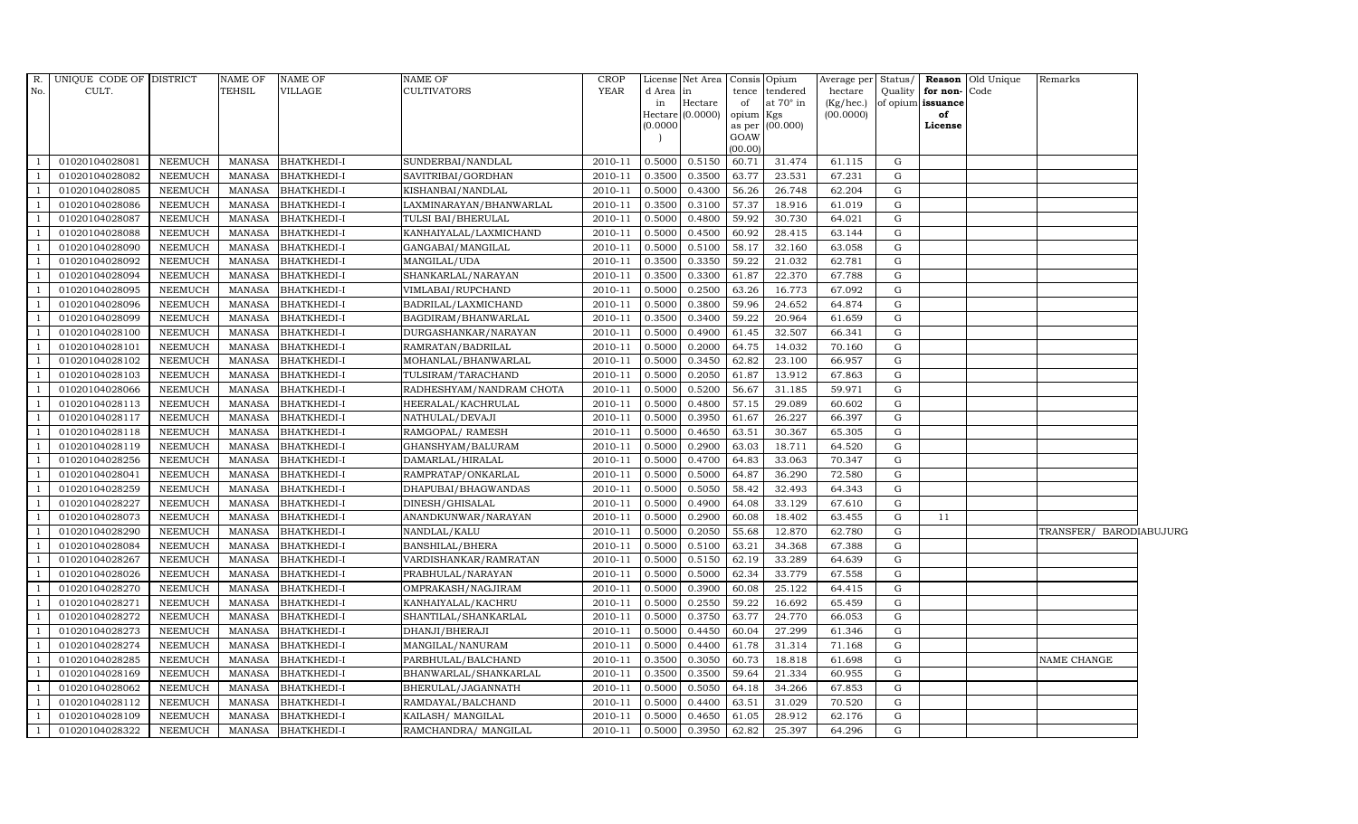| R. No. | UNIQUE CODE OF CULT. | DISTRICT | NAME OF TEHSIL | NAME OF VILLAGE | NAME OF CULTIVATORS | CROP YEAR | License d Area in Hectare (0.0000) | Net Area in Hectare (0.0000) | Consis tence of opium as per GOAW (00.00) | Opium tendered at 70° in Kgs (00.000) | Average per hectare (Kg/hec.) (00.0000) | Status/ Quality of opium | Reason for non-issuance of License | Old Unique Code | Remarks |
|---|---|---|---|---|---|---|---|---|---|---|---|---|---|---|---|
| 1 | 01020104028081 | NEEMUCH | MANASA | BHATKHEDI-I | SUNDERBAI/NANDLAL | 2010-11 | 0.5000 | 0.5150 | 60.71 | 31.474 | 61.115 | G | | | |
| 1 | 01020104028082 | NEEMUCH | MANASA | BHATKHEDI-I | SAVITRIBAI/GORDHAN | 2010-11 | 0.3500 | 0.3500 | 63.77 | 23.531 | 67.231 | G | | | |
| 1 | 01020104028085 | NEEMUCH | MANASA | BHATKHEDI-I | KISHANBAI/NANDLAL | 2010-11 | 0.5000 | 0.4300 | 56.26 | 26.748 | 62.204 | G | | | |
| 1 | 01020104028086 | NEEMUCH | MANASA | BHATKHEDI-I | LAXMINARAYAN/BHANWARLAL | 2010-11 | 0.3500 | 0.3100 | 57.37 | 18.916 | 61.019 | G | | | |
| 1 | 01020104028087 | NEEMUCH | MANASA | BHATKHEDI-I | TULSI BAI/BHERULAL | 2010-11 | 0.5000 | 0.4800 | 59.92 | 30.730 | 64.021 | G | | | |
| 1 | 01020104028088 | NEEMUCH | MANASA | BHATKHEDI-I | KANHAIYALAL/LAXMICHAND | 2010-11 | 0.5000 | 0.4500 | 60.92 | 28.415 | 63.144 | G | | | |
| 1 | 01020104028090 | NEEMUCH | MANASA | BHATKHEDI-I | GANGABAI/MANGILAL | 2010-11 | 0.5000 | 0.5100 | 58.17 | 32.160 | 63.058 | G | | | |
| 1 | 01020104028092 | NEEMUCH | MANASA | BHATKHEDI-I | MANGILAL/UDA | 2010-11 | 0.3500 | 0.3350 | 59.22 | 21.032 | 62.781 | G | | | |
| 1 | 01020104028094 | NEEMUCH | MANASA | BHATKHEDI-I | SHANKARLAL/NARAYAN | 2010-11 | 0.3500 | 0.3300 | 61.87 | 22.370 | 67.788 | G | | | |
| 1 | 01020104028095 | NEEMUCH | MANASA | BHATKHEDI-I | VIMLABAI/RUPCHAND | 2010-11 | 0.5000 | 0.2500 | 63.26 | 16.773 | 67.092 | G | | | |
| 1 | 01020104028096 | NEEMUCH | MANASA | BHATKHEDI-I | BADRILAL/LAXMICHAND | 2010-11 | 0.5000 | 0.3800 | 59.96 | 24.652 | 64.874 | G | | | |
| 1 | 01020104028099 | NEEMUCH | MANASA | BHATKHEDI-I | BAGDIRAM/BHANWARLAL | 2010-11 | 0.3500 | 0.3400 | 59.22 | 20.964 | 61.659 | G | | | |
| 1 | 01020104028100 | NEEMUCH | MANASA | BHATKHEDI-I | DURGASHANKAR/NARAYAN | 2010-11 | 0.5000 | 0.4900 | 61.45 | 32.507 | 66.341 | G | | | |
| 1 | 01020104028101 | NEEMUCH | MANASA | BHATKHEDI-I | RAMRATAN/BADRILAL | 2010-11 | 0.5000 | 0.2000 | 64.75 | 14.032 | 70.160 | G | | | |
| 1 | 01020104028102 | NEEMUCH | MANASA | BHATKHEDI-I | MOHANLAL/BHANWARLAL | 2010-11 | 0.5000 | 0.3450 | 62.82 | 23.100 | 66.957 | G | | | |
| 1 | 01020104028103 | NEEMUCH | MANASA | BHATKHEDI-I | TULSIRAM/TARACHAND | 2010-11 | 0.5000 | 0.2050 | 61.87 | 13.912 | 67.863 | G | | | |
| 1 | 01020104028066 | NEEMUCH | MANASA | BHATKHEDI-I | RADHESHYAM/NANDRAM CHOTA | 2010-11 | 0.5000 | 0.5200 | 56.67 | 31.185 | 59.971 | G | | | |
| 1 | 01020104028113 | NEEMUCH | MANASA | BHATKHEDI-I | HEERALAL/KACHRULAL | 2010-11 | 0.5000 | 0.4800 | 57.15 | 29.089 | 60.602 | G | | | |
| 1 | 01020104028117 | NEEMUCH | MANASA | BHATKHEDI-I | NATHULAL/DEVAJI | 2010-11 | 0.5000 | 0.3950 | 61.67 | 26.227 | 66.397 | G | | | |
| 1 | 01020104028118 | NEEMUCH | MANASA | BHATKHEDI-I | RAMGOPAL/ RAMESH | 2010-11 | 0.5000 | 0.4650 | 63.51 | 30.367 | 65.305 | G | | | |
| 1 | 01020104028119 | NEEMUCH | MANASA | BHATKHEDI-I | GHANSHYAM/BALURAM | 2010-11 | 0.5000 | 0.2900 | 63.03 | 18.711 | 64.520 | G | | | |
| 1 | 01020104028256 | NEEMUCH | MANASA | BHATKHEDI-I | DAMARLAL/HIRALAL | 2010-11 | 0.5000 | 0.4700 | 64.83 | 33.063 | 70.347 | G | | | |
| 1 | 01020104028041 | NEEMUCH | MANASA | BHATKHEDI-I | RAMPRATAP/ONKARLAL | 2010-11 | 0.5000 | 0.5000 | 64.87 | 36.290 | 72.580 | G | | | |
| 1 | 01020104028259 | NEEMUCH | MANASA | BHATKHEDI-I | DHAPUBAI/BHAGWANDAS | 2010-11 | 0.5000 | 0.5050 | 58.42 | 32.493 | 64.343 | G | | | |
| 1 | 01020104028227 | NEEMUCH | MANASA | BHATKHEDI-I | DINESH/GHISALAL | 2010-11 | 0.5000 | 0.4900 | 64.08 | 33.129 | 67.610 | G | | | |
| 1 | 01020104028073 | NEEMUCH | MANASA | BHATKHEDI-I | ANANDKUNWAR/NARAYAN | 2010-11 | 0.5000 | 0.2900 | 60.08 | 18.402 | 63.455 | G | 11 | | |
| 1 | 01020104028290 | NEEMUCH | MANASA | BHATKHEDI-I | NANDLAL/KALU | 2010-11 | 0.5000 | 0.2050 | 55.68 | 12.870 | 62.780 | G | | | TRANSFER/ BARODIABUJURG |
| 1 | 01020104028084 | NEEMUCH | MANASA | BHATKHEDI-I | BANSHILAL/BHERA | 2010-11 | 0.5000 | 0.5100 | 63.21 | 34.368 | 67.388 | G | | | |
| 1 | 01020104028267 | NEEMUCH | MANASA | BHATKHEDI-I | VARDISHANKAR/RAMRATAN | 2010-11 | 0.5000 | 0.5150 | 62.19 | 33.289 | 64.639 | G | | | |
| 1 | 01020104028026 | NEEMUCH | MANASA | BHATKHEDI-I | PRABHULAL/NARAYAN | 2010-11 | 0.5000 | 0.5000 | 62.34 | 33.779 | 67.558 | G | | | |
| 1 | 01020104028270 | NEEMUCH | MANASA | BHATKHEDI-I | OMPRAKASH/NAGJIRAM | 2010-11 | 0.5000 | 0.3900 | 60.08 | 25.122 | 64.415 | G | | | |
| 1 | 01020104028271 | NEEMUCH | MANASA | BHATKHEDI-I | KANHAIYALAL/KACHRU | 2010-11 | 0.5000 | 0.2550 | 59.22 | 16.692 | 65.459 | G | | | |
| 1 | 01020104028272 | NEEMUCH | MANASA | BHATKHEDI-I | SHANTILAL/SHANKARLAL | 2010-11 | 0.5000 | 0.3750 | 63.77 | 24.770 | 66.053 | G | | | |
| 1 | 01020104028273 | NEEMUCH | MANASA | BHATKHEDI-I | DHANJI/BHERAJI | 2010-11 | 0.5000 | 0.4450 | 60.04 | 27.299 | 61.346 | G | | | |
| 1 | 01020104028274 | NEEMUCH | MANASA | BHATKHEDI-I | MANGILAL/NANURAM | 2010-11 | 0.5000 | 0.4400 | 61.78 | 31.314 | 71.168 | G | | | |
| 1 | 01020104028285 | NEEMUCH | MANASA | BHATKHEDI-I | PARBHULAL/BALCHAND | 2010-11 | 0.3500 | 0.3050 | 60.73 | 18.818 | 61.698 | G | | | NAME CHANGE |
| 1 | 01020104028169 | NEEMUCH | MANASA | BHATKHEDI-I | BHANWARLAL/SHANKARLAL | 2010-11 | 0.3500 | 0.3500 | 59.64 | 21.334 | 60.955 | G | | | |
| 1 | 01020104028062 | NEEMUCH | MANASA | BHATKHEDI-I | BHERULAL/JAGANNATH | 2010-11 | 0.5000 | 0.5050 | 64.18 | 34.266 | 67.853 | G | | | |
| 1 | 01020104028112 | NEEMUCH | MANASA | BHATKHEDI-I | RAMDAYAL/BALCHAND | 2010-11 | 0.5000 | 0.4400 | 63.51 | 31.029 | 70.520 | G | | | |
| 1 | 01020104028109 | NEEMUCH | MANASA | BHATKHEDI-I | KAILASH/ MANGILAL | 2010-11 | 0.5000 | 0.4650 | 61.05 | 28.912 | 62.176 | G | | | |
| 1 | 01020104028322 | NEEMUCH | MANASA | BHATKHEDI-I | RAMCHANDRA/ MANGILAL | 2010-11 | 0.5000 | 0.3950 | 62.82 | 25.397 | 64.296 | G | | | |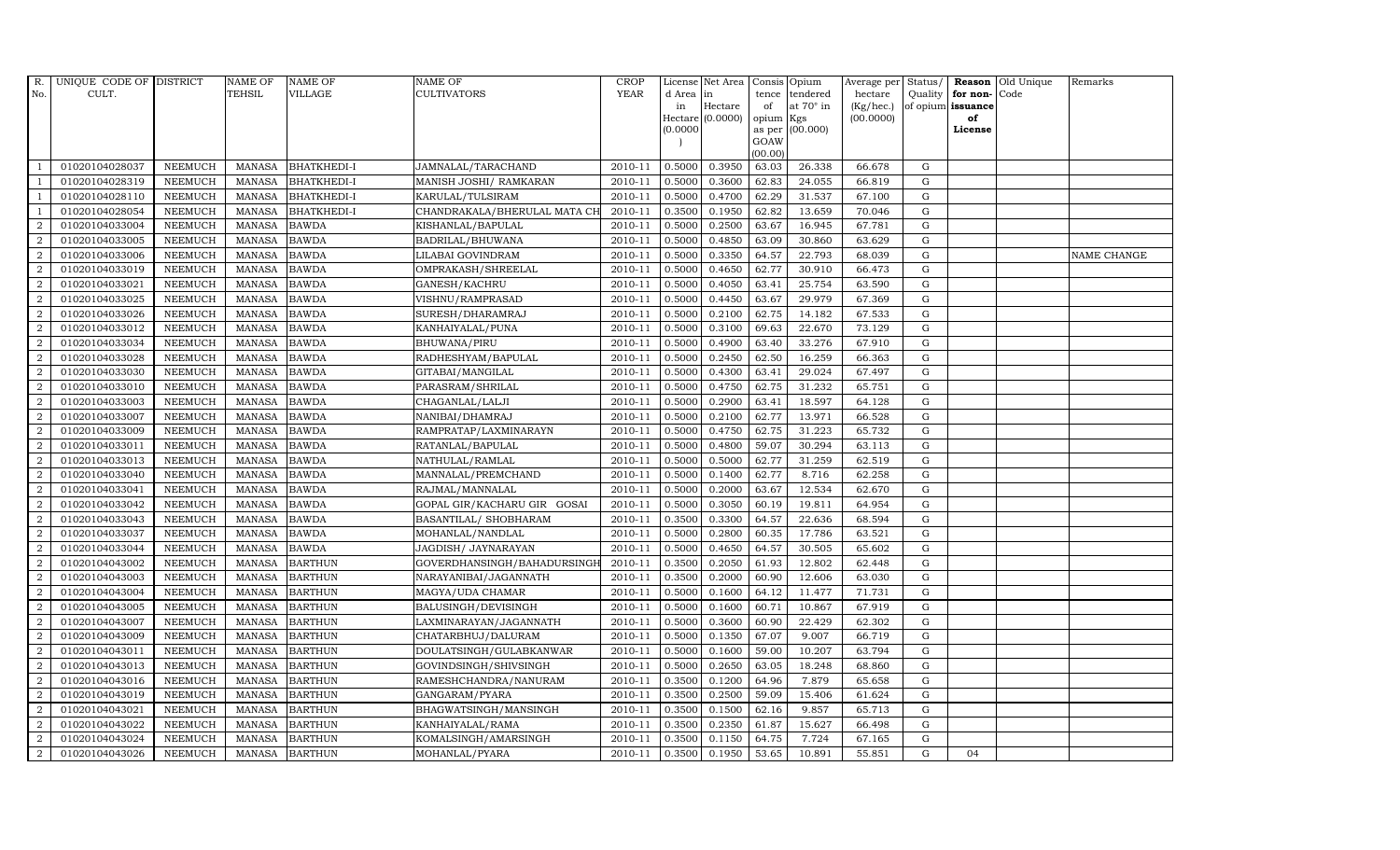| R. No. | UNIQUE CODE OF CULT. | DISTRICT | NAME OF TEHSIL | NAME OF VILLAGE | NAME OF CULTIVATORS | CROP YEAR | License d Area in Hectare (0.0000) | Net Area in Hectare (0.0000) | Consis tence of opium as per GOAW (00.00) | Opium tendered at 70° in Kgs (00.000) | Average per hectare (Kg/hec.) (00.0000) | Status/ Quality of opium | Reason for non- issuance of License | Old Unique Code | Remarks |
|---|---|---|---|---|---|---|---|---|---|---|---|---|---|---|---|
| 1 | 01020104028037 | NEEMUCH | MANASA | BHATKHEDI-I | JAMNALAL/TARACHAND | 2010-11 | 0.5000 | 0.3950 | 63.03 | 26.338 | 66.678 | G | | | |
| 1 | 01020104028319 | NEEMUCH | MANASA | BHATKHEDI-I | MANISH JOSHI/ RAMKARAN | 2010-11 | 0.5000 | 0.3600 | 62.83 | 24.055 | 66.819 | G | | | |
| 1 | 01020104028110 | NEEMUCH | MANASA | BHATKHEDI-I | KARULAL/TULSIRAM | 2010-11 | 0.5000 | 0.4700 | 62.29 | 31.537 | 67.100 | G | | | |
| 1 | 01020104028054 | NEEMUCH | MANASA | BHATKHEDI-I | CHANDRAKALA/BHERULAL MATA CH | 2010-11 | 0.3500 | 0.1950 | 62.82 | 13.659 | 70.046 | G | | | |
| 2 | 01020104033004 | NEEMUCH | MANASA | BAWDA | KISHANLAL/BAPULAL | 2010-11 | 0.5000 | 0.2500 | 63.67 | 16.945 | 67.781 | G | | | |
| 2 | 01020104033005 | NEEMUCH | MANASA | BAWDA | BADRILAL/BHUWANA | 2010-11 | 0.5000 | 0.4850 | 63.09 | 30.860 | 63.629 | G | | | |
| 2 | 01020104033006 | NEEMUCH | MANASA | BAWDA | LILABAI GOVINDRAM | 2010-11 | 0.5000 | 0.3350 | 64.57 | 22.793 | 68.039 | G | | | NAME CHANGE |
| 2 | 01020104033019 | NEEMUCH | MANASA | BAWDA | OMPRAKASH/SHREELAL | 2010-11 | 0.5000 | 0.4650 | 62.77 | 30.910 | 66.473 | G | | | |
| 2 | 01020104033021 | NEEMUCH | MANASA | BAWDA | GANESH/KACHRU | 2010-11 | 0.5000 | 0.4050 | 63.41 | 25.754 | 63.590 | G | | | |
| 2 | 01020104033025 | NEEMUCH | MANASA | BAWDA | VISHNU/RAMPRASAD | 2010-11 | 0.5000 | 0.4450 | 63.67 | 29.979 | 67.369 | G | | | |
| 2 | 01020104033026 | NEEMUCH | MANASA | BAWDA | SURESH/DHARAMRAJ | 2010-11 | 0.5000 | 0.2100 | 62.75 | 14.182 | 67.533 | G | | | |
| 2 | 01020104033012 | NEEMUCH | MANASA | BAWDA | KANHAIYALAL/PUNA | 2010-11 | 0.5000 | 0.3100 | 69.63 | 22.670 | 73.129 | G | | | |
| 2 | 01020104033034 | NEEMUCH | MANASA | BAWDA | BHUWANA/PIRU | 2010-11 | 0.5000 | 0.4900 | 63.40 | 33.276 | 67.910 | G | | | |
| 2 | 01020104033028 | NEEMUCH | MANASA | BAWDA | RADHESHYAM/BAPULAL | 2010-11 | 0.5000 | 0.2450 | 62.50 | 16.259 | 66.363 | G | | | |
| 2 | 01020104033030 | NEEMUCH | MANASA | BAWDA | GITABAI/MANGILAL | 2010-11 | 0.5000 | 0.4300 | 63.41 | 29.024 | 67.497 | G | | | |
| 2 | 01020104033010 | NEEMUCH | MANASA | BAWDA | PARASRAM/SHRILAL | 2010-11 | 0.5000 | 0.4750 | 62.75 | 31.232 | 65.751 | G | | | |
| 2 | 01020104033003 | NEEMUCH | MANASA | BAWDA | CHAGANLAL/LALJI | 2010-11 | 0.5000 | 0.2900 | 63.41 | 18.597 | 64.128 | G | | | |
| 2 | 01020104033007 | NEEMUCH | MANASA | BAWDA | NANIBAI/DHAMRAJ | 2010-11 | 0.5000 | 0.2100 | 62.77 | 13.971 | 66.528 | G | | | |
| 2 | 01020104033009 | NEEMUCH | MANASA | BAWDA | RAMPRATAP/LAXMINARAYN | 2010-11 | 0.5000 | 0.4750 | 62.75 | 31.223 | 65.732 | G | | | |
| 2 | 01020104033011 | NEEMUCH | MANASA | BAWDA | RATANLAL/BAPULAL | 2010-11 | 0.5000 | 0.4800 | 59.07 | 30.294 | 63.113 | G | | | |
| 2 | 01020104033013 | NEEMUCH | MANASA | BAWDA | NATHULAL/RAMLAL | 2010-11 | 0.5000 | 0.5000 | 62.77 | 31.259 | 62.519 | G | | | |
| 2 | 01020104033040 | NEEMUCH | MANASA | BAWDA | MANNALAL/PREMCHAND | 2010-11 | 0.5000 | 0.1400 | 62.77 | 8.716 | 62.258 | G | | | |
| 2 | 01020104033041 | NEEMUCH | MANASA | BAWDA | RAJMAL/MANNALAL | 2010-11 | 0.5000 | 0.2000 | 63.67 | 12.534 | 62.670 | G | | | |
| 2 | 01020104033042 | NEEMUCH | MANASA | BAWDA | GOPAL GIR/KACHARU GIR GOSAI | 2010-11 | 0.5000 | 0.3050 | 60.19 | 19.811 | 64.954 | G | | | |
| 2 | 01020104033043 | NEEMUCH | MANASA | BAWDA | BASANTILAL/ SHOBHARAM | 2010-11 | 0.3500 | 0.3300 | 64.57 | 22.636 | 68.594 | G | | | |
| 2 | 01020104033037 | NEEMUCH | MANASA | BAWDA | MOHANLAL/NANDLAL | 2010-11 | 0.5000 | 0.2800 | 60.35 | 17.786 | 63.521 | G | | | |
| 2 | 01020104033044 | NEEMUCH | MANASA | BAWDA | JAGDISH/ JAYNARAYAN | 2010-11 | 0.5000 | 0.4650 | 64.57 | 30.505 | 65.602 | G | | | |
| 2 | 01020104043002 | NEEMUCH | MANASA | BARTHUN | GOVERDHANSINGH/BAHADURSINGH | 2010-11 | 0.3500 | 0.2050 | 61.93 | 12.802 | 62.448 | G | | | |
| 2 | 01020104043003 | NEEMUCH | MANASA | BARTHUN | NARAYANIBAI/JAGANNATH | 2010-11 | 0.3500 | 0.2000 | 60.90 | 12.606 | 63.030 | G | | | |
| 2 | 01020104043004 | NEEMUCH | MANASA | BARTHUN | MAGYA/UDA CHAMAR | 2010-11 | 0.5000 | 0.1600 | 64.12 | 11.477 | 71.731 | G | | | |
| 2 | 01020104043005 | NEEMUCH | MANASA | BARTHUN | BALUSINGH/DEVISINGH | 2010-11 | 0.5000 | 0.1600 | 60.71 | 10.867 | 67.919 | G | | | |
| 2 | 01020104043007 | NEEMUCH | MANASA | BARTHUN | LAXMINARAYAN/JAGANNATH | 2010-11 | 0.5000 | 0.3600 | 60.90 | 22.429 | 62.302 | G | | | |
| 2 | 01020104043009 | NEEMUCH | MANASA | BARTHUN | CHATARBHUJ/DALURAM | 2010-11 | 0.5000 | 0.1350 | 67.07 | 9.007 | 66.719 | G | | | |
| 2 | 01020104043011 | NEEMUCH | MANASA | BARTHUN | DOULATSINGH/GULABKANWAR | 2010-11 | 0.5000 | 0.1600 | 59.00 | 10.207 | 63.794 | G | | | |
| 2 | 01020104043013 | NEEMUCH | MANASA | BARTHUN | GOVINDSINGH/SHIVSINGH | 2010-11 | 0.5000 | 0.2650 | 63.05 | 18.248 | 68.860 | G | | | |
| 2 | 01020104043016 | NEEMUCH | MANASA | BARTHUN | RAMESHCHANDRA/NANURAM | 2010-11 | 0.3500 | 0.1200 | 64.96 | 7.879 | 65.658 | G | | | |
| 2 | 01020104043019 | NEEMUCH | MANASA | BARTHUN | GANGARAM/PYARA | 2010-11 | 0.3500 | 0.2500 | 59.09 | 15.406 | 61.624 | G | | | |
| 2 | 01020104043021 | NEEMUCH | MANASA | BARTHUN | BHAGWATSINGH/MANSINGH | 2010-11 | 0.3500 | 0.1500 | 62.16 | 9.857 | 65.713 | G | | | |
| 2 | 01020104043022 | NEEMUCH | MANASA | BARTHUN | KANHAIYALAL/RAMA | 2010-11 | 0.3500 | 0.2350 | 61.87 | 15.627 | 66.498 | G | | | |
| 2 | 01020104043024 | NEEMUCH | MANASA | BARTHUN | KOMALSINGH/AMARSINGH | 2010-11 | 0.3500 | 0.1150 | 64.75 | 7.724 | 67.165 | G | | | |
| 2 | 01020104043026 | NEEMUCH | MANASA | BARTHUN | MOHANLAL/PYARA | 2010-11 | 0.3500 | 0.1950 | 53.65 | 10.891 | 55.851 | G | 04 | | |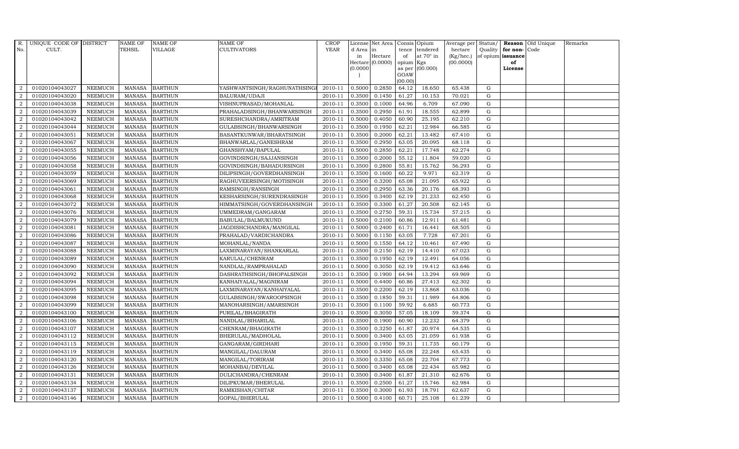| R. No. | UNIQUE CODE OF CULT. | DISTRICT | NAME OF TEHSIL | NAME OF VILLAGE | NAME OF CULTIVATORS | CROP YEAR | License d Area in Hectare (0.0000) | Net Area in Hectare (0.0000) | Consis tence of opium as per GOAW (00.00) | Opium tendered at 70° in Kgs (00.000) | Average per hectare (Kg/hec.) (00.0000) | Status/ Quality of opium | Reason for non-issuance of License | Old Unique Code | Remarks |
|---|---|---|---|---|---|---|---|---|---|---|---|---|---|---|---|
| 2 | 01020104043027 | NEEMUCH | MANASA | BARTHUN | YASHWANTSINGH/RAGHUNATHSINGH | 2010-11 | 0.5000 | 0.2850 | 64.12 | 18.650 | 65.438 | G | | | |
| 2 | 01020104043020 | NEEMUCH | MANASA | BARTHUN | BALURAM/UDAJI | 2010-11 | 0.3500 | 0.1450 | 61.27 | 10.153 | 70.021 | G | | | |
| 2 | 01020104043038 | NEEMUCH | MANASA | BARTHUN | VISHNUPRASAD/MOHANLAL | 2010-11 | 0.3500 | 0.1000 | 64.96 | 6.709 | 67.090 | G | | | |
| 2 | 01020104043039 | NEEMUCH | MANASA | BARTHUN | PRAHALADSINGH/BHANWARSINGH | 2010-11 | 0.3500 | 0.2950 | 61.91 | 18.555 | 62.899 | G | | | |
| 2 | 01020104043042 | NEEMUCH | MANASA | BARTHUN | SURESHCHANDRA/AMRITRAM | 2010-11 | 0.5000 | 0.4050 | 60.90 | 25.195 | 62.210 | G | | | |
| 2 | 01020104043044 | NEEMUCH | MANASA | BARTHUN | GULABSINGH/BHANWARSINGH | 2010-11 | 0.3500 | 0.1950 | 62.21 | 12.984 | 66.585 | G | | | |
| 2 | 01020104043051 | NEEMUCH | MANASA | BARTHUN | BASANTKUNWAR/BHARATSINGH | 2010-11 | 0.3500 | 0.2000 | 62.21 | 13.482 | 67.410 | G | | | |
| 2 | 01020104043067 | NEEMUCH | MANASA | BARTHUN | BHANWARLAL/GANESHRAM | 2010-11 | 0.3500 | 0.2950 | 63.05 | 20.095 | 68.118 | G | | | |
| 2 | 01020104043055 | NEEMUCH | MANASA | BARTHUN | GHANSHYAM/BAPULAL | 2010-11 | 0.5000 | 0.2850 | 62.21 | 17.748 | 62.274 | G | | | |
| 2 | 01020104043056 | NEEMUCH | MANASA | BARTHUN | GOVINDSINGH/SAJJANSINGH | 2010-11 | 0.3500 | 0.2000 | 55.12 | 11.804 | 59.020 | G | | | |
| 2 | 01020104043058 | NEEMUCH | MANASA | BARTHUN | GOVINDSINGH/BAHADURSINGH | 2010-11 | 0.3500 | 0.2800 | 55.81 | 15.762 | 56.293 | G | | | |
| 2 | 01020104043059 | NEEMUCH | MANASA | BARTHUN | DILIPSINGH/GOVERDHANSINGH | 2010-11 | 0.3500 | 0.1600 | 60.22 | 9.971 | 62.319 | G | | | |
| 2 | 01020104043069 | NEEMUCH | MANASA | BARTHUN | RAGHUVEERSINGH/MOTISINGH | 2010-11 | 0.3500 | 0.3200 | 65.08 | 21.095 | 65.922 | G | | | |
| 2 | 01020104043061 | NEEMUCH | MANASA | BARTHUN | RAMSINGH/RANSINGH | 2010-11 | 0.3500 | 0.2950 | 63.36 | 20.176 | 68.393 | G | | | |
| 2 | 01020104043068 | NEEMUCH | MANASA | BARTHUN | KESHARSINGH/SURENDRASINGH | 2010-11 | 0.3500 | 0.3400 | 62.19 | 21.233 | 62.450 | G | | | |
| 2 | 01020104043072 | NEEMUCH | MANASA | BARTHUN | HIMMATSINGH/GOVERDHANSINGH | 2010-11 | 0.3500 | 0.3300 | 61.27 | 20.508 | 62.145 | G | | | |
| 2 | 01020104043076 | NEEMUCH | MANASA | BARTHUN | UMMEDRAM/GANGARAM | 2010-11 | 0.3500 | 0.2750 | 59.31 | 15.734 | 57.215 | G | | | |
| 2 | 01020104043079 | NEEMUCH | MANASA | BARTHUN | BABULAL/BALMUKUND | 2010-11 | 0.5000 | 0.2100 | 60.86 | 12.911 | 61.481 | G | | | |
| 2 | 01020104043081 | NEEMUCH | MANASA | BARTHUN | JAGDISHCHANDRA/MANGILAL | 2010-11 | 0.5000 | 0.2400 | 61.71 | 16.441 | 68.505 | G | | | |
| 2 | 01020104043086 | NEEMUCH | MANASA | BARTHUN | PRAHALAD/VARDICHANDRA | 2010-11 | 0.5000 | 0.1150 | 63.05 | 7.728 | 67.201 | G | | | |
| 2 | 01020104043087 | NEEMUCH | MANASA | BARTHUN | MOHANLAL/NANDA | 2010-11 | 0.5000 | 0.1550 | 64.12 | 10.461 | 67.490 | G | | | |
| 2 | 01020104043088 | NEEMUCH | MANASA | BARTHUN | LAXMINARAYAN/SHANKARLAL | 2010-11 | 0.3500 | 0.2150 | 62.19 | 14.410 | 67.023 | G | | | |
| 2 | 01020104043089 | NEEMUCH | MANASA | BARTHUN | KARULAL/CHENRAM | 2010-11 | 0.3500 | 0.1950 | 62.19 | 12.491 | 64.056 | G | | | |
| 2 | 01020104043090 | NEEMUCH | MANASA | BARTHUN | NANDLAL/RAMPRAHALAD | 2010-11 | 0.5000 | 0.3050 | 62.19 | 19.412 | 63.646 | G | | | |
| 2 | 01020104043092 | NEEMUCH | MANASA | BARTHUN | DASHRATHSINGH/BHOPALSINGH | 2010-11 | 0.3500 | 0.1900 | 64.94 | 13.294 | 69.969 | G | | | |
| 2 | 01020104043094 | NEEMUCH | MANASA | BARTHUN | KANHAIYALAL/MAGNIRAM | 2010-11 | 0.5000 | 0.4400 | 60.86 | 27.413 | 62.302 | G | | | |
| 2 | 01020104043095 | NEEMUCH | MANASA | BARTHUN | LAXMINARAYAN/KANHAIYALAL | 2010-11 | 0.3500 | 0.2200 | 62.19 | 13.868 | 63.036 | G | | | |
| 2 | 01020104043098 | NEEMUCH | MANASA | BARTHUN | GULABSINGH/SWAROOPSINGH | 2010-11 | 0.3500 | 0.1850 | 59.31 | 11.989 | 64.806 | G | | | |
| 2 | 01020104043099 | NEEMUCH | MANASA | BARTHUN | MANOHARSINGH/AMARSINGH | 2010-11 | 0.3500 | 0.1100 | 59.92 | 6.685 | 60.773 | G | | | |
| 2 | 01020104043100 | NEEMUCH | MANASA | BARTHUN | PURILAL/BHAGIRATH | 2010-11 | 0.3500 | 0.3050 | 57.05 | 18.109 | 59.374 | G | | | |
| 2 | 01020104043106 | NEEMUCH | MANASA | BARTHUN | NANDLAL/BIHARILAL | 2010-11 | 0.3500 | 0.1900 | 60.90 | 12.232 | 64.379 | G | | | |
| 2 | 01020104043107 | NEEMUCH | MANASA | BARTHUN | CHENRAM/BHAGIRATH | 2010-11 | 0.3500 | 0.3250 | 61.87 | 20.974 | 64.535 | G | | | |
| 2 | 01020104043112 | NEEMUCH | MANASA | BARTHUN | BHERULAL/MADHOLAL | 2010-11 | 0.5000 | 0.3400 | 63.05 | 21.059 | 61.938 | G | | | |
| 2 | 01020104043115 | NEEMUCH | MANASA | BARTHUN | GANGARAM/GIRDHARI | 2010-11 | 0.3500 | 0.1950 | 59.31 | 11.735 | 60.179 | G | | | |
| 2 | 01020104043119 | NEEMUCH | MANASA | BARTHUN | MANGILAL/DALURAM | 2010-11 | 0.5000 | 0.3400 | 65.08 | 22.248 | 65.435 | G | | | |
| 2 | 01020104043120 | NEEMUCH | MANASA | BARTHUN | MANGILAL/TORIRAM | 2010-11 | 0.3500 | 0.3350 | 65.08 | 22.704 | 67.773 | G | | | |
| 2 | 01020104043126 | NEEMUCH | MANASA | BARTHUN | MOHANBAI/DEVILAL | 2010-11 | 0.5000 | 0.3400 | 65.08 | 22.434 | 65.982 | G | | | |
| 2 | 01020104043131 | NEEMUCH | MANASA | BARTHUN | DULICHANDRA/CHENRAM | 2010-11 | 0.3500 | 0.3400 | 61.87 | 21.310 | 62.676 | G | | | |
| 2 | 01020104043134 | NEEMUCH | MANASA | BARTHUN | DILIPKUMAR/BHERULAL | 2010-11 | 0.3500 | 0.2500 | 61.27 | 15.746 | 62.984 | G | | | |
| 2 | 01020104043137 | NEEMUCH | MANASA | BARTHUN | RAMKISHAN/CHITAR | 2010-11 | 0.3500 | 0.3000 | 61.93 | 18.791 | 62.637 | G | | | |
| 2 | 01020104043146 | NEEMUCH | MANASA | BARTHUN | GOPAL/BHERULAL | 2010-11 | 0.5000 | 0.4100 | 60.71 | 25.108 | 61.239 | G | | | |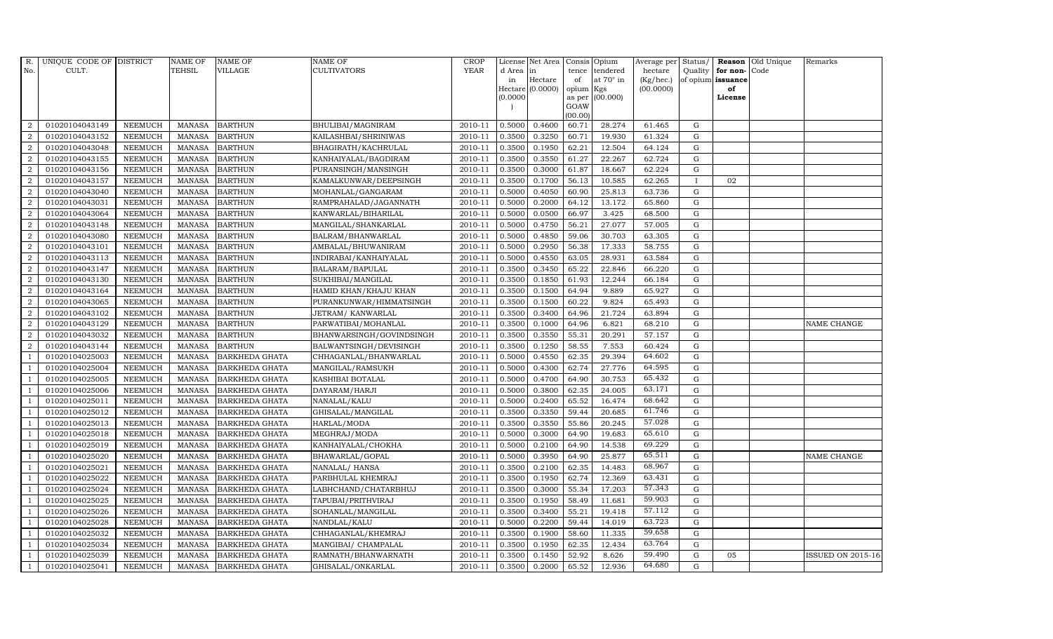| R. No. | UNIQUE CODE OF CULT. | DISTRICT | NAME OF TEHSIL | NAME OF VILLAGE | NAME OF CULTIVATORS | CROP YEAR | License d Area in Hectare (0.0000) | Net Area in Hectare (0.0000) | Consis tence of opium as per GOAW (00.00) | Opium tendered at 70° in Kgs (00.000) | Average per hectare (Kg/hec.) (00.0000) | Status/ Quality of opium | Reason for non-issuance of License | Old Unique Code | Remarks |
|---|---|---|---|---|---|---|---|---|---|---|---|---|---|---|---|
| 2 | 01020104043149 | NEEMUCH | MANASA | BARTHUN | BHULIBAI/MAGNIRAM | 2010-11 | 0.5000 | 0.4600 | 60.71 | 28.274 | 61.465 | G | | | |
| 2 | 01020104043152 | NEEMUCH | MANASA | BARTHUN | KAILASHBAI/SHRINIWAS | 2010-11 | 0.3500 | 0.3250 | 60.71 | 19.930 | 61.324 | G | | | |
| 2 | 01020104043048 | NEEMUCH | MANASA | BARTHUN | BHAGIRATH/KACHRULAL | 2010-11 | 0.3500 | 0.1950 | 62.21 | 12.504 | 64.124 | G | | | |
| 2 | 01020104043155 | NEEMUCH | MANASA | BARTHUN | KANHAIYALAL/BAGDIRAM | 2010-11 | 0.3500 | 0.3550 | 61.27 | 22.267 | 62.724 | G | | | |
| 2 | 01020104043156 | NEEMUCH | MANASA | BARTHUN | PURANSINGH/MANSINGH | 2010-11 | 0.3500 | 0.3000 | 61.87 | 18.667 | 62.224 | G | | | |
| 2 | 01020104043157 | NEEMUCH | MANASA | BARTHUN | KAMALKUNWAR/DEEPSINGH | 2010-11 | 0.3500 | 0.1700 | 56.13 | 10.585 | 62.265 | I | 02 | | |
| 2 | 01020104043040 | NEEMUCH | MANASA | BARTHUN | MOHANLAL/GANGARAM | 2010-11 | 0.5000 | 0.4050 | 60.90 | 25.813 | 63.736 | G | | | |
| 2 | 01020104043031 | NEEMUCH | MANASA | BARTHUN | RAMPRAHALAD/JAGANNATH | 2010-11 | 0.5000 | 0.2000 | 64.12 | 13.172 | 65.860 | G | | | |
| 2 | 01020104043064 | NEEMUCH | MANASA | BARTHUN | KANWARLAL/BIHARILAL | 2010-11 | 0.5000 | 0.0500 | 66.97 | 3.425 | 68.500 | G | | | |
| 2 | 01020104043148 | NEEMUCH | MANASA | BARTHUN | MANGILAL/SHANKARLAL | 2010-11 | 0.5000 | 0.4750 | 56.21 | 27.077 | 57.005 | G | | | |
| 2 | 01020104043080 | NEEMUCH | MANASA | BARTHUN | BALRAM/BHANWARLAL | 2010-11 | 0.5000 | 0.4850 | 59.06 | 30.703 | 63.305 | G | | | |
| 2 | 01020104043101 | NEEMUCH | MANASA | BARTHUN | AMBALAL/BHUWANIRAM | 2010-11 | 0.5000 | 0.2950 | 56.38 | 17.333 | 58.755 | G | | | |
| 2 | 01020104043113 | NEEMUCH | MANASA | BARTHUN | INDIRABAI/KANHAIYALAL | 2010-11 | 0.5000 | 0.4550 | 63.05 | 28.931 | 63.584 | G | | | |
| 2 | 01020104043147 | NEEMUCH | MANASA | BARTHUN | BALARAM/BAPULAL | 2010-11 | 0.3500 | 0.3450 | 65.22 | 22.846 | 66.220 | G | | | |
| 2 | 01020104043130 | NEEMUCH | MANASA | BARTHUN | SUKHIBAI/MANGILAL | 2010-11 | 0.3500 | 0.1850 | 61.93 | 12.244 | 66.184 | G | | | |
| 2 | 01020104043164 | NEEMUCH | MANASA | BARTHUN | HAMID KHAN/KHAJU KHAN | 2010-11 | 0.3500 | 0.1500 | 64.94 | 9.889 | 65.927 | G | | | |
| 2 | 01020104043065 | NEEMUCH | MANASA | BARTHUN | PURANKUNWAR/HIMMATSINGH | 2010-11 | 0.3500 | 0.1500 | 60.22 | 9.824 | 65.493 | G | | | |
| 2 | 01020104043102 | NEEMUCH | MANASA | BARTHUN | JETRAM/ KANWARLAL | 2010-11 | 0.3500 | 0.3400 | 64.96 | 21.724 | 63.894 | G | | | |
| 2 | 01020104043129 | NEEMUCH | MANASA | BARTHUN | PARWATIBAI/MOHANLAL | 2010-11 | 0.3500 | 0.1000 | 64.96 | 6.821 | 68.210 | G | | | NAME CHANGE |
| 2 | 01020104043032 | NEEMUCH | MANASA | BARTHUN | BHANWARSINGH/GOVINDSINGH | 2010-11 | 0.3500 | 0.3550 | 55.31 | 20.291 | 57.157 | G | | | |
| 2 | 01020104043144 | NEEMUCH | MANASA | BARTHUN | BALWANTSINGH/DEVISINGH | 2010-11 | 0.3500 | 0.1250 | 58.55 | 7.553 | 60.424 | G | | | |
| 1 | 01020104025003 | NEEMUCH | MANASA | BARKHEDA GHATA | CHHAGANLAL/BHANWARLAL | 2010-11 | 0.5000 | 0.4550 | 62.35 | 29.394 | 64.602 | G | | | |
| 1 | 01020104025004 | NEEMUCH | MANASA | BARKHEDA GHATA | MANGILAL/RAMSUKH | 2010-11 | 0.5000 | 0.4300 | 62.74 | 27.776 | 64.595 | G | | | |
| 1 | 01020104025005 | NEEMUCH | MANASA | BARKHEDA GHATA | KASHIBAI BOTALAL | 2010-11 | 0.5000 | 0.4700 | 64.90 | 30.753 | 65.432 | G | | | |
| 1 | 01020104025006 | NEEMUCH | MANASA | BARKHEDA GHATA | DAYARAM/HARJI | 2010-11 | 0.5000 | 0.3800 | 62.35 | 24.005 | 63.171 | G | | | |
| 1 | 01020104025011 | NEEMUCH | MANASA | BARKHEDA GHATA | NANALAL/KALU | 2010-11 | 0.5000 | 0.2400 | 65.52 | 16.474 | 68.642 | G | | | |
| 1 | 01020104025012 | NEEMUCH | MANASA | BARKHEDA GHATA | GHISALAL/MANGILAL | 2010-11 | 0.3500 | 0.3350 | 59.44 | 20.685 | 61.746 | G | | | |
| 1 | 01020104025013 | NEEMUCH | MANASA | BARKHEDA GHATA | HARLAL/MODA | 2010-11 | 0.3500 | 0.3550 | 55.86 | 20.245 | 57.028 | G | | | |
| 1 | 01020104025018 | NEEMUCH | MANASA | BARKHEDA GHATA | MEGHRAJ/MODA | 2010-11 | 0.5000 | 0.3000 | 64.90 | 19.683 | 65.610 | G | | | |
| 1 | 01020104025019 | NEEMUCH | MANASA | BARKHEDA GHATA | KANHAIYALAL/CHOKHA | 2010-11 | 0.5000 | 0.2100 | 64.90 | 14.538 | 69.229 | G | | | |
| 1 | 01020104025020 | NEEMUCH | MANASA | BARKHEDA GHATA | BHAWARLAL/GOPAL | 2010-11 | 0.5000 | 0.3950 | 64.90 | 25.877 | 65.511 | G | | | NAME CHANGE |
| 1 | 01020104025021 | NEEMUCH | MANASA | BARKHEDA GHATA | NANALAL/ HANSA | 2010-11 | 0.3500 | 0.2100 | 62.35 | 14.483 | 68.967 | G | | | |
| 1 | 01020104025022 | NEEMUCH | MANASA | BARKHEDA GHATA | PARBHULAL KHEMRAJ | 2010-11 | 0.3500 | 0.1950 | 62.74 | 12.369 | 63.431 | G | | | |
| 1 | 01020104025024 | NEEMUCH | MANASA | BARKHEDA GHATA | LABHCHAND/CHATARBHUJ | 2010-11 | 0.3500 | 0.3000 | 55.34 | 17.203 | 57.343 | G | | | |
| 1 | 01020104025025 | NEEMUCH | MANASA | BARKHEDA GHATA | TAPUBAI/PRITHVIRAJ | 2010-11 | 0.3500 | 0.1950 | 58.49 | 11.681 | 59.903 | G | | | |
| 1 | 01020104025026 | NEEMUCH | MANASA | BARKHEDA GHATA | SOHANLAL/MANGILAL | 2010-11 | 0.3500 | 0.3400 | 55.21 | 19.418 | 57.112 | G | | | |
| 1 | 01020104025028 | NEEMUCH | MANASA | BARKHEDA GHATA | NANDLAL/KALU | 2010-11 | 0.5000 | 0.2200 | 59.44 | 14.019 | 63.723 | G | | | |
| 1 | 01020104025032 | NEEMUCH | MANASA | BARKHEDA GHATA | CHHAGANLAL/KHEMRAJ | 2010-11 | 0.3500 | 0.1900 | 58.60 | 11.335 | 59.658 | G | | | |
| 1 | 01020104025034 | NEEMUCH | MANASA | BARKHEDA GHATA | MANGIBAI/ CHAMPALAL | 2010-11 | 0.3500 | 0.1950 | 62.35 | 12.434 | 63.764 | G | | | |
| 1 | 01020104025039 | NEEMUCH | MANASA | BARKHEDA GHATA | RAMNATH/BHANWARNATH | 2010-11 | 0.3500 | 0.1450 | 52.92 | 8.626 | 59.490 | G | 05 | | ISSUED ON 2015-16 |
| 1 | 01020104025041 | NEEMUCH | MANASA | BARKHEDA GHATA | GHISALAL/ONKARLAL | 2010-11 | 0.3500 | 0.2000 | 65.52 | 12.936 | 64.680 | G | | | |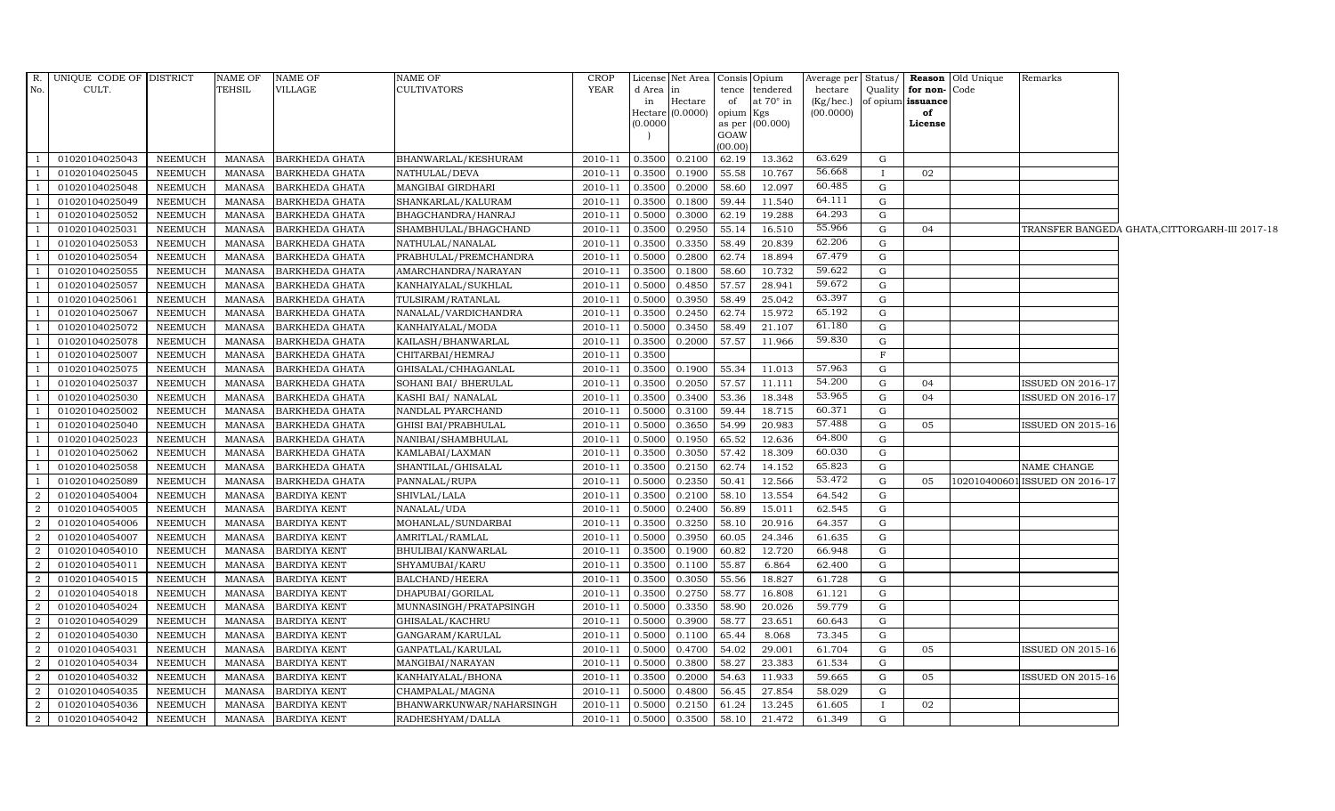| R. No. | UNIQUE CODE OF CULT. | DISTRICT | NAME OF TEHSIL | NAME OF VILLAGE | NAME OF CULTIVATORS | CROP YEAR | License d Area in Hectare (0.0000) | Net Area in Hectare (0.0000) | Consis tence of opium as per GOAW (00.00) | Opium tendered at 70° in Kgs (00.000) | Average per hectare (Kg/hec.) (00.0000) | Status/ Quality of opium | Reason for non-issuance of License | Old Unique Code | Remarks |
|---|---|---|---|---|---|---|---|---|---|---|---|---|---|---|---|
| 1 | 01020104025043 | NEEMUCH | MANASA | BARKHEDA GHATA | BHANWARLAL/KESHURAM | 2010-11 | 0.3500 | 0.2100 | 62.19 | 13.362 | 63.629 | G | | | |
| 1 | 01020104025045 | NEEMUCH | MANASA | BARKHEDA GHATA | NATHULAL/DEVA | 2010-11 | 0.3500 | 0.1900 | 55.58 | 10.767 | 56.668 | I | 02 | | |
| 1 | 01020104025048 | NEEMUCH | MANASA | BARKHEDA GHATA | MANGIBAI GIRDHARI | 2010-11 | 0.3500 | 0.2000 | 58.60 | 12.097 | 60.485 | G | | | |
| 1 | 01020104025049 | NEEMUCH | MANASA | BARKHEDA GHATA | SHANKARLAL/KALURAM | 2010-11 | 0.3500 | 0.1800 | 59.44 | 11.540 | 64.111 | G | | | |
| 1 | 01020104025052 | NEEMUCH | MANASA | BARKHEDA GHATA | BHAGCHANDRA/HANRAJ | 2010-11 | 0.5000 | 0.3000 | 62.19 | 19.288 | 64.293 | G | | | |
| 1 | 01020104025031 | NEEMUCH | MANASA | BARKHEDA GHATA | SHAMBHULAL/BHAGCHAND | 2010-11 | 0.3500 | 0.2950 | 55.14 | 16.510 | 55.966 | G | 04 | | TRANSFER BANGEDA GHATA,CITTORGARH-III 2017-18 |
| 1 | 01020104025053 | NEEMUCH | MANASA | BARKHEDA GHATA | NATHULAL/NANALAL | 2010-11 | 0.3500 | 0.3350 | 58.49 | 20.839 | 62.206 | G | | | |
| 1 | 01020104025054 | NEEMUCH | MANASA | BARKHEDA GHATA | PRABHULAL/PREMCHANDRA | 2010-11 | 0.5000 | 0.2800 | 62.74 | 18.894 | 67.479 | G | | | |
| 1 | 01020104025055 | NEEMUCH | MANASA | BARKHEDA GHATA | AMARCHANDRA/NARAYAN | 2010-11 | 0.3500 | 0.1800 | 58.60 | 10.732 | 59.622 | G | | | |
| 1 | 01020104025057 | NEEMUCH | MANASA | BARKHEDA GHATA | KANHAIYALAL/SUKHLAL | 2010-11 | 0.5000 | 0.4850 | 57.57 | 28.941 | 59.672 | G | | | |
| 1 | 01020104025061 | NEEMUCH | MANASA | BARKHEDA GHATA | TULSIRAM/RATANLAL | 2010-11 | 0.5000 | 0.3950 | 58.49 | 25.042 | 63.397 | G | | | |
| 1 | 01020104025067 | NEEMUCH | MANASA | BARKHEDA GHATA | NANALAL/VARDICHANDRA | 2010-11 | 0.3500 | 0.2450 | 62.74 | 15.972 | 65.192 | G | | | |
| 1 | 01020104025072 | NEEMUCH | MANASA | BARKHEDA GHATA | KANHAIYALAL/MODA | 2010-11 | 0.5000 | 0.3450 | 58.49 | 21.107 | 61.180 | G | | | |
| 1 | 01020104025078 | NEEMUCH | MANASA | BARKHEDA GHATA | KAILASH/BHANWARLAL | 2010-11 | 0.3500 | 0.2000 | 57.57 | 11.966 | 59.830 | G | | | |
| 1 | 01020104025007 | NEEMUCH | MANASA | BARKHEDA GHATA | CHITARBAI/HEMRAJ | 2010-11 | 0.3500 | | | | | F | | | |
| 1 | 01020104025075 | NEEMUCH | MANASA | BARKHEDA GHATA | GHISALAL/CHHAGANLAL | 2010-11 | 0.3500 | 0.1900 | 55.34 | 11.013 | 57.963 | G | | | |
| 1 | 01020104025037 | NEEMUCH | MANASA | BARKHEDA GHATA | SOHANI BAI/ BHERULAL | 2010-11 | 0.3500 | 0.2050 | 57.57 | 11.111 | 54.200 | G | 04 | | ISSUED ON 2016-17 |
| 1 | 01020104025030 | NEEMUCH | MANASA | BARKHEDA GHATA | KASHI BAI/ NANALAL | 2010-11 | 0.3500 | 0.3400 | 53.36 | 18.348 | 53.965 | G | 04 | | ISSUED ON 2016-17 |
| 1 | 01020104025002 | NEEMUCH | MANASA | BARKHEDA GHATA | NANDLAL PYARCHAND | 2010-11 | 0.5000 | 0.3100 | 59.44 | 18.715 | 60.371 | G | | | |
| 1 | 01020104025040 | NEEMUCH | MANASA | BARKHEDA GHATA | GHISI BAI/PRABHULAL | 2010-11 | 0.5000 | 0.3650 | 54.99 | 20.983 | 57.488 | G | 05 | | ISSUED ON 2015-16 |
| 1 | 01020104025023 | NEEMUCH | MANASA | BARKHEDA GHATA | NANIBAI/SHAMBHULAL | 2010-11 | 0.5000 | 0.1950 | 65.52 | 12.636 | 64.800 | G | | | |
| 1 | 01020104025062 | NEEMUCH | MANASA | BARKHEDA GHATA | KAMLABAI/LAXMAN | 2010-11 | 0.3500 | 0.3050 | 57.42 | 18.309 | 60.030 | G | | | |
| 1 | 01020104025058 | NEEMUCH | MANASA | BARKHEDA GHATA | SHANTILAL/GHISALAL | 2010-11 | 0.3500 | 0.2150 | 62.74 | 14.152 | 65.823 | G | | | NAME CHANGE |
| 1 | 01020104025089 | NEEMUCH | MANASA | BARKHEDA GHATA | PANNALAL/RUPA | 2010-11 | 0.5000 | 0.2350 | 50.41 | 12.566 | 53.472 | G | 05 | 1020104006 01 | ISSUED ON 2016-17 |
| 2 | 01020104054004 | NEEMUCH | MANASA | BARDIYA KENT | SHIVLAL/LALA | 2010-11 | 0.3500 | 0.2100 | 58.10 | 13.554 | 64.542 | G | | | |
| 2 | 01020104054005 | NEEMUCH | MANASA | BARDIYA KENT | NANALAL/UDA | 2010-11 | 0.5000 | 0.2400 | 56.89 | 15.011 | 62.545 | G | | | |
| 2 | 01020104054006 | NEEMUCH | MANASA | BARDIYA KENT | MOHANLAL/SUNDARBAI | 2010-11 | 0.3500 | 0.3250 | 58.10 | 20.916 | 64.357 | G | | | |
| 2 | 01020104054007 | NEEMUCH | MANASA | BARDIYA KENT | AMRITLAL/RAMLAL | 2010-11 | 0.5000 | 0.3950 | 60.05 | 24.346 | 61.635 | G | | | |
| 2 | 01020104054010 | NEEMUCH | MANASA | BARDIYA KENT | BHULIBAI/KANWARLAL | 2010-11 | 0.3500 | 0.1900 | 60.82 | 12.720 | 66.948 | G | | | |
| 2 | 01020104054011 | NEEMUCH | MANASA | BARDIYA KENT | SHYAMUBAI/KARU | 2010-11 | 0.3500 | 0.1100 | 55.87 | 6.864 | 62.400 | G | | | |
| 2 | 01020104054015 | NEEMUCH | MANASA | BARDIYA KENT | BALCHAND/HEERA | 2010-11 | 0.3500 | 0.3050 | 55.56 | 18.827 | 61.728 | G | | | |
| 2 | 01020104054018 | NEEMUCH | MANASA | BARDIYA KENT | DHAPUBAI/GORILAL | 2010-11 | 0.3500 | 0.2750 | 58.77 | 16.808 | 61.121 | G | | | |
| 2 | 01020104054024 | NEEMUCH | MANASA | BARDIYA KENT | MUNNASINGH/PRATAPSINGH | 2010-11 | 0.5000 | 0.3350 | 58.90 | 20.026 | 59.779 | G | | | |
| 2 | 01020104054029 | NEEMUCH | MANASA | BARDIYA KENT | GHISALAL/KACHRU | 2010-11 | 0.5000 | 0.3900 | 58.77 | 23.651 | 60.643 | G | | | |
| 2 | 01020104054030 | NEEMUCH | MANASA | BARDIYA KENT | GANGARAM/KARULAL | 2010-11 | 0.5000 | 0.1100 | 65.44 | 8.068 | 73.345 | G | | | |
| 2 | 01020104054031 | NEEMUCH | MANASA | BARDIYA KENT | GANPATLAL/KARULAL | 2010-11 | 0.5000 | 0.4700 | 54.02 | 29.001 | 61.704 | G | 05 | | ISSUED ON 2015-16 |
| 2 | 01020104054034 | NEEMUCH | MANASA | BARDIYA KENT | MANGIBAI/NARAYAN | 2010-11 | 0.5000 | 0.3800 | 58.27 | 23.383 | 61.534 | G | | | |
| 2 | 01020104054032 | NEEMUCH | MANASA | BARDIYA KENT | KANHAIYALAL/BHONA | 2010-11 | 0.3500 | 0.2000 | 54.63 | 11.933 | 59.665 | G | 05 | | ISSUED ON 2015-16 |
| 2 | 01020104054035 | NEEMUCH | MANASA | BARDIYA KENT | CHAMPALAL/MAGNA | 2010-11 | 0.5000 | 0.4800 | 56.45 | 27.854 | 58.029 | G | | | |
| 2 | 01020104054036 | NEEMUCH | MANASA | BARDIYA KENT | BHANWARKUNWAR/NAHARSINGH | 2010-11 | 0.5000 | 0.2150 | 61.24 | 13.245 | 61.605 | I | 02 | | |
| 2 | 01020104054042 | NEEMUCH | MANASA | BARDIYA KENT | RADHESHYAM/DALLA | 2010-11 | 0.5000 | 0.3500 | 58.10 | 21.472 | 61.349 | G | | | |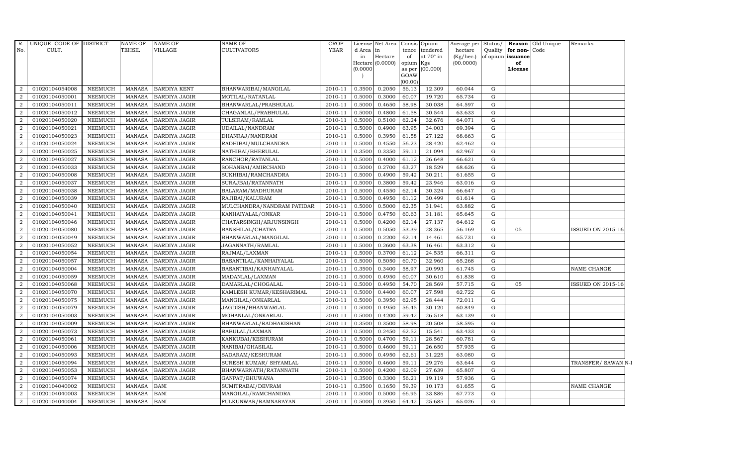| R. No. | UNIQUE CODE OF CULT. | DISTRICT | NAME OF TEHSIL | NAME OF VILLAGE | NAME OF CULTIVATORS | CROP YEAR | License d Area in Hectare (0.0000) | Net Area in Hectare (0.0000) | Consis tence of opium as per GOAW (00.00) | Opium tendered at 70° in Kgs (00.000) | Average per hectare (Kg/hec.) (00.0000) | Status/ Quality of opium | Reason for non- issuance of License | Old Unique Code | Remarks |
|---|---|---|---|---|---|---|---|---|---|---|---|---|---|---|---|
| 2 | 01020104054008 | NEEMUCH | MANASA | BARDIYA KENT | BHANWARIBAI/MANGILAL | 2010-11 | 0.3500 | 0.2050 | 56.13 | 12.309 | 60.044 | G | | | |
| 2 | 01020104050001 | NEEMUCH | MANASA | BARDIYA JAGIR | MOTILAL/RATANLAL | 2010-11 | 0.5000 | 0.3000 | 60.07 | 19.720 | 65.734 | G | | | |
| 2 | 01020104050011 | NEEMUCH | MANASA | BARDIYA JAGIR | BHANWARLAL/PRABHULAL | 2010-11 | 0.5000 | 0.4650 | 58.98 | 30.038 | 64.597 | G | | | |
| 2 | 01020104050012 | NEEMUCH | MANASA | BARDIYA JAGIR | CHAGANLAL/PRABHULAL | 2010-11 | 0.5000 | 0.4800 | 61.58 | 30.544 | 63.633 | G | | | |
| 2 | 01020104050020 | NEEMUCH | MANASA | BARDIYA JAGIR | TULSIRAM/RAMLAL | 2010-11 | 0.5000 | 0.5100 | 62.24 | 32.676 | 64.071 | G | | | |
| 2 | 01020104050021 | NEEMUCH | MANASA | BARDIYA JAGIR | UDAILAL/NANDRAM | 2010-11 | 0.5000 | 0.4900 | 63.95 | 34.003 | 69.394 | G | | | |
| 2 | 01020104050023 | NEEMUCH | MANASA | BARDIYA JAGIR | DHANRAJ/NANDRAM | 2010-11 | 0.5000 | 0.3950 | 61.58 | 27.122 | 68.663 | G | | | |
| 2 | 01020104050024 | NEEMUCH | MANASA | BARDIYA JAGIR | RADHIBAI/MULCHANDRA | 2010-11 | 0.5000 | 0.4550 | 56.23 | 28.420 | 62.462 | G | | | |
| 2 | 01020104050025 | NEEMUCH | MANASA | BARDIYA JAGIR | NATHIBAI/BHERULAL | 2010-11 | 0.3500 | 0.3350 | 59.11 | 21.094 | 62.967 | G | | | |
| 2 | 01020104050027 | NEEMUCH | MANASA | BARDIYA JAGIR | RANCHOR/RATANLAL | 2010-11 | 0.5000 | 0.4000 | 61.12 | 26.648 | 66.621 | G | | | |
| 2 | 01020104050033 | NEEMUCH | MANASA | BARDIYA JAGIR | SOHANBAI/AMIRCHAND | 2010-11 | 0.5000 | 0.2700 | 63.27 | 18.529 | 68.626 | G | | | |
| 2 | 01020104050008 | NEEMUCH | MANASA | BARDIYA JAGIR | SUKHIBAI/RAMCHANDRA | 2010-11 | 0.5000 | 0.4900 | 59.42 | 30.211 | 61.655 | G | | | |
| 2 | 01020104050037 | NEEMUCH | MANASA | BARDIYA JAGIR | SURAJBAI/RATANNATH | 2010-11 | 0.5000 | 0.3800 | 59.42 | 23.946 | 63.016 | G | | | |
| 2 | 01020104050038 | NEEMUCH | MANASA | BARDIYA JAGIR | BALARAM/MADHURAM | 2010-11 | 0.5000 | 0.4550 | 62.14 | 30.324 | 66.647 | G | | | |
| 2 | 01020104050039 | NEEMUCH | MANASA | BARDIYA JAGIR | RAJIBAI/KALURAM | 2010-11 | 0.5000 | 0.4950 | 61.12 | 30.499 | 61.614 | G | | | |
| 2 | 01020104050040 | NEEMUCH | MANASA | BARDIYA JAGIR | MULCHANDRA/NANDRAM PATIDAR | 2010-11 | 0.5000 | 0.5000 | 62.35 | 31.941 | 63.882 | G | | | |
| 2 | 01020104050041 | NEEMUCH | MANASA | BARDIYA JAGIR | KANHAIYALAL/ONKAR | 2010-11 | 0.5000 | 0.4750 | 60.63 | 31.181 | 65.645 | G | | | |
| 2 | 01020104050046 | NEEMUCH | MANASA | BARDIYA JAGIR | CHATARSINGH/ARJUNSINGH | 2010-11 | 0.5000 | 0.4200 | 62.14 | 27.137 | 64.612 | G | | | |
| 2 | 01020104050080 | NEEMUCH | MANASA | BARDIYA JAGIR | BANSHILAL/CHATRA | 2010-11 | 0.5000 | 0.5050 | 53.39 | 28.365 | 56.169 | G | 05 | | ISSUED ON 2015-16 |
| 2 | 01020104050049 | NEEMUCH | MANASA | BARDIYA JAGIR | BHANWARLAL/MANGILAL | 2010-11 | 0.5000 | 0.2200 | 62.14 | 14.461 | 65.731 | G | | | |
| 2 | 01020104050052 | NEEMUCH | MANASA | BARDIYA JAGIR | JAGANNATH/RAMLAL | 2010-11 | 0.5000 | 0.2600 | 63.38 | 16.461 | 63.312 | G | | | |
| 2 | 01020104050054 | NEEMUCH | MANASA | BARDIYA JAGIR | RAJMAL/LAXMAN | 2010-11 | 0.5000 | 0.3700 | 61.12 | 24.535 | 66.311 | G | | | |
| 2 | 01020104050057 | NEEMUCH | MANASA | BARDIYA JAGIR | BASANTILAL/KANHAIYALAL | 2010-11 | 0.5000 | 0.5050 | 60.70 | 32.960 | 65.268 | G | | | |
| 2 | 01020104050004 | NEEMUCH | MANASA | BARDIYA JAGIR | BASANTIBAI/KANHAIYALAL | 2010-11 | 0.3500 | 0.3400 | 58.97 | 20.993 | 61.745 | G | | | NAME CHANGE |
| 2 | 01020104050059 | NEEMUCH | MANASA | BARDIYA JAGIR | MADANLAL/LAXMAN | 2010-11 | 0.5000 | 0.4950 | 60.07 | 30.610 | 61.838 | G | | | |
| 2 | 01020104050068 | NEEMUCH | MANASA | BARDIYA JAGIR | DAMARLAL/CHOGALAL | 2010-11 | 0.5000 | 0.4950 | 54.70 | 28.569 | 57.715 | G | 05 | | ISSUED ON 2015-16 |
| 2 | 01020104050070 | NEEMUCH | MANASA | BARDIYA JAGIR | KAMLESH KUMAR/KESHARIMAL | 2010-11 | 0.5000 | 0.4400 | 60.07 | 27.598 | 62.722 | G | | | |
| 2 | 01020104050075 | NEEMUCH | MANASA | BARDIYA JAGIR | MANGILAL/ONKARLAL | 2010-11 | 0.5000 | 0.3950 | 62.95 | 28.444 | 72.011 | G | | | |
| 2 | 01020104050079 | NEEMUCH | MANASA | BARDIYA JAGIR | JAGDISH/BHANWARLAL | 2010-11 | 0.5000 | 0.4950 | 56.45 | 30.120 | 60.849 | G | | | |
| 2 | 01020104050003 | NEEMUCH | MANASA | BARDIYA JAGIR | MOHANLAL/ONKARLAL | 2010-11 | 0.5000 | 0.4200 | 59.42 | 26.518 | 63.139 | G | | | |
| 2 | 01020104050009 | NEEMUCH | MANASA | BARDIYA JAGIR | BHANWARLAL/RADHAKISHAN | 2010-11 | 0.3500 | 0.3500 | 58.98 | 20.508 | 58.595 | G | | | |
| 2 | 01020104050073 | NEEMUCH | MANASA | BARDIYA JAGIR | BABULAL/LAXMAN | 2010-11 | 0.5000 | 0.2450 | 62.52 | 15.541 | 63.433 | G | | | |
| 2 | 01020104050061 | NEEMUCH | MANASA | BARDIYA JAGIR | KANKUBAI/KESHURAM | 2010-11 | 0.5000 | 0.4700 | 59.11 | 28.567 | 60.781 | G | | | |
| 2 | 01020104050006 | NEEMUCH | MANASA | BARDIYA JAGIR | NANIBAI/GHASILAL | 2010-11 | 0.5000 | 0.4600 | 59.11 | 26.650 | 57.935 | G | | | |
| 2 | 01020104050093 | NEEMUCH | MANASA | BARDIYA JAGIR | SADARAM/KESHURAM | 2010-11 | 0.5000 | 0.4950 | 62.61 | 31.225 | 63.080 | G | | | |
| 2 | 01020104050094 | NEEMUCH | MANASA | BARDIYA JAGIR | SURESH KUMAR/ SHYAMLAL | 2010-11 | 0.5000 | 0.4600 | 59.11 | 29.276 | 63.644 | G | | | TRANSFER/ SAWAN N-I |
| 2 | 01020104050053 | NEEMUCH | MANASA | BARDIYA JAGIR | BHANWARNATH/RATANNATH | 2010-11 | 0.5000 | 0.4200 | 62.09 | 27.639 | 65.807 | G | | | |
| 2 | 01020104050074 | NEEMUCH | MANASA | BARDIYA JAGIR | GANPAT/BHUWANA | 2010-11 | 0.3500 | 0.3300 | 56.21 | 19.119 | 57.936 | G | | | |
| 2 | 01020104040002 | NEEMUCH | MANASA | BANI | SUMITRABAI/DEVRAM | 2010-11 | 0.3500 | 0.1650 | 59.39 | 10.173 | 61.655 | G | | | NAME CHANGE |
| 2 | 01020104040003 | NEEMUCH | MANASA | BANI | MANGILAL/RAMCHANDRA | 2010-11 | 0.5000 | 0.5000 | 66.95 | 33.886 | 67.773 | G | | | |
| 2 | 01020104040004 | NEEMUCH | MANASA | BANI | FULKUNWAR/RAMNARAYAN | 2010-11 | 0.5000 | 0.3950 | 64.42 | 25.685 | 65.026 | G | | | |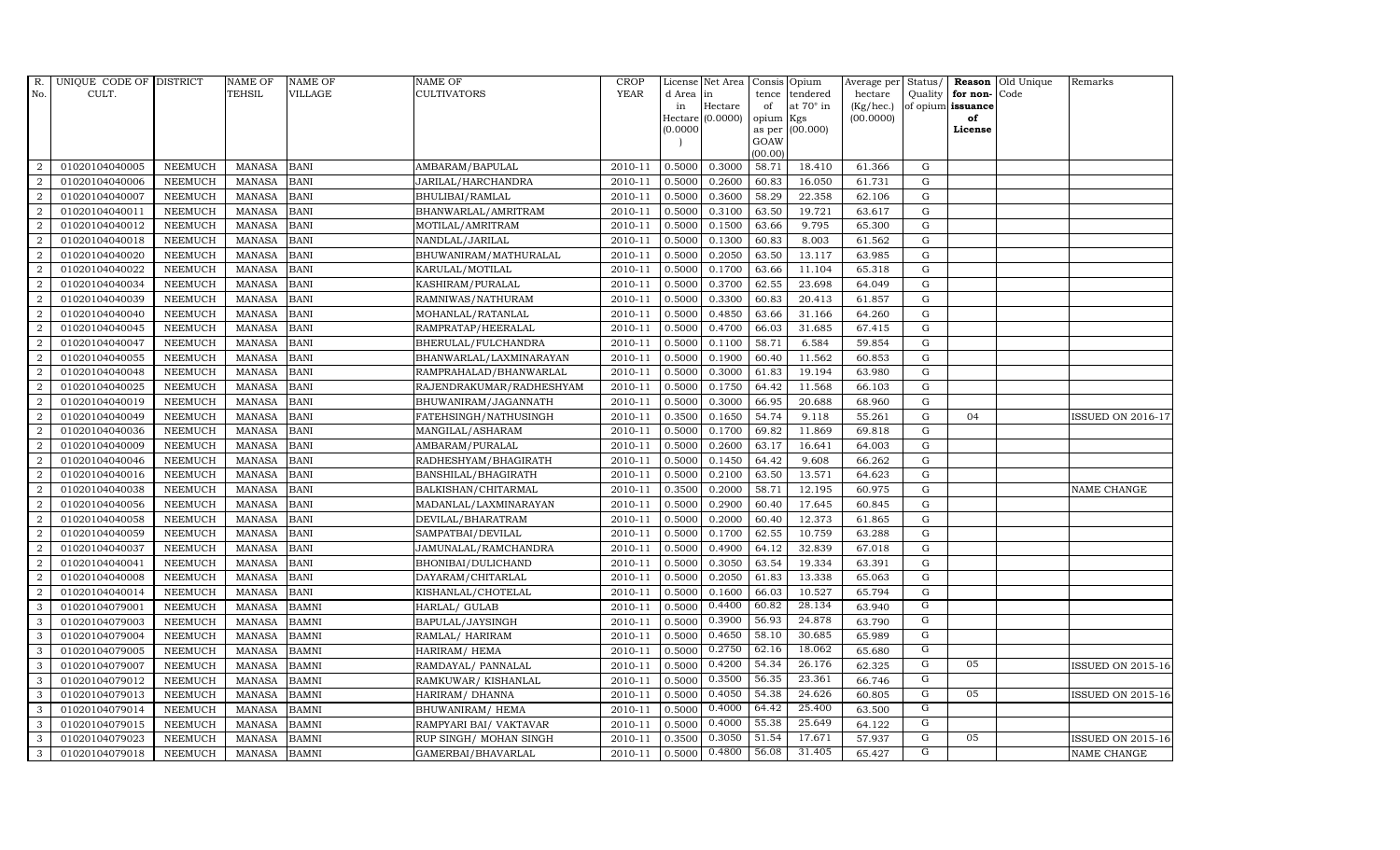| R. No. | UNIQUE CODE OF CULT. | DISTRICT | NAME OF TEHSIL | NAME OF VILLAGE | NAME OF CULTIVATORS | CROP YEAR | License d Area in Hectare (0.0000) | Net Area in Hectare (0.0000) | Consis tence of opium as per GOAW (00.00) | Opium tendered at 70° in Kgs (00.000) | Average per hectare (Kg/hec.) (00.0000) | Status/ Quality of opium | Reason for non-issuance of License | Old Unique Code | Remarks |
|---|---|---|---|---|---|---|---|---|---|---|---|---|---|---|---|
| 2 | 01020104040005 | NEEMUCH | MANASA | BANI | AMBARAM/BAPULAL | 2010-11 | 0.5000 | 0.3000 | 58.71 | 18.410 | 61.366 | G | | | |
| 2 | 01020104040006 | NEEMUCH | MANASA | BANI | JARILAL/HARCHANDRA | 2010-11 | 0.5000 | 0.2600 | 60.83 | 16.050 | 61.731 | G | | | |
| 2 | 01020104040007 | NEEMUCH | MANASA | BANI | BHULIBAI/RAMLAL | 2010-11 | 0.5000 | 0.3600 | 58.29 | 22.358 | 62.106 | G | | | |
| 2 | 01020104040011 | NEEMUCH | MANASA | BANI | BHANWARLAL/AMRITRAM | 2010-11 | 0.5000 | 0.3100 | 63.50 | 19.721 | 63.617 | G | | | |
| 2 | 01020104040012 | NEEMUCH | MANASA | BANI | MOTILAL/AMRITRAM | 2010-11 | 0.5000 | 0.1500 | 63.66 | 9.795 | 65.300 | G | | | |
| 2 | 01020104040018 | NEEMUCH | MANASA | BANI | NANDLAL/JARILAL | 2010-11 | 0.5000 | 0.1300 | 60.83 | 8.003 | 61.562 | G | | | |
| 2 | 01020104040020 | NEEMUCH | MANASA | BANI | BHUWANIRAM/MATHURALAL | 2010-11 | 0.5000 | 0.2050 | 63.50 | 13.117 | 63.985 | G | | | |
| 2 | 01020104040022 | NEEMUCH | MANASA | BANI | KARULAL/MOTILAL | 2010-11 | 0.5000 | 0.1700 | 63.66 | 11.104 | 65.318 | G | | | |
| 2 | 01020104040034 | NEEMUCH | MANASA | BANI | KASHIRAM/PURALAL | 2010-11 | 0.5000 | 0.3700 | 62.55 | 23.698 | 64.049 | G | | | |
| 2 | 01020104040039 | NEEMUCH | MANASA | BANI | RAMNIWAS/NATHURAM | 2010-11 | 0.5000 | 0.3300 | 60.83 | 20.413 | 61.857 | G | | | |
| 2 | 01020104040040 | NEEMUCH | MANASA | BANI | MOHANLAL/RATANLAL | 2010-11 | 0.5000 | 0.4850 | 63.66 | 31.166 | 64.260 | G | | | |
| 2 | 01020104040045 | NEEMUCH | MANASA | BANI | RAMPRATAP/HEERALAL | 2010-11 | 0.5000 | 0.4700 | 66.03 | 31.685 | 67.415 | G | | | |
| 2 | 01020104040047 | NEEMUCH | MANASA | BANI | BHERULAL/FULCHANDRA | 2010-11 | 0.5000 | 0.1100 | 58.71 | 6.584 | 59.854 | G | | | |
| 2 | 01020104040055 | NEEMUCH | MANASA | BANI | BHANWARLAL/LAXMINARAYAN | 2010-11 | 0.5000 | 0.1900 | 60.40 | 11.562 | 60.853 | G | | | |
| 2 | 01020104040048 | NEEMUCH | MANASA | BANI | RAMPRAHALAD/BHANWARLAL | 2010-11 | 0.5000 | 0.3000 | 61.83 | 19.194 | 63.980 | G | | | |
| 2 | 01020104040025 | NEEMUCH | MANASA | BANI | RAJENDRAKUMAR/RADHESHYAM | 2010-11 | 0.5000 | 0.1750 | 64.42 | 11.568 | 66.103 | G | | | |
| 2 | 01020104040019 | NEEMUCH | MANASA | BANI | BHUWANIRAM/JAGANNATH | 2010-11 | 0.5000 | 0.3000 | 66.95 | 20.688 | 68.960 | G | | | |
| 2 | 01020104040049 | NEEMUCH | MANASA | BANI | FATEHSINGH/NATHUSINGH | 2010-11 | 0.3500 | 0.1650 | 54.74 | 9.118 | 55.261 | G | 04 | | ISSUED ON 2016-17 |
| 2 | 01020104040036 | NEEMUCH | MANASA | BANI | MANGILAL/ASHARAM | 2010-11 | 0.5000 | 0.1700 | 69.82 | 11.869 | 69.818 | G | | | |
| 2 | 01020104040009 | NEEMUCH | MANASA | BANI | AMBARAM/PURALAL | 2010-11 | 0.5000 | 0.2600 | 63.17 | 16.641 | 64.003 | G | | | |
| 2 | 01020104040046 | NEEMUCH | MANASA | BANI | RADHESHYAM/BHAGIRATH | 2010-11 | 0.5000 | 0.1450 | 64.42 | 9.608 | 66.262 | G | | | |
| 2 | 01020104040016 | NEEMUCH | MANASA | BANI | BANSHILAL/BHAGIRATH | 2010-11 | 0.5000 | 0.2100 | 63.50 | 13.571 | 64.623 | G | | | |
| 2 | 01020104040038 | NEEMUCH | MANASA | BANI | BALKISHAN/CHITARMAL | 2010-11 | 0.3500 | 0.2000 | 58.71 | 12.195 | 60.975 | G | | | NAME CHANGE |
| 2 | 01020104040056 | NEEMUCH | MANASA | BANI | MADANLAL/LAXMINARAYAN | 2010-11 | 0.5000 | 0.2900 | 60.40 | 17.645 | 60.845 | G | | | |
| 2 | 01020104040058 | NEEMUCH | MANASA | BANI | DEVILAL/BHARATRAM | 2010-11 | 0.5000 | 0.2000 | 60.40 | 12.373 | 61.865 | G | | | |
| 2 | 01020104040059 | NEEMUCH | MANASA | BANI | SAMPATBAI/DEVILAL | 2010-11 | 0.5000 | 0.1700 | 62.55 | 10.759 | 63.288 | G | | | |
| 2 | 01020104040037 | NEEMUCH | MANASA | BANI | JAMUNALAL/RAMCHANDRA | 2010-11 | 0.5000 | 0.4900 | 64.12 | 32.839 | 67.018 | G | | | |
| 2 | 01020104040041 | NEEMUCH | MANASA | BANI | BHONIBAI/DULICHAND | 2010-11 | 0.5000 | 0.3050 | 63.54 | 19.334 | 63.391 | G | | | |
| 2 | 01020104040008 | NEEMUCH | MANASA | BANI | DAYARAM/CHITARLAL | 2010-11 | 0.5000 | 0.2050 | 61.83 | 13.338 | 65.063 | G | | | |
| 2 | 01020104040014 | NEEMUCH | MANASA | BANI | KISHANLAL/CHOTELAL | 2010-11 | 0.5000 | 0.1600 | 66.03 | 10.527 | 65.794 | G | | | |
| 3 | 01020104079001 | NEEMUCH | MANASA | BAMNI | HARLAL/ GULAB | 2010-11 | 0.5000 | 0.4400 | 60.82 | 28.134 | 63.940 | G | | | |
| 3 | 01020104079003 | NEEMUCH | MANASA | BAMNI | BAPULAL/JAYSINGH | 2010-11 | 0.5000 | 0.3900 | 56.93 | 24.878 | 63.790 | G | | | |
| 3 | 01020104079004 | NEEMUCH | MANASA | BAMNI | RAMLAL/ HARIRAM | 2010-11 | 0.5000 | 0.4650 | 58.10 | 30.685 | 65.989 | G | | | |
| 3 | 01020104079005 | NEEMUCH | MANASA | BAMNI | HARIRAM/ HEMA | 2010-11 | 0.5000 | 0.2750 | 62.16 | 18.062 | 65.680 | G | | | |
| 3 | 01020104079007 | NEEMUCH | MANASA | BAMNI | RAMDAYAL/ PANNALAL | 2010-11 | 0.5000 | 0.4200 | 54.34 | 26.176 | 62.325 | G | 05 | | ISSUED ON 2015-16 |
| 3 | 01020104079012 | NEEMUCH | MANASA | BAMNI | RAMKUWAR/ KISHANLAL | 2010-11 | 0.5000 | 0.3500 | 56.35 | 23.361 | 66.746 | G | | | |
| 3 | 01020104079013 | NEEMUCH | MANASA | BAMNI | HARIRAM/ DHANNA | 2010-11 | 0.5000 | 0.4050 | 54.38 | 24.626 | 60.805 | G | 05 | | ISSUED ON 2015-16 |
| 3 | 01020104079014 | NEEMUCH | MANASA | BAMNI | BHUWANIRAM/ HEMA | 2010-11 | 0.5000 | 0.4000 | 64.42 | 25.400 | 63.500 | G | | | |
| 3 | 01020104079015 | NEEMUCH | MANASA | BAMNI | RAMPYARI BAI/ VAKTAVAR | 2010-11 | 0.5000 | 0.4000 | 55.38 | 25.649 | 64.122 | G | | | |
| 3 | 01020104079023 | NEEMUCH | MANASA | BAMNI | RUP SINGH/ MOHAN SINGH | 2010-11 | 0.3500 | 0.3050 | 51.54 | 17.671 | 57.937 | G | 05 | | ISSUED ON 2015-16 |
| 3 | 01020104079018 | NEEMUCH | MANASA | BAMNI | GAMERBAI/BHAVARLAL | 2010-11 | 0.5000 | 0.4800 | 56.08 | 31.405 | 65.427 | G | | | NAME CHANGE |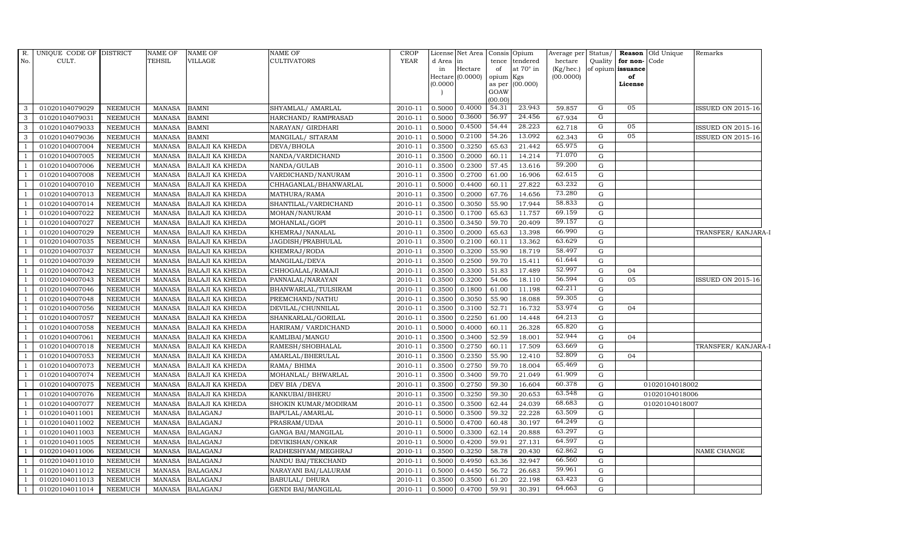| R. No. | UNIQUE CODE OF CULT. | DISTRICT | NAME OF TEHSIL | NAME OF VILLAGE | NAME OF CULTIVATORS | CROP YEAR | License d Area in Hectare (0.0000) | Net Area in Hectare (0.0000) | Consis tence of opium as per GOAW (00.00) | Opium tendered at 70° in Kgs (00.000) | Average per hectare (Kg/hec.) (00.0000) | Status/ Quality of opium | Reason for non- issuance of License | Old Unique Code | Remarks |
|---|---|---|---|---|---|---|---|---|---|---|---|---|---|---|---|
| 3 | 01020104079029 | NEEMUCH | MANASA | BAMNI | SHYAMLAL/ AMARLAL | 2010-11 | 0.5000 | 0.4000 | 54.31 | 23.943 | 59.857 | G | 05 | | ISSUED ON 2015-16 |
| 3 | 01020104079031 | NEEMUCH | MANASA | BAMNI | HARCHAND/ RAMPRASAD | 2010-11 | 0.5000 | 0.3600 | 56.97 | 24.456 | 67.934 | G | | | |
| 3 | 01020104079033 | NEEMUCH | MANASA | BAMNI | NARAYAN/ GIRDHARI | 2010-11 | 0.5000 | 0.4500 | 54.44 | 28.223 | 62.718 | G | 05 | | ISSUED ON 2015-16 |
| 3 | 01020104079036 | NEEMUCH | MANASA | BAMNI | MANGILAL/ SITARAM | 2010-11 | 0.5000 | 0.2100 | 54.26 | 13.092 | 62.343 | G | 05 | | ISSUED ON 2015-16 |
| 1 | 01020104007004 | NEEMUCH | MANASA | BALAJI KA KHEDA | DEVA/BHOLA | 2010-11 | 0.3500 | 0.3250 | 65.63 | 21.442 | 65.975 | G | | | |
| 1 | 01020104007005 | NEEMUCH | MANASA | BALAJI KA KHEDA | NANDA/VARDICHAND | 2010-11 | 0.3500 | 0.2000 | 60.11 | 14.214 | 71.070 | G | | | |
| 1 | 01020104007006 | NEEMUCH | MANASA | BALAJI KA KHEDA | NANDA/GULAB | 2010-11 | 0.3500 | 0.2300 | 57.45 | 13.616 | 59.200 | G | | | |
| 1 | 01020104007008 | NEEMUCH | MANASA | BALAJI KA KHEDA | VARDICHAND/NANURAM | 2010-11 | 0.3500 | 0.2700 | 61.00 | 16.906 | 62.615 | G | | | |
| 1 | 01020104007010 | NEEMUCH | MANASA | BALAJI KA KHEDA | CHHAGANLAL/BHANWARLAL | 2010-11 | 0.5000 | 0.4400 | 60.11 | 27.822 | 63.232 | G | | | |
| 1 | 01020104007013 | NEEMUCH | MANASA | BALAJI KA KHEDA | MATHURA/RAMA | 2010-11 | 0.3500 | 0.2000 | 67.76 | 14.656 | 73.280 | G | | | |
| 1 | 01020104007014 | NEEMUCH | MANASA | BALAJI KA KHEDA | SHANTILAL/VARDICHAND | 2010-11 | 0.3500 | 0.3050 | 55.90 | 17.944 | 58.833 | G | | | |
| 1 | 01020104007022 | NEEMUCH | MANASA | BALAJI KA KHEDA | MOHAN/NANURAM | 2010-11 | 0.3500 | 0.1700 | 65.63 | 11.757 | 69.159 | G | | | |
| 1 | 01020104007027 | NEEMUCH | MANASA | BALAJI KA KHEDA | MOHANLAL/GOPI | 2010-11 | 0.3500 | 0.3450 | 59.70 | 20.409 | 59.157 | G | | | |
| 1 | 01020104007029 | NEEMUCH | MANASA | BALAJI KA KHEDA | KHEMRAJ/NANALAL | 2010-11 | 0.3500 | 0.2000 | 65.63 | 13.398 | 66.990 | G | | | TRANSFER/ KANJARA-I |
| 1 | 01020104007035 | NEEMUCH | MANASA | BALAJI KA KHEDA | JAGDISH/PRABHULAL | 2010-11 | 0.3500 | 0.2100 | 60.11 | 13.362 | 63.629 | G | | | |
| 1 | 01020104007037 | NEEMUCH | MANASA | BALAJI KA KHEDA | KHEMRAJ/RODA | 2010-11 | 0.3500 | 0.3200 | 55.90 | 18.719 | 58.497 | G | | | |
| 1 | 01020104007039 | NEEMUCH | MANASA | BALAJI KA KHEDA | MANGILAL/DEVA | 2010-11 | 0.3500 | 0.2500 | 59.70 | 15.411 | 61.644 | G | | | |
| 1 | 01020104007042 | NEEMUCH | MANASA | BALAJI KA KHEDA | CHHOGALAL/RAMAJI | 2010-11 | 0.3500 | 0.3300 | 51.83 | 17.489 | 52.997 | G | 04 | | |
| 1 | 01020104007043 | NEEMUCH | MANASA | BALAJI KA KHEDA | PANNALAL/NARAYAN | 2010-11 | 0.3500 | 0.3200 | 54.06 | 18.110 | 56.594 | G | 05 | | ISSUED ON 2015-16 |
| 1 | 01020104007046 | NEEMUCH | MANASA | BALAJI KA KHEDA | BHANWARLAL/TULSIRAM | 2010-11 | 0.3500 | 0.1800 | 61.00 | 11.198 | 62.211 | G | | | |
| 1 | 01020104007048 | NEEMUCH | MANASA | BALAJI KA KHEDA | PREMCHAND/NATHU | 2010-11 | 0.3500 | 0.3050 | 55.90 | 18.088 | 59.305 | G | | | |
| 1 | 01020104007056 | NEEMUCH | MANASA | BALAJI KA KHEDA | DEVILAL/CHUNNILAL | 2010-11 | 0.3500 | 0.3100 | 52.71 | 16.732 | 53.974 | G | 04 | | |
| 1 | 01020104007057 | NEEMUCH | MANASA | BALAJI KA KHEDA | SHANKARLAL/GORILAL | 2010-11 | 0.3500 | 0.2250 | 61.00 | 14.448 | 64.213 | G | | | |
| 1 | 01020104007058 | NEEMUCH | MANASA | BALAJI KA KHEDA | HARIRAM/ VARDICHAND | 2010-11 | 0.5000 | 0.4000 | 60.11 | 26.328 | 65.820 | G | | | |
| 1 | 01020104007061 | NEEMUCH | MANASA | BALAJI KA KHEDA | KAMLIBAI/MANGU | 2010-11 | 0.3500 | 0.3400 | 52.59 | 18.001 | 52.944 | G | 04 | | |
| 1 | 01020104007018 | NEEMUCH | MANASA | BALAJI KA KHEDA | RAMESH/SHOBHALAL | 2010-11 | 0.3500 | 0.2750 | 60.11 | 17.509 | 63.669 | G | | | TRANSFER/ KANJARA-I |
| 1 | 01020104007053 | NEEMUCH | MANASA | BALAJI KA KHEDA | AMARLAL/BHERULAL | 2010-11 | 0.3500 | 0.2350 | 55.90 | 12.410 | 52.809 | G | 04 | | |
| 1 | 01020104007073 | NEEMUCH | MANASA | BALAJI KA KHEDA | RAMA/ BHIMA | 2010-11 | 0.3500 | 0.2750 | 59.70 | 18.004 | 65.469 | G | | | |
| 1 | 01020104007074 | NEEMUCH | MANASA | BALAJI KA KHEDA | MOHANLAL/ BHWARLAL | 2010-11 | 0.3500 | 0.3400 | 59.70 | 21.049 | 61.909 | G | | | |
| 1 | 01020104007075 | NEEMUCH | MANASA | BALAJI KA KHEDA | DEV BIA /DEVA | 2010-11 | 0.3500 | 0.2750 | 59.30 | 16.604 | 60.378 | G | | 01020104018002 | |
| 1 | 01020104007076 | NEEMUCH | MANASA | BALAJI KA KHEDA | KANKUBAI/BHERU | 2010-11 | 0.3500 | 0.3250 | 59.30 | 20.653 | 63.548 | G | | 01020104018006 | |
| 1 | 01020104007077 | NEEMUCH | MANASA | BALAJI KA KHEDA | SHOKIN KUMAR/MODIRAM | 2010-11 | 0.3500 | 0.3500 | 62.44 | 24.039 | 68.683 | G | | 01020104018007 | |
| 1 | 01020104011001 | NEEMUCH | MANASA | BALAGANJ | BAPULAL/AMARLAL | 2010-11 | 0.5000 | 0.3500 | 59.32 | 22.228 | 63.509 | G | | | |
| 1 | 01020104011002 | NEEMUCH | MANASA | BALAGANJ | PRASRAM/UDAA | 2010-11 | 0.5000 | 0.4700 | 60.48 | 30.197 | 64.249 | G | | | |
| 1 | 01020104011003 | NEEMUCH | MANASA | BALAGANJ | GANGA BAI/MANGILAL | 2010-11 | 0.5000 | 0.3300 | 62.14 | 20.888 | 63.297 | G | | | |
| 1 | 01020104011005 | NEEMUCH | MANASA | BALAGANJ | DEVIKISHAN/ONKAR | 2010-11 | 0.5000 | 0.4200 | 59.91 | 27.131 | 64.597 | G | | | |
| 1 | 01020104011006 | NEEMUCH | MANASA | BALAGANJ | RADHESHYAM/MEGHRAJ | 2010-11 | 0.3500 | 0.3250 | 58.78 | 20.430 | 62.862 | G | | | NAME CHANGE |
| 1 | 01020104011010 | NEEMUCH | MANASA | BALAGANJ | NANDU BAI/TEKCHAND | 2010-11 | 0.5000 | 0.4950 | 63.36 | 32.947 | 66.560 | G | | | |
| 1 | 01020104011012 | NEEMUCH | MANASA | BALAGANJ | NARAYANI BAI/LALURAM | 2010-11 | 0.5000 | 0.4450 | 56.72 | 26.683 | 59.961 | G | | | |
| 1 | 01020104011013 | NEEMUCH | MANASA | BALAGANJ | BABULAL/ DHURA | 2010-11 | 0.3500 | 0.3500 | 61.20 | 22.198 | 63.423 | G | | | |
| 1 | 01020104011014 | NEEMUCH | MANASA | BALAGANJ | GENDI BAI/MANGILAL | 2010-11 | 0.5000 | 0.4700 | 59.91 | 30.391 | 64.663 | G | | | |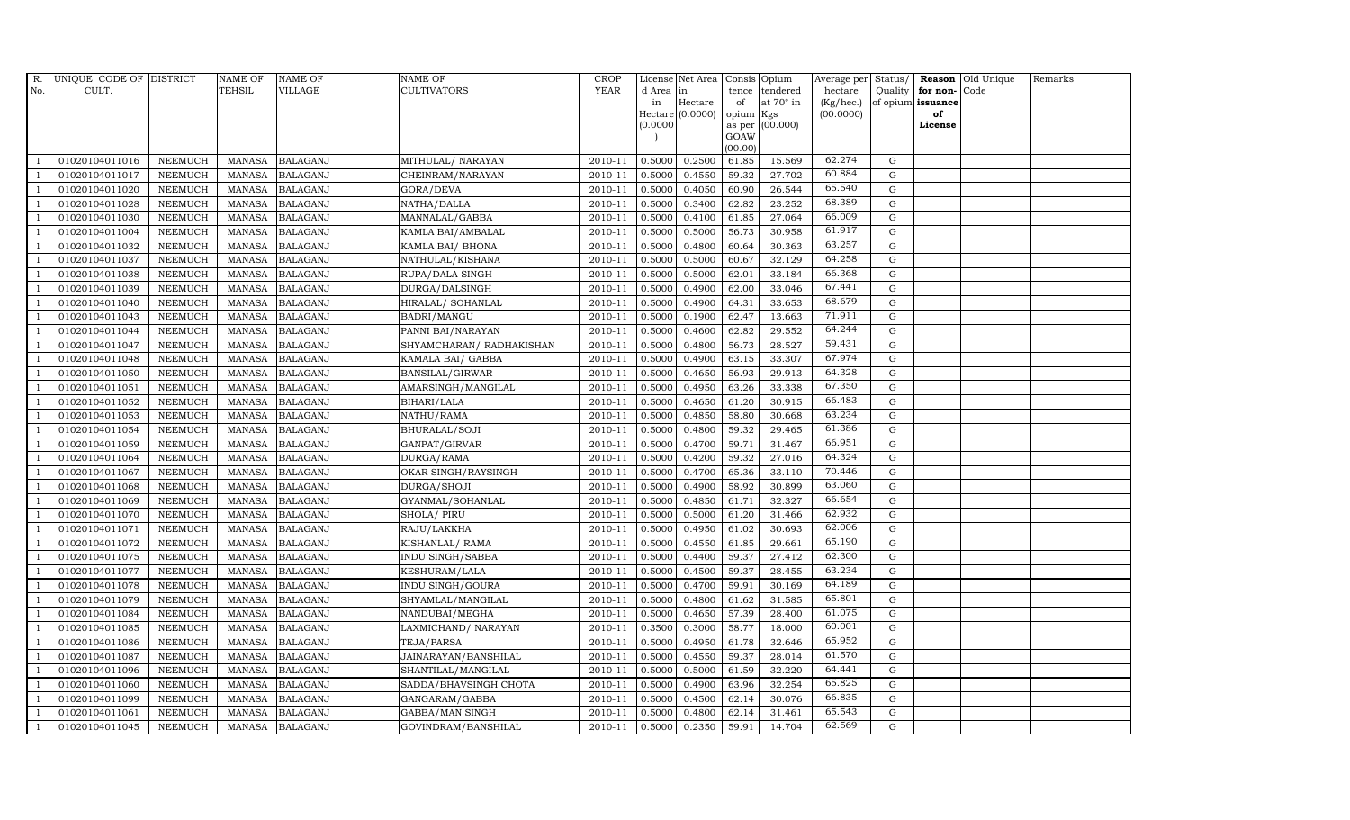| R. No. | UNIQUE CODE OF CULT. | DISTRICT | NAME OF TEHSIL | NAME OF VILLAGE | NAME OF CULTIVATORS | CROP YEAR | License d Area in Hectare (0.0000) | Net Area in Hectare (0.0000) | Consis tence of opium as per GOAW (00.00) | Opium tendered at 70° in Kgs (00.000) | Average per hectare (Kg/hec.) (00.0000) | Status/ Quality of opium | Reason for non-issuance of License | Old Unique Code | Remarks |
|---|---|---|---|---|---|---|---|---|---|---|---|---|---|---|---|
| 1 | 01020104011016 | NEEMUCH | MANASA | BALAGANJ | MITHULAL/ NARAYAN | 2010-11 | 0.5000 | 0.2500 | 61.85 | 15.569 | 62.274 | G | | | |
| 1 | 01020104011017 | NEEMUCH | MANASA | BALAGANJ | CHEINRAM/NARAYAN | 2010-11 | 0.5000 | 0.4550 | 59.32 | 27.702 | 60.884 | G | | | |
| 1 | 01020104011020 | NEEMUCH | MANASA | BALAGANJ | GORA/DEVA | 2010-11 | 0.5000 | 0.4050 | 60.90 | 26.544 | 65.540 | G | | | |
| 1 | 01020104011028 | NEEMUCH | MANASA | BALAGANJ | NATHA/DALLA | 2010-11 | 0.5000 | 0.3400 | 62.82 | 23.252 | 68.389 | G | | | |
| 1 | 01020104011030 | NEEMUCH | MANASA | BALAGANJ | MANNALAL/GABBA | 2010-11 | 0.5000 | 0.4100 | 61.85 | 27.064 | 66.009 | G | | | |
| 1 | 01020104011004 | NEEMUCH | MANASA | BALAGANJ | KAMLA BAI/AMBALAL | 2010-11 | 0.5000 | 0.5000 | 56.73 | 30.958 | 61.917 | G | | | |
| 1 | 01020104011032 | NEEMUCH | MANASA | BALAGANJ | KAMLA BAI/ BHONA | 2010-11 | 0.5000 | 0.4800 | 60.64 | 30.363 | 63.257 | G | | | |
| 1 | 01020104011037 | NEEMUCH | MANASA | BALAGANJ | NATHULAL/KISHANA | 2010-11 | 0.5000 | 0.5000 | 60.67 | 32.129 | 64.258 | G | | | |
| 1 | 01020104011038 | NEEMUCH | MANASA | BALAGANJ | RUPA/DALA SINGH | 2010-11 | 0.5000 | 0.5000 | 62.01 | 33.184 | 66.368 | G | | | |
| 1 | 01020104011039 | NEEMUCH | MANASA | BALAGANJ | DURGA/DALSINGH | 2010-11 | 0.5000 | 0.4900 | 62.00 | 33.046 | 67.441 | G | | | |
| 1 | 01020104011040 | NEEMUCH | MANASA | BALAGANJ | HIRALAL/ SOHANLAL | 2010-11 | 0.5000 | 0.4900 | 64.31 | 33.653 | 68.679 | G | | | |
| 1 | 01020104011043 | NEEMUCH | MANASA | BALAGANJ | BADRI/MANGU | 2010-11 | 0.5000 | 0.1900 | 62.47 | 13.663 | 71.911 | G | | | |
| 1 | 01020104011044 | NEEMUCH | MANASA | BALAGANJ | PANNI BAI/NARAYAN | 2010-11 | 0.5000 | 0.4600 | 62.82 | 29.552 | 64.244 | G | | | |
| 1 | 01020104011047 | NEEMUCH | MANASA | BALAGANJ | SHYAMCHARAN/ RADHAKISHAN | 2010-11 | 0.5000 | 0.4800 | 56.73 | 28.527 | 59.431 | G | | | |
| 1 | 01020104011048 | NEEMUCH | MANASA | BALAGANJ | KAMALA BAI/ GABBA | 2010-11 | 0.5000 | 0.4900 | 63.15 | 33.307 | 67.974 | G | | | |
| 1 | 01020104011050 | NEEMUCH | MANASA | BALAGANJ | BANSILAL/GIRWAR | 2010-11 | 0.5000 | 0.4650 | 56.93 | 29.913 | 64.328 | G | | | |
| 1 | 01020104011051 | NEEMUCH | MANASA | BALAGANJ | AMARSINGH/MANGILAL | 2010-11 | 0.5000 | 0.4950 | 63.26 | 33.338 | 67.350 | G | | | |
| 1 | 01020104011052 | NEEMUCH | MANASA | BALAGANJ | BIHARI/LALA | 2010-11 | 0.5000 | 0.4650 | 61.20 | 30.915 | 66.483 | G | | | |
| 1 | 01020104011053 | NEEMUCH | MANASA | BALAGANJ | NATHU/RAMA | 2010-11 | 0.5000 | 0.4850 | 58.80 | 30.668 | 63.234 | G | | | |
| 1 | 01020104011054 | NEEMUCH | MANASA | BALAGANJ | BHURALAL/SOJI | 2010-11 | 0.5000 | 0.4800 | 59.32 | 29.465 | 61.386 | G | | | |
| 1 | 01020104011059 | NEEMUCH | MANASA | BALAGANJ | GANPAT/GIRVAR | 2010-11 | 0.5000 | 0.4700 | 59.71 | 31.467 | 66.951 | G | | | |
| 1 | 01020104011064 | NEEMUCH | MANASA | BALAGANJ | DURGA/RAMA | 2010-11 | 0.5000 | 0.4200 | 59.32 | 27.016 | 64.324 | G | | | |
| 1 | 01020104011067 | NEEMUCH | MANASA | BALAGANJ | OKAR SINGH/RAYSINGH | 2010-11 | 0.5000 | 0.4700 | 65.36 | 33.110 | 70.446 | G | | | |
| 1 | 01020104011068 | NEEMUCH | MANASA | BALAGANJ | DURGA/SHOJI | 2010-11 | 0.5000 | 0.4900 | 58.92 | 30.899 | 63.060 | G | | | |
| 1 | 01020104011069 | NEEMUCH | MANASA | BALAGANJ | GYANMAL/SOHANLAL | 2010-11 | 0.5000 | 0.4850 | 61.71 | 32.327 | 66.654 | G | | | |
| 1 | 01020104011070 | NEEMUCH | MANASA | BALAGANJ | SHOLA/ PIRU | 2010-11 | 0.5000 | 0.5000 | 61.20 | 31.466 | 62.932 | G | | | |
| 1 | 01020104011071 | NEEMUCH | MANASA | BALAGANJ | RAJU/LAKKHA | 2010-11 | 0.5000 | 0.4950 | 61.02 | 30.693 | 62.006 | G | | | |
| 1 | 01020104011072 | NEEMUCH | MANASA | BALAGANJ | KISHANLAL/ RAMA | 2010-11 | 0.5000 | 0.4550 | 61.85 | 29.661 | 65.190 | G | | | |
| 1 | 01020104011075 | NEEMUCH | MANASA | BALAGANJ | INDU SINGH/SABBA | 2010-11 | 0.5000 | 0.4400 | 59.37 | 27.412 | 62.300 | G | | | |
| 1 | 01020104011077 | NEEMUCH | MANASA | BALAGANJ | KESHURAM/LALA | 2010-11 | 0.5000 | 0.4500 | 59.37 | 28.455 | 63.234 | G | | | |
| 1 | 01020104011078 | NEEMUCH | MANASA | BALAGANJ | INDU SINGH/GOURA | 2010-11 | 0.5000 | 0.4700 | 59.91 | 30.169 | 64.189 | G | | | |
| 1 | 01020104011079 | NEEMUCH | MANASA | BALAGANJ | SHYAMLAL/MANGILAL | 2010-11 | 0.5000 | 0.4800 | 61.62 | 31.585 | 65.801 | G | | | |
| 1 | 01020104011084 | NEEMUCH | MANASA | BALAGANJ | NANDUBAI/MEGHA | 2010-11 | 0.5000 | 0.4650 | 57.39 | 28.400 | 61.075 | G | | | |
| 1 | 01020104011085 | NEEMUCH | MANASA | BALAGANJ | LAXMICHAND/ NARAYAN | 2010-11 | 0.3500 | 0.3000 | 58.77 | 18.000 | 60.001 | G | | | |
| 1 | 01020104011086 | NEEMUCH | MANASA | BALAGANJ | TEJA/PARSA | 2010-11 | 0.5000 | 0.4950 | 61.78 | 32.646 | 65.952 | G | | | |
| 1 | 01020104011087 | NEEMUCH | MANASA | BALAGANJ | JAINARAYAN/BANSHILAL | 2010-11 | 0.5000 | 0.4550 | 59.37 | 28.014 | 61.570 | G | | | |
| 1 | 01020104011096 | NEEMUCH | MANASA | BALAGANJ | SHANTILAL/MANGILAL | 2010-11 | 0.5000 | 0.5000 | 61.59 | 32.220 | 64.441 | G | | | |
| 1 | 01020104011060 | NEEMUCH | MANASA | BALAGANJ | SADDA/BHAVSINGH CHOTA | 2010-11 | 0.5000 | 0.4900 | 63.96 | 32.254 | 65.825 | G | | | |
| 1 | 01020104011099 | NEEMUCH | MANASA | BALAGANJ | GANGARAM/GABBA | 2010-11 | 0.5000 | 0.4500 | 62.14 | 30.076 | 66.835 | G | | | |
| 1 | 01020104011061 | NEEMUCH | MANASA | BALAGANJ | GABBA/MAN SINGH | 2010-11 | 0.5000 | 0.4800 | 62.14 | 31.461 | 65.543 | G | | | |
| 1 | 01020104011045 | NEEMUCH | MANASA | BALAGANJ | GOVINDRAM/BANSHILAL | 2010-11 | 0.5000 | 0.2350 | 59.91 | 14.704 | 62.569 | G | | | |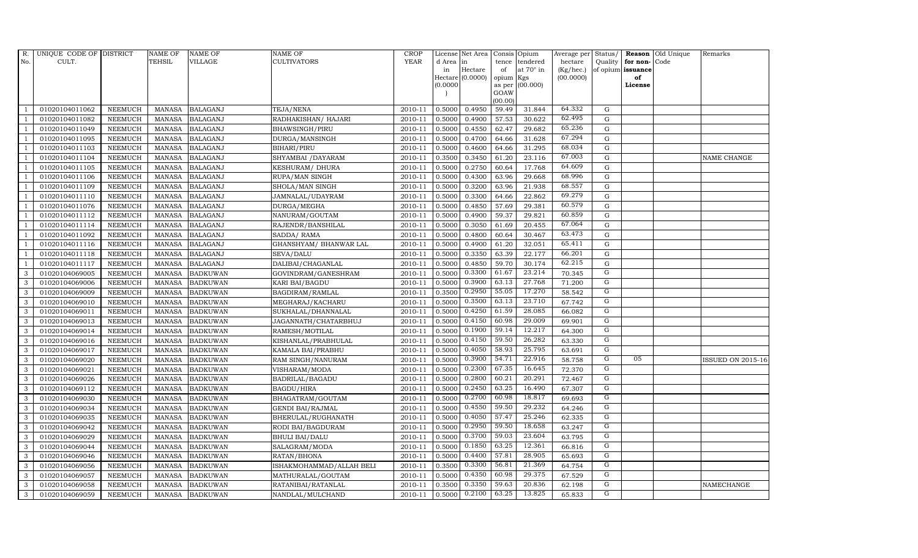| R. No. | UNIQUE CODE OF CULT. | DISTRICT | NAME OF TEHSIL | NAME OF VILLAGE | NAME OF CULTIVATORS | CROP YEAR | License d Area in Hectare (0.0000) | Net Area in Hectare (0.0000) | Consis tence of opium as per GOAW (00.00) | Opium tendered at 70° in Kgs (00.000) | Average per hectare (Kg/hec.) (00.0000) | Status/ Quality of opium | Reason for non-issuance of License | Old Unique Code | Remarks |
|---|---|---|---|---|---|---|---|---|---|---|---|---|---|---|---|
| 1 | 01020104011062 | NEEMUCH | MANASA | BALAGANJ | TEJA/NENA | 2010-11 | 0.5000 | 0.4950 | 59.49 | 31.844 | 64.332 | G | | | |
| 1 | 01020104011082 | NEEMUCH | MANASA | BALAGANJ | RADHAKISHAN/ HAJARI | 2010-11 | 0.5000 | 0.4900 | 57.53 | 30.622 | 62.495 | G | | | |
| 1 | 01020104011049 | NEEMUCH | MANASA | BALAGANJ | BHAWSINGH/PIRU | 2010-11 | 0.5000 | 0.4550 | 62.47 | 29.682 | 65.236 | G | | | |
| 1 | 01020104011095 | NEEMUCH | MANASA | BALAGANJ | DURGA/MANSINGH | 2010-11 | 0.5000 | 0.4700 | 64.66 | 31.628 | 67.294 | G | | | |
| 1 | 01020104011103 | NEEMUCH | MANASA | BALAGANJ | BIHARI/PIRU | 2010-11 | 0.5000 | 0.4600 | 64.66 | 31.295 | 68.034 | G | | | |
| 1 | 01020104011104 | NEEMUCH | MANASA | BALAGANJ | SHYAMBAI /DAYARAM | 2010-11 | 0.3500 | 0.3450 | 61.20 | 23.116 | 67.003 | G | | | NAME CHANGE |
| 1 | 01020104011105 | NEEMUCH | MANASA | BALAGANJ | KESHURAM/ DHURA | 2010-11 | 0.5000 | 0.2750 | 60.64 | 17.768 | 64.609 | G | | | |
| 1 | 01020104011106 | NEEMUCH | MANASA | BALAGANJ | RUPA/MAN SINGH | 2010-11 | 0.5000 | 0.4300 | 63.96 | 29.668 | 68.996 | G | | | |
| 1 | 01020104011109 | NEEMUCH | MANASA | BALAGANJ | SHOLA/MAN SINGH | 2010-11 | 0.5000 | 0.3200 | 63.96 | 21.938 | 68.557 | G | | | |
| 1 | 01020104011110 | NEEMUCH | MANASA | BALAGANJ | JAMNALAL/UDAYRAM | 2010-11 | 0.5000 | 0.3300 | 64.66 | 22.862 | 69.279 | G | | | |
| 1 | 01020104011076 | NEEMUCH | MANASA | BALAGANJ | DURGA/MEGHA | 2010-11 | 0.5000 | 0.4850 | 57.69 | 29.381 | 60.579 | G | | | |
| 1 | 01020104011112 | NEEMUCH | MANASA | BALAGANJ | NANURAM/GOUTAM | 2010-11 | 0.5000 | 0.4900 | 59.37 | 29.821 | 60.859 | G | | | |
| 1 | 01020104011114 | NEEMUCH | MANASA | BALAGANJ | RAJENDR/BANSHILAL | 2010-11 | 0.5000 | 0.3050 | 61.69 | 20.455 | 67.064 | G | | | |
| 1 | 01020104011092 | NEEMUCH | MANASA | BALAGANJ | SADDA/ RAMA | 2010-11 | 0.5000 | 0.4800 | 60.64 | 30.467 | 63.473 | G | | | |
| 1 | 01020104011116 | NEEMUCH | MANASA | BALAGANJ | GHANSHYAM/ BHANWAR LAL | 2010-11 | 0.5000 | 0.4900 | 61.20 | 32.051 | 65.411 | G | | | |
| 1 | 01020104011118 | NEEMUCH | MANASA | BALAGANJ | SEVA/DALU | 2010-11 | 0.5000 | 0.3350 | 63.39 | 22.177 | 66.201 | G | | | |
| 1 | 01020104011117 | NEEMUCH | MANASA | BALAGANJ | DALIBAI/CHAGANLAL | 2010-11 | 0.5000 | 0.4850 | 59.70 | 30.174 | 62.215 | G | | | |
| 3 | 01020104069005 | NEEMUCH | MANASA | BADKUWAN | GOVINDRAM/GANESHRAM | 2010-11 | 0.5000 | 0.3300 | 61.67 | 23.214 | 70.345 | G | | | |
| 3 | 01020104069006 | NEEMUCH | MANASA | BADKUWAN | KARI BAI/BAGDU | 2010-11 | 0.5000 | 0.3900 | 63.13 | 27.768 | 71.200 | G | | | |
| 3 | 01020104069009 | NEEMUCH | MANASA | BADKUWAN | BAGDIRAM/RAMLAL | 2010-11 | 0.3500 | 0.2950 | 55.05 | 17.270 | 58.542 | G | | | |
| 3 | 01020104069010 | NEEMUCH | MANASA | BADKUWAN | MEGHARAJ/KACHARU | 2010-11 | 0.5000 | 0.3500 | 63.13 | 23.710 | 67.742 | G | | | |
| 3 | 01020104069011 | NEEMUCH | MANASA | BADKUWAN | SUKHALAL/DHANNALAL | 2010-11 | 0.5000 | 0.4250 | 61.59 | 28.085 | 66.082 | G | | | |
| 3 | 01020104069013 | NEEMUCH | MANASA | BADKUWAN | JAGANNATH/CHATARBHUJ | 2010-11 | 0.5000 | 0.4150 | 60.98 | 29.009 | 69.901 | G | | | |
| 3 | 01020104069014 | NEEMUCH | MANASA | BADKUWAN | RAMESH/MOTILAL | 2010-11 | 0.5000 | 0.1900 | 59.14 | 12.217 | 64.300 | G | | | |
| 3 | 01020104069016 | NEEMUCH | MANASA | BADKUWAN | KISHANLAL/PRABHULAL | 2010-11 | 0.5000 | 0.4150 | 59.50 | 26.282 | 63.330 | G | | | |
| 3 | 01020104069017 | NEEMUCH | MANASA | BADKUWAN | KAMALA BAI/PRABHU | 2010-11 | 0.5000 | 0.4050 | 58.93 | 25.795 | 63.691 | G | | | |
| 3 | 01020104069020 | NEEMUCH | MANASA | BADKUWAN | RAM SINGH/NANURAM | 2010-11 | 0.5000 | 0.3900 | 54.71 | 22.916 | 58.758 | G | 05 | | ISSUED ON 2015-16 |
| 3 | 01020104069021 | NEEMUCH | MANASA | BADKUWAN | VISHARAM/MODA | 2010-11 | 0.5000 | 0.2300 | 67.35 | 16.645 | 72.370 | G | | | |
| 3 | 01020104069026 | NEEMUCH | MANASA | BADKUWAN | BADRILAL/BAGADU | 2010-11 | 0.5000 | 0.2800 | 60.21 | 20.291 | 72.467 | G | | | |
| 3 | 01020104069112 | NEEMUCH | MANASA | BADKUWAN | BAGDU/HIRA | 2010-11 | 0.5000 | 0.2450 | 63.25 | 16.490 | 67.307 | G | | | |
| 3 | 01020104069030 | NEEMUCH | MANASA | BADKUWAN | BHAGATRAM/GOUTAM | 2010-11 | 0.5000 | 0.2700 | 60.98 | 18.817 | 69.693 | G | | | |
| 3 | 01020104069034 | NEEMUCH | MANASA | BADKUWAN | GENDI BAI/RAJMAL | 2010-11 | 0.5000 | 0.4550 | 59.50 | 29.232 | 64.246 | G | | | |
| 3 | 01020104069035 | NEEMUCH | MANASA | BADKUWAN | BHERULAL/RUGHANATH | 2010-11 | 0.5000 | 0.4050 | 57.47 | 25.246 | 62.335 | G | | | |
| 3 | 01020104069042 | NEEMUCH | MANASA | BADKUWAN | RODI BAI/BAGDURAM | 2010-11 | 0.5000 | 0.2950 | 59.50 | 18.658 | 63.247 | G | | | |
| 3 | 01020104069029 | NEEMUCH | MANASA | BADKUWAN | BHULI BAI/DALU | 2010-11 | 0.5000 | 0.3700 | 59.03 | 23.604 | 63.795 | G | | | |
| 3 | 01020104069044 | NEEMUCH | MANASA | BADKUWAN | SALAGRAM/MODA | 2010-11 | 0.5000 | 0.1850 | 63.25 | 12.361 | 66.816 | G | | | |
| 3 | 01020104069046 | NEEMUCH | MANASA | BADKUWAN | RATAN/BHONA | 2010-11 | 0.5000 | 0.4400 | 57.81 | 28.905 | 65.693 | G | | | |
| 3 | 01020104069056 | NEEMUCH | MANASA | BADKUWAN | ISHAKMOHAMMAD/ALLAH BELI | 2010-11 | 0.3500 | 0.3300 | 56.81 | 21.369 | 64.754 | G | | | |
| 3 | 01020104069057 | NEEMUCH | MANASA | BADKUWAN | MATHURALAL/GOUTAM | 2010-11 | 0.5000 | 0.4350 | 60.98 | 29.375 | 67.529 | G | | | |
| 3 | 01020104069058 | NEEMUCH | MANASA | BADKUWAN | RATANIBAI/RATANLAL | 2010-11 | 0.3500 | 0.3350 | 59.63 | 20.836 | 62.198 | G | | | NAMECHANGE |
| 3 | 01020104069059 | NEEMUCH | MANASA | BADKUWAN | NANDLAL/MULCHAND | 2010-11 | 0.5000 | 0.2100 | 63.25 | 13.825 | 65.833 | G | | | |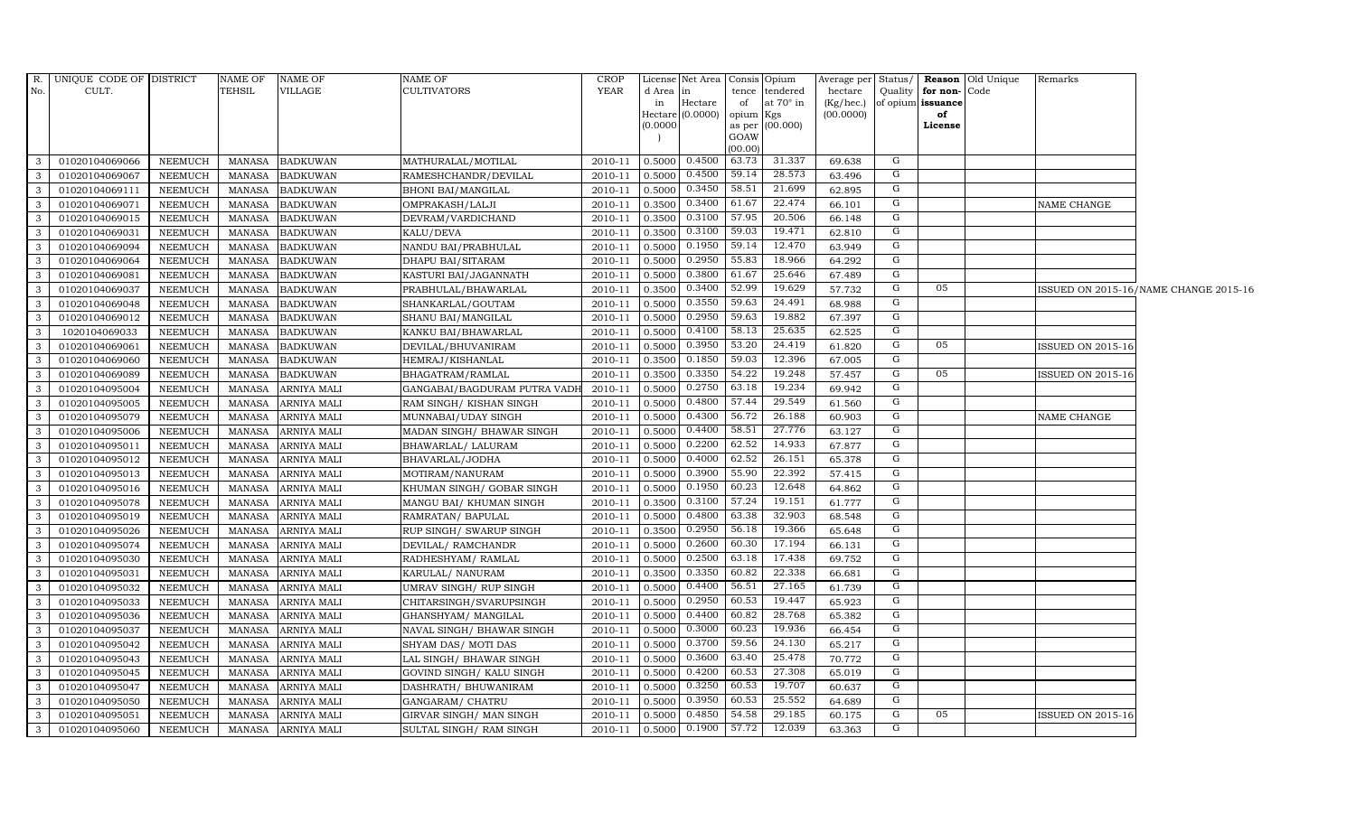| R. No. | UNIQUE CODE OF CULT. | DISTRICT | NAME OF TEHSIL | NAME OF VILLAGE | NAME OF CULTIVATORS | CROP YEAR | License d Area in Hectare (0.0000) | Net Area in Hectare (0.0000) | Consis tence of opium as per GOAW (00.00) | Opium tendered at 70° in Kgs (00.000) | Average per hectare (Kg/hec.) (00.0000) | Status/ Quality of opium | Reason for non-issuance of License | Old Unique Code | Remarks |
|---|---|---|---|---|---|---|---|---|---|---|---|---|---|---|---|
| 3 | 01020104069066 | NEEMUCH | MANASA | BADKUWAN | MATHURALAL/MOTILAL | 2010-11 | 0.5000 | 0.4500 | 63.73 | 31.337 | 69.638 | G | | | |
| 3 | 01020104069067 | NEEMUCH | MANASA | BADKUWAN | RAMESHCHANDR/DEVILAL | 2010-11 | 0.5000 | 0.4500 | 59.14 | 28.573 | 63.496 | G | | | |
| 3 | 01020104069111 | NEEMUCH | MANASA | BADKUWAN | BHONI BAI/MANGILAL | 2010-11 | 0.5000 | 0.3450 | 58.51 | 21.699 | 62.895 | G | | | |
| 3 | 01020104069071 | NEEMUCH | MANASA | BADKUWAN | OMPRAKASH/LALJI | 2010-11 | 0.3500 | 0.3400 | 61.67 | 22.474 | 66.101 | G | | | NAME CHANGE |
| 3 | 01020104069015 | NEEMUCH | MANASA | BADKUWAN | DEVRAM/VARDICHAND | 2010-11 | 0.3500 | 0.3100 | 57.95 | 20.506 | 66.148 | G | | | |
| 3 | 01020104069031 | NEEMUCH | MANASA | BADKUWAN | KALU/DEVA | 2010-11 | 0.3500 | 0.3100 | 59.03 | 19.471 | 62.810 | G | | | |
| 3 | 01020104069094 | NEEMUCH | MANASA | BADKUWAN | NANDU BAI/PRABHULAL | 2010-11 | 0.5000 | 0.1950 | 59.14 | 12.470 | 63.949 | G | | | |
| 3 | 01020104069064 | NEEMUCH | MANASA | BADKUWAN | DHAPU BAI/SITARAM | 2010-11 | 0.5000 | 0.2950 | 55.83 | 18.966 | 64.292 | G | | | |
| 3 | 01020104069081 | NEEMUCH | MANASA | BADKUWAN | KASTURI BAI/JAGANNATH | 2010-11 | 0.5000 | 0.3800 | 61.67 | 25.646 | 67.489 | G | | | |
| 3 | 01020104069037 | NEEMUCH | MANASA | BADKUWAN | PRABHULAL/BHAWARLAL | 2010-11 | 0.3500 | 0.3400 | 52.99 | 19.629 | 57.732 | G | 05 | | ISSUED ON 2015-16/NAME CHANGE 2015-16 |
| 3 | 01020104069048 | NEEMUCH | MANASA | BADKUWAN | SHANKARLAL/GOUTAM | 2010-11 | 0.5000 | 0.3550 | 59.63 | 24.491 | 68.988 | G | | | |
| 3 | 01020104069012 | NEEMUCH | MANASA | BADKUWAN | SHANU BAI/MANGILAL | 2010-11 | 0.5000 | 0.2950 | 59.63 | 19.882 | 67.397 | G | | | |
| 3 | 1020104069033 | NEEMUCH | MANASA | BADKUWAN | KANKU BAI/BHAWARLAL | 2010-11 | 0.5000 | 0.4100 | 58.13 | 25.635 | 62.525 | G | | | |
| 3 | 01020104069061 | NEEMUCH | MANASA | BADKUWAN | DEVILAL/BHUVANIRAM | 2010-11 | 0.5000 | 0.3950 | 53.20 | 24.419 | 61.820 | G | 05 | | ISSUED ON 2015-16 |
| 3 | 01020104069060 | NEEMUCH | MANASA | BADKUWAN | HEMRAJ/KISHANLAL | 2010-11 | 0.3500 | 0.1850 | 59.03 | 12.396 | 67.005 | G | | | |
| 3 | 01020104069089 | NEEMUCH | MANASA | BADKUWAN | BHAGATRAM/RAMLAL | 2010-11 | 0.3500 | 0.3350 | 54.22 | 19.248 | 57.457 | G | 05 | | ISSUED ON 2015-16 |
| 3 | 01020104095004 | NEEMUCH | MANASA | ARNIYA MALI | GANGABAI/BAGDURAM PUTRA VADH | 2010-11 | 0.5000 | 0.2750 | 63.18 | 19.234 | 69.942 | G | | | |
| 3 | 01020104095005 | NEEMUCH | MANASA | ARNIYA MALI | RAM SINGH/ KISHAN SINGH | 2010-11 | 0.5000 | 0.4800 | 57.44 | 29.549 | 61.560 | G | | | |
| 3 | 01020104095079 | NEEMUCH | MANASA | ARNIYA MALI | MUNNABAI/UDAY SINGH | 2010-11 | 0.5000 | 0.4300 | 56.72 | 26.188 | 60.903 | G | | | NAME CHANGE |
| 3 | 01020104095006 | NEEMUCH | MANASA | ARNIYA MALI | MADAN SINGH/ BHAWAR SINGH | 2010-11 | 0.5000 | 0.4400 | 58.51 | 27.776 | 63.127 | G | | | |
| 3 | 01020104095011 | NEEMUCH | MANASA | ARNIYA MALI | BHAWARLAL/ LALURAM | 2010-11 | 0.5000 | 0.2200 | 62.52 | 14.933 | 67.877 | G | | | |
| 3 | 01020104095012 | NEEMUCH | MANASA | ARNIYA MALI | BHAVARLAL/JODHA | 2010-11 | 0.5000 | 0.4000 | 62.52 | 26.151 | 65.378 | G | | | |
| 3 | 01020104095013 | NEEMUCH | MANASA | ARNIYA MALI | MOTIRAM/NANURAM | 2010-11 | 0.5000 | 0.3900 | 55.90 | 22.392 | 57.415 | G | | | |
| 3 | 01020104095016 | NEEMUCH | MANASA | ARNIYA MALI | KHUMAN SINGH/ GOBAR SINGH | 2010-11 | 0.5000 | 0.1950 | 60.23 | 12.648 | 64.862 | G | | | |
| 3 | 01020104095078 | NEEMUCH | MANASA | ARNIYA MALI | MANGU BAI/ KHUMAN SINGH | 2010-11 | 0.3500 | 0.3100 | 57.24 | 19.151 | 61.777 | G | | | |
| 3 | 01020104095019 | NEEMUCH | MANASA | ARNIYA MALI | RAMRATAN/ BAPULAL | 2010-11 | 0.5000 | 0.4800 | 63.38 | 32.903 | 68.548 | G | | | |
| 3 | 01020104095026 | NEEMUCH | MANASA | ARNIYA MALI | RUP SINGH/ SWARUP SINGH | 2010-11 | 0.3500 | 0.2950 | 56.18 | 19.366 | 65.648 | G | | | |
| 3 | 01020104095074 | NEEMUCH | MANASA | ARNIYA MALI | DEVILAL/ RAMCHANDR | 2010-11 | 0.5000 | 0.2600 | 60.30 | 17.194 | 66.131 | G | | | |
| 3 | 01020104095030 | NEEMUCH | MANASA | ARNIYA MALI | RADHESHYAM/ RAMLAL | 2010-11 | 0.5000 | 0.2500 | 63.18 | 17.438 | 69.752 | G | | | |
| 3 | 01020104095031 | NEEMUCH | MANASA | ARNIYA MALI | KARULAL/ NANURAM | 2010-11 | 0.3500 | 0.3350 | 60.82 | 22.338 | 66.681 | G | | | |
| 3 | 01020104095032 | NEEMUCH | MANASA | ARNIYA MALI | UMRAV SINGH/ RUP SINGH | 2010-11 | 0.5000 | 0.4400 | 56.51 | 27.165 | 61.739 | G | | | |
| 3 | 01020104095033 | NEEMUCH | MANASA | ARNIYA MALI | CHITARSINGH/SVARUPSINGH | 2010-11 | 0.5000 | 0.2950 | 60.53 | 19.447 | 65.923 | G | | | |
| 3 | 01020104095036 | NEEMUCH | MANASA | ARNIYA MALI | GHANSHYAM/ MANGILAL | 2010-11 | 0.5000 | 0.4400 | 60.82 | 28.768 | 65.382 | G | | | |
| 3 | 01020104095037 | NEEMUCH | MANASA | ARNIYA MALI | NAVAL SINGH/ BHAWAR SINGH | 2010-11 | 0.5000 | 0.3000 | 60.23 | 19.936 | 66.454 | G | | | |
| 3 | 01020104095042 | NEEMUCH | MANASA | ARNIYA MALI | SHYAM DAS/ MOTI DAS | 2010-11 | 0.5000 | 0.3700 | 59.56 | 24.130 | 65.217 | G | | | |
| 3 | 01020104095043 | NEEMUCH | MANASA | ARNIYA MALI | LAL SINGH/ BHAWAR SINGH | 2010-11 | 0.5000 | 0.3600 | 63.40 | 25.478 | 70.772 | G | | | |
| 3 | 01020104095045 | NEEMUCH | MANASA | ARNIYA MALI | GOVIND SINGH/ KALU SINGH | 2010-11 | 0.5000 | 0.4200 | 60.53 | 27.308 | 65.019 | G | | | |
| 3 | 01020104095047 | NEEMUCH | MANASA | ARNIYA MALI | DASHRATH/ BHUWANIRAM | 2010-11 | 0.5000 | 0.3250 | 60.53 | 19.707 | 60.637 | G | | | |
| 3 | 01020104095050 | NEEMUCH | MANASA | ARNIYA MALI | GANGARAM/ CHATRU | 2010-11 | 0.5000 | 0.3950 | 60.53 | 25.552 | 64.689 | G | | | |
| 3 | 01020104095051 | NEEMUCH | MANASA | ARNIYA MALI | GIRVAR SINGH/ MAN SINGH | 2010-11 | 0.5000 | 0.4850 | 54.58 | 29.185 | 60.175 | G | 05 | | ISSUED ON 2015-16 |
| 3 | 01020104095060 | NEEMUCH | MANASA | ARNIYA MALI | SULTAL SINGH/ RAM SINGH | 2010-11 | 0.5000 | 0.1900 | 57.72 | 12.039 | 63.363 | G | | | |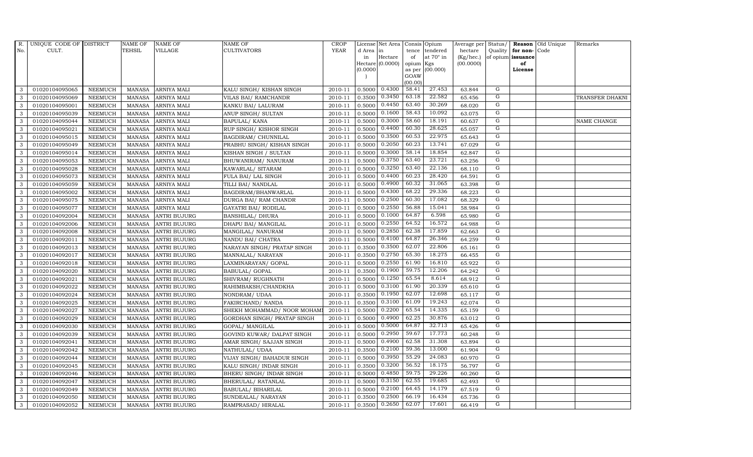| R. No. | UNIQUE CODE OF CULT. | DISTRICT | NAME OF TEHSIL | NAME OF VILLAGE | NAME OF CULTIVATORS | CROP YEAR | License d Area in Hectare (0.0000) | Net Area in Hectare (0.0000) | Consis tence of opium as per GOAW (00.00) | Opium tendered at 70° in Kgs (00.000) | Average per hectare (Kg/hec.) (00.0000) | Status/ Quality of opium | Reason for non-issuance of License | Old Unique Code | Remarks |
|---|---|---|---|---|---|---|---|---|---|---|---|---|---|---|---|
| 3 | 01020104095065 | NEEMUCH | MANASA | ARNIYA MALI | KALU SINGH/ KISHAN SINGH | 2010-11 | 0.5000 | 0.4300 | 58.41 | 27.453 | 63.844 | G | | | |
| 3 | 01020104095069 | NEEMUCH | MANASA | ARNIYA MALI | VILAS BAI/ RAMCHANDR | 2010-11 | 0.3500 | 0.3450 | 63.18 | 22.582 | 65.456 | G | | | TRANSFER DHAKNI |
| 3 | 01020104095001 | NEEMUCH | MANASA | ARNIYA MALI | KANKU BAI/ LALURAM | 2010-11 | 0.5000 | 0.4450 | 63.40 | 30.269 | 68.020 | G | | | |
| 3 | 01020104095039 | NEEMUCH | MANASA | ARNIYA MALI | ANUP SINGH/ SULTAN | 2010-11 | 0.5000 | 0.1600 | 58.43 | 10.092 | 63.075 | G | | | |
| 3 | 01020104095044 | NEEMUCH | MANASA | ARNIYA MALI | BAPULAL/ KANA | 2010-11 | 0.5000 | 0.3000 | 58.60 | 18.191 | 60.637 | G | | | NAME CHANGE |
| 3 | 01020104095021 | NEEMUCH | MANASA | ARNIYA MALI | RUP SINGH/ KISHOR SINGH | 2010-11 | 0.5000 | 0.4400 | 60.30 | 28.625 | 65.057 | G | | | |
| 3 | 01020104095015 | NEEMUCH | MANASA | ARNIYA MALI | BAGDIRAM/ CHUNNILAL | 2010-11 | 0.5000 | 0.3500 | 60.53 | 22.975 | 65.643 | G | | | |
| 3 | 01020104095049 | NEEMUCH | MANASA | ARNIYA MALI | PRABHU SINGH/ KISHAN SINGH | 2010-11 | 0.5000 | 0.2050 | 60.23 | 13.741 | 67.029 | G | | | |
| 3 | 01020104095014 | NEEMUCH | MANASA | ARNIYA MALI | KISHAN SINGH / SULTAN | 2010-11 | 0.5000 | 0.3000 | 58.14 | 18.854 | 62.847 | G | | | |
| 3 | 01020104095053 | NEEMUCH | MANASA | ARNIYA MALI | BHUWANIRAM/ NANURAM | 2010-11 | 0.5000 | 0.3750 | 63.40 | 23.721 | 63.256 | G | | | |
| 3 | 01020104095028 | NEEMUCH | MANASA | ARNIYA MALI | KAWARLAL/ SITARAM | 2010-11 | 0.5000 | 0.3250 | 63.40 | 22.136 | 68.110 | G | | | |
| 3 | 01020104095073 | NEEMUCH | MANASA | ARNIYA MALI | FULA BAI/ LAL SINGH | 2010-11 | 0.5000 | 0.4400 | 60.23 | 28.420 | 64.591 | G | | | |
| 3 | 01020104095059 | NEEMUCH | MANASA | ARNIYA MALI | TILLI BAI/ NANDLAL | 2010-11 | 0.5000 | 0.4900 | 60.32 | 31.065 | 63.398 | G | | | |
| 3 | 01020104095002 | NEEMUCH | MANASA | ARNIYA MALI | BAGDIRAM/BHANWARLAL | 2010-11 | 0.5000 | 0.4300 | 68.22 | 29.336 | 68.223 | G | | | |
| 3 | 01020104095075 | NEEMUCH | MANASA | ARNIYA MALI | DURGA BAI/ RAM CHANDR | 2010-11 | 0.5000 | 0.2500 | 60.30 | 17.082 | 68.329 | G | | | |
| 3 | 01020104095077 | NEEMUCH | MANASA | ARNIYA MALI | GAYATRI BAI/ RODILAL | 2010-11 | 0.5000 | 0.2550 | 56.88 | 15.041 | 58.984 | G | | | |
| 3 | 01020104092004 | NEEMUCH | MANASA | ANTRI BUJURG | BANSHILAL/ DHURA | 2010-11 | 0.5000 | 0.1000 | 64.87 | 6.598 | 65.980 | G | | | |
| 3 | 01020104092006 | NEEMUCH | MANASA | ANTRI BUJURG | DHAPU BAI/ MANGILAL | 2010-11 | 0.5000 | 0.2550 | 64.52 | 16.572 | 64.988 | G | | | |
| 3 | 01020104092008 | NEEMUCH | MANASA | ANTRI BUJURG | MANGILAL/ NANURAM | 2010-11 | 0.5000 | 0.2850 | 62.38 | 17.859 | 62.663 | G | | | |
| 3 | 01020104092011 | NEEMUCH | MANASA | ANTRI BUJURG | NANDU BAI/ CHATRA | 2010-11 | 0.5000 | 0.4100 | 64.87 | 26.346 | 64.259 | G | | | |
| 3 | 01020104092013 | NEEMUCH | MANASA | ANTRI BUJURG | NARAYAN SINGH/ PRATAP SINGH | 2010-11 | 0.3500 | 0.3500 | 62.07 | 22.806 | 65.161 | G | | | |
| 3 | 01020104092017 | NEEMUCH | MANASA | ANTRI BUJURG | MANNALAL/ NARAYAN | 2010-11 | 0.3500 | 0.2750 | 65.30 | 18.275 | 66.455 | G | | | |
| 3 | 01020104092018 | NEEMUCH | MANASA | ANTRI BUJURG | LAXMINARAYAN/ GOPAL | 2010-11 | 0.5000 | 0.2550 | 61.90 | 16.810 | 65.922 | G | | | |
| 3 | 01020104092020 | NEEMUCH | MANASA | ANTRI BUJURG | BABULAL/ GOPAL | 2010-11 | 0.3500 | 0.1900 | 59.75 | 12.206 | 64.242 | G | | | |
| 3 | 01020104092021 | NEEMUCH | MANASA | ANTRI BUJURG | SHIVRAM/ RUGHNATH | 2010-11 | 0.5000 | 0.1250 | 65.54 | 8.614 | 68.912 | G | | | |
| 3 | 01020104092022 | NEEMUCH | MANASA | ANTRI BUJURG | RAHIMBAKSH/CHANDKHA | 2010-11 | 0.5000 | 0.3100 | 61.90 | 20.339 | 65.610 | G | | | |
| 3 | 01020104092024 | NEEMUCH | MANASA | ANTRI BUJURG | NONDRAM/ UDAA | 2010-11 | 0.3500 | 0.1950 | 62.07 | 12.698 | 65.117 | G | | | |
| 3 | 01020104092025 | NEEMUCH | MANASA | ANTRI BUJURG | FAKIRCHAND/ NANDA | 2010-11 | 0.3500 | 0.3100 | 61.09 | 19.243 | 62.074 | G | | | |
| 3 | 01020104092027 | NEEMUCH | MANASA | ANTRI BUJURG | SHEKH MOHAMMAD/ NOOR MOHAMI | 2010-11 | 0.5000 | 0.2200 | 65.54 | 14.335 | 65.159 | G | | | |
| 3 | 01020104092029 | NEEMUCH | MANASA | ANTRI BUJURG | GORDHAN SINGH/ PRATAP SINGH | 2010-11 | 0.5000 | 0.4900 | 62.25 | 30.876 | 63.012 | G | | | |
| 3 | 01020104092030 | NEEMUCH | MANASA | ANTRI BUJURG | GOPAL/ MANGILAL | 2010-11 | 0.5000 | 0.5000 | 64.87 | 32.713 | 65.426 | G | | | |
| 3 | 01020104092039 | NEEMUCH | MANASA | ANTRI BUJURG | GOVIND KUWAR/ DALPAT SINGH | 2010-11 | 0.5000 | 0.2950 | 59.67 | 17.773 | 60.248 | G | | | |
| 3 | 01020104092041 | NEEMUCH | MANASA | ANTRI BUJURG | AMAR SINGH/ SAJJAN SINGH | 2010-11 | 0.5000 | 0.4900 | 62.58 | 31.308 | 63.894 | G | | | |
| 3 | 01020104092042 | NEEMUCH | MANASA | ANTRI BUJURG | NATHULAL/ UDAA | 2010-11 | 0.3500 | 0.2100 | 59.36 | 13.000 | 61.904 | G | | | |
| 3 | 01020104092044 | NEEMUCH | MANASA | ANTRI BUJURG | VIJAY SINGH/ BAHADUR SINGH | 2010-11 | 0.5000 | 0.3950 | 55.29 | 24.083 | 60.970 | G | | | |
| 3 | 01020104092045 | NEEMUCH | MANASA | ANTRI BUJURG | KALU SINGH/ INDAR SINGH | 2010-11 | 0.3500 | 0.3200 | 56.52 | 18.175 | 56.797 | G | | | |
| 3 | 01020104092046 | NEEMUCH | MANASA | ANTRI BUJURG | BHERU SINGH/ INDAR SINGH | 2010-11 | 0.5000 | 0.4850 | 59.75 | 29.226 | 60.260 | G | | | |
| 3 | 01020104092047 | NEEMUCH | MANASA | ANTRI BUJURG | BHERULAL/ RATANLAL | 2010-11 | 0.5000 | 0.3150 | 62.55 | 19.685 | 62.493 | G | | | |
| 3 | 01020104092049 | NEEMUCH | MANASA | ANTRI BUJURG | BABULAL/ BIHARILAL | 2010-11 | 0.5000 | 0.2100 | 64.45 | 14.179 | 67.519 | G | | | |
| 3 | 01020104092050 | NEEMUCH | MANASA | ANTRI BUJURG | SUNDEALAL/ NARAYAN | 2010-11 | 0.3500 | 0.2500 | 66.19 | 16.434 | 65.736 | G | | | |
| 3 | 01020104092052 | NEEMUCH | MANASA | ANTRI BUJURG | RAMPRASAD/ HIRALAL | 2010-11 | 0.3500 | 0.2650 | 62.07 | 17.601 | 66.419 | G | | | |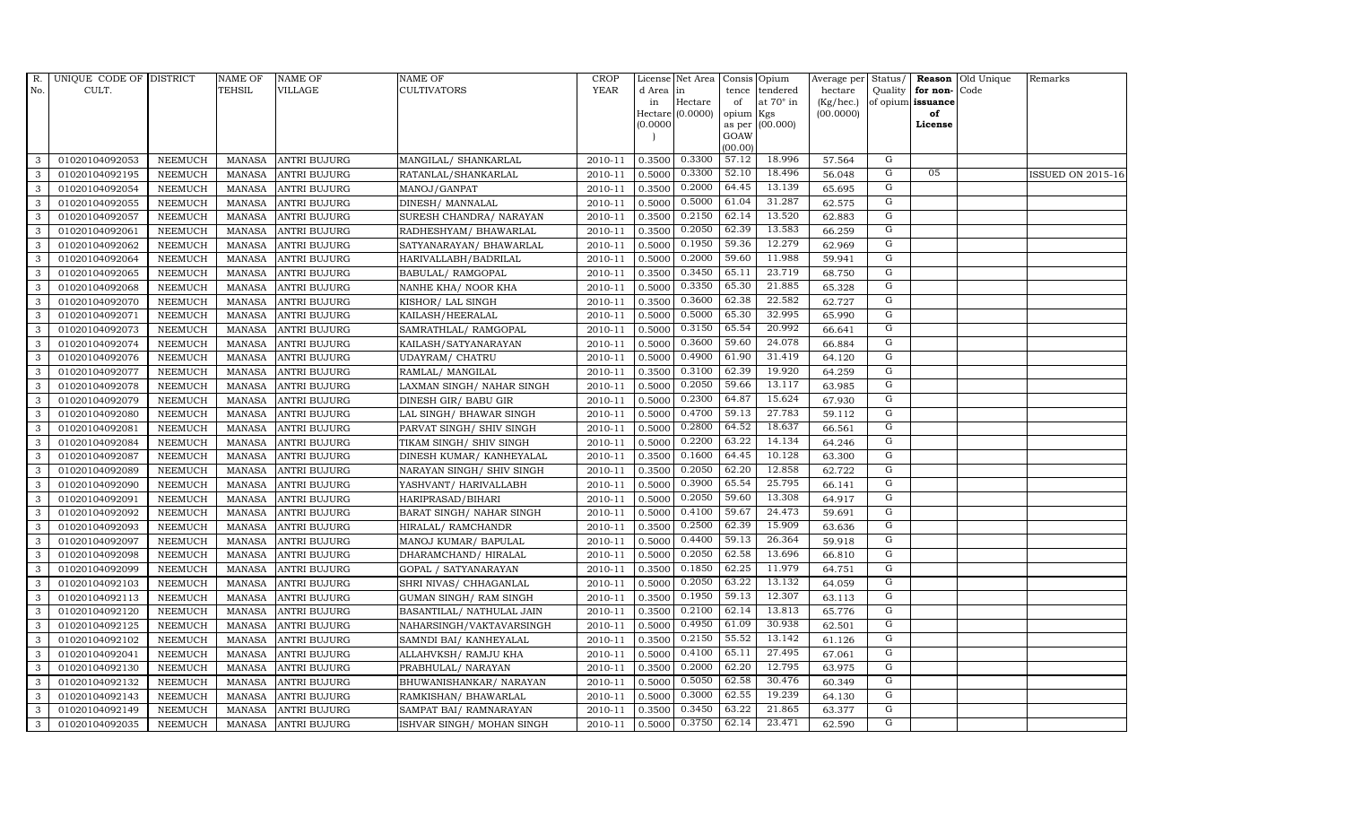| R. No. | UNIQUE CODE OF CULT. | DISTRICT | NAME OF TEHSIL | NAME OF VILLAGE | NAME OF CULTIVATORS | CROP YEAR | License d Area in Hectare (0.0000) | Net Area in Hectare (0.0000) | Consis tence of opium as per GOAW (00.00) | Opium tendered at 70° in Kgs (00.000) | Average per hectare (Kg/hec.) (00.0000) | Status/ Quality of opium | Reason for non-issuance of License | Old Unique Code | Remarks |
|---|---|---|---|---|---|---|---|---|---|---|---|---|---|---|---|
| 3 | 01020104092053 | NEEMUCH | MANASA | ANTRI BUJURG | MANGILAL/ SHANKARLAL | 2010-11 | 0.3500 | 0.3300 | 57.12 | 18.996 | 57.564 | G | | | |
| 3 | 01020104092195 | NEEMUCH | MANASA | ANTRI BUJURG | RATANLAL/SHANKARLAL | 2010-11 | 0.5000 | 0.3300 | 52.10 | 18.496 | 56.048 | G | 05 | | ISSUED ON 2015-16 |
| 3 | 01020104092054 | NEEMUCH | MANASA | ANTRI BUJURG | MANOJ/GANPAT | 2010-11 | 0.3500 | 0.2000 | 64.45 | 13.139 | 65.695 | G | | | |
| 3 | 01020104092055 | NEEMUCH | MANASA | ANTRI BUJURG | DINESH/ MANNALAL | 2010-11 | 0.5000 | 0.5000 | 61.04 | 31.287 | 62.575 | G | | | |
| 3 | 01020104092057 | NEEMUCH | MANASA | ANTRI BUJURG | SURESH CHANDRA/ NARAYAN | 2010-11 | 0.3500 | 0.2150 | 62.14 | 13.520 | 62.883 | G | | | |
| 3 | 01020104092061 | NEEMUCH | MANASA | ANTRI BUJURG | RADHESHYAM/ BHAWARLAL | 2010-11 | 0.3500 | 0.2050 | 62.39 | 13.583 | 66.259 | G | | | |
| 3 | 01020104092062 | NEEMUCH | MANASA | ANTRI BUJURG | SATYANARAYAN/ BHAWARLAL | 2010-11 | 0.5000 | 0.1950 | 59.36 | 12.279 | 62.969 | G | | | |
| 3 | 01020104092064 | NEEMUCH | MANASA | ANTRI BUJURG | HARIVALLABH/BADRILAL | 2010-11 | 0.5000 | 0.2000 | 59.60 | 11.988 | 59.941 | G | | | |
| 3 | 01020104092065 | NEEMUCH | MANASA | ANTRI BUJURG | BABULAL/ RAMGOPAL | 2010-11 | 0.3500 | 0.3450 | 65.11 | 23.719 | 68.750 | G | | | |
| 3 | 01020104092068 | NEEMUCH | MANASA | ANTRI BUJURG | NANHE KHA/ NOOR KHA | 2010-11 | 0.5000 | 0.3350 | 65.30 | 21.885 | 65.328 | G | | | |
| 3 | 01020104092070 | NEEMUCH | MANASA | ANTRI BUJURG | KISHOR/ LAL SINGH | 2010-11 | 0.3500 | 0.3600 | 62.38 | 22.582 | 62.727 | G | | | |
| 3 | 01020104092071 | NEEMUCH | MANASA | ANTRI BUJURG | KAILASH/HEERALAL | 2010-11 | 0.5000 | 0.5000 | 65.30 | 32.995 | 65.990 | G | | | |
| 3 | 01020104092073 | NEEMUCH | MANASA | ANTRI BUJURG | SAMRATHLAL/ RAMGOPAL | 2010-11 | 0.5000 | 0.3150 | 65.54 | 20.992 | 66.641 | G | | | |
| 3 | 01020104092074 | NEEMUCH | MANASA | ANTRI BUJURG | KAILASH/SATYANARAYAN | 2010-11 | 0.5000 | 0.3600 | 59.60 | 24.078 | 66.884 | G | | | |
| 3 | 01020104092076 | NEEMUCH | MANASA | ANTRI BUJURG | UDAYRAM/ CHATRU | 2010-11 | 0.5000 | 0.4900 | 61.90 | 31.419 | 64.120 | G | | | |
| 3 | 01020104092077 | NEEMUCH | MANASA | ANTRI BUJURG | RAMLAL/ MANGILAL | 2010-11 | 0.3500 | 0.3100 | 62.39 | 19.920 | 64.259 | G | | | |
| 3 | 01020104092078 | NEEMUCH | MANASA | ANTRI BUJURG | LAXMAN SINGH/ NAHAR SINGH | 2010-11 | 0.5000 | 0.2050 | 59.66 | 13.117 | 63.985 | G | | | |
| 3 | 01020104092079 | NEEMUCH | MANASA | ANTRI BUJURG | DINESH GIR/ BABU GIR | 2010-11 | 0.5000 | 0.2300 | 64.87 | 15.624 | 67.930 | G | | | |
| 3 | 01020104092080 | NEEMUCH | MANASA | ANTRI BUJURG | LAL SINGH/ BHAWAR SINGH | 2010-11 | 0.5000 | 0.4700 | 59.13 | 27.783 | 59.112 | G | | | |
| 3 | 01020104092081 | NEEMUCH | MANASA | ANTRI BUJURG | PARVAT SINGH/ SHIV SINGH | 2010-11 | 0.5000 | 0.2800 | 64.52 | 18.637 | 66.561 | G | | | |
| 3 | 01020104092084 | NEEMUCH | MANASA | ANTRI BUJURG | TIKAM SINGH/ SHIV SINGH | 2010-11 | 0.5000 | 0.2200 | 63.22 | 14.134 | 64.246 | G | | | |
| 3 | 01020104092087 | NEEMUCH | MANASA | ANTRI BUJURG | DINESH KUMAR/ KANHEYALAL | 2010-11 | 0.3500 | 0.1600 | 64.45 | 10.128 | 63.300 | G | | | |
| 3 | 01020104092089 | NEEMUCH | MANASA | ANTRI BUJURG | NARAYAN SINGH/ SHIV SINGH | 2010-11 | 0.3500 | 0.2050 | 62.20 | 12.858 | 62.722 | G | | | |
| 3 | 01020104092090 | NEEMUCH | MANASA | ANTRI BUJURG | YASHVANT/ HARIVALLABH | 2010-11 | 0.5000 | 0.3900 | 65.54 | 25.795 | 66.141 | G | | | |
| 3 | 01020104092091 | NEEMUCH | MANASA | ANTRI BUJURG | HARIPRASAD/BIHARI | 2010-11 | 0.5000 | 0.2050 | 59.60 | 13.308 | 64.917 | G | | | |
| 3 | 01020104092092 | NEEMUCH | MANASA | ANTRI BUJURG | BARAT SINGH/ NAHAR SINGH | 2010-11 | 0.5000 | 0.4100 | 59.67 | 24.473 | 59.691 | G | | | |
| 3 | 01020104092093 | NEEMUCH | MANASA | ANTRI BUJURG | HIRALAL/ RAMCHANDR | 2010-11 | 0.3500 | 0.2500 | 62.39 | 15.909 | 63.636 | G | | | |
| 3 | 01020104092097 | NEEMUCH | MANASA | ANTRI BUJURG | MANOJ KUMAR/ BAPULAL | 2010-11 | 0.5000 | 0.4400 | 59.13 | 26.364 | 59.918 | G | | | |
| 3 | 01020104092098 | NEEMUCH | MANASA | ANTRI BUJURG | DHARAMCHAND/ HIRALAL | 2010-11 | 0.5000 | 0.2050 | 62.58 | 13.696 | 66.810 | G | | | |
| 3 | 01020104092099 | NEEMUCH | MANASA | ANTRI BUJURG | GOPAL / SATYANARAYAN | 2010-11 | 0.3500 | 0.1850 | 62.25 | 11.979 | 64.751 | G | | | |
| 3 | 01020104092103 | NEEMUCH | MANASA | ANTRI BUJURG | SHRI NIVAS/ CHHAGANLAL | 2010-11 | 0.5000 | 0.2050 | 63.22 | 13.132 | 64.059 | G | | | |
| 3 | 01020104092113 | NEEMUCH | MANASA | ANTRI BUJURG | GUMAN SINGH/ RAM SINGH | 2010-11 | 0.3500 | 0.1950 | 59.13 | 12.307 | 63.113 | G | | | |
| 3 | 01020104092120 | NEEMUCH | MANASA | ANTRI BUJURG | BASANTILAL/ NATHULAL JAIN | 2010-11 | 0.3500 | 0.2100 | 62.14 | 13.813 | 65.776 | G | | | |
| 3 | 01020104092125 | NEEMUCH | MANASA | ANTRI BUJURG | NAHARSINGH/VAKTAVARSINGH | 2010-11 | 0.5000 | 0.4950 | 61.09 | 30.938 | 62.501 | G | | | |
| 3 | 01020104092102 | NEEMUCH | MANASA | ANTRI BUJURG | SAMNDI BAI/ KANHEYALAL | 2010-11 | 0.3500 | 0.2150 | 55.52 | 13.142 | 61.126 | G | | | |
| 3 | 01020104092041 | NEEMUCH | MANASA | ANTRI BUJURG | ALLAHVKSH/ RAMJU KHA | 2010-11 | 0.5000 | 0.4100 | 65.11 | 27.495 | 67.061 | G | | | |
| 3 | 01020104092130 | NEEMUCH | MANASA | ANTRI BUJURG | PRABHULAL/ NARAYAN | 2010-11 | 0.3500 | 0.2000 | 62.20 | 12.795 | 63.975 | G | | | |
| 3 | 01020104092132 | NEEMUCH | MANASA | ANTRI BUJURG | BHUWANISHANKAR/ NARAYAN | 2010-11 | 0.5000 | 0.5050 | 62.58 | 30.476 | 60.349 | G | | | |
| 3 | 01020104092143 | NEEMUCH | MANASA | ANTRI BUJURG | RAMKISHAN/ BHAWARLAL | 2010-11 | 0.5000 | 0.3000 | 62.55 | 19.239 | 64.130 | G | | | |
| 3 | 01020104092149 | NEEMUCH | MANASA | ANTRI BUJURG | SAMPAT BAI/ RAMNARAYAN | 2010-11 | 0.3500 | 0.3450 | 63.22 | 21.865 | 63.377 | G | | | |
| 3 | 01020104092035 | NEEMUCH | MANASA | ANTRI BUJURG | ISHVAR SINGH/ MOHAN SINGH | 2010-11 | 0.5000 | 0.3750 | 62.14 | 23.471 | 62.590 | G | | | |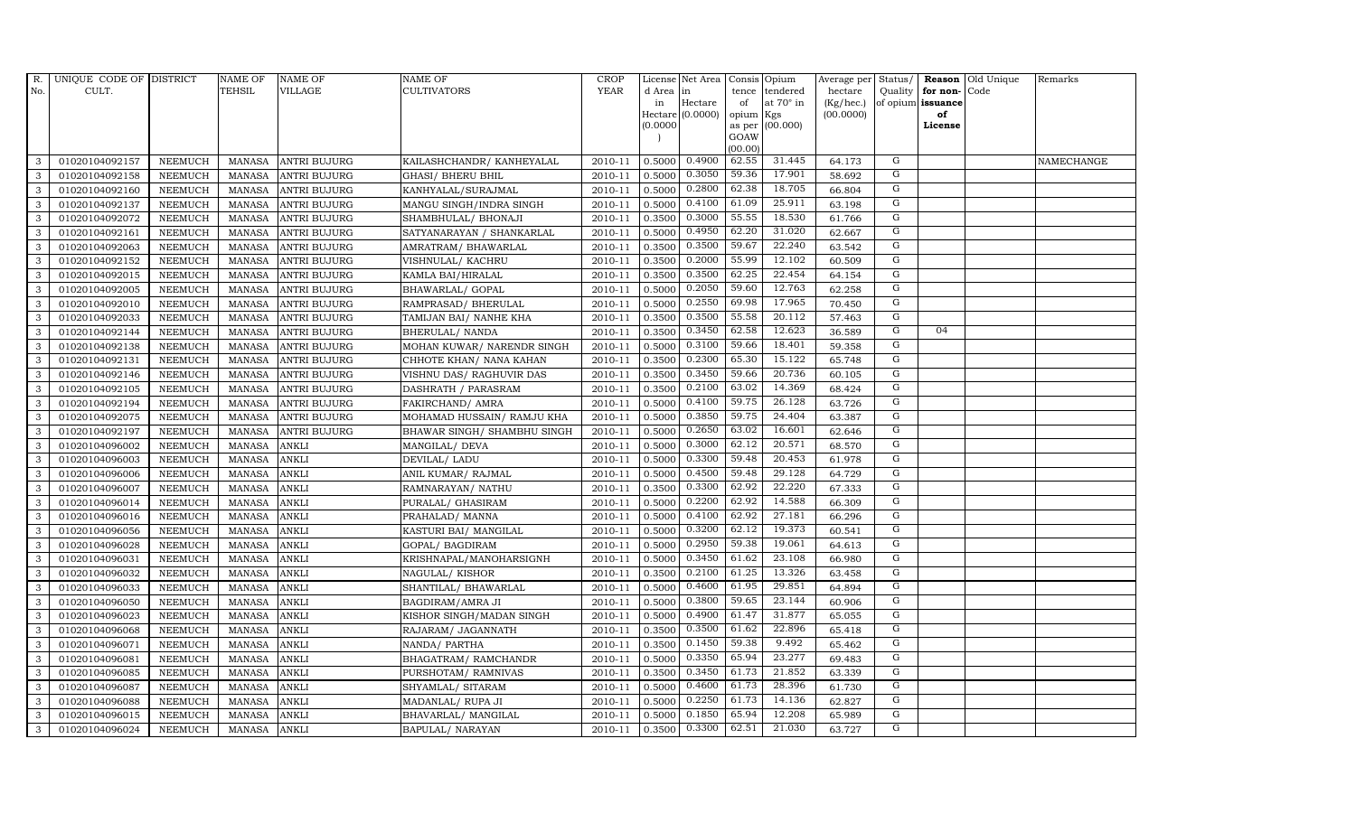| R. No. | UNIQUE CODE OF CULT. | DISTRICT | NAME OF TEHSIL | NAME OF VILLAGE | NAME OF CULTIVATORS | CROP YEAR | License d Area in Hectare (0.0000) | Net Area in Hectare (0.0000) | Consis tence of opium as per GOAW (00.00) | Opium tendered at 70° in Kgs (00.000) | Average per hectare (Kg/hec.) (00.0000) | Status/ Quality of opium | Reason for non-issuance of License | Old Unique Code | Remarks |
|---|---|---|---|---|---|---|---|---|---|---|---|---|---|---|---|
| 3 | 01020104092157 | NEEMUCH | MANASA | ANTRI BUJURG | KAILASHCHANDR/ KANHEYALAL | 2010-11 | 0.5000 | 0.4900 | 62.55 | 31.445 | 64.173 | G | | | NAMECHANGE |
| 3 | 01020104092158 | NEEMUCH | MANASA | ANTRI BUJURG | GHASI/ BHERU BHIL | 2010-11 | 0.5000 | 0.3050 | 59.36 | 17.901 | 58.692 | G | | | |
| 3 | 01020104092160 | NEEMUCH | MANASA | ANTRI BUJURG | KANHYALAL/SURAJMAL | 2010-11 | 0.5000 | 0.2800 | 62.38 | 18.705 | 66.804 | G | | | |
| 3 | 01020104092137 | NEEMUCH | MANASA | ANTRI BUJURG | MANGU SINGH/INDRA SINGH | 2010-11 | 0.5000 | 0.4100 | 61.09 | 25.911 | 63.198 | G | | | |
| 3 | 01020104092072 | NEEMUCH | MANASA | ANTRI BUJURG | SHAMBHULAL/ BHONAJI | 2010-11 | 0.3500 | 0.3000 | 55.55 | 18.530 | 61.766 | G | | | |
| 3 | 01020104092161 | NEEMUCH | MANASA | ANTRI BUJURG | SATYANARAYAN / SHANKARLAL | 2010-11 | 0.5000 | 0.4950 | 62.20 | 31.020 | 62.667 | G | | | |
| 3 | 01020104092063 | NEEMUCH | MANASA | ANTRI BUJURG | AMRATRAM/ BHAWARLAL | 2010-11 | 0.3500 | 0.3500 | 59.67 | 22.240 | 63.542 | G | | | |
| 3 | 01020104092152 | NEEMUCH | MANASA | ANTRI BUJURG | VISHNULAL/ KACHRU | 2010-11 | 0.3500 | 0.2000 | 55.99 | 12.102 | 60.509 | G | | | |
| 3 | 01020104092015 | NEEMUCH | MANASA | ANTRI BUJURG | KAMLA BAI/HIRALAL | 2010-11 | 0.3500 | 0.3500 | 62.25 | 22.454 | 64.154 | G | | | |
| 3 | 01020104092005 | NEEMUCH | MANASA | ANTRI BUJURG | BHAWARLAL/ GOPAL | 2010-11 | 0.5000 | 0.2050 | 59.60 | 12.763 | 62.258 | G | | | |
| 3 | 01020104092010 | NEEMUCH | MANASA | ANTRI BUJURG | RAMPRASAD/ BHERULAL | 2010-11 | 0.5000 | 0.2550 | 69.98 | 17.965 | 70.450 | G | | | |
| 3 | 01020104092033 | NEEMUCH | MANASA | ANTRI BUJURG | TAMIJAN BAI/ NANHE KHA | 2010-11 | 0.3500 | 0.3500 | 55.58 | 20.112 | 57.463 | G | | | |
| 3 | 01020104092144 | NEEMUCH | MANASA | ANTRI BUJURG | BHERULAL/ NANDA | 2010-11 | 0.3500 | 0.3450 | 62.58 | 12.623 | 36.589 | G | 04 | | |
| 3 | 01020104092138 | NEEMUCH | MANASA | ANTRI BUJURG | MOHAN KUWAR/ NARENDR SINGH | 2010-11 | 0.5000 | 0.3100 | 59.66 | 18.401 | 59.358 | G | | | |
| 3 | 01020104092131 | NEEMUCH | MANASA | ANTRI BUJURG | CHHOTE KHAN/ NANA KAHAN | 2010-11 | 0.3500 | 0.2300 | 65.30 | 15.122 | 65.748 | G | | | |
| 3 | 01020104092146 | NEEMUCH | MANASA | ANTRI BUJURG | VISHNU DAS/ RAGHUVIR DAS | 2010-11 | 0.3500 | 0.3450 | 59.66 | 20.736 | 60.105 | G | | | |
| 3 | 01020104092105 | NEEMUCH | MANASA | ANTRI BUJURG | DASHRATH / PARASRAM | 2010-11 | 0.3500 | 0.2100 | 63.02 | 14.369 | 68.424 | G | | | |
| 3 | 01020104092194 | NEEMUCH | MANASA | ANTRI BUJURG | FAKIRCHAND/ AMRA | 2010-11 | 0.5000 | 0.4100 | 59.75 | 26.128 | 63.726 | G | | | |
| 3 | 01020104092075 | NEEMUCH | MANASA | ANTRI BUJURG | MOHAMAD HUSSAIN/ RAMJU KHA | 2010-11 | 0.5000 | 0.3850 | 59.75 | 24.404 | 63.387 | G | | | |
| 3 | 01020104092197 | NEEMUCH | MANASA | ANTRI BUJURG | BHAWAR SINGH/ SHAMBHU SINGH | 2010-11 | 0.5000 | 0.2650 | 63.02 | 16.601 | 62.646 | G | | | |
| 3 | 01020104096002 | NEEMUCH | MANASA | ANKLI | MANGILAL/ DEVA | 2010-11 | 0.5000 | 0.3000 | 62.12 | 20.571 | 68.570 | G | | | |
| 3 | 01020104096003 | NEEMUCH | MANASA | ANKLI | DEVILAL/ LADU | 2010-11 | 0.5000 | 0.3300 | 59.48 | 20.453 | 61.978 | G | | | |
| 3 | 01020104096006 | NEEMUCH | MANASA | ANKLI | ANIL KUMAR/ RAJMAL | 2010-11 | 0.5000 | 0.4500 | 59.48 | 29.128 | 64.729 | G | | | |
| 3 | 01020104096007 | NEEMUCH | MANASA | ANKLI | RAMNARAYAN/ NATHU | 2010-11 | 0.3500 | 0.3300 | 62.92 | 22.220 | 67.333 | G | | | |
| 3 | 01020104096014 | NEEMUCH | MANASA | ANKLI | PURALAL/ GHASIRAM | 2010-11 | 0.5000 | 0.2200 | 62.92 | 14.588 | 66.309 | G | | | |
| 3 | 01020104096016 | NEEMUCH | MANASA | ANKLI | PRAHALAD/ MANNA | 2010-11 | 0.5000 | 0.4100 | 62.92 | 27.181 | 66.296 | G | | | |
| 3 | 01020104096056 | NEEMUCH | MANASA | ANKLI | KASTURI BAI/ MANGILAL | 2010-11 | 0.5000 | 0.3200 | 62.12 | 19.373 | 60.541 | G | | | |
| 3 | 01020104096028 | NEEMUCH | MANASA | ANKLI | GOPAL/ BAGDIRAM | 2010-11 | 0.5000 | 0.2950 | 59.38 | 19.061 | 64.613 | G | | | |
| 3 | 01020104096031 | NEEMUCH | MANASA | ANKLI | KRISHNAPAL/MANOHARSIGNH | 2010-11 | 0.5000 | 0.3450 | 61.62 | 23.108 | 66.980 | G | | | |
| 3 | 01020104096032 | NEEMUCH | MANASA | ANKLI | NAGULAL/ KISHOR | 2010-11 | 0.3500 | 0.2100 | 61.25 | 13.326 | 63.458 | G | | | |
| 3 | 01020104096033 | NEEMUCH | MANASA | ANKLI | SHANTILAL/ BHAWARLAL | 2010-11 | 0.5000 | 0.4600 | 61.95 | 29.851 | 64.894 | G | | | |
| 3 | 01020104096050 | NEEMUCH | MANASA | ANKLI | BAGDIRAM/AMRA JI | 2010-11 | 0.5000 | 0.3800 | 59.65 | 23.144 | 60.906 | G | | | |
| 3 | 01020104096023 | NEEMUCH | MANASA | ANKLI | KISHOR SINGH/MADAN SINGH | 2010-11 | 0.5000 | 0.4900 | 61.47 | 31.877 | 65.055 | G | | | |
| 3 | 01020104096068 | NEEMUCH | MANASA | ANKLI | RAJARAM/ JAGANNATH | 2010-11 | 0.3500 | 0.3500 | 61.62 | 22.896 | 65.418 | G | | | |
| 3 | 01020104096071 | NEEMUCH | MANASA | ANKLI | NANDA/ PARTHA | 2010-11 | 0.3500 | 0.1450 | 59.38 | 9.492 | 65.462 | G | | | |
| 3 | 01020104096081 | NEEMUCH | MANASA | ANKLI | BHAGATRAM/ RAMCHANDR | 2010-11 | 0.5000 | 0.3350 | 65.94 | 23.277 | 69.483 | G | | | |
| 3 | 01020104096085 | NEEMUCH | MANASA | ANKLI | PURSHOTAM/ RAMNIVAS | 2010-11 | 0.3500 | 0.3450 | 61.73 | 21.852 | 63.339 | G | | | |
| 3 | 01020104096087 | NEEMUCH | MANASA | ANKLI | SHYAMLAL/ SITARAM | 2010-11 | 0.5000 | 0.4600 | 61.73 | 28.396 | 61.730 | G | | | |
| 3 | 01020104096088 | NEEMUCH | MANASA | ANKLI | MADANLAL/ RUPA JI | 2010-11 | 0.5000 | 0.2250 | 61.73 | 14.136 | 62.827 | G | | | |
| 3 | 01020104096015 | NEEMUCH | MANASA | ANKLI | BHAVARLAL/ MANGILAL | 2010-11 | 0.5000 | 0.1850 | 65.94 | 12.208 | 65.989 | G | | | |
| 3 | 01020104096024 | NEEMUCH | MANASA | ANKLI | BAPULAL/ NARAYAN | 2010-11 | 0.3500 | 0.3300 | 62.51 | 21.030 | 63.727 | G | | | |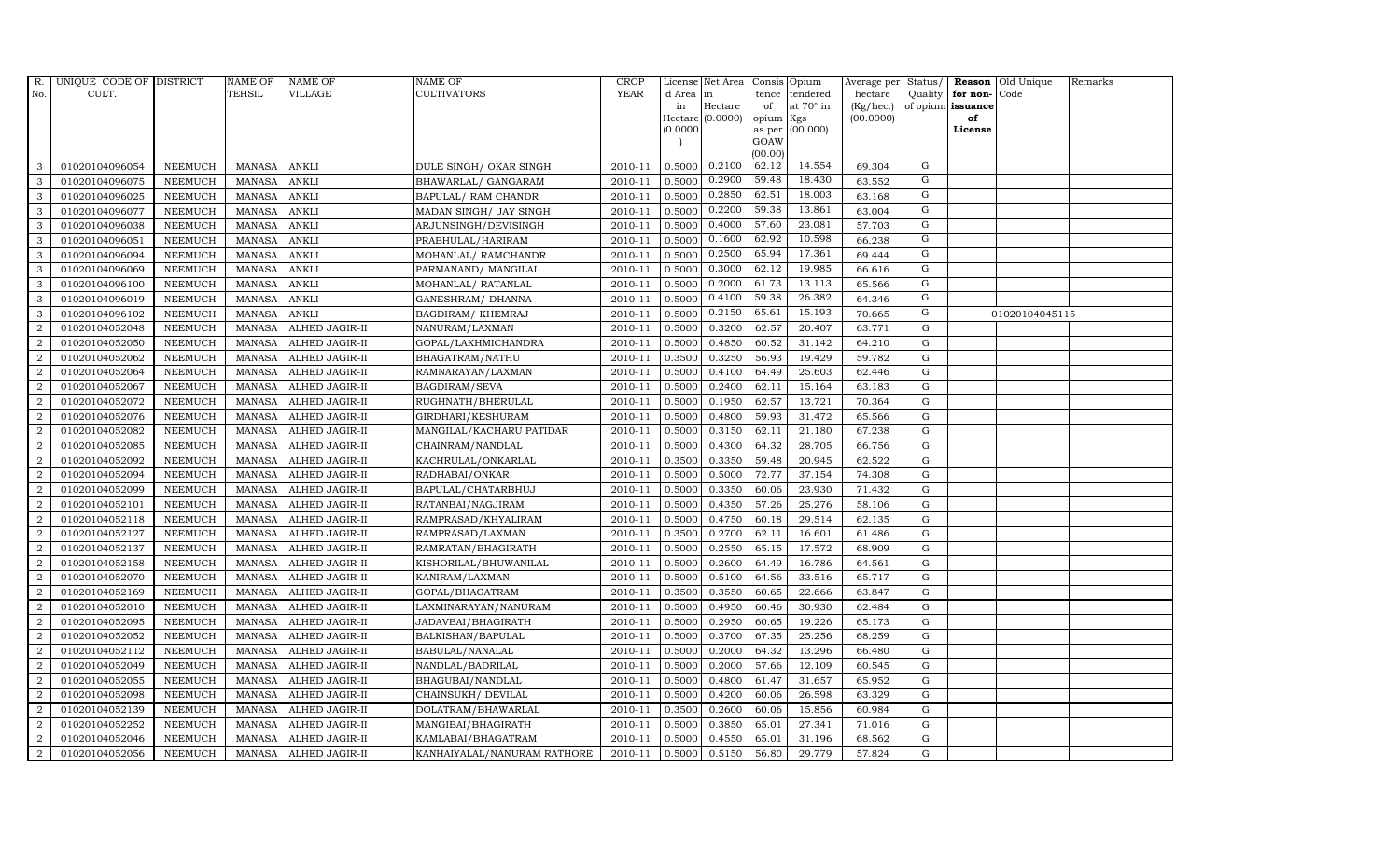| R. No. | UNIQUE CODE OF CULT. | DISTRICT | NAME OF TEHSIL | NAME OF VILLAGE | NAME OF CULTIVATORS | CROP YEAR | License d Area in Hectare (0.0000) | Net Area in Hectare (0.0000) | Consis tence of opium as per GOAW (00.00) | Opium tendered at 70° in Kgs (00.000) | Average per hectare (Kg/hec.) (00.0000) | Status/ Quality of opium | Reason for non-issuance of License | Old Unique Code | Remarks |
|---|---|---|---|---|---|---|---|---|---|---|---|---|---|---|---|
| 3 | 01020104096054 | NEEMUCH | MANASA | ANKLI | DULE SINGH/ OKAR SINGH | 2010-11 | 0.5000 | 0.2100 | 62.12 | 14.554 | 69.304 | G | | | |
| 3 | 01020104096075 | NEEMUCH | MANASA | ANKLI | BHAWARLAL/ GANGARAM | 2010-11 | 0.5000 | 0.2900 | 59.48 | 18.430 | 63.552 | G | | | |
| 3 | 01020104096025 | NEEMUCH | MANASA | ANKLI | BAPULAL/ RAM CHANDR | 2010-11 | 0.5000 | 0.2850 | 62.51 | 18.003 | 63.168 | G | | | |
| 3 | 01020104096077 | NEEMUCH | MANASA | ANKLI | MADAN SINGH/ JAY SINGH | 2010-11 | 0.5000 | 0.2200 | 59.38 | 13.861 | 63.004 | G | | | |
| 3 | 01020104096038 | NEEMUCH | MANASA | ANKLI | ARJUNSINGH/DEVISINGH | 2010-11 | 0.5000 | 0.4000 | 57.60 | 23.081 | 57.703 | G | | | |
| 3 | 01020104096051 | NEEMUCH | MANASA | ANKLI | PRABHULAL/HARIRAM | 2010-11 | 0.5000 | 0.1600 | 62.92 | 10.598 | 66.238 | G | | | |
| 3 | 01020104096094 | NEEMUCH | MANASA | ANKLI | MOHANLAL/ RAMCHANDR | 2010-11 | 0.5000 | 0.2500 | 65.94 | 17.361 | 69.444 | G | | | |
| 3 | 01020104096069 | NEEMUCH | MANASA | ANKLI | PARMANAND/ MANGILAL | 2010-11 | 0.5000 | 0.3000 | 62.12 | 19.985 | 66.616 | G | | | |
| 3 | 01020104096100 | NEEMUCH | MANASA | ANKLI | MOHANLAL/ RATANLAL | 2010-11 | 0.5000 | 0.2000 | 61.73 | 13.113 | 65.566 | G | | | |
| 3 | 01020104096019 | NEEMUCH | MANASA | ANKLI | GANESHRAM/ DHANNA | 2010-11 | 0.5000 | 0.4100 | 59.38 | 26.382 | 64.346 | G | | | |
| 3 | 01020104096102 | NEEMUCH | MANASA | ANKLI | BAGDIRAM/ KHEMRAJ | 2010-11 | 0.5000 | 0.2150 | 65.61 | 15.193 | 70.665 | G | | 01020104045115 | |
| 2 | 01020104052048 | NEEMUCH | MANASA | ALHED JAGIR-II | NANURAM/LAXMAN | 2010-11 | 0.5000 | 0.3200 | 62.57 | 20.407 | 63.771 | G | | | |
| 2 | 01020104052050 | NEEMUCH | MANASA | ALHED JAGIR-II | GOPAL/LAKHMICHANDRA | 2010-11 | 0.5000 | 0.4850 | 60.52 | 31.142 | 64.210 | G | | | |
| 2 | 01020104052062 | NEEMUCH | MANASA | ALHED JAGIR-II | BHAGATRAM/NATHU | 2010-11 | 0.3500 | 0.3250 | 56.93 | 19.429 | 59.782 | G | | | |
| 2 | 01020104052064 | NEEMUCH | MANASA | ALHED JAGIR-II | RAMNARAYAN/LAXMAN | 2010-11 | 0.5000 | 0.4100 | 64.49 | 25.603 | 62.446 | G | | | |
| 2 | 01020104052067 | NEEMUCH | MANASA | ALHED JAGIR-II | BAGDIRAM/SEVA | 2010-11 | 0.5000 | 0.2400 | 62.11 | 15.164 | 63.183 | G | | | |
| 2 | 01020104052072 | NEEMUCH | MANASA | ALHED JAGIR-II | RUGHNATH/BHERULAL | 2010-11 | 0.5000 | 0.1950 | 62.57 | 13.721 | 70.364 | G | | | |
| 2 | 01020104052076 | NEEMUCH | MANASA | ALHED JAGIR-II | GIRDHARI/KESHURAM | 2010-11 | 0.5000 | 0.4800 | 59.93 | 31.472 | 65.566 | G | | | |
| 2 | 01020104052082 | NEEMUCH | MANASA | ALHED JAGIR-II | MANGILAL/KACHARU PATIDAR | 2010-11 | 0.5000 | 0.3150 | 62.11 | 21.180 | 67.238 | G | | | |
| 2 | 01020104052085 | NEEMUCH | MANASA | ALHED JAGIR-II | CHAINRAM/NANDLAL | 2010-11 | 0.5000 | 0.4300 | 64.32 | 28.705 | 66.756 | G | | | |
| 2 | 01020104052092 | NEEMUCH | MANASA | ALHED JAGIR-II | KACHRULAL/ONKARLAL | 2010-11 | 0.3500 | 0.3350 | 59.48 | 20.945 | 62.522 | G | | | |
| 2 | 01020104052094 | NEEMUCH | MANASA | ALHED JAGIR-II | RADHABAI/ONKAR | 2010-11 | 0.5000 | 0.5000 | 72.77 | 37.154 | 74.308 | G | | | |
| 2 | 01020104052099 | NEEMUCH | MANASA | ALHED JAGIR-II | BAPULAL/CHATARBHUJ | 2010-11 | 0.5000 | 0.3350 | 60.06 | 23.930 | 71.432 | G | | | |
| 2 | 01020104052101 | NEEMUCH | MANASA | ALHED JAGIR-II | RATANBAI/NAGJIRAM | 2010-11 | 0.5000 | 0.4350 | 57.26 | 25.276 | 58.106 | G | | | |
| 2 | 01020104052118 | NEEMUCH | MANASA | ALHED JAGIR-II | RAMPRASAD/KHYALIRAM | 2010-11 | 0.5000 | 0.4750 | 60.18 | 29.514 | 62.135 | G | | | |
| 2 | 01020104052127 | NEEMUCH | MANASA | ALHED JAGIR-II | RAMPRASAD/LAXMAN | 2010-11 | 0.3500 | 0.2700 | 62.11 | 16.601 | 61.486 | G | | | |
| 2 | 01020104052137 | NEEMUCH | MANASA | ALHED JAGIR-II | RAMRATAN/BHAGIRATH | 2010-11 | 0.5000 | 0.2550 | 65.15 | 17.572 | 68.909 | G | | | |
| 2 | 01020104052158 | NEEMUCH | MANASA | ALHED JAGIR-II | KISHORILAL/BHUWANILAL | 2010-11 | 0.5000 | 0.2600 | 64.49 | 16.786 | 64.561 | G | | | |
| 2 | 01020104052070 | NEEMUCH | MANASA | ALHED JAGIR-II | KANIRAM/LAXMAN | 2010-11 | 0.5000 | 0.5100 | 64.56 | 33.516 | 65.717 | G | | | |
| 2 | 01020104052169 | NEEMUCH | MANASA | ALHED JAGIR-II | GOPAL/BHAGATRAM | 2010-11 | 0.3500 | 0.3550 | 60.65 | 22.666 | 63.847 | G | | | |
| 2 | 01020104052010 | NEEMUCH | MANASA | ALHED JAGIR-II | LAXMINARAYAN/NANURAM | 2010-11 | 0.5000 | 0.4950 | 60.46 | 30.930 | 62.484 | G | | | |
| 2 | 01020104052095 | NEEMUCH | MANASA | ALHED JAGIR-II | JADAVBAI/BHAGIRATH | 2010-11 | 0.5000 | 0.2950 | 60.65 | 19.226 | 65.173 | G | | | |
| 2 | 01020104052052 | NEEMUCH | MANASA | ALHED JAGIR-II | BALKISHAN/BAPULAL | 2010-11 | 0.5000 | 0.3700 | 67.35 | 25.256 | 68.259 | G | | | |
| 2 | 01020104052112 | NEEMUCH | MANASA | ALHED JAGIR-II | BABULAL/NANALAL | 2010-11 | 0.5000 | 0.2000 | 64.32 | 13.296 | 66.480 | G | | | |
| 2 | 01020104052049 | NEEMUCH | MANASA | ALHED JAGIR-II | NANDLAL/BADRILAL | 2010-11 | 0.5000 | 0.2000 | 57.66 | 12.109 | 60.545 | G | | | |
| 2 | 01020104052055 | NEEMUCH | MANASA | ALHED JAGIR-II | BHAGUBAI/NANDLAL | 2010-11 | 0.5000 | 0.4800 | 61.47 | 31.657 | 65.952 | G | | | |
| 2 | 01020104052098 | NEEMUCH | MANASA | ALHED JAGIR-II | CHAINSUKH/ DEVILAL | 2010-11 | 0.5000 | 0.4200 | 60.06 | 26.598 | 63.329 | G | | | |
| 2 | 01020104052139 | NEEMUCH | MANASA | ALHED JAGIR-II | DOLATRAM/BHAWARLAL | 2010-11 | 0.3500 | 0.2600 | 60.06 | 15.856 | 60.984 | G | | | |
| 2 | 01020104052252 | NEEMUCH | MANASA | ALHED JAGIR-II | MANGIBAI/BHAGIRATH | 2010-11 | 0.5000 | 0.3850 | 65.01 | 27.341 | 71.016 | G | | | |
| 2 | 01020104052046 | NEEMUCH | MANASA | ALHED JAGIR-II | KAMLABAI/BHAGATRAM | 2010-11 | 0.5000 | 0.4550 | 65.01 | 31.196 | 68.562 | G | | | |
| 2 | 01020104052056 | NEEMUCH | MANASA | ALHED JAGIR-II | KANHAIYALAL/NANURAM RATHORE | 2010-11 | 0.5000 | 0.5150 | 56.80 | 29.779 | 57.824 | G | | | |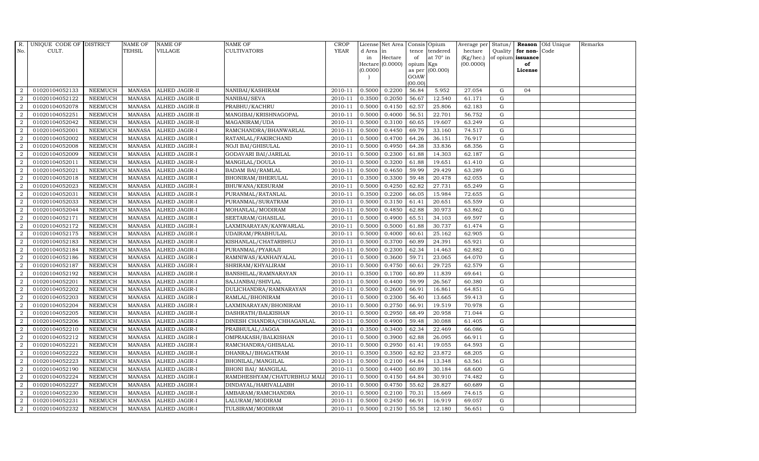| R. No. | UNIQUE CODE OF CULT. | DISTRICT | NAME OF TEHSIL | NAME OF VILLAGE | NAME OF CULTIVATORS | CROP YEAR | License d Area in Hectare (0.0000) | Net Area in Hectare (0.0000) | Consis tence of opium as per GOAW (00.00) | Opium tendered at 70° in Kgs (00.000) | Average per hectare (Kg/hec.) (00.0000) | Status/ Quality of opium | Reason for non-issuance of License | Old Unique Code | Remarks |
|---|---|---|---|---|---|---|---|---|---|---|---|---|---|---|---|
| 2 | 01020104052133 | NEEMUCH | MANASA | ALHED JAGIR-II | NANIBAI/KASHIRAM | 2010-11 | 0.5000 | 0.2200 | 56.84 | 5.952 | 27.054 | G | 04 | | |
| 2 | 01020104052122 | NEEMUCH | MANASA | ALHED JAGIR-II | NANIBAI/SEVA | 2010-11 | 0.3500 | 0.2050 | 56.67 | 12.540 | 61.171 | G | | | |
| 2 | 01020104052078 | NEEMUCH | MANASA | ALHED JAGIR-II | PRABHU/KACHRU | 2010-11 | 0.5000 | 0.4150 | 62.57 | 25.806 | 62.183 | G | | | |
| 2 | 01020104052251 | NEEMUCH | MANASA | ALHED JAGIR-II | MANGIBAI/KRISHNAGOPAL | 2010-11 | 0.5000 | 0.4000 | 56.51 | 22.701 | 56.752 | G | | | |
| 2 | 01020104052042 | NEEMUCH | MANASA | ALHED JAGIR-II | MAGANIRAM/UDA | 2010-11 | 0.5000 | 0.3100 | 60.65 | 19.607 | 63.249 | G | | | |
| 2 | 01020104052001 | NEEMUCH | MANASA | ALHED JAGIR-I | RAMCHANDRA/BHANWARLAL | 2010-11 | 0.5000 | 0.4450 | 69.79 | 33.160 | 74.517 | G | | | |
| 2 | 01020104052002 | NEEMUCH | MANASA | ALHED JAGIR-I | RATANLAL/FAKIRCHAND | 2010-11 | 0.5000 | 0.4700 | 64.26 | 36.151 | 76.917 | G | | | |
| 2 | 01020104052008 | NEEMUCH | MANASA | ALHED JAGIR-I | NOJI BAI/GHISULAL | 2010-11 | 0.5000 | 0.4950 | 64.38 | 33.836 | 68.356 | G | | | |
| 2 | 01020104052009 | NEEMUCH | MANASA | ALHED JAGIR-I | GODAVARI BAI/JARILAL | 2010-11 | 0.5000 | 0.2300 | 61.88 | 14.303 | 62.187 | G | | | |
| 2 | 01020104052011 | NEEMUCH | MANASA | ALHED JAGIR-I | MANGILAL/DOULA | 2010-11 | 0.5000 | 0.3200 | 61.88 | 19.651 | 61.410 | G | | | |
| 2 | 01020104052021 | NEEMUCH | MANASA | ALHED JAGIR-I | BADAM BAI/RAMLAL | 2010-11 | 0.5000 | 0.4650 | 59.99 | 29.429 | 63.289 | G | | | |
| 2 | 01020104052018 | NEEMUCH | MANASA | ALHED JAGIR-I | BHONIRAM/BHERULAL | 2010-11 | 0.3500 | 0.3300 | 59.48 | 20.478 | 62.055 | G | | | |
| 2 | 01020104052023 | NEEMUCH | MANASA | ALHED JAGIR-I | BHUWANA/KESURAM | 2010-11 | 0.5000 | 0.4250 | 62.82 | 27.731 | 65.249 | G | | | |
| 2 | 01020104052031 | NEEMUCH | MANASA | ALHED JAGIR-I | PURANMAL/RATANLAL | 2010-11 | 0.3500 | 0.2200 | 66.05 | 15.984 | 72.655 | G | | | |
| 2 | 01020104052033 | NEEMUCH | MANASA | ALHED JAGIR-I | PURANMAL/SURATRAM | 2010-11 | 0.5000 | 0.3150 | 61.41 | 20.651 | 65.559 | G | | | |
| 2 | 01020104052044 | NEEMUCH | MANASA | ALHED JAGIR-I | MOHANLAL/MODIRAM | 2010-11 | 0.5000 | 0.4850 | 62.88 | 30.973 | 63.862 | G | | | |
| 2 | 01020104052171 | NEEMUCH | MANASA | ALHED JAGIR-I | SEETARAM/GHASILAL | 2010-11 | 0.5000 | 0.4900 | 65.51 | 34.103 | 69.597 | G | | | |
| 2 | 01020104052172 | NEEMUCH | MANASA | ALHED JAGIR-I | LAXMINARAYAN/KANWARLAL | 2010-11 | 0.5000 | 0.5000 | 61.88 | 30.737 | 61.474 | G | | | |
| 2 | 01020104052175 | NEEMUCH | MANASA | ALHED JAGIR-I | UDAIRAM/PRABHULAL | 2010-11 | 0.5000 | 0.4000 | 60.61 | 25.162 | 62.905 | G | | | |
| 2 | 01020104052183 | NEEMUCH | MANASA | ALHED JAGIR-I | KISHANLAL/CHATARBHUJ | 2010-11 | 0.5000 | 0.3700 | 60.89 | 24.391 | 65.921 | G | | | |
| 2 | 01020104052184 | NEEMUCH | MANASA | ALHED JAGIR-I | PURANMAL/PYARAJI | 2010-11 | 0.5000 | 0.2300 | 62.34 | 14.463 | 62.882 | G | | | |
| 2 | 01020104052186 | NEEMUCH | MANASA | ALHED JAGIR-I | RAMNIWAS/KANHAIYALAL | 2010-11 | 0.5000 | 0.3600 | 59.71 | 23.065 | 64.070 | G | | | |
| 2 | 01020104052187 | NEEMUCH | MANASA | ALHED JAGIR-I | SHRIRAM/KHYALIRAM | 2010-11 | 0.5000 | 0.4750 | 60.61 | 29.725 | 62.579 | G | | | |
| 2 | 01020104052192 | NEEMUCH | MANASA | ALHED JAGIR-I | BANSHILAL/RAMNARAYAN | 2010-11 | 0.3500 | 0.1700 | 60.89 | 11.839 | 69.641 | G | | | |
| 2 | 01020104052201 | NEEMUCH | MANASA | ALHED JAGIR-I | SAJJANBAI/SHIVLAL | 2010-11 | 0.5000 | 0.4400 | 59.99 | 26.567 | 60.380 | G | | | |
| 2 | 01020104052202 | NEEMUCH | MANASA | ALHED JAGIR-I | DULICHANDRA/RAMNARAYAN | 2010-11 | 0.5000 | 0.2600 | 66.91 | 16.861 | 64.851 | G | | | |
| 2 | 01020104052203 | NEEMUCH | MANASA | ALHED JAGIR-I | RAMLAL/BHONIRAM | 2010-11 | 0.5000 | 0.2300 | 56.40 | 13.665 | 59.413 | G | | | |
| 2 | 01020104052204 | NEEMUCH | MANASA | ALHED JAGIR-I | LAXMINARAYAN/BHONIRAM | 2010-11 | 0.5000 | 0.2750 | 66.91 | 19.519 | 70.978 | G | | | |
| 2 | 01020104052205 | NEEMUCH | MANASA | ALHED JAGIR-I | DASHRATH/BALKISHAN | 2010-11 | 0.5000 | 0.2950 | 68.49 | 20.958 | 71.044 | G | | | |
| 2 | 01020104052206 | NEEMUCH | MANASA | ALHED JAGIR-I | DINESH CHANDRA/CHHAGANLAL | 2010-11 | 0.5000 | 0.4900 | 59.48 | 30.088 | 61.405 | G | | | |
| 2 | 01020104052210 | NEEMUCH | MANASA | ALHED JAGIR-I | PRABHULAL/JAGGA | 2010-11 | 0.3500 | 0.3400 | 62.34 | 22.469 | 66.086 | G | | | |
| 2 | 01020104052212 | NEEMUCH | MANASA | ALHED JAGIR-I | OMPRAKASH/BALKISHAN | 2010-11 | 0.5000 | 0.3900 | 62.88 | 26.095 | 66.911 | G | | | |
| 2 | 01020104052221 | NEEMUCH | MANASA | ALHED JAGIR-I | RAMCHANDRA/GHISALAL | 2010-11 | 0.5000 | 0.2950 | 61.41 | 19.055 | 64.593 | G | | | |
| 2 | 01020104052222 | NEEMUCH | MANASA | ALHED JAGIR-I | DHANRAJ/BHAGATRAM | 2010-11 | 0.3500 | 0.3500 | 62.82 | 23.872 | 68.205 | G | | | |
| 2 | 01020104052223 | NEEMUCH | MANASA | ALHED JAGIR-I | BHONILAL/MANGILAL | 2010-11 | 0.5000 | 0.2100 | 64.84 | 13.348 | 63.561 | G | | | |
| 2 | 01020104052190 | NEEMUCH | MANASA | ALHED JAGIR-I | BHONI BAI/ MANGILAL | 2010-11 | 0.5000 | 0.4400 | 60.89 | 30.184 | 68.600 | G | | | |
| 2 | 01020104052224 | NEEMUCH | MANASA | ALHED JAGIR-I | RAMDHESHYAM/CHATURBHUJ MALI | 2010-11 | 0.5000 | 0.4150 | 64.84 | 30.910 | 74.482 | G | | | |
| 2 | 01020104052227 | NEEMUCH | MANASA | ALHED JAGIR-I | DINDAYAL/HARIVALLABH | 2010-11 | 0.5000 | 0.4750 | 55.62 | 28.827 | 60.689 | G | | | |
| 2 | 01020104052230 | NEEMUCH | MANASA | ALHED JAGIR-I | AMBARAM/RAMCHANDRA | 2010-11 | 0.5000 | 0.2100 | 70.31 | 15.669 | 74.615 | G | | | |
| 2 | 01020104052231 | NEEMUCH | MANASA | ALHED JAGIR-I | LALURAM/MODIRAM | 2010-11 | 0.5000 | 0.2450 | 66.91 | 16.919 | 69.057 | G | | | |
| 2 | 01020104052232 | NEEMUCH | MANASA | ALHED JAGIR-I | TULSIRAM/MODIRAM | 2010-11 | 0.5000 | 0.2150 | 55.58 | 12.180 | 56.651 | G | | | |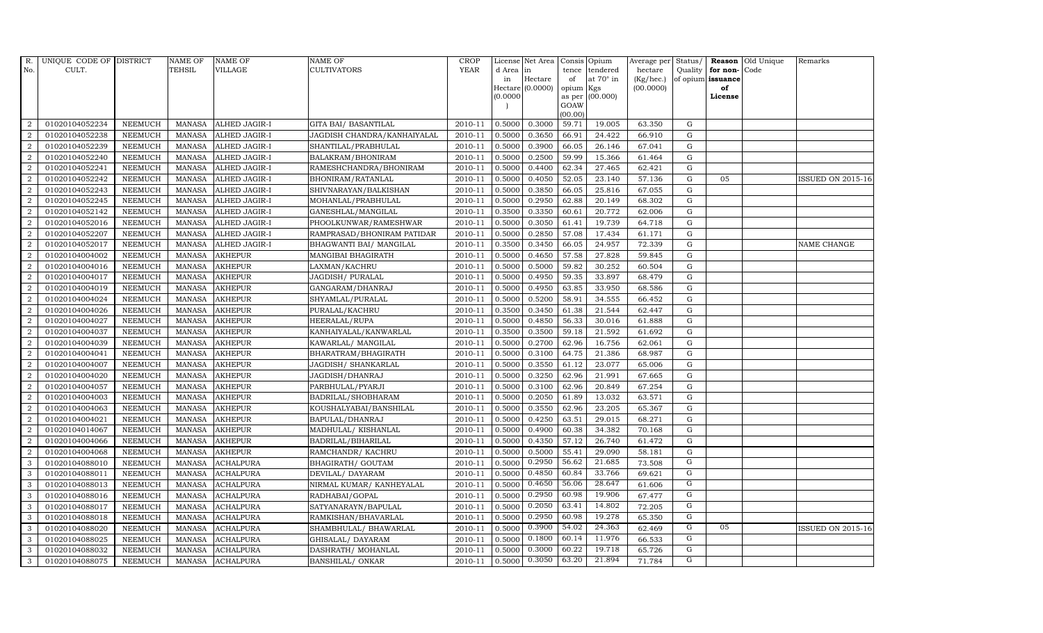| R. No. | UNIQUE CODE OF CULT. | DISTRICT | NAME OF TEHSIL | NAME OF VILLAGE | NAME OF CULTIVATORS | CROP YEAR | License d Area in Hectare (0.0000) | Net Area in Hectare (0.0000) | Consis tence of opium as per GOAW (00.00) | Opium tendered at 70° in Kgs (00.000) | Average per hectare (Kg/hec.) (00.0000) | Status/ Quality of opium | Reason for non-issuance of License | Old Unique Code | Remarks |
|---|---|---|---|---|---|---|---|---|---|---|---|---|---|---|---|
| 2 | 01020104052234 | NEEMUCH | MANASA | ALHED JAGIR-I | GITA BAI/ BASANTILAL | 2010-11 | 0.5000 | 0.3000 | 59.71 | 19.005 | 63.350 | G | | | |
| 2 | 01020104052238 | NEEMUCH | MANASA | ALHED JAGIR-I | JAGDISH CHANDRA/KANHAIYALAL | 2010-11 | 0.5000 | 0.3650 | 66.91 | 24.422 | 66.910 | G | | | |
| 2 | 01020104052239 | NEEMUCH | MANASA | ALHED JAGIR-I | SHANTILAL/PRABHULAL | 2010-11 | 0.5000 | 0.3900 | 66.05 | 26.146 | 67.041 | G | | | |
| 2 | 01020104052240 | NEEMUCH | MANASA | ALHED JAGIR-I | BALAKRAM/BHONIRAM | 2010-11 | 0.5000 | 0.2500 | 59.99 | 15.366 | 61.464 | G | | | |
| 2 | 01020104052241 | NEEMUCH | MANASA | ALHED JAGIR-I | RAMESHCHANDRA/BHONIRAM | 2010-11 | 0.5000 | 0.4400 | 62.34 | 27.465 | 62.421 | G | | | |
| 2 | 01020104052242 | NEEMUCH | MANASA | ALHED JAGIR-I | BHONIRAM/RATANLAL | 2010-11 | 0.5000 | 0.4050 | 52.05 | 23.140 | 57.136 | G | 05 | | ISSUED ON 2015-16 |
| 2 | 01020104052243 | NEEMUCH | MANASA | ALHED JAGIR-I | SHIVNARAYAN/BALKISHAN | 2010-11 | 0.5000 | 0.3850 | 66.05 | 25.816 | 67.055 | G | | | |
| 2 | 01020104052245 | NEEMUCH | MANASA | ALHED JAGIR-I | MOHANLAL/PRABHULAL | 2010-11 | 0.5000 | 0.2950 | 62.88 | 20.149 | 68.302 | G | | | |
| 2 | 01020104052142 | NEEMUCH | MANASA | ALHED JAGIR-I | GANESHLAL/MANGILAL | 2010-11 | 0.3500 | 0.3350 | 60.61 | 20.772 | 62.006 | G | | | |
| 2 | 01020104052016 | NEEMUCH | MANASA | ALHED JAGIR-I | PHOOLKUNWAR/RAMESHWAR | 2010-11 | 0.5000 | 0.3050 | 61.41 | 19.739 | 64.718 | G | | | |
| 2 | 01020104052207 | NEEMUCH | MANASA | ALHED JAGIR-I | RAMPRASAD/BHONIRAM PATIDAR | 2010-11 | 0.5000 | 0.2850 | 57.08 | 17.434 | 61.171 | G | | | |
| 2 | 01020104052017 | NEEMUCH | MANASA | ALHED JAGIR-I | BHAGWANTI BAI/ MANGILAL | 2010-11 | 0.3500 | 0.3450 | 66.05 | 24.957 | 72.339 | G | | | NAME CHANGE |
| 2 | 01020104004002 | NEEMUCH | MANASA | AKHEPUR | MANGIBAI BHAGIRATH | 2010-11 | 0.5000 | 0.4650 | 57.58 | 27.828 | 59.845 | G | | | |
| 2 | 01020104004016 | NEEMUCH | MANASA | AKHEPUR | LAXMAN/KACHRU | 2010-11 | 0.5000 | 0.5000 | 59.82 | 30.252 | 60.504 | G | | | |
| 2 | 01020104004017 | NEEMUCH | MANASA | AKHEPUR | JAGDISH/ PURALAL | 2010-11 | 0.5000 | 0.4950 | 59.35 | 33.897 | 68.479 | G | | | |
| 2 | 01020104004019 | NEEMUCH | MANASA | AKHEPUR | GANGARAM/DHANRAJ | 2010-11 | 0.5000 | 0.4950 | 63.85 | 33.950 | 68.586 | G | | | |
| 2 | 01020104004024 | NEEMUCH | MANASA | AKHEPUR | SHYAMLAL/PURALAL | 2010-11 | 0.5000 | 0.5200 | 58.91 | 34.555 | 66.452 | G | | | |
| 2 | 01020104004026 | NEEMUCH | MANASA | AKHEPUR | PURALAL/KACHRU | 2010-11 | 0.3500 | 0.3450 | 61.38 | 21.544 | 62.447 | G | | | |
| 2 | 01020104004027 | NEEMUCH | MANASA | AKHEPUR | HEERALAL/RUPA | 2010-11 | 0.5000 | 0.4850 | 56.33 | 30.016 | 61.888 | G | | | |
| 2 | 01020104004037 | NEEMUCH | MANASA | AKHEPUR | KANHAIYALAL/KANWARLAL | 2010-11 | 0.3500 | 0.3500 | 59.18 | 21.592 | 61.692 | G | | | |
| 2 | 01020104004039 | NEEMUCH | MANASA | AKHEPUR | KAWARLAL/ MANGILAL | 2010-11 | 0.5000 | 0.2700 | 62.96 | 16.756 | 62.061 | G | | | |
| 2 | 01020104004041 | NEEMUCH | MANASA | AKHEPUR | BHARATRAM/BHAGIRATH | 2010-11 | 0.5000 | 0.3100 | 64.75 | 21.386 | 68.987 | G | | | |
| 2 | 01020104004007 | NEEMUCH | MANASA | AKHEPUR | JAGDISH/ SHANKARLAL | 2010-11 | 0.5000 | 0.3550 | 61.12 | 23.077 | 65.006 | G | | | |
| 2 | 01020104004020 | NEEMUCH | MANASA | AKHEPUR | JAGDISH/DHANRAJ | 2010-11 | 0.5000 | 0.3250 | 62.96 | 21.991 | 67.665 | G | | | |
| 2 | 01020104004057 | NEEMUCH | MANASA | AKHEPUR | PARBHULAL/PYARJI | 2010-11 | 0.5000 | 0.3100 | 62.96 | 20.849 | 67.254 | G | | | |
| 2 | 01020104004003 | NEEMUCH | MANASA | AKHEPUR | BADRILAL/SHOBHARAM | 2010-11 | 0.5000 | 0.2050 | 61.89 | 13.032 | 63.571 | G | | | |
| 2 | 01020104004063 | NEEMUCH | MANASA | AKHEPUR | KOUSHALYABAI/BANSHILAL | 2010-11 | 0.5000 | 0.3550 | 62.96 | 23.205 | 65.367 | G | | | |
| 2 | 01020104004021 | NEEMUCH | MANASA | AKHEPUR | BAPULAL/DHANRAJ | 2010-11 | 0.5000 | 0.4250 | 63.51 | 29.015 | 68.271 | G | | | |
| 2 | 01020104014067 | NEEMUCH | MANASA | AKHEPUR | MADHULAL/ KISHANLAL | 2010-11 | 0.5000 | 0.4900 | 60.38 | 34.382 | 70.168 | G | | | |
| 2 | 01020104004066 | NEEMUCH | MANASA | AKHEPUR | BADRILAL/BIHARILAL | 2010-11 | 0.5000 | 0.4350 | 57.12 | 26.740 | 61.472 | G | | | |
| 2 | 01020104004068 | NEEMUCH | MANASA | AKHEPUR | RAMCHANDR/ KACHRU | 2010-11 | 0.5000 | 0.5000 | 55.41 | 29.090 | 58.181 | G | | | |
| 3 | 01020104088010 | NEEMUCH | MANASA | ACHALPURA | BHAGIRATH/ GOUTAM | 2010-11 | 0.5000 | 0.2950 | 56.62 | 21.685 | 73.508 | G | | | |
| 3 | 01020104088011 | NEEMUCH | MANASA | ACHALPURA | DEVILAL/ DAYARAM | 2010-11 | 0.5000 | 0.4850 | 60.84 | 33.766 | 69.621 | G | | | |
| 3 | 01020104088013 | NEEMUCH | MANASA | ACHALPURA | NIRMAL KUMAR/ KANHEYALAL | 2010-11 | 0.5000 | 0.4650 | 56.06 | 28.647 | 61.606 | G | | | |
| 3 | 01020104088016 | NEEMUCH | MANASA | ACHALPURA | RADHABAI/GOPAL | 2010-11 | 0.5000 | 0.2950 | 60.98 | 19.906 | 67.477 | G | | | |
| 3 | 01020104088017 | NEEMUCH | MANASA | ACHALPURA | SATYANARAYN/BAPULAL | 2010-11 | 0.5000 | 0.2050 | 63.41 | 14.802 | 72.205 | G | | | |
| 3 | 01020104088018 | NEEMUCH | MANASA | ACHALPURA | RAMKISHAN/BHAVARLAL | 2010-11 | 0.5000 | 0.2950 | 60.98 | 19.278 | 65.350 | G | | | |
| 3 | 01020104088020 | NEEMUCH | MANASA | ACHALPURA | SHAMBHULAL/ BHAWARLAL | 2010-11 | 0.5000 | 0.3900 | 54.02 | 24.363 | 62.469 | G | 05 | | ISSUED ON 2015-16 |
| 3 | 01020104088025 | NEEMUCH | MANASA | ACHALPURA | GHISALAL/ DAYARAM | 2010-11 | 0.5000 | 0.1800 | 60.14 | 11.976 | 66.533 | G | | | |
| 3 | 01020104088032 | NEEMUCH | MANASA | ACHALPURA | DASHRATH/ MOHANLAL | 2010-11 | 0.5000 | 0.3000 | 60.22 | 19.718 | 65.726 | G | | | |
| 3 | 01020104088075 | NEEMUCH | MANASA | ACHALPURA | BANSHILAL/ ONKAR | 2010-11 | 0.5000 | 0.3050 | 63.20 | 21.894 | 71.784 | G | | | |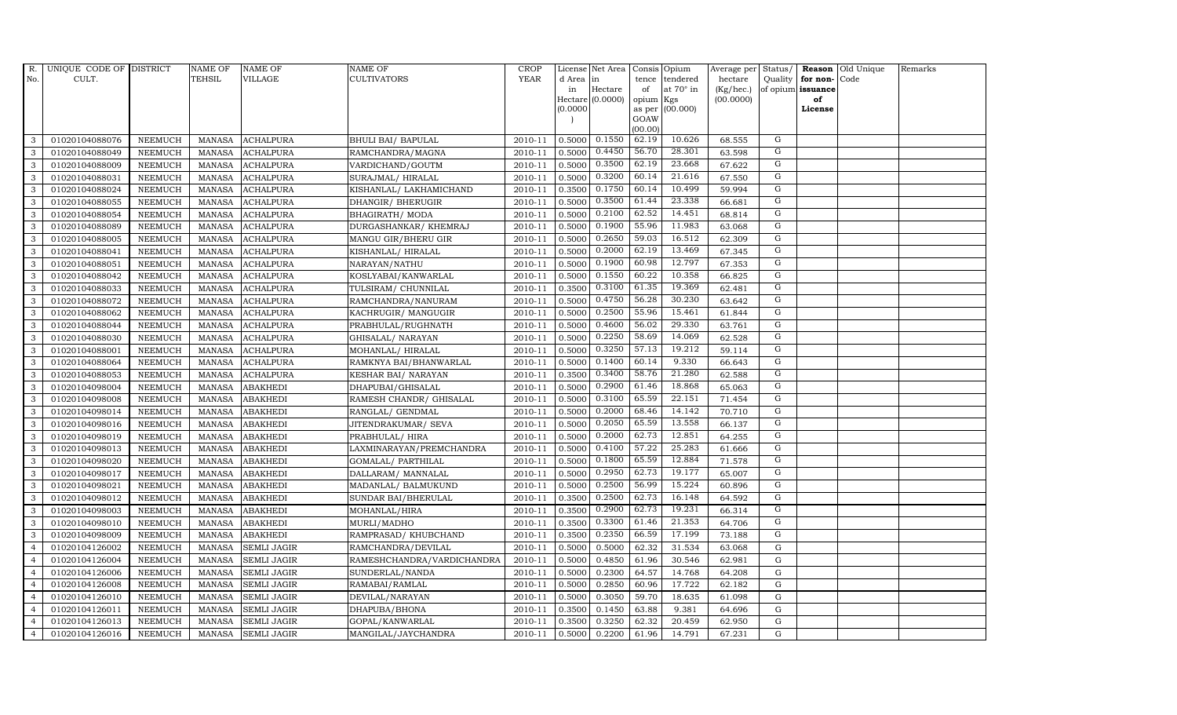| R. No. | UNIQUE CODE OF CULT. | DISTRICT | NAME OF TEHSIL | NAME OF VILLAGE | NAME OF CULTIVATORS | CROP YEAR | License d Area in Hectare (0.0000) | Net Area in Hectare (0.0000) | Consis tence of opium as per GOAW (00.00) | Opium tendered at 70° in Kgs (00.000) | Average per hectare (Kg/hec.) (00.0000) | Status/ Quality of opium | Reason for non-issuance of License | Old Unique Code | Remarks |
|---|---|---|---|---|---|---|---|---|---|---|---|---|---|---|---|
| 3 | 01020104088076 | NEEMUCH | MANASA | ACHALPURA | BHULI BAI/ BAPULAL | 2010-11 | 0.5000 | 0.1550 | 62.19 | 10.626 | 68.555 | G | | | |
| 3 | 01020104088049 | NEEMUCH | MANASA | ACHALPURA | RAMCHANDRA/MAGNA | 2010-11 | 0.5000 | 0.4450 | 56.70 | 28.301 | 63.598 | G | | | |
| 3 | 01020104088009 | NEEMUCH | MANASA | ACHALPURA | VARDICHAND/GOUTM | 2010-11 | 0.5000 | 0.3500 | 62.19 | 23.668 | 67.622 | G | | | |
| 3 | 01020104088031 | NEEMUCH | MANASA | ACHALPURA | SURAJMAL/ HIRALAL | 2010-11 | 0.5000 | 0.3200 | 60.14 | 21.616 | 67.550 | G | | | |
| 3 | 01020104088024 | NEEMUCH | MANASA | ACHALPURA | KISHANLAL/ LAKHAMICHAND | 2010-11 | 0.3500 | 0.1750 | 60.14 | 10.499 | 59.994 | G | | | |
| 3 | 01020104088055 | NEEMUCH | MANASA | ACHALPURA | DHANGIR/ BHERUGIR | 2010-11 | 0.5000 | 0.3500 | 61.44 | 23.338 | 66.681 | G | | | |
| 3 | 01020104088054 | NEEMUCH | MANASA | ACHALPURA | BHAGIRATH/ MODA | 2010-11 | 0.5000 | 0.2100 | 62.52 | 14.451 | 68.814 | G | | | |
| 3 | 01020104088089 | NEEMUCH | MANASA | ACHALPURA | DURGASHANKAR/ KHEMRAJ | 2010-11 | 0.5000 | 0.1900 | 55.96 | 11.983 | 63.068 | G | | | |
| 3 | 01020104088005 | NEEMUCH | MANASA | ACHALPURA | MANGU GIR/BHERU GIR | 2010-11 | 0.5000 | 0.2650 | 59.03 | 16.512 | 62.309 | G | | | |
| 3 | 01020104088041 | NEEMUCH | MANASA | ACHALPURA | KISHANLAL/ HIRALAL | 2010-11 | 0.5000 | 0.2000 | 62.19 | 13.469 | 67.345 | G | | | |
| 3 | 01020104088051 | NEEMUCH | MANASA | ACHALPURA | NARAYAN/NATHU | 2010-11 | 0.5000 | 0.1900 | 60.98 | 12.797 | 67.353 | G | | | |
| 3 | 01020104088042 | NEEMUCH | MANASA | ACHALPURA | KOSLYABAI/KANWARLAL | 2010-11 | 0.5000 | 0.1550 | 60.22 | 10.358 | 66.825 | G | | | |
| 3 | 01020104088033 | NEEMUCH | MANASA | ACHALPURA | TULSIRAM/ CHUNNILAL | 2010-11 | 0.3500 | 0.3100 | 61.35 | 19.369 | 62.481 | G | | | |
| 3 | 01020104088072 | NEEMUCH | MANASA | ACHALPURA | RAMCHANDRA/NANURAM | 2010-11 | 0.5000 | 0.4750 | 56.28 | 30.230 | 63.642 | G | | | |
| 3 | 01020104088062 | NEEMUCH | MANASA | ACHALPURA | KACHRUGIR/ MANGUGIR | 2010-11 | 0.5000 | 0.2500 | 55.96 | 15.461 | 61.844 | G | | | |
| 3 | 01020104088044 | NEEMUCH | MANASA | ACHALPURA | PRABHULAL/RUGHNATH | 2010-11 | 0.5000 | 0.4600 | 56.02 | 29.330 | 63.761 | G | | | |
| 3 | 01020104088030 | NEEMUCH | MANASA | ACHALPURA | GHISALAL/ NARAYAN | 2010-11 | 0.5000 | 0.2250 | 58.69 | 14.069 | 62.528 | G | | | |
| 3 | 01020104088001 | NEEMUCH | MANASA | ACHALPURA | MOHANLAL/ HIRALAL | 2010-11 | 0.5000 | 0.3250 | 57.13 | 19.212 | 59.114 | G | | | |
| 3 | 01020104088064 | NEEMUCH | MANASA | ACHALPURA | RAMKNYA BAI/BHANWARLAL | 2010-11 | 0.5000 | 0.1400 | 60.14 | 9.330 | 66.643 | G | | | |
| 3 | 01020104088053 | NEEMUCH | MANASA | ACHALPURA | KESHAR BAI/ NARAYAN | 2010-11 | 0.3500 | 0.3400 | 58.76 | 21.280 | 62.588 | G | | | |
| 3 | 01020104098004 | NEEMUCH | MANASA | ABAKHEDI | DHAPUBAI/GHISALAL | 2010-11 | 0.5000 | 0.2900 | 61.46 | 18.868 | 65.063 | G | | | |
| 3 | 01020104098008 | NEEMUCH | MANASA | ABAKHEDI | RAMESH CHANDR/ GHISALAL | 2010-11 | 0.5000 | 0.3100 | 65.59 | 22.151 | 71.454 | G | | | |
| 3 | 01020104098014 | NEEMUCH | MANASA | ABAKHEDI | RANGLAL/ GENDMAL | 2010-11 | 0.5000 | 0.2000 | 68.46 | 14.142 | 70.710 | G | | | |
| 3 | 01020104098016 | NEEMUCH | MANASA | ABAKHEDI | JITENDRAKUMAR/ SEVA | 2010-11 | 0.5000 | 0.2050 | 65.59 | 13.558 | 66.137 | G | | | |
| 3 | 01020104098019 | NEEMUCH | MANASA | ABAKHEDI | PRABHULAL/ HIRA | 2010-11 | 0.5000 | 0.2000 | 62.73 | 12.851 | 64.255 | G | | | |
| 3 | 01020104098013 | NEEMUCH | MANASA | ABAKHEDI | LAXMINARAYAN/PREMCHANDRA | 2010-11 | 0.5000 | 0.4100 | 57.22 | 25.283 | 61.666 | G | | | |
| 3 | 01020104098020 | NEEMUCH | MANASA | ABAKHEDI | GOMALAL/ PARTHILAL | 2010-11 | 0.5000 | 0.1800 | 65.59 | 12.884 | 71.578 | G | | | |
| 3 | 01020104098017 | NEEMUCH | MANASA | ABAKHEDI | DALLARAM/ MANNALAL | 2010-11 | 0.5000 | 0.2950 | 62.73 | 19.177 | 65.007 | G | | | |
| 3 | 01020104098021 | NEEMUCH | MANASA | ABAKHEDI | MADANLAL/ BALMUKUND | 2010-11 | 0.5000 | 0.2500 | 56.99 | 15.224 | 60.896 | G | | | |
| 3 | 01020104098012 | NEEMUCH | MANASA | ABAKHEDI | SUNDAR BAI/BHERULAL | 2010-11 | 0.3500 | 0.2500 | 62.73 | 16.148 | 64.592 | G | | | |
| 3 | 01020104098003 | NEEMUCH | MANASA | ABAKHEDI | MOHANLAL/HIRA | 2010-11 | 0.3500 | 0.2900 | 62.73 | 19.231 | 66.314 | G | | | |
| 3 | 01020104098010 | NEEMUCH | MANASA | ABAKHEDI | MURLI/MADHO | 2010-11 | 0.3500 | 0.3300 | 61.46 | 21.353 | 64.706 | G | | | |
| 3 | 01020104098009 | NEEMUCH | MANASA | ABAKHEDI | RAMPRASAD/ KHUBCHAND | 2010-11 | 0.3500 | 0.2350 | 66.59 | 17.199 | 73.188 | G | | | |
| 4 | 01020104126002 | NEEMUCH | MANASA | SEMLI JAGIR | RAMCHANDRA/DEVILAL | 2010-11 | 0.5000 | 0.5000 | 62.32 | 31.534 | 63.068 | G | | | |
| 4 | 01020104126004 | NEEMUCH | MANASA | SEMLI JAGIR | RAMESHCHANDRA/VARDICHANDRA | 2010-11 | 0.5000 | 0.4850 | 61.96 | 30.546 | 62.981 | G | | | |
| 4 | 01020104126006 | NEEMUCH | MANASA | SEMLI JAGIR | SUNDERLAL/NANDA | 2010-11 | 0.5000 | 0.2300 | 64.57 | 14.768 | 64.208 | G | | | |
| 4 | 01020104126008 | NEEMUCH | MANASA | SEMLI JAGIR | RAMABAI/RAMLAL | 2010-11 | 0.5000 | 0.2850 | 60.96 | 17.722 | 62.182 | G | | | |
| 4 | 01020104126010 | NEEMUCH | MANASA | SEMLI JAGIR | DEVILAL/NARAYAN | 2010-11 | 0.5000 | 0.3050 | 59.70 | 18.635 | 61.098 | G | | | |
| 4 | 01020104126011 | NEEMUCH | MANASA | SEMLI JAGIR | DHAPUBA/BHONA | 2010-11 | 0.3500 | 0.1450 | 63.88 | 9.381 | 64.696 | G | | | |
| 4 | 01020104126013 | NEEMUCH | MANASA | SEMLI JAGIR | GOPAL/KANWARLAL | 2010-11 | 0.3500 | 0.3250 | 62.32 | 20.459 | 62.950 | G | | | |
| 4 | 01020104126016 | NEEMUCH | MANASA | SEMLI JAGIR | MANGILAL/JAYCHANDRA | 2010-11 | 0.5000 | 0.2200 | 61.96 | 14.791 | 67.231 | G | | | |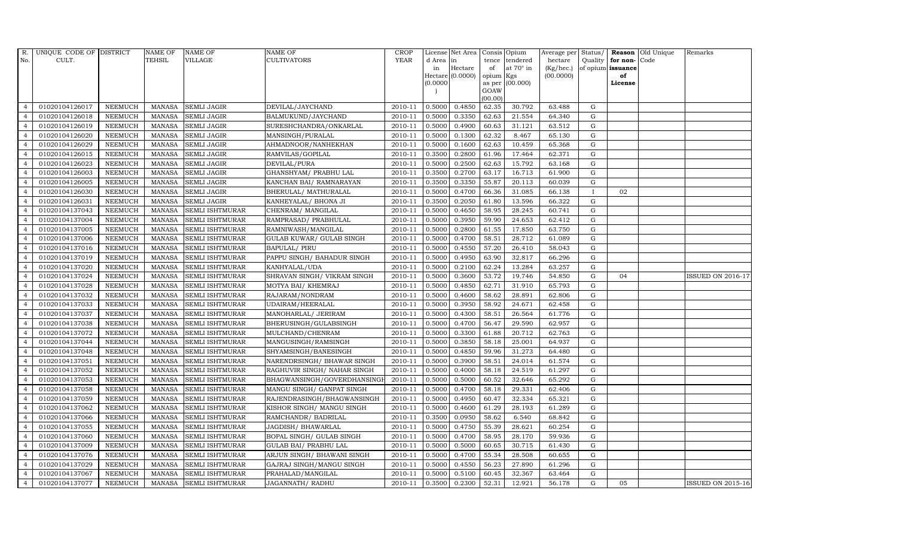| R. No. | UNIQUE CODE OF CULT. | DISTRICT | NAME OF TEHSIL | NAME OF VILLAGE | NAME OF CULTIVATORS | CROP YEAR | License d Area in Hectare (0.0000) | Net Area in Hectare (0.0000) | Consis tence of opium as per GOAW (00.00) | Opium tendered at 70° in Kgs (00.000) | Average per hectare (Kg/hec.) (00.0000) | Status/ Quality of opium | Reason for non- issuance of License | Old Unique Code | Remarks |
|---|---|---|---|---|---|---|---|---|---|---|---|---|---|---|---|
| 4 | 01020104126017 | NEEMUCH | MANASA | SEMLI JAGIR | DEVILAL/JAYCHAND | 2010-11 | 0.5000 | 0.4850 | 62.35 | 30.792 | 63.488 | G | | | |
| 4 | 01020104126018 | NEEMUCH | MANASA | SEMLI JAGIR | BALMUKUND/JAYCHAND | 2010-11 | 0.5000 | 0.3350 | 62.63 | 21.554 | 64.340 | G | | | |
| 4 | 01020104126019 | NEEMUCH | MANASA | SEMLI JAGIR | SURESHCHANDRA/ONKARLAL | 2010-11 | 0.5000 | 0.4900 | 60.63 | 31.121 | 63.512 | G | | | |
| 4 | 01020104126020 | NEEMUCH | MANASA | SEMLI JAGIR | MANSINGH/PURALAL | 2010-11 | 0.5000 | 0.1300 | 62.32 | 8.467 | 65.130 | G | | | |
| 4 | 01020104126029 | NEEMUCH | MANASA | SEMLI JAGIR | AHMADNOOR/NANHEKHAN | 2010-11 | 0.5000 | 0.1600 | 62.63 | 10.459 | 65.368 | G | | | |
| 4 | 01020104126015 | NEEMUCH | MANASA | SEMLI JAGIR | RAMVILAS/GOPILAL | 2010-11 | 0.3500 | 0.2800 | 61.96 | 17.464 | 62.371 | G | | | |
| 4 | 01020104126023 | NEEMUCH | MANASA | SEMLI JAGIR | DEVILAL/PURA | 2010-11 | 0.5000 | 0.2500 | 62.63 | 15.792 | 63.168 | G | | | |
| 4 | 01020104126003 | NEEMUCH | MANASA | SEMLI JAGIR | GHANSHYAM/ PRABHU LAL | 2010-11 | 0.3500 | 0.2700 | 63.17 | 16.713 | 61.900 | G | | | |
| 4 | 01020104126005 | NEEMUCH | MANASA | SEMLI JAGIR | KANCHAN BAI/ RAMNARAYAN | 2010-11 | 0.3500 | 0.3350 | 55.87 | 20.113 | 60.039 | G | | | |
| 4 | 01020104126030 | NEEMUCH | MANASA | SEMLI JAGIR | BHERULAL/ MATHURALAL | 2010-11 | 0.5000 | 0.4700 | 66.36 | 31.085 | 66.138 | I | 02 | | |
| 4 | 01020104126031 | NEEMUCH | MANASA | SEMLI JAGIR | KANHEYALAL/ BHONA JI | 2010-11 | 0.3500 | 0.2050 | 61.80 | 13.596 | 66.322 | G | | | |
| 4 | 01020104137043 | NEEMUCH | MANASA | SEMLI ISHTMURAR | CHENRAM/ MANGILAL | 2010-11 | 0.5000 | 0.4650 | 58.95 | 28.245 | 60.741 | G | | | |
| 4 | 01020104137004 | NEEMUCH | MANASA | SEMLI ISHTMURAR | RAMPRASAD/ PRABHULAL | 2010-11 | 0.5000 | 0.3950 | 59.90 | 24.653 | 62.412 | G | | | |
| 4 | 01020104137005 | NEEMUCH | MANASA | SEMLI ISHTMURAR | RAMNIWASH/MANGILAL | 2010-11 | 0.5000 | 0.2800 | 61.55 | 17.850 | 63.750 | G | | | |
| 4 | 01020104137006 | NEEMUCH | MANASA | SEMLI ISHTMURAR | GULAB KUWAR/ GULAB SINGH | 2010-11 | 0.5000 | 0.4700 | 58.51 | 28.712 | 61.089 | G | | | |
| 4 | 01020104137016 | NEEMUCH | MANASA | SEMLI ISHTMURAR | BAPULAL/ PIRU | 2010-11 | 0.5000 | 0.4550 | 57.20 | 26.410 | 58.043 | G | | | |
| 4 | 01020104137019 | NEEMUCH | MANASA | SEMLI ISHTMURAR | PAPPU SINGH/ BAHADUR SINGH | 2010-11 | 0.5000 | 0.4950 | 63.90 | 32.817 | 66.296 | G | | | |
| 4 | 01020104137020 | NEEMUCH | MANASA | SEMLI ISHTMURAR | KANHYALAL/UDA | 2010-11 | 0.5000 | 0.2100 | 62.24 | 13.284 | 63.257 | G | | | |
| 4 | 01020104137024 | NEEMUCH | MANASA | SEMLI ISHTMURAR | SHRAVAN SINGH/ VIKRAM SINGH | 2010-11 | 0.5000 | 0.3600 | 53.72 | 19.746 | 54.850 | G | 04 | | ISSUED ON 2016-17 |
| 4 | 01020104137028 | NEEMUCH | MANASA | SEMLI ISHTMURAR | MOTYA BAI/ KHEMRAJ | 2010-11 | 0.5000 | 0.4850 | 62.71 | 31.910 | 65.793 | G | | | |
| 4 | 01020104137032 | NEEMUCH | MANASA | SEMLI ISHTMURAR | RAJARAM/NONDRAM | 2010-11 | 0.5000 | 0.4600 | 58.62 | 28.891 | 62.806 | G | | | |
| 4 | 01020104137033 | NEEMUCH | MANASA | SEMLI ISHTMURAR | UDAIRAM/HEERALAL | 2010-11 | 0.5000 | 0.3950 | 58.92 | 24.671 | 62.458 | G | | | |
| 4 | 01020104137037 | NEEMUCH | MANASA | SEMLI ISHTMURAR | MANOHARLAL/ JERIRAM | 2010-11 | 0.5000 | 0.4300 | 58.51 | 26.564 | 61.776 | G | | | |
| 4 | 01020104137038 | NEEMUCH | MANASA | SEMLI ISHTMURAR | BHERUSINGH/GULABSINGH | 2010-11 | 0.5000 | 0.4700 | 56.47 | 29.590 | 62.957 | G | | | |
| 4 | 01020104137072 | NEEMUCH | MANASA | SEMLI ISHTMURAR | MULCHAND/CHENRAM | 2010-11 | 0.5000 | 0.3300 | 61.88 | 20.712 | 62.763 | G | | | |
| 4 | 01020104137044 | NEEMUCH | MANASA | SEMLI ISHTMURAR | MANGUSINGH/RAMSINGH | 2010-11 | 0.5000 | 0.3850 | 58.18 | 25.001 | 64.937 | G | | | |
| 4 | 01020104137048 | NEEMUCH | MANASA | SEMLI ISHTMURAR | SHYAMSINGH/BANESINGH | 2010-11 | 0.5000 | 0.4850 | 59.96 | 31.273 | 64.480 | G | | | |
| 4 | 01020104137051 | NEEMUCH | MANASA | SEMLI ISHTMURAR | NARENDRSINGH/ BHAWAR SINGH | 2010-11 | 0.5000 | 0.3900 | 58.51 | 24.014 | 61.574 | G | | | |
| 4 | 01020104137052 | NEEMUCH | MANASA | SEMLI ISHTMURAR | RAGHUVIR SINGH/ NAHAR SINGH | 2010-11 | 0.5000 | 0.4000 | 58.18 | 24.519 | 61.297 | G | | | |
| 4 | 01020104137053 | NEEMUCH | MANASA | SEMLI ISHTMURAR | BHAGWANSINGH/GOVERDHANSINGH | 2010-11 | 0.5000 | 0.5000 | 60.52 | 32.646 | 65.292 | G | | | |
| 4 | 01020104137058 | NEEMUCH | MANASA | SEMLI ISHTMURAR | MANGU SINGH/ GANPAT SINGH | 2010-11 | 0.5000 | 0.4700 | 58.18 | 29.331 | 62.406 | G | | | |
| 4 | 01020104137059 | NEEMUCH | MANASA | SEMLI ISHTMURAR | RAJENDRASINGH/BHAGWANSINGH | 2010-11 | 0.5000 | 0.4950 | 60.47 | 32.334 | 65.321 | G | | | |
| 4 | 01020104137062 | NEEMUCH | MANASA | SEMLI ISHTMURAR | KISHOR SINGH/ MANGU SINGH | 2010-11 | 0.5000 | 0.4600 | 61.29 | 28.193 | 61.289 | G | | | |
| 4 | 01020104137066 | NEEMUCH | MANASA | SEMLI ISHTMURAR | RAMCHANDR/ BADRILAL | 2010-11 | 0.3500 | 0.0950 | 58.62 | 6.540 | 68.842 | G | | | |
| 4 | 01020104137055 | NEEMUCH | MANASA | SEMLI ISHTMURAR | JAGDISH/ BHAWARLAL | 2010-11 | 0.5000 | 0.4750 | 55.39 | 28.621 | 60.254 | G | | | |
| 4 | 01020104137060 | NEEMUCH | MANASA | SEMLI ISHTMURAR | BOPAL SINGH/ GULAB SINGH | 2010-11 | 0.5000 | 0.4700 | 58.95 | 28.170 | 59.936 | G | | | |
| 4 | 01020104137009 | NEEMUCH | MANASA | SEMLI ISHTMURAR | GULAB BAI/ PRABHU LAL | 2010-11 | 0.5000 | 0.5000 | 60.65 | 30.715 | 61.430 | G | | | |
| 4 | 01020104137076 | NEEMUCH | MANASA | SEMLI ISHTMURAR | ARJUN SINGH/ BHAWANI SINGH | 2010-11 | 0.5000 | 0.4700 | 55.34 | 28.508 | 60.655 | G | | | |
| 4 | 01020104137029 | NEEMUCH | MANASA | SEMLI ISHTMURAR | GAJRAJ SINGH/MANGU SINGH | 2010-11 | 0.5000 | 0.4550 | 56.23 | 27.890 | 61.296 | G | | | |
| 4 | 01020104137067 | NEEMUCH | MANASA | SEMLI ISHTMURAR | PRAHALAD/MANGILAL | 2010-11 | 0.5000 | 0.5100 | 60.45 | 32.367 | 63.464 | G | | | |
| 4 | 01020104137077 | NEEMUCH | MANASA | SEMLI ISHTMURAR | JAGANNATH/ RADHU | 2010-11 | 0.3500 | 0.2300 | 52.31 | 12.921 | 56.178 | G | 05 | | ISSUED ON 2015-16 |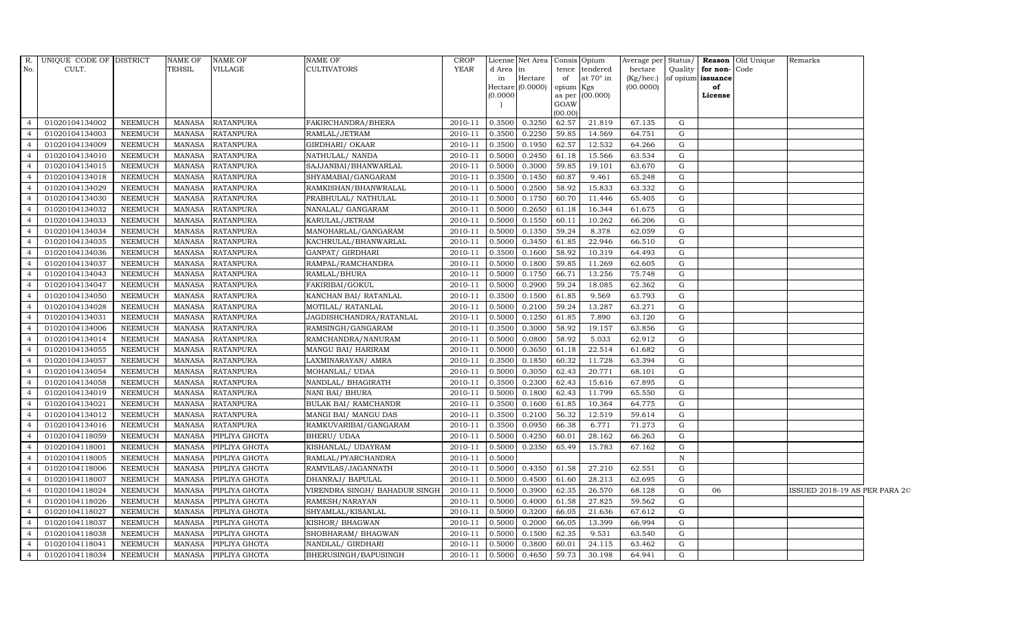| R. No. | UNIQUE CODE OF CULT. | DISTRICT | NAME OF TEHSIL | NAME OF VILLAGE | NAME OF CULTIVATORS | CROP YEAR | License d Area in Hectare (0.0000) | Net Area in Hectare (0.0000) | Consis tence of opium as per GOAW (00.00) | Opium tendered at 70° in Kgs (00.000) | Average per hectare (Kg/hec.) (00.0000) | Status/ Quality of opium | Reason for non-issuance of License | Old Unique Code | Remarks |
|---|---|---|---|---|---|---|---|---|---|---|---|---|---|---|---|
| 4 | 01020104134002 | NEEMUCH | MANASA | RATANPURA | FAKIRCHANDRA/BHERA | 2010-11 | 0.3500 | 0.3250 | 62.57 | 21.819 | 67.135 | G | | | |
| 4 | 01020104134003 | NEEMUCH | MANASA | RATANPURA | RAMLAL/JETRAM | 2010-11 | 0.3500 | 0.2250 | 59.85 | 14.569 | 64.751 | G | | | |
| 4 | 01020104134009 | NEEMUCH | MANASA | RATANPURA | GIRDHARI/ OKAAR | 2010-11 | 0.3500 | 0.1950 | 62.57 | 12.532 | 64.266 | G | | | |
| 4 | 01020104134010 | NEEMUCH | MANASA | RATANPURA | NATHULAL/ NANDA | 2010-11 | 0.5000 | 0.2450 | 61.18 | 15.566 | 63.534 | G | | | |
| 4 | 01020104134015 | NEEMUCH | MANASA | RATANPURA | SAJJANBAI/BHANWARLAL | 2010-11 | 0.5000 | 0.3000 | 59.85 | 19.101 | 63.670 | G | | | |
| 4 | 01020104134018 | NEEMUCH | MANASA | RATANPURA | SHYAMABAI/GANGARAM | 2010-11 | 0.3500 | 0.1450 | 60.87 | 9.461 | 65.248 | G | | | |
| 4 | 01020104134029 | NEEMUCH | MANASA | RATANPURA | RAMKISHAN/BHANWRALAL | 2010-11 | 0.5000 | 0.2500 | 58.92 | 15.833 | 63.332 | G | | | |
| 4 | 01020104134030 | NEEMUCH | MANASA | RATANPURA | PRABHULAL/ NATHULAL | 2010-11 | 0.5000 | 0.1750 | 60.70 | 11.446 | 65.405 | G | | | |
| 4 | 01020104134032 | NEEMUCH | MANASA | RATANPURA | NANALAL/ GANGARAM | 2010-11 | 0.5000 | 0.2650 | 61.18 | 16.344 | 61.675 | G | | | |
| 4 | 01020104134033 | NEEMUCH | MANASA | RATANPURA | KARULAL/JETRAM | 2010-11 | 0.5000 | 0.1550 | 60.11 | 10.262 | 66.206 | G | | | |
| 4 | 01020104134034 | NEEMUCH | MANASA | RATANPURA | MANOHARLAL/GANGARAM | 2010-11 | 0.5000 | 0.1350 | 59.24 | 8.378 | 62.059 | G | | | |
| 4 | 01020104134035 | NEEMUCH | MANASA | RATANPURA | KACHRULAL/BHANWARLAL | 2010-11 | 0.5000 | 0.3450 | 61.85 | 22.946 | 66.510 | G | | | |
| 4 | 01020104134036 | NEEMUCH | MANASA | RATANPURA | GANPAT/ GIRDHARI | 2010-11 | 0.3500 | 0.1600 | 58.92 | 10.319 | 64.493 | G | | | |
| 4 | 01020104134037 | NEEMUCH | MANASA | RATANPURA | RAMPAL/RAMCHANDRA | 2010-11 | 0.5000 | 0.1800 | 59.85 | 11.269 | 62.605 | G | | | |
| 4 | 01020104134043 | NEEMUCH | MANASA | RATANPURA | RAMLAL/BHURA | 2010-11 | 0.5000 | 0.1750 | 66.71 | 13.256 | 75.748 | G | | | |
| 4 | 01020104134047 | NEEMUCH | MANASA | RATANPURA | FAKIRIBAI/GOKUL | 2010-11 | 0.5000 | 0.2900 | 59.24 | 18.085 | 62.362 | G | | | |
| 4 | 01020104134050 | NEEMUCH | MANASA | RATANPURA | KANCHAN BAI/ RATANLAL | 2010-11 | 0.3500 | 0.1500 | 61.85 | 9.569 | 63.793 | G | | | |
| 4 | 01020104134028 | NEEMUCH | MANASA | RATANPURA | MOTILAL/ RATANLAL | 2010-11 | 0.5000 | 0.2100 | 59.24 | 13.287 | 63.271 | G | | | |
| 4 | 01020104134031 | NEEMUCH | MANASA | RATANPURA | JAGDISHCHANDRA/RATANLAL | 2010-11 | 0.5000 | 0.1250 | 61.85 | 7.890 | 63.120 | G | | | |
| 4 | 01020104134006 | NEEMUCH | MANASA | RATANPURA | RAMSINGH/GANGARAM | 2010-11 | 0.3500 | 0.3000 | 58.92 | 19.157 | 63.856 | G | | | |
| 4 | 01020104134014 | NEEMUCH | MANASA | RATANPURA | RAMCHANDRA/NANURAM | 2010-11 | 0.5000 | 0.0800 | 58.92 | 5.033 | 62.912 | G | | | |
| 4 | 01020104134055 | NEEMUCH | MANASA | RATANPURA | MANGU BAI/ HARIRAM | 2010-11 | 0.5000 | 0.3650 | 61.18 | 22.514 | 61.682 | G | | | |
| 4 | 01020104134057 | NEEMUCH | MANASA | RATANPURA | LAXMINARAYAN/ AMRA | 2010-11 | 0.3500 | 0.1850 | 60.32 | 11.728 | 63.394 | G | | | |
| 4 | 01020104134054 | NEEMUCH | MANASA | RATANPURA | MOHANLAL/ UDAA | 2010-11 | 0.5000 | 0.3050 | 62.43 | 20.771 | 68.101 | G | | | |
| 4 | 01020104134058 | NEEMUCH | MANASA | RATANPURA | NANDLAL/ BHAGIRATH | 2010-11 | 0.3500 | 0.2300 | 62.43 | 15.616 | 67.895 | G | | | |
| 4 | 01020104134019 | NEEMUCH | MANASA | RATANPURA | NANI BAI/ BHURA | 2010-11 | 0.5000 | 0.1800 | 62.43 | 11.799 | 65.550 | G | | | |
| 4 | 01020104134021 | NEEMUCH | MANASA | RATANPURA | BULAK BAI/ RAMCHANDR | 2010-11 | 0.3500 | 0.1600 | 61.85 | 10.364 | 64.775 | G | | | |
| 4 | 01020104134012 | NEEMUCH | MANASA | RATANPURA | MANGI BAI/ MANGU DAS | 2010-11 | 0.3500 | 0.2100 | 56.32 | 12.519 | 59.614 | G | | | |
| 4 | 01020104134016 | NEEMUCH | MANASA | RATANPURA | RAMKUVARIBAI/GANGARAM | 2010-11 | 0.3500 | 0.0950 | 66.38 | 6.771 | 71.273 | G | | | |
| 4 | 01020104118059 | NEEMUCH | MANASA | PIPLIYA GHOTA | BHERU/ UDAA | 2010-11 | 0.5000 | 0.4250 | 60.01 | 28.162 | 66.263 | G | | | |
| 4 | 01020104118001 | NEEMUCH | MANASA | PIPLIYA GHOTA | KISHANLAL/ UDAYRAM | 2010-11 | 0.5000 | 0.2350 | 65.49 | 15.783 | 67.162 | G | | | |
| 4 | 01020104118005 | NEEMUCH | MANASA | PIPLIYA GHOTA | RAMLAL/PYARCHANDRA | 2010-11 | 0.5000 | | | | | N | | | |
| 4 | 01020104118006 | NEEMUCH | MANASA | PIPLIYA GHOTA | RAMVILAS/JAGANNATH | 2010-11 | 0.5000 | 0.4350 | 61.58 | 27.210 | 62.551 | G | | | |
| 4 | 01020104118007 | NEEMUCH | MANASA | PIPLIYA GHOTA | DHANRAJ/ BAPULAL | 2010-11 | 0.5000 | 0.4500 | 61.60 | 28.213 | 62.695 | G | | | |
| 4 | 01020104118024 | NEEMUCH | MANASA | PIPLIYA GHOTA | VIRENDRA SINGH/ BAHADUR SINGH | 2010-11 | 0.5000 | 0.3900 | 62.35 | 26.570 | 68.128 | G | 06 | | ISSUED 2018-19 AS PER PARA 2© |
| 4 | 01020104118026 | NEEMUCH | MANASA | PIPLIYA GHOTA | RAMESH/NARAYAN | 2010-11 | 0.5000 | 0.4000 | 61.58 | 27.825 | 59.562 | G | | | |
| 4 | 01020104118027 | NEEMUCH | MANASA | PIPLIYA GHOTA | SHYAMLAL/KISANLAL | 2010-11 | 0.5000 | 0.3200 | 66.05 | 21.636 | 67.612 | G | | | |
| 4 | 01020104118037 | NEEMUCH | MANASA | PIPLIYA GHOTA | KISHOR/ BHAGWAN | 2010-11 | 0.5000 | 0.2000 | 66.05 | 13.399 | 66.994 | G | | | |
| 4 | 01020104118038 | NEEMUCH | MANASA | PIPLIYA GHOTA | SHOBHARAM/ BHAGWAN | 2010-11 | 0.5000 | 0.1500 | 62.35 | 9.531 | 63.540 | G | | | |
| 4 | 01020104118041 | NEEMUCH | MANASA | PIPLIYA GHOTA | NANDLAL/ GIRDHARI | 2010-11 | 0.5000 | 0.3800 | 60.01 | 24.115 | 63.462 | G | | | |
| 4 | 01020104118034 | NEEMUCH | MANASA | PIPLIYA GHOTA | BHERUSINGH/BAPUSINGH | 2010-11 | 0.5000 | 0.4650 | 59.73 | 30.198 | 64.941 | G | | | |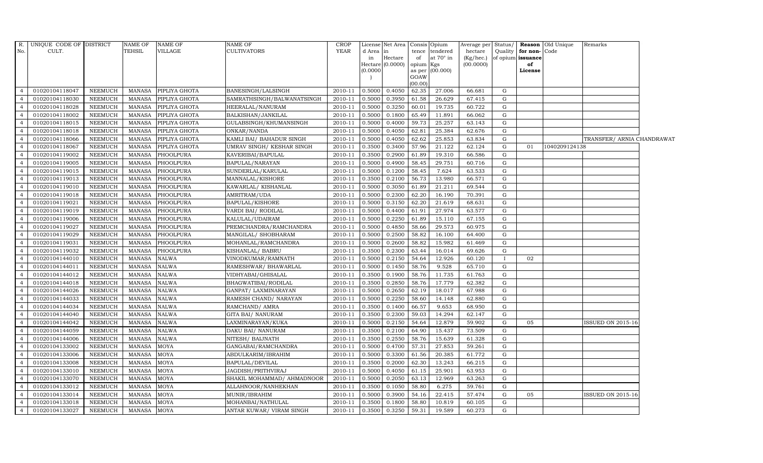| R. No. | UNIQUE CODE OF CULT. | DISTRICT | NAME OF TEHSIL | NAME OF VILLAGE | NAME OF CULTIVATORS | CROP YEAR | License d Area in Hectare (0.0000) | Net Area in Hectare (0.0000) | Consis tence of opium as per GOAW (00.00) | Opium tendered at 70° in Kgs (00.000) | Average per hectare (Kg/hec.) (00.0000) | Status/ Quality of opium | Reason for non-issuance of License | Old Unique Code | Remarks |
|---|---|---|---|---|---|---|---|---|---|---|---|---|---|---|---|
| 4 | 01020104118047 | NEEMUCH | MANASA | PIPLIYA GHOTA | BANESINGH/LALSINGH | 2010-11 | 0.5000 | 0.4050 | 62.35 | 27.006 | 66.681 | G | | | |
| 4 | 01020104118030 | NEEMUCH | MANASA | PIPLIYA GHOTA | SAMRATHSINGH/BALWANATSINGH | 2010-11 | 0.5000 | 0.3950 | 61.58 | 26.629 | 67.415 | G | | | |
| 4 | 01020104118028 | NEEMUCH | MANASA | PIPLIYA GHOTA | HEERALAL/NANURAM | 2010-11 | 0.5000 | 0.3250 | 60.01 | 19.735 | 60.722 | G | | | |
| 4 | 01020104118002 | NEEMUCH | MANASA | PIPLIYA GHOTA | BALKISHAN/JANKILAL | 2010-11 | 0.5000 | 0.1800 | 65.49 | 11.891 | 66.062 | G | | | |
| 4 | 01020104118015 | NEEMUCH | MANASA | PIPLIYA GHOTA | GULABSINGH/KHUMANSINGH | 2010-11 | 0.5000 | 0.4000 | 59.73 | 25.257 | 63.143 | G | | | |
| 4 | 01020104118018 | NEEMUCH | MANASA | PIPLIYA GHOTA | ONKAR/NANDA | 2010-11 | 0.5000 | 0.4050 | 62.81 | 25.384 | 62.676 | G | | | |
| 4 | 01020104118066 | NEEMUCH | MANASA | PIPLIYA GHOTA | KAMLI BAI/ BAHADUR SINGH | 2010-11 | 0.5000 | 0.4050 | 62.62 | 25.853 | 63.834 | G | | | TRANSFER/ ARNIA CHANDRAWAT |
| 4 | 01020104118067 | NEEMUCH | MANASA | PIPLIYA GHOTA | UMRAV SINGH/ KESHAR SINGH | 2010-11 | 0.3500 | 0.3400 | 57.96 | 21.122 | 62.124 | G | 01 | 1040209124138 | |
| 4 | 01020104119002 | NEEMUCH | MANASA | PHOOLPURA | KAVERIBAI/BAPULAL | 2010-11 | 0.3500 | 0.2900 | 61.89 | 19.310 | 66.586 | G | | | |
| 4 | 01020104119005 | NEEMUCH | MANASA | PHOOLPURA | BAPULAL/NARAYAN | 2010-11 | 0.5000 | 0.4900 | 58.45 | 29.751 | 60.716 | G | | | |
| 4 | 01020104119015 | NEEMUCH | MANASA | PHOOLPURA | SUNDERLAL/KARULAL | 2010-11 | 0.5000 | 0.1200 | 58.45 | 7.624 | 63.533 | G | | | |
| 4 | 01020104119013 | NEEMUCH | MANASA | PHOOLPURA | MANNALAL/KISHORE | 2010-11 | 0.3500 | 0.2100 | 56.73 | 13.980 | 66.571 | G | | | |
| 4 | 01020104119010 | NEEMUCH | MANASA | PHOOLPURA | KAWARLAL/ KISHANLAL | 2010-11 | 0.5000 | 0.3050 | 61.89 | 21.211 | 69.544 | G | | | |
| 4 | 01020104119018 | NEEMUCH | MANASA | PHOOLPURA | AMRITRAM/UDA | 2010-11 | 0.5000 | 0.2300 | 62.20 | 16.190 | 70.391 | G | | | |
| 4 | 01020104119021 | NEEMUCH | MANASA | PHOOLPURA | BAPULAL/KISHORE | 2010-11 | 0.5000 | 0.3150 | 62.20 | 21.619 | 68.631 | G | | | |
| 4 | 01020104119019 | NEEMUCH | MANASA | PHOOLPURA | VARDI BAI/ RODILAL | 2010-11 | 0.5000 | 0.4400 | 61.91 | 27.974 | 63.577 | G | | | |
| 4 | 01020104119006 | NEEMUCH | MANASA | PHOOLPURA | KALULAL/UDAIRAM | 2010-11 | 0.5000 | 0.2250 | 61.89 | 15.110 | 67.155 | G | | | |
| 4 | 01020104119027 | NEEMUCH | MANASA | PHOOLPURA | PREMCHANDRA/RAMCHANDRA | 2010-11 | 0.5000 | 0.4850 | 58.66 | 29.573 | 60.975 | G | | | |
| 4 | 01020104119029 | NEEMUCH | MANASA | PHOOLPURA | MANGILAL/ SHOBHARAM | 2010-11 | 0.5000 | 0.2500 | 58.82 | 16.100 | 64.400 | G | | | |
| 4 | 01020104119031 | NEEMUCH | MANASA | PHOOLPURA | MOHANLAL/RAMCHANDRA | 2010-11 | 0.5000 | 0.2600 | 58.82 | 15.982 | 61.469 | G | | | |
| 4 | 01020104119032 | NEEMUCH | MANASA | PHOOLPURA | KISHANLAL/ BABRU | 2010-11 | 0.3500 | 0.2300 | 63.44 | 16.014 | 69.626 | G | | | |
| 4 | 01020104144010 | NEEMUCH | MANASA | NALWA | VINODKUMAR/RAMNATH | 2010-11 | 0.5000 | 0.2150 | 54.64 | 12.926 | 60.120 | I | 02 | | |
| 4 | 01020104144011 | NEEMUCH | MANASA | NALWA | RAMESHWAR/ BHAWARLAL | 2010-11 | 0.5000 | 0.1450 | 58.76 | 9.528 | 65.710 | G | | | |
| 4 | 01020104144012 | NEEMUCH | MANASA | NALWA | VIDHYABAI/GHISALAL | 2010-11 | 0.3500 | 0.1900 | 58.76 | 11.735 | 61.763 | G | | | |
| 4 | 01020104144018 | NEEMUCH | MANASA | NALWA | BHAGWATIBAI/RODILAL | 2010-11 | 0.3500 | 0.2850 | 58.76 | 17.779 | 62.382 | G | | | |
| 4 | 01020104144026 | NEEMUCH | MANASA | NALWA | GANPAT/ LAXMINARAYAN | 2010-11 | 0.5000 | 0.2650 | 62.19 | 18.017 | 67.988 | G | | | |
| 4 | 01020104144033 | NEEMUCH | MANASA | NALWA | RAMESH CHAND/ NARAYAN | 2010-11 | 0.5000 | 0.2250 | 58.60 | 14.148 | 62.880 | G | | | |
| 4 | 01020104144034 | NEEMUCH | MANASA | NALWA | RAMCHAND/ AMRA | 2010-11 | 0.3500 | 0.1400 | 66.57 | 9.653 | 68.950 | G | | | |
| 4 | 01020104144040 | NEEMUCH | MANASA | NALWA | GITA BAI/ NANURAM | 2010-11 | 0.3500 | 0.2300 | 59.03 | 14.294 | 62.147 | G | | | |
| 4 | 01020104144042 | NEEMUCH | MANASA | NALWA | LAXMINARAYAN/KUKA | 2010-11 | 0.5000 | 0.2150 | 54.64 | 12.879 | 59.902 | G | 05 | | ISSUED ON 2015-16 |
| 4 | 01020104144059 | NEEMUCH | MANASA | NALWA | DAKU BAI/ NANURAM | 2010-11 | 0.3500 | 0.2100 | 64.90 | 15.437 | 73.509 | G | | | |
| 4 | 01020104144006 | NEEMUCH | MANASA | NALWA | NITESH/ BAIJNATH | 2010-11 | 0.3500 | 0.2550 | 58.76 | 15.639 | 61.328 | G | | | |
| 4 | 01020104133002 | NEEMUCH | MANASA | MOYA | GANGABAI/RAMCHANDRA | 2010-11 | 0.5000 | 0.4700 | 57.31 | 27.853 | 59.261 | G | | | |
| 4 | 01020104133006 | NEEMUCH | MANASA | MOYA | ABDULKARIM/IBRAHIM | 2010-11 | 0.5000 | 0.3300 | 61.56 | 20.385 | 61.772 | G | | | |
| 4 | 01020104133008 | NEEMUCH | MANASA | MOYA | BAPULAL/DEVILAL | 2010-11 | 0.3500 | 0.2000 | 62.30 | 13.243 | 66.215 | G | | | |
| 4 | 01020104133010 | NEEMUCH | MANASA | MOYA | JAGDISH/PRITHVIRAJ | 2010-11 | 0.5000 | 0.4050 | 61.15 | 25.901 | 63.953 | G | | | |
| 4 | 01020104133070 | NEEMUCH | MANASA | MOYA | SHAKIL MOHAMMAD/ AHMADNOOR | 2010-11 | 0.5000 | 0.2050 | 63.13 | 12.969 | 63.263 | G | | | |
| 4 | 01020104133012 | NEEMUCH | MANASA | MOYA | ALLAHNOOR/NANHEKHAN | 2010-11 | 0.3500 | 0.1050 | 58.80 | 6.275 | 59.761 | G | | | |
| 4 | 01020104133014 | NEEMUCH | MANASA | MOYA | MUNIR/IBRAHIM | 2010-11 | 0.5000 | 0.3900 | 54.16 | 22.415 | 57.474 | G | 05 | | ISSUED ON 2015-16 |
| 4 | 01020104133018 | NEEMUCH | MANASA | MOYA | MOHANBAI/NATHULAL | 2010-11 | 0.3500 | 0.1800 | 58.80 | 10.819 | 60.105 | G | | | |
| 4 | 01020104133027 | NEEMUCH | MANASA | MOYA | ANTAR KUWAR/ VIRAM SINGH | 2010-11 | 0.3500 | 0.3250 | 59.31 | 19.589 | 60.273 | G | | | |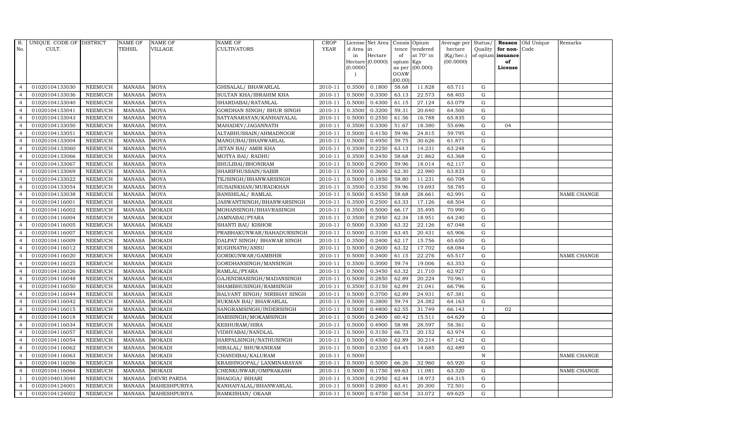| R. No. | UNIQUE CODE OF CULT. | DISTRICT | NAME OF TEHSIL | NAME OF VILLAGE | NAME OF CULTIVATORS | CROP YEAR | License d Area in Hectare (0.0000) | Net Area in Hectare (0.0000) | Consis tence of opium as per GOAW (00.00) | Opium tendered at 70° in Kgs (00.000) | Average per hectare (Kg/hec.) (00.0000) | Status/ Quality of opium | Reason for non-issuance of License | Old Unique Code | Remarks |
|---|---|---|---|---|---|---|---|---|---|---|---|---|---|---|---|
| 4 | 01020104133030 | NEEMUCH | MANASA | MOYA | GHISALAL/ BHAWARLAL | 2010-11 | 0.3500 | 0.1800 | 58.68 | 11.828 | 65.711 | G | | | |
| 4 | 01020104133036 | NEEMUCH | MANASA | MOYA | SULTAN KHA/IBRAHIM KHA | 2010-11 | 0.5000 | 0.3300 | 63.13 | 22.573 | 68.403 | G | | | |
| 4 | 01020104133040 | NEEMUCH | MANASA | MOYA | SHARDABAI/RATANLAL | 2010-11 | 0.5000 | 0.4300 | 61.15 | 27.124 | 63.079 | G | | | |
| 4 | 01020104133041 | NEEMUCH | MANASA | MOYA | GORDHAN SINGH/ BHUR SINGH | 2010-11 | 0.3500 | 0.3200 | 59.31 | 20.640 | 64.500 | G | | | |
| 4 | 01020104133043 | NEEMUCH | MANASA | MOYA | SATYANARAYAN/KANHAIYALAL | 2010-11 | 0.5000 | 0.2550 | 61.56 | 16.788 | 65.835 | G | | | |
| 4 | 01020104133050 | NEEMUCH | MANASA | MOYA | MAHADEV/JAGANNATH | 2010-11 | 0.3500 | 0.3300 | 51.67 | 18.380 | 55.696 | G | 04 | | |
| 4 | 01020104133051 | NEEMUCH | MANASA | MOYA | ALTABHUSSAIN/AHMADNOOR | 2010-11 | 0.5000 | 0.4150 | 59.96 | 24.815 | 59.795 | G | | | |
| 4 | 01020104133004 | NEEMUCH | MANASA | MOYA | MANGUBAI/BHANWARLAL | 2010-11 | 0.5000 | 0.4950 | 59.75 | 30.626 | 61.871 | G | | | |
| 4 | 01020104133060 | NEEMUCH | MANASA | MOYA | JETAN BAI/ AMIR KHA | 2010-11 | 0.3500 | 0.2250 | 63.13 | 14.231 | 63.248 | G | | | |
| 4 | 01020104133066 | NEEMUCH | MANASA | MOYA | MOTYA BAI/ RADHU | 2010-11 | 0.3500 | 0.3450 | 58.68 | 21.862 | 63.368 | G | | | |
| 4 | 01020104133067 | NEEMUCH | MANASA | MOYA | BHULIBAI/BHONIRAM | 2010-11 | 0.5000 | 0.2900 | 59.96 | 18.014 | 62.117 | G | | | |
| 4 | 01020104133069 | NEEMUCH | MANASA | MOYA | SHARIFHUSSAIN/SABIR | 2010-11 | 0.5000 | 0.3600 | 62.30 | 22.980 | 63.833 | G | | | |
| 4 | 01020104133022 | NEEMUCH | MANASA | MOYA | TEJSINGH/BHANWARSINGH | 2010-11 | 0.5000 | 0.1850 | 58.80 | 11.231 | 60.708 | G | | | |
| 4 | 01020104133054 | NEEMUCH | MANASA | MOYA | HUSAINKHAN/MURADKHAN | 2010-11 | 0.3500 | 0.3350 | 59.96 | 19.693 | 58.785 | G | | | |
| 4 | 01020104133038 | NEEMUCH | MANASA | MOYA | BANSHILAL/ RAMLAL | 2010-11 | 0.5000 | 0.4550 | 58.68 | 28.661 | 62.991 | G | | | NAME CHANGE |
| 4 | 01020104116001 | NEEMUCH | MANASA | MOKADI | JASWANTSINGH/BHANWARSINGH | 2010-11 | 0.3500 | 0.2500 | 63.33 | 17.126 | 68.504 | G | | | |
| 4 | 01020104116002 | NEEMUCH | MANASA | MOKADI | MOHANSINGH/BHAVRASINGH | 2010-11 | 0.3500 | 0.5000 | 66.17 | 35.495 | 70.990 | G | | | |
| 4 | 01020104116004 | NEEMUCH | MANASA | MOKADI | JAMNABAI/PYARA | 2010-11 | 0.3500 | 0.2950 | 62.34 | 18.951 | 64.240 | G | | | |
| 4 | 01020104116005 | NEEMUCH | MANASA | MOKADI | SHANTI BAI/ KISHOR | 2010-11 | 0.5000 | 0.3300 | 63.32 | 22.126 | 67.048 | G | | | |
| 4 | 01020104116007 | NEEMUCH | MANASA | MOKADI | PRABHAKUNWAR/BAHADURSINGH | 2010-11 | 0.5000 | 0.3100 | 63.45 | 20.431 | 65.906 | G | | | |
| 4 | 01020104116009 | NEEMUCH | MANASA | MOKADI | DALPAT SINGH/ BHAWAR SINGH | 2010-11 | 0.3500 | 0.2400 | 62.17 | 15.756 | 65.650 | G | | | |
| 4 | 01020104116012 | NEEMUCH | MANASA | MOKADI | RUGHNATH/ANSU | 2010-11 | 0.5000 | 0.2600 | 63.32 | 17.702 | 68.084 | G | | | |
| 4 | 01020104116020 | NEEMUCH | MANASA | MOKADI | GORIKUNWAR/GAMBHIR | 2010-11 | 0.5000 | 0.3400 | 61.15 | 22.276 | 65.517 | G | | | NAME CHANGE |
| 4 | 01020104116025 | NEEMUCH | MANASA | MOKADI | GORDHANSINGH/MANSINGH | 2010-11 | 0.3500 | 0.3000 | 59.74 | 19.006 | 63.353 | G | | | |
| 4 | 01020104116026 | NEEMUCH | MANASA | MOKADI | RAMLAL/PYARA | 2010-11 | 0.5000 | 0.3450 | 63.32 | 21.710 | 62.927 | G | | | |
| 4 | 01020104116048 | NEEMUCH | MANASA | MOKADI | GAJENDRASINGH/MADANSINGH | 2010-11 | 0.5000 | 0.2850 | 62.89 | 20.224 | 70.961 | G | | | |
| 4 | 01020104116050 | NEEMUCH | MANASA | MOKADI | SHAMBHUSINGH/RAMSINGH | 2010-11 | 0.3500 | 0.3150 | 62.89 | 21.041 | 66.796 | G | | | |
| 4 | 01020104116044 | NEEMUCH | MANASA | MOKADI | BALVANT SINGH/ NIRBHAY SINGH | 2010-11 | 0.5000 | 0.3700 | 62.89 | 24.931 | 67.381 | G | | | |
| 4 | 01020104116042 | NEEMUCH | MANASA | MOKADI | RUKMAN BAI/ BHAWARLAL | 2010-11 | 0.5000 | 0.3800 | 59.74 | 24.382 | 64.163 | G | | | |
| 4 | 01020104116015 | NEEMUCH | MANASA | MOKADI | SANGRAMSINGH/INDERSINGH | 2010-11 | 0.5000 | 0.4800 | 62.55 | 31.749 | 66.143 | I | 02 | | |
| 4 | 01020104116018 | NEEMUCH | MANASA | MOKADI | HARISINGH/MOKAMSINGH | 2010-11 | 0.5000 | 0.2400 | 60.42 | 15.511 | 64.629 | G | | | |
| 4 | 01020104116034 | NEEMUCH | MANASA | MOKADI | KESHURAM/HIRA | 2010-11 | 0.5000 | 0.4900 | 58.98 | 28.597 | 58.361 | G | | | |
| 4 | 01020104116057 | NEEMUCH | MANASA | MOKADI | VIDHYABAI/NANDLAL | 2010-11 | 0.5000 | 0.3150 | 66.73 | 20.152 | 63.974 | G | | | |
| 4 | 01020104116054 | NEEMUCH | MANASA | MOKADI | HARPALSINGH/NATHUSINGH | 2010-11 | 0.5000 | 0.4500 | 62.89 | 30.214 | 67.142 | G | | | |
| 4 | 01020104116062 | NEEMUCH | MANASA | MOKADI | HIRALAL/ BHUWANIRAM | 2010-11 | 0.5000 | 0.2350 | 64.45 | 14.685 | 62.489 | G | | | |
| 4 | 01020104116063 | NEEMUCH | MANASA | MOKADI | CHANDIBAI/KALURAM | 2010-11 | 0.5000 | | | | | N | | | NAME CHANGE |
| 4 | 01020104116056 | NEEMUCH | MANASA | MOKADI | KRASHNGOPAL/ LAXMINARAYAN | 2010-11 | 0.5000 | 0.5000 | 66.26 | 32.960 | 65.920 | G | | | |
| 4 | 01020104116064 | NEEMUCH | MANASA | MOKADI | CHENKUNWAR/OMPRAKASH | 2010-11 | 0.5000 | 0.1750 | 69.63 | 11.081 | 63.320 | G | | | NAME CHANGE |
| 1 | 01020104013040 | NEEMUCH | MANASA | DEVRI PARDA | BHAGGA/ BIHARI | 2010-11 | 0.3500 | 0.2950 | 62.44 | 18.973 | 64.315 | G | | | |
| 4 | 01020104124001 | NEEMUCH | MANASA | MAHESHPURIYA | KANHAIYALAL/BHANWARLAL | 2010-11 | 0.5000 | 0.2800 | 63.41 | 20.300 | 72.501 | G | | | |
| 4 | 01020104124002 | NEEMUCH | MANASA | MAHESHPURIYA | RAMKISHAN/ OKAAR | 2010-11 | 0.5000 | 0.4750 | 60.54 | 33.072 | 69.625 | G | | | |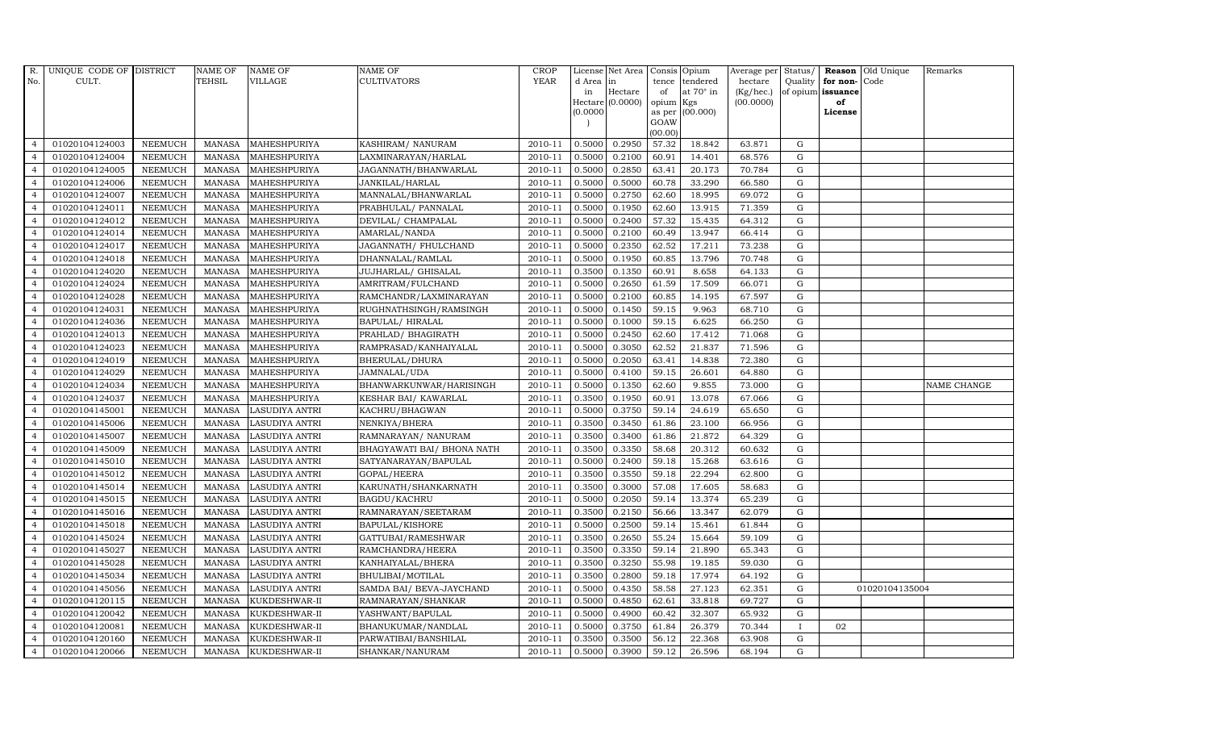| R. No. | UNIQUE CODE OF CULT. | DISTRICT | NAME OF TEHSIL | NAME OF VILLAGE | NAME OF CULTIVATORS | CROP YEAR | License d Area in Hectare (0.0000) | Net Area in Hectare (0.0000) | Consis tence of opium as per GOAW (00.00) | Opium tendered at 70° in Kgs (00.000) | Average per hectare (Kg/hec.) (00.0000) | Status/ Quality of opium | Reason for non-issuance of License | Old Unique Code | Remarks |
|---|---|---|---|---|---|---|---|---|---|---|---|---|---|---|---|
| 4 | 01020104124003 | NEEMUCH | MANASA | MAHESHPURIYA | KASHIRAM/ NANURAM | 2010-11 | 0.5000 | 0.2950 | 57.32 | 18.842 | 63.871 | G | | | |
| 4 | 01020104124004 | NEEMUCH | MANASA | MAHESHPURIYA | LAXMINARAYAN/HARLAL | 2010-11 | 0.5000 | 0.2100 | 60.91 | 14.401 | 68.576 | G | | | |
| 4 | 01020104124005 | NEEMUCH | MANASA | MAHESHPURIYA | JAGANNATH/BHANWARLAL | 2010-11 | 0.5000 | 0.2850 | 63.41 | 20.173 | 70.784 | G | | | |
| 4 | 01020104124006 | NEEMUCH | MANASA | MAHESHPURIYA | JANKILAL/HARLAL | 2010-11 | 0.5000 | 0.5000 | 60.78 | 33.290 | 66.580 | G | | | |
| 4 | 01020104124007 | NEEMUCH | MANASA | MAHESHPURIYA | MANNALAL/BHANWARLAL | 2010-11 | 0.5000 | 0.2750 | 62.60 | 18.995 | 69.072 | G | | | |
| 4 | 01020104124011 | NEEMUCH | MANASA | MAHESHPURIYA | PRABHULAL/ PANNALAL | 2010-11 | 0.5000 | 0.1950 | 62.60 | 13.915 | 71.359 | G | | | |
| 4 | 01020104124012 | NEEMUCH | MANASA | MAHESHPURIYA | DEVILAL/ CHAMPALAL | 2010-11 | 0.5000 | 0.2400 | 57.32 | 15.435 | 64.312 | G | | | |
| 4 | 01020104124014 | NEEMUCH | MANASA | MAHESHPURIYA | AMARLAL/NANDA | 2010-11 | 0.5000 | 0.2100 | 60.49 | 13.947 | 66.414 | G | | | |
| 4 | 01020104124017 | NEEMUCH | MANASA | MAHESHPURIYA | JAGANNATH/ FHULCHAND | 2010-11 | 0.5000 | 0.2350 | 62.52 | 17.211 | 73.238 | G | | | |
| 4 | 01020104124018 | NEEMUCH | MANASA | MAHESHPURIYA | DHANNALAL/RAMLAL | 2010-11 | 0.5000 | 0.1950 | 60.85 | 13.796 | 70.748 | G | | | |
| 4 | 01020104124020 | NEEMUCH | MANASA | MAHESHPURIYA | JUJHARLAL/ GHISALAL | 2010-11 | 0.3500 | 0.1350 | 60.91 | 8.658 | 64.133 | G | | | |
| 4 | 01020104124024 | NEEMUCH | MANASA | MAHESHPURIYA | AMRITRAM/FULCHAND | 2010-11 | 0.5000 | 0.2650 | 61.59 | 17.509 | 66.071 | G | | | |
| 4 | 01020104124028 | NEEMUCH | MANASA | MAHESHPURIYA | RAMCHANDR/LAXMINARAYAN | 2010-11 | 0.5000 | 0.2100 | 60.85 | 14.195 | 67.597 | G | | | |
| 4 | 01020104124031 | NEEMUCH | MANASA | MAHESHPURIYA | RUGHNATHSINGH/RAMSINGH | 2010-11 | 0.5000 | 0.1450 | 59.15 | 9.963 | 68.710 | G | | | |
| 4 | 01020104124036 | NEEMUCH | MANASA | MAHESHPURIYA | BAPULAL/ HIRALAL | 2010-11 | 0.5000 | 0.1000 | 59.15 | 6.625 | 66.250 | G | | | |
| 4 | 01020104124013 | NEEMUCH | MANASA | MAHESHPURIYA | PRAHLAD/ BHAGIRATH | 2010-11 | 0.5000 | 0.2450 | 62.60 | 17.412 | 71.068 | G | | | |
| 4 | 01020104124023 | NEEMUCH | MANASA | MAHESHPURIYA | RAMPRASAD/KANHAIYALAL | 2010-11 | 0.5000 | 0.3050 | 62.52 | 21.837 | 71.596 | G | | | |
| 4 | 01020104124019 | NEEMUCH | MANASA | MAHESHPURIYA | BHERULAL/DHURA | 2010-11 | 0.5000 | 0.2050 | 63.41 | 14.838 | 72.380 | G | | | |
| 4 | 01020104124029 | NEEMUCH | MANASA | MAHESHPURIYA | JAMNALAL/UDA | 2010-11 | 0.5000 | 0.4100 | 59.15 | 26.601 | 64.880 | G | | | |
| 4 | 01020104124034 | NEEMUCH | MANASA | MAHESHPURIYA | BHANWARKUNWAR/HARISINGH | 2010-11 | 0.5000 | 0.1350 | 62.60 | 9.855 | 73.000 | G | | | NAME CHANGE |
| 4 | 01020104124037 | NEEMUCH | MANASA | MAHESHPURIYA | KESHAR BAI/ KAWARLAL | 2010-11 | 0.3500 | 0.1950 | 60.91 | 13.078 | 67.066 | G | | | |
| 4 | 01020104145001 | NEEMUCH | MANASA | LASUDIYA ANTRI | KACHRU/BHAGWAN | 2010-11 | 0.5000 | 0.3750 | 59.14 | 24.619 | 65.650 | G | | | |
| 4 | 01020104145006 | NEEMUCH | MANASA | LASUDIYA ANTRI | NENKIYA/BHERA | 2010-11 | 0.3500 | 0.3450 | 61.86 | 23.100 | 66.956 | G | | | |
| 4 | 01020104145007 | NEEMUCH | MANASA | LASUDIYA ANTRI | RAMNARAYAN/ NANURAM | 2010-11 | 0.3500 | 0.3400 | 61.86 | 21.872 | 64.329 | G | | | |
| 4 | 01020104145009 | NEEMUCH | MANASA | LASUDIYA ANTRI | BHAGYAWATI BAI/ BHONA NATH | 2010-11 | 0.3500 | 0.3350 | 58.68 | 20.312 | 60.632 | G | | | |
| 4 | 01020104145010 | NEEMUCH | MANASA | LASUDIYA ANTRI | SATYANARAYAN/BAPULAL | 2010-11 | 0.5000 | 0.2400 | 59.18 | 15.268 | 63.616 | G | | | |
| 4 | 01020104145012 | NEEMUCH | MANASA | LASUDIYA ANTRI | GOPAL/HEERA | 2010-11 | 0.3500 | 0.3550 | 59.18 | 22.294 | 62.800 | G | | | |
| 4 | 01020104145014 | NEEMUCH | MANASA | LASUDIYA ANTRI | KARUNATH/SHANKARNATH | 2010-11 | 0.3500 | 0.3000 | 57.08 | 17.605 | 58.683 | G | | | |
| 4 | 01020104145015 | NEEMUCH | MANASA | LASUDIYA ANTRI | BAGDU/KACHRU | 2010-11 | 0.5000 | 0.2050 | 59.14 | 13.374 | 65.239 | G | | | |
| 4 | 01020104145016 | NEEMUCH | MANASA | LASUDIYA ANTRI | RAMNARAYAN/SEETARAM | 2010-11 | 0.3500 | 0.2150 | 56.66 | 13.347 | 62.079 | G | | | |
| 4 | 01020104145018 | NEEMUCH | MANASA | LASUDIYA ANTRI | BAPULAL/KISHORE | 2010-11 | 0.5000 | 0.2500 | 59.14 | 15.461 | 61.844 | G | | | |
| 4 | 01020104145024 | NEEMUCH | MANASA | LASUDIYA ANTRI | GATTUBAI/RAMESHWAR | 2010-11 | 0.3500 | 0.2650 | 55.24 | 15.664 | 59.109 | G | | | |
| 4 | 01020104145027 | NEEMUCH | MANASA | LASUDIYA ANTRI | RAMCHANDRA/HEERA | 2010-11 | 0.3500 | 0.3350 | 59.14 | 21.890 | 65.343 | G | | | |
| 4 | 01020104145028 | NEEMUCH | MANASA | LASUDIYA ANTRI | KANHAIYALAL/BHERA | 2010-11 | 0.3500 | 0.3250 | 55.98 | 19.185 | 59.030 | G | | | |
| 4 | 01020104145034 | NEEMUCH | MANASA | LASUDIYA ANTRI | BHULIBAI/MOTILAL | 2010-11 | 0.3500 | 0.2800 | 59.18 | 17.974 | 64.192 | G | | | |
| 4 | 01020104145056 | NEEMUCH | MANASA | LASUDIYA ANTRI | SAMDA BAI/ BEVA-JAYCHAND | 2010-11 | 0.5000 | 0.4350 | 58.58 | 27.123 | 62.351 | G | | 01020104135004 | |
| 4 | 01020104120115 | NEEMUCH | MANASA | KUKDESHWAR-II | RAMNARAYAN/SHANKAR | 2010-11 | 0.5000 | 0.4850 | 62.61 | 33.818 | 69.727 | G | | | |
| 4 | 01020104120042 | NEEMUCH | MANASA | KUKDESHWAR-II | YASHWANT/BAPULAL | 2010-11 | 0.5000 | 0.4900 | 60.42 | 32.307 | 65.932 | G | | | |
| 4 | 01020104120081 | NEEMUCH | MANASA | KUKDESHWAR-II | BHANUKUMAR/NANDLAL | 2010-11 | 0.5000 | 0.3750 | 61.84 | 26.379 | 70.344 | I | 02 | | |
| 4 | 01020104120160 | NEEMUCH | MANASA | KUKDESHWAR-II | PARWATIBAI/BANSHILAL | 2010-11 | 0.3500 | 0.3500 | 56.12 | 22.368 | 63.908 | G | | | |
| 4 | 01020104120066 | NEEMUCH | MANASA | KUKDESHWAR-II | SHANKAR/NANURAM | 2010-11 | 0.5000 | 0.3900 | 59.12 | 26.596 | 68.194 | G | | | |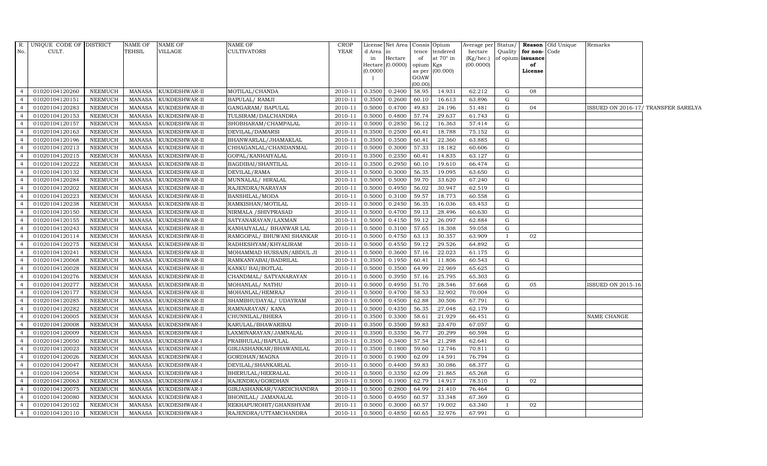| R. No. | UNIQUE CODE OF CULT. | DISTRICT | NAME OF TEHSIL | NAME OF VILLAGE | NAME OF CULTIVATORS | CROP YEAR | License d Area in Hectare (0.0000) | Net Area in Hectare (0.0000) | Consis tence of opium as per GOAW (00.00) | Opium tendered at 70° in Kgs (00.000) | Average per hectare (Kg/hec.) (00.0000) | Status/ Quality of opium | Reason for non-issuance of License | Old Unique Code | Remarks |
|---|---|---|---|---|---|---|---|---|---|---|---|---|---|---|---|
| 4 | 01020104120260 | NEEMUCH | MANASA | KUKDESHWAR-II | MOTILAL/CHANDA | 2010-11 | 0.3500 | 0.2400 | 58.95 | 14.931 | 62.212 | G | 08 | | |
| 4 | 01020104120151 | NEEMUCH | MANASA | KUKDESHWAR-II | BAPULAL/ RAMJI | 2010-11 | 0.3500 | 0.2600 | 60.10 | 16.613 | 63.896 | G | | | |
| 4 | 01020104120283 | NEEMUCH | MANASA | KUKDESHWAR-II | GANGARAM/ BAPULAL | 2010-11 | 0.5000 | 0.4700 | 49.83 | 24.196 | 51.481 | G | 04 | | ISSUED ON 2016-17/ TRANSFER SARELYA |
| 4 | 01020104120153 | NEEMUCH | MANASA | KUKDESHWAR-II | TULSIRAM/DALCHANDRA | 2010-11 | 0.5000 | 0.4800 | 57.74 | 29.637 | 61.743 | G | | | |
| 4 | 01020104120157 | NEEMUCH | MANASA | KUKDESHWAR-II | SHOBHARAM/CHAMPALAL | 2010-11 | 0.5000 | 0.2850 | 56.12 | 16.363 | 57.414 | G | | | |
| 4 | 01020104120163 | NEEMUCH | MANASA | KUKDESHWAR-II | DEVILAL/DAMARSI | 2010-11 | 0.3500 | 0.2500 | 60.41 | 18.788 | 75.152 | G | | | |
| 4 | 01020104120196 | NEEMUCH | MANASA | KUKDESHWAR-II | BHANWARLAL/JHAMAKLAL | 2010-11 | 0.3500 | 0.3500 | 60.41 | 22.360 | 63.885 | G | | | |
| 4 | 01020104120213 | NEEMUCH | MANASA | KUKDESHWAR-II | CHHAGANLAL/CHANDANMAL | 2010-11 | 0.5000 | 0.3000 | 57.33 | 18.182 | 60.606 | G | | | |
| 4 | 01020104120215 | NEEMUCH | MANASA | KUKDESHWAR-II | GOPAL/KANHAIYALAL | 2010-11 | 0.3500 | 0.2350 | 60.41 | 14.835 | 63.127 | G | | | |
| 4 | 01020104120222 | NEEMUCH | MANASA | KUKDESHWAR-II | BAGDIBAI/SHANTILAL | 2010-11 | 0.3500 | 0.2950 | 60.10 | 19.610 | 66.474 | G | | | |
| 4 | 01020104120132 | NEEMUCH | MANASA | KUKDESHWAR-II | DEVILAL/RAMA | 2010-11 | 0.5000 | 0.3000 | 56.35 | 19.095 | 63.650 | G | | | |
| 4 | 01020104120284 | NEEMUCH | MANASA | KUKDESHWAR-II | MUNNALAL/ HIRALAL | 2010-11 | 0.5000 | 0.5000 | 59.70 | 33.620 | 67.240 | G | | | |
| 4 | 01020104120202 | NEEMUCH | MANASA | KUKDESHWAR-II | RAJENDRA/NARAYAN | 2010-11 | 0.5000 | 0.4950 | 56.02 | 30.947 | 62.519 | G | | | |
| 4 | 01020104120223 | NEEMUCH | MANASA | KUKDESHWAR-II | BANSHILAL/MODA | 2010-11 | 0.5000 | 0.3100 | 59.57 | 18.773 | 60.558 | G | | | |
| 4 | 01020104120238 | NEEMUCH | MANASA | KUKDESHWAR-II | RAMKISHAN/MOTILAL | 2010-11 | 0.5000 | 0.2450 | 56.35 | 16.036 | 65.453 | G | | | |
| 4 | 01020104120150 | NEEMUCH | MANASA | KUKDESHWAR-II | NIRMALA /SHIVPRASAD | 2010-11 | 0.5000 | 0.4700 | 59.13 | 28.496 | 60.630 | G | | | |
| 4 | 01020104120155 | NEEMUCH | MANASA | KUKDESHWAR-II | SATYANARAYAN/LAXMAN | 2010-11 | 0.5000 | 0.4150 | 59.12 | 26.097 | 62.884 | G | | | |
| 4 | 01020104120243 | NEEMUCH | MANASA | KUKDESHWAR-II | KANHAIYALAL/ BHANWAR LAL | 2010-11 | 0.5000 | 0.3100 | 57.65 | 18.308 | 59.058 | G | | | |
| 4 | 01020104120114 | NEEMUCH | MANASA | KUKDESHWAR-II | RAMGOPAL/ BHUWANI SHANKAR | 2010-11 | 0.5000 | 0.4750 | 63.13 | 30.357 | 63.909 | I | 02 | | |
| 4 | 01020104120275 | NEEMUCH | MANASA | KUKDESHWAR-II | RADHESHYAM/KHYALIRAM | 2010-11 | 0.5000 | 0.4550 | 59.12 | 29.526 | 64.892 | G | | | |
| 4 | 01020104120241 | NEEMUCH | MANASA | KUKDESHWAR-II | MOHAMMAD HUSSAIN/ABDUL JI | 2010-11 | 0.5000 | 0.3600 | 57.16 | 22.023 | 61.175 | G | | | |
| 4 | 01020104120068 | NEEMUCH | MANASA | KUKDESHWAR-II | RAMKANYABAI/BADRILAL | 2010-11 | 0.3500 | 0.1950 | 60.41 | 11.806 | 60.543 | G | | | |
| 4 | 01020104120028 | NEEMUCH | MANASA | KUKDESHWAR-II | KANKU BAI/BOTLAL | 2010-11 | 0.5000 | 0.3500 | 64.99 | 22.969 | 65.625 | G | | | |
| 4 | 01020104120276 | NEEMUCH | MANASA | KUKDESHWAR-II | CHANDMAL/ SATYANARAYAN | 2010-11 | 0.5000 | 0.3950 | 57.16 | 25.795 | 65.303 | G | | | |
| 4 | 01020104120277 | NEEMUCH | MANASA | KUKDESHWAR-II | MOHANLAL/ NATHU | 2010-11 | 0.5000 | 0.4950 | 51.70 | 28.546 | 57.668 | G | 05 | | ISSUED ON 2015-16 |
| 4 | 01020104120177 | NEEMUCH | MANASA | KUKDESHWAR-II | MOHANLAL/HEMRAJ | 2010-11 | 0.5000 | 0.4700 | 58.53 | 32.902 | 70.004 | G | | | |
| 4 | 01020104120285 | NEEMUCH | MANASA | KUKDESHWAR-II | SHAMBHUDAYAL/ UDAYRAM | 2010-11 | 0.5000 | 0.4500 | 62.88 | 30.506 | 67.791 | G | | | |
| 4 | 01020104120282 | NEEMUCH | MANASA | KUKDESHWAR-II | RAMNARAYAN/ KANA | 2010-11 | 0.5000 | 0.4350 | 56.35 | 27.048 | 62.179 | G | | | |
| 4 | 01020104120005 | NEEMUCH | MANASA | KUKDESHWAR-I | CHUNNILAL/BHERA | 2010-11 | 0.3500 | 0.3300 | 58.61 | 21.929 | 66.451 | G | | | NAME CHANGE |
| 4 | 01020104120008 | NEEMUCH | MANASA | KUKDESHWAR-I | KARULAL/BHAWARIBAI | 2010-11 | 0.3500 | 0.3500 | 59.83 | 23.470 | 67.057 | G | | | |
| 4 | 01020104120009 | NEEMUCH | MANASA | KUKDESHWAR-I | LAXMINARAYAN/JAMNALAL | 2010-11 | 0.3500 | 0.3350 | 56.77 | 20.299 | 60.594 | G | | | |
| 4 | 01020104120050 | NEEMUCH | MANASA | KUKDESHWAR-I | PRABHULAL/BAPULAL | 2010-11 | 0.3500 | 0.3400 | 57.54 | 21.298 | 62.641 | G | | | |
| 4 | 01020104120023 | NEEMUCH | MANASA | KUKDESHWAR-I | GIRJASHANKAR/BHAWANILAL | 2010-11 | 0.3500 | 0.1800 | 59.60 | 12.746 | 70.811 | G | | | |
| 4 | 01020104120026 | NEEMUCH | MANASA | KUKDESHWAR-I | GORDHAN/MAGNA | 2010-11 | 0.5000 | 0.1900 | 62.09 | 14.591 | 76.794 | G | | | |
| 4 | 01020104120047 | NEEMUCH | MANASA | KUKDESHWAR-I | DEVILAL/SHANKARLAL | 2010-11 | 0.5000 | 0.4400 | 59.83 | 30.086 | 68.377 | G | | | |
| 4 | 01020104120054 | NEEMUCH | MANASA | KUKDESHWAR-I | BHERULAL/HEERALAL | 2010-11 | 0.5000 | 0.3350 | 62.09 | 21.865 | 65.268 | G | | | |
| 4 | 01020104120063 | NEEMUCH | MANASA | KUKDESHWAR-I | RAJENDRA/GORDHAN | 2010-11 | 0.5000 | 0.1900 | 62.79 | 14.917 | 78.510 | I | 02 | | |
| 4 | 01020104120075 | NEEMUCH | MANASA | KUKDESHWAR-I | GIRJASHANKAR/VARDICHANDRA | 2010-11 | 0.5000 | 0.2800 | 64.99 | 21.410 | 76.464 | G | | | |
| 4 | 01020104120080 | NEEMUCH | MANASA | KUKDESHWAR-I | BHONILAL/ JAMANALAL | 2010-11 | 0.5000 | 0.4950 | 60.57 | 33.348 | 67.369 | G | | | |
| 4 | 01020104120102 | NEEMUCH | MANASA | KUKDESHWAR-I | REKHAPUROHIT/GHANSHYAM | 2010-11 | 0.5000 | 0.3000 | 60.57 | 19.002 | 63.340 | I | 02 | | |
| 4 | 01020104120110 | NEEMUCH | MANASA | KUKDESHWAR-I | RAJENDRA/UTTAMCHANDRA | 2010-11 | 0.5000 | 0.4850 | 60.65 | 32.976 | 67.991 | G | | | |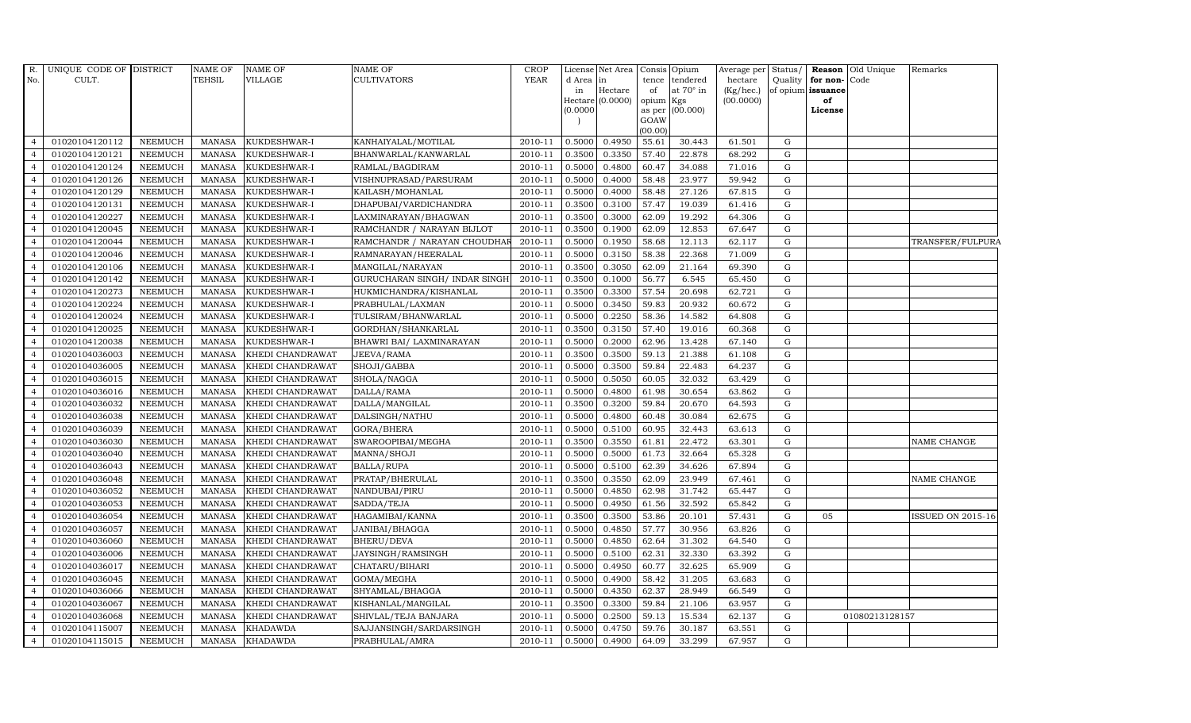| R. No. | UNIQUE CODE OF CULT. | DISTRICT | NAME OF TEHSIL | NAME OF VILLAGE | NAME OF CULTIVATORS | CROP YEAR | License d Area in Hectare (0.0000) | Net Area in Hectare (0.0000) | Consis tence of opium as per GOAW (00.00) | Opium tendered at 70° in Kgs (00.000) | Average per hectare (Kg/hec.) (00.0000) | Status/ Quality of opium | Reason for non-issuance of License | Old Unique Code | Remarks |
|---|---|---|---|---|---|---|---|---|---|---|---|---|---|---|---|
| 4 | 01020104120112 | NEEMUCH | MANASA | KUKDESHWAR-I | KANHAIYALAL/MOTILAL | 2010-11 | 0.5000 | 0.4950 | 55.61 | 30.443 | 61.501 | G | | | |
| 4 | 01020104120121 | NEEMUCH | MANASA | KUKDESHWAR-I | BHANWARLAL/KANWARLAL | 2010-11 | 0.3500 | 0.3350 | 57.40 | 22.878 | 68.292 | G | | | |
| 4 | 01020104120124 | NEEMUCH | MANASA | KUKDESHWAR-I | RAMLAL/BAGDIRAM | 2010-11 | 0.5000 | 0.4800 | 60.47 | 34.088 | 71.016 | G | | | |
| 4 | 01020104120126 | NEEMUCH | MANASA | KUKDESHWAR-I | VISHNUPRASAD/PARSURAM | 2010-11 | 0.5000 | 0.4000 | 58.48 | 23.977 | 59.942 | G | | | |
| 4 | 01020104120129 | NEEMUCH | MANASA | KUKDESHWAR-I | KAILASH/MOHANLAL | 2010-11 | 0.5000 | 0.4000 | 58.48 | 27.126 | 67.815 | G | | | |
| 4 | 01020104120131 | NEEMUCH | MANASA | KUKDESHWAR-I | DHAPUBAI/VARDICHANDRA | 2010-11 | 0.3500 | 0.3100 | 57.47 | 19.039 | 61.416 | G | | | |
| 4 | 01020104120227 | NEEMUCH | MANASA | KUKDESHWAR-I | LAXMINARAYAN/BHAGWAN | 2010-11 | 0.3500 | 0.3000 | 62.09 | 19.292 | 64.306 | G | | | |
| 4 | 01020104120045 | NEEMUCH | MANASA | KUKDESHWAR-I | RAMCHANDR / NARAYAN BIJLOT | 2010-11 | 0.3500 | 0.1900 | 62.09 | 12.853 | 67.647 | G | | | |
| 4 | 01020104120044 | NEEMUCH | MANASA | KUKDESHWAR-I | RAMCHANDR / NARAYAN CHOUDHAR | 2010-11 | 0.5000 | 0.1950 | 58.68 | 12.113 | 62.117 | G | | | TRANSFER/FULPURA |
| 4 | 01020104120046 | NEEMUCH | MANASA | KUKDESHWAR-I | RAMNARAYAN/HEERALAL | 2010-11 | 0.5000 | 0.3150 | 58.38 | 22.368 | 71.009 | G | | | |
| 4 | 01020104120106 | NEEMUCH | MANASA | KUKDESHWAR-I | MANGILAL/NARAYAN | 2010-11 | 0.3500 | 0.3050 | 62.09 | 21.164 | 69.390 | G | | | |
| 4 | 01020104120142 | NEEMUCH | MANASA | KUKDESHWAR-I | GURUCHARAN SINGH/ INDAR SINGH | 2010-11 | 0.3500 | 0.1000 | 56.77 | 6.545 | 65.450 | G | | | |
| 4 | 01020104120273 | NEEMUCH | MANASA | KUKDESHWAR-I | HUKMICHANDRA/KISHANLAL | 2010-11 | 0.3500 | 0.3300 | 57.54 | 20.698 | 62.721 | G | | | |
| 4 | 01020104120224 | NEEMUCH | MANASA | KUKDESHWAR-I | PRABHULAL/LAXMAN | 2010-11 | 0.5000 | 0.3450 | 59.83 | 20.932 | 60.672 | G | | | |
| 4 | 01020104120024 | NEEMUCH | MANASA | KUKDESHWAR-I | TULSIRAM/BHANWARLAL | 2010-11 | 0.5000 | 0.2250 | 58.36 | 14.582 | 64.808 | G | | | |
| 4 | 01020104120025 | NEEMUCH | MANASA | KUKDESHWAR-I | GORDHAN/SHANKARLAL | 2010-11 | 0.3500 | 0.3150 | 57.40 | 19.016 | 60.368 | G | | | |
| 4 | 01020104120038 | NEEMUCH | MANASA | KUKDESHWAR-I | BHAWRI BAI/ LAXMINARAYAN | 2010-11 | 0.5000 | 0.2000 | 62.96 | 13.428 | 67.140 | G | | | |
| 4 | 01020104036003 | NEEMUCH | MANASA | KHEDI CHANDRAWAT | JEEVA/RAMA | 2010-11 | 0.3500 | 0.3500 | 59.13 | 21.388 | 61.108 | G | | | |
| 4 | 01020104036005 | NEEMUCH | MANASA | KHEDI CHANDRAWAT | SHOJI/GABBA | 2010-11 | 0.5000 | 0.3500 | 59.84 | 22.483 | 64.237 | G | | | |
| 4 | 01020104036015 | NEEMUCH | MANASA | KHEDI CHANDRAWAT | SHOLA/NAGGA | 2010-11 | 0.5000 | 0.5050 | 60.05 | 32.032 | 63.429 | G | | | |
| 4 | 01020104036016 | NEEMUCH | MANASA | KHEDI CHANDRAWAT | DALLA/RAMA | 2010-11 | 0.5000 | 0.4800 | 61.98 | 30.654 | 63.862 | G | | | |
| 4 | 01020104036032 | NEEMUCH | MANASA | KHEDI CHANDRAWAT | DALLA/MANGILAL | 2010-11 | 0.3500 | 0.3200 | 59.84 | 20.670 | 64.593 | G | | | |
| 4 | 01020104036038 | NEEMUCH | MANASA | KHEDI CHANDRAWAT | DALSINGH/NATHU | 2010-11 | 0.5000 | 0.4800 | 60.48 | 30.084 | 62.675 | G | | | |
| 4 | 01020104036039 | NEEMUCH | MANASA | KHEDI CHANDRAWAT | GORA/BHERA | 2010-11 | 0.5000 | 0.5100 | 60.95 | 32.443 | 63.613 | G | | | |
| 4 | 01020104036030 | NEEMUCH | MANASA | KHEDI CHANDRAWAT | SWAROOPIBAI/MEGHA | 2010-11 | 0.3500 | 0.3550 | 61.81 | 22.472 | 63.301 | G | | | NAME CHANGE |
| 4 | 01020104036040 | NEEMUCH | MANASA | KHEDI CHANDRAWAT | MANNA/SHOJI | 2010-11 | 0.5000 | 0.5000 | 61.73 | 32.664 | 65.328 | G | | | |
| 4 | 01020104036043 | NEEMUCH | MANASA | KHEDI CHANDRAWAT | BALLA/RUPA | 2010-11 | 0.5000 | 0.5100 | 62.39 | 34.626 | 67.894 | G | | | |
| 4 | 01020104036048 | NEEMUCH | MANASA | KHEDI CHANDRAWAT | PRATAP/BHERULAL | 2010-11 | 0.3500 | 0.3550 | 62.09 | 23.949 | 67.461 | G | | | NAME CHANGE |
| 4 | 01020104036052 | NEEMUCH | MANASA | KHEDI CHANDRAWAT | NANDUBAI/PIRU | 2010-11 | 0.5000 | 0.4850 | 62.98 | 31.742 | 65.447 | G | | | |
| 4 | 01020104036053 | NEEMUCH | MANASA | KHEDI CHANDRAWAT | SADDA/TEJA | 2010-11 | 0.5000 | 0.4950 | 61.56 | 32.592 | 65.842 | G | | | |
| 4 | 01020104036054 | NEEMUCH | MANASA | KHEDI CHANDRAWAT | HAGAMIBAI/KANNA | 2010-11 | 0.3500 | 0.3500 | 53.86 | 20.101 | 57.431 | G | 05 | | ISSUED ON 2015-16 |
| 4 | 01020104036057 | NEEMUCH | MANASA | KHEDI CHANDRAWAT | JANIBAI/BHAGGA | 2010-11 | 0.5000 | 0.4850 | 57.77 | 30.956 | 63.826 | G | | | |
| 4 | 01020104036060 | NEEMUCH | MANASA | KHEDI CHANDRAWAT | BHERU/DEVA | 2010-11 | 0.5000 | 0.4850 | 62.64 | 31.302 | 64.540 | G | | | |
| 4 | 01020104036006 | NEEMUCH | MANASA | KHEDI CHANDRAWAT | JAYSINGH/RAMSINGH | 2010-11 | 0.5000 | 0.5100 | 62.31 | 32.330 | 63.392 | G | | | |
| 4 | 01020104036017 | NEEMUCH | MANASA | KHEDI CHANDRAWAT | CHATARU/BIHARI | 2010-11 | 0.5000 | 0.4950 | 60.77 | 32.625 | 65.909 | G | | | |
| 4 | 01020104036045 | NEEMUCH | MANASA | KHEDI CHANDRAWAT | GOMA/MEGHA | 2010-11 | 0.5000 | 0.4900 | 58.42 | 31.205 | 63.683 | G | | | |
| 4 | 01020104036066 | NEEMUCH | MANASA | KHEDI CHANDRAWAT | SHYAMLAL/BHAGGA | 2010-11 | 0.5000 | 0.4350 | 62.37 | 28.949 | 66.549 | G | | | |
| 4 | 01020104036067 | NEEMUCH | MANASA | KHEDI CHANDRAWAT | KISHANLAL/MANGILAL | 2010-11 | 0.3500 | 0.3300 | 59.84 | 21.106 | 63.957 | G | | | |
| 4 | 01020104036068 | NEEMUCH | MANASA | KHEDI CHANDRAWAT | SHIVLAL/TEJA BANJARA | 2010-11 | 0.5000 | 0.2500 | 59.13 | 15.534 | 62.137 | G | | 01080213128157 | |
| 4 | 01020104115007 | NEEMUCH | MANASA | KHADAWDA | SAJJANSINGH/SARDARSINGH | 2010-11 | 0.5000 | 0.4750 | 59.76 | 30.187 | 63.551 | G | | | |
| 4 | 01020104115015 | NEEMUCH | MANASA | KHADAWDA | PRABHULAL/AMRA | 2010-11 | 0.5000 | 0.4900 | 64.09 | 33.299 | 67.957 | G | | | |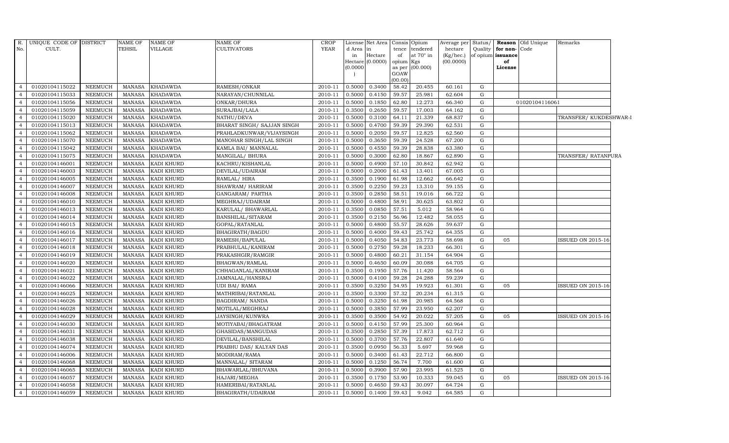| R. No. | UNIQUE CODE OF CULT. | DISTRICT | NAME OF TEHSIL | NAME OF VILLAGE | NAME OF CULTIVATORS | CROP YEAR | License d Area in Hectare (0.0000) | Net Area in Hectare (0.0000) | Consis tence of opium as per GOAW (00.00) | Opium tendered at 70° in Kgs (00.000) | Average per hectare (Kg/hec.) (00.0000) | Status/ Quality of opium | Reason for non-issuance of License | Old Unique Code | Remarks |
|---|---|---|---|---|---|---|---|---|---|---|---|---|---|---|---|
| 4 | 01020104115022 | NEEMUCH | MANASA | KHADAWDA | RAMESH/ONKAR | 2010-11 | 0.5000 | 0.3400 | 58.42 | 20.455 | 60.161 | G | | | |
| 4 | 01020104115033 | NEEMUCH | MANASA | KHADAWDA | NARAYAN/CHUNNILAL | 2010-11 | 0.5000 | 0.4150 | 59.57 | 25.981 | 62.604 | G | | | |
| 4 | 01020104115056 | NEEMUCH | MANASA | KHADAWDA | ONKAR/DHURA | 2010-11 | 0.5000 | 0.1850 | 62.80 | 12.273 | 66.340 | G | | 01020104116061 | |
| 4 | 01020104115059 | NEEMUCH | MANASA | KHADAWDA | SURAJBAI/LALA | 2010-11 | 0.3500 | 0.2650 | 59.57 | 17.003 | 64.162 | G | | | |
| 4 | 01020104115020 | NEEMUCH | MANASA | KHADAWDA | NATHU/DEVA | 2010-11 | 0.5000 | 0.3100 | 64.11 | 21.339 | 68.837 | G | | | TRANSFER/ KUKDESHWAR-I |
| 4 | 01020104115013 | NEEMUCH | MANASA | KHADAWDA | BHARAT SINGH/ SAJJAN SINGH | 2010-11 | 0.5000 | 0.4700 | 59.39 | 29.390 | 62.531 | G | | | |
| 4 | 01020104115062 | NEEMUCH | MANASA | KHADAWDA | PRAHLADKUNWAR/VIJAYSINGH | 2010-11 | 0.5000 | 0.2050 | 59.57 | 12.825 | 62.560 | G | | | |
| 4 | 01020104115070 | NEEMUCH | MANASA | KHADAWDA | MANOHAR SINGH/LAL SINGH | 2010-11 | 0.5000 | 0.3650 | 59.39 | 24.528 | 67.200 | G | | | |
| 4 | 01020104115042 | NEEMUCH | MANASA | KHADAWDA | KAMLA BAI/ MANNALAL | 2010-11 | 0.5000 | 0.4550 | 59.39 | 28.838 | 63.380 | G | | | |
| 4 | 01020104115075 | NEEMUCH | MANASA | KHADAWDA | MANGILAL/ BHURA | 2010-11 | 0.5000 | 0.3000 | 62.80 | 18.867 | 62.890 | G | | | TRANSFER/ RATANPURA |
| 4 | 01020104146001 | NEEMUCH | MANASA | KADI KHURD | KACHRU/KISHANLAL | 2010-11 | 0.5000 | 0.4900 | 57.10 | 30.842 | 62.942 | G | | | |
| 4 | 01020104146003 | NEEMUCH | MANASA | KADI KHURD | DEVILAL/UDAIRAM | 2010-11 | 0.5000 | 0.2000 | 61.43 | 13.401 | 67.005 | G | | | |
| 4 | 01020104146005 | NEEMUCH | MANASA | KADI KHURD | RAMLAL/ HIRA | 2010-11 | 0.3500 | 0.1900 | 61.98 | 12.662 | 66.642 | G | | | |
| 4 | 01020104146007 | NEEMUCH | MANASA | KADI KHURD | SHAWRAM/ HARIRAM | 2010-11 | 0.3500 | 0.2250 | 59.23 | 13.310 | 59.155 | G | | | |
| 4 | 01020104146008 | NEEMUCH | MANASA | KADI KHURD | GANGARAM/ PARTHA | 2010-11 | 0.3500 | 0.2850 | 58.51 | 19.016 | 66.722 | G | | | |
| 4 | 01020104146010 | NEEMUCH | MANASA | KADI KHURD | MEGHRAJ/UDAIRAM | 2010-11 | 0.5000 | 0.4800 | 58.91 | 30.625 | 63.802 | G | | | |
| 4 | 01020104146013 | NEEMUCH | MANASA | KADI KHURD | KARULAL/ BHAWARLAL | 2010-11 | 0.3500 | 0.0850 | 57.51 | 5.012 | 58.964 | G | | | |
| 4 | 01020104146014 | NEEMUCH | MANASA | KADI KHURD | BANSHILAL/SITARAM | 2010-11 | 0.3500 | 0.2150 | 56.96 | 12.482 | 58.055 | G | | | |
| 4 | 01020104146015 | NEEMUCH | MANASA | KADI KHURD | GOPAL/RATANLAL | 2010-11 | 0.5000 | 0.4800 | 55.57 | 28.626 | 59.637 | G | | | |
| 4 | 01020104146016 | NEEMUCH | MANASA | KADI KHURD | BHAGIRATH/BAGDU | 2010-11 | 0.5000 | 0.4000 | 59.43 | 25.742 | 64.355 | G | | | |
| 4 | 01020104146017 | NEEMUCH | MANASA | KADI KHURD | RAMESH/BAPULAL | 2010-11 | 0.5000 | 0.4050 | 54.83 | 23.773 | 58.698 | G | 05 | | ISSUED ON 2015-16 |
| 4 | 01020104146018 | NEEMUCH | MANASA | KADI KHURD | PRABHULAL/KANIRAM | 2010-11 | 0.5000 | 0.2750 | 59.28 | 18.233 | 66.301 | G | | | |
| 4 | 01020104146019 | NEEMUCH | MANASA | KADI KHURD | PRAKASHGIR/RAMGIR | 2010-11 | 0.5000 | 0.4800 | 60.21 | 31.154 | 64.904 | G | | | |
| 4 | 01020104146020 | NEEMUCH | MANASA | KADI KHURD | BHAGWAN/RAMLAL | 2010-11 | 0.5000 | 0.4650 | 60.09 | 30.088 | 64.705 | G | | | |
| 4 | 01020104146021 | NEEMUCH | MANASA | KADI KHURD | CHHAGANLAL/KANIRAM | 2010-11 | 0.3500 | 0.1950 | 57.76 | 11.420 | 58.564 | G | | | |
| 4 | 01020104146022 | NEEMUCH | MANASA | KADI KHURD | JAMNALAL/HANSRAJ | 2010-11 | 0.5000 | 0.4100 | 59.28 | 24.288 | 59.239 | G | | | |
| 4 | 01020104146066 | NEEMUCH | MANASA | KADI KHURD | UDI BAI/ RAMA | 2010-11 | 0.3500 | 0.3250 | 54.95 | 19.923 | 61.301 | G | 05 | | ISSUED ON 2015-16 |
| 4 | 01020104146025 | NEEMUCH | MANASA | KADI KHURD | MATHRIBAI/RATANLAL | 2010-11 | 0.3500 | 0.3300 | 57.32 | 20.234 | 61.315 | G | | | |
| 4 | 01020104146026 | NEEMUCH | MANASA | KADI KHURD | BAGDIRAM/ NANDA | 2010-11 | 0.5000 | 0.3250 | 61.98 | 20.985 | 64.568 | G | | | |
| 4 | 01020104146028 | NEEMUCH | MANASA | KADI KHURD | MOTILAL/MEGHRAJ | 2010-11 | 0.5000 | 0.3850 | 57.99 | 23.950 | 62.207 | G | | | |
| 4 | 01020104146029 | NEEMUCH | MANASA | KADI KHURD | JAYSINGH/KUNWRA | 2010-11 | 0.3500 | 0.3500 | 54.92 | 20.022 | 57.205 | G | 05 | | ISSUED ON 2015-16 |
| 4 | 01020104146030 | NEEMUCH | MANASA | KADI KHURD | MOTIYABAI/BHAGATRAM | 2010-11 | 0.5000 | 0.4150 | 57.99 | 25.300 | 60.964 | G | | | |
| 4 | 01020104146031 | NEEMUCH | MANASA | KADI KHURD | GHASIDAS/MANGUDAS | 2010-11 | 0.3500 | 0.2850 | 57.39 | 17.873 | 62.712 | G | | | |
| 4 | 01020104146038 | NEEMUCH | MANASA | KADI KHURD | DEVILAL/BANSHILAL | 2010-11 | 0.5000 | 0.3700 | 57.76 | 22.807 | 61.640 | G | | | |
| 4 | 01020104146074 | NEEMUCH | MANASA | KADI KHURD | PRABHU DAS/ KALYAN DAS | 2010-11 | 0.3500 | 0.0950 | 56.33 | 5.697 | 59.968 | G | | | |
| 4 | 01020104146006 | NEEMUCH | MANASA | KADI KHURD | MODIRAM/RAMA | 2010-11 | 0.5000 | 0.3400 | 61.43 | 22.712 | 66.800 | G | | | |
| 4 | 01020104146068 | NEEMUCH | MANASA | KADI KHURD | MANNALAL/ SITARAM | 2010-11 | 0.5000 | 0.1250 | 56.74 | 7.700 | 61.600 | G | | | |
| 4 | 01020104146065 | NEEMUCH | MANASA | KADI KHURD | BHAWARLAL/BHUVANA | 2010-11 | 0.5000 | 0.3900 | 57.90 | 23.995 | 61.525 | G | | | |
| 4 | 01020104146057 | NEEMUCH | MANASA | KADI KHURD | HAJARI/MEGHA | 2010-11 | 0.3500 | 0.1750 | 53.90 | 10.333 | 59.045 | G | 05 | | ISSUED ON 2015-16 |
| 4 | 01020104146058 | NEEMUCH | MANASA | KADI KHURD | HAMERIBAI/RATANLAL | 2010-11 | 0.5000 | 0.4650 | 59.43 | 30.097 | 64.724 | G | | | |
| 4 | 01020104146059 | NEEMUCH | MANASA | KADI KHURD | BHAGIRATH/UDAIRAM | 2010-11 | 0.5000 | 0.1400 | 59.43 | 9.042 | 64.585 | G | | | |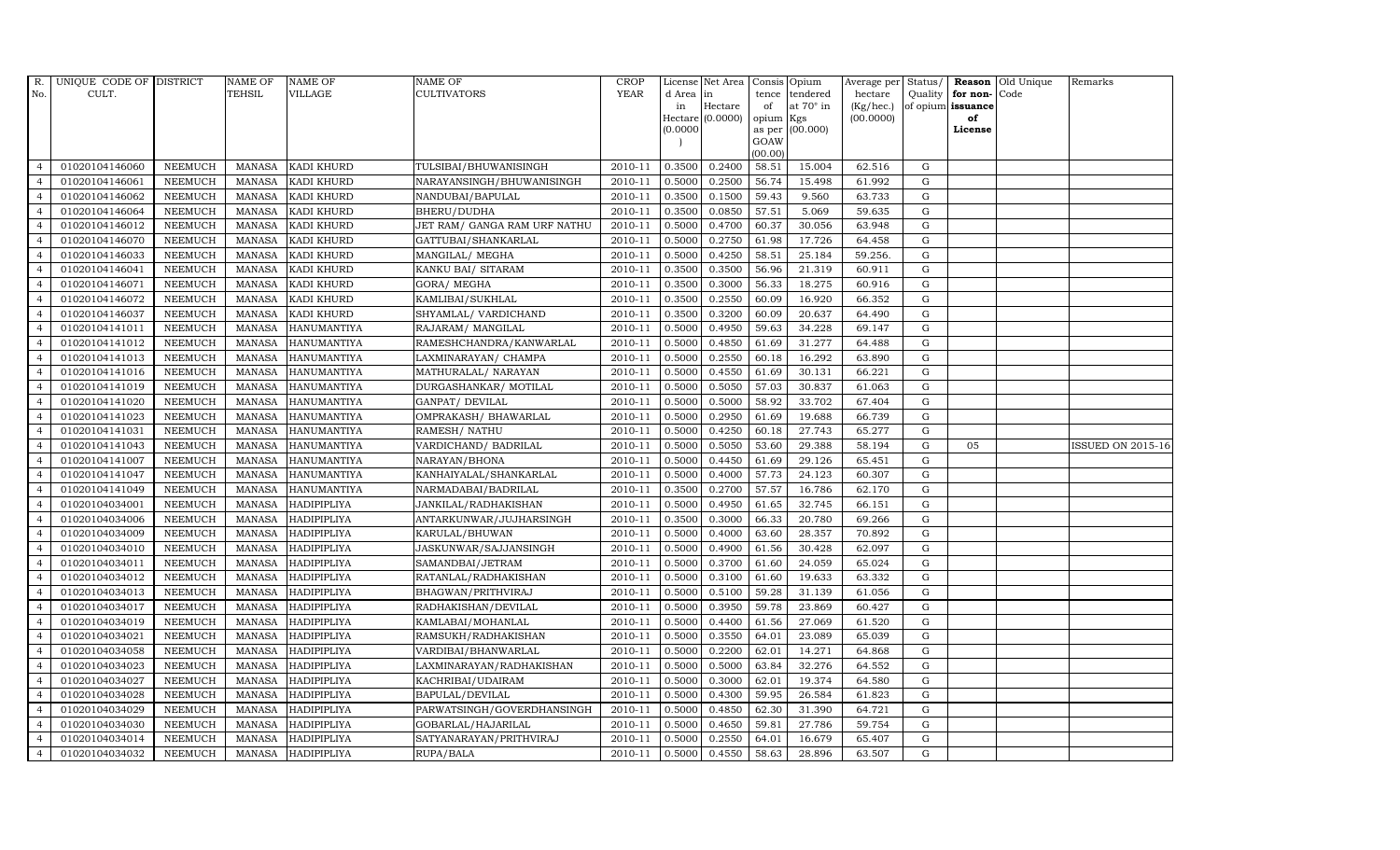| R. No. | UNIQUE CODE OF CULT. | DISTRICT | NAME OF TEHSIL | NAME OF VILLAGE | NAME OF CULTIVATORS | CROP YEAR | License d Area in Hectare (0.0000) | Net Area in Hectare (0.0000) | Consis tence of opium as per GOAW (00.00) | Opium tendered at 70° in Kgs (00.000) | Average per hectare (Kg/hec.) (00.0000) | Status/ Quality of opium | Reason for non-issuance of License | Old Unique Code | Remarks |
|---|---|---|---|---|---|---|---|---|---|---|---|---|---|---|---|
| 4 | 01020104146060 | NEEMUCH | MANASA | KADI KHURD | TULSIBAI/BHUWANISINGH | 2010-11 | 0.3500 | 0.2400 | 58.51 | 15.004 | 62.516 | G | | | |
| 4 | 01020104146061 | NEEMUCH | MANASA | KADI KHURD | NARAYANSINGH/BHUWANISINGH | 2010-11 | 0.5000 | 0.2500 | 56.74 | 15.498 | 61.992 | G | | | |
| 4 | 01020104146062 | NEEMUCH | MANASA | KADI KHURD | NANDUBAI/BAPULAL | 2010-11 | 0.3500 | 0.1500 | 59.43 | 9.560 | 63.733 | G | | | |
| 4 | 01020104146064 | NEEMUCH | MANASA | KADI KHURD | BHERU/DUDHA | 2010-11 | 0.3500 | 0.0850 | 57.51 | 5.069 | 59.635 | G | | | |
| 4 | 01020104146012 | NEEMUCH | MANASA | KADI KHURD | JET RAM/ GANGA RAM URF NATHU | 2010-11 | 0.5000 | 0.4700 | 60.37 | 30.056 | 63.948 | G | | | |
| 4 | 01020104146070 | NEEMUCH | MANASA | KADI KHURD | GATTUBAI/SHANKARLAL | 2010-11 | 0.5000 | 0.2750 | 61.98 | 17.726 | 64.458 | G | | | |
| 4 | 01020104146033 | NEEMUCH | MANASA | KADI KHURD | MANGILAL/ MEGHA | 2010-11 | 0.5000 | 0.4250 | 58.51 | 25.184 | 59.256. | G | | | |
| 4 | 01020104146041 | NEEMUCH | MANASA | KADI KHURD | KANKU BAI/ SITARAM | 2010-11 | 0.3500 | 0.3500 | 56.96 | 21.319 | 60.911 | G | | | |
| 4 | 01020104146071 | NEEMUCH | MANASA | KADI KHURD | GORA/ MEGHA | 2010-11 | 0.3500 | 0.3000 | 56.33 | 18.275 | 60.916 | G | | | |
| 4 | 01020104146072 | NEEMUCH | MANASA | KADI KHURD | KAMLIBAI/SUKHLAL | 2010-11 | 0.3500 | 0.2550 | 60.09 | 16.920 | 66.352 | G | | | |
| 4 | 01020104146037 | NEEMUCH | MANASA | KADI KHURD | SHYAMLAL/ VARDICHAND | 2010-11 | 0.3500 | 0.3200 | 60.09 | 20.637 | 64.490 | G | | | |
| 4 | 01020104141011 | NEEMUCH | MANASA | HANUMANTIYA | RAJARAM/ MANGILAL | 2010-11 | 0.5000 | 0.4950 | 59.63 | 34.228 | 69.147 | G | | | |
| 4 | 01020104141012 | NEEMUCH | MANASA | HANUMANTIYA | RAMESHCHANDRA/KANWARLAL | 2010-11 | 0.5000 | 0.4850 | 61.69 | 31.277 | 64.488 | G | | | |
| 4 | 01020104141013 | NEEMUCH | MANASA | HANUMANTIYA | LAXMINARAYAN/ CHAMPA | 2010-11 | 0.5000 | 0.2550 | 60.18 | 16.292 | 63.890 | G | | | |
| 4 | 01020104141016 | NEEMUCH | MANASA | HANUMANTIYA | MATHURALAL/ NARAYAN | 2010-11 | 0.5000 | 0.4550 | 61.69 | 30.131 | 66.221 | G | | | |
| 4 | 01020104141019 | NEEMUCH | MANASA | HANUMANTIYA | DURGASHANKAR/ MOTILAL | 2010-11 | 0.5000 | 0.5050 | 57.03 | 30.837 | 61.063 | G | | | |
| 4 | 01020104141020 | NEEMUCH | MANASA | HANUMANTIYA | GANPAT/ DEVILAL | 2010-11 | 0.5000 | 0.5000 | 58.92 | 33.702 | 67.404 | G | | | |
| 4 | 01020104141023 | NEEMUCH | MANASA | HANUMANTIYA | OMPRAKASH/ BHAWARLAL | 2010-11 | 0.5000 | 0.2950 | 61.69 | 19.688 | 66.739 | G | | | |
| 4 | 01020104141031 | NEEMUCH | MANASA | HANUMANTIYA | RAMESH/ NATHU | 2010-11 | 0.5000 | 0.4250 | 60.18 | 27.743 | 65.277 | G | | | |
| 4 | 01020104141043 | NEEMUCH | MANASA | HANUMANTIYA | VARDICHAND/ BADRILAL | 2010-11 | 0.5000 | 0.5050 | 53.60 | 29.388 | 58.194 | G | 05 | | ISSUED ON 2015-16 |
| 4 | 01020104141007 | NEEMUCH | MANASA | HANUMANTIYA | NARAYAN/BHONA | 2010-11 | 0.5000 | 0.4450 | 61.69 | 29.126 | 65.451 | G | | | |
| 4 | 01020104141047 | NEEMUCH | MANASA | HANUMANTIYA | KANHAIYALAL/SHANKARLAL | 2010-11 | 0.5000 | 0.4000 | 57.73 | 24.123 | 60.307 | G | | | |
| 4 | 01020104141049 | NEEMUCH | MANASA | HANUMANTIYA | NARMADABAI/BADRILAL | 2010-11 | 0.3500 | 0.2700 | 57.57 | 16.786 | 62.170 | G | | | |
| 4 | 01020104034001 | NEEMUCH | MANASA | HADIPIPLIYA | JANKILAL/RADHAKISHAN | 2010-11 | 0.5000 | 0.4950 | 61.65 | 32.745 | 66.151 | G | | | |
| 4 | 01020104034006 | NEEMUCH | MANASA | HADIPIPLIYA | ANTARKUNWAR/JUJHARSINGH | 2010-11 | 0.3500 | 0.3000 | 66.33 | 20.780 | 69.266 | G | | | |
| 4 | 01020104034009 | NEEMUCH | MANASA | HADIPIPLIYA | KARULAL/BHUWAN | 2010-11 | 0.5000 | 0.4000 | 63.60 | 28.357 | 70.892 | G | | | |
| 4 | 01020104034010 | NEEMUCH | MANASA | HADIPIPLIYA | JASKUNWAR/SAJJANSINGH | 2010-11 | 0.5000 | 0.4900 | 61.56 | 30.428 | 62.097 | G | | | |
| 4 | 01020104034011 | NEEMUCH | MANASA | HADIPIPLIYA | SAMANDBAI/JETRAM | 2010-11 | 0.5000 | 0.3700 | 61.60 | 24.059 | 65.024 | G | | | |
| 4 | 01020104034012 | NEEMUCH | MANASA | HADIPIPLIYA | RATANLAL/RADHAKISHAN | 2010-11 | 0.5000 | 0.3100 | 61.60 | 19.633 | 63.332 | G | | | |
| 4 | 01020104034013 | NEEMUCH | MANASA | HADIPIPLIYA | BHAGWAN/PRITHVIRAJ | 2010-11 | 0.5000 | 0.5100 | 59.28 | 31.139 | 61.056 | G | | | |
| 4 | 01020104034017 | NEEMUCH | MANASA | HADIPIPLIYA | RADHAKISHAN/DEVILAL | 2010-11 | 0.5000 | 0.3950 | 59.78 | 23.869 | 60.427 | G | | | |
| 4 | 01020104034019 | NEEMUCH | MANASA | HADIPIPLIYA | KAMLABAI/MOHANLAL | 2010-11 | 0.5000 | 0.4400 | 61.56 | 27.069 | 61.520 | G | | | |
| 4 | 01020104034021 | NEEMUCH | MANASA | HADIPIPLIYA | RAMSUKH/RADHAKISHAN | 2010-11 | 0.5000 | 0.3550 | 64.01 | 23.089 | 65.039 | G | | | |
| 4 | 01020104034058 | NEEMUCH | MANASA | HADIPIPLIYA | VARDIBAI/BHANWARLAL | 2010-11 | 0.5000 | 0.2200 | 62.01 | 14.271 | 64.868 | G | | | |
| 4 | 01020104034023 | NEEMUCH | MANASA | HADIPIPLIYA | LAXMINARAYAN/RADHAKISHAN | 2010-11 | 0.5000 | 0.5000 | 63.84 | 32.276 | 64.552 | G | | | |
| 4 | 01020104034027 | NEEMUCH | MANASA | HADIPIPLIYA | KACHRIBAI/UDAIRAM | 2010-11 | 0.5000 | 0.3000 | 62.01 | 19.374 | 64.580 | G | | | |
| 4 | 01020104034028 | NEEMUCH | MANASA | HADIPIPLIYA | BAPULAL/DEVILAL | 2010-11 | 0.5000 | 0.4300 | 59.95 | 26.584 | 61.823 | G | | | |
| 4 | 01020104034029 | NEEMUCH | MANASA | HADIPIPLIYA | PARWATSINGH/GOVERDHANSINGH | 2010-11 | 0.5000 | 0.4850 | 62.30 | 31.390 | 64.721 | G | | | |
| 4 | 01020104034030 | NEEMUCH | MANASA | HADIPIPLIYA | GOBARLAL/HAJARILAL | 2010-11 | 0.5000 | 0.4650 | 59.81 | 27.786 | 59.754 | G | | | |
| 4 | 01020104034014 | NEEMUCH | MANASA | HADIPIPLIYA | SATYANARAYAN/PRITHVIRAJ | 2010-11 | 0.5000 | 0.2550 | 64.01 | 16.679 | 65.407 | G | | | |
| 4 | 01020104034032 | NEEMUCH | MANASA | HADIPIPLIYA | RUPA/BALA | 2010-11 | 0.5000 | 0.4550 | 58.63 | 28.896 | 63.507 | G | | | |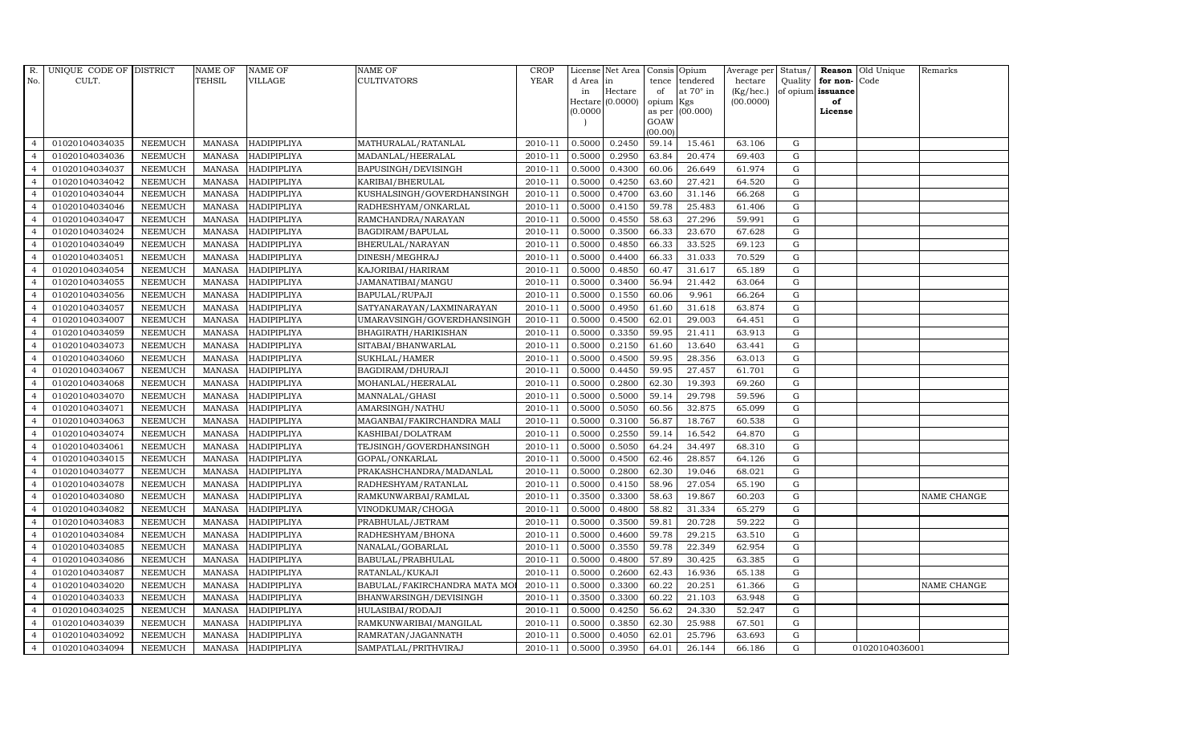| R. No. | UNIQUE CODE OF CULT. | DISTRICT | NAME OF TEHSIL | NAME OF VILLAGE | NAME OF CULTIVATORS | CROP YEAR | License d Area in Hectare (0.0000) | Net Area in Hectare (0.0000) | Consis tence of opium as per GOAW (00.00) | Opium tendered at 70° in Kgs (00.000) | Average per hectare (Kg/hec.) (00.0000) | Status/ Quality of opium | Reason for non-issuance of License | Old Unique Code | Remarks |
|---|---|---|---|---|---|---|---|---|---|---|---|---|---|---|---|
| 4 | 01020104034035 | NEEMUCH | MANASA | HADIPIPLIYA | MATHURALAL/RATANLAL | 2010-11 | 0.5000 | 0.2450 | 59.14 | 15.461 | 63.106 | G | | | |
| 4 | 01020104034036 | NEEMUCH | MANASA | HADIPIPLIYA | MADANLAL/HEERALAL | 2010-11 | 0.5000 | 0.2950 | 63.84 | 20.474 | 69.403 | G | | | |
| 4 | 01020104034037 | NEEMUCH | MANASA | HADIPIPLIYA | BAPUSINGH/DEVISINGH | 2010-11 | 0.5000 | 0.4300 | 60.06 | 26.649 | 61.974 | G | | | |
| 4 | 01020104034042 | NEEMUCH | MANASA | HADIPIPLIYA | KARIBAI/BHERULAL | 2010-11 | 0.5000 | 0.4250 | 63.60 | 27.421 | 64.520 | G | | | |
| 4 | 01020104034044 | NEEMUCH | MANASA | HADIPIPLIYA | KUSHALSINGH/GOVERDHANSINGH | 2010-11 | 0.5000 | 0.4700 | 63.60 | 31.146 | 66.268 | G | | | |
| 4 | 01020104034046 | NEEMUCH | MANASA | HADIPIPLIYA | RADHESHYAM/ONKARLAL | 2010-11 | 0.5000 | 0.4150 | 59.78 | 25.483 | 61.406 | G | | | |
| 4 | 01020104034047 | NEEMUCH | MANASA | HADIPIPLIYA | RAMCHANDRA/NARAYAN | 2010-11 | 0.5000 | 0.4550 | 58.63 | 27.296 | 59.991 | G | | | |
| 4 | 01020104034024 | NEEMUCH | MANASA | HADIPIPLIYA | BAGDIRAM/BAPULAL | 2010-11 | 0.5000 | 0.3500 | 66.33 | 23.670 | 67.628 | G | | | |
| 4 | 01020104034049 | NEEMUCH | MANASA | HADIPIPLIYA | BHERULAL/NARAYAN | 2010-11 | 0.5000 | 0.4850 | 66.33 | 33.525 | 69.123 | G | | | |
| 4 | 01020104034051 | NEEMUCH | MANASA | HADIPIPLIYA | DINESH/MEGHRAJ | 2010-11 | 0.5000 | 0.4400 | 66.33 | 31.033 | 70.529 | G | | | |
| 4 | 01020104034054 | NEEMUCH | MANASA | HADIPIPLIYA | KAJORIBAI/HARIRAM | 2010-11 | 0.5000 | 0.4850 | 60.47 | 31.617 | 65.189 | G | | | |
| 4 | 01020104034055 | NEEMUCH | MANASA | HADIPIPLIYA | JAMANATIBAI/MANGU | 2010-11 | 0.5000 | 0.3400 | 56.94 | 21.442 | 63.064 | G | | | |
| 4 | 01020104034056 | NEEMUCH | MANASA | HADIPIPLIYA | BAPULAL/RUPAJI | 2010-11 | 0.5000 | 0.1550 | 60.06 | 9.961 | 66.264 | G | | | |
| 4 | 01020104034057 | NEEMUCH | MANASA | HADIPIPLIYA | SATYANARAYAN/LAXMINARAYAN | 2010-11 | 0.5000 | 0.4950 | 61.60 | 31.618 | 63.874 | G | | | |
| 4 | 01020104034007 | NEEMUCH | MANASA | HADIPIPLIYA | UMARAVSINGH/GOVERDHANSINGH | 2010-11 | 0.5000 | 0.4500 | 62.01 | 29.003 | 64.451 | G | | | |
| 4 | 01020104034059 | NEEMUCH | MANASA | HADIPIPLIYA | BHAGIRATH/HARIKISHAN | 2010-11 | 0.5000 | 0.3350 | 59.95 | 21.411 | 63.913 | G | | | |
| 4 | 01020104034073 | NEEMUCH | MANASA | HADIPIPLIYA | SITABAI/BHANWARLAL | 2010-11 | 0.5000 | 0.2150 | 61.60 | 13.640 | 63.441 | G | | | |
| 4 | 01020104034060 | NEEMUCH | MANASA | HADIPIPLIYA | SUKHLAL/HAMER | 2010-11 | 0.5000 | 0.4500 | 59.95 | 28.356 | 63.013 | G | | | |
| 4 | 01020104034067 | NEEMUCH | MANASA | HADIPIPLIYA | BAGDIRAM/DHURAJI | 2010-11 | 0.5000 | 0.4450 | 59.95 | 27.457 | 61.701 | G | | | |
| 4 | 01020104034068 | NEEMUCH | MANASA | HADIPIPLIYA | MOHANLAL/HEERALAL | 2010-11 | 0.5000 | 0.2800 | 62.30 | 19.393 | 69.260 | G | | | |
| 4 | 01020104034070 | NEEMUCH | MANASA | HADIPIPLIYA | MANNALAL/GHASI | 2010-11 | 0.5000 | 0.5000 | 59.14 | 29.798 | 59.596 | G | | | |
| 4 | 01020104034071 | NEEMUCH | MANASA | HADIPIPLIYA | AMARSINGH/NATHU | 2010-11 | 0.5000 | 0.5050 | 60.56 | 32.875 | 65.099 | G | | | |
| 4 | 01020104034063 | NEEMUCH | MANASA | HADIPIPLIYA | MAGANBAI/FAKIRCHANDRA MALI | 2010-11 | 0.5000 | 0.3100 | 56.87 | 18.767 | 60.538 | G | | | |
| 4 | 01020104034074 | NEEMUCH | MANASA | HADIPIPLIYA | KASHIBAI/DOLATRAM | 2010-11 | 0.5000 | 0.2550 | 59.14 | 16.542 | 64.870 | G | | | |
| 4 | 01020104034061 | NEEMUCH | MANASA | HADIPIPLIYA | TEJSINGH/GOVERDHANSINGH | 2010-11 | 0.5000 | 0.5050 | 64.24 | 34.497 | 68.310 | G | | | |
| 4 | 01020104034015 | NEEMUCH | MANASA | HADIPIPLIYA | GOPAL/ONKARLAL | 2010-11 | 0.5000 | 0.4500 | 62.46 | 28.857 | 64.126 | G | | | |
| 4 | 01020104034077 | NEEMUCH | MANASA | HADIPIPLIYA | PRAKASHCHANDRA/MADANLAL | 2010-11 | 0.5000 | 0.2800 | 62.30 | 19.046 | 68.021 | G | | | |
| 4 | 01020104034078 | NEEMUCH | MANASA | HADIPIPLIYA | RADHESHYAM/RATANLAL | 2010-11 | 0.5000 | 0.4150 | 58.96 | 27.054 | 65.190 | G | | | |
| 4 | 01020104034080 | NEEMUCH | MANASA | HADIPIPLIYA | RAMKUNWARBAI/RAMLAL | 2010-11 | 0.3500 | 0.3300 | 58.63 | 19.867 | 60.203 | G | | | NAME CHANGE |
| 4 | 01020104034082 | NEEMUCH | MANASA | HADIPIPLIYA | VINODKUMAR/CHOGA | 2010-11 | 0.5000 | 0.4800 | 58.82 | 31.334 | 65.279 | G | | | |
| 4 | 01020104034083 | NEEMUCH | MANASA | HADIPIPLIYA | PRABHULAL/JETRAM | 2010-11 | 0.5000 | 0.3500 | 59.81 | 20.728 | 59.222 | G | | | |
| 4 | 01020104034084 | NEEMUCH | MANASA | HADIPIPLIYA | RADHESHYAM/BHONA | 2010-11 | 0.5000 | 0.4600 | 59.78 | 29.215 | 63.510 | G | | | |
| 4 | 01020104034085 | NEEMUCH | MANASA | HADIPIPLIYA | NANALAL/GOBARLAL | 2010-11 | 0.5000 | 0.3550 | 59.78 | 22.349 | 62.954 | G | | | |
| 4 | 01020104034086 | NEEMUCH | MANASA | HADIPIPLIYA | BABULAL/PRABHULAL | 2010-11 | 0.5000 | 0.4800 | 57.89 | 30.425 | 63.385 | G | | | |
| 4 | 01020104034087 | NEEMUCH | MANASA | HADIPIPLIYA | RATANLAL/KUKAJI | 2010-11 | 0.5000 | 0.2600 | 62.43 | 16.936 | 65.138 | G | | | |
| 4 | 01020104034020 | NEEMUCH | MANASA | HADIPIPLIYA | BABULAL/FAKIRCHANDRA MATA MO | 2010-11 | 0.5000 | 0.3300 | 60.22 | 20.251 | 61.366 | G | | | NAME CHANGE |
| 4 | 01020104034033 | NEEMUCH | MANASA | HADIPIPLIYA | BHANWARSINGH/DEVISINGH | 2010-11 | 0.3500 | 0.3300 | 60.22 | 21.103 | 63.948 | G | | | |
| 4 | 01020104034025 | NEEMUCH | MANASA | HADIPIPLIYA | HULASIBAI/RODAJI | 2010-11 | 0.5000 | 0.4250 | 56.62 | 24.330 | 52.247 | G | | | |
| 4 | 01020104034039 | NEEMUCH | MANASA | HADIPIPLIYA | RAMKUNWARIBAI/MANGILAL | 2010-11 | 0.5000 | 0.3850 | 62.30 | 25.988 | 67.501 | G | | | |
| 4 | 01020104034092 | NEEMUCH | MANASA | HADIPIPLIYA | RAMRATAN/JAGANNATH | 2010-11 | 0.5000 | 0.4050 | 62.01 | 25.796 | 63.693 | G | | | |
| 4 | 01020104034094 | NEEMUCH | MANASA | HADIPIPLIYA | SAMPATLAL/PRITHVIRAJ | 2010-11 | 0.5000 | 0.3950 | 64.01 | 26.144 | 66.186 | G | | 01020104036001 | |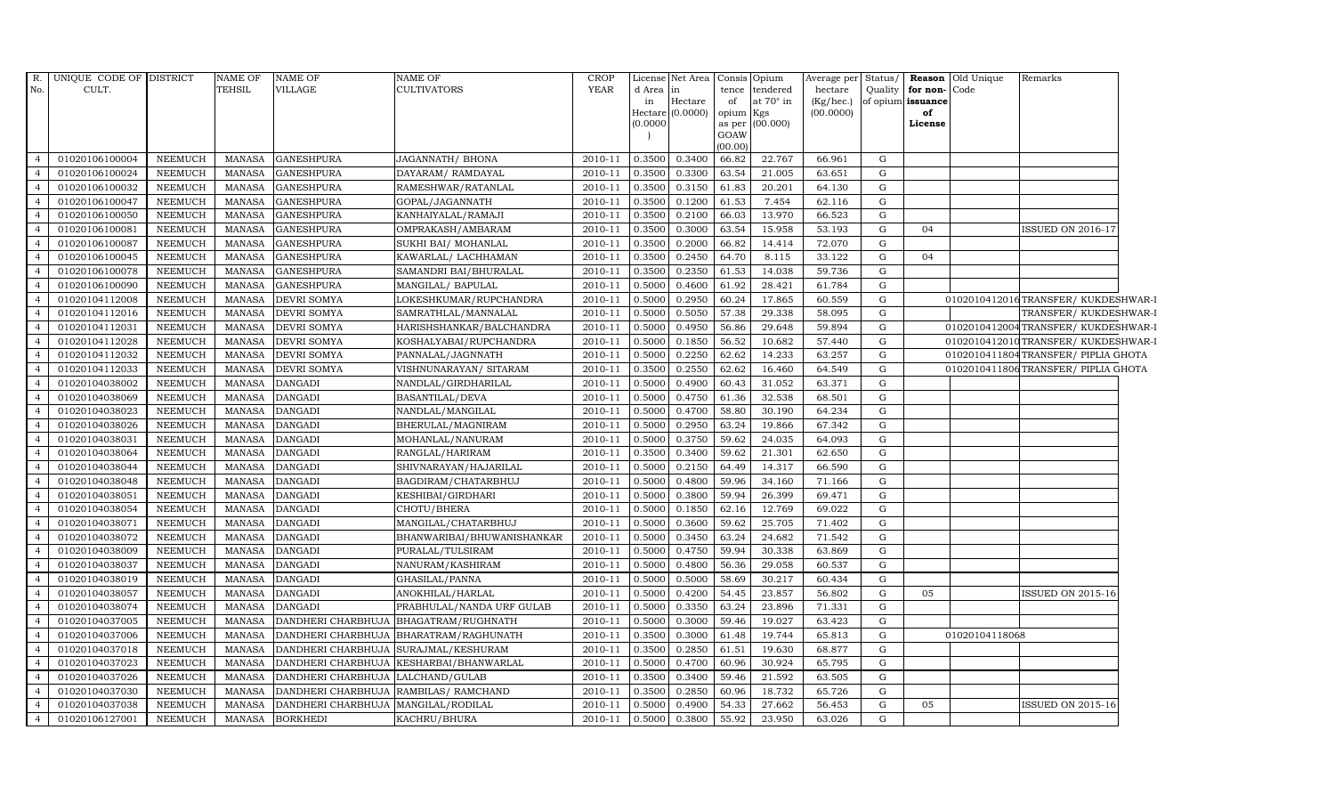| R. No. | UNIQUE CODE OF CULT. | DISTRICT | NAME OF TEHSIL | NAME OF VILLAGE | NAME OF CULTIVATORS | CROP YEAR | License d Area in Hectare (0.0000) | Net Area in Hectare (0.0000) | Consis tence of opium as per GOAW (00.00) | Opium tendered at 70° in Kgs (00.000) | Average per hectare (Kg/hec.) (00.0000) | Status/ Quality of opium | Reason for non-issuance of License | Old Unique Code | Remarks |
|---|---|---|---|---|---|---|---|---|---|---|---|---|---|---|---|
| 4 | 01020106100004 | NEEMUCH | MANASA | GANESHPURA | JAGANNATH/ BHONA | 2010-11 | 0.3500 | 0.3400 | 66.82 | 22.767 | 66.961 | G | | | |
| 4 | 01020106100024 | NEEMUCH | MANASA | GANESHPURA | DAYARAM/ RAMDAYAL | 2010-11 | 0.3500 | 0.3300 | 63.54 | 21.005 | 63.651 | G | | | |
| 4 | 01020106100032 | NEEMUCH | MANASA | GANESHPURA | RAMESHWAR/RATANLAL | 2010-11 | 0.3500 | 0.3150 | 61.83 | 20.201 | 64.130 | G | | | |
| 4 | 01020106100047 | NEEMUCH | MANASA | GANESHPURA | GOPAL/JAGANNATH | 2010-11 | 0.3500 | 0.1200 | 61.53 | 7.454 | 62.116 | G | | | |
| 4 | 01020106100050 | NEEMUCH | MANASA | GANESHPURA | KANHAIYALAL/RAMAJI | 2010-11 | 0.3500 | 0.2100 | 66.03 | 13.970 | 66.523 | G | | | |
| 4 | 01020106100081 | NEEMUCH | MANASA | GANESHPURA | OMPRAKASH/AMBARAM | 2010-11 | 0.3500 | 0.3000 | 63.54 | 15.958 | 53.193 | G | 04 | | ISSUED ON 2016-17 |
| 4 | 01020106100087 | NEEMUCH | MANASA | GANESHPURA | SUKHI BAI/ MOHANLAL | 2010-11 | 0.3500 | 0.2000 | 66.82 | 14.414 | 72.070 | G | | | |
| 4 | 01020106100045 | NEEMUCH | MANASA | GANESHPURA | KAWARLAL/ LACHHAMAN | 2010-11 | 0.3500 | 0.2450 | 64.70 | 8.115 | 33.122 | G | 04 | | |
| 4 | 01020106100078 | NEEMUCH | MANASA | GANESHPURA | SAMANDRI BAI/BHURALAL | 2010-11 | 0.3500 | 0.2350 | 61.53 | 14.038 | 59.736 | G | | | |
| 4 | 01020106100090 | NEEMUCH | MANASA | GANESHPURA | MANGILAL/ BAPULAL | 2010-11 | 0.5000 | 0.4600 | 61.92 | 28.421 | 61.784 | G | | | |
| 4 | 01020104112008 | NEEMUCH | MANASA | DEVRI SOMYA | LOKESHKUMAR/RUPCHANDRA | 2010-11 | 0.5000 | 0.2950 | 60.24 | 17.865 | 60.559 | G | | 0102010412016 | TRANSFER/ KUKDESHWAR-I |
| 4 | 01020104112016 | NEEMUCH | MANASA | DEVRI SOMYA | SAMRATHLAL/MANNALAL | 2010-11 | 0.5000 | 0.5050 | 57.38 | 29.338 | 58.095 | G | | | TRANSFER/ KUKDESHWAR-I |
| 4 | 01020104112031 | NEEMUCH | MANASA | DEVRI SOMYA | HARISHSHANKAR/BALCHANDRA | 2010-11 | 0.5000 | 0.4950 | 56.86 | 29.648 | 59.894 | G | | 0102010412004 | TRANSFER/ KUKDESHWAR-I |
| 4 | 01020104112028 | NEEMUCH | MANASA | DEVRI SOMYA | KOSHALYABAI/RUPCHANDRA | 2010-11 | 0.5000 | 0.1850 | 56.52 | 10.682 | 57.440 | G | | 0102010412010 | TRANSFER/ KUKDESHWAR-I |
| 4 | 01020104112032 | NEEMUCH | MANASA | DEVRI SOMYA | PANNALAL/JAGNNATH | 2010-11 | 0.5000 | 0.2250 | 62.62 | 14.233 | 63.257 | G | | 0102010411804 | TRANSFER/ PIPLIA GHOTA |
| 4 | 01020104112033 | NEEMUCH | MANASA | DEVRI SOMYA | VISHNUNARAYAN/ SITARAM | 2010-11 | 0.3500 | 0.2550 | 62.62 | 16.460 | 64.549 | G | | 0102010411806 | TRANSFER/ PIPLIA GHOTA |
| 4 | 01020104038002 | NEEMUCH | MANASA | DANGADI | NANDLAL/GIRDHARILAL | 2010-11 | 0.5000 | 0.4900 | 60.43 | 31.052 | 63.371 | G | | | |
| 4 | 01020104038069 | NEEMUCH | MANASA | DANGADI | BASANTILAL/DEVA | 2010-11 | 0.5000 | 0.4750 | 61.36 | 32.538 | 68.501 | G | | | |
| 4 | 01020104038023 | NEEMUCH | MANASA | DANGADI | NANDLAL/MANGILAL | 2010-11 | 0.5000 | 0.4700 | 58.80 | 30.190 | 64.234 | G | | | |
| 4 | 01020104038026 | NEEMUCH | MANASA | DANGADI | BHERULAL/MAGNIRAM | 2010-11 | 0.5000 | 0.2950 | 63.24 | 19.866 | 67.342 | G | | | |
| 4 | 01020104038031 | NEEMUCH | MANASA | DANGADI | MOHANLAL/NANURAM | 2010-11 | 0.5000 | 0.3750 | 59.62 | 24.035 | 64.093 | G | | | |
| 4 | 01020104038064 | NEEMUCH | MANASA | DANGADI | RANGLAL/HARIRAM | 2010-11 | 0.3500 | 0.3400 | 59.62 | 21.301 | 62.650 | G | | | |
| 4 | 01020104038044 | NEEMUCH | MANASA | DANGADI | SHIVNARAYAN/HAJARILAL | 2010-11 | 0.5000 | 0.2150 | 64.49 | 14.317 | 66.590 | G | | | |
| 4 | 01020104038048 | NEEMUCH | MANASA | DANGADI | BAGDIRAM/CHATARBHUJ | 2010-11 | 0.5000 | 0.4800 | 59.96 | 34.160 | 71.166 | G | | | |
| 4 | 01020104038051 | NEEMUCH | MANASA | DANGADI | KESHIBAI/GIRDHARI | 2010-11 | 0.5000 | 0.3800 | 59.94 | 26.399 | 69.471 | G | | | |
| 4 | 01020104038054 | NEEMUCH | MANASA | DANGADI | CHOTU/BHERA | 2010-11 | 0.5000 | 0.1850 | 62.16 | 12.769 | 69.022 | G | | | |
| 4 | 01020104038071 | NEEMUCH | MANASA | DANGADI | MANGILAL/CHATARBHUJ | 2010-11 | 0.5000 | 0.3600 | 59.62 | 25.705 | 71.402 | G | | | |
| 4 | 01020104038072 | NEEMUCH | MANASA | DANGADI | BHANWARIBAI/BHUWANISHANKAR | 2010-11 | 0.5000 | 0.3450 | 63.24 | 24.682 | 71.542 | G | | | |
| 4 | 01020104038009 | NEEMUCH | MANASA | DANGADI | PURALAL/TULSIRAM | 2010-11 | 0.5000 | 0.4750 | 59.94 | 30.338 | 63.869 | G | | | |
| 4 | 01020104038037 | NEEMUCH | MANASA | DANGADI | NANURAM/KASHIRAM | 2010-11 | 0.5000 | 0.4800 | 56.36 | 29.058 | 60.537 | G | | | |
| 4 | 01020104038019 | NEEMUCH | MANASA | DANGADI | GHASILAL/PANNA | 2010-11 | 0.5000 | 0.5000 | 58.69 | 30.217 | 60.434 | G | | | |
| 4 | 01020104038057 | NEEMUCH | MANASA | DANGADI | ANOKHILAL/HARLAL | 2010-11 | 0.5000 | 0.4200 | 54.45 | 23.857 | 56.802 | G | 05 | | ISSUED ON 2015-16 |
| 4 | 01020104038074 | NEEMUCH | MANASA | DANGADI | PRABHULAL/NANDA URF GULAB | 2010-11 | 0.5000 | 0.3350 | 63.24 | 23.896 | 71.331 | G | | | |
| 4 | 01020104037005 | NEEMUCH | MANASA | DANDHERI CHARBHUJA | BHAGATRAM/RUGHNATH | 2010-11 | 0.5000 | 0.3000 | 59.46 | 19.027 | 63.423 | G | | | |
| 4 | 01020104037006 | NEEMUCH | MANASA | DANDHERI CHARBHUJA | BHARATRAM/RAGHUNATH | 2010-11 | 0.3500 | 0.3000 | 61.48 | 19.744 | 65.813 | G | | 01020104118068 | |
| 4 | 01020104037018 | NEEMUCH | MANASA | DANDHERI CHARBHUJA | SURAJMAL/KESHURAM | 2010-11 | 0.3500 | 0.2850 | 61.51 | 19.630 | 68.877 | G | | | |
| 4 | 01020104037023 | NEEMUCH | MANASA | DANDHERI CHARBHUJA | KESHARBAI/BHANWARLAL | 2010-11 | 0.5000 | 0.4700 | 60.96 | 30.924 | 65.795 | G | | | |
| 4 | 01020104037026 | NEEMUCH | MANASA | DANDHERI CHARBHUJA | LALCHAND/GULAB | 2010-11 | 0.3500 | 0.3400 | 59.46 | 21.592 | 63.505 | G | | | |
| 4 | 01020104037030 | NEEMUCH | MANASA | DANDHERI CHARBHUJA | RAMBILAS/ RAMCHAND | 2010-11 | 0.3500 | 0.2850 | 60.96 | 18.732 | 65.726 | G | | | |
| 4 | 01020104037038 | NEEMUCH | MANASA | DANDHERI CHARBHUJA | MANGILAL/RODILAL | 2010-11 | 0.5000 | 0.4900 | 54.33 | 27.662 | 56.453 | G | 05 | | ISSUED ON 2015-16 |
| 4 | 01020106127001 | NEEMUCH | MANASA | BORKHEDI | KACHRU/BHURA | 2010-11 | 0.5000 | 0.3800 | 55.92 | 23.950 | 63.026 | G | | | |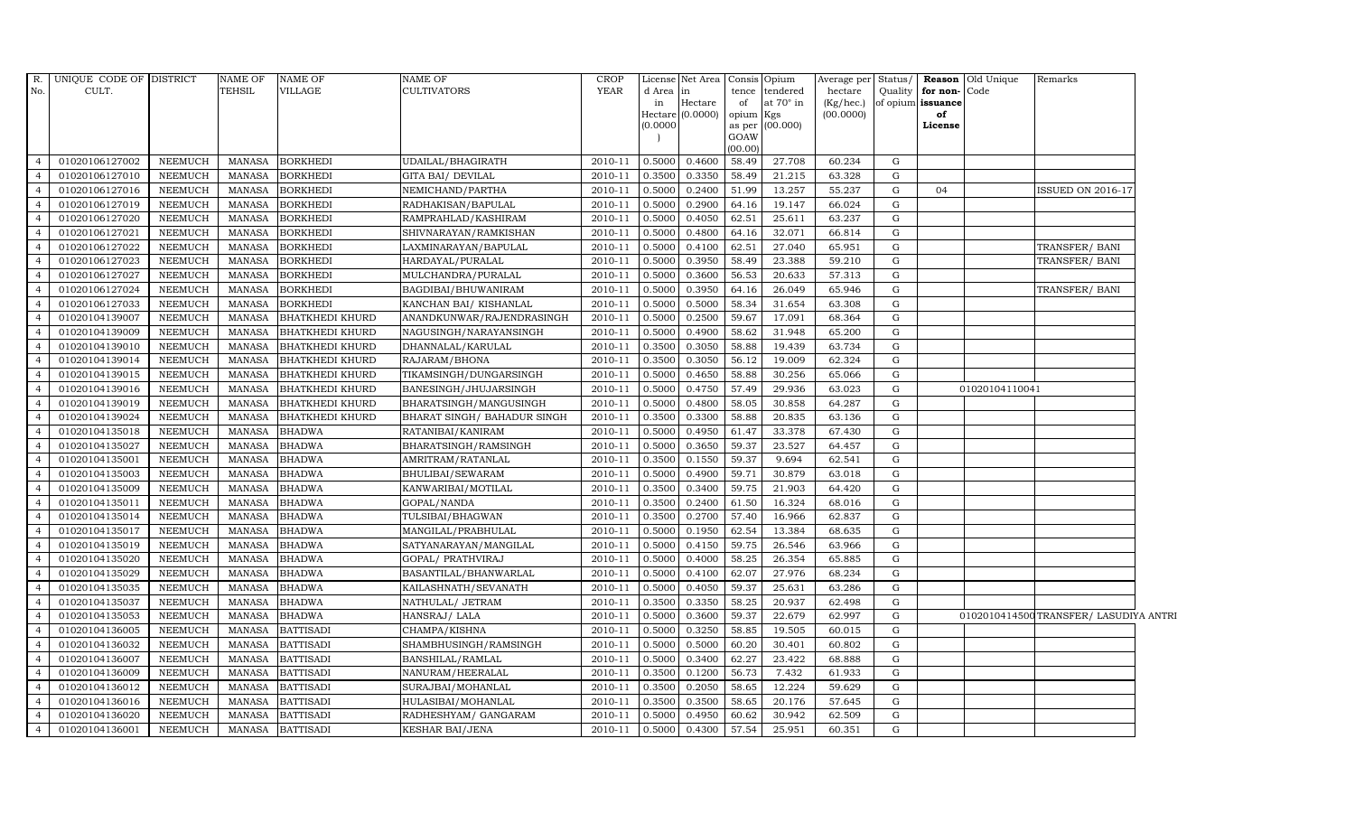| R. No. | UNIQUE CODE OF CULT. | DISTRICT | NAME OF TEHSIL | NAME OF VILLAGE | NAME OF CULTIVATORS | CROP YEAR | License d Area in Hectare (0.0000) | Net Area in Hectare (0.0000) | Consis tence of opium as per GOAW (00.00) | Opium tendered at 70° in Kgs (00.000) | Average per hectare (Kg/hec.) (00.0000) | Status/ Quality of opium | Reason for non- issuance of License | Old Unique Code | Remarks |
|---|---|---|---|---|---|---|---|---|---|---|---|---|---|---|---|
| 4 | 01020106127002 | NEEMUCH | MANASA | BORKHEDI | UDAILAL/BHAGIRATH | 2010-11 | 0.5000 | 0.4600 | 58.49 | 27.708 | 60.234 | G | | | |
| 4 | 01020106127010 | NEEMUCH | MANASA | BORKHEDI | GITA BAI/ DEVILAL | 2010-11 | 0.3500 | 0.3350 | 58.49 | 21.215 | 63.328 | G | | | |
| 4 | 01020106127016 | NEEMUCH | MANASA | BORKHEDI | NEMICHAND/PARTHA | 2010-11 | 0.5000 | 0.2400 | 51.99 | 13.257 | 55.237 | G | 04 | | ISSUED ON 2016-17 |
| 4 | 01020106127019 | NEEMUCH | MANASA | BORKHEDI | RADHAKISAN/BAPULAL | 2010-11 | 0.5000 | 0.2900 | 64.16 | 19.147 | 66.024 | G | | | |
| 4 | 01020106127020 | NEEMUCH | MANASA | BORKHEDI | RAMPRAHLAD/KASHIRAM | 2010-11 | 0.5000 | 0.4050 | 62.51 | 25.611 | 63.237 | G | | | |
| 4 | 01020106127021 | NEEMUCH | MANASA | BORKHEDI | SHIVNARAYAN/RAMKISHAN | 2010-11 | 0.5000 | 0.4800 | 64.16 | 32.071 | 66.814 | G | | | |
| 4 | 01020106127022 | NEEMUCH | MANASA | BORKHEDI | LAXMINARAYAN/BAPULAL | 2010-11 | 0.5000 | 0.4100 | 62.51 | 27.040 | 65.951 | G | | | TRANSFER/ BANI |
| 4 | 01020106127023 | NEEMUCH | MANASA | BORKHEDI | HARDAYAL/PURALAL | 2010-11 | 0.5000 | 0.3950 | 58.49 | 23.388 | 59.210 | G | | | TRANSFER/ BANI |
| 4 | 01020106127027 | NEEMUCH | MANASA | BORKHEDI | MULCHANDRA/PURALAL | 2010-11 | 0.5000 | 0.3600 | 56.53 | 20.633 | 57.313 | G | | | |
| 4 | 01020106127024 | NEEMUCH | MANASA | BORKHEDI | BAGDIBAI/BHUWANIRAM | 2010-11 | 0.5000 | 0.3950 | 64.16 | 26.049 | 65.946 | G | | | TRANSFER/ BANI |
| 4 | 01020106127033 | NEEMUCH | MANASA | BORKHEDI | KANCHAN BAI/ KISHANLAL | 2010-11 | 0.5000 | 0.5000 | 58.34 | 31.654 | 63.308 | G | | | |
| 4 | 01020104139007 | NEEMUCH | MANASA | BHATKHEDI KHURD | ANANDKUNWAR/RAJENDRASINGH | 2010-11 | 0.5000 | 0.2500 | 59.67 | 17.091 | 68.364 | G | | | |
| 4 | 01020104139009 | NEEMUCH | MANASA | BHATKHEDI KHURD | NAGUSINGH/NARAYANSINGH | 2010-11 | 0.5000 | 0.4900 | 58.62 | 31.948 | 65.200 | G | | | |
| 4 | 01020104139010 | NEEMUCH | MANASA | BHATKHEDI KHURD | DHANNALAL/KARULAL | 2010-11 | 0.3500 | 0.3050 | 58.88 | 19.439 | 63.734 | G | | | |
| 4 | 01020104139014 | NEEMUCH | MANASA | BHATKHEDI KHURD | RAJARAM/BHONA | 2010-11 | 0.3500 | 0.3050 | 56.12 | 19.009 | 62.324 | G | | | |
| 4 | 01020104139015 | NEEMUCH | MANASA | BHATKHEDI KHURD | TIKAMSINGH/DUNGARSINGH | 2010-11 | 0.5000 | 0.4650 | 58.88 | 30.256 | 65.066 | G | | | |
| 4 | 01020104139016 | NEEMUCH | MANASA | BHATKHEDI KHURD | BANESINGH/JHUJARSINGH | 2010-11 | 0.5000 | 0.4750 | 57.49 | 29.936 | 63.023 | G | | 01020104110041 | |
| 4 | 01020104139019 | NEEMUCH | MANASA | BHATKHEDI KHURD | BHARATSINGH/MANGUSINGH | 2010-11 | 0.5000 | 0.4800 | 58.05 | 30.858 | 64.287 | G | | | |
| 4 | 01020104139024 | NEEMUCH | MANASA | BHATKHEDI KHURD | BHARAT SINGH/ BAHADUR SINGH | 2010-11 | 0.3500 | 0.3300 | 58.88 | 20.835 | 63.136 | G | | | |
| 4 | 01020104135018 | NEEMUCH | MANASA | BHADWA | RATANIBAI/KANIRAM | 2010-11 | 0.5000 | 0.4950 | 61.47 | 33.378 | 67.430 | G | | | |
| 4 | 01020104135027 | NEEMUCH | MANASA | BHADWA | BHARATSINGH/RAMSINGH | 2010-11 | 0.5000 | 0.3650 | 59.37 | 23.527 | 64.457 | G | | | |
| 4 | 01020104135001 | NEEMUCH | MANASA | BHADWA | AMRITRAM/RATANLAL | 2010-11 | 0.3500 | 0.1550 | 59.37 | 9.694 | 62.541 | G | | | |
| 4 | 01020104135003 | NEEMUCH | MANASA | BHADWA | BHULIBAI/SEWARAM | 2010-11 | 0.5000 | 0.4900 | 59.71 | 30.879 | 63.018 | G | | | |
| 4 | 01020104135009 | NEEMUCH | MANASA | BHADWA | KANWARIBAI/MOTILAL | 2010-11 | 0.3500 | 0.3400 | 59.75 | 21.903 | 64.420 | G | | | |
| 4 | 01020104135011 | NEEMUCH | MANASA | BHADWA | GOPAL/NANDA | 2010-11 | 0.3500 | 0.2400 | 61.50 | 16.324 | 68.016 | G | | | |
| 4 | 01020104135014 | NEEMUCH | MANASA | BHADWA | TULSIBAI/BHAGWAN | 2010-11 | 0.3500 | 0.2700 | 57.40 | 16.966 | 62.837 | G | | | |
| 4 | 01020104135017 | NEEMUCH | MANASA | BHADWA | MANGILAL/PRABHULAL | 2010-11 | 0.5000 | 0.1950 | 62.54 | 13.384 | 68.635 | G | | | |
| 4 | 01020104135019 | NEEMUCH | MANASA | BHADWA | SATYANARAYAN/MANGILAL | 2010-11 | 0.5000 | 0.4150 | 59.75 | 26.546 | 63.966 | G | | | |
| 4 | 01020104135020 | NEEMUCH | MANASA | BHADWA | GOPAL/ PRATHVIRAJ | 2010-11 | 0.5000 | 0.4000 | 58.25 | 26.354 | 65.885 | G | | | |
| 4 | 01020104135029 | NEEMUCH | MANASA | BHADWA | BASANTILAL/BHANWARLAL | 2010-11 | 0.5000 | 0.4100 | 62.07 | 27.976 | 68.234 | G | | | |
| 4 | 01020104135035 | NEEMUCH | MANASA | BHADWA | KAILASHNATH/SEVANATH | 2010-11 | 0.5000 | 0.4050 | 59.37 | 25.631 | 63.286 | G | | | |
| 4 | 01020104135037 | NEEMUCH | MANASA | BHADWA | NATHULAL/ JETRAM | 2010-11 | 0.3500 | 0.3350 | 58.25 | 20.937 | 62.498 | G | | | |
| 4 | 01020104135053 | NEEMUCH | MANASA | BHADWA | HANSRAJ/ LALA | 2010-11 | 0.5000 | 0.3600 | 59.37 | 22.679 | 62.997 | G | | 01020104145001 | TRANSFER/ LASUDIYA ANTRI |
| 4 | 01020104136005 | NEEMUCH | MANASA | BATTISADI | CHAMPA/KISHNA | 2010-11 | 0.5000 | 0.3250 | 58.85 | 19.505 | 60.015 | G | | | |
| 4 | 01020104136032 | NEEMUCH | MANASA | BATTISADI | SHAMBHUSINGH/RAMSINGH | 2010-11 | 0.5000 | 0.5000 | 60.20 | 30.401 | 60.802 | G | | | |
| 4 | 01020104136007 | NEEMUCH | MANASA | BATTISADI | BANSHILAL/RAMLAL | 2010-11 | 0.5000 | 0.3400 | 62.27 | 23.422 | 68.888 | G | | | |
| 4 | 01020104136009 | NEEMUCH | MANASA | BATTISADI | NANURAM/HEERALAL | 2010-11 | 0.3500 | 0.1200 | 56.73 | 7.432 | 61.933 | G | | | |
| 4 | 01020104136012 | NEEMUCH | MANASA | BATTISADI | SURAJBAI/MOHANLAL | 2010-11 | 0.3500 | 0.2050 | 58.65 | 12.224 | 59.629 | G | | | |
| 4 | 01020104136016 | NEEMUCH | MANASA | BATTISADI | HULASIBAI/MOHANLAL | 2010-11 | 0.3500 | 0.3500 | 58.65 | 20.176 | 57.645 | G | | | |
| 4 | 01020104136020 | NEEMUCH | MANASA | BATTISADI | RADHESHYAM/ GANGARAM | 2010-11 | 0.5000 | 0.4950 | 60.62 | 30.942 | 62.509 | G | | | |
| 4 | 01020104136001 | NEEMUCH | MANASA | BATTISADI | KESHAR BAI/JENA | 2010-11 | 0.5000 | 0.4300 | 57.54 | 25.951 | 60.351 | G | | | |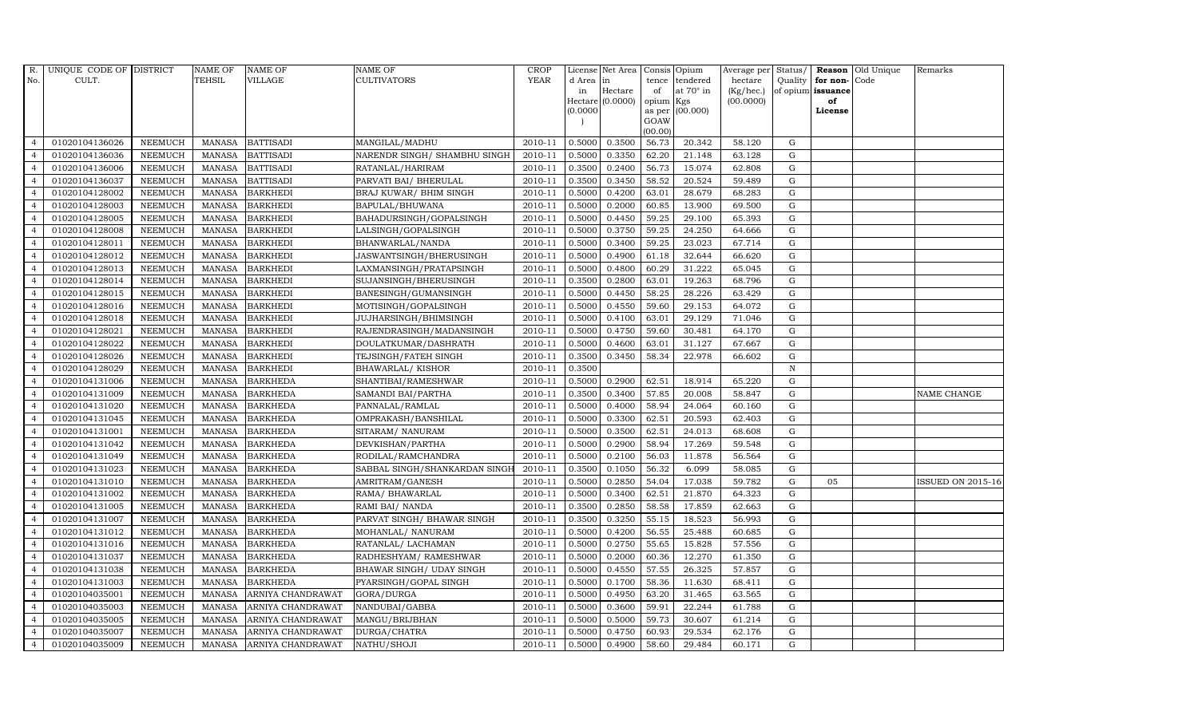| R. No. | UNIQUE CODE OF CULT. | DISTRICT | NAME OF TEHSIL | NAME OF VILLAGE | NAME OF CULTIVATORS | CROP YEAR | License d Area in Hectare (0.0000) | Net Area in Hectare (0.0000) | Consis tence of opium as per GOAW (00.00) | Opium tendered at 70° in Kgs (00.000) | Average per hectare (Kg/hec.) (00.0000) | Status/ Quality of opium | Reason for non-issuance of License | Old Unique Code | Remarks |
|---|---|---|---|---|---|---|---|---|---|---|---|---|---|---|---|
| 4 | 01020104136026 | NEEMUCH | MANASA | BATTISADI | MANGILAL/MADHU | 2010-11 | 0.5000 | 0.3500 | 56.73 | 20.342 | 58.120 | G | | | |
| 4 | 01020104136036 | NEEMUCH | MANASA | BATTISADI | NARENDR SINGH/ SHAMBHU SINGH | 2010-11 | 0.5000 | 0.3350 | 62.20 | 21.148 | 63.128 | G | | | |
| 4 | 01020104136006 | NEEMUCH | MANASA | BATTISADI | RATANLAL/HARIRAM | 2010-11 | 0.3500 | 0.2400 | 56.73 | 15.074 | 62.808 | G | | | |
| 4 | 01020104136037 | NEEMUCH | MANASA | BATTISADI | PARVATI BAI/ BHERULAL | 2010-11 | 0.3500 | 0.3450 | 58.52 | 20.524 | 59.489 | G | | | |
| 4 | 01020104128002 | NEEMUCH | MANASA | BARKHEDI | BRAJ KUWAR/ BHIM SINGH | 2010-11 | 0.5000 | 0.4200 | 63.01 | 28.679 | 68.283 | G | | | |
| 4 | 01020104128003 | NEEMUCH | MANASA | BARKHEDI | BAPULAL/BHUWANA | 2010-11 | 0.5000 | 0.2000 | 60.85 | 13.900 | 69.500 | G | | | |
| 4 | 01020104128005 | NEEMUCH | MANASA | BARKHEDI | BAHADURSINGH/GOPALSINGH | 2010-11 | 0.5000 | 0.4450 | 59.25 | 29.100 | 65.393 | G | | | |
| 4 | 01020104128008 | NEEMUCH | MANASA | BARKHEDI | LALSINGH/GOPALSINGH | 2010-11 | 0.5000 | 0.3750 | 59.25 | 24.250 | 64.666 | G | | | |
| 4 | 01020104128011 | NEEMUCH | MANASA | BARKHEDI | BHANWARLAL/NANDA | 2010-11 | 0.5000 | 0.3400 | 59.25 | 23.023 | 67.714 | G | | | |
| 4 | 01020104128012 | NEEMUCH | MANASA | BARKHEDI | JASWANTSINGH/BHERUSINGH | 2010-11 | 0.5000 | 0.4900 | 61.18 | 32.644 | 66.620 | G | | | |
| 4 | 01020104128013 | NEEMUCH | MANASA | BARKHEDI | LAXMANSINGH/PRATAPSINGH | 2010-11 | 0.5000 | 0.4800 | 60.29 | 31.222 | 65.045 | G | | | |
| 4 | 01020104128014 | NEEMUCH | MANASA | BARKHEDI | SUJANSINGH/BHERUSINGH | 2010-11 | 0.3500 | 0.2800 | 63.01 | 19.263 | 68.796 | G | | | |
| 4 | 01020104128015 | NEEMUCH | MANASA | BARKHEDI | BANESINGH/GUMANSINGH | 2010-11 | 0.5000 | 0.4450 | 58.25 | 28.226 | 63.429 | G | | | |
| 4 | 01020104128016 | NEEMUCH | MANASA | BARKHEDI | MOTISINGH/GOPALSINGH | 2010-11 | 0.5000 | 0.4550 | 59.60 | 29.153 | 64.072 | G | | | |
| 4 | 01020104128018 | NEEMUCH | MANASA | BARKHEDI | JUJHARSINGH/BHIMSINGH | 2010-11 | 0.5000 | 0.4100 | 63.01 | 29.129 | 71.046 | G | | | |
| 4 | 01020104128021 | NEEMUCH | MANASA | BARKHEDI | RAJENDRASINGH/MADANSINGH | 2010-11 | 0.5000 | 0.4750 | 59.60 | 30.481 | 64.170 | G | | | |
| 4 | 01020104128022 | NEEMUCH | MANASA | BARKHEDI | DOULATKUMAR/DASHRATH | 2010-11 | 0.5000 | 0.4600 | 63.01 | 31.127 | 67.667 | G | | | |
| 4 | 01020104128026 | NEEMUCH | MANASA | BARKHEDI | TEJSINGH/FATEH SINGH | 2010-11 | 0.3500 | 0.3450 | 58.34 | 22.978 | 66.602 | G | | | |
| 4 | 01020104128029 | NEEMUCH | MANASA | BARKHEDI | BHAWARLAL/ KISHOR | 2010-11 | 0.3500 | | | | | N | | | |
| 4 | 01020104131006 | NEEMUCH | MANASA | BARKHEDA | SHANTIBAI/RAMESHWAR | 2010-11 | 0.5000 | 0.2900 | 62.51 | 18.914 | 65.220 | G | | | |
| 4 | 01020104131009 | NEEMUCH | MANASA | BARKHEDA | SAMANDI BAI/PARTHA | 2010-11 | 0.3500 | 0.3400 | 57.85 | 20.008 | 58.847 | G | | | NAME CHANGE |
| 4 | 01020104131020 | NEEMUCH | MANASA | BARKHEDA | PANNALAL/RAMLAL | 2010-11 | 0.5000 | 0.4000 | 58.94 | 24.064 | 60.160 | G | | | |
| 4 | 01020104131045 | NEEMUCH | MANASA | BARKHEDA | OMPRAKASH/BANSHILAL | 2010-11 | 0.5000 | 0.3300 | 62.51 | 20.593 | 62.403 | G | | | |
| 4 | 01020104131001 | NEEMUCH | MANASA | BARKHEDA | SITARAM/ NANURAM | 2010-11 | 0.5000 | 0.3500 | 62.51 | 24.013 | 68.608 | G | | | |
| 4 | 01020104131042 | NEEMUCH | MANASA | BARKHEDA | DEVKISHAN/PARTHA | 2010-11 | 0.5000 | 0.2900 | 58.94 | 17.269 | 59.548 | G | | | |
| 4 | 01020104131049 | NEEMUCH | MANASA | BARKHEDA | RODILAL/RAMCHANDRA | 2010-11 | 0.5000 | 0.2100 | 56.03 | 11.878 | 56.564 | G | | | |
| 4 | 01020104131023 | NEEMUCH | MANASA | BARKHEDA | SABBAL SINGH/SHANKARDAN SINGH | 2010-11 | 0.3500 | 0.1050 | 56.32 | 6.099 | 58.085 | G | | | |
| 4 | 01020104131010 | NEEMUCH | MANASA | BARKHEDA | AMRITRAM/GANESH | 2010-11 | 0.5000 | 0.2850 | 54.04 | 17.038 | 59.782 | G | 05 | | ISSUED ON 2015-16 |
| 4 | 01020104131002 | NEEMUCH | MANASA | BARKHEDA | RAMA/ BHAWARLAL | 2010-11 | 0.5000 | 0.3400 | 62.51 | 21.870 | 64.323 | G | | | |
| 4 | 01020104131005 | NEEMUCH | MANASA | BARKHEDA | RAMI BAI/ NANDA | 2010-11 | 0.3500 | 0.2850 | 58.58 | 17.859 | 62.663 | G | | | |
| 4 | 01020104131007 | NEEMUCH | MANASA | BARKHEDA | PARVAT SINGH/ BHAWAR SINGH | 2010-11 | 0.3500 | 0.3250 | 55.15 | 18.523 | 56.993 | G | | | |
| 4 | 01020104131012 | NEEMUCH | MANASA | BARKHEDA | MOHANLAL/ NANURAM | 2010-11 | 0.5000 | 0.4200 | 56.55 | 25.488 | 60.685 | G | | | |
| 4 | 01020104131016 | NEEMUCH | MANASA | BARKHEDA | RATANLAL/ LACHAMAN | 2010-11 | 0.5000 | 0.2750 | 55.65 | 15.828 | 57.556 | G | | | |
| 4 | 01020104131037 | NEEMUCH | MANASA | BARKHEDA | RADHESHYAM/ RAMESHWAR | 2010-11 | 0.5000 | 0.2000 | 60.36 | 12.270 | 61.350 | G | | | |
| 4 | 01020104131038 | NEEMUCH | MANASA | BARKHEDA | BHAWAR SINGH/ UDAY SINGH | 2010-11 | 0.5000 | 0.4550 | 57.55 | 26.325 | 57.857 | G | | | |
| 4 | 01020104131003 | NEEMUCH | MANASA | BARKHEDA | PYARSINGH/GOPAL SINGH | 2010-11 | 0.5000 | 0.1700 | 58.36 | 11.630 | 68.411 | G | | | |
| 4 | 01020104035001 | NEEMUCH | MANASA | ARNIYA CHANDRAWAT | GORA/DURGA | 2010-11 | 0.5000 | 0.4950 | 63.20 | 31.465 | 63.565 | G | | | |
| 4 | 01020104035003 | NEEMUCH | MANASA | ARNIYA CHANDRAWAT | NANDUBAI/GABBA | 2010-11 | 0.5000 | 0.3600 | 59.91 | 22.244 | 61.788 | G | | | |
| 4 | 01020104035005 | NEEMUCH | MANASA | ARNIYA CHANDRAWAT | MANGU/BRIJBHAN | 2010-11 | 0.5000 | 0.5000 | 59.73 | 30.607 | 61.214 | G | | | |
| 4 | 01020104035007 | NEEMUCH | MANASA | ARNIYA CHANDRAWAT | DURGA/CHATRA | 2010-11 | 0.5000 | 0.4750 | 60.93 | 29.534 | 62.176 | G | | | |
| 4 | 01020104035009 | NEEMUCH | MANASA | ARNIYA CHANDRAWAT | NATHU/SHOJI | 2010-11 | 0.5000 | 0.4900 | 58.60 | 29.484 | 60.171 | G | | | |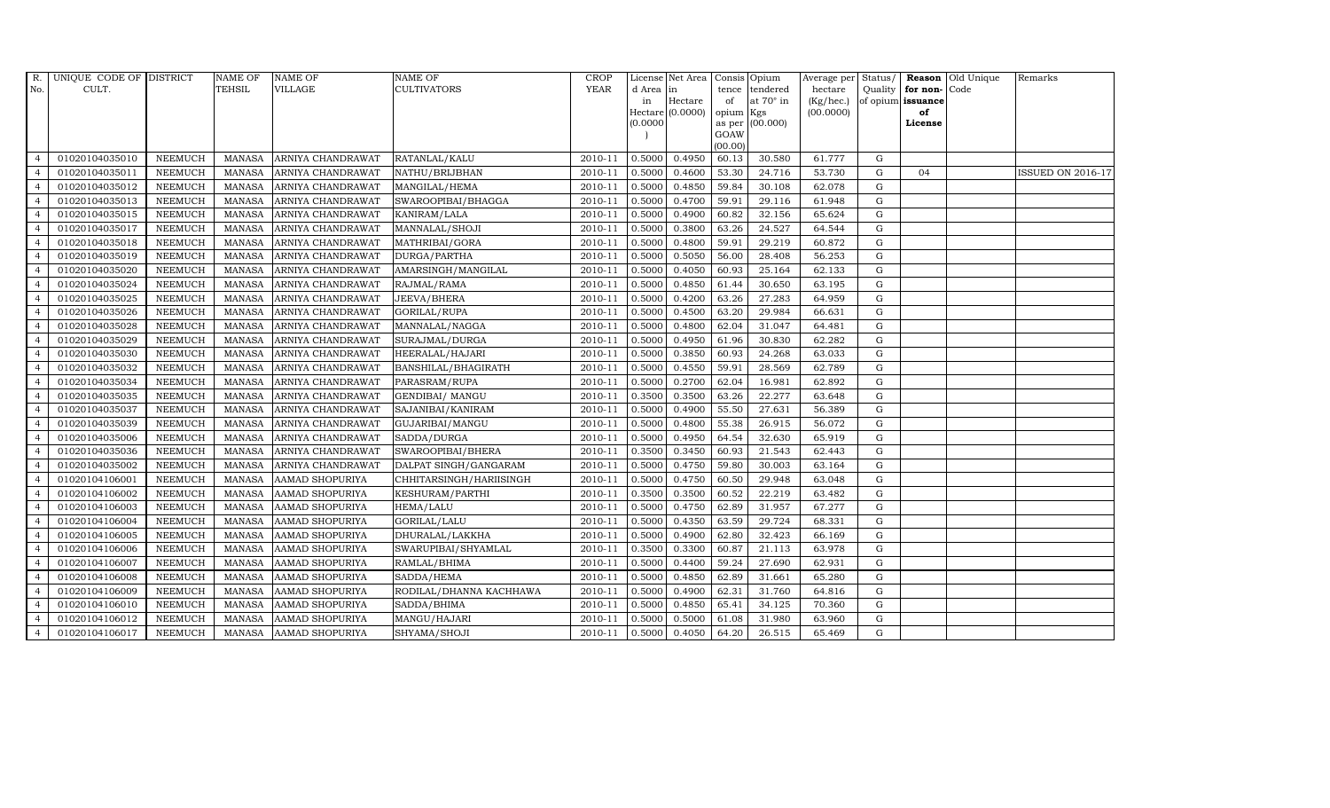| R. No. | UNIQUE CODE OF CULT. | DISTRICT | NAME OF TEHSIL | NAME OF VILLAGE | NAME OF CULTIVATORS | CROP YEAR | License d Area in Hectare (0.0000) | Net Area in Hectare (0.0000) | Consis tence of opium as per GOAW (00.00) | Opium tendered at 70° in Kgs (00.000) | Average per hectare (Kg/hec.) (00.0000) | Status/ Quality of opium | Reason for non-issuance of License | Old Unique Code | Remarks |
|---|---|---|---|---|---|---|---|---|---|---|---|---|---|---|---|
| 4 | 01020104035010 | NEEMUCH | MANASA | ARNIYA CHANDRAWAT | RATANLAL/KALU | 2010-11 | 0.5000 | 0.4950 | 60.13 | 30.580 | 61.777 | G | | | |
| 4 | 01020104035011 | NEEMUCH | MANASA | ARNIYA CHANDRAWAT | NATHU/BRIJBHAN | 2010-11 | 0.5000 | 0.4600 | 53.30 | 24.716 | 53.730 | G | 04 | | ISSUED ON 2016-17 |
| 4 | 01020104035012 | NEEMUCH | MANASA | ARNIYA CHANDRAWAT | MANGILAL/HEMA | 2010-11 | 0.5000 | 0.4850 | 59.84 | 30.108 | 62.078 | G | | | |
| 4 | 01020104035013 | NEEMUCH | MANASA | ARNIYA CHANDRAWAT | SWAROOPIBAI/BHAGGA | 2010-11 | 0.5000 | 0.4700 | 59.91 | 29.116 | 61.948 | G | | | |
| 4 | 01020104035015 | NEEMUCH | MANASA | ARNIYA CHANDRAWAT | KANIRAM/LALA | 2010-11 | 0.5000 | 0.4900 | 60.82 | 32.156 | 65.624 | G | | | |
| 4 | 01020104035017 | NEEMUCH | MANASA | ARNIYA CHANDRAWAT | MANNALAL/SHOJI | 2010-11 | 0.5000 | 0.3800 | 63.26 | 24.527 | 64.544 | G | | | |
| 4 | 01020104035018 | NEEMUCH | MANASA | ARNIYA CHANDRAWAT | MATHRIBAI/GORA | 2010-11 | 0.5000 | 0.4800 | 59.91 | 29.219 | 60.872 | G | | | |
| 4 | 01020104035019 | NEEMUCH | MANASA | ARNIYA CHANDRAWAT | DURGA/PARTHA | 2010-11 | 0.5000 | 0.5050 | 56.00 | 28.408 | 56.253 | G | | | |
| 4 | 01020104035020 | NEEMUCH | MANASA | ARNIYA CHANDRAWAT | AMARSINGH/MANGILAL | 2010-11 | 0.5000 | 0.4050 | 60.93 | 25.164 | 62.133 | G | | | |
| 4 | 01020104035024 | NEEMUCH | MANASA | ARNIYA CHANDRAWAT | RAJMAL/RAMA | 2010-11 | 0.5000 | 0.4850 | 61.44 | 30.650 | 63.195 | G | | | |
| 4 | 01020104035025 | NEEMUCH | MANASA | ARNIYA CHANDRAWAT | JEEVA/BHERA | 2010-11 | 0.5000 | 0.4200 | 63.26 | 27.283 | 64.959 | G | | | |
| 4 | 01020104035026 | NEEMUCH | MANASA | ARNIYA CHANDRAWAT | GORILAL/RUPA | 2010-11 | 0.5000 | 0.4500 | 63.20 | 29.984 | 66.631 | G | | | |
| 4 | 01020104035028 | NEEMUCH | MANASA | ARNIYA CHANDRAWAT | MANNALAL/NAGGA | 2010-11 | 0.5000 | 0.4800 | 62.04 | 31.047 | 64.481 | G | | | |
| 4 | 01020104035029 | NEEMUCH | MANASA | ARNIYA CHANDRAWAT | SURAJMAL/DURGA | 2010-11 | 0.5000 | 0.4950 | 61.96 | 30.830 | 62.282 | G | | | |
| 4 | 01020104035030 | NEEMUCH | MANASA | ARNIYA CHANDRAWAT | HEERALAL/HAJARI | 2010-11 | 0.5000 | 0.3850 | 60.93 | 24.268 | 63.033 | G | | | |
| 4 | 01020104035032 | NEEMUCH | MANASA | ARNIYA CHANDRAWAT | BANSHILAL/BHAGIRATH | 2010-11 | 0.5000 | 0.4550 | 59.91 | 28.569 | 62.789 | G | | | |
| 4 | 01020104035034 | NEEMUCH | MANASA | ARNIYA CHANDRAWAT | PARASRAM/RUPA | 2010-11 | 0.5000 | 0.2700 | 62.04 | 16.981 | 62.892 | G | | | |
| 4 | 01020104035035 | NEEMUCH | MANASA | ARNIYA CHANDRAWAT | GENDIBAI/ MANGU | 2010-11 | 0.3500 | 0.3500 | 63.26 | 22.277 | 63.648 | G | | | |
| 4 | 01020104035037 | NEEMUCH | MANASA | ARNIYA CHANDRAWAT | SAJANIBAI/KANIRAM | 2010-11 | 0.5000 | 0.4900 | 55.50 | 27.631 | 56.389 | G | | | |
| 4 | 01020104035039 | NEEMUCH | MANASA | ARNIYA CHANDRAWAT | GUJARIBAI/MANGU | 2010-11 | 0.5000 | 0.4800 | 55.38 | 26.915 | 56.072 | G | | | |
| 4 | 01020104035006 | NEEMUCH | MANASA | ARNIYA CHANDRAWAT | SADDA/DURGA | 2010-11 | 0.5000 | 0.4950 | 64.54 | 32.630 | 65.919 | G | | | |
| 4 | 01020104035036 | NEEMUCH | MANASA | ARNIYA CHANDRAWAT | SWAROOPIBAI/BHERA | 2010-11 | 0.3500 | 0.3450 | 60.93 | 21.543 | 62.443 | G | | | |
| 4 | 01020104035002 | NEEMUCH | MANASA | ARNIYA CHANDRAWAT | DALPAT SINGH/GANGARAM | 2010-11 | 0.5000 | 0.4750 | 59.80 | 30.003 | 63.164 | G | | | |
| 4 | 01020104106001 | NEEMUCH | MANASA | AAMAD SHOPURIYA | CHHITARSINGH/HARIISINGH | 2010-11 | 0.5000 | 0.4750 | 60.50 | 29.948 | 63.048 | G | | | |
| 4 | 01020104106002 | NEEMUCH | MANASA | AAMAD SHOPURIYA | KESHURAM/PARTHI | 2010-11 | 0.3500 | 0.3500 | 60.52 | 22.219 | 63.482 | G | | | |
| 4 | 01020104106003 | NEEMUCH | MANASA | AAMAD SHOPURIYA | HEMA/LALU | 2010-11 | 0.5000 | 0.4750 | 62.89 | 31.957 | 67.277 | G | | | |
| 4 | 01020104106004 | NEEMUCH | MANASA | AAMAD SHOPURIYA | GORILAL/LALU | 2010-11 | 0.5000 | 0.4350 | 63.59 | 29.724 | 68.331 | G | | | |
| 4 | 01020104106005 | NEEMUCH | MANASA | AAMAD SHOPURIYA | DHURALAL/LAKKHA | 2010-11 | 0.5000 | 0.4900 | 62.80 | 32.423 | 66.169 | G | | | |
| 4 | 01020104106006 | NEEMUCH | MANASA | AAMAD SHOPURIYA | SWARUPIBAI/SHYAMLAL | 2010-11 | 0.3500 | 0.3300 | 60.87 | 21.113 | 63.978 | G | | | |
| 4 | 01020104106007 | NEEMUCH | MANASA | AAMAD SHOPURIYA | RAMLAL/BHIMA | 2010-11 | 0.5000 | 0.4400 | 59.24 | 27.690 | 62.931 | G | | | |
| 4 | 01020104106008 | NEEMUCH | MANASA | AAMAD SHOPURIYA | SADDA/HEMA | 2010-11 | 0.5000 | 0.4850 | 62.89 | 31.661 | 65.280 | G | | | |
| 4 | 01020104106009 | NEEMUCH | MANASA | AAMAD SHOPURIYA | RODILAL/DHANNA KACHHAWA | 2010-11 | 0.5000 | 0.4900 | 62.31 | 31.760 | 64.816 | G | | | |
| 4 | 01020104106010 | NEEMUCH | MANASA | AAMAD SHOPURIYA | SADDA/BHIMA | 2010-11 | 0.5000 | 0.4850 | 65.41 | 34.125 | 70.360 | G | | | |
| 4 | 01020104106012 | NEEMUCH | MANASA | AAMAD SHOPURIYA | MANGU/HAJARI | 2010-11 | 0.5000 | 0.5000 | 61.08 | 31.980 | 63.960 | G | | | |
| 4 | 01020104106017 | NEEMUCH | MANASA | AAMAD SHOPURIYA | SHYAMA/SHOJI | 2010-11 | 0.5000 | 0.4050 | 64.20 | 26.515 | 65.469 | G | | | |